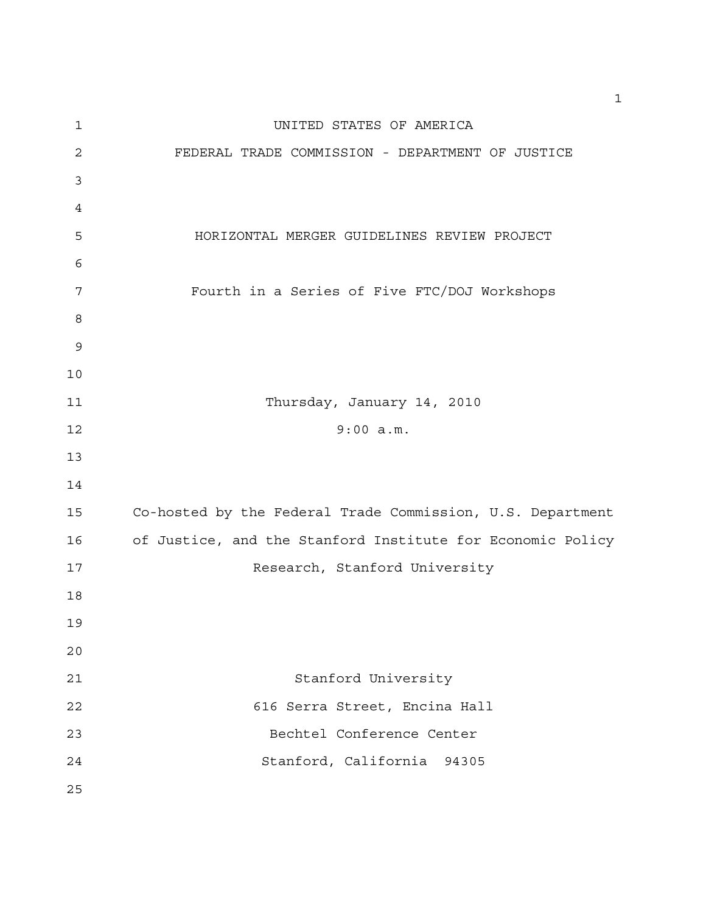UNITED STATES OF AMERICA

FEDERAL TRADE COMMISSION - DEPARTMENT OF JUSTICE

# HORIZONTAL MERGER GUIDELINES REVIEW PROJECT

Fourth in a Series of Five FTC/DOJ Workshops

Thursday, January 14, 2010

9:00 a.m.

Co-hosted by the Federal Trade Commission, U.S. Department of Justice, and the Stanford Institute for Economic Policy Research, Stanford University

Stanford University

616 Serra Street, Encina Hall

Bechtel Conference Center

Stanford, California 94305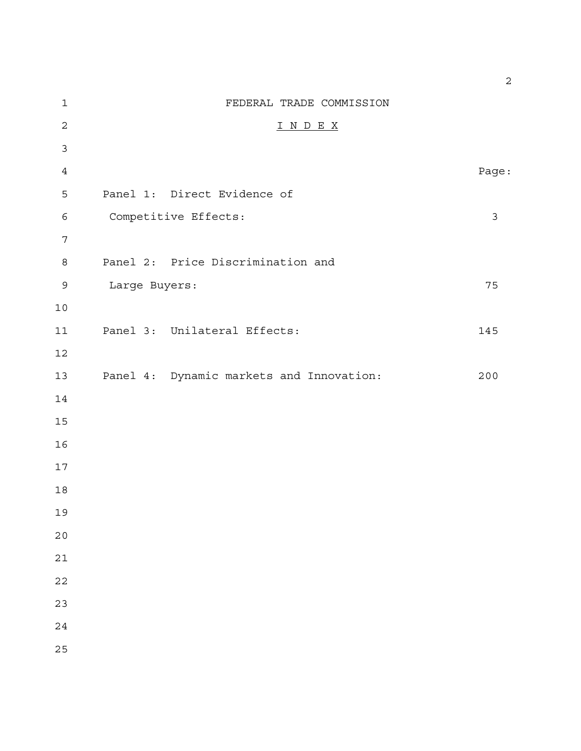# FEDERAL TRADE COMMISSION

## INDEX

| | Page: |
|---|---|
| Panel 1: Direct Evidence of Competitive Effects: | 3 |
| Panel 2: Price Discrimination and Large Buyers: | 75 |
| Panel 3: Unilateral Effects: | 145 |
| Panel 4: Dynamic markets and Innovation: | 200 |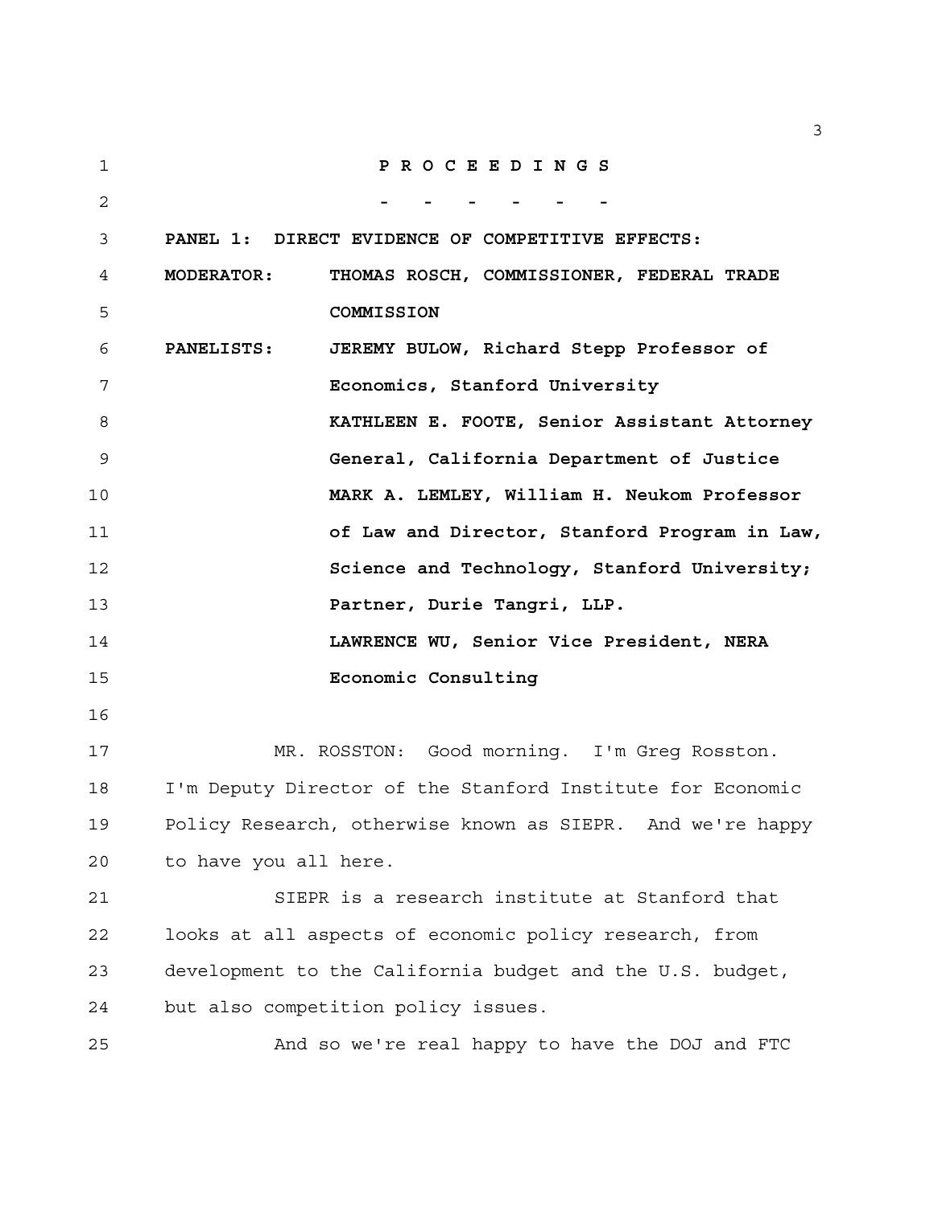**P R O C E E D I N G S**

**- - - - - -**

**PANEL 1: DIRECT EVIDENCE OF COMPETITIVE EFFECTS:**

**MODERATOR:** **THOMAS ROSCH, COMMISSIONER, FEDERAL TRADE COMMISSION**

**PANELISTS:** **JEREMY BULOW, Richard Stepp Professor of Economics, Stanford University**

**KATHLEEN E. FOOTE, Senior Assistant Attorney General, California Department of Justice**

**MARK A. LEMLEY, William H. Neukom Professor of Law and Director, Stanford Program in Law, Science and Technology, Stanford University; Partner, Durie Tangri, LLP.**

**LAWRENCE WU, Senior Vice President, NERA Economic Consulting**

MR. ROSSTON: Good morning. I'm Greg Rosston. I'm Deputy Director of the Stanford Institute for Economic Policy Research, otherwise known as SIEPR. And we're happy to have you all here.

SIEPR is a research institute at Stanford that looks at all aspects of economic policy research, from development to the California budget and the U.S. budget, but also competition policy issues.

And so we're real happy to have the DOJ and FTC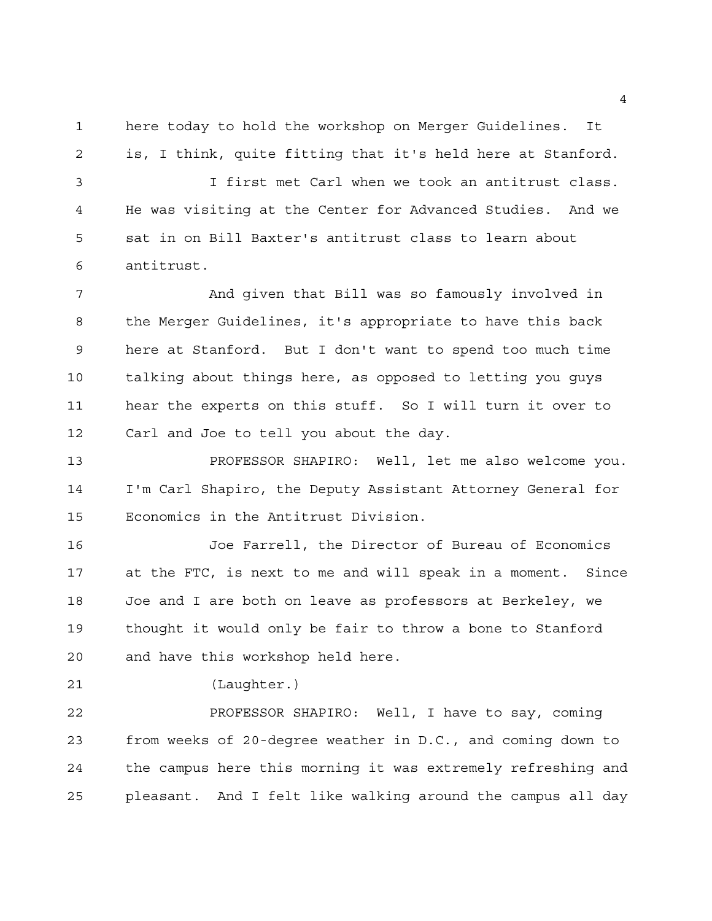here today to hold the workshop on Merger Guidelines. It is, I think, quite fitting that it's held here at Stanford.

I first met Carl when we took an antitrust class. He was visiting at the Center for Advanced Studies. And we sat in on Bill Baxter's antitrust class to learn about antitrust.

And given that Bill was so famously involved in the Merger Guidelines, it's appropriate to have this back here at Stanford. But I don't want to spend too much time talking about things here, as opposed to letting you guys hear the experts on this stuff. So I will turn it over to Carl and Joe to tell you about the day.

PROFESSOR SHAPIRO: Well, let me also welcome you. I'm Carl Shapiro, the Deputy Assistant Attorney General for Economics in the Antitrust Division.

Joe Farrell, the Director of Bureau of Economics at the FTC, is next to me and will speak in a moment. Since Joe and I are both on leave as professors at Berkeley, we thought it would only be fair to throw a bone to Stanford and have this workshop held here.

(Laughter.)

PROFESSOR SHAPIRO: Well, I have to say, coming from weeks of 20-degree weather in D.C., and coming down to the campus here this morning it was extremely refreshing and pleasant. And I felt like walking around the campus all day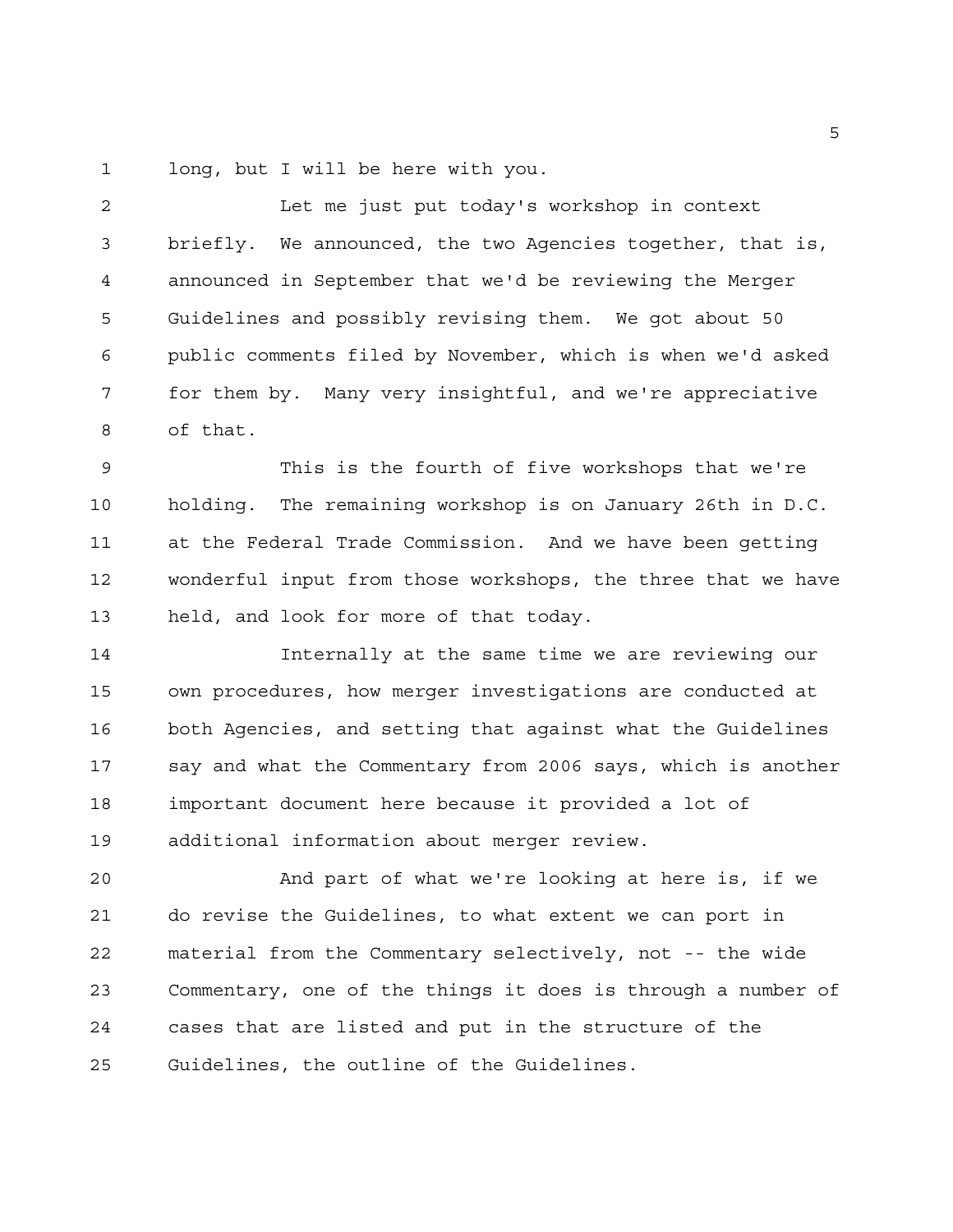long, but I will be here with you.

Let me just put today's workshop in context briefly. We announced, the two Agencies together, that is, announced in September that we'd be reviewing the Merger Guidelines and possibly revising them. We got about 50 public comments filed by November, which is when we'd asked for them by. Many very insightful, and we're appreciative of that.

This is the fourth of five workshops that we're holding. The remaining workshop is on January 26th in D.C. at the Federal Trade Commission. And we have been getting wonderful input from those workshops, the three that we have held, and look for more of that today.

Internally at the same time we are reviewing our own procedures, how merger investigations are conducted at both Agencies, and setting that against what the Guidelines say and what the Commentary from 2006 says, which is another important document here because it provided a lot of additional information about merger review.

And part of what we're looking at here is, if we do revise the Guidelines, to what extent we can port in material from the Commentary selectively, not -- the wide Commentary, one of the things it does is through a number of cases that are listed and put in the structure of the Guidelines, the outline of the Guidelines.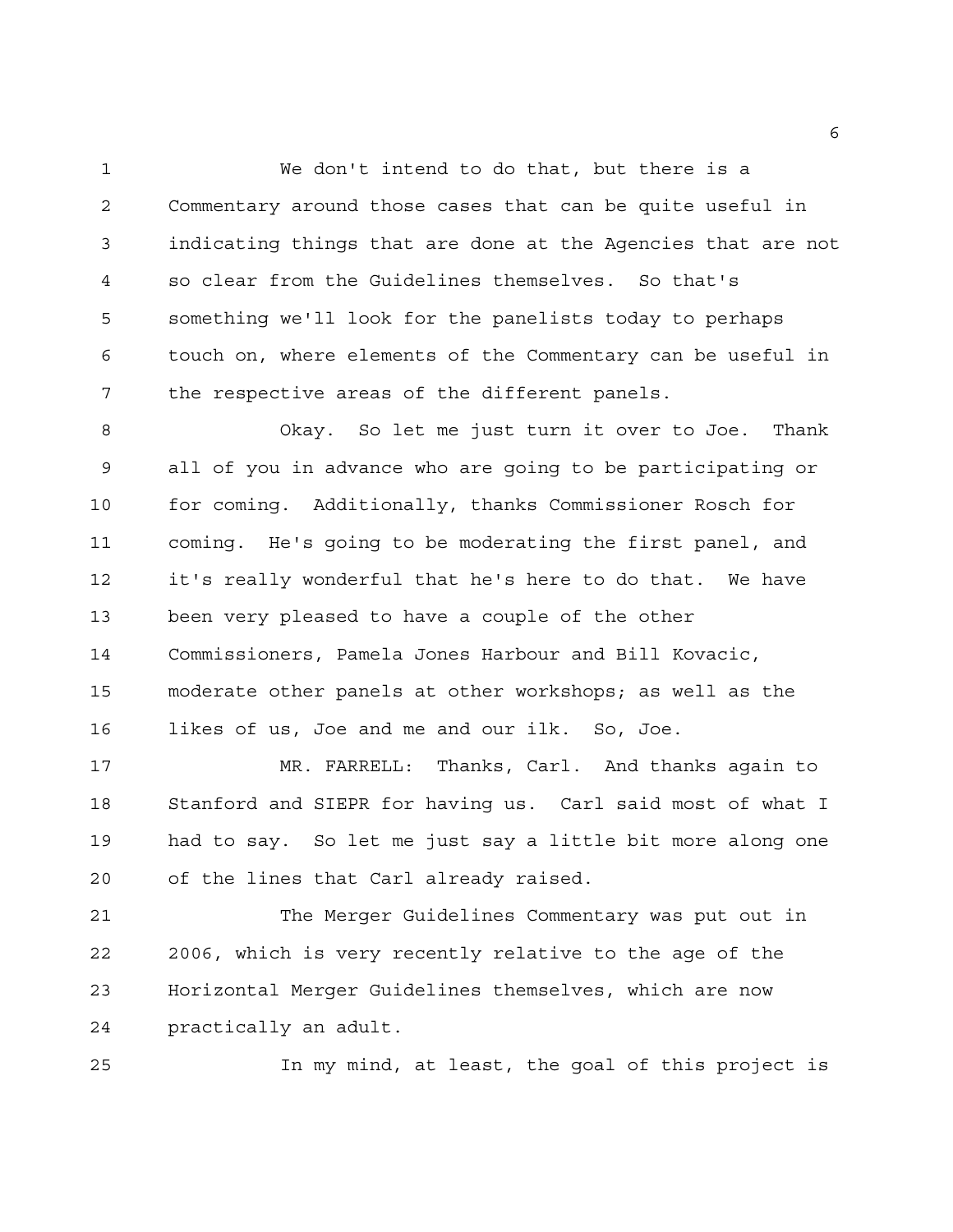We don't intend to do that, but there is a Commentary around those cases that can be quite useful in indicating things that are done at the Agencies that are not so clear from the Guidelines themselves. So that's something we'll look for the panelists today to perhaps touch on, where elements of the Commentary can be useful in the respective areas of the different panels.

Okay. So let me just turn it over to Joe. Thank all of you in advance who are going to be participating or for coming. Additionally, thanks Commissioner Rosch for coming. He's going to be moderating the first panel, and it's really wonderful that he's here to do that. We have been very pleased to have a couple of the other Commissioners, Pamela Jones Harbour and Bill Kovacic, moderate other panels at other workshops; as well as the likes of us, Joe and me and our ilk. So, Joe.

MR. FARRELL: Thanks, Carl. And thanks again to Stanford and SIEPR for having us. Carl said most of what I had to say. So let me just say a little bit more along one of the lines that Carl already raised.

The Merger Guidelines Commentary was put out in 2006, which is very recently relative to the age of the Horizontal Merger Guidelines themselves, which are now practically an adult.

In my mind, at least, the goal of this project is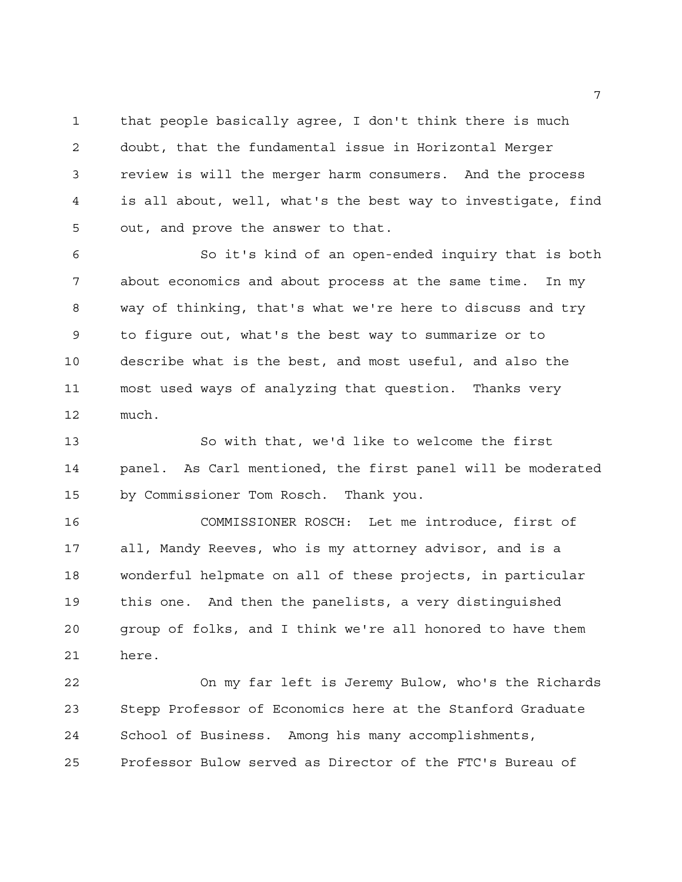that people basically agree, I don't think there is much doubt, that the fundamental issue in Horizontal Merger review is will the merger harm consumers. And the process is all about, well, what's the best way to investigate, find out, and prove the answer to that.

So it's kind of an open-ended inquiry that is both about economics and about process at the same time. In my way of thinking, that's what we're here to discuss and try to figure out, what's the best way to summarize or to describe what is the best, and most useful, and also the most used ways of analyzing that question. Thanks very much.

So with that, we'd like to welcome the first panel. As Carl mentioned, the first panel will be moderated by Commissioner Tom Rosch. Thank you.

COMMISSIONER ROSCH: Let me introduce, first of all, Mandy Reeves, who is my attorney advisor, and is a wonderful helpmate on all of these projects, in particular this one. And then the panelists, a very distinguished group of folks, and I think we're all honored to have them here.

On my far left is Jeremy Bulow, who's the Richards Stepp Professor of Economics here at the Stanford Graduate School of Business. Among his many accomplishments, Professor Bulow served as Director of the FTC's Bureau of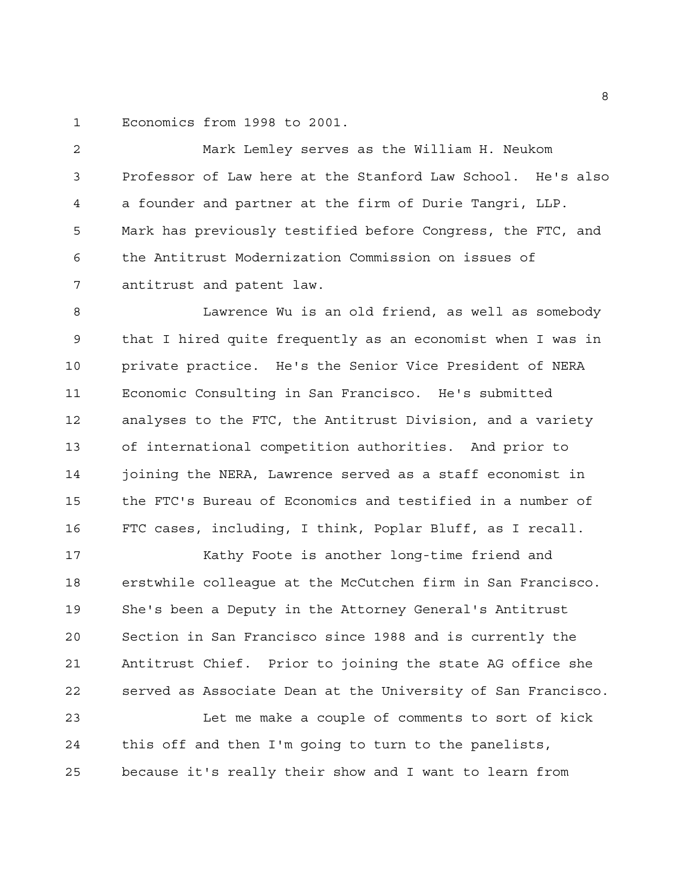Economics from 1998 to 2001.

Mark Lemley serves as the William H. Neukom Professor of Law here at the Stanford Law School. He's also a founder and partner at the firm of Durie Tangri, LLP. Mark has previously testified before Congress, the FTC, and the Antitrust Modernization Commission on issues of antitrust and patent law.

Lawrence Wu is an old friend, as well as somebody that I hired quite frequently as an economist when I was in private practice. He's the Senior Vice President of NERA Economic Consulting in San Francisco. He's submitted analyses to the FTC, the Antitrust Division, and a variety of international competition authorities. And prior to joining the NERA, Lawrence served as a staff economist in the FTC's Bureau of Economics and testified in a number of FTC cases, including, I think, Poplar Bluff, as I recall.

Kathy Foote is another long-time friend and erstwhile colleague at the McCutchen firm in San Francisco. She's been a Deputy in the Attorney General's Antitrust Section in San Francisco since 1988 and is currently the Antitrust Chief. Prior to joining the state AG office she served as Associate Dean at the University of San Francisco.

Let me make a couple of comments to sort of kick this off and then I'm going to turn to the panelists, because it's really their show and I want to learn from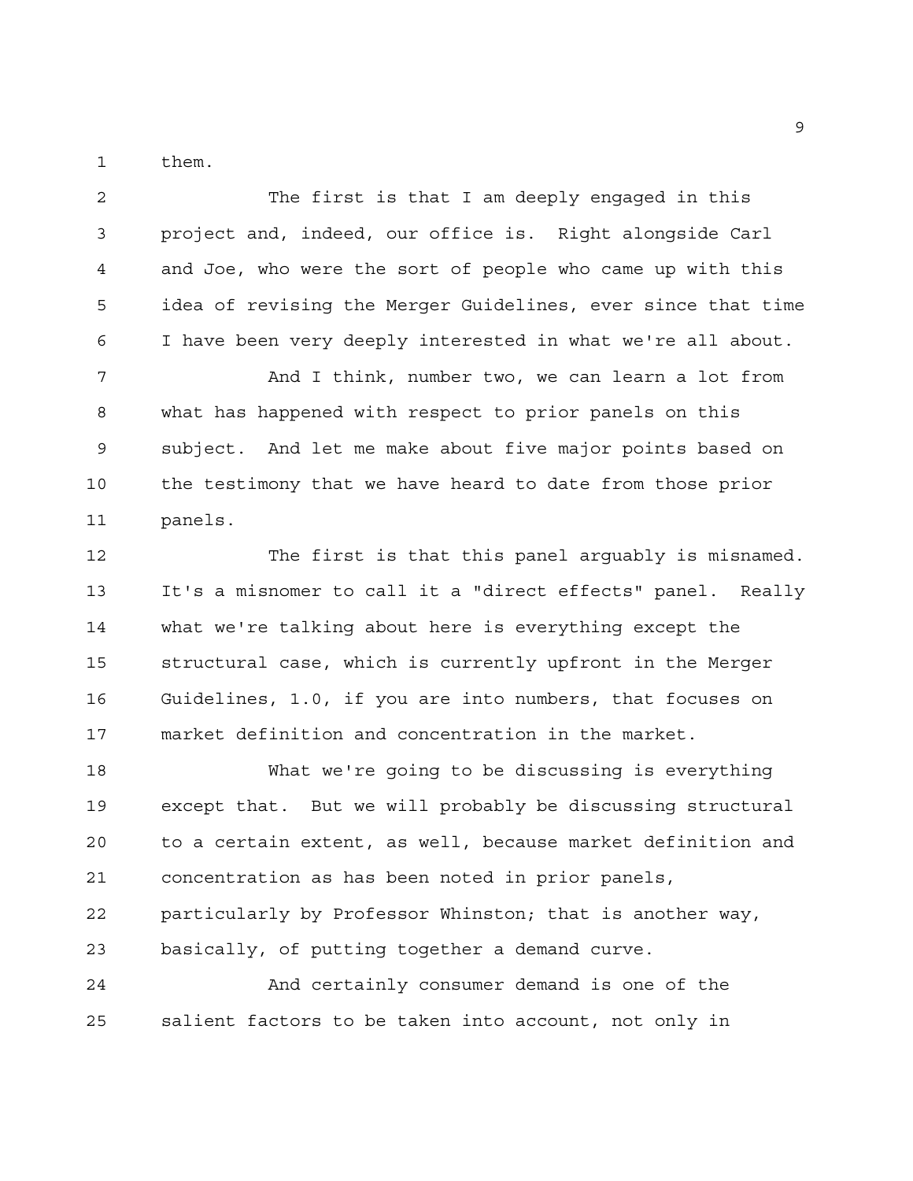them.

The first is that I am deeply engaged in this project and, indeed, our office is. Right alongside Carl and Joe, who were the sort of people who came up with this idea of revising the Merger Guidelines, ever since that time I have been very deeply interested in what we're all about.

And I think, number two, we can learn a lot from what has happened with respect to prior panels on this subject. And let me make about five major points based on the testimony that we have heard to date from those prior panels.

The first is that this panel arguably is misnamed. It's a misnomer to call it a "direct effects" panel. Really what we're talking about here is everything except the structural case, which is currently upfront in the Merger Guidelines, 1.0, if you are into numbers, that focuses on market definition and concentration in the market.

What we're going to be discussing is everything except that. But we will probably be discussing structural to a certain extent, as well, because market definition and concentration as has been noted in prior panels, particularly by Professor Whinston; that is another way, basically, of putting together a demand curve.

And certainly consumer demand is one of the salient factors to be taken into account, not only in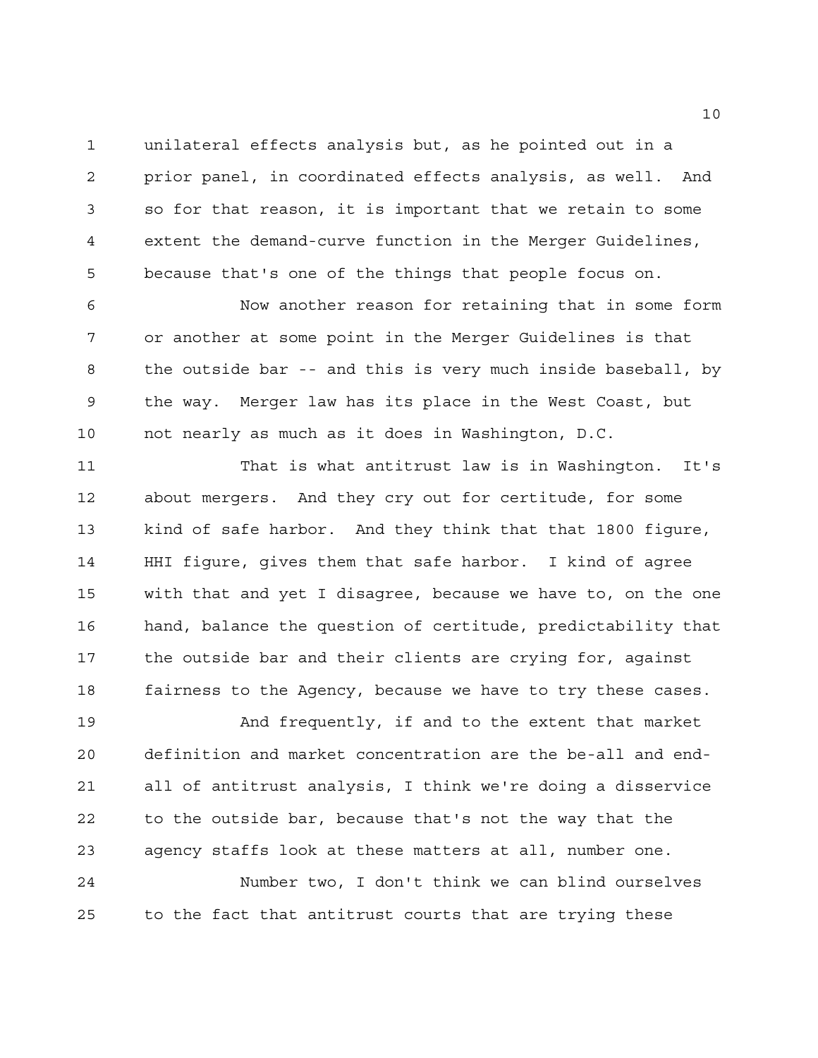unilateral effects analysis but, as he pointed out in a prior panel, in coordinated effects analysis, as well. And so for that reason, it is important that we retain to some extent the demand-curve function in the Merger Guidelines, because that's one of the things that people focus on.

Now another reason for retaining that in some form or another at some point in the Merger Guidelines is that the outside bar -- and this is very much inside baseball, by the way. Merger law has its place in the West Coast, but not nearly as much as it does in Washington, D.C.

That is what antitrust law is in Washington. It's about mergers. And they cry out for certitude, for some kind of safe harbor. And they think that that 1800 figure, HHI figure, gives them that safe harbor. I kind of agree with that and yet I disagree, because we have to, on the one hand, balance the question of certitude, predictability that the outside bar and their clients are crying for, against fairness to the Agency, because we have to try these cases.

And frequently, if and to the extent that market definition and market concentration are the be-all and end-all of antitrust analysis, I think we're doing a disservice to the outside bar, because that's not the way that the agency staffs look at these matters at all, number one.

Number two, I don't think we can blind ourselves to the fact that antitrust courts that are trying these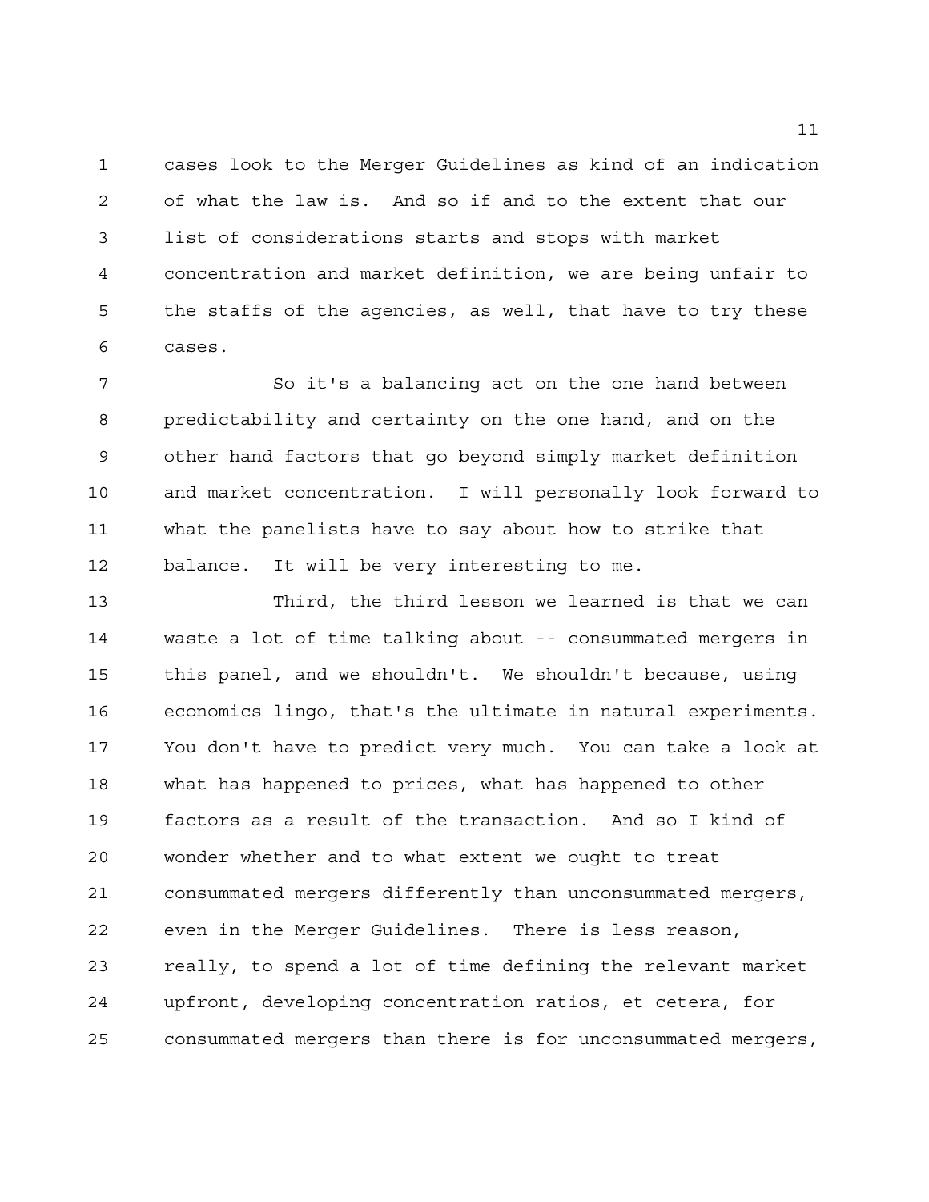cases look to the Merger Guidelines as kind of an indication of what the law is. And so if and to the extent that our list of considerations starts and stops with market concentration and market definition, we are being unfair to the staffs of the agencies, as well, that have to try these cases.

So it's a balancing act on the one hand between predictability and certainty on the one hand, and on the other hand factors that go beyond simply market definition and market concentration. I will personally look forward to what the panelists have to say about how to strike that balance. It will be very interesting to me.

Third, the third lesson we learned is that we can waste a lot of time talking about -- consummated mergers in this panel, and we shouldn't. We shouldn't because, using economics lingo, that's the ultimate in natural experiments. You don't have to predict very much. You can take a look at what has happened to prices, what has happened to other factors as a result of the transaction. And so I kind of wonder whether and to what extent we ought to treat consummated mergers differently than unconsummated mergers, even in the Merger Guidelines. There is less reason, really, to spend a lot of time defining the relevant market upfront, developing concentration ratios, et cetera, for consummated mergers than there is for unconsummated mergers,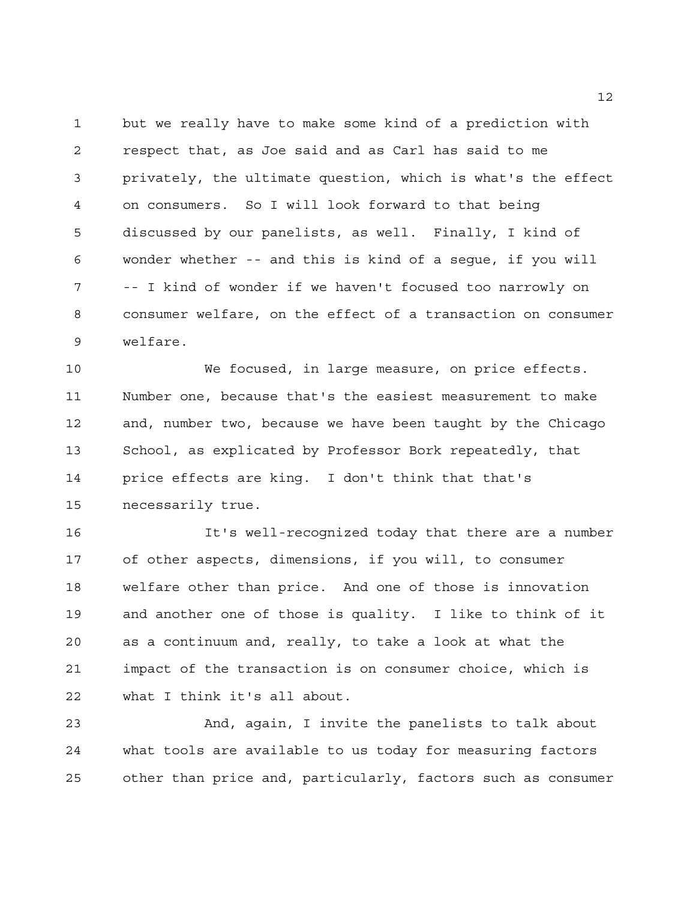but we really have to make some kind of a prediction with respect that, as Joe said and as Carl has said to me privately, the ultimate question, which is what's the effect on consumers. So I will look forward to that being discussed by our panelists, as well. Finally, I kind of wonder whether -- and this is kind of a segue, if you will -- I kind of wonder if we haven't focused too narrowly on consumer welfare, on the effect of a transaction on consumer welfare.

We focused, in large measure, on price effects. Number one, because that's the easiest measurement to make and, number two, because we have been taught by the Chicago School, as explicated by Professor Bork repeatedly, that price effects are king. I don't think that that's necessarily true.

It's well-recognized today that there are a number of other aspects, dimensions, if you will, to consumer welfare other than price. And one of those is innovation and another one of those is quality. I like to think of it as a continuum and, really, to take a look at what the impact of the transaction is on consumer choice, which is what I think it's all about.

And, again, I invite the panelists to talk about what tools are available to us today for measuring factors other than price and, particularly, factors such as consumer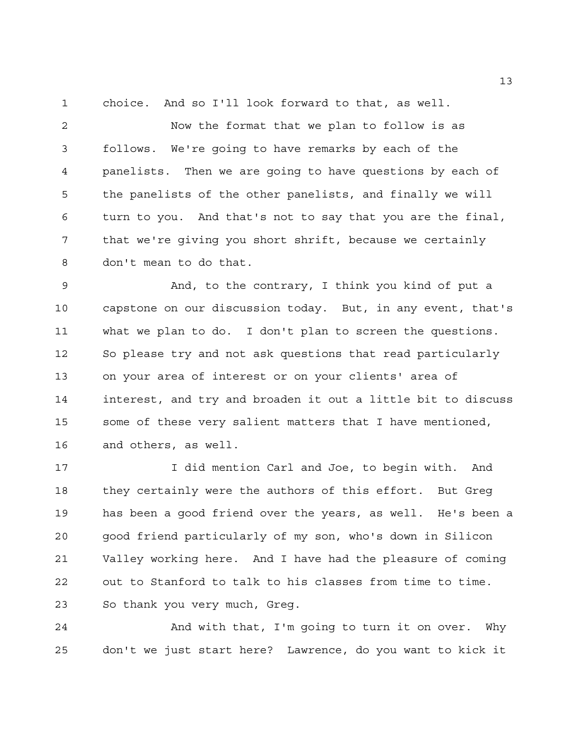choice. And so I'll look forward to that, as well.

Now the format that we plan to follow is as follows. We're going to have remarks by each of the panelists. Then we are going to have questions by each of the panelists of the other panelists, and finally we will turn to you. And that's not to say that you are the final, that we're giving you short shrift, because we certainly don't mean to do that.

And, to the contrary, I think you kind of put a capstone on our discussion today. But, in any event, that's what we plan to do. I don't plan to screen the questions. So please try and not ask questions that read particularly on your area of interest or on your clients' area of interest, and try and broaden it out a little bit to discuss some of these very salient matters that I have mentioned, and others, as well.

I did mention Carl and Joe, to begin with. And they certainly were the authors of this effort. But Greg has been a good friend over the years, as well. He's been a good friend particularly of my son, who's down in Silicon Valley working here. And I have had the pleasure of coming out to Stanford to talk to his classes from time to time. So thank you very much, Greg.

And with that, I'm going to turn it on over. Why don't we just start here? Lawrence, do you want to kick it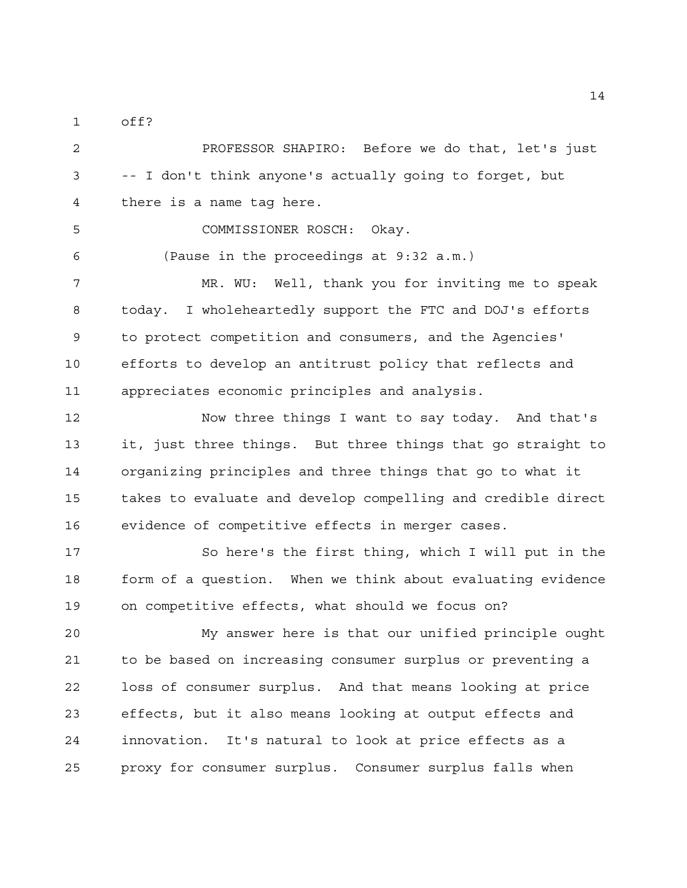off?

PROFESSOR SHAPIRO: Before we do that, let's just -- I don't think anyone's actually going to forget, but there is a name tag here.

COMMISSIONER ROSCH: Okay.

(Pause in the proceedings at 9:32 a.m.)

MR. WU: Well, thank you for inviting me to speak today. I wholeheartedly support the FTC and DOJ's efforts to protect competition and consumers, and the Agencies' efforts to develop an antitrust policy that reflects and appreciates economic principles and analysis.

Now three things I want to say today. And that's it, just three things. But three things that go straight to organizing principles and three things that go to what it takes to evaluate and develop compelling and credible direct evidence of competitive effects in merger cases.

So here's the first thing, which I will put in the form of a question. When we think about evaluating evidence on competitive effects, what should we focus on?

My answer here is that our unified principle ought to be based on increasing consumer surplus or preventing a loss of consumer surplus. And that means looking at price effects, but it also means looking at output effects and innovation. It's natural to look at price effects as a proxy for consumer surplus. Consumer surplus falls when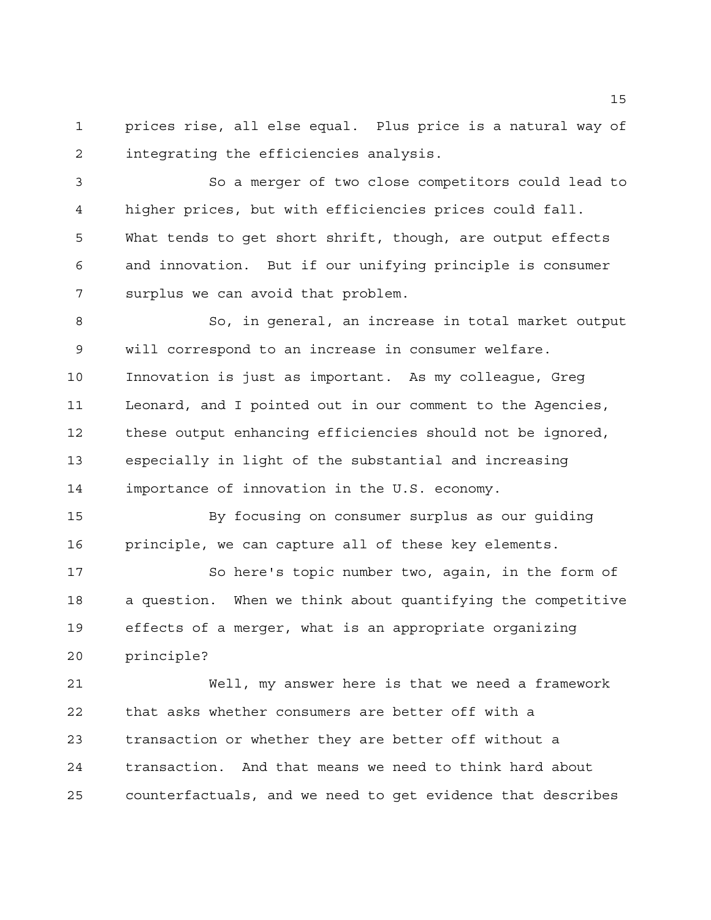prices rise, all else equal. Plus price is a natural way of integrating the efficiencies analysis.

So a merger of two close competitors could lead to higher prices, but with efficiencies prices could fall. What tends to get short shrift, though, are output effects and innovation. But if our unifying principle is consumer surplus we can avoid that problem.

So, in general, an increase in total market output will correspond to an increase in consumer welfare. Innovation is just as important. As my colleague, Greg Leonard, and I pointed out in our comment to the Agencies, these output enhancing efficiencies should not be ignored, especially in light of the substantial and increasing importance of innovation in the U.S. economy.

By focusing on consumer surplus as our guiding principle, we can capture all of these key elements.

So here's topic number two, again, in the form of a question. When we think about quantifying the competitive effects of a merger, what is an appropriate organizing principle?

Well, my answer here is that we need a framework that asks whether consumers are better off with a transaction or whether they are better off without a transaction. And that means we need to think hard about counterfactuals, and we need to get evidence that describes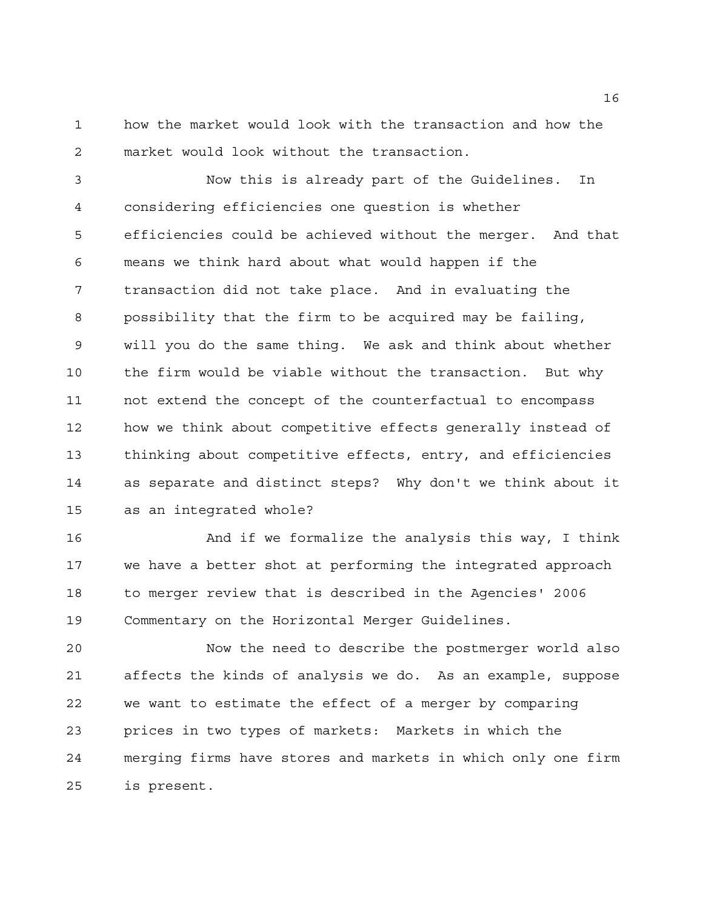how the market would look with the transaction and how the market would look without the transaction.

Now this is already part of the Guidelines. In considering efficiencies one question is whether efficiencies could be achieved without the merger. And that means we think hard about what would happen if the transaction did not take place. And in evaluating the possibility that the firm to be acquired may be failing, will you do the same thing. We ask and think about whether the firm would be viable without the transaction. But why not extend the concept of the counterfactual to encompass how we think about competitive effects generally instead of thinking about competitive effects, entry, and efficiencies as separate and distinct steps? Why don't we think about it as an integrated whole?

And if we formalize the analysis this way, I think we have a better shot at performing the integrated approach to merger review that is described in the Agencies' 2006 Commentary on the Horizontal Merger Guidelines.

Now the need to describe the postmerger world also affects the kinds of analysis we do. As an example, suppose we want to estimate the effect of a merger by comparing prices in two types of markets: Markets in which the merging firms have stores and markets in which only one firm is present.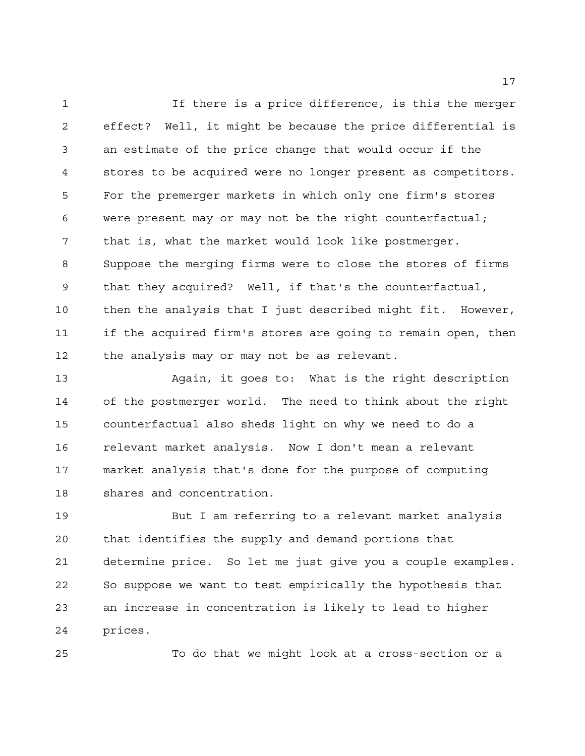If there is a price difference, is this the merger effect? Well, it might be because the price differential is an estimate of the price change that would occur if the stores to be acquired were no longer present as competitors. For the premerger markets in which only one firm's stores were present may or may not be the right counterfactual; that is, what the market would look like postmerger. Suppose the merging firms were to close the stores of firms that they acquired? Well, if that's the counterfactual, then the analysis that I just described might fit. However, if the acquired firm's stores are going to remain open, then the analysis may or may not be as relevant.

Again, it goes to: What is the right description of the postmerger world. The need to think about the right counterfactual also sheds light on why we need to do a relevant market analysis. Now I don't mean a relevant market analysis that's done for the purpose of computing shares and concentration.

But I am referring to a relevant market analysis that identifies the supply and demand portions that determine price. So let me just give you a couple examples. So suppose we want to test empirically the hypothesis that an increase in concentration is likely to lead to higher prices.

To do that we might look at a cross-section or a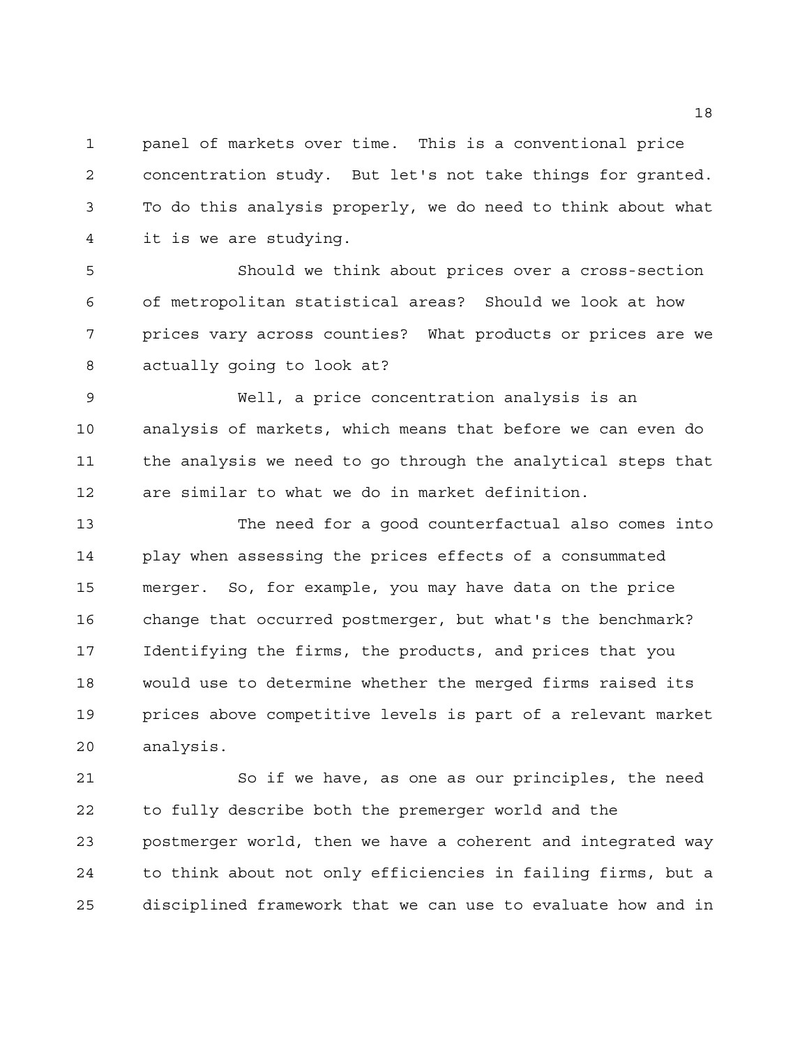panel of markets over time. This is a conventional price concentration study. But let's not take things for granted. To do this analysis properly, we do need to think about what it is we are studying.

Should we think about prices over a cross-section of metropolitan statistical areas? Should we look at how prices vary across counties? What products or prices are we actually going to look at?

Well, a price concentration analysis is an analysis of markets, which means that before we can even do the analysis we need to go through the analytical steps that are similar to what we do in market definition.

The need for a good counterfactual also comes into play when assessing the prices effects of a consummated merger. So, for example, you may have data on the price change that occurred postmerger, but what's the benchmark? Identifying the firms, the products, and prices that you would use to determine whether the merged firms raised its prices above competitive levels is part of a relevant market analysis.

So if we have, as one as our principles, the need to fully describe both the premerger world and the postmerger world, then we have a coherent and integrated way to think about not only efficiencies in failing firms, but a disciplined framework that we can use to evaluate how and in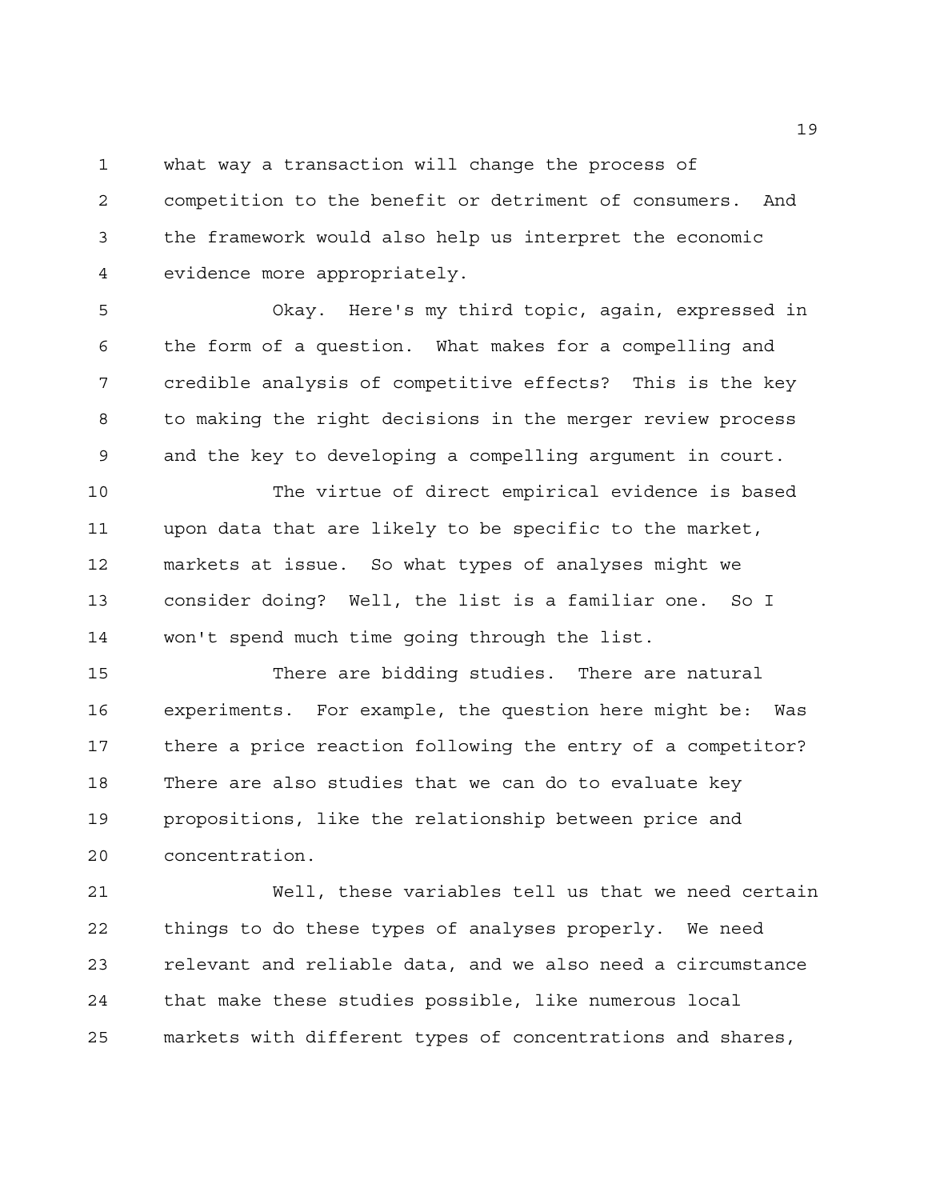what way a transaction will change the process of competition to the benefit or detriment of consumers. And the framework would also help us interpret the economic evidence more appropriately.

Okay. Here's my third topic, again, expressed in the form of a question. What makes for a compelling and credible analysis of competitive effects? This is the key to making the right decisions in the merger review process and the key to developing a compelling argument in court.

The virtue of direct empirical evidence is based upon data that are likely to be specific to the market, markets at issue. So what types of analyses might we consider doing? Well, the list is a familiar one. So I won't spend much time going through the list.

There are bidding studies. There are natural experiments. For example, the question here might be: Was there a price reaction following the entry of a competitor? There are also studies that we can do to evaluate key propositions, like the relationship between price and concentration.

Well, these variables tell us that we need certain things to do these types of analyses properly. We need relevant and reliable data, and we also need a circumstance that make these studies possible, like numerous local markets with different types of concentrations and shares,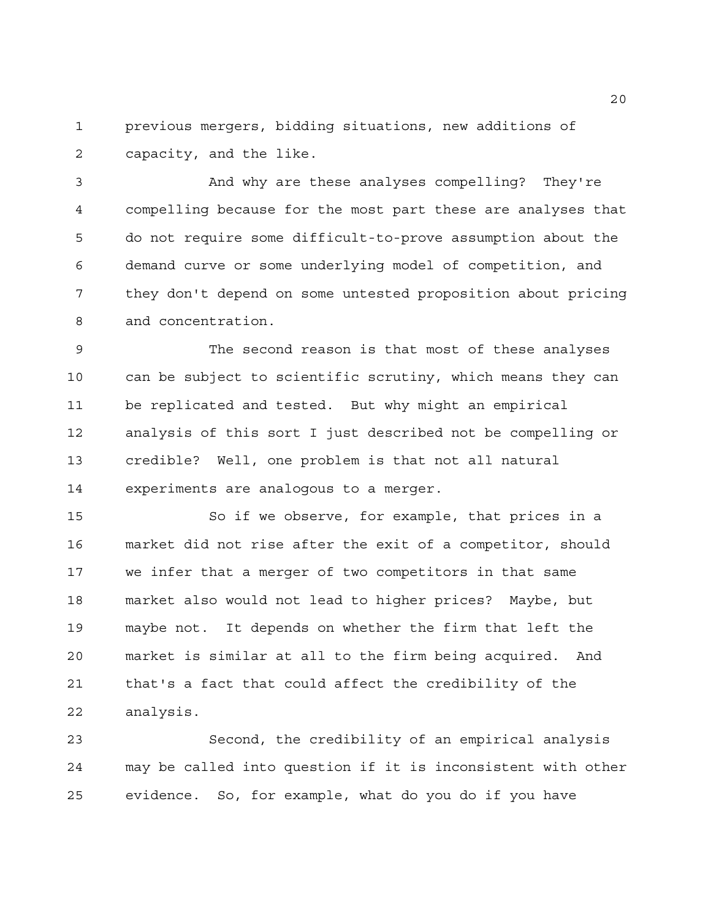previous mergers, bidding situations, new additions of capacity, and the like.

And why are these analyses compelling? They're compelling because for the most part these are analyses that do not require some difficult-to-prove assumption about the demand curve or some underlying model of competition, and they don't depend on some untested proposition about pricing and concentration.

The second reason is that most of these analyses can be subject to scientific scrutiny, which means they can be replicated and tested. But why might an empirical analysis of this sort I just described not be compelling or credible? Well, one problem is that not all natural experiments are analogous to a merger.

So if we observe, for example, that prices in a market did not rise after the exit of a competitor, should we infer that a merger of two competitors in that same market also would not lead to higher prices? Maybe, but maybe not. It depends on whether the firm that left the market is similar at all to the firm being acquired. And that's a fact that could affect the credibility of the analysis.

Second, the credibility of an empirical analysis may be called into question if it is inconsistent with other evidence. So, for example, what do you do if you have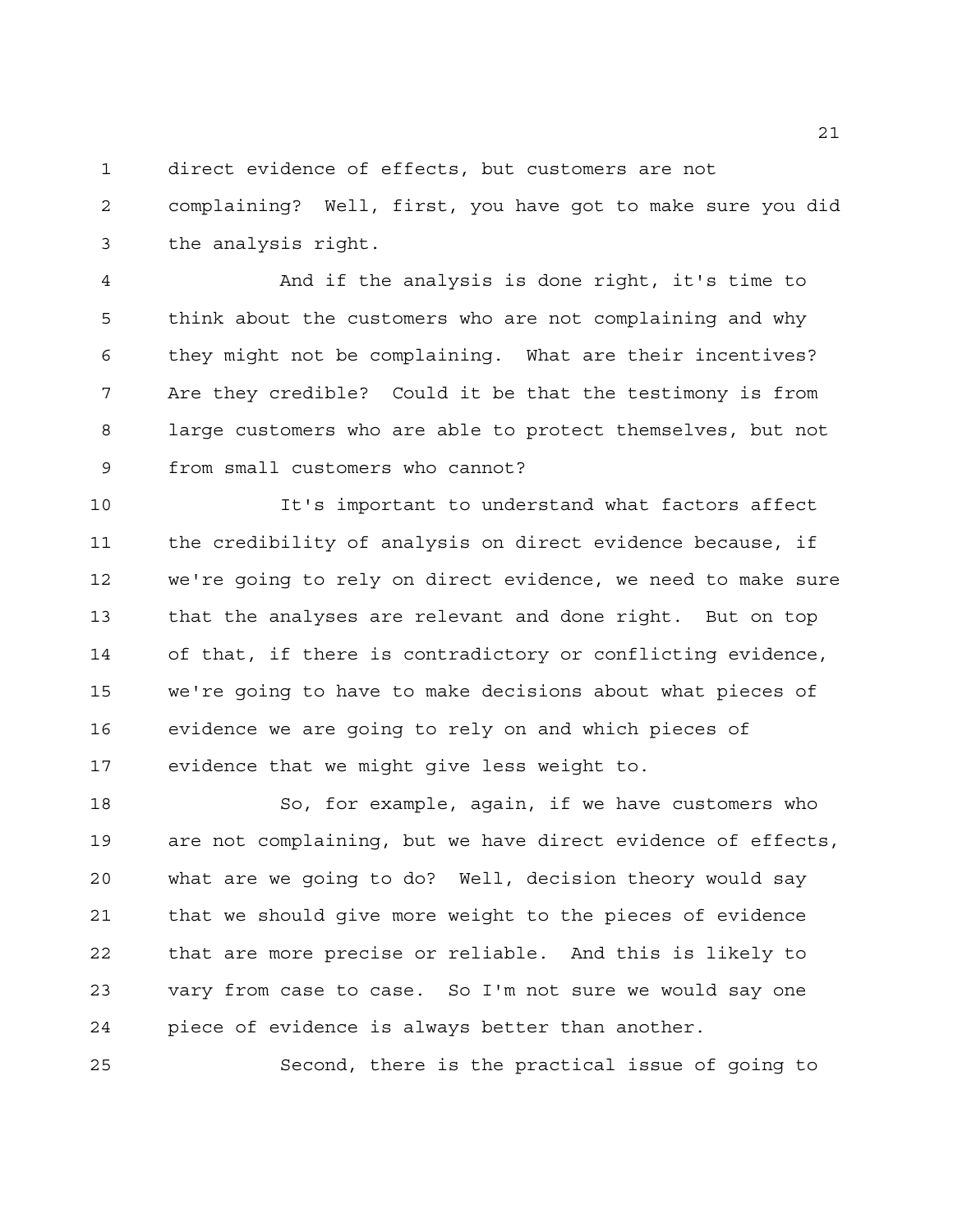direct evidence of effects, but customers are not complaining? Well, first, you have got to make sure you did the analysis right.

And if the analysis is done right, it's time to think about the customers who are not complaining and why they might not be complaining. What are their incentives? Are they credible? Could it be that the testimony is from large customers who are able to protect themselves, but not from small customers who cannot?

It's important to understand what factors affect the credibility of analysis on direct evidence because, if we're going to rely on direct evidence, we need to make sure that the analyses are relevant and done right. But on top of that, if there is contradictory or conflicting evidence, we're going to have to make decisions about what pieces of evidence we are going to rely on and which pieces of evidence that we might give less weight to.

So, for example, again, if we have customers who are not complaining, but we have direct evidence of effects, what are we going to do? Well, decision theory would say that we should give more weight to the pieces of evidence that are more precise or reliable. And this is likely to vary from case to case. So I'm not sure we would say one piece of evidence is always better than another.

Second, there is the practical issue of going to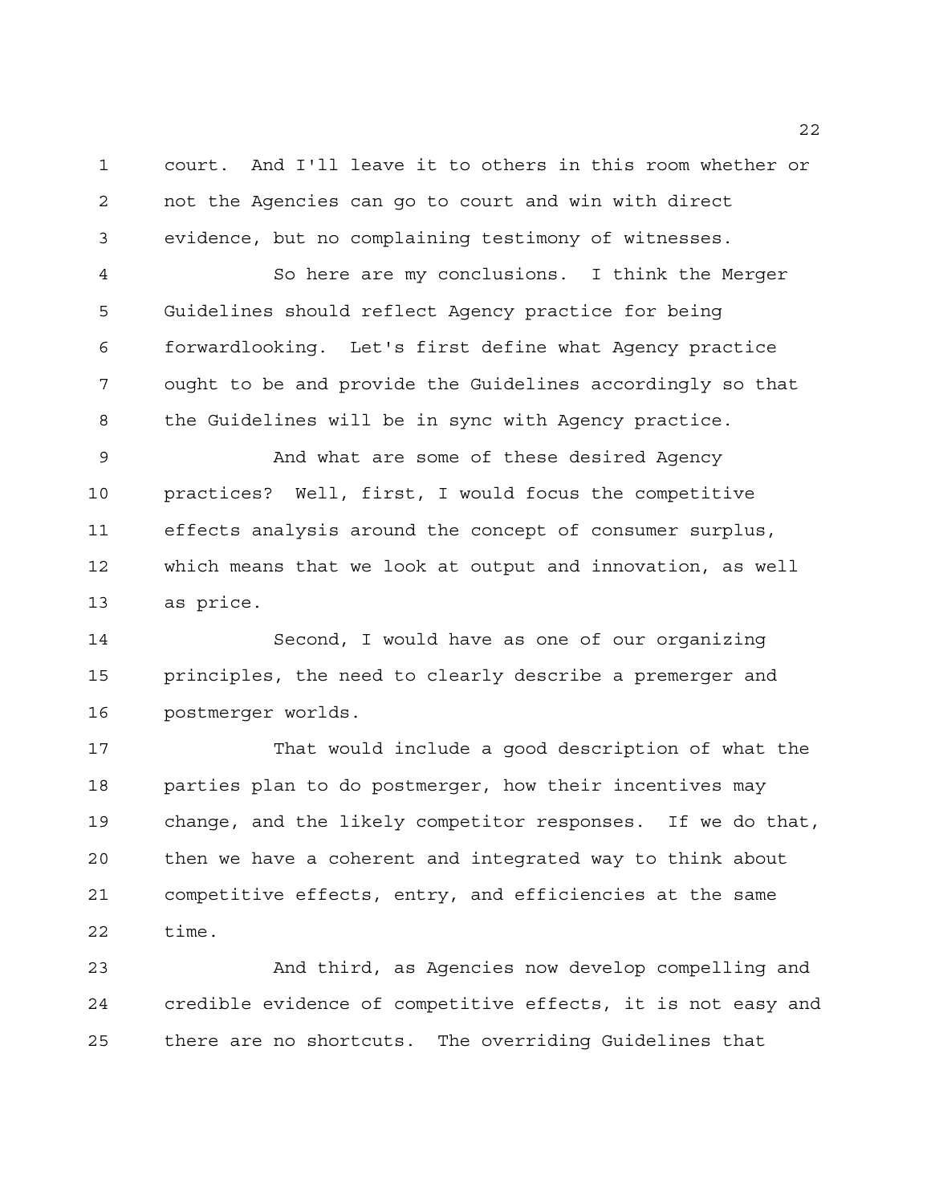court. And I'll leave it to others in this room whether or not the Agencies can go to court and win with direct evidence, but no complaining testimony of witnesses.

So here are my conclusions. I think the Merger Guidelines should reflect Agency practice for being forwardlooking. Let's first define what Agency practice ought to be and provide the Guidelines accordingly so that the Guidelines will be in sync with Agency practice.

And what are some of these desired Agency practices? Well, first, I would focus the competitive effects analysis around the concept of consumer surplus, which means that we look at output and innovation, as well as price.

Second, I would have as one of our organizing principles, the need to clearly describe a premerger and postmerger worlds.

That would include a good description of what the parties plan to do postmerger, how their incentives may change, and the likely competitor responses. If we do that, then we have a coherent and integrated way to think about competitive effects, entry, and efficiencies at the same time.

And third, as Agencies now develop compelling and credible evidence of competitive effects, it is not easy and there are no shortcuts. The overriding Guidelines that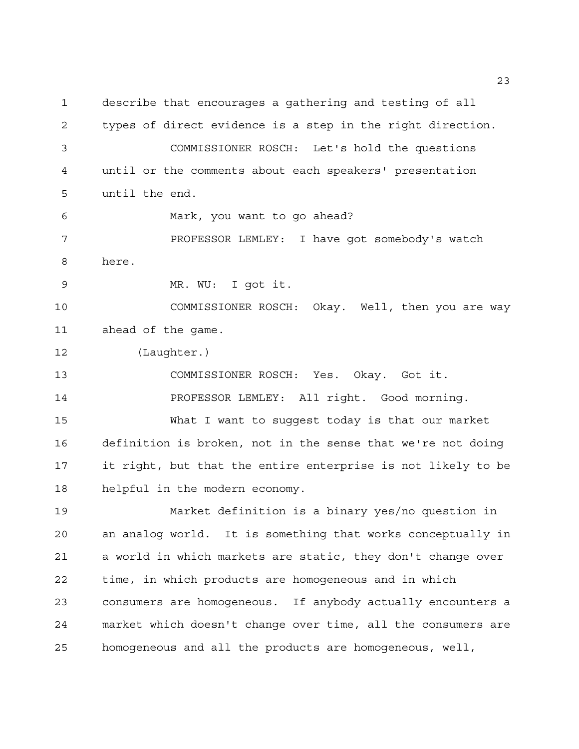describe that encourages a gathering and testing of all types of direct evidence is a step in the right direction.

COMMISSIONER ROSCH: Let's hold the questions until or the comments about each speakers' presentation until the end.

Mark, you want to go ahead?

PROFESSOR LEMLEY: I have got somebody's watch here.

MR. WU: I got it.

COMMISSIONER ROSCH: Okay. Well, then you are way ahead of the game.

(Laughter.)

COMMISSIONER ROSCH: Yes. Okay. Got it.

PROFESSOR LEMLEY: All right. Good morning.

What I want to suggest today is that our market definition is broken, not in the sense that we're not doing it right, but that the entire enterprise is not likely to be helpful in the modern economy.

Market definition is a binary yes/no question in an analog world. It is something that works conceptually in a world in which markets are static, they don't change over time, in which products are homogeneous and in which consumers are homogeneous. If anybody actually encounters a market which doesn't change over time, all the consumers are homogeneous and all the products are homogeneous, well,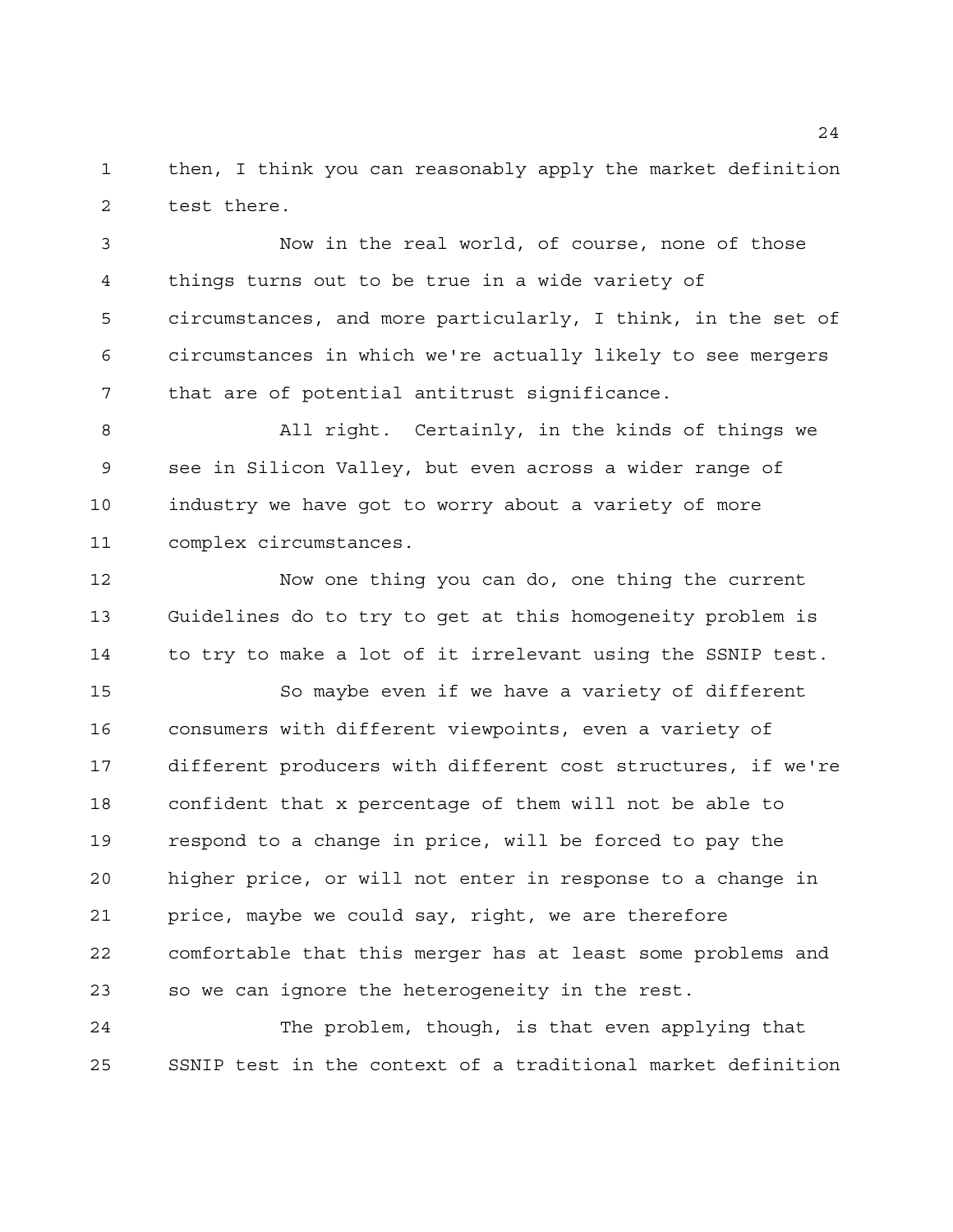then, I think you can reasonably apply the market definition test there.

Now in the real world, of course, none of those things turns out to be true in a wide variety of circumstances, and more particularly, I think, in the set of circumstances in which we're actually likely to see mergers that are of potential antitrust significance.

All right. Certainly, in the kinds of things we see in Silicon Valley, but even across a wider range of industry we have got to worry about a variety of more complex circumstances.

Now one thing you can do, one thing the current Guidelines do to try to get at this homogeneity problem is to try to make a lot of it irrelevant using the SSNIP test.

So maybe even if we have a variety of different consumers with different viewpoints, even a variety of different producers with different cost structures, if we're confident that x percentage of them will not be able to respond to a change in price, will be forced to pay the higher price, or will not enter in response to a change in price, maybe we could say, right, we are therefore comfortable that this merger has at least some problems and so we can ignore the heterogeneity in the rest.

The problem, though, is that even applying that SSNIP test in the context of a traditional market definition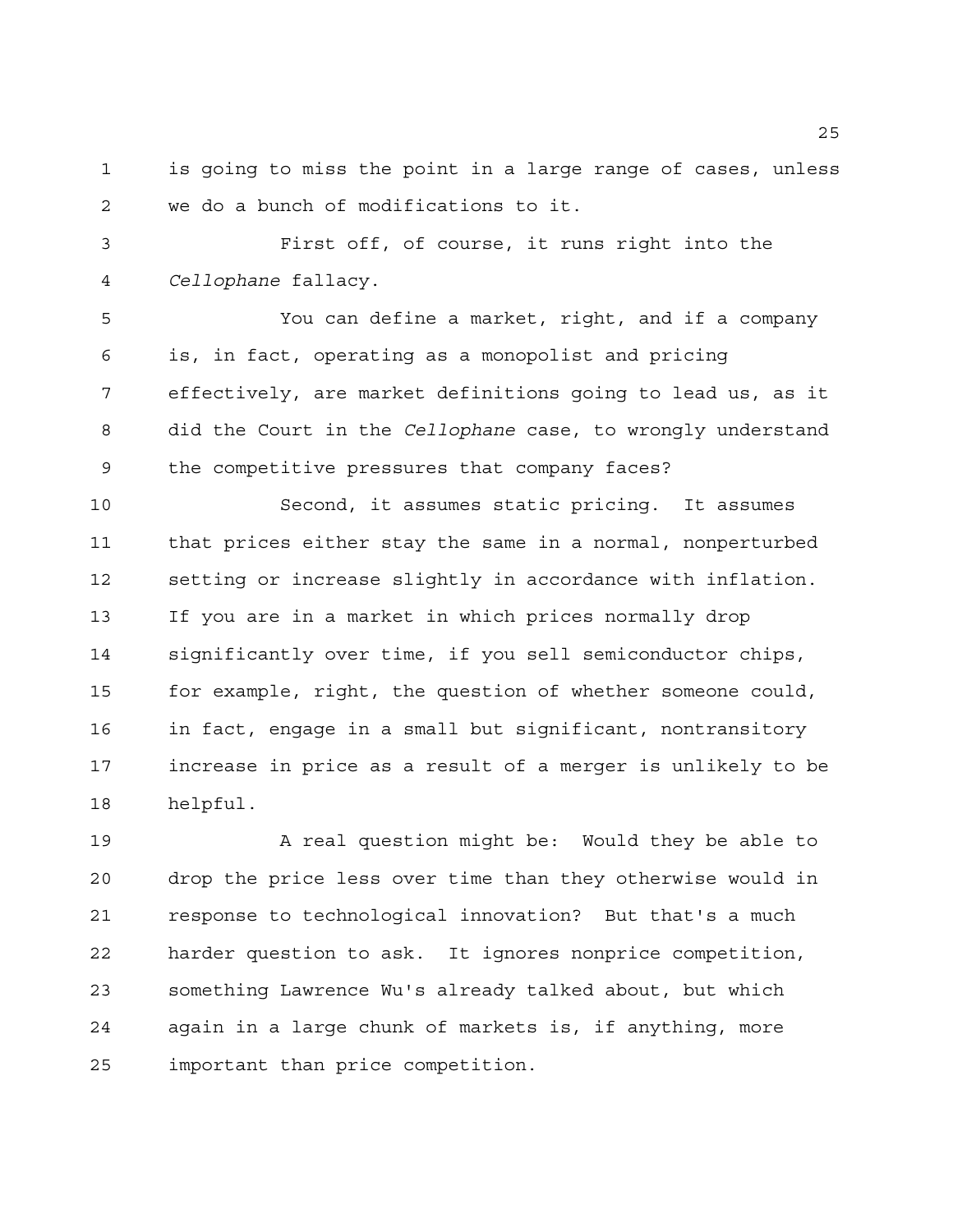is going to miss the point in a large range of cases, unless we do a bunch of modifications to it.

First off, of course, it runs right into the *Cellophane* fallacy.

You can define a market, right, and if a company is, in fact, operating as a monopolist and pricing effectively, are market definitions going to lead us, as it did the Court in the *Cellophane* case, to wrongly understand the competitive pressures that company faces?

Second, it assumes static pricing. It assumes that prices either stay the same in a normal, nonperturbed setting or increase slightly in accordance with inflation. If you are in a market in which prices normally drop significantly over time, if you sell semiconductor chips, for example, right, the question of whether someone could, in fact, engage in a small but significant, nontransitory increase in price as a result of a merger is unlikely to be helpful.

A real question might be: Would they be able to drop the price less over time than they otherwise would in response to technological innovation? But that's a much harder question to ask. It ignores nonprice competition, something Lawrence Wu's already talked about, but which again in a large chunk of markets is, if anything, more important than price competition.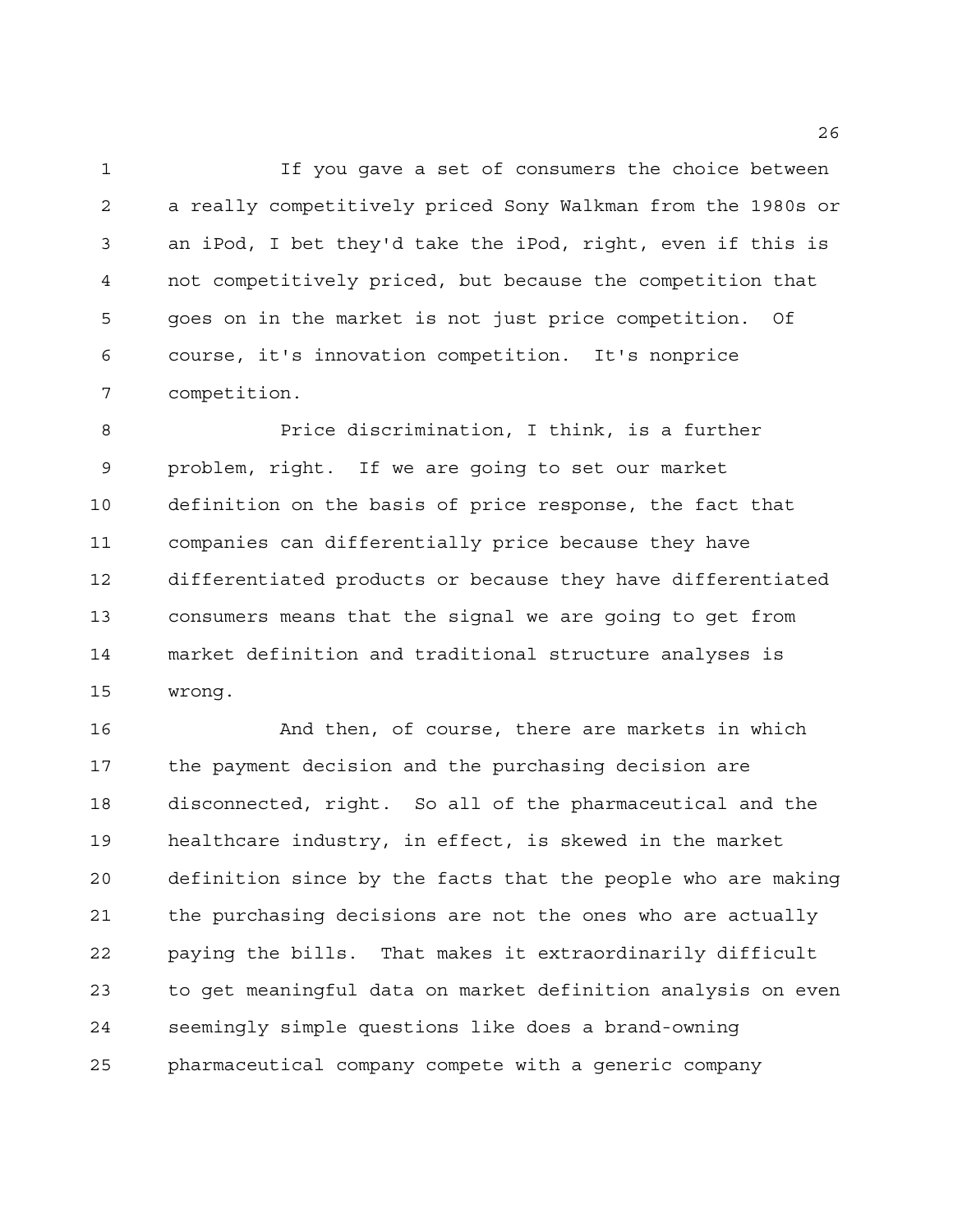If you gave a set of consumers the choice between a really competitively priced Sony Walkman from the 1980s or an iPod, I bet they'd take the iPod, right, even if this is not competitively priced, but because the competition that goes on in the market is not just price competition. Of course, it's innovation competition. It's nonprice competition.

Price discrimination, I think, is a further problem, right. If we are going to set our market definition on the basis of price response, the fact that companies can differentially price because they have differentiated products or because they have differentiated consumers means that the signal we are going to get from market definition and traditional structure analyses is wrong.

And then, of course, there are markets in which the payment decision and the purchasing decision are disconnected, right. So all of the pharmaceutical and the healthcare industry, in effect, is skewed in the market definition since by the facts that the people who are making the purchasing decisions are not the ones who are actually paying the bills. That makes it extraordinarily difficult to get meaningful data on market definition analysis on even seemingly simple questions like does a brand-owning pharmaceutical company compete with a generic company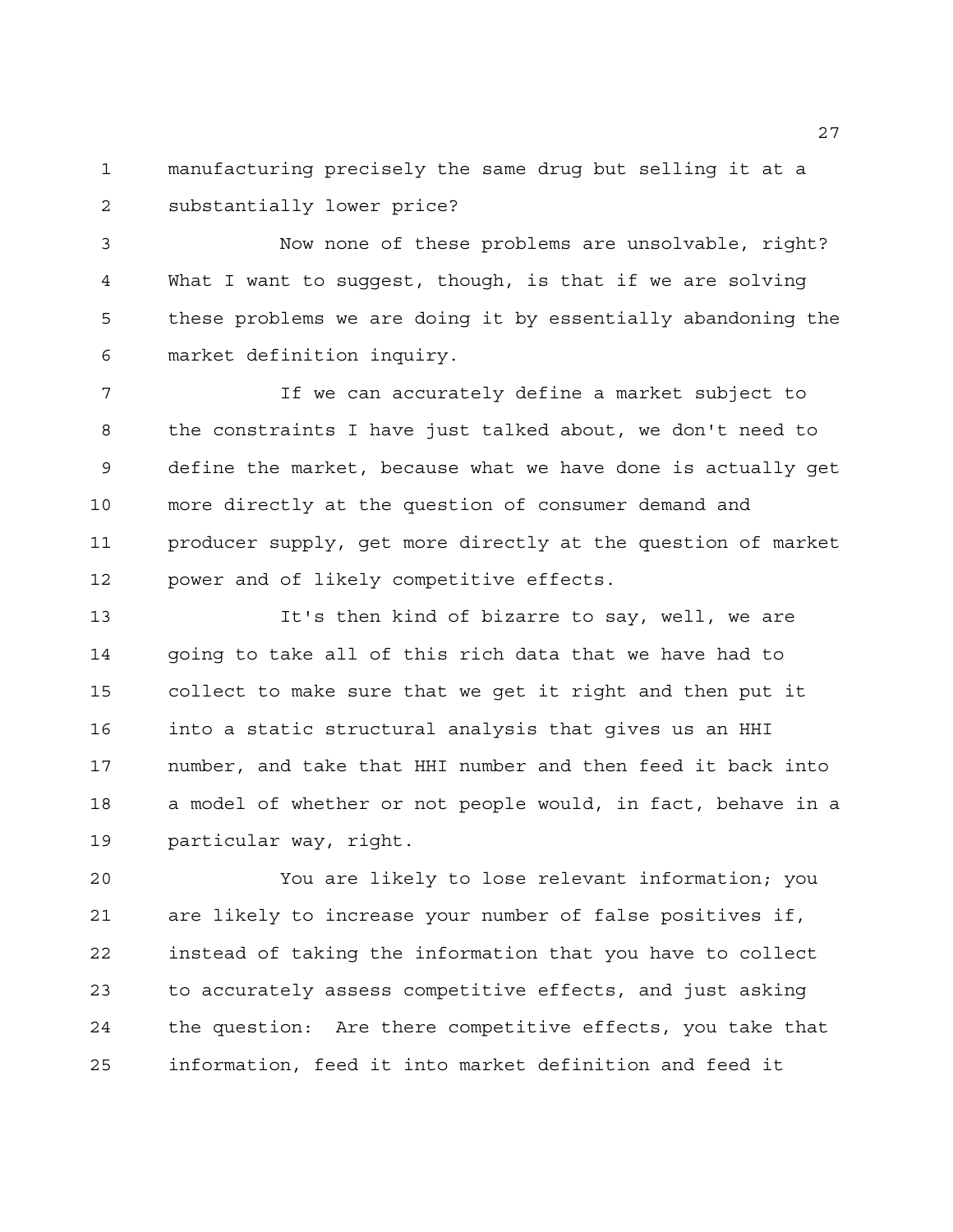manufacturing precisely the same drug but selling it at a substantially lower price?

Now none of these problems are unsolvable, right? What I want to suggest, though, is that if we are solving these problems we are doing it by essentially abandoning the market definition inquiry.

If we can accurately define a market subject to the constraints I have just talked about, we don't need to define the market, because what we have done is actually get more directly at the question of consumer demand and producer supply, get more directly at the question of market power and of likely competitive effects.

It's then kind of bizarre to say, well, we are going to take all of this rich data that we have had to collect to make sure that we get it right and then put it into a static structural analysis that gives us an HHI number, and take that HHI number and then feed it back into a model of whether or not people would, in fact, behave in a particular way, right.

You are likely to lose relevant information; you are likely to increase your number of false positives if, instead of taking the information that you have to collect to accurately assess competitive effects, and just asking the question: Are there competitive effects, you take that information, feed it into market definition and feed it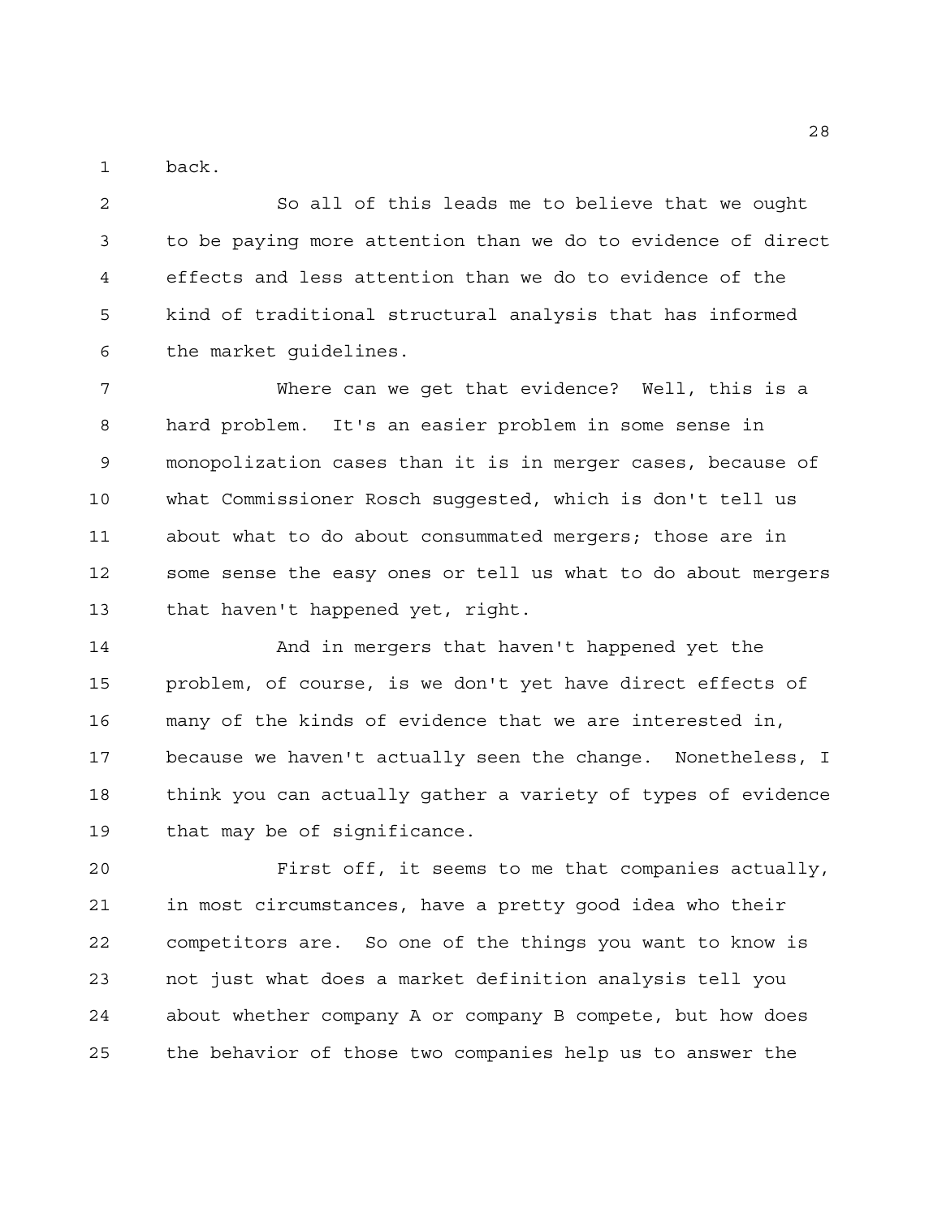back.

So all of this leads me to believe that we ought to be paying more attention than we do to evidence of direct effects and less attention than we do to evidence of the kind of traditional structural analysis that has informed the market guidelines.

Where can we get that evidence? Well, this is a hard problem. It's an easier problem in some sense in monopolization cases than it is in merger cases, because of what Commissioner Rosch suggested, which is don't tell us about what to do about consummated mergers; those are in some sense the easy ones or tell us what to do about mergers that haven't happened yet, right.

And in mergers that haven't happened yet the problem, of course, is we don't yet have direct effects of many of the kinds of evidence that we are interested in, because we haven't actually seen the change. Nonetheless, I think you can actually gather a variety of types of evidence that may be of significance.

First off, it seems to me that companies actually, in most circumstances, have a pretty good idea who their competitors are. So one of the things you want to know is not just what does a market definition analysis tell you about whether company A or company B compete, but how does the behavior of those two companies help us to answer the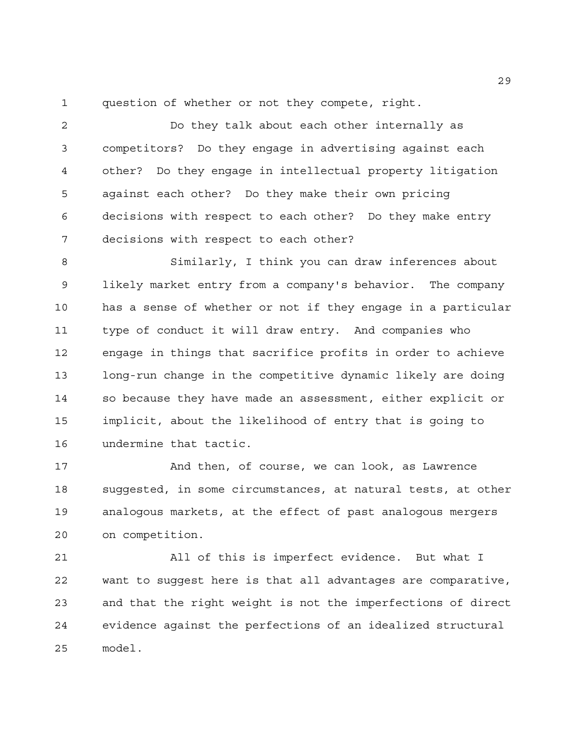question of whether or not they compete, right.

Do they talk about each other internally as competitors? Do they engage in advertising against each other? Do they engage in intellectual property litigation against each other? Do they make their own pricing decisions with respect to each other? Do they make entry decisions with respect to each other?

Similarly, I think you can draw inferences about likely market entry from a company's behavior. The company has a sense of whether or not if they engage in a particular type of conduct it will draw entry. And companies who engage in things that sacrifice profits in order to achieve long-run change in the competitive dynamic likely are doing so because they have made an assessment, either explicit or implicit, about the likelihood of entry that is going to undermine that tactic.

And then, of course, we can look, as Lawrence suggested, in some circumstances, at natural tests, at other analogous markets, at the effect of past analogous mergers on competition.

All of this is imperfect evidence. But what I want to suggest here is that all advantages are comparative, and that the right weight is not the imperfections of direct evidence against the perfections of an idealized structural model.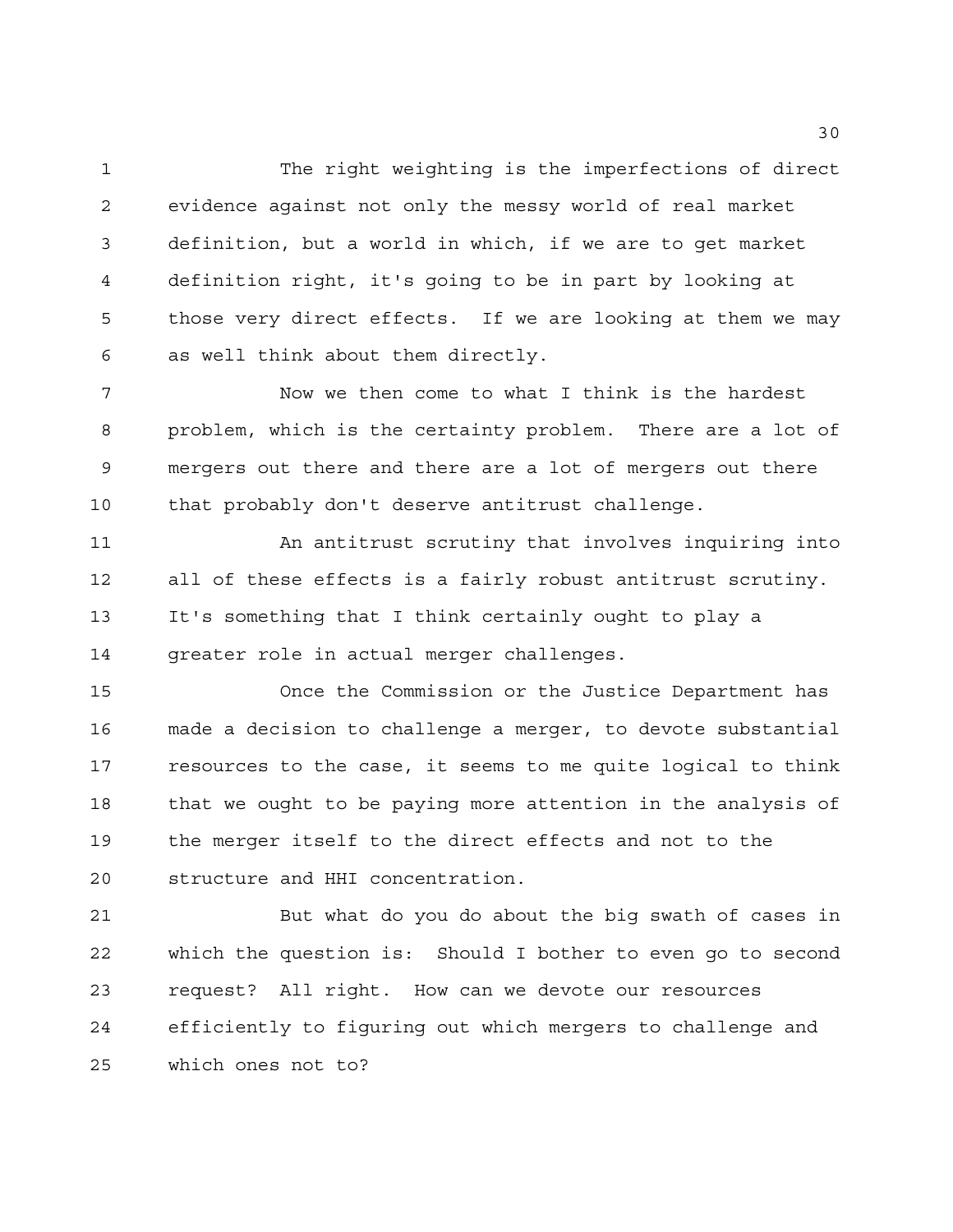The right weighting is the imperfections of direct evidence against not only the messy world of real market definition, but a world in which, if we are to get market definition right, it's going to be in part by looking at those very direct effects. If we are looking at them we may as well think about them directly.

Now we then come to what I think is the hardest problem, which is the certainty problem. There are a lot of mergers out there and there are a lot of mergers out there that probably don't deserve antitrust challenge.

An antitrust scrutiny that involves inquiring into all of these effects is a fairly robust antitrust scrutiny. It's something that I think certainly ought to play a greater role in actual merger challenges.

Once the Commission or the Justice Department has made a decision to challenge a merger, to devote substantial resources to the case, it seems to me quite logical to think that we ought to be paying more attention in the analysis of the merger itself to the direct effects and not to the structure and HHI concentration.

But what do you do about the big swath of cases in which the question is: Should I bother to even go to second request? All right. How can we devote our resources efficiently to figuring out which mergers to challenge and which ones not to?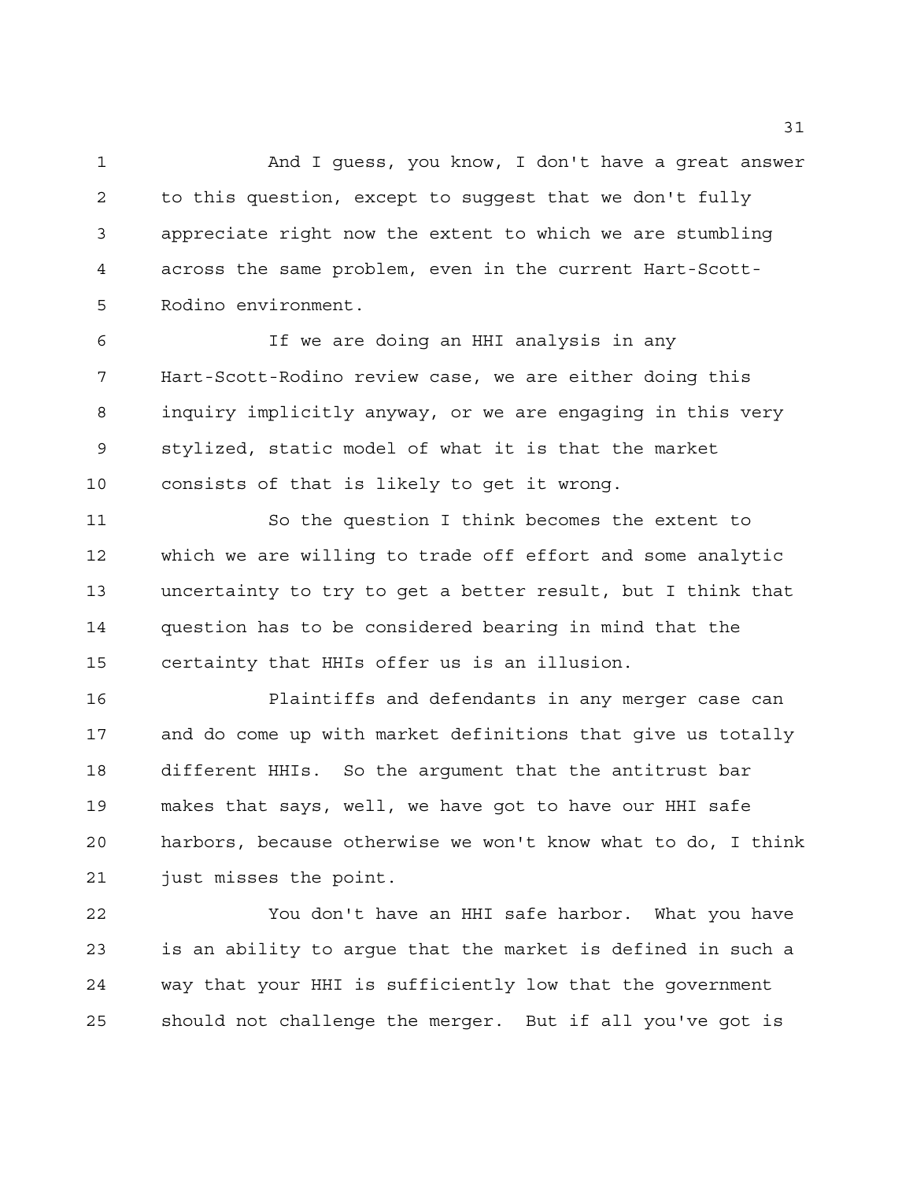And I guess, you know, I don't have a great answer to this question, except to suggest that we don't fully appreciate right now the extent to which we are stumbling across the same problem, even in the current Hart-Scott-Rodino environment.

If we are doing an HHI analysis in any Hart-Scott-Rodino review case, we are either doing this inquiry implicitly anyway, or we are engaging in this very stylized, static model of what it is that the market consists of that is likely to get it wrong.

So the question I think becomes the extent to which we are willing to trade off effort and some analytic uncertainty to try to get a better result, but I think that question has to be considered bearing in mind that the certainty that HHIs offer us is an illusion.

Plaintiffs and defendants in any merger case can and do come up with market definitions that give us totally different HHIs. So the argument that the antitrust bar makes that says, well, we have got to have our HHI safe harbors, because otherwise we won't know what to do, I think just misses the point.

You don't have an HHI safe harbor. What you have is an ability to argue that the market is defined in such a way that your HHI is sufficiently low that the government should not challenge the merger. But if all you've got is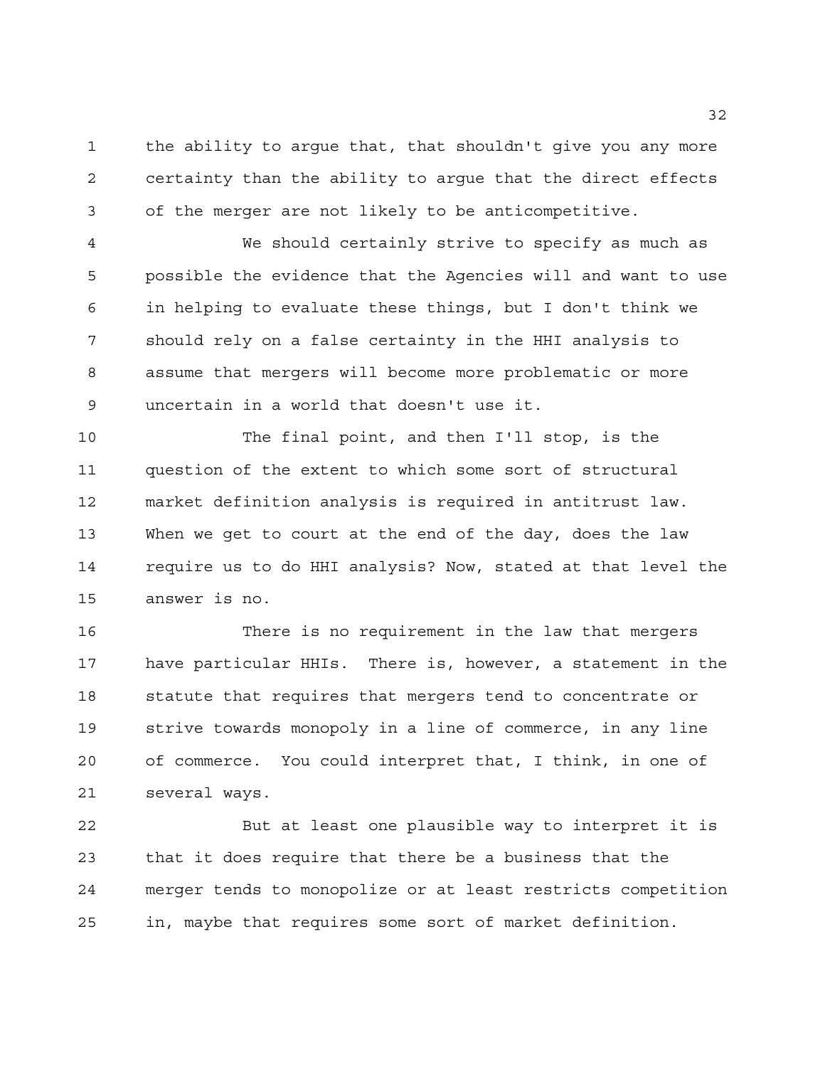the ability to argue that, that shouldn't give you any more certainty than the ability to argue that the direct effects of the merger are not likely to be anticompetitive.

We should certainly strive to specify as much as possible the evidence that the Agencies will and want to use in helping to evaluate these things, but I don't think we should rely on a false certainty in the HHI analysis to assume that mergers will become more problematic or more uncertain in a world that doesn't use it.

The final point, and then I'll stop, is the question of the extent to which some sort of structural market definition analysis is required in antitrust law. When we get to court at the end of the day, does the law require us to do HHI analysis? Now, stated at that level the answer is no.

There is no requirement in the law that mergers have particular HHIs. There is, however, a statement in the statute that requires that mergers tend to concentrate or strive towards monopoly in a line of commerce, in any line of commerce. You could interpret that, I think, in one of several ways.

But at least one plausible way to interpret it is that it does require that there be a business that the merger tends to monopolize or at least restricts competition in, maybe that requires some sort of market definition.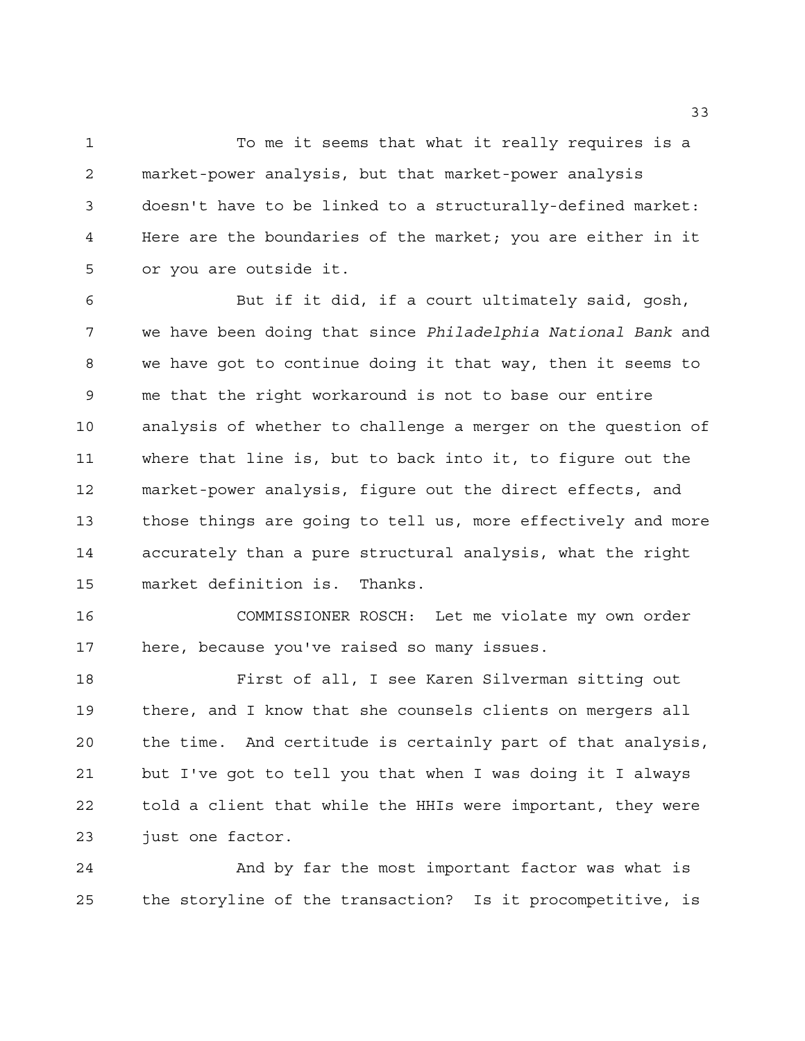To me it seems that what it really requires is a market-power analysis, but that market-power analysis doesn't have to be linked to a structurally-defined market: Here are the boundaries of the market; you are either in it or you are outside it.

But if it did, if a court ultimately said, gosh, we have been doing that since *Philadelphia National Bank* and we have got to continue doing it that way, then it seems to me that the right workaround is not to base our entire analysis of whether to challenge a merger on the question of where that line is, but to back into it, to figure out the market-power analysis, figure out the direct effects, and those things are going to tell us, more effectively and more accurately than a pure structural analysis, what the right market definition is. Thanks.

COMMISSIONER ROSCH: Let me violate my own order here, because you've raised so many issues.

First of all, I see Karen Silverman sitting out there, and I know that she counsels clients on mergers all the time. And certitude is certainly part of that analysis, but I've got to tell you that when I was doing it I always told a client that while the HHIs were important, they were just one factor.

And by far the most important factor was what is the storyline of the transaction? Is it procompetitive, is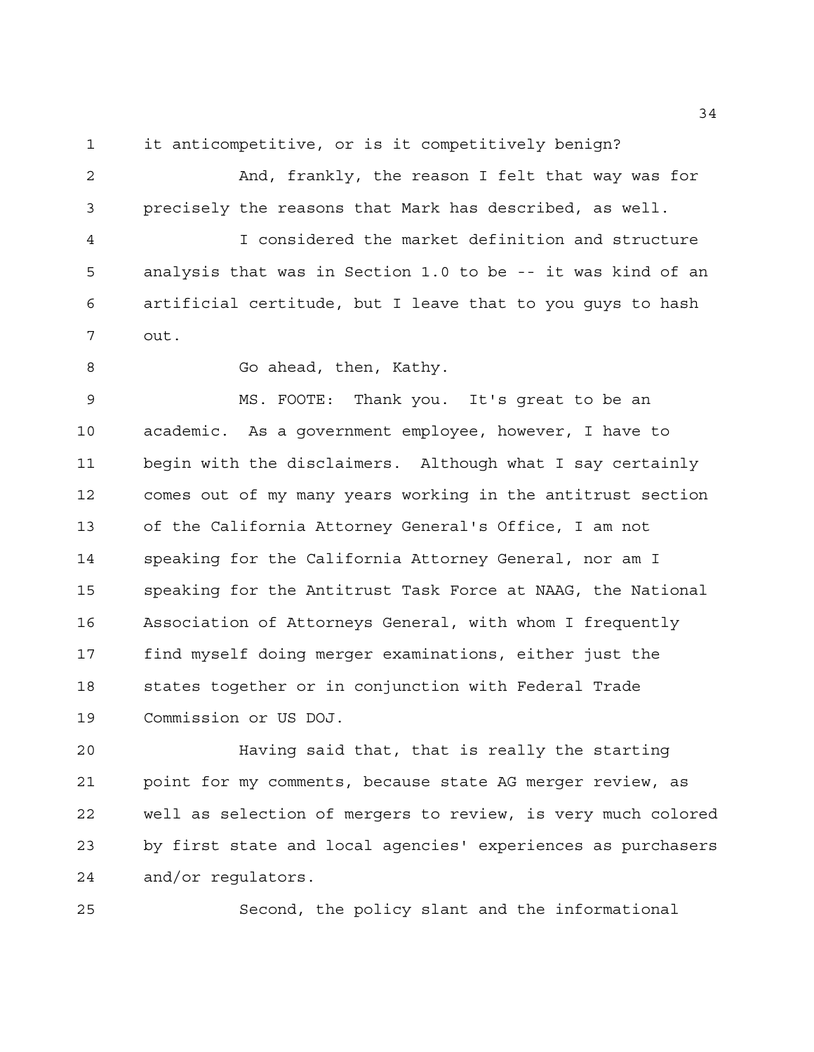it anticompetitive, or is it competitively benign?

And, frankly, the reason I felt that way was for precisely the reasons that Mark has described, as well.

I considered the market definition and structure analysis that was in Section 1.0 to be -- it was kind of an artificial certitude, but I leave that to you guys to hash out.

Go ahead, then, Kathy.

MS. FOOTE: Thank you. It's great to be an academic. As a government employee, however, I have to begin with the disclaimers. Although what I say certainly comes out of my many years working in the antitrust section of the California Attorney General's Office, I am not speaking for the California Attorney General, nor am I speaking for the Antitrust Task Force at NAAG, the National Association of Attorneys General, with whom I frequently find myself doing merger examinations, either just the states together or in conjunction with Federal Trade Commission or US DOJ.

Having said that, that is really the starting point for my comments, because state AG merger review, as well as selection of mergers to review, is very much colored by first state and local agencies' experiences as purchasers and/or regulators.

Second, the policy slant and the informational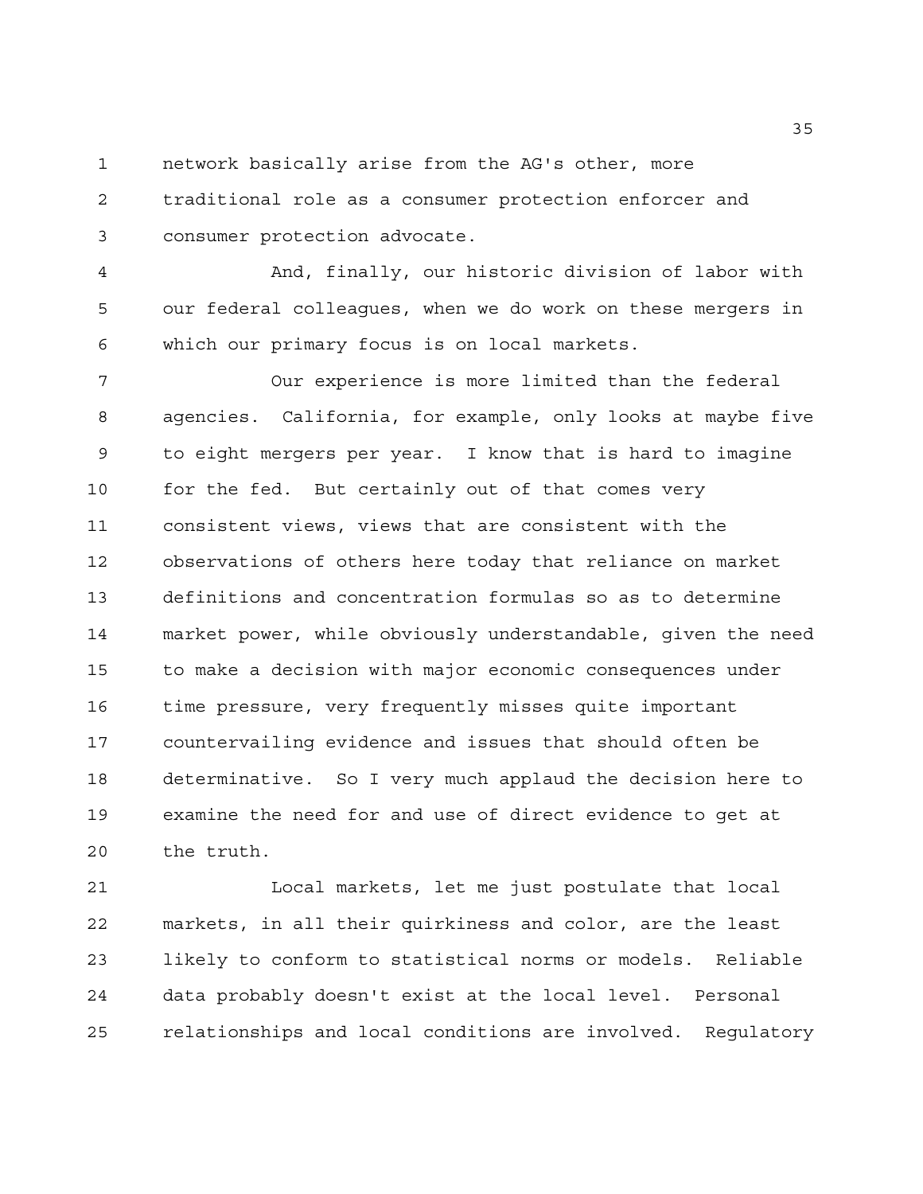network basically arise from the AG's other, more traditional role as a consumer protection enforcer and consumer protection advocate.

And, finally, our historic division of labor with our federal colleagues, when we do work on these mergers in which our primary focus is on local markets.

Our experience is more limited than the federal agencies. California, for example, only looks at maybe five to eight mergers per year. I know that is hard to imagine for the fed. But certainly out of that comes very consistent views, views that are consistent with the observations of others here today that reliance on market definitions and concentration formulas so as to determine market power, while obviously understandable, given the need to make a decision with major economic consequences under time pressure, very frequently misses quite important countervailing evidence and issues that should often be determinative. So I very much applaud the decision here to examine the need for and use of direct evidence to get at the truth.

Local markets, let me just postulate that local markets, in all their quirkiness and color, are the least likely to conform to statistical norms or models. Reliable data probably doesn't exist at the local level. Personal relationships and local conditions are involved. Regulatory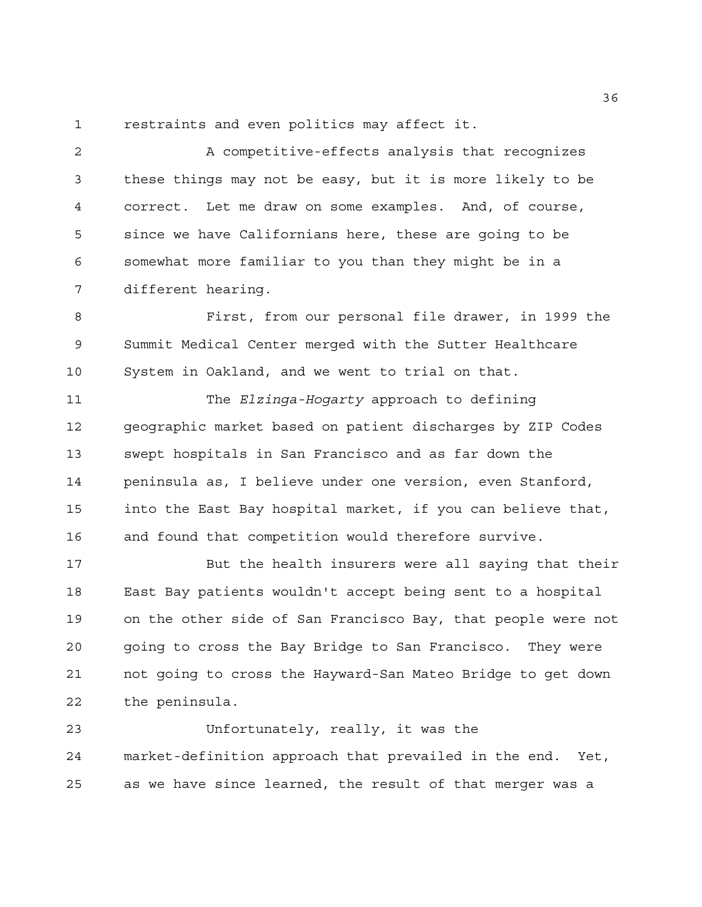restraints and even politics may affect it.

A competitive-effects analysis that recognizes these things may not be easy, but it is more likely to be correct. Let me draw on some examples. And, of course, since we have Californians here, these are going to be somewhat more familiar to you than they might be in a different hearing.

First, from our personal file drawer, in 1999 the Summit Medical Center merged with the Sutter Healthcare System in Oakland, and we went to trial on that.

The *Elzinga-Hogarty* approach to defining geographic market based on patient discharges by ZIP Codes swept hospitals in San Francisco and as far down the peninsula as, I believe under one version, even Stanford, into the East Bay hospital market, if you can believe that, and found that competition would therefore survive.

But the health insurers were all saying that their East Bay patients wouldn't accept being sent to a hospital on the other side of San Francisco Bay, that people were not going to cross the Bay Bridge to San Francisco. They were not going to cross the Hayward-San Mateo Bridge to get down the peninsula.

Unfortunately, really, it was the market-definition approach that prevailed in the end. Yet, as we have since learned, the result of that merger was a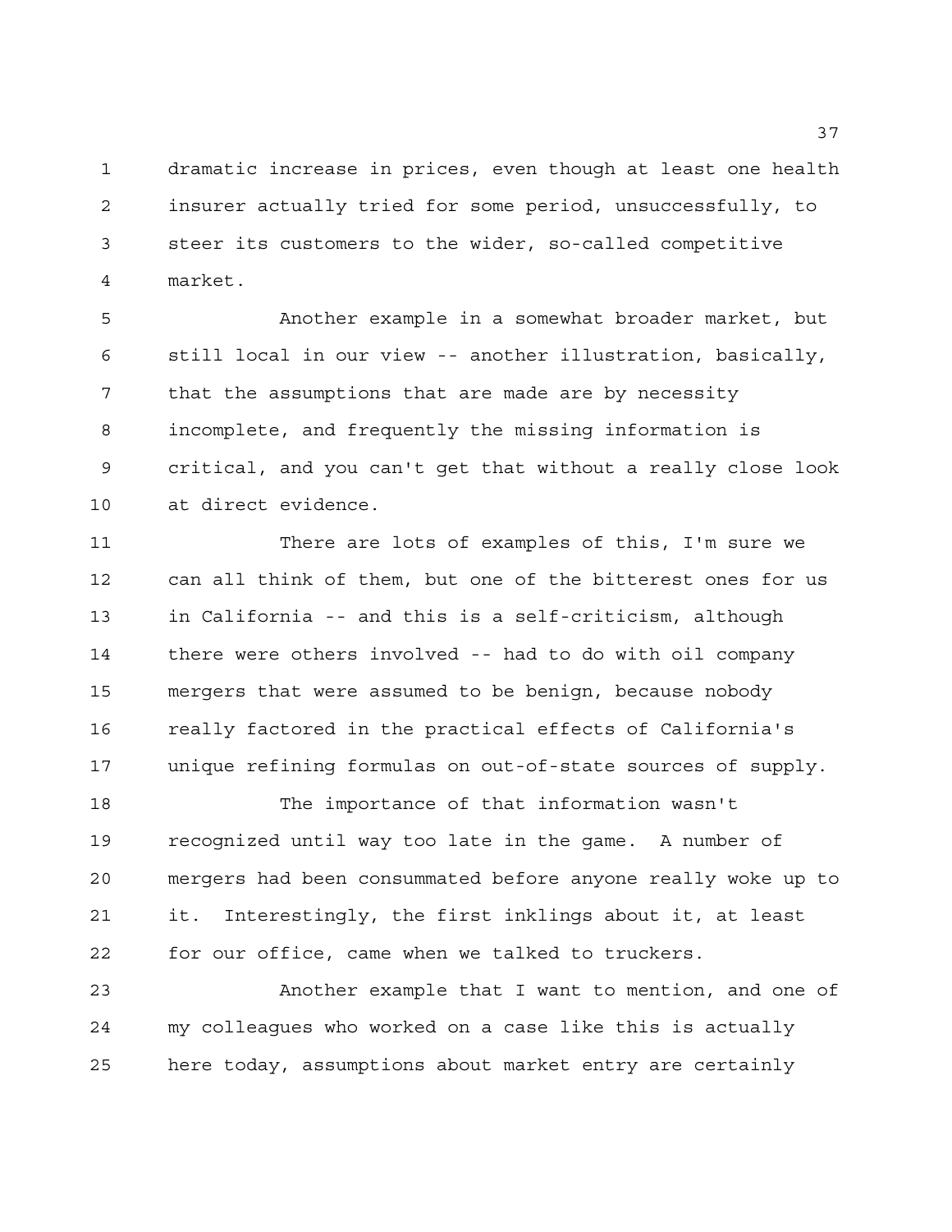dramatic increase in prices, even though at least one health insurer actually tried for some period, unsuccessfully, to steer its customers to the wider, so-called competitive market.

Another example in a somewhat broader market, but still local in our view -- another illustration, basically, that the assumptions that are made are by necessity incomplete, and frequently the missing information is critical, and you can't get that without a really close look at direct evidence.

There are lots of examples of this, I'm sure we can all think of them, but one of the bitterest ones for us in California -- and this is a self-criticism, although there were others involved -- had to do with oil company mergers that were assumed to be benign, because nobody really factored in the practical effects of California's unique refining formulas on out-of-state sources of supply.

The importance of that information wasn't recognized until way too late in the game. A number of mergers had been consummated before anyone really woke up to it. Interestingly, the first inklings about it, at least for our office, came when we talked to truckers.

Another example that I want to mention, and one of my colleagues who worked on a case like this is actually here today, assumptions about market entry are certainly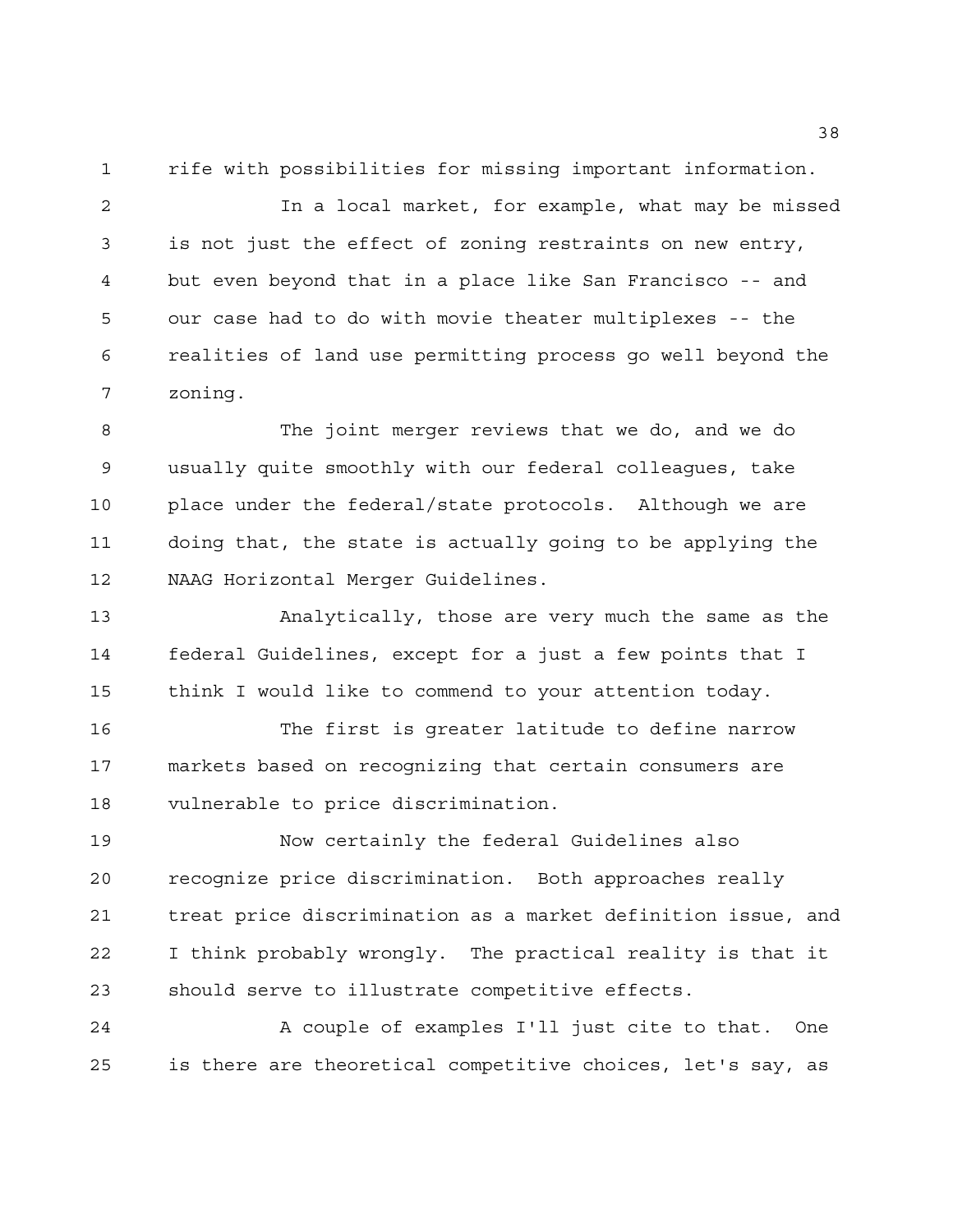rife with possibilities for missing important information.

In a local market, for example, what may be missed is not just the effect of zoning restraints on new entry, but even beyond that in a place like San Francisco -- and our case had to do with movie theater multiplexes -- the realities of land use permitting process go well beyond the zoning.

The joint merger reviews that we do, and we do usually quite smoothly with our federal colleagues, take place under the federal/state protocols. Although we are doing that, the state is actually going to be applying the NAAG Horizontal Merger Guidelines.

Analytically, those are very much the same as the federal Guidelines, except for a just a few points that I think I would like to commend to your attention today.

The first is greater latitude to define narrow markets based on recognizing that certain consumers are vulnerable to price discrimination.

Now certainly the federal Guidelines also recognize price discrimination. Both approaches really treat price discrimination as a market definition issue, and I think probably wrongly. The practical reality is that it should serve to illustrate competitive effects.

A couple of examples I'll just cite to that. One is there are theoretical competitive choices, let's say, as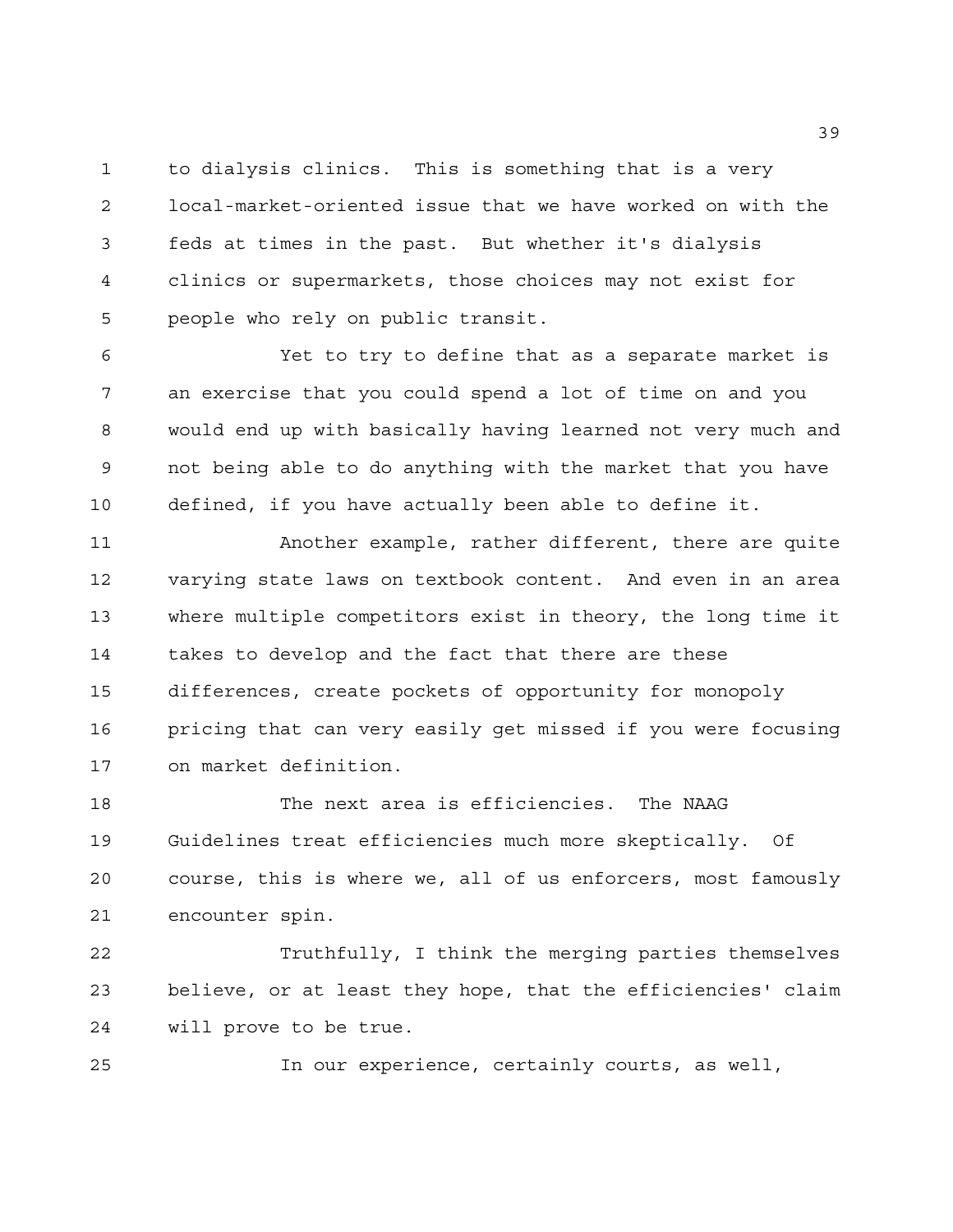to dialysis clinics. This is something that is a very local-market-oriented issue that we have worked on with the feds at times in the past. But whether it's dialysis clinics or supermarkets, those choices may not exist for people who rely on public transit.

Yet to try to define that as a separate market is an exercise that you could spend a lot of time on and you would end up with basically having learned not very much and not being able to do anything with the market that you have defined, if you have actually been able to define it.

Another example, rather different, there are quite varying state laws on textbook content. And even in an area where multiple competitors exist in theory, the long time it takes to develop and the fact that there are these differences, create pockets of opportunity for monopoly pricing that can very easily get missed if you were focusing on market definition.

The next area is efficiencies. The NAAG Guidelines treat efficiencies much more skeptically. Of course, this is where we, all of us enforcers, most famously encounter spin.

Truthfully, I think the merging parties themselves believe, or at least they hope, that the efficiencies' claim will prove to be true.

In our experience, certainly courts, as well,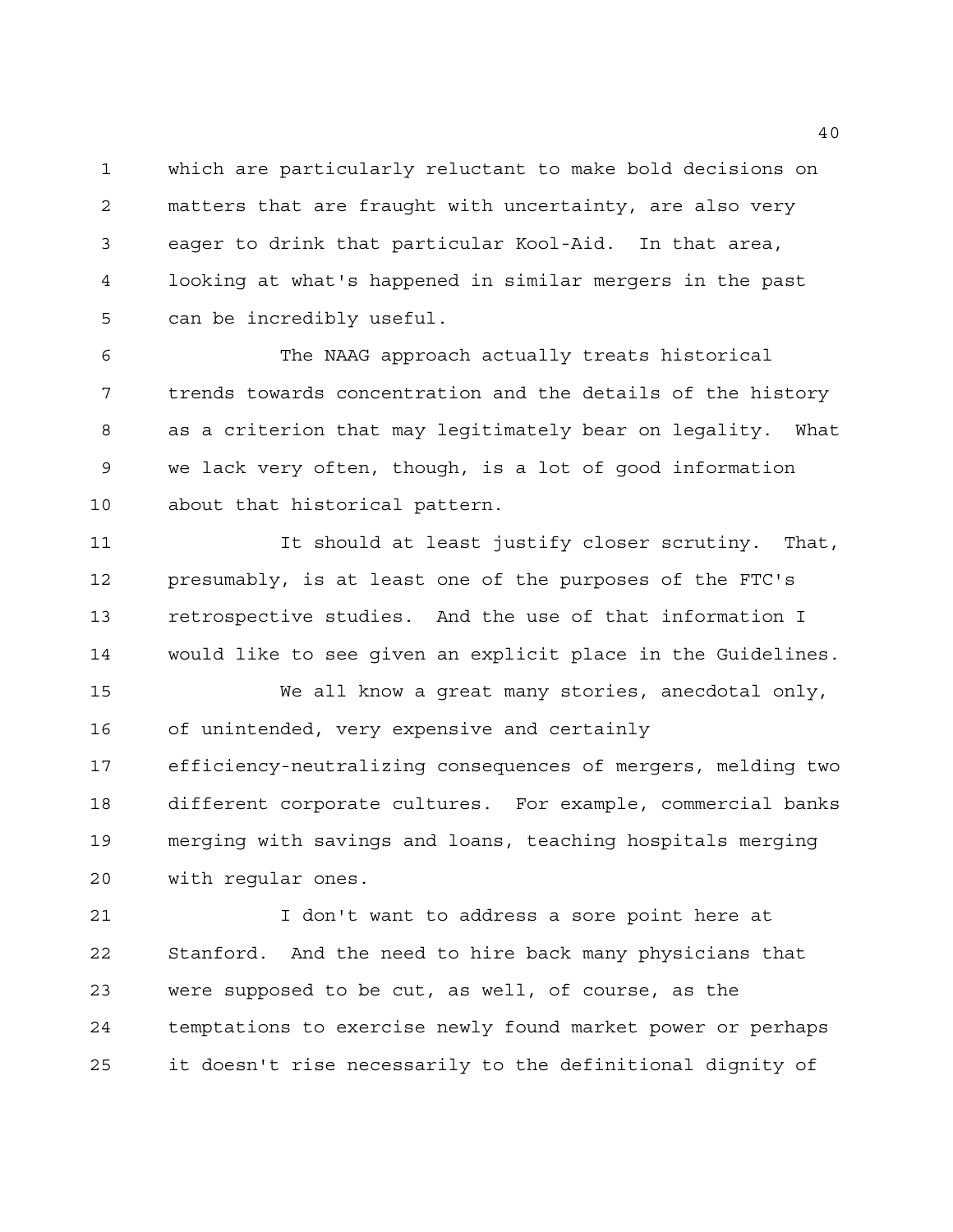which are particularly reluctant to make bold decisions on matters that are fraught with uncertainty, are also very eager to drink that particular Kool-Aid. In that area, looking at what's happened in similar mergers in the past can be incredibly useful.

The NAAG approach actually treats historical trends towards concentration and the details of the history as a criterion that may legitimately bear on legality. What we lack very often, though, is a lot of good information about that historical pattern.

It should at least justify closer scrutiny. That, presumably, is at least one of the purposes of the FTC's retrospective studies. And the use of that information I would like to see given an explicit place in the Guidelines.

We all know a great many stories, anecdotal only, of unintended, very expensive and certainly efficiency-neutralizing consequences of mergers, melding two different corporate cultures. For example, commercial banks merging with savings and loans, teaching hospitals merging with regular ones.

I don't want to address a sore point here at Stanford. And the need to hire back many physicians that were supposed to be cut, as well, of course, as the temptations to exercise newly found market power or perhaps it doesn't rise necessarily to the definitional dignity of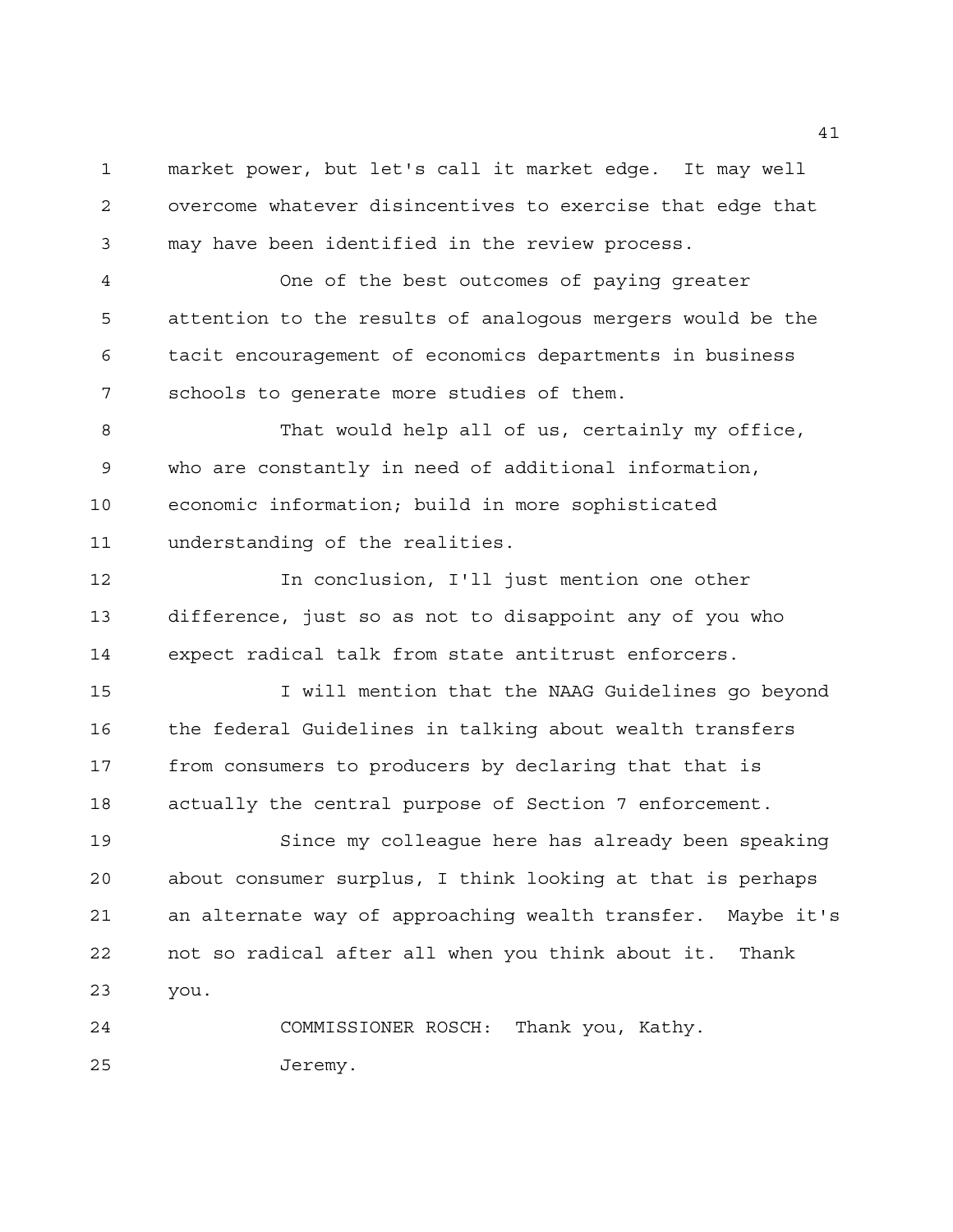market power, but let's call it market edge. It may well overcome whatever disincentives to exercise that edge that may have been identified in the review process.

One of the best outcomes of paying greater attention to the results of analogous mergers would be the tacit encouragement of economics departments in business schools to generate more studies of them.

That would help all of us, certainly my office, who are constantly in need of additional information, economic information; build in more sophisticated understanding of the realities.

In conclusion, I'll just mention one other difference, just so as not to disappoint any of you who expect radical talk from state antitrust enforcers.

I will mention that the NAAG Guidelines go beyond the federal Guidelines in talking about wealth transfers from consumers to producers by declaring that that is actually the central purpose of Section 7 enforcement.

Since my colleague here has already been speaking about consumer surplus, I think looking at that is perhaps an alternate way of approaching wealth transfer. Maybe it's not so radical after all when you think about it. Thank you.

COMMISSIONER ROSCH: Thank you, Kathy.

Jeremy.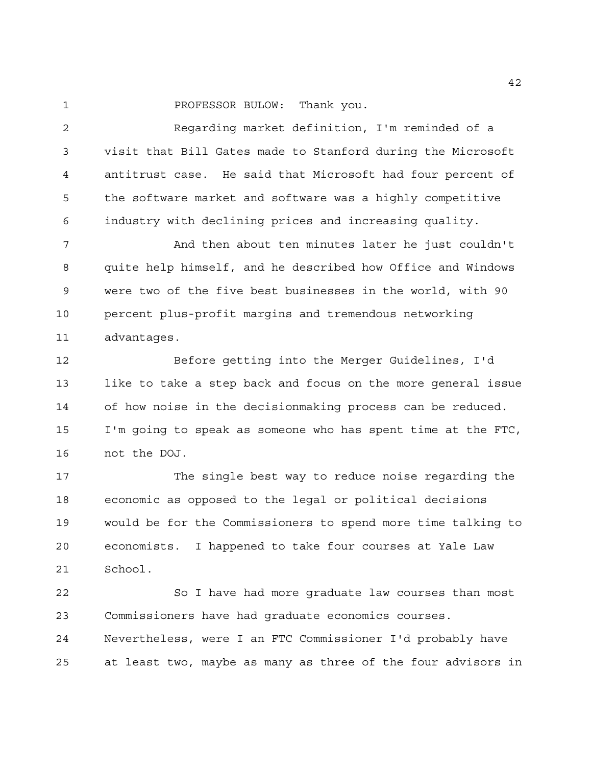PROFESSOR BULOW: Thank you.

Regarding market definition, I'm reminded of a visit that Bill Gates made to Stanford during the Microsoft antitrust case. He said that Microsoft had four percent of the software market and software was a highly competitive industry with declining prices and increasing quality.

And then about ten minutes later he just couldn't quite help himself, and he described how Office and Windows were two of the five best businesses in the world, with 90 percent plus-profit margins and tremendous networking advantages.

Before getting into the Merger Guidelines, I'd like to take a step back and focus on the more general issue of how noise in the decisionmaking process can be reduced. I'm going to speak as someone who has spent time at the FTC, not the DOJ.

The single best way to reduce noise regarding the economic as opposed to the legal or political decisions would be for the Commissioners to spend more time talking to economists. I happened to take four courses at Yale Law School.

So I have had more graduate law courses than most Commissioners have had graduate economics courses. Nevertheless, were I an FTC Commissioner I'd probably have at least two, maybe as many as three of the four advisors in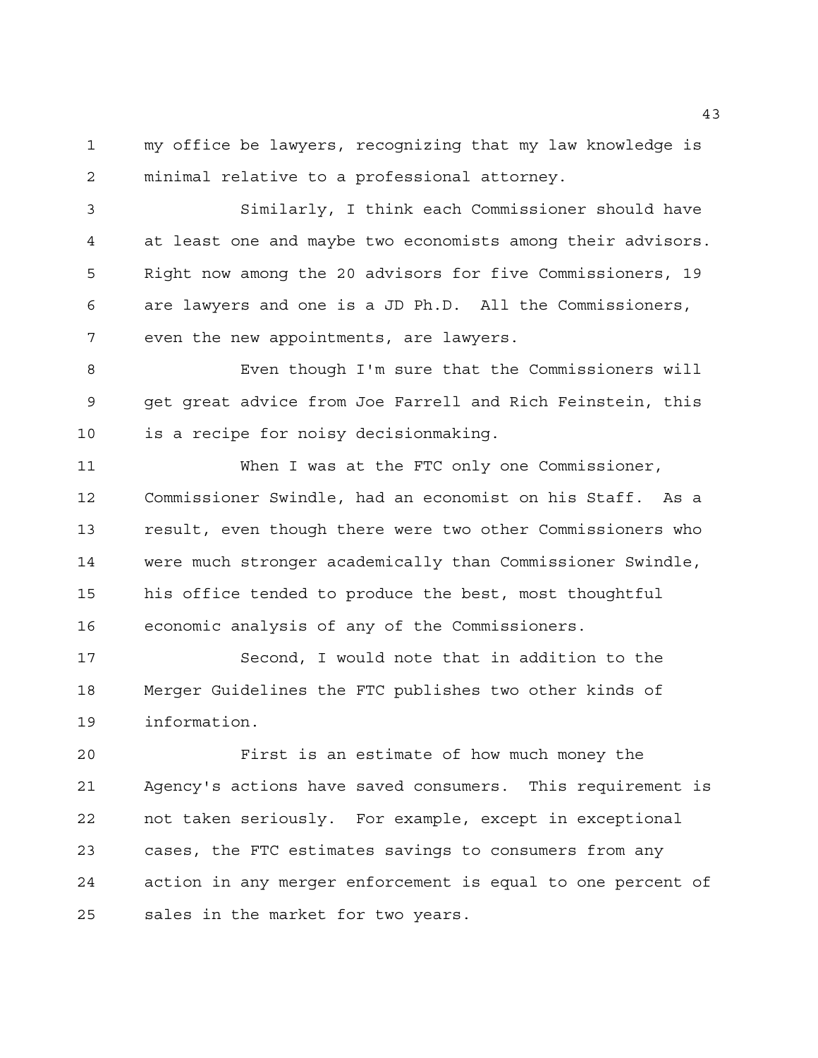my office be lawyers, recognizing that my law knowledge is minimal relative to a professional attorney.

Similarly, I think each Commissioner should have at least one and maybe two economists among their advisors. Right now among the 20 advisors for five Commissioners, 19 are lawyers and one is a JD Ph.D. All the Commissioners, even the new appointments, are lawyers.

Even though I'm sure that the Commissioners will get great advice from Joe Farrell and Rich Feinstein, this is a recipe for noisy decisionmaking.

When I was at the FTC only one Commissioner, Commissioner Swindle, had an economist on his Staff. As a result, even though there were two other Commissioners who were much stronger academically than Commissioner Swindle, his office tended to produce the best, most thoughtful economic analysis of any of the Commissioners.

Second, I would note that in addition to the Merger Guidelines the FTC publishes two other kinds of information.

First is an estimate of how much money the Agency's actions have saved consumers. This requirement is not taken seriously. For example, except in exceptional cases, the FTC estimates savings to consumers from any action in any merger enforcement is equal to one percent of sales in the market for two years.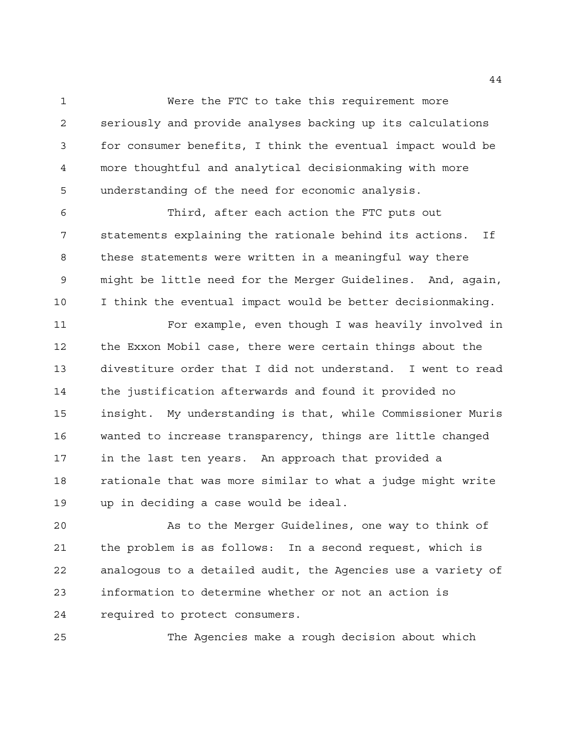Were the FTC to take this requirement more seriously and provide analyses backing up its calculations for consumer benefits, I think the eventual impact would be more thoughtful and analytical decisionmaking with more understanding of the need for economic analysis.

Third, after each action the FTC puts out statements explaining the rationale behind its actions. If these statements were written in a meaningful way there might be little need for the Merger Guidelines. And, again, I think the eventual impact would be better decisionmaking.

For example, even though I was heavily involved in the Exxon Mobil case, there were certain things about the divestiture order that I did not understand. I went to read the justification afterwards and found it provided no insight. My understanding is that, while Commissioner Muris wanted to increase transparency, things are little changed in the last ten years. An approach that provided a rationale that was more similar to what a judge might write up in deciding a case would be ideal.

As to the Merger Guidelines, one way to think of the problem is as follows: In a second request, which is analogous to a detailed audit, the Agencies use a variety of information to determine whether or not an action is required to protect consumers.

The Agencies make a rough decision about which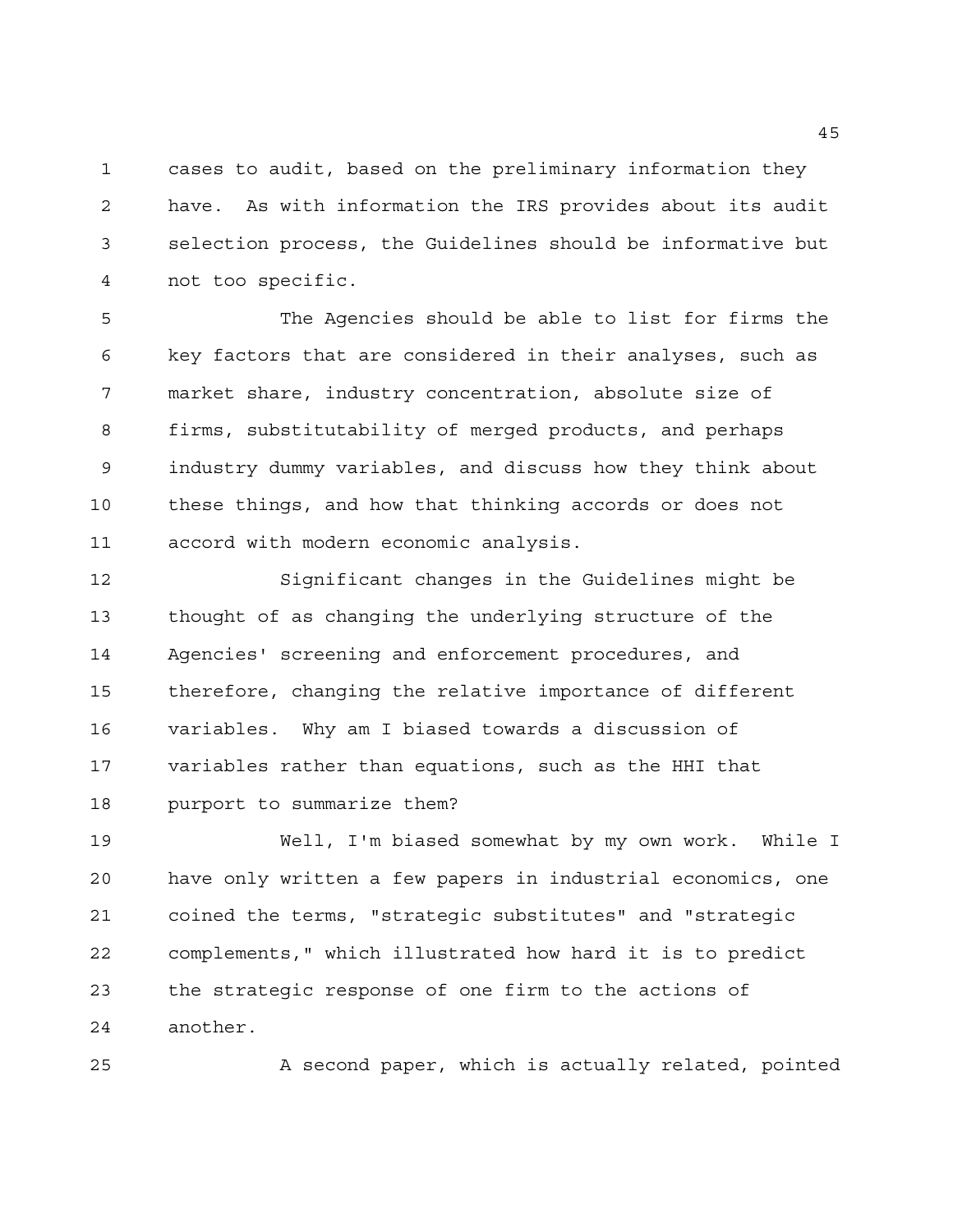cases to audit, based on the preliminary information they have. As with information the IRS provides about its audit selection process, the Guidelines should be informative but not too specific.

The Agencies should be able to list for firms the key factors that are considered in their analyses, such as market share, industry concentration, absolute size of firms, substitutability of merged products, and perhaps industry dummy variables, and discuss how they think about these things, and how that thinking accords or does not accord with modern economic analysis.

Significant changes in the Guidelines might be thought of as changing the underlying structure of the Agencies' screening and enforcement procedures, and therefore, changing the relative importance of different variables. Why am I biased towards a discussion of variables rather than equations, such as the HHI that purport to summarize them?

Well, I'm biased somewhat by my own work. While I have only written a few papers in industrial economics, one coined the terms, "strategic substitutes" and "strategic complements," which illustrated how hard it is to predict the strategic response of one firm to the actions of another.

A second paper, which is actually related, pointed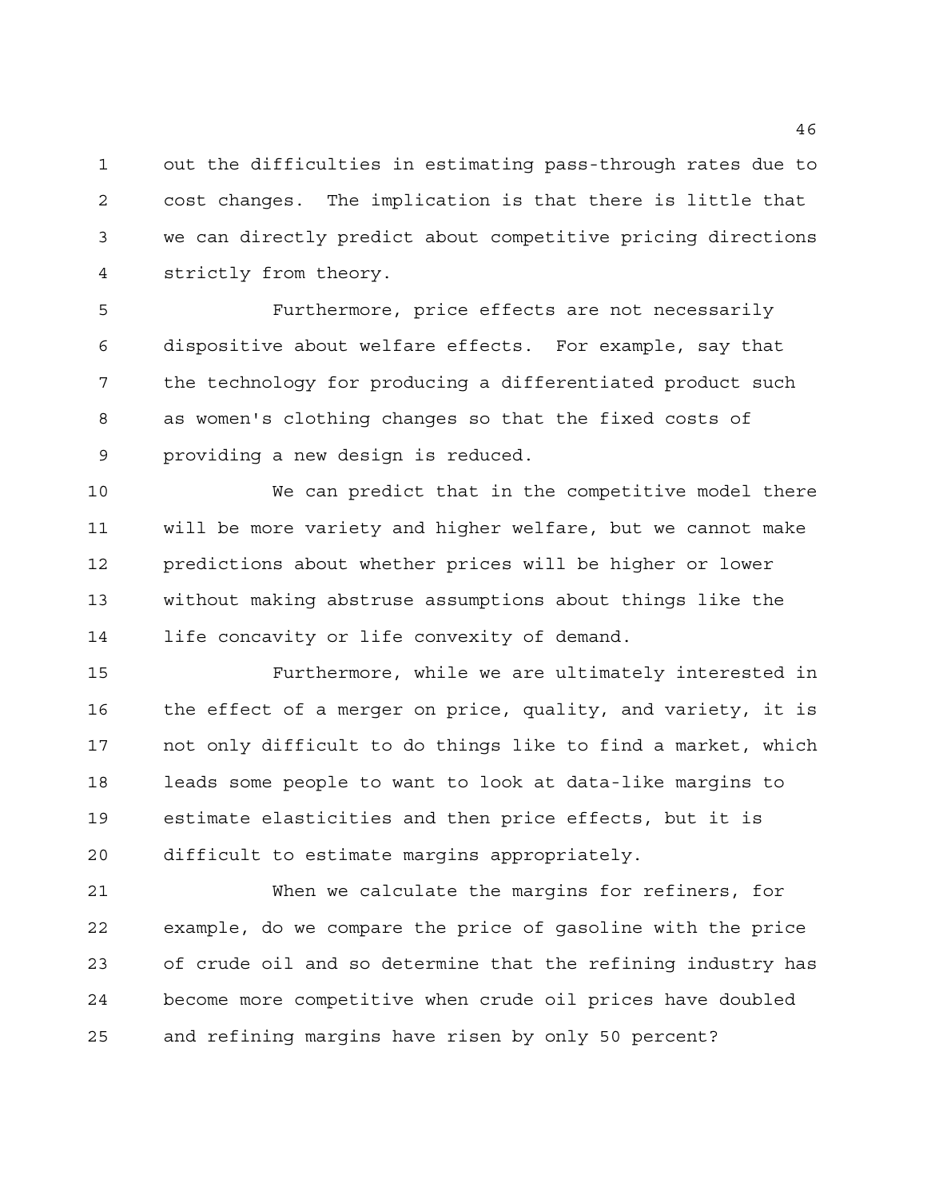out the difficulties in estimating pass-through rates due to cost changes. The implication is that there is little that we can directly predict about competitive pricing directions strictly from theory.

Furthermore, price effects are not necessarily dispositive about welfare effects. For example, say that the technology for producing a differentiated product such as women's clothing changes so that the fixed costs of providing a new design is reduced.

We can predict that in the competitive model there will be more variety and higher welfare, but we cannot make predictions about whether prices will be higher or lower without making abstruse assumptions about things like the life concavity or life convexity of demand.

Furthermore, while we are ultimately interested in the effect of a merger on price, quality, and variety, it is not only difficult to do things like to find a market, which leads some people to want to look at data-like margins to estimate elasticities and then price effects, but it is difficult to estimate margins appropriately.

When we calculate the margins for refiners, for example, do we compare the price of gasoline with the price of crude oil and so determine that the refining industry has become more competitive when crude oil prices have doubled and refining margins have risen by only 50 percent?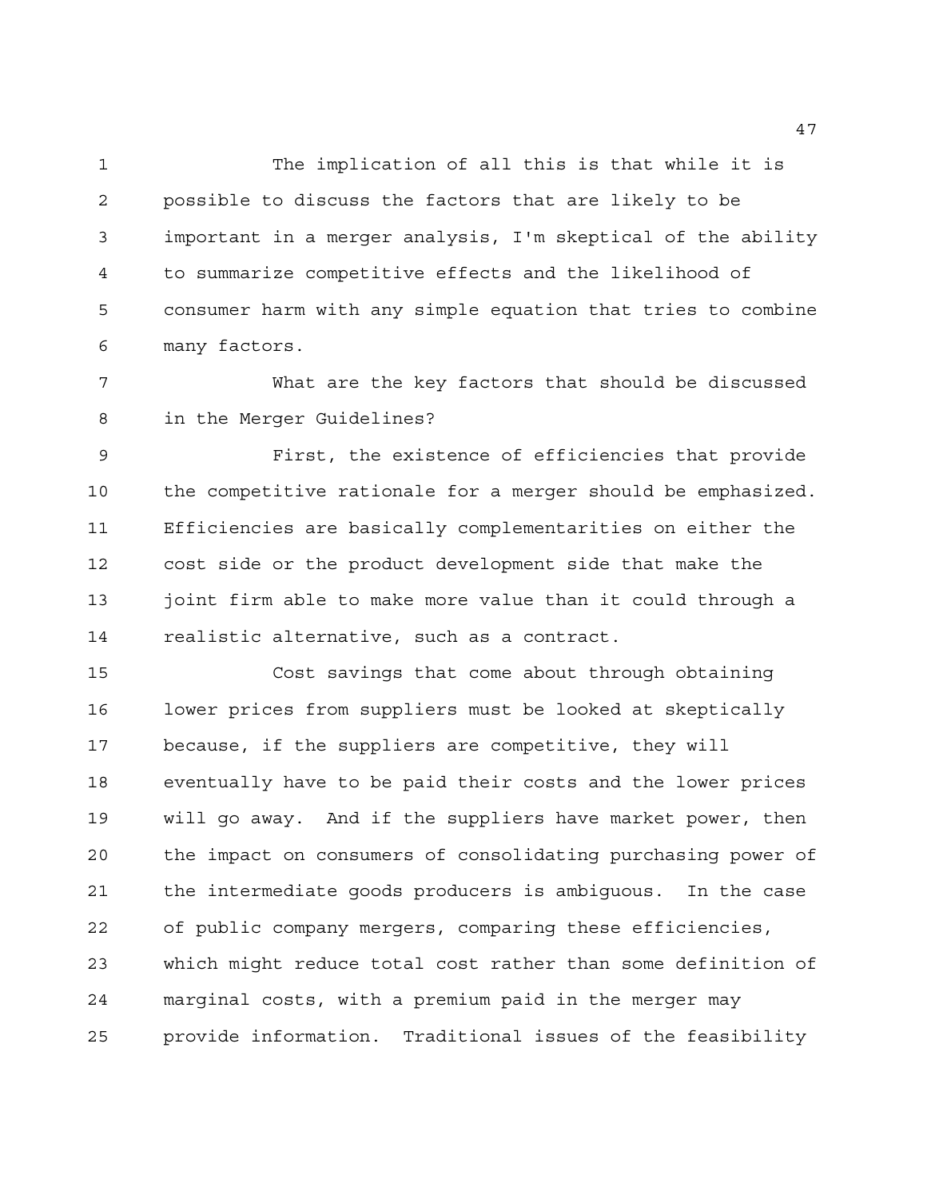The implication of all this is that while it is possible to discuss the factors that are likely to be important in a merger analysis, I'm skeptical of the ability to summarize competitive effects and the likelihood of consumer harm with any simple equation that tries to combine many factors.

What are the key factors that should be discussed in the Merger Guidelines?

First, the existence of efficiencies that provide the competitive rationale for a merger should be emphasized. Efficiencies are basically complementarities on either the cost side or the product development side that make the joint firm able to make more value than it could through a realistic alternative, such as a contract.

Cost savings that come about through obtaining lower prices from suppliers must be looked at skeptically because, if the suppliers are competitive, they will eventually have to be paid their costs and the lower prices will go away. And if the suppliers have market power, then the impact on consumers of consolidating purchasing power of the intermediate goods producers is ambiguous. In the case of public company mergers, comparing these efficiencies, which might reduce total cost rather than some definition of marginal costs, with a premium paid in the merger may provide information. Traditional issues of the feasibility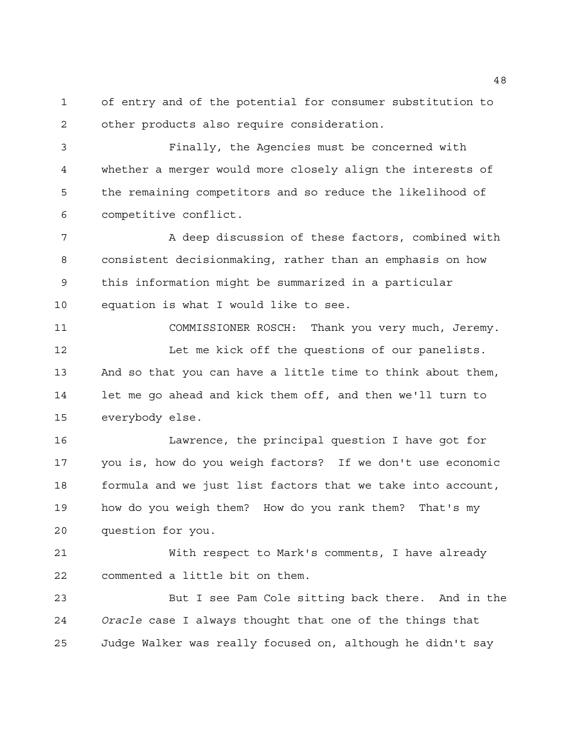of entry and of the potential for consumer substitution to other products also require consideration.

Finally, the Agencies must be concerned with whether a merger would more closely align the interests of the remaining competitors and so reduce the likelihood of competitive conflict.

A deep discussion of these factors, combined with consistent decisionmaking, rather than an emphasis on how this information might be summarized in a particular equation is what I would like to see.

COMMISSIONER ROSCH: Thank you very much, Jeremy.

Let me kick off the questions of our panelists. And so that you can have a little time to think about them, let me go ahead and kick them off, and then we'll turn to everybody else.

Lawrence, the principal question I have got for you is, how do you weigh factors? If we don't use economic formula and we just list factors that we take into account, how do you weigh them? How do you rank them? That's my question for you.

With respect to Mark's comments, I have already commented a little bit on them.

But I see Pam Cole sitting back there. And in the *Oracle* case I always thought that one of the things that Judge Walker was really focused on, although he didn't say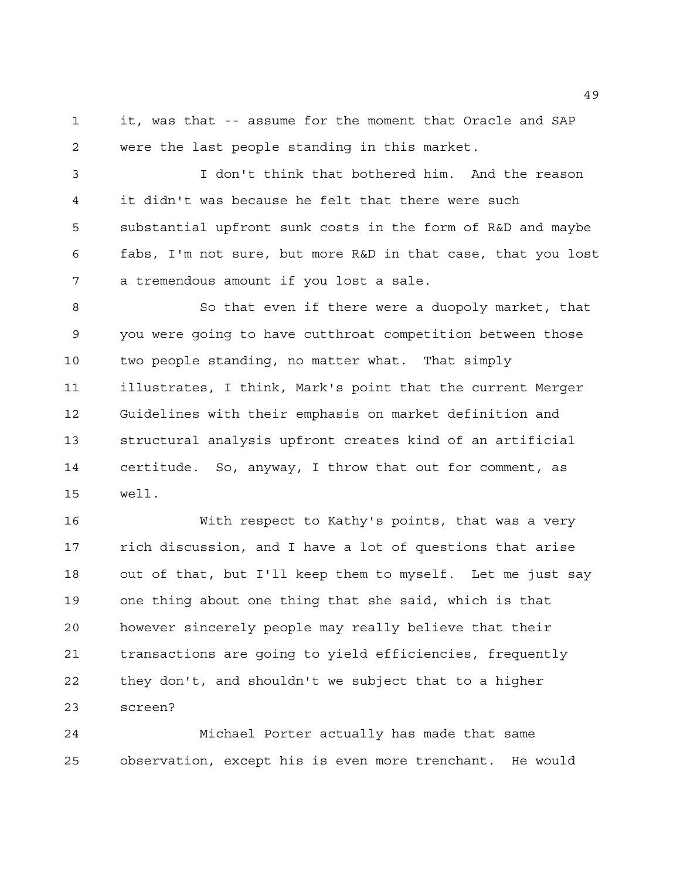it, was that -- assume for the moment that Oracle and SAP were the last people standing in this market.

I don't think that bothered him. And the reason it didn't was because he felt that there were such substantial upfront sunk costs in the form of R&D and maybe fabs, I'm not sure, but more R&D in that case, that you lost a tremendous amount if you lost a sale.

So that even if there were a duopoly market, that you were going to have cutthroat competition between those two people standing, no matter what. That simply illustrates, I think, Mark's point that the current Merger Guidelines with their emphasis on market definition and structural analysis upfront creates kind of an artificial certitude. So, anyway, I throw that out for comment, as well.

With respect to Kathy's points, that was a very rich discussion, and I have a lot of questions that arise out of that, but I'll keep them to myself. Let me just say one thing about one thing that she said, which is that however sincerely people may really believe that their transactions are going to yield efficiencies, frequently they don't, and shouldn't we subject that to a higher screen?

Michael Porter actually has made that same observation, except his is even more trenchant. He would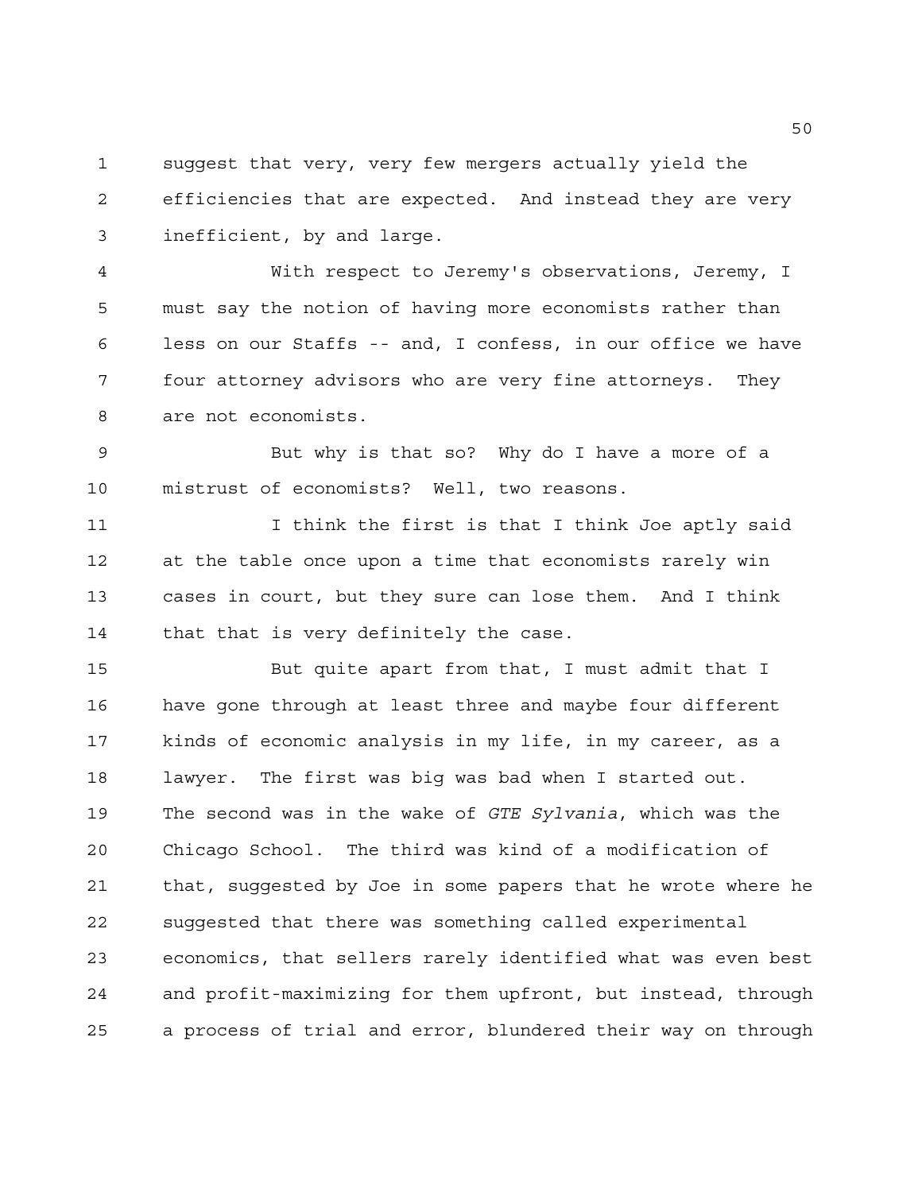suggest that very, very few mergers actually yield the efficiencies that are expected. And instead they are very inefficient, by and large.

With respect to Jeremy's observations, Jeremy, I must say the notion of having more economists rather than less on our Staffs -- and, I confess, in our office we have four attorney advisors who are very fine attorneys. They are not economists.

But why is that so? Why do I have a more of a mistrust of economists? Well, two reasons.

I think the first is that I think Joe aptly said at the table once upon a time that economists rarely win cases in court, but they sure can lose them. And I think that that is very definitely the case.

But quite apart from that, I must admit that I have gone through at least three and maybe four different kinds of economic analysis in my life, in my career, as a lawyer. The first was big was bad when I started out. The second was in the wake of *GTE Sylvania*, which was the Chicago School. The third was kind of a modification of that, suggested by Joe in some papers that he wrote where he suggested that there was something called experimental economics, that sellers rarely identified what was even best and profit-maximizing for them upfront, but instead, through a process of trial and error, blundered their way on through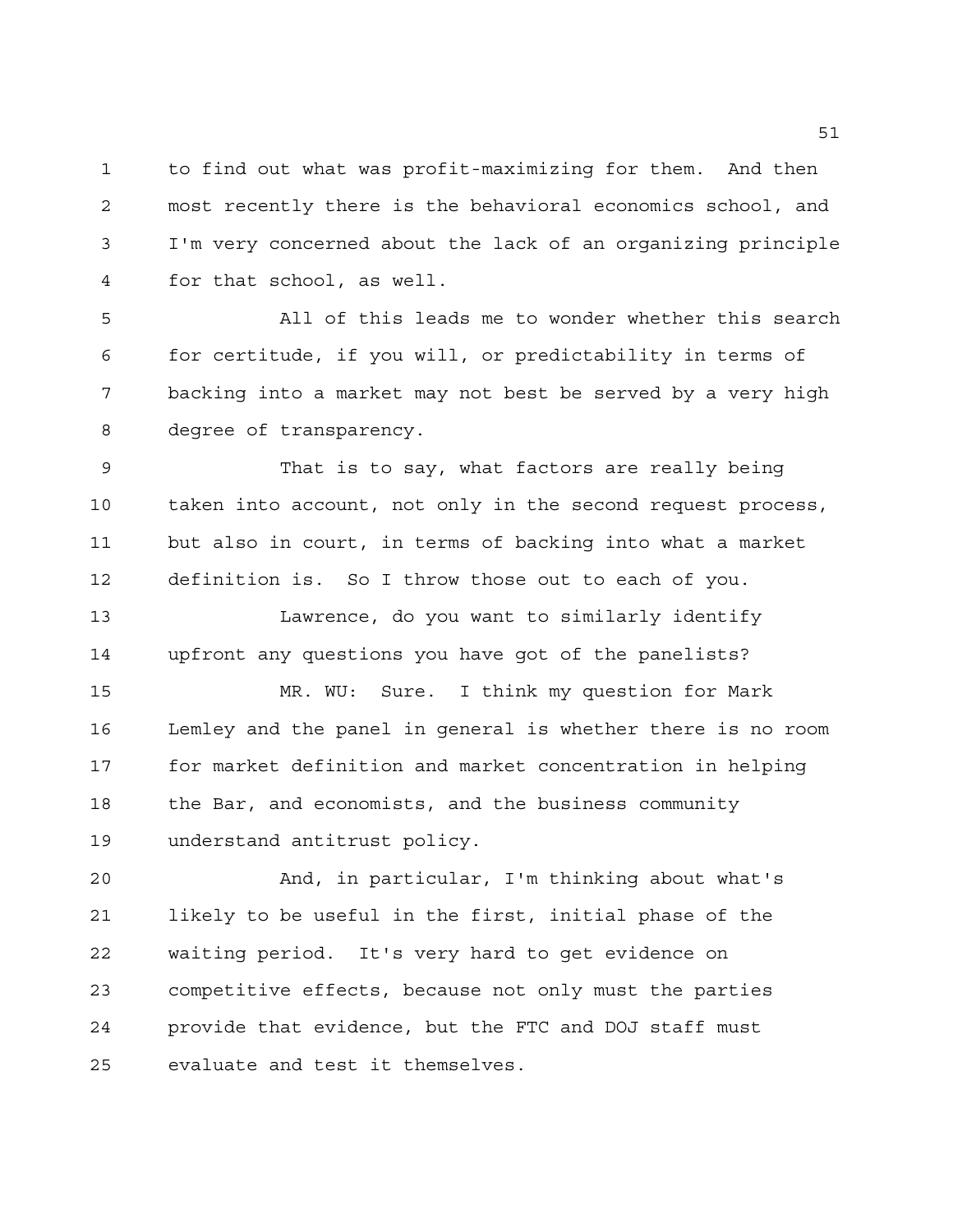to find out what was profit-maximizing for them. And then most recently there is the behavioral economics school, and I'm very concerned about the lack of an organizing principle for that school, as well.

All of this leads me to wonder whether this search for certitude, if you will, or predictability in terms of backing into a market may not best be served by a very high degree of transparency.

That is to say, what factors are really being taken into account, not only in the second request process, but also in court, in terms of backing into what a market definition is. So I throw those out to each of you.

Lawrence, do you want to similarly identify upfront any questions you have got of the panelists?

MR. WU: Sure. I think my question for Mark Lemley and the panel in general is whether there is no room for market definition and market concentration in helping the Bar, and economists, and the business community understand antitrust policy.

And, in particular, I'm thinking about what's likely to be useful in the first, initial phase of the waiting period. It's very hard to get evidence on competitive effects, because not only must the parties provide that evidence, but the FTC and DOJ staff must evaluate and test it themselves.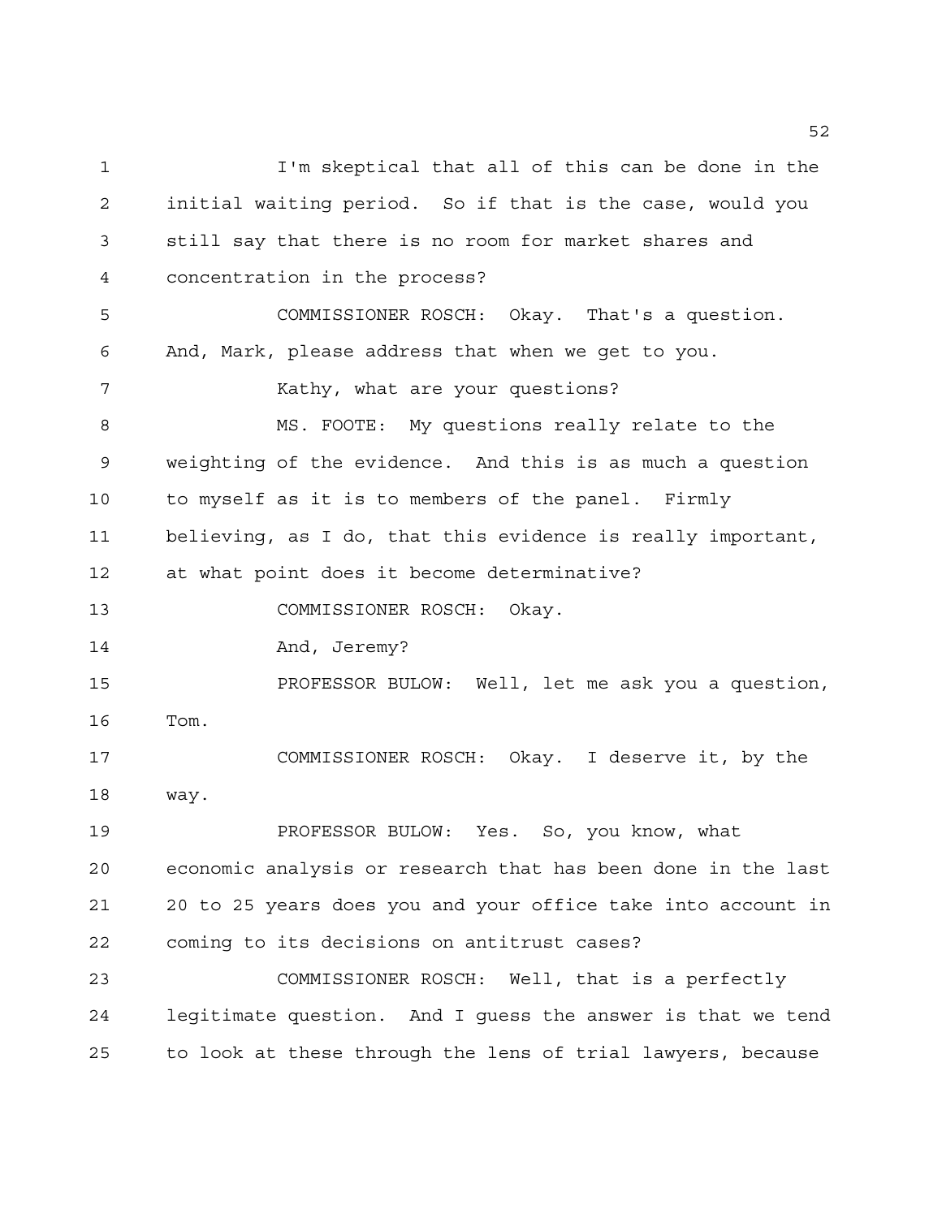I'm skeptical that all of this can be done in the initial waiting period. So if that is the case, would you still say that there is no room for market shares and concentration in the process?

COMMISSIONER ROSCH: Okay. That's a question. And, Mark, please address that when we get to you.

Kathy, what are your questions?

MS. FOOTE: My questions really relate to the weighting of the evidence. And this is as much a question to myself as it is to members of the panel. Firmly believing, as I do, that this evidence is really important, at what point does it become determinative?

COMMISSIONER ROSCH: Okay.

And, Jeremy?

PROFESSOR BULOW: Well, let me ask you a question, Tom.

COMMISSIONER ROSCH: Okay. I deserve it, by the way.

PROFESSOR BULOW: Yes. So, you know, what economic analysis or research that has been done in the last 20 to 25 years does you and your office take into account in coming to its decisions on antitrust cases?

COMMISSIONER ROSCH: Well, that is a perfectly legitimate question. And I guess the answer is that we tend to look at these through the lens of trial lawyers, because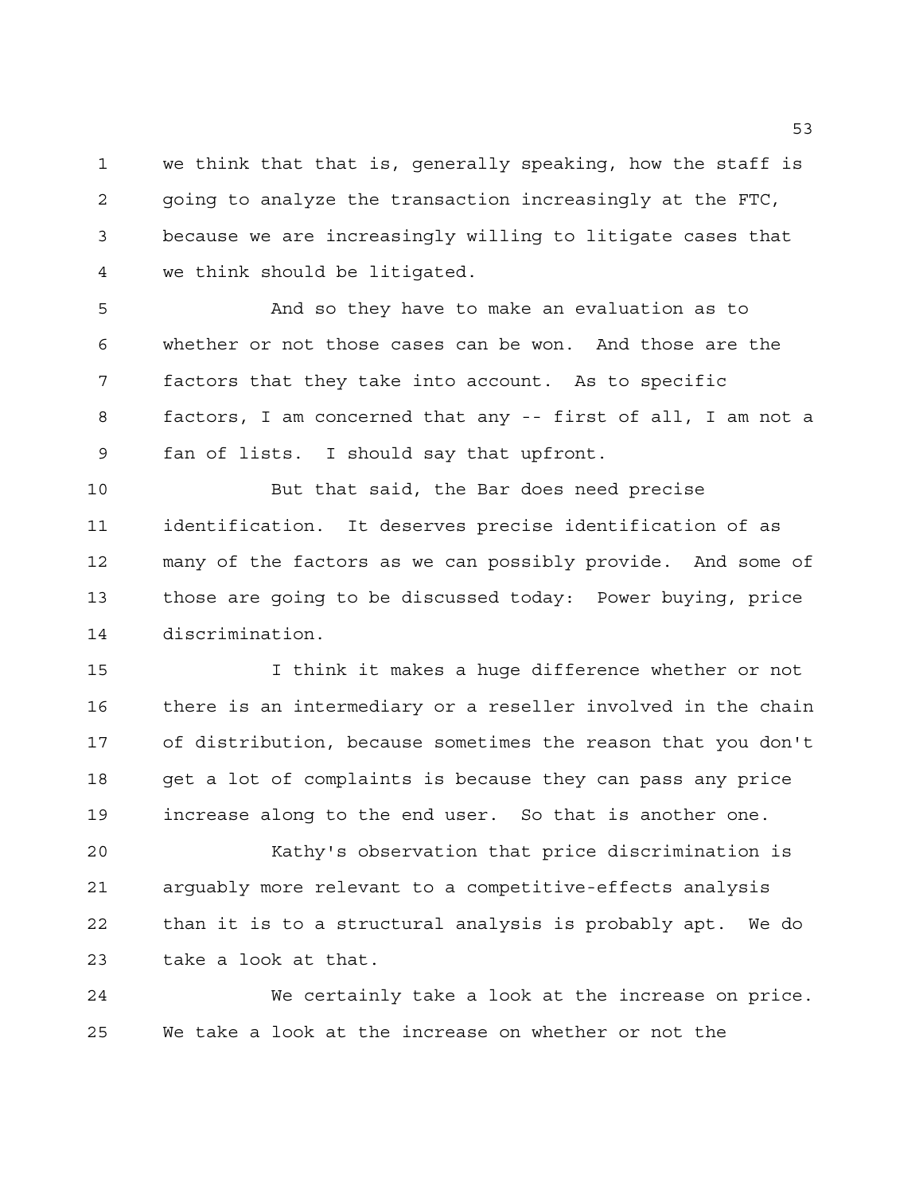we think that that is, generally speaking, how the staff is going to analyze the transaction increasingly at the FTC, because we are increasingly willing to litigate cases that we think should be litigated.

And so they have to make an evaluation as to whether or not those cases can be won. And those are the factors that they take into account. As to specific factors, I am concerned that any -- first of all, I am not a fan of lists. I should say that upfront.

But that said, the Bar does need precise identification. It deserves precise identification of as many of the factors as we can possibly provide. And some of those are going to be discussed today: Power buying, price discrimination.

I think it makes a huge difference whether or not there is an intermediary or a reseller involved in the chain of distribution, because sometimes the reason that you don't get a lot of complaints is because they can pass any price increase along to the end user. So that is another one.

Kathy's observation that price discrimination is arguably more relevant to a competitive-effects analysis than it is to a structural analysis is probably apt. We do take a look at that.

We certainly take a look at the increase on price. We take a look at the increase on whether or not the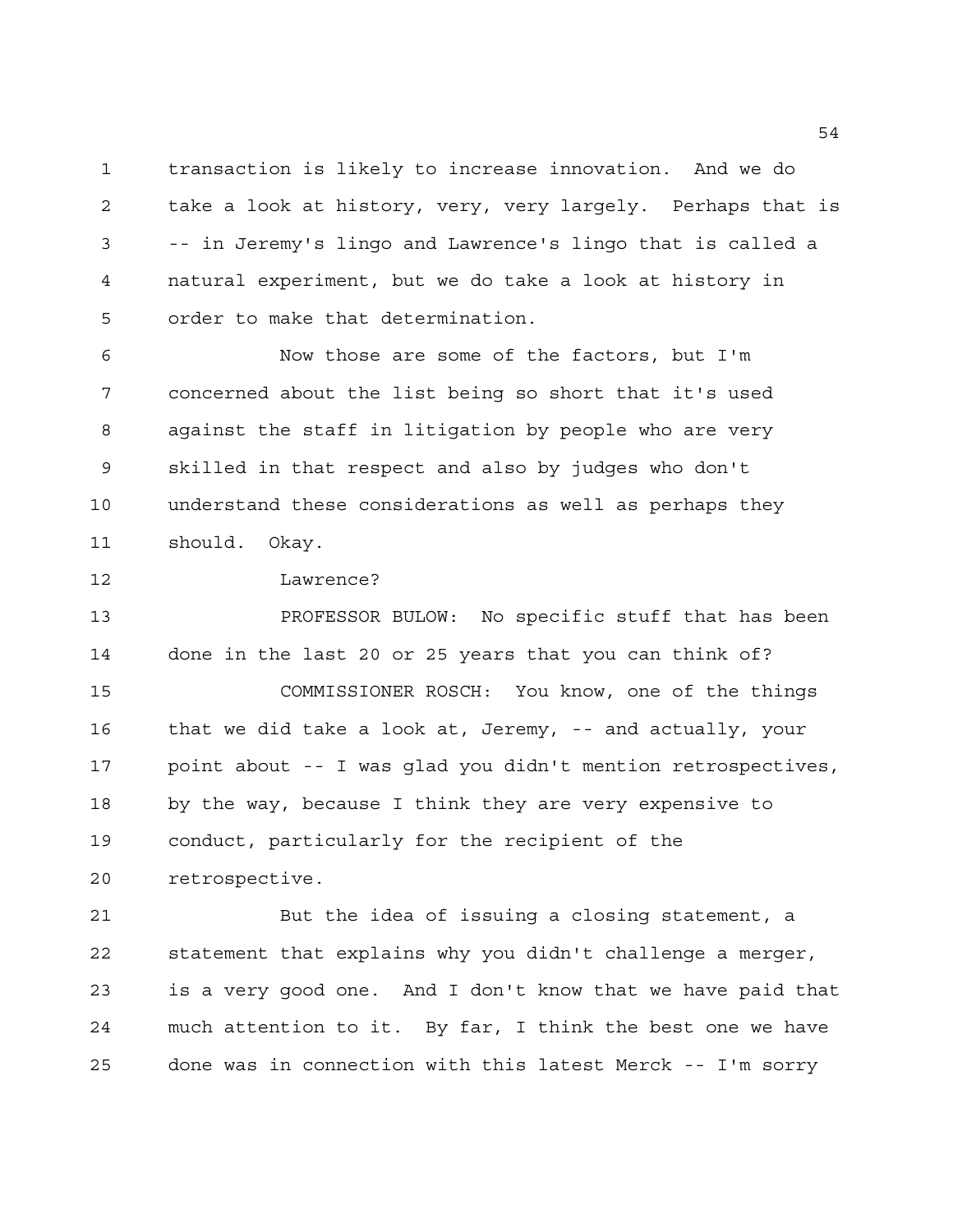transaction is likely to increase innovation. And we do take a look at history, very, very largely. Perhaps that is -- in Jeremy's lingo and Lawrence's lingo that is called a natural experiment, but we do take a look at history in order to make that determination.

Now those are some of the factors, but I'm concerned about the list being so short that it's used against the staff in litigation by people who are very skilled in that respect and also by judges who don't understand these considerations as well as perhaps they should. Okay.

Lawrence?

PROFESSOR BULOW: No specific stuff that has been done in the last 20 or 25 years that you can think of?

COMMISSIONER ROSCH: You know, one of the things that we did take a look at, Jeremy, -- and actually, your point about -- I was glad you didn't mention retrospectives, by the way, because I think they are very expensive to conduct, particularly for the recipient of the retrospective.

But the idea of issuing a closing statement, a statement that explains why you didn't challenge a merger, is a very good one. And I don't know that we have paid that much attention to it. By far, I think the best one we have done was in connection with this latest Merck -- I'm sorry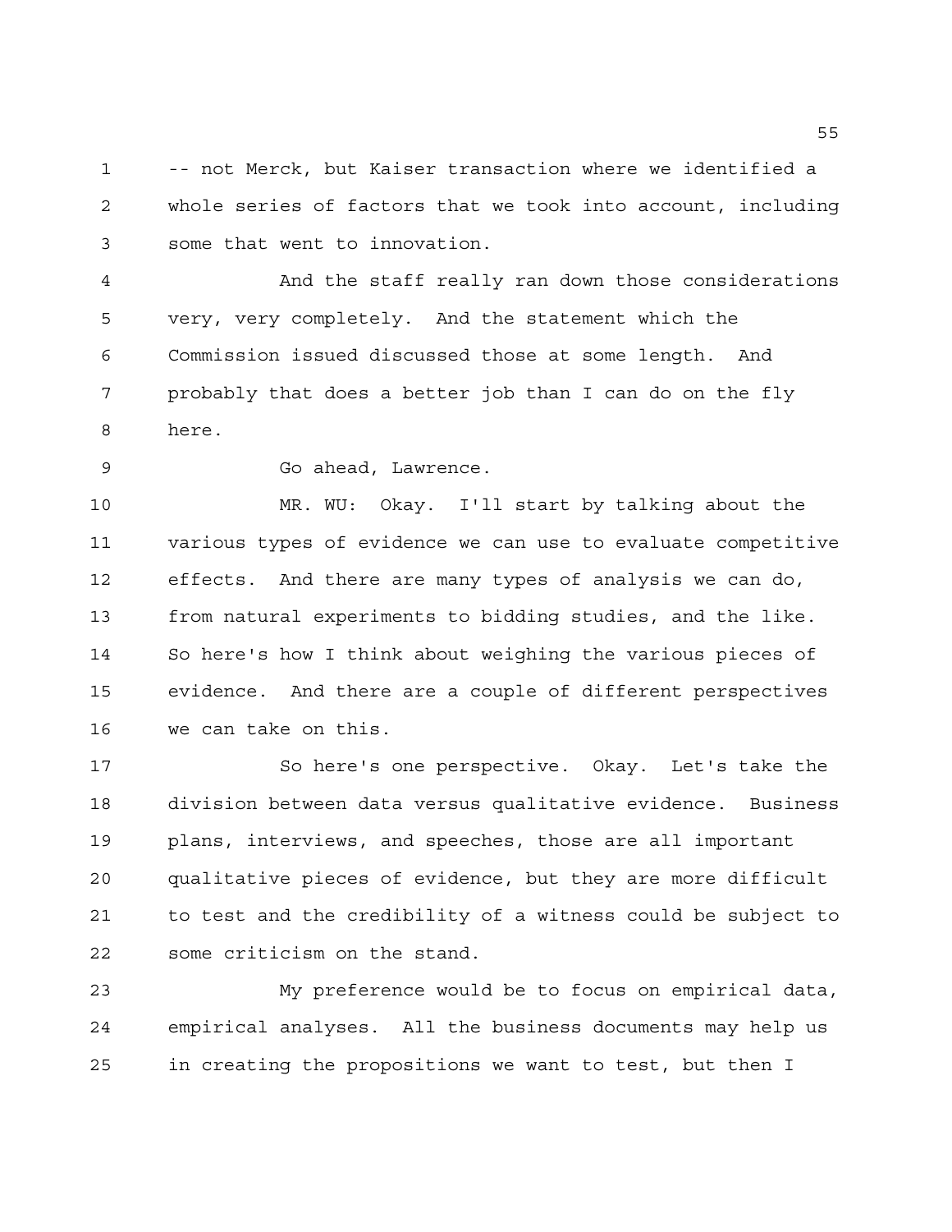-- not Merck, but Kaiser transaction where we identified a whole series of factors that we took into account, including some that went to innovation.

And the staff really ran down those considerations very, very completely. And the statement which the Commission issued discussed those at some length. And probably that does a better job than I can do on the fly here.

Go ahead, Lawrence.

MR. WU: Okay. I'll start by talking about the various types of evidence we can use to evaluate competitive effects. And there are many types of analysis we can do, from natural experiments to bidding studies, and the like. So here's how I think about weighing the various pieces of evidence. And there are a couple of different perspectives we can take on this.

So here's one perspective. Okay. Let's take the division between data versus qualitative evidence. Business plans, interviews, and speeches, those are all important qualitative pieces of evidence, but they are more difficult to test and the credibility of a witness could be subject to some criticism on the stand.

My preference would be to focus on empirical data, empirical analyses. All the business documents may help us in creating the propositions we want to test, but then I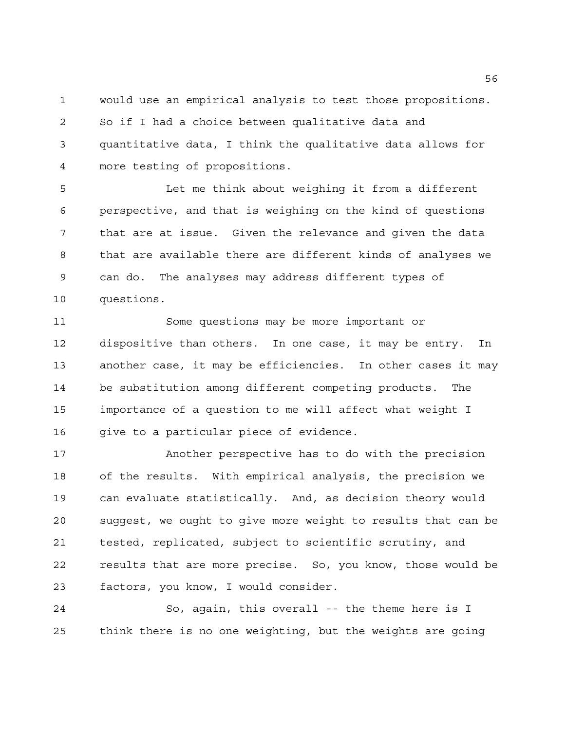would use an empirical analysis to test those propositions. So if I had a choice between qualitative data and quantitative data, I think the qualitative data allows for more testing of propositions.

Let me think about weighing it from a different perspective, and that is weighing on the kind of questions that are at issue. Given the relevance and given the data that are available there are different kinds of analyses we can do. The analyses may address different types of questions.

Some questions may be more important or dispositive than others. In one case, it may be entry. In another case, it may be efficiencies. In other cases it may be substitution among different competing products. The importance of a question to me will affect what weight I give to a particular piece of evidence.

Another perspective has to do with the precision of the results. With empirical analysis, the precision we can evaluate statistically. And, as decision theory would suggest, we ought to give more weight to results that can be tested, replicated, subject to scientific scrutiny, and results that are more precise. So, you know, those would be factors, you know, I would consider.

So, again, this overall -- the theme here is I think there is no one weighting, but the weights are going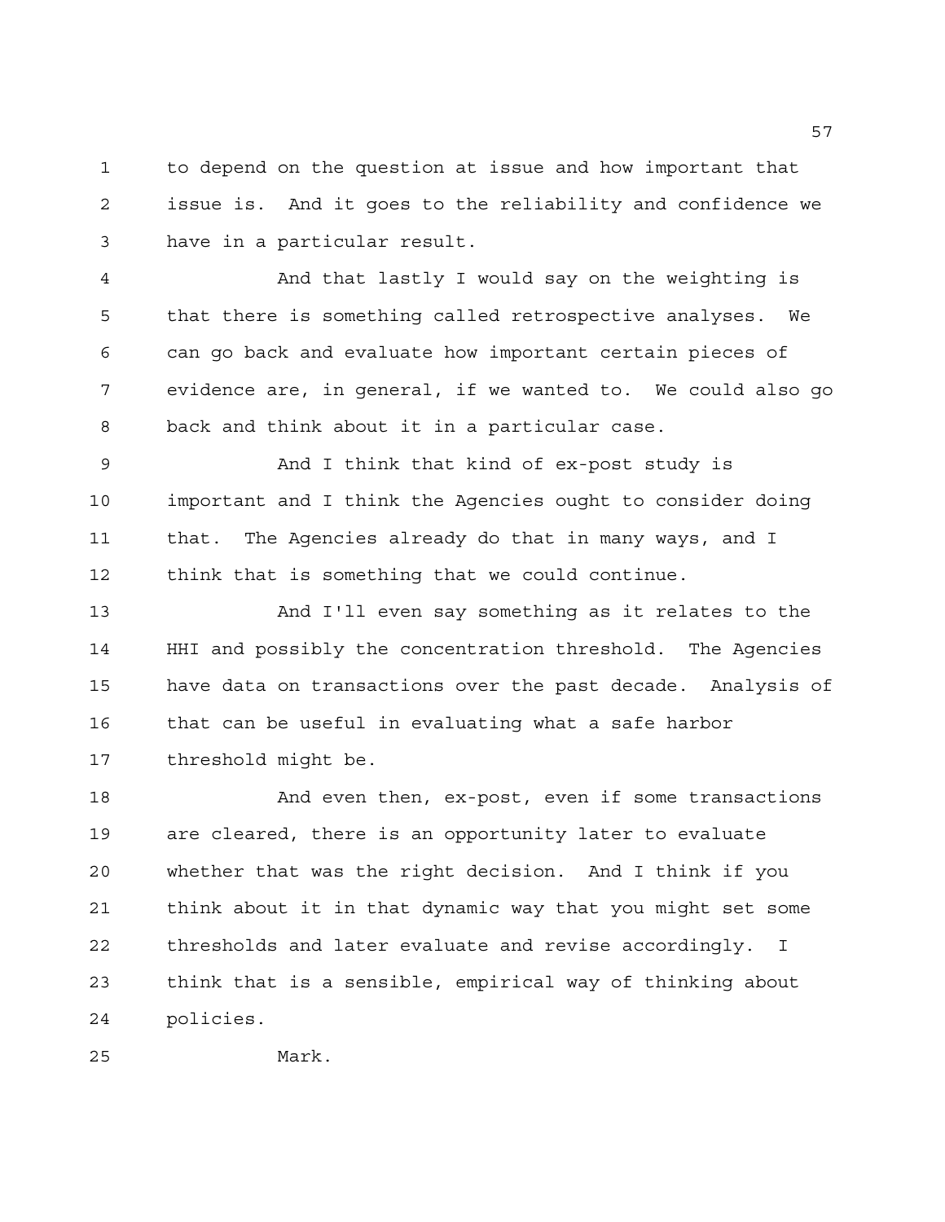to depend on the question at issue and how important that issue is. And it goes to the reliability and confidence we have in a particular result.

And that lastly I would say on the weighting is that there is something called retrospective analyses. We can go back and evaluate how important certain pieces of evidence are, in general, if we wanted to. We could also go back and think about it in a particular case.

And I think that kind of ex-post study is important and I think the Agencies ought to consider doing that. The Agencies already do that in many ways, and I think that is something that we could continue.

And I'll even say something as it relates to the HHI and possibly the concentration threshold. The Agencies have data on transactions over the past decade. Analysis of that can be useful in evaluating what a safe harbor threshold might be.

And even then, ex-post, even if some transactions are cleared, there is an opportunity later to evaluate whether that was the right decision. And I think if you think about it in that dynamic way that you might set some thresholds and later evaluate and revise accordingly. I think that is a sensible, empirical way of thinking about policies.

Mark.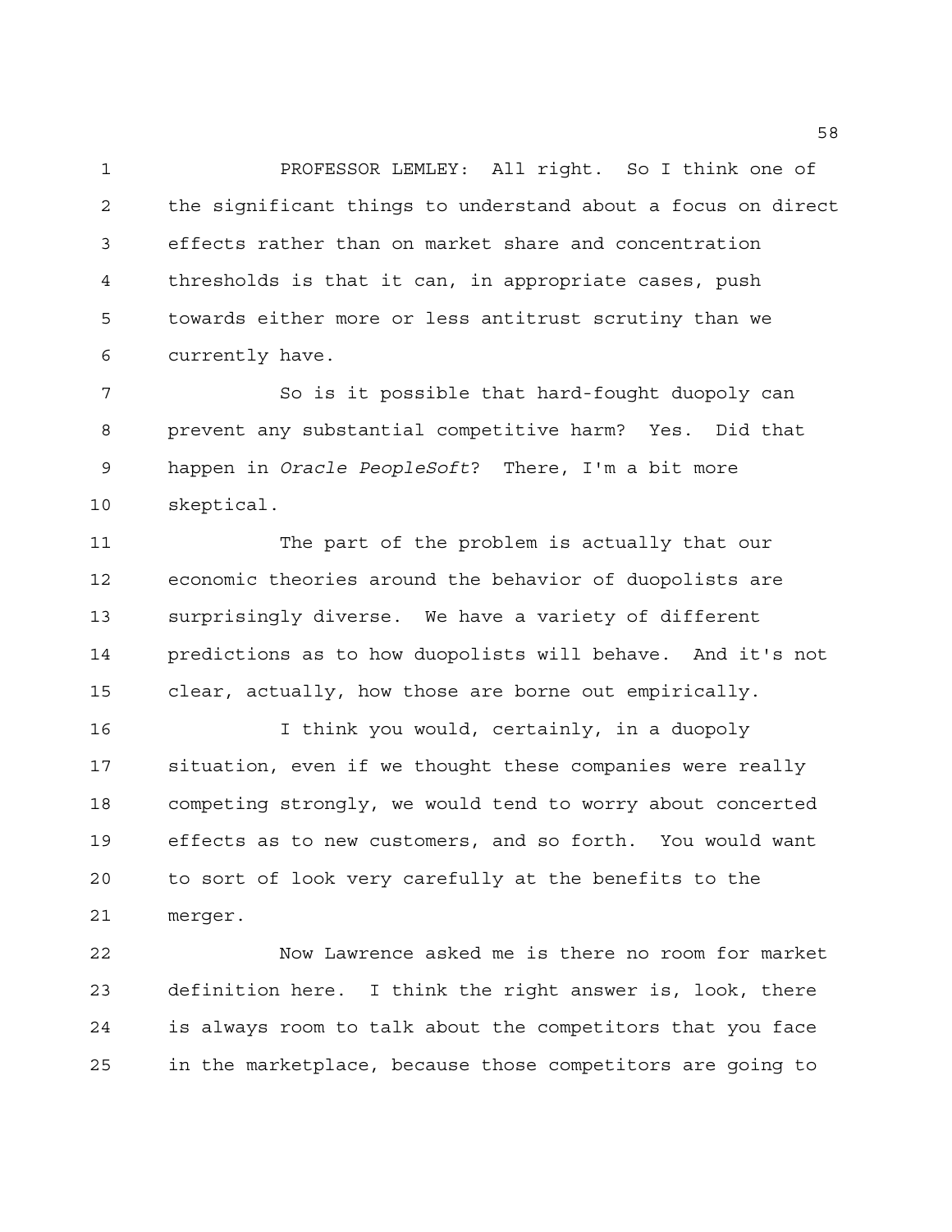PROFESSOR LEMLEY: All right. So I think one of the significant things to understand about a focus on direct effects rather than on market share and concentration thresholds is that it can, in appropriate cases, push towards either more or less antitrust scrutiny than we currently have.

So is it possible that hard-fought duopoly can prevent any substantial competitive harm? Yes. Did that happen in *Oracle PeopleSoft*? There, I'm a bit more skeptical.

The part of the problem is actually that our economic theories around the behavior of duopolists are surprisingly diverse. We have a variety of different predictions as to how duopolists will behave. And it's not clear, actually, how those are borne out empirically.

I think you would, certainly, in a duopoly situation, even if we thought these companies were really competing strongly, we would tend to worry about concerted effects as to new customers, and so forth. You would want to sort of look very carefully at the benefits to the merger.

Now Lawrence asked me is there no room for market definition here. I think the right answer is, look, there is always room to talk about the competitors that you face in the marketplace, because those competitors are going to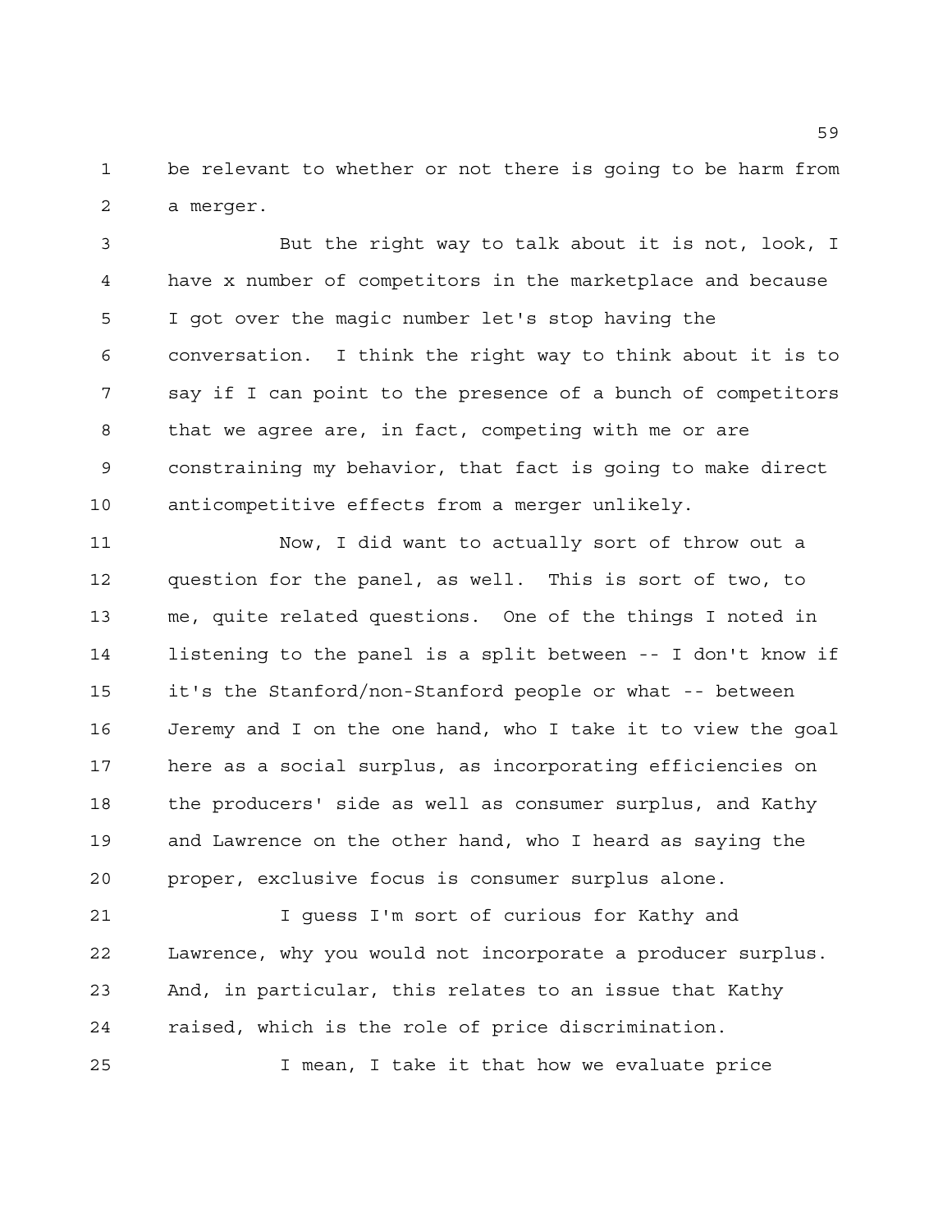be relevant to whether or not there is going to be harm from a merger.

But the right way to talk about it is not, look, I have x number of competitors in the marketplace and because I got over the magic number let's stop having the conversation. I think the right way to think about it is to say if I can point to the presence of a bunch of competitors that we agree are, in fact, competing with me or are constraining my behavior, that fact is going to make direct anticompetitive effects from a merger unlikely.

Now, I did want to actually sort of throw out a question for the panel, as well. This is sort of two, to me, quite related questions. One of the things I noted in listening to the panel is a split between -- I don't know if it's the Stanford/non-Stanford people or what -- between Jeremy and I on the one hand, who I take it to view the goal here as a social surplus, as incorporating efficiencies on the producers' side as well as consumer surplus, and Kathy and Lawrence on the other hand, who I heard as saying the proper, exclusive focus is consumer surplus alone.

I guess I'm sort of curious for Kathy and Lawrence, why you would not incorporate a producer surplus. And, in particular, this relates to an issue that Kathy raised, which is the role of price discrimination.

I mean, I take it that how we evaluate price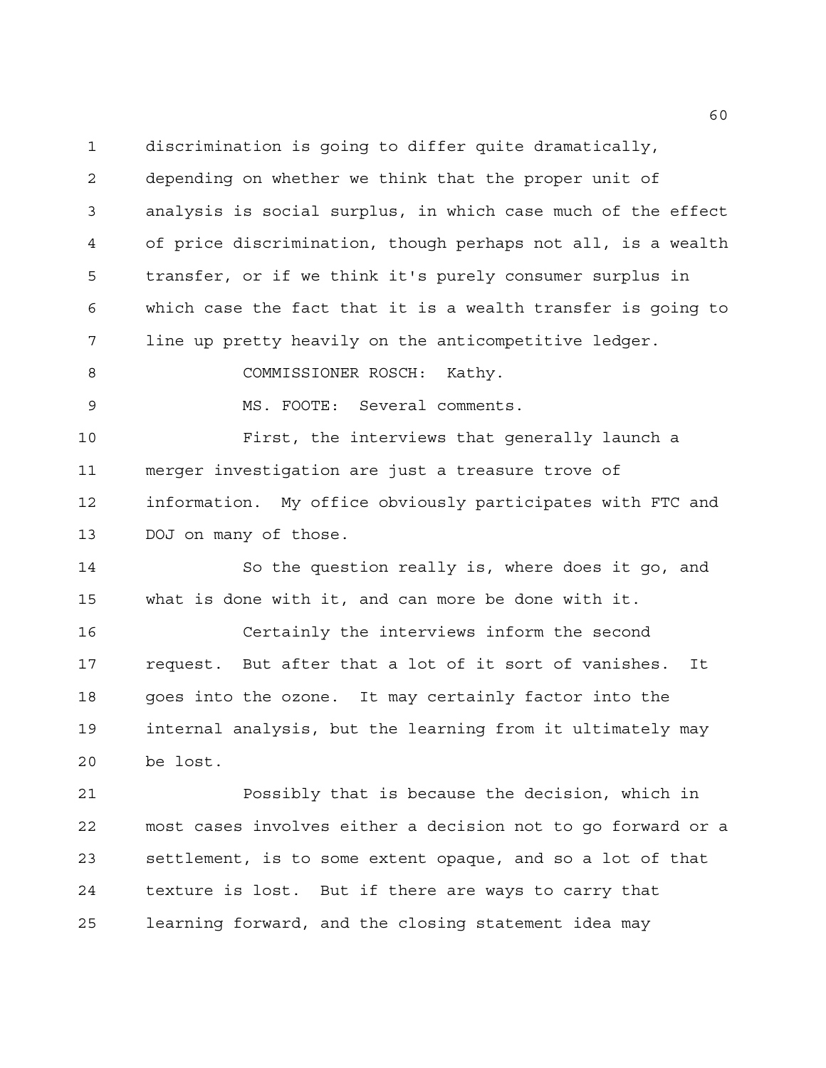discrimination is going to differ quite dramatically, depending on whether we think that the proper unit of analysis is social surplus, in which case much of the effect of price discrimination, though perhaps not all, is a wealth transfer, or if we think it's purely consumer surplus in which case the fact that it is a wealth transfer is going to line up pretty heavily on the anticompetitive ledger.

COMMISSIONER ROSCH: Kathy.

MS. FOOTE: Several comments.

First, the interviews that generally launch a merger investigation are just a treasure trove of information. My office obviously participates with FTC and DOJ on many of those.

So the question really is, where does it go, and what is done with it, and can more be done with it.

Certainly the interviews inform the second request. But after that a lot of it sort of vanishes. It goes into the ozone. It may certainly factor into the internal analysis, but the learning from it ultimately may be lost.

Possibly that is because the decision, which in most cases involves either a decision not to go forward or a settlement, is to some extent opaque, and so a lot of that texture is lost. But if there are ways to carry that learning forward, and the closing statement idea may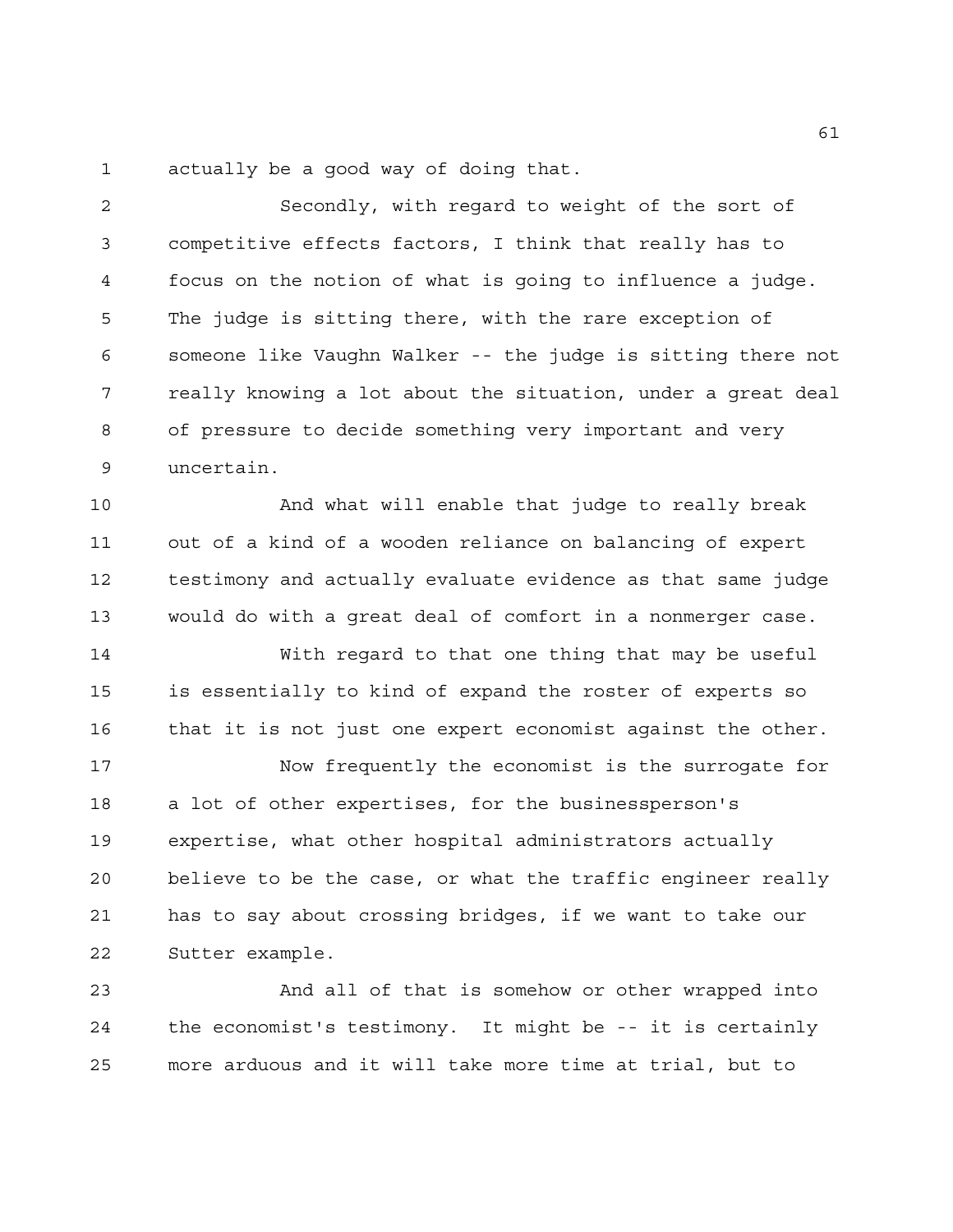actually be a good way of doing that.

Secondly, with regard to weight of the sort of competitive effects factors, I think that really has to focus on the notion of what is going to influence a judge. The judge is sitting there, with the rare exception of someone like Vaughn Walker -- the judge is sitting there not really knowing a lot about the situation, under a great deal of pressure to decide something very important and very uncertain.

And what will enable that judge to really break out of a kind of a wooden reliance on balancing of expert testimony and actually evaluate evidence as that same judge would do with a great deal of comfort in a nonmerger case.

With regard to that one thing that may be useful is essentially to kind of expand the roster of experts so that it is not just one expert economist against the other.

Now frequently the economist is the surrogate for a lot of other expertises, for the businessperson's expertise, what other hospital administrators actually believe to be the case, or what the traffic engineer really has to say about crossing bridges, if we want to take our Sutter example.

And all of that is somehow or other wrapped into the economist's testimony. It might be -- it is certainly more arduous and it will take more time at trial, but to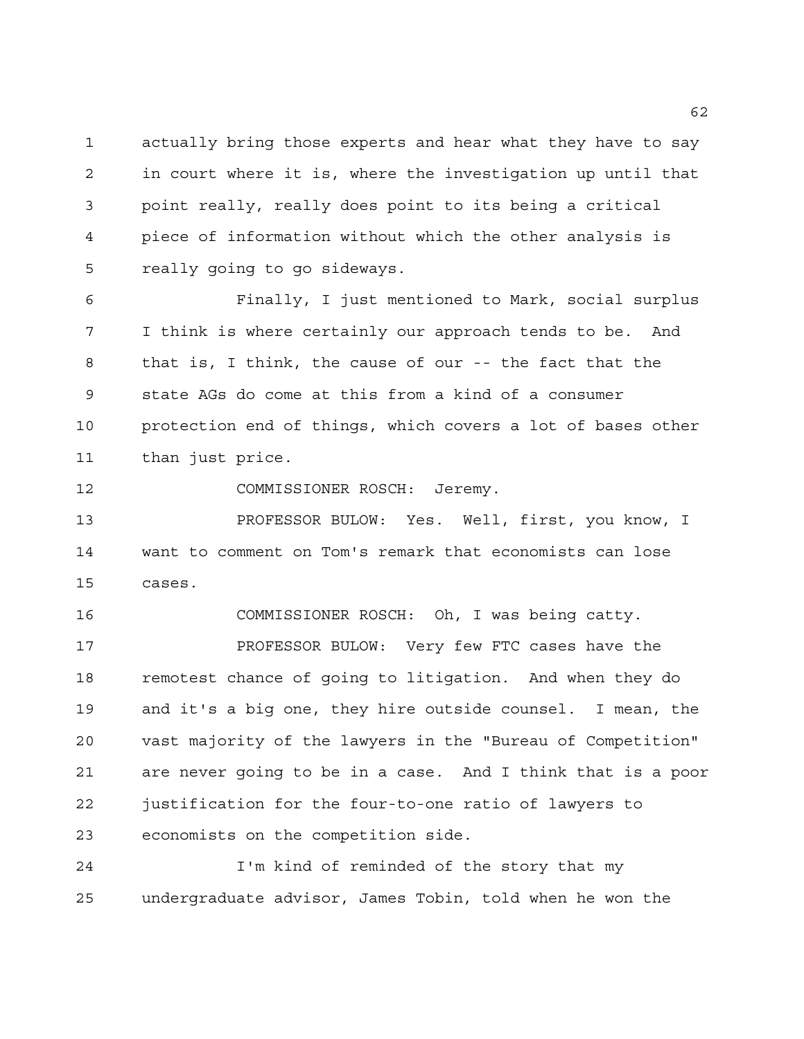actually bring those experts and hear what they have to say in court where it is, where the investigation up until that point really, really does point to its being a critical piece of information without which the other analysis is really going to go sideways.

Finally, I just mentioned to Mark, social surplus I think is where certainly our approach tends to be. And that is, I think, the cause of our -- the fact that the state AGs do come at this from a kind of a consumer protection end of things, which covers a lot of bases other than just price.

COMMISSIONER ROSCH: Jeremy.

PROFESSOR BULOW: Yes. Well, first, you know, I want to comment on Tom's remark that economists can lose cases.

COMMISSIONER ROSCH: Oh, I was being catty.

PROFESSOR BULOW: Very few FTC cases have the remotest chance of going to litigation. And when they do and it's a big one, they hire outside counsel. I mean, the vast majority of the lawyers in the "Bureau of Competition" are never going to be in a case. And I think that is a poor justification for the four-to-one ratio of lawyers to economists on the competition side.

I'm kind of reminded of the story that my undergraduate advisor, James Tobin, told when he won the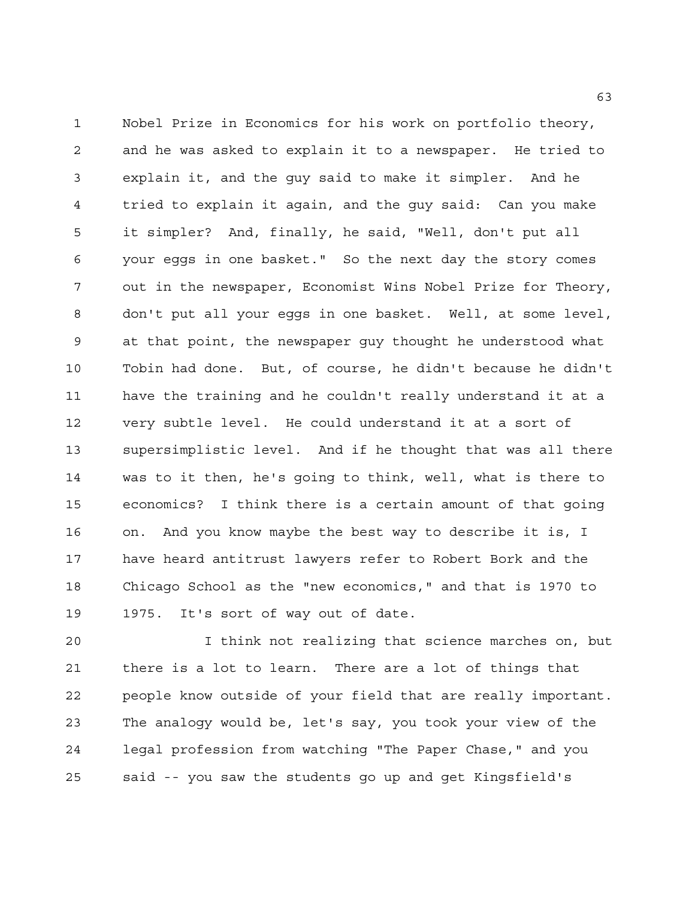Nobel Prize in Economics for his work on portfolio theory, and he was asked to explain it to a newspaper. He tried to explain it, and the guy said to make it simpler. And he tried to explain it again, and the guy said: Can you make it simpler? And, finally, he said, "Well, don't put all your eggs in one basket." So the next day the story comes out in the newspaper, Economist Wins Nobel Prize for Theory, don't put all your eggs in one basket. Well, at some level, at that point, the newspaper guy thought he understood what Tobin had done. But, of course, he didn't because he didn't have the training and he couldn't really understand it at a very subtle level. He could understand it at a sort of supersimplistic level. And if he thought that was all there was to it then, he's going to think, well, what is there to economics? I think there is a certain amount of that going on. And you know maybe the best way to describe it is, I have heard antitrust lawyers refer to Robert Bork and the Chicago School as the "new economics," and that is 1970 to 1975. It's sort of way out of date.

I think not realizing that science marches on, but there is a lot to learn. There are a lot of things that people know outside of your field that are really important. The analogy would be, let's say, you took your view of the legal profession from watching "The Paper Chase," and you said -- you saw the students go up and get Kingsfield's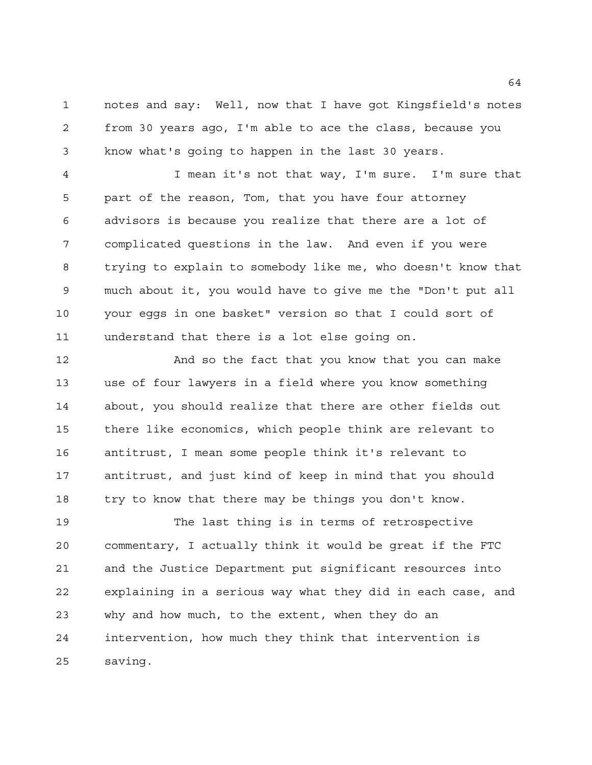notes and say: Well, now that I have got Kingsfield's notes from 30 years ago, I'm able to ace the class, because you know what's going to happen in the last 30 years.

I mean it's not that way, I'm sure. I'm sure that part of the reason, Tom, that you have four attorney advisors is because you realize that there are a lot of complicated questions in the law. And even if you were trying to explain to somebody like me, who doesn't know that much about it, you would have to give me the "Don't put all your eggs in one basket" version so that I could sort of understand that there is a lot else going on.

And so the fact that you know that you can make use of four lawyers in a field where you know something about, you should realize that there are other fields out there like economics, which people think are relevant to antitrust, I mean some people think it's relevant to antitrust, and just kind of keep in mind that you should try to know that there may be things you don't know.

The last thing is in terms of retrospective commentary, I actually think it would be great if the FTC and the Justice Department put significant resources into explaining in a serious way what they did in each case, and why and how much, to the extent, when they do an intervention, how much they think that intervention is saving.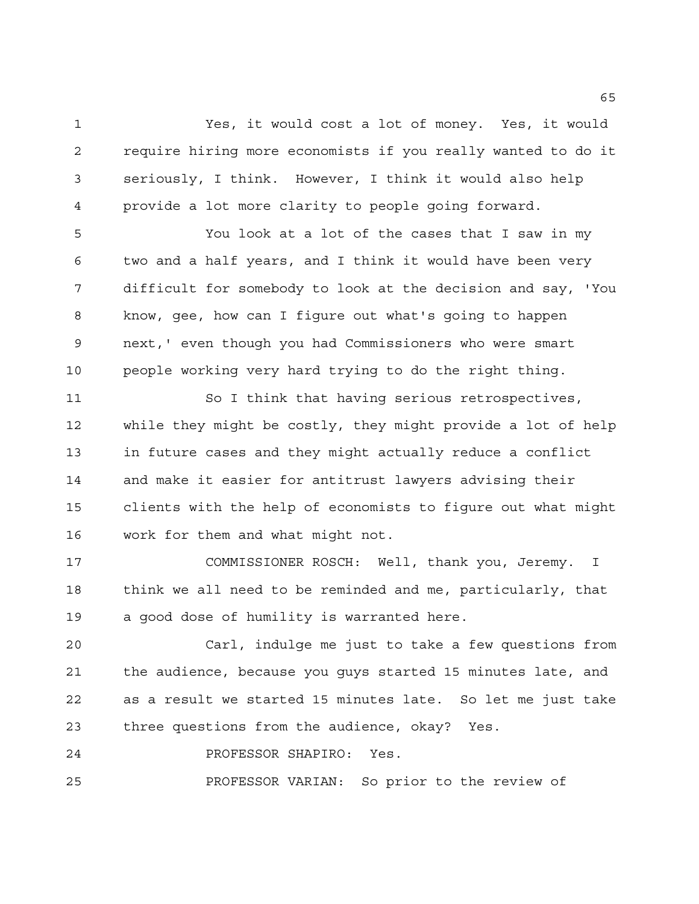Yes, it would cost a lot of money. Yes, it would require hiring more economists if you really wanted to do it seriously, I think. However, I think it would also help provide a lot more clarity to people going forward.

You look at a lot of the cases that I saw in my two and a half years, and I think it would have been very difficult for somebody to look at the decision and say, 'You know, gee, how can I figure out what's going to happen next,' even though you had Commissioners who were smart people working very hard trying to do the right thing.

So I think that having serious retrospectives, while they might be costly, they might provide a lot of help in future cases and they might actually reduce a conflict and make it easier for antitrust lawyers advising their clients with the help of economists to figure out what might work for them and what might not.

COMMISSIONER ROSCH: Well, thank you, Jeremy. I think we all need to be reminded and me, particularly, that a good dose of humility is warranted here.

Carl, indulge me just to take a few questions from the audience, because you guys started 15 minutes late, and as a result we started 15 minutes late. So let me just take three questions from the audience, okay? Yes.

PROFESSOR SHAPIRO: Yes.

PROFESSOR VARIAN: So prior to the review of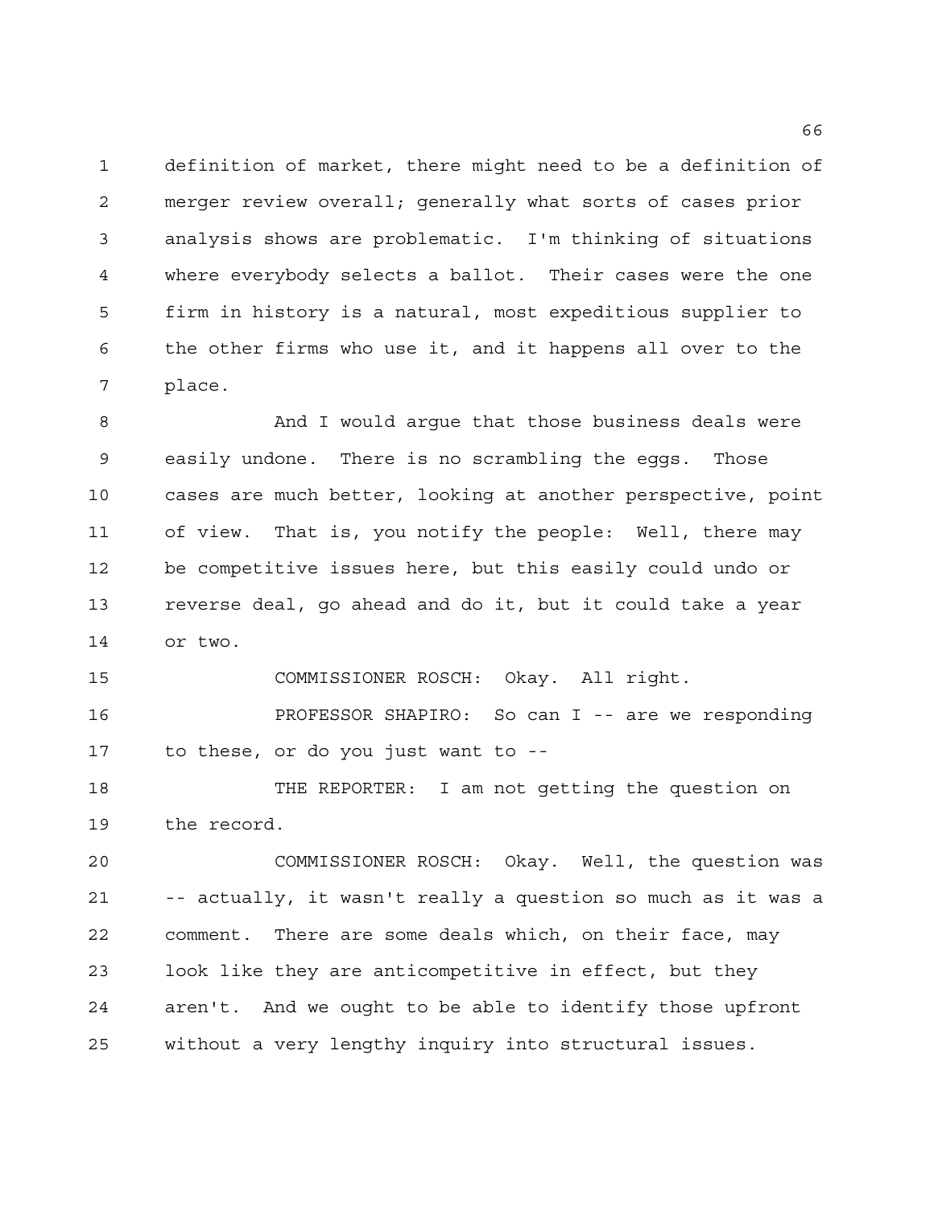definition of market, there might need to be a definition of merger review overall; generally what sorts of cases prior analysis shows are problematic. I'm thinking of situations where everybody selects a ballot. Their cases were the one firm in history is a natural, most expeditious supplier to the other firms who use it, and it happens all over to the place.

And I would argue that those business deals were easily undone. There is no scrambling the eggs. Those cases are much better, looking at another perspective, point of view. That is, you notify the people: Well, there may be competitive issues here, but this easily could undo or reverse deal, go ahead and do it, but it could take a year or two.

COMMISSIONER ROSCH: Okay. All right.

PROFESSOR SHAPIRO: So can I -- are we responding to these, or do you just want to --

THE REPORTER: I am not getting the question on the record.

COMMISSIONER ROSCH: Okay. Well, the question was -- actually, it wasn't really a question so much as it was a comment. There are some deals which, on their face, may look like they are anticompetitive in effect, but they aren't. And we ought to be able to identify those upfront without a very lengthy inquiry into structural issues.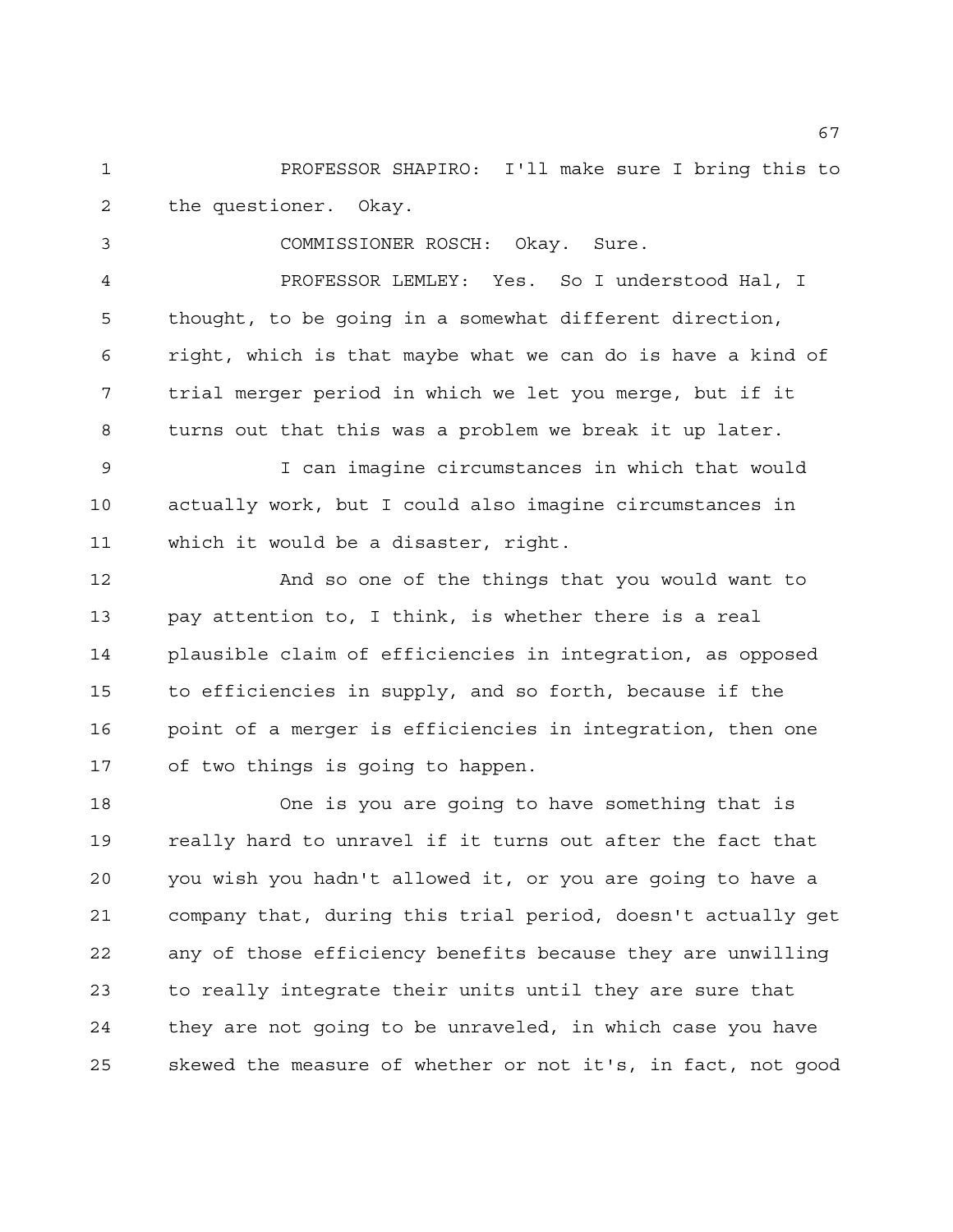PROFESSOR SHAPIRO: I'll make sure I bring this to the questioner. Okay.

COMMISSIONER ROSCH: Okay. Sure.

PROFESSOR LEMLEY: Yes. So I understood Hal, I thought, to be going in a somewhat different direction, right, which is that maybe what we can do is have a kind of trial merger period in which we let you merge, but if it turns out that this was a problem we break it up later.

I can imagine circumstances in which that would actually work, but I could also imagine circumstances in which it would be a disaster, right.

And so one of the things that you would want to pay attention to, I think, is whether there is a real plausible claim of efficiencies in integration, as opposed to efficiencies in supply, and so forth, because if the point of a merger is efficiencies in integration, then one of two things is going to happen.

One is you are going to have something that is really hard to unravel if it turns out after the fact that you wish you hadn't allowed it, or you are going to have a company that, during this trial period, doesn't actually get any of those efficiency benefits because they are unwilling to really integrate their units until they are sure that they are not going to be unraveled, in which case you have skewed the measure of whether or not it's, in fact, not good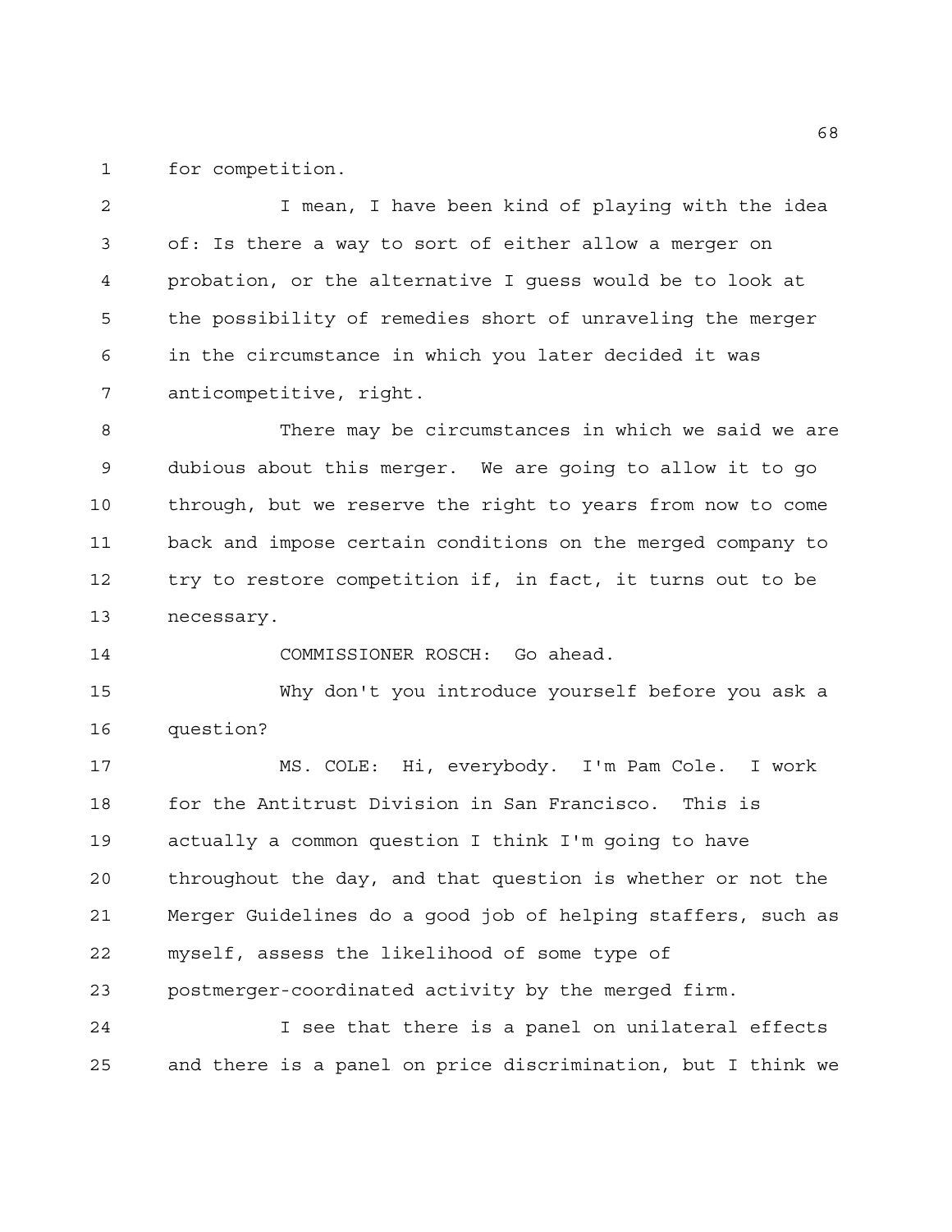for competition.

I mean, I have been kind of playing with the idea of: Is there a way to sort of either allow a merger on probation, or the alternative I guess would be to look at the possibility of remedies short of unraveling the merger in the circumstance in which you later decided it was anticompetitive, right.

There may be circumstances in which we said we are dubious about this merger. We are going to allow it to go through, but we reserve the right to years from now to come back and impose certain conditions on the merged company to try to restore competition if, in fact, it turns out to be necessary.

COMMISSIONER ROSCH: Go ahead.

Why don't you introduce yourself before you ask a question?

MS. COLE: Hi, everybody. I'm Pam Cole. I work for the Antitrust Division in San Francisco. This is actually a common question I think I'm going to have throughout the day, and that question is whether or not the Merger Guidelines do a good job of helping staffers, such as myself, assess the likelihood of some type of postmerger-coordinated activity by the merged firm.

I see that there is a panel on unilateral effects and there is a panel on price discrimination, but I think we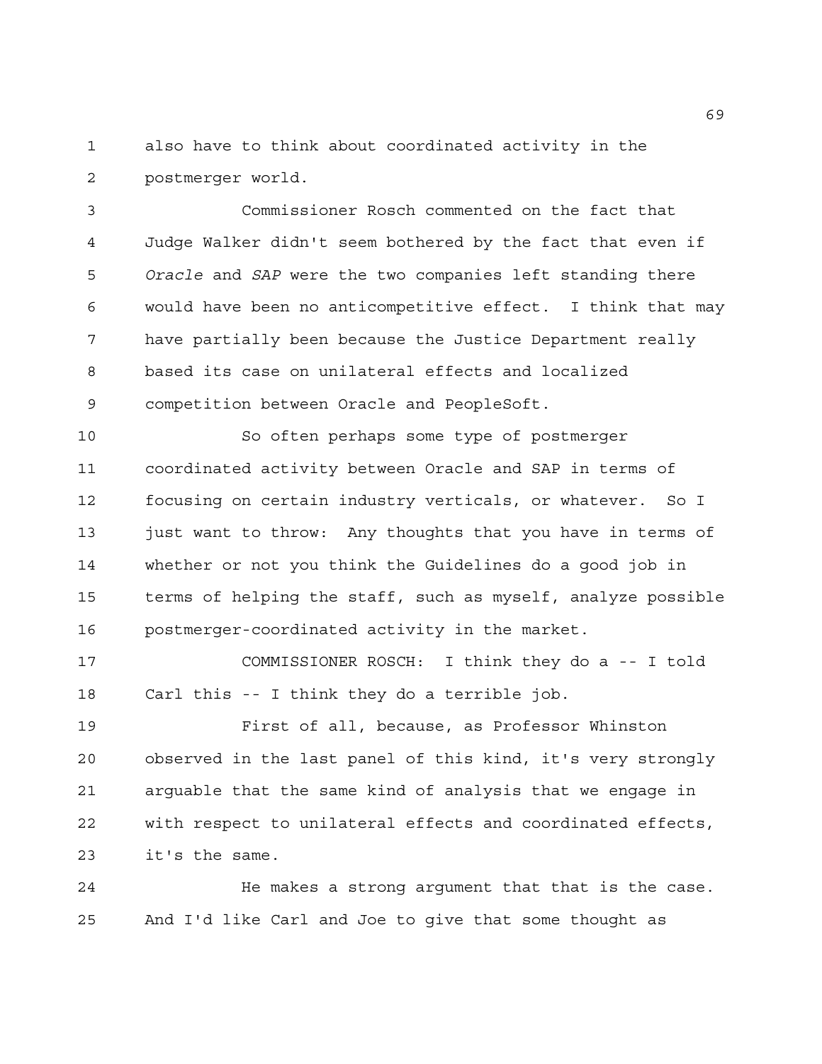also have to think about coordinated activity in the postmerger world.

Commissioner Rosch commented on the fact that Judge Walker didn't seem bothered by the fact that even if *Oracle* and *SAP* were the two companies left standing there would have been no anticompetitive effect. I think that may have partially been because the Justice Department really based its case on unilateral effects and localized competition between Oracle and PeopleSoft.

So often perhaps some type of postmerger coordinated activity between Oracle and SAP in terms of focusing on certain industry verticals, or whatever. So I just want to throw: Any thoughts that you have in terms of whether or not you think the Guidelines do a good job in terms of helping the staff, such as myself, analyze possible postmerger-coordinated activity in the market.

COMMISSIONER ROSCH: I think they do a -- I told Carl this -- I think they do a terrible job.

First of all, because, as Professor Whinston observed in the last panel of this kind, it's very strongly arguable that the same kind of analysis that we engage in with respect to unilateral effects and coordinated effects, it's the same.

He makes a strong argument that that is the case. And I'd like Carl and Joe to give that some thought as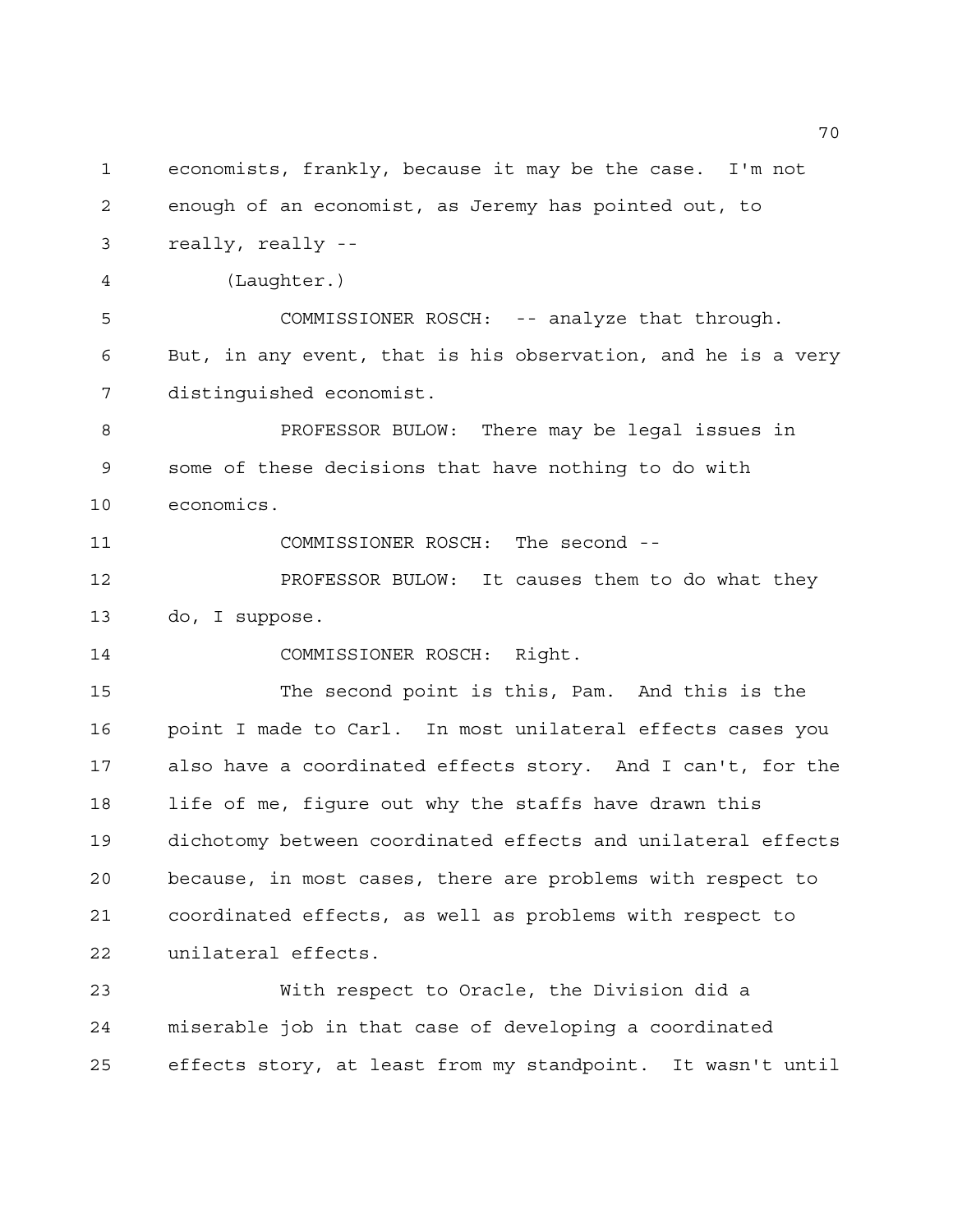economists, frankly, because it may be the case. I'm not enough of an economist, as Jeremy has pointed out, to really, really --

(Laughter.)

COMMISSIONER ROSCH: -- analyze that through. But, in any event, that is his observation, and he is a very distinguished economist.

PROFESSOR BULOW: There may be legal issues in some of these decisions that have nothing to do with economics.

COMMISSIONER ROSCH: The second --

PROFESSOR BULOW: It causes them to do what they do, I suppose.

COMMISSIONER ROSCH: Right.

The second point is this, Pam. And this is the point I made to Carl. In most unilateral effects cases you also have a coordinated effects story. And I can't, for the life of me, figure out why the staffs have drawn this dichotomy between coordinated effects and unilateral effects because, in most cases, there are problems with respect to coordinated effects, as well as problems with respect to unilateral effects.

With respect to Oracle, the Division did a miserable job in that case of developing a coordinated effects story, at least from my standpoint. It wasn't until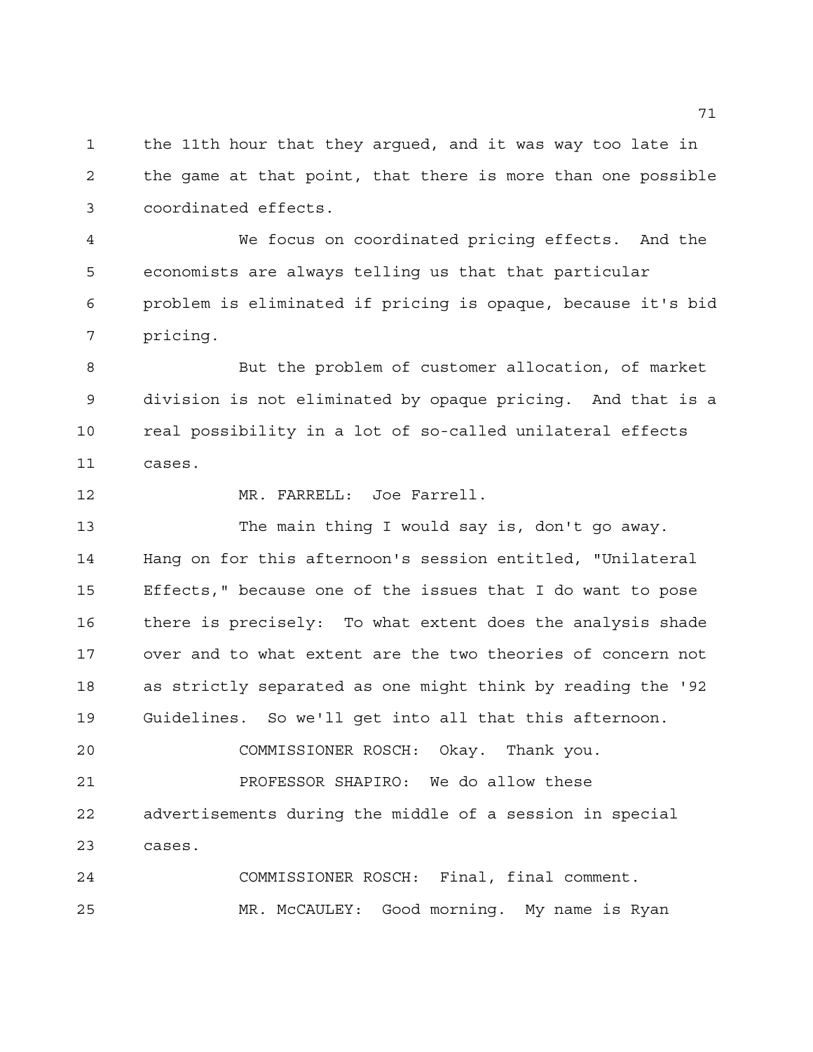the 11th hour that they argued, and it was way too late in the game at that point, that there is more than one possible coordinated effects.

We focus on coordinated pricing effects. And the economists are always telling us that that particular problem is eliminated if pricing is opaque, because it's bid pricing.

But the problem of customer allocation, of market division is not eliminated by opaque pricing. And that is a real possibility in a lot of so-called unilateral effects cases.

MR. FARRELL: Joe Farrell.

The main thing I would say is, don't go away. Hang on for this afternoon's session entitled, "Unilateral Effects," because one of the issues that I do want to pose there is precisely: To what extent does the analysis shade over and to what extent are the two theories of concern not as strictly separated as one might think by reading the '92 Guidelines. So we'll get into all that this afternoon.

COMMISSIONER ROSCH: Okay. Thank you.

PROFESSOR SHAPIRO: We do allow these advertisements during the middle of a session in special cases.

COMMISSIONER ROSCH: Final, final comment.

MR. McCAULEY: Good morning. My name is Ryan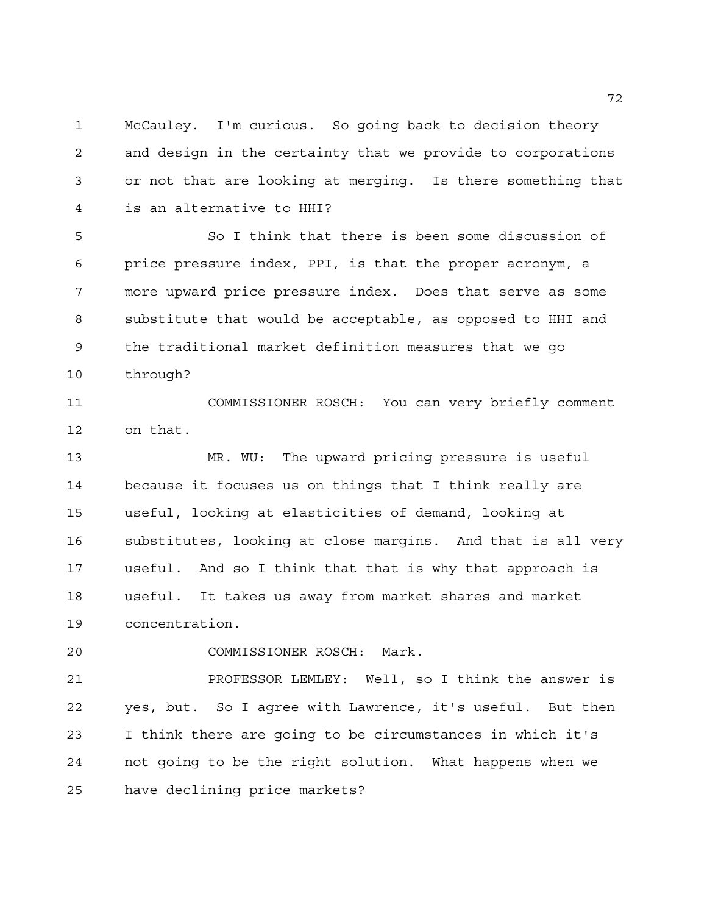McCauley. I'm curious. So going back to decision theory and design in the certainty that we provide to corporations or not that are looking at merging. Is there something that is an alternative to HHI?

So I think that there is been some discussion of price pressure index, PPI, is that the proper acronym, a more upward price pressure index. Does that serve as some substitute that would be acceptable, as opposed to HHI and the traditional market definition measures that we go through?

COMMISSIONER ROSCH: You can very briefly comment on that.

MR. WU: The upward pricing pressure is useful because it focuses us on things that I think really are useful, looking at elasticities of demand, looking at substitutes, looking at close margins. And that is all very useful. And so I think that that is why that approach is useful. It takes us away from market shares and market concentration.

COMMISSIONER ROSCH: Mark.

PROFESSOR LEMLEY: Well, so I think the answer is yes, but. So I agree with Lawrence, it's useful. But then I think there are going to be circumstances in which it's not going to be the right solution. What happens when we have declining price markets?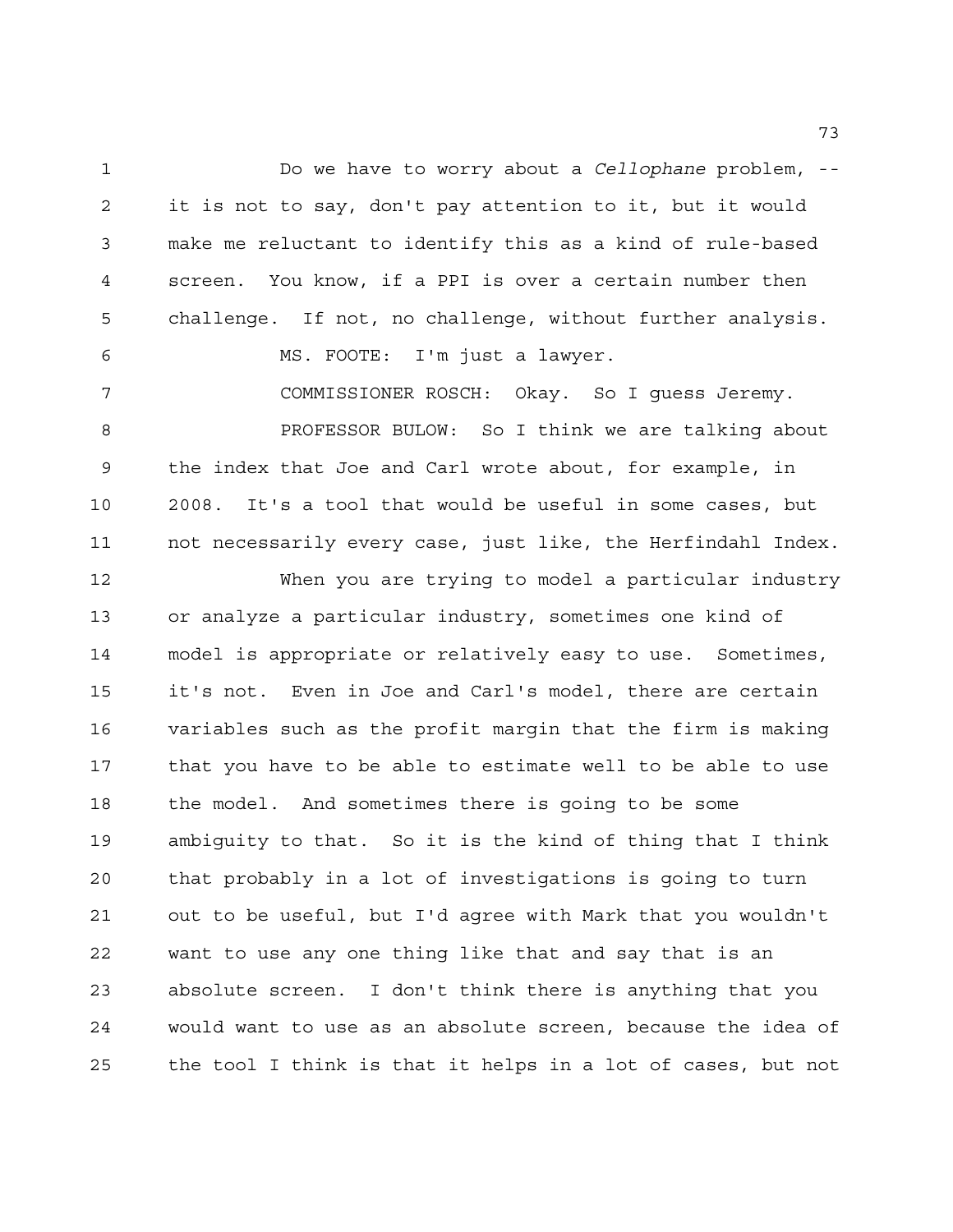Do we have to worry about a *Cellophane* problem, -- it is not to say, don't pay attention to it, but it would make me reluctant to identify this as a kind of rule-based screen. You know, if a PPI is over a certain number then challenge. If not, no challenge, without further analysis.

MS. FOOTE: I'm just a lawyer.

COMMISSIONER ROSCH: Okay. So I guess Jeremy.

PROFESSOR BULOW: So I think we are talking about the index that Joe and Carl wrote about, for example, in 2008. It's a tool that would be useful in some cases, but not necessarily every case, just like, the Herfindahl Index.

When you are trying to model a particular industry or analyze a particular industry, sometimes one kind of model is appropriate or relatively easy to use. Sometimes, it's not. Even in Joe and Carl's model, there are certain variables such as the profit margin that the firm is making that you have to be able to estimate well to be able to use the model. And sometimes there is going to be some ambiguity to that. So it is the kind of thing that I think that probably in a lot of investigations is going to turn out to be useful, but I'd agree with Mark that you wouldn't want to use any one thing like that and say that is an absolute screen. I don't think there is anything that you would want to use as an absolute screen, because the idea of the tool I think is that it helps in a lot of cases, but not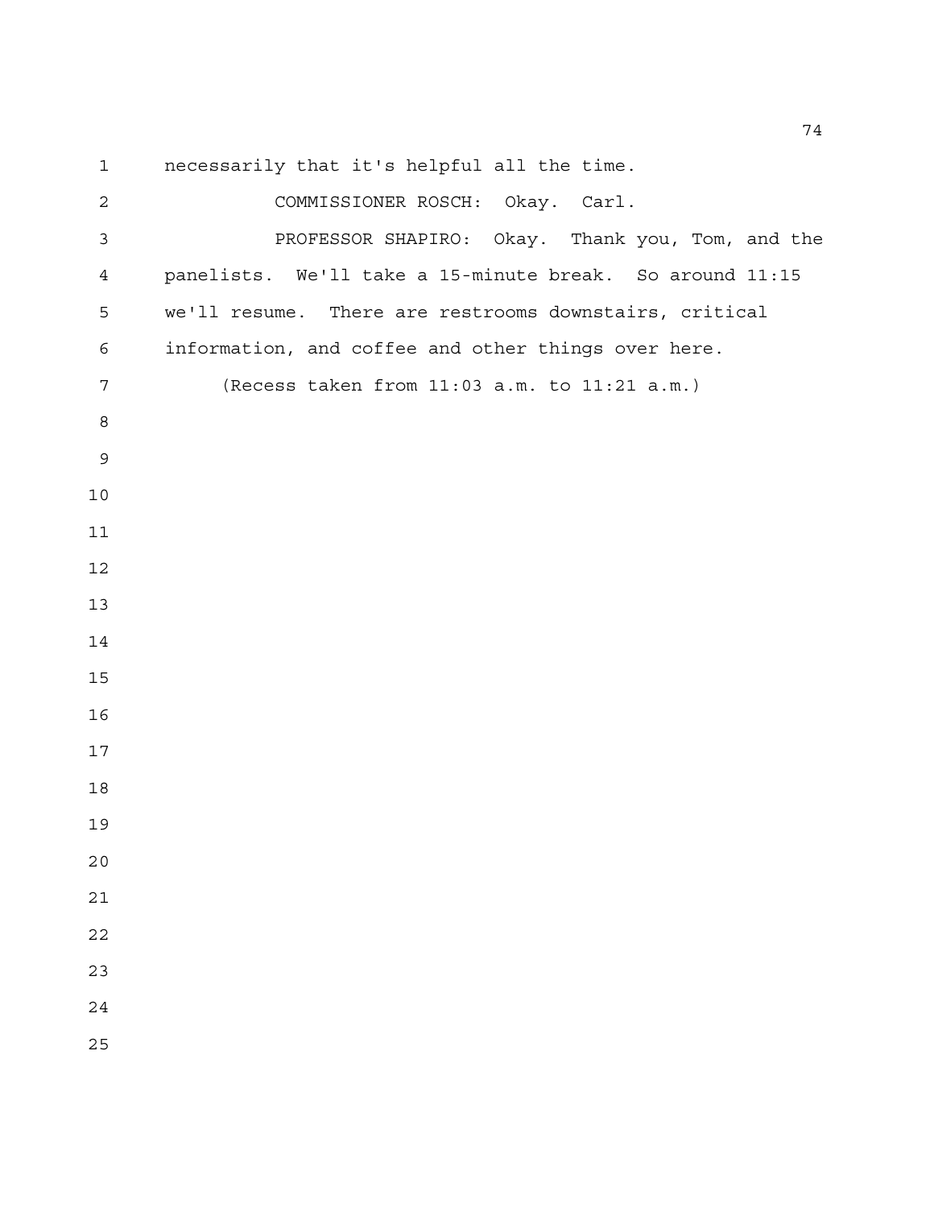necessarily that it's helpful all the time.

COMMISSIONER ROSCH: Okay. Carl.

PROFESSOR SHAPIRO: Okay. Thank you, Tom, and the panelists. We'll take a 15-minute break. So around 11:15 we'll resume. There are restrooms downstairs, critical information, and coffee and other things over here.

(Recess taken from 11:03 a.m. to 11:21 a.m.)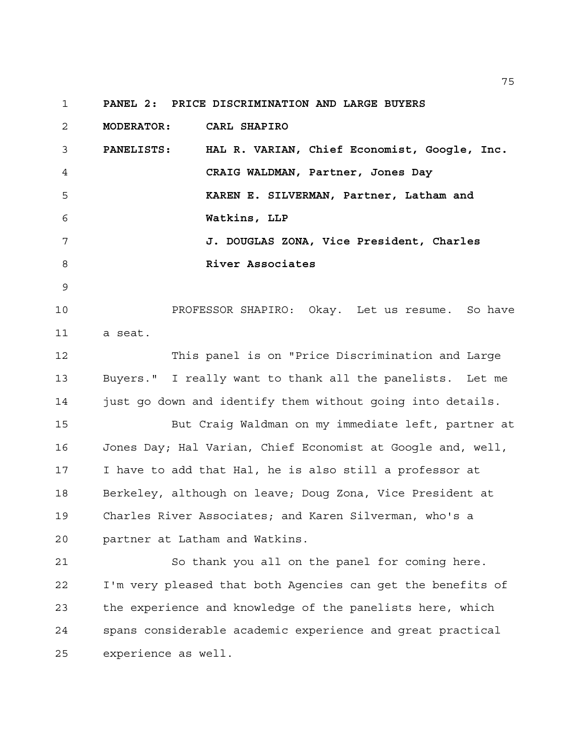**PANEL 2: PRICE DISCRIMINATION AND LARGE BUYERS**

**MODERATOR:** CARL SHAPIRO

**PANELISTS:** HAL R. VARIAN, Chief Economist, Google, Inc.
CRAIG WALDMAN, Partner, Jones Day
KAREN E. SILVERMAN, Partner, Latham and Watkins, LLP
J. DOUGLAS ZONA, Vice President, Charles River Associates

PROFESSOR SHAPIRO: Okay. Let us resume. So have a seat.

This panel is on "Price Discrimination and Large Buyers." I really want to thank all the panelists. Let me just go down and identify them without going into details.

But Craig Waldman on my immediate left, partner at Jones Day; Hal Varian, Chief Economist at Google and, well, I have to add that Hal, he is also still a professor at Berkeley, although on leave; Doug Zona, Vice President at Charles River Associates; and Karen Silverman, who's a partner at Latham and Watkins.

So thank you all on the panel for coming here. I'm very pleased that both Agencies can get the benefits of the experience and knowledge of the panelists here, which spans considerable academic experience and great practical experience as well.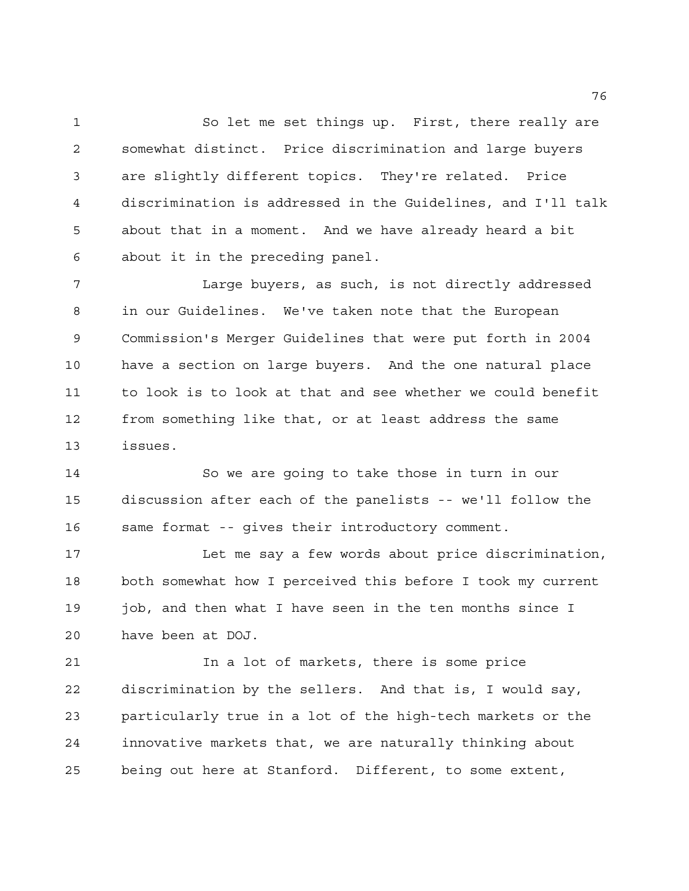So let me set things up. First, there really are somewhat distinct. Price discrimination and large buyers are slightly different topics. They're related. Price discrimination is addressed in the Guidelines, and I'll talk about that in a moment. And we have already heard a bit about it in the preceding panel.

Large buyers, as such, is not directly addressed in our Guidelines. We've taken note that the European Commission's Merger Guidelines that were put forth in 2004 have a section on large buyers. And the one natural place to look is to look at that and see whether we could benefit from something like that, or at least address the same issues.

So we are going to take those in turn in our discussion after each of the panelists -- we'll follow the same format -- gives their introductory comment.

Let me say a few words about price discrimination, both somewhat how I perceived this before I took my current job, and then what I have seen in the ten months since I have been at DOJ.

In a lot of markets, there is some price discrimination by the sellers. And that is, I would say, particularly true in a lot of the high-tech markets or the innovative markets that, we are naturally thinking about being out here at Stanford. Different, to some extent,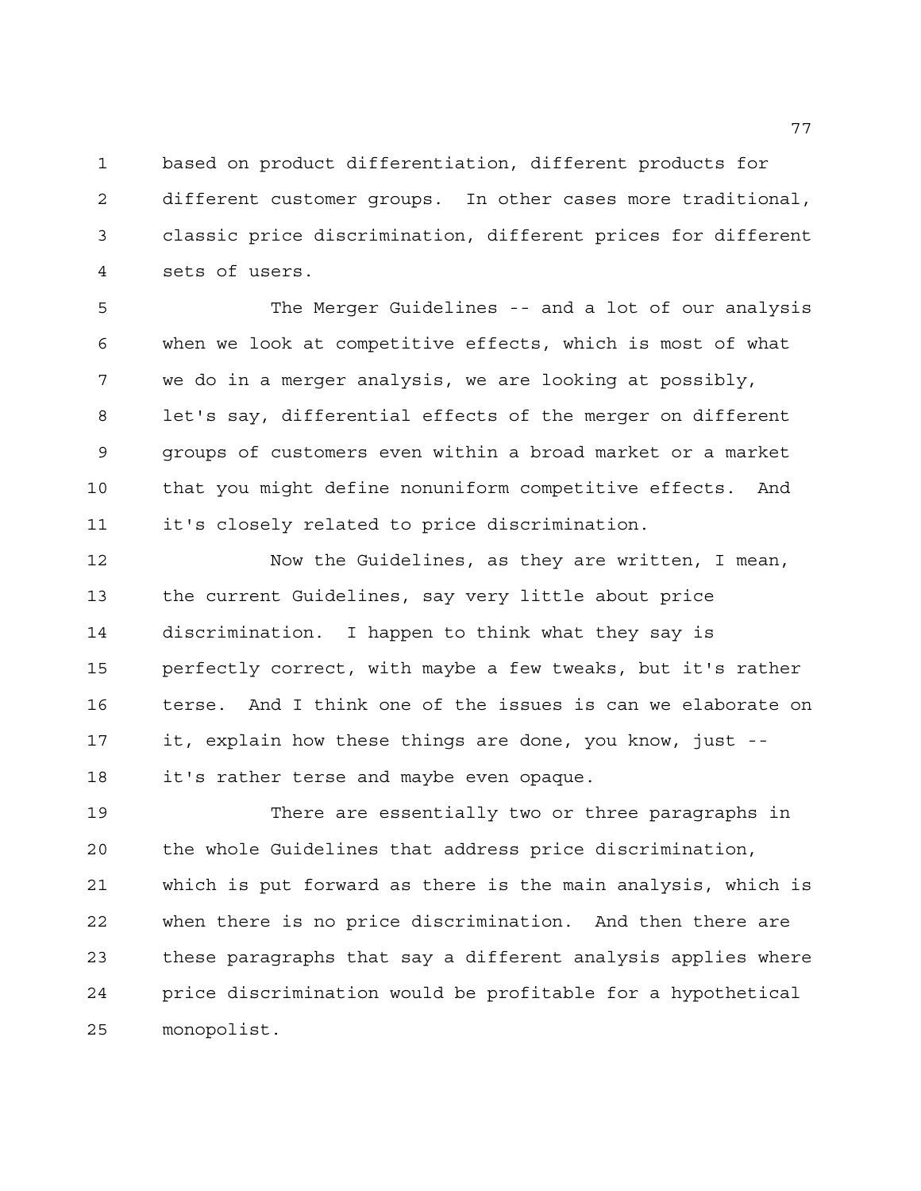based on product differentiation, different products for different customer groups. In other cases more traditional, classic price discrimination, different prices for different sets of users.

The Merger Guidelines -- and a lot of our analysis when we look at competitive effects, which is most of what we do in a merger analysis, we are looking at possibly, let's say, differential effects of the merger on different groups of customers even within a broad market or a market that you might define nonuniform competitive effects. And it's closely related to price discrimination.

Now the Guidelines, as they are written, I mean, the current Guidelines, say very little about price discrimination. I happen to think what they say is perfectly correct, with maybe a few tweaks, but it's rather terse. And I think one of the issues is can we elaborate on it, explain how these things are done, you know, just -- it's rather terse and maybe even opaque.

There are essentially two or three paragraphs in the whole Guidelines that address price discrimination, which is put forward as there is the main analysis, which is when there is no price discrimination. And then there are these paragraphs that say a different analysis applies where price discrimination would be profitable for a hypothetical monopolist.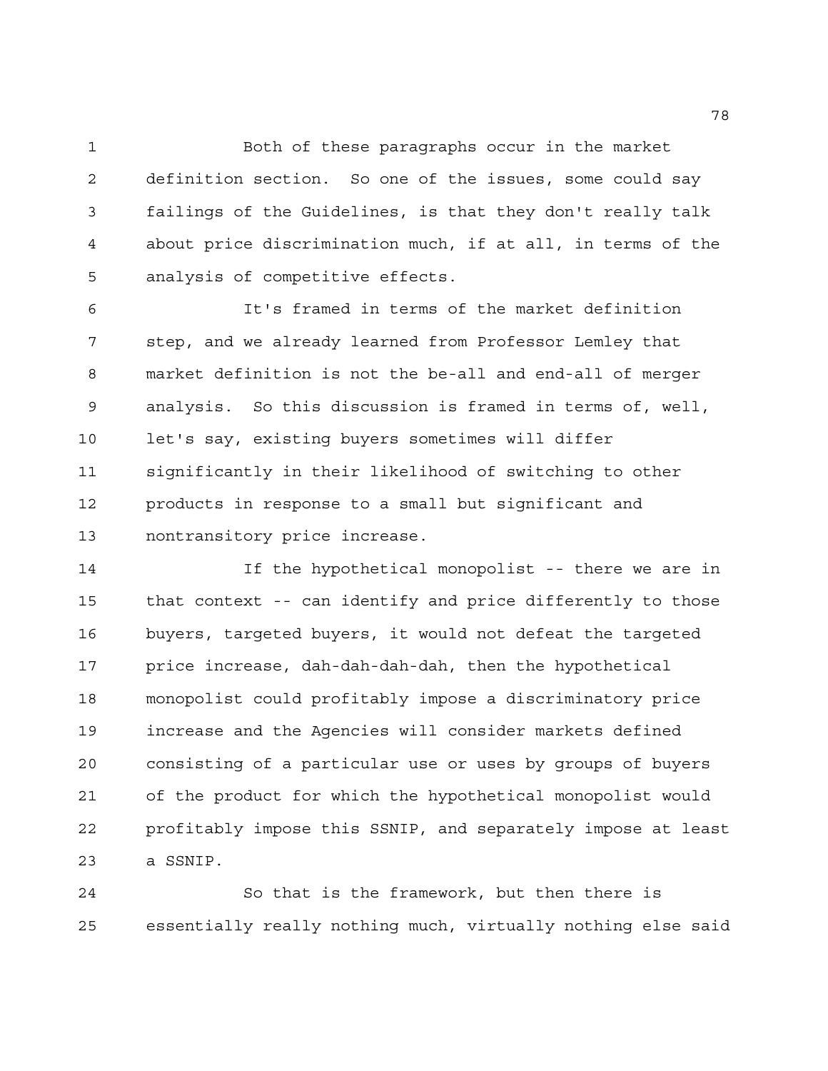Both of these paragraphs occur in the market definition section. So one of the issues, some could say failings of the Guidelines, is that they don't really talk about price discrimination much, if at all, in terms of the analysis of competitive effects.

It's framed in terms of the market definition step, and we already learned from Professor Lemley that market definition is not the be-all and end-all of merger analysis. So this discussion is framed in terms of, well, let's say, existing buyers sometimes will differ significantly in their likelihood of switching to other products in response to a small but significant and nontransitory price increase.

If the hypothetical monopolist -- there we are in that context -- can identify and price differently to those buyers, targeted buyers, it would not defeat the targeted price increase, dah-dah-dah-dah, then the hypothetical monopolist could profitably impose a discriminatory price increase and the Agencies will consider markets defined consisting of a particular use or uses by groups of buyers of the product for which the hypothetical monopolist would profitably impose this SSNIP, and separately impose at least a SSNIP.

So that is the framework, but then there is essentially really nothing much, virtually nothing else said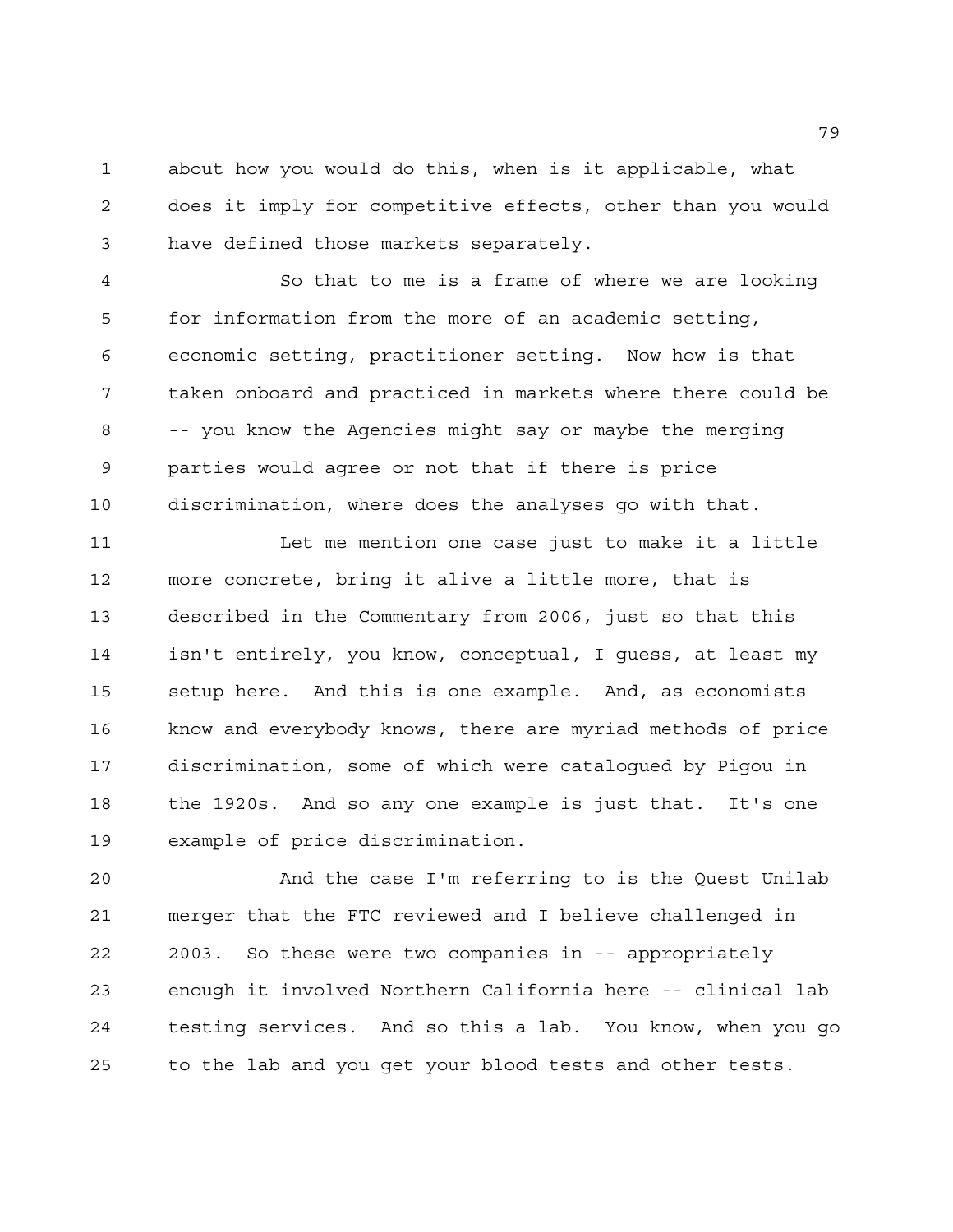about how you would do this, when is it applicable, what does it imply for competitive effects, other than you would have defined those markets separately.

So that to me is a frame of where we are looking for information from the more of an academic setting, economic setting, practitioner setting. Now how is that taken onboard and practiced in markets where there could be -- you know the Agencies might say or maybe the merging parties would agree or not that if there is price discrimination, where does the analyses go with that.

Let me mention one case just to make it a little more concrete, bring it alive a little more, that is described in the Commentary from 2006, just so that this isn't entirely, you know, conceptual, I guess, at least my setup here. And this is one example. And, as economists know and everybody knows, there are myriad methods of price discrimination, some of which were catalogued by Pigou in the 1920s. And so any one example is just that. It's one example of price discrimination.

And the case I'm referring to is the Quest Unilab merger that the FTC reviewed and I believe challenged in 2003. So these were two companies in -- appropriately enough it involved Northern California here -- clinical lab testing services. And so this a lab. You know, when you go to the lab and you get your blood tests and other tests.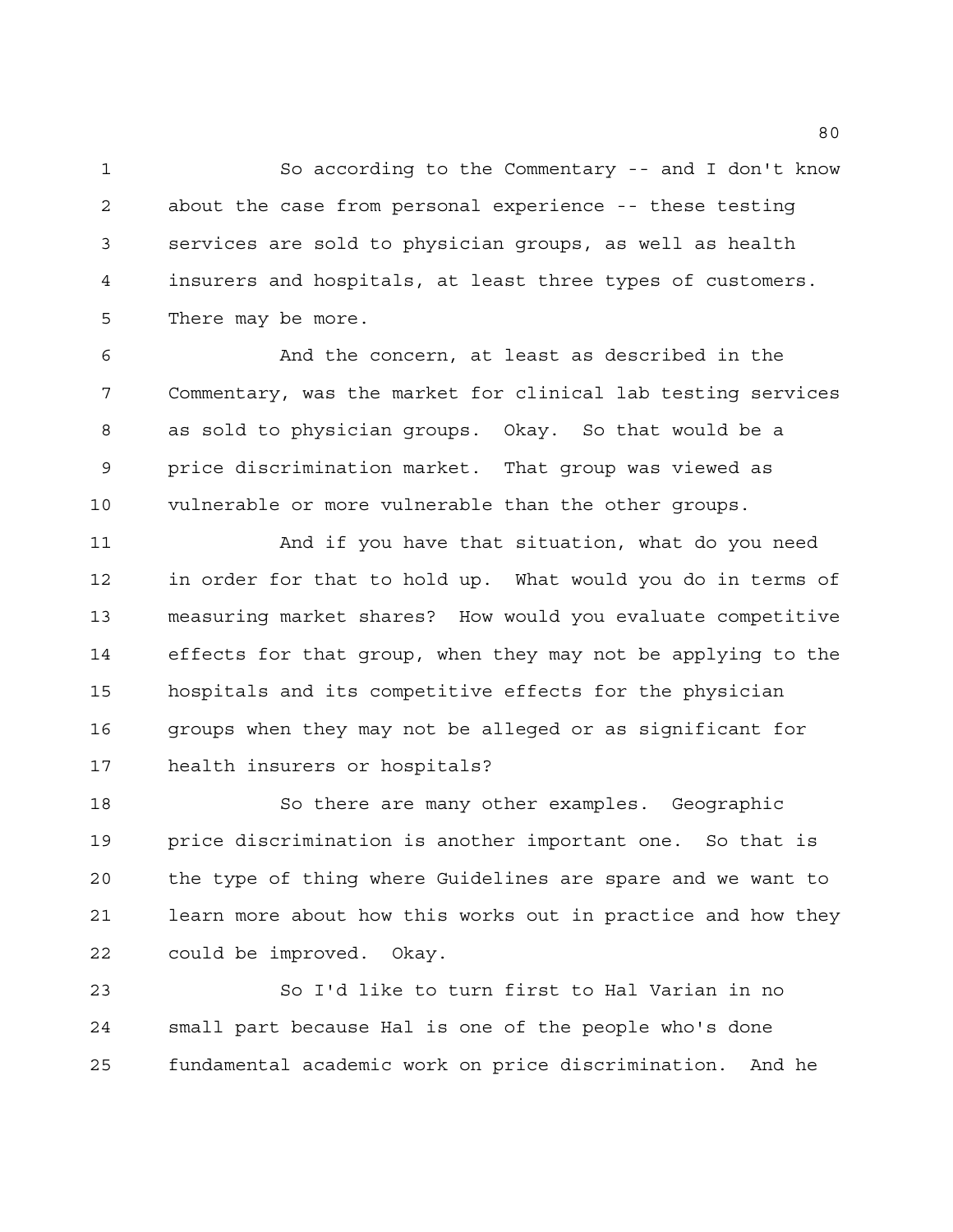So according to the Commentary -- and I don't know about the case from personal experience -- these testing services are sold to physician groups, as well as health insurers and hospitals, at least three types of customers. There may be more.

And the concern, at least as described in the Commentary, was the market for clinical lab testing services as sold to physician groups. Okay. So that would be a price discrimination market. That group was viewed as vulnerable or more vulnerable than the other groups.

And if you have that situation, what do you need in order for that to hold up. What would you do in terms of measuring market shares? How would you evaluate competitive effects for that group, when they may not be applying to the hospitals and its competitive effects for the physician groups when they may not be alleged or as significant for health insurers or hospitals?

So there are many other examples. Geographic price discrimination is another important one. So that is the type of thing where Guidelines are spare and we want to learn more about how this works out in practice and how they could be improved. Okay.

So I'd like to turn first to Hal Varian in no small part because Hal is one of the people who's done fundamental academic work on price discrimination. And he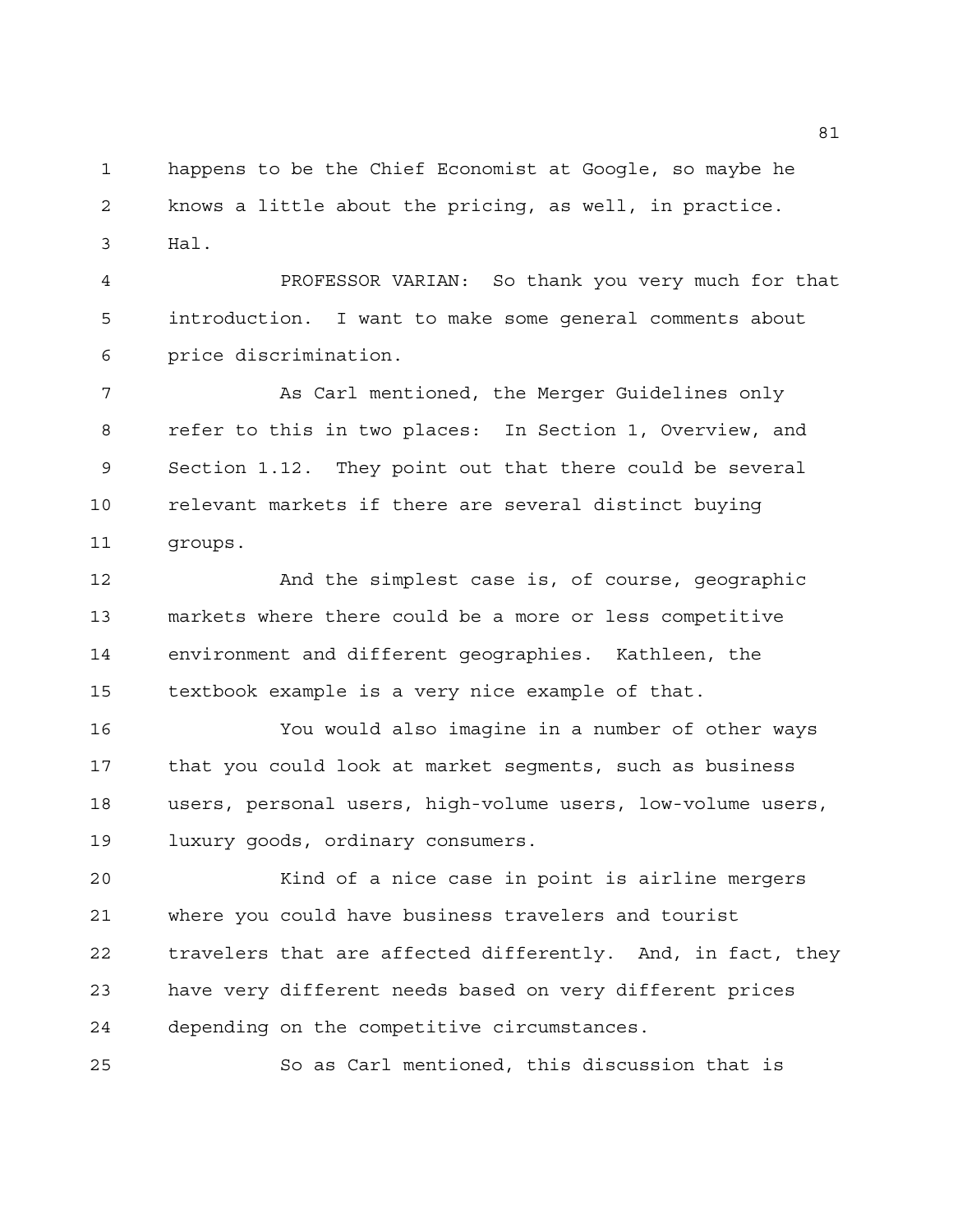happens to be the Chief Economist at Google, so maybe he knows a little about the pricing, as well, in practice. Hal.

PROFESSOR VARIAN: So thank you very much for that introduction. I want to make some general comments about price discrimination.

As Carl mentioned, the Merger Guidelines only refer to this in two places: In Section 1, Overview, and Section 1.12. They point out that there could be several relevant markets if there are several distinct buying groups.

And the simplest case is, of course, geographic markets where there could be a more or less competitive environment and different geographies. Kathleen, the textbook example is a very nice example of that.

You would also imagine in a number of other ways that you could look at market segments, such as business users, personal users, high-volume users, low-volume users, luxury goods, ordinary consumers.

Kind of a nice case in point is airline mergers where you could have business travelers and tourist travelers that are affected differently. And, in fact, they have very different needs based on very different prices depending on the competitive circumstances.

So as Carl mentioned, this discussion that is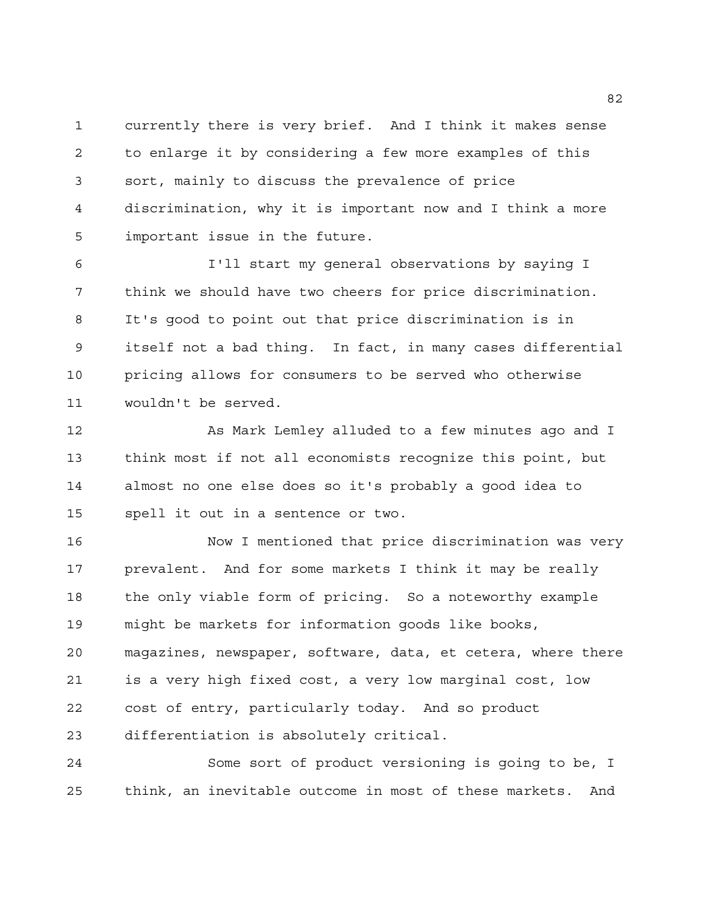currently there is very brief. And I think it makes sense to enlarge it by considering a few more examples of this sort, mainly to discuss the prevalence of price discrimination, why it is important now and I think a more important issue in the future.

I'll start my general observations by saying I think we should have two cheers for price discrimination. It's good to point out that price discrimination is in itself not a bad thing. In fact, in many cases differential pricing allows for consumers to be served who otherwise wouldn't be served.

As Mark Lemley alluded to a few minutes ago and I think most if not all economists recognize this point, but almost no one else does so it's probably a good idea to spell it out in a sentence or two.

Now I mentioned that price discrimination was very prevalent. And for some markets I think it may be really the only viable form of pricing. So a noteworthy example might be markets for information goods like books, magazines, newspaper, software, data, et cetera, where there is a very high fixed cost, a very low marginal cost, low cost of entry, particularly today. And so product differentiation is absolutely critical.

Some sort of product versioning is going to be, I think, an inevitable outcome in most of these markets. And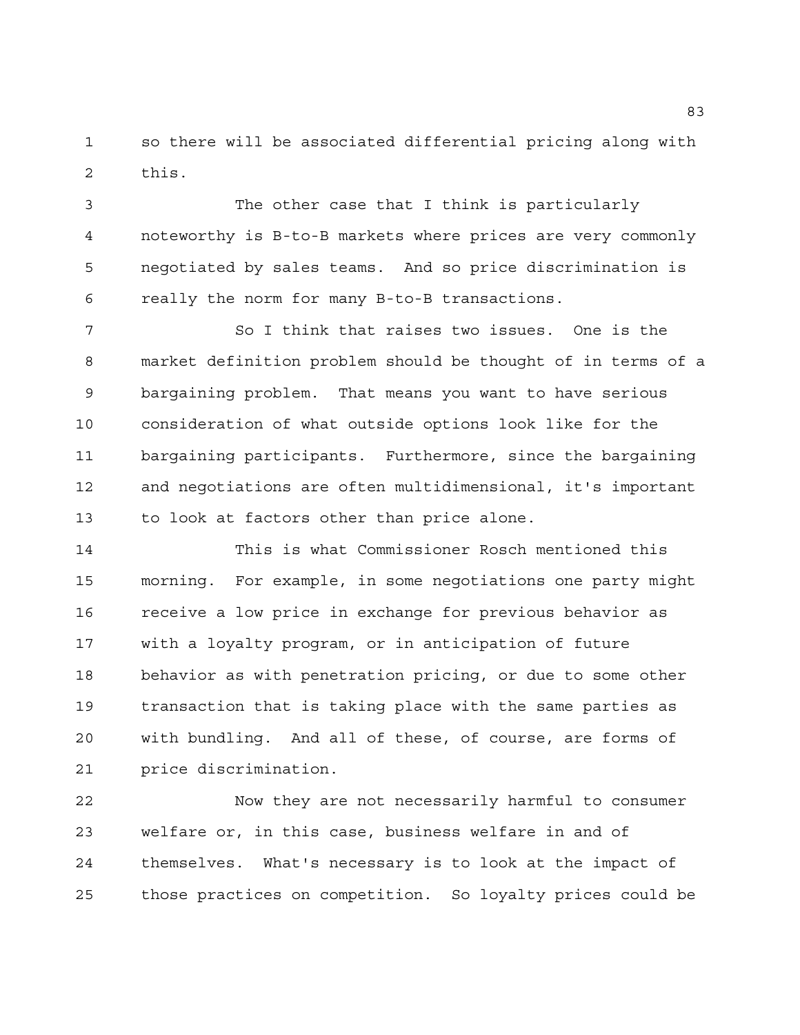so there will be associated differential pricing along with this.

The other case that I think is particularly noteworthy is B-to-B markets where prices are very commonly negotiated by sales teams. And so price discrimination is really the norm for many B-to-B transactions.

So I think that raises two issues. One is the market definition problem should be thought of in terms of a bargaining problem. That means you want to have serious consideration of what outside options look like for the bargaining participants. Furthermore, since the bargaining and negotiations are often multidimensional, it's important to look at factors other than price alone.

This is what Commissioner Rosch mentioned this morning. For example, in some negotiations one party might receive a low price in exchange for previous behavior as with a loyalty program, or in anticipation of future behavior as with penetration pricing, or due to some other transaction that is taking place with the same parties as with bundling. And all of these, of course, are forms of price discrimination.

Now they are not necessarily harmful to consumer welfare or, in this case, business welfare in and of themselves. What's necessary is to look at the impact of those practices on competition. So loyalty prices could be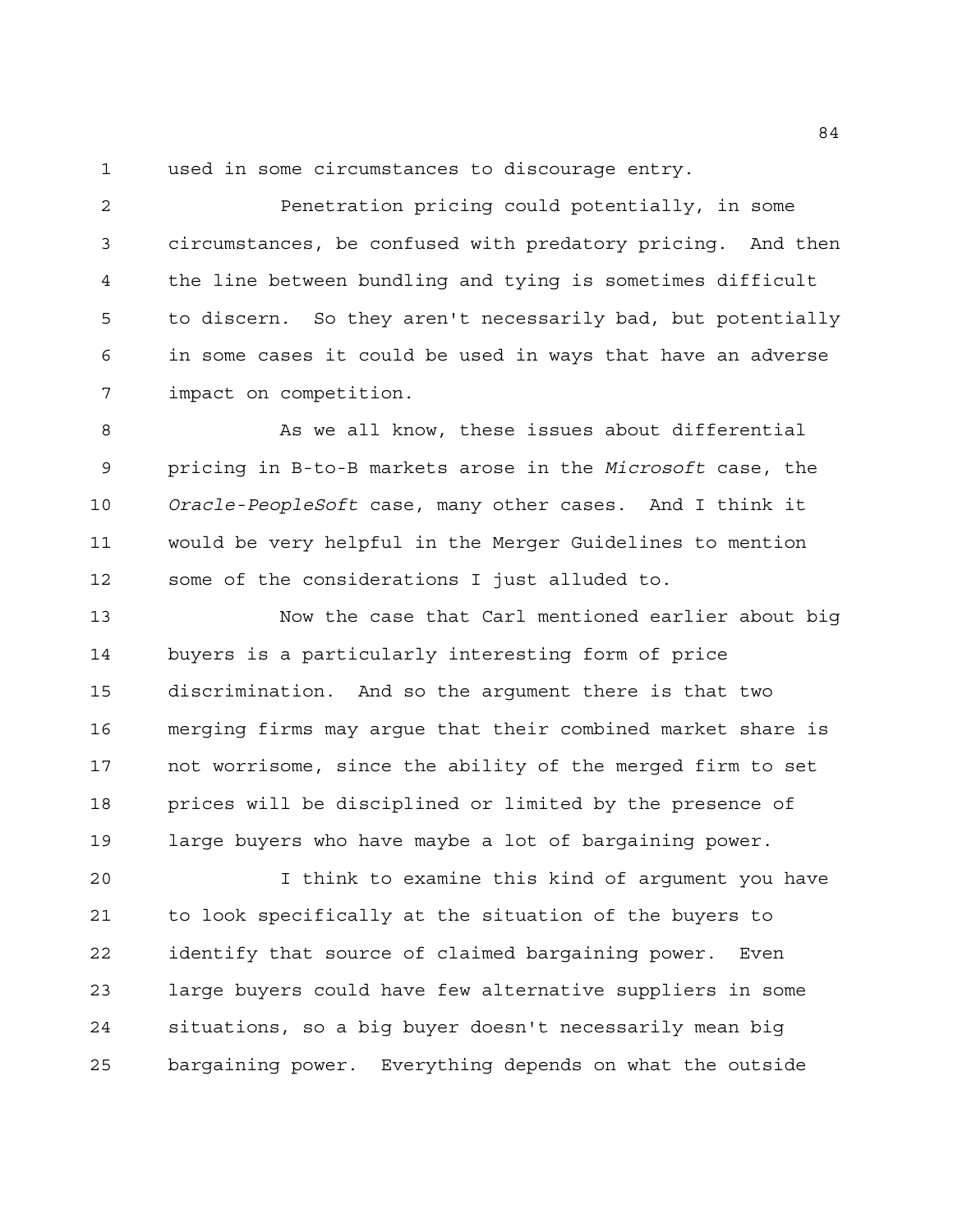used in some circumstances to discourage entry.

Penetration pricing could potentially, in some circumstances, be confused with predatory pricing. And then the line between bundling and tying is sometimes difficult to discern. So they aren't necessarily bad, but potentially in some cases it could be used in ways that have an adverse impact on competition.

As we all know, these issues about differential pricing in B-to-B markets arose in the *Microsoft* case, the *Oracle-PeopleSoft* case, many other cases. And I think it would be very helpful in the Merger Guidelines to mention some of the considerations I just alluded to.

Now the case that Carl mentioned earlier about big buyers is a particularly interesting form of price discrimination. And so the argument there is that two merging firms may argue that their combined market share is not worrisome, since the ability of the merged firm to set prices will be disciplined or limited by the presence of large buyers who have maybe a lot of bargaining power.

I think to examine this kind of argument you have to look specifically at the situation of the buyers to identify that source of claimed bargaining power. Even large buyers could have few alternative suppliers in some situations, so a big buyer doesn't necessarily mean big bargaining power. Everything depends on what the outside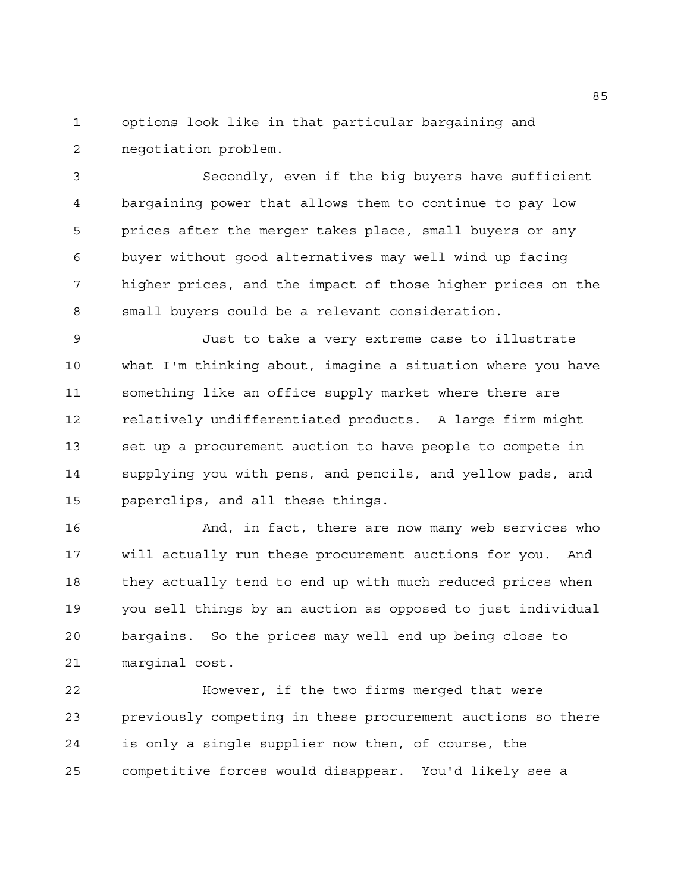options look like in that particular bargaining and negotiation problem.

Secondly, even if the big buyers have sufficient bargaining power that allows them to continue to pay low prices after the merger takes place, small buyers or any buyer without good alternatives may well wind up facing higher prices, and the impact of those higher prices on the small buyers could be a relevant consideration.

Just to take a very extreme case to illustrate what I'm thinking about, imagine a situation where you have something like an office supply market where there are relatively undifferentiated products. A large firm might set up a procurement auction to have people to compete in supplying you with pens, and pencils, and yellow pads, and paperclips, and all these things.

And, in fact, there are now many web services who will actually run these procurement auctions for you. And they actually tend to end up with much reduced prices when you sell things by an auction as opposed to just individual bargains. So the prices may well end up being close to marginal cost.

However, if the two firms merged that were previously competing in these procurement auctions so there is only a single supplier now then, of course, the competitive forces would disappear. You'd likely see a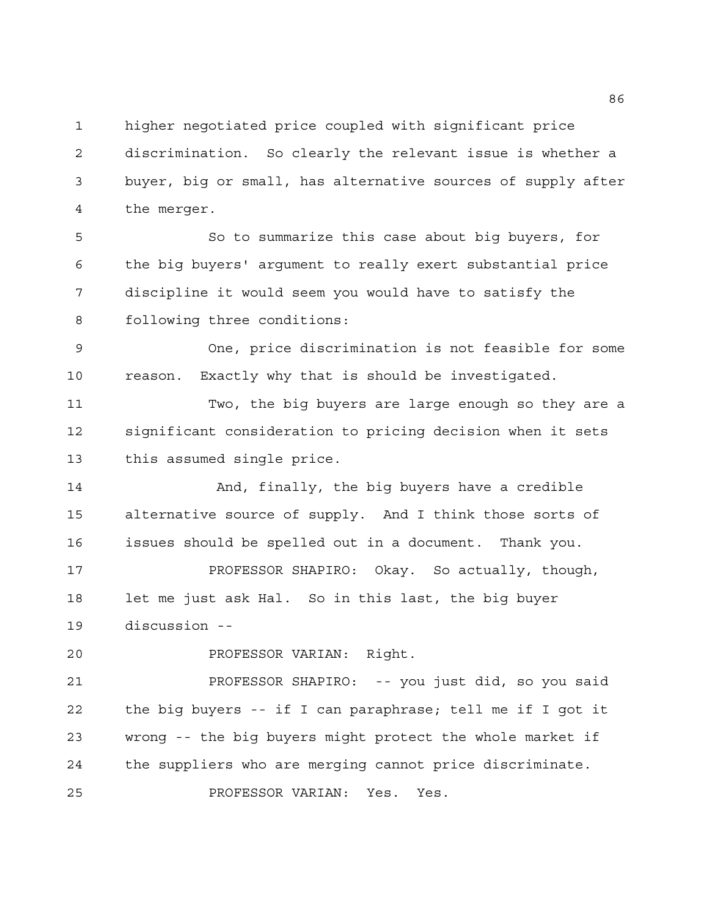higher negotiated price coupled with significant price discrimination. So clearly the relevant issue is whether a buyer, big or small, has alternative sources of supply after the merger.

So to summarize this case about big buyers, for the big buyers' argument to really exert substantial price discipline it would seem you would have to satisfy the following three conditions:

One, price discrimination is not feasible for some reason. Exactly why that is should be investigated.

Two, the big buyers are large enough so they are a significant consideration to pricing decision when it sets this assumed single price.

And, finally, the big buyers have a credible alternative source of supply. And I think those sorts of issues should be spelled out in a document. Thank you.

PROFESSOR SHAPIRO: Okay. So actually, though, let me just ask Hal. So in this last, the big buyer discussion --

PROFESSOR VARIAN: Right.

PROFESSOR SHAPIRO: -- you just did, so you said the big buyers -- if I can paraphrase; tell me if I got it wrong -- the big buyers might protect the whole market if the suppliers who are merging cannot price discriminate.

PROFESSOR VARIAN: Yes. Yes.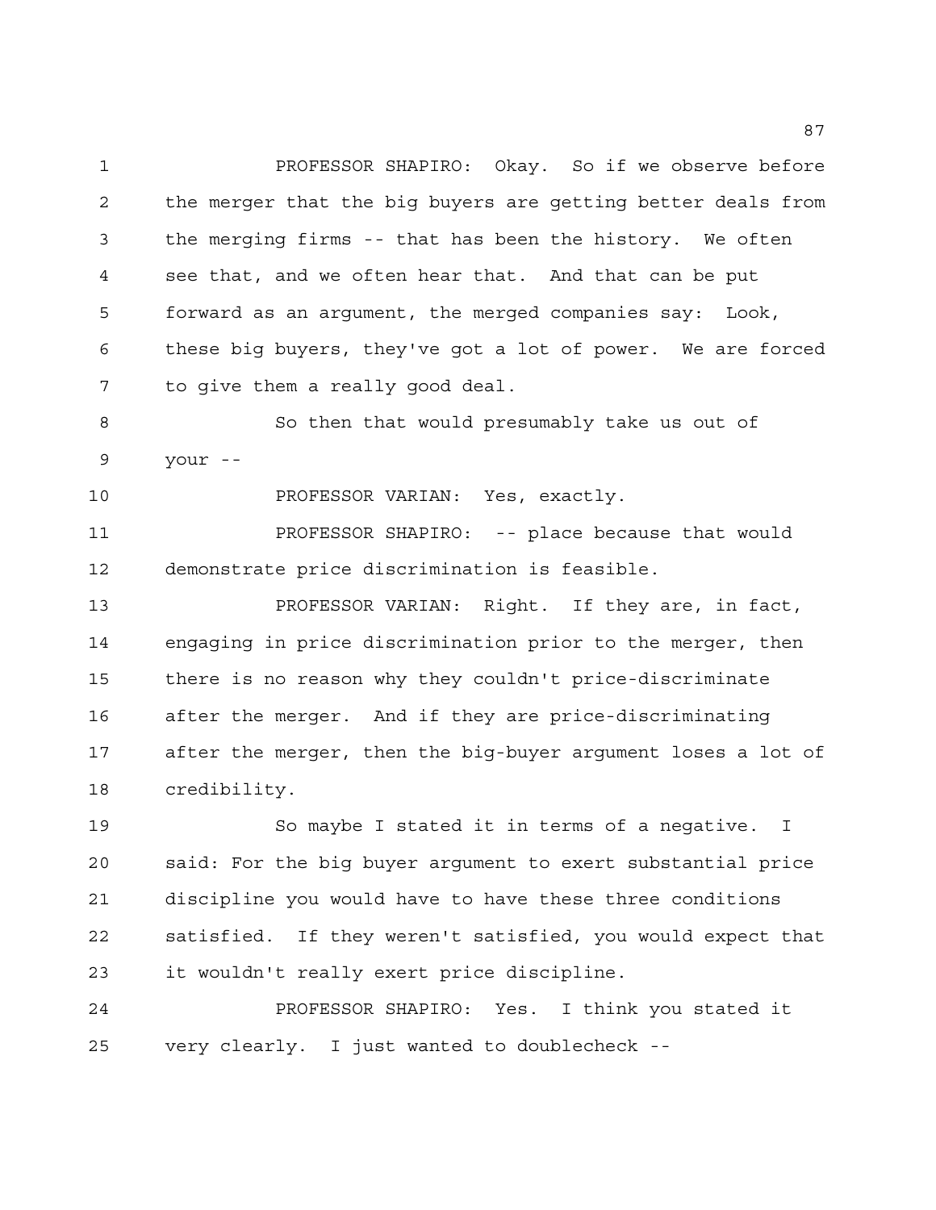PROFESSOR SHAPIRO: Okay. So if we observe before the merger that the big buyers are getting better deals from the merging firms -- that has been the history. We often see that, and we often hear that. And that can be put forward as an argument, the merged companies say: Look, these big buyers, they've got a lot of power. We are forced to give them a really good deal.

So then that would presumably take us out of your --

PROFESSOR VARIAN: Yes, exactly.

PROFESSOR SHAPIRO: -- place because that would demonstrate price discrimination is feasible.

PROFESSOR VARIAN: Right. If they are, in fact, engaging in price discrimination prior to the merger, then there is no reason why they couldn't price-discriminate after the merger. And if they are price-discriminating after the merger, then the big-buyer argument loses a lot of credibility.

So maybe I stated it in terms of a negative. I said: For the big buyer argument to exert substantial price discipline you would have to have these three conditions satisfied. If they weren't satisfied, you would expect that it wouldn't really exert price discipline.

PROFESSOR SHAPIRO: Yes. I think you stated it very clearly. I just wanted to doublecheck --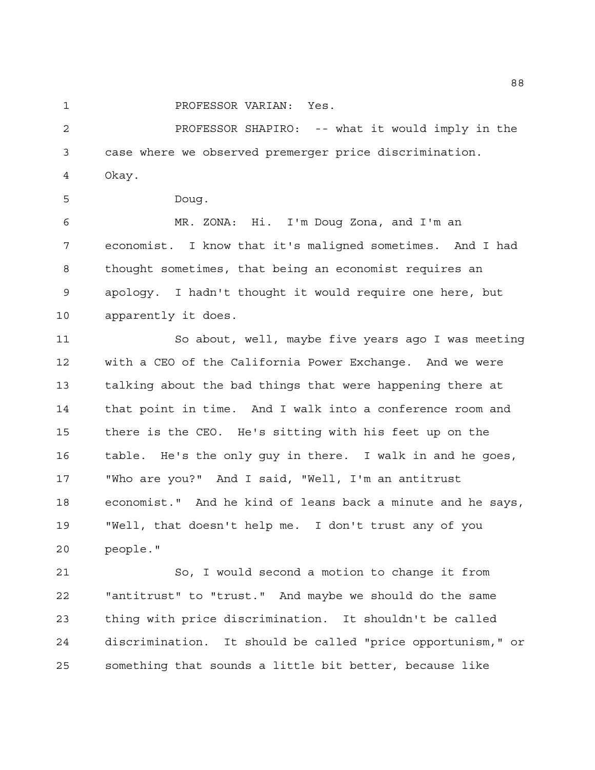PROFESSOR VARIAN: Yes.

PROFESSOR SHAPIRO: -- what it would imply in the case where we observed premerger price discrimination. Okay.

Doug.

MR. ZONA: Hi. I'm Doug Zona, and I'm an economist. I know that it's maligned sometimes. And I had thought sometimes, that being an economist requires an apology. I hadn't thought it would require one here, but apparently it does.

So about, well, maybe five years ago I was meeting with a CEO of the California Power Exchange. And we were talking about the bad things that were happening there at that point in time. And I walk into a conference room and there is the CEO. He's sitting with his feet up on the table. He's the only guy in there. I walk in and he goes, "Who are you?" And I said, "Well, I'm an antitrust economist." And he kind of leans back a minute and he says, "Well, that doesn't help me. I don't trust any of you people."

So, I would second a motion to change it from "antitrust" to "trust." And maybe we should do the same thing with price discrimination. It shouldn't be called discrimination. It should be called "price opportunism," or something that sounds a little bit better, because like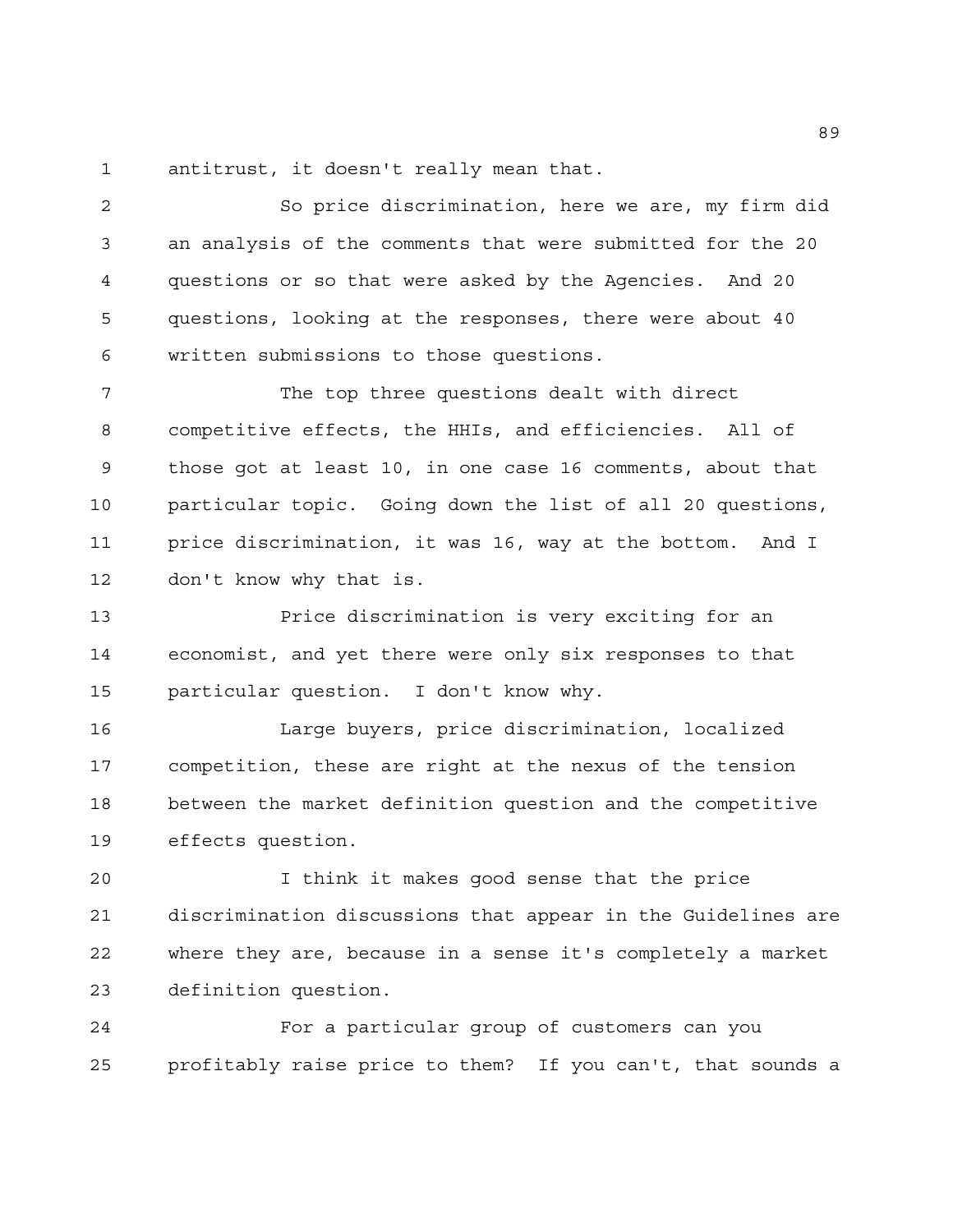antitrust, it doesn't really mean that.

So price discrimination, here we are, my firm did an analysis of the comments that were submitted for the 20 questions or so that were asked by the Agencies. And 20 questions, looking at the responses, there were about 40 written submissions to those questions.

The top three questions dealt with direct competitive effects, the HHIs, and efficiencies. All of those got at least 10, in one case 16 comments, about that particular topic. Going down the list of all 20 questions, price discrimination, it was 16, way at the bottom. And I don't know why that is.

Price discrimination is very exciting for an economist, and yet there were only six responses to that particular question. I don't know why.

Large buyers, price discrimination, localized competition, these are right at the nexus of the tension between the market definition question and the competitive effects question.

I think it makes good sense that the price discrimination discussions that appear in the Guidelines are where they are, because in a sense it's completely a market definition question.

For a particular group of customers can you profitably raise price to them? If you can't, that sounds a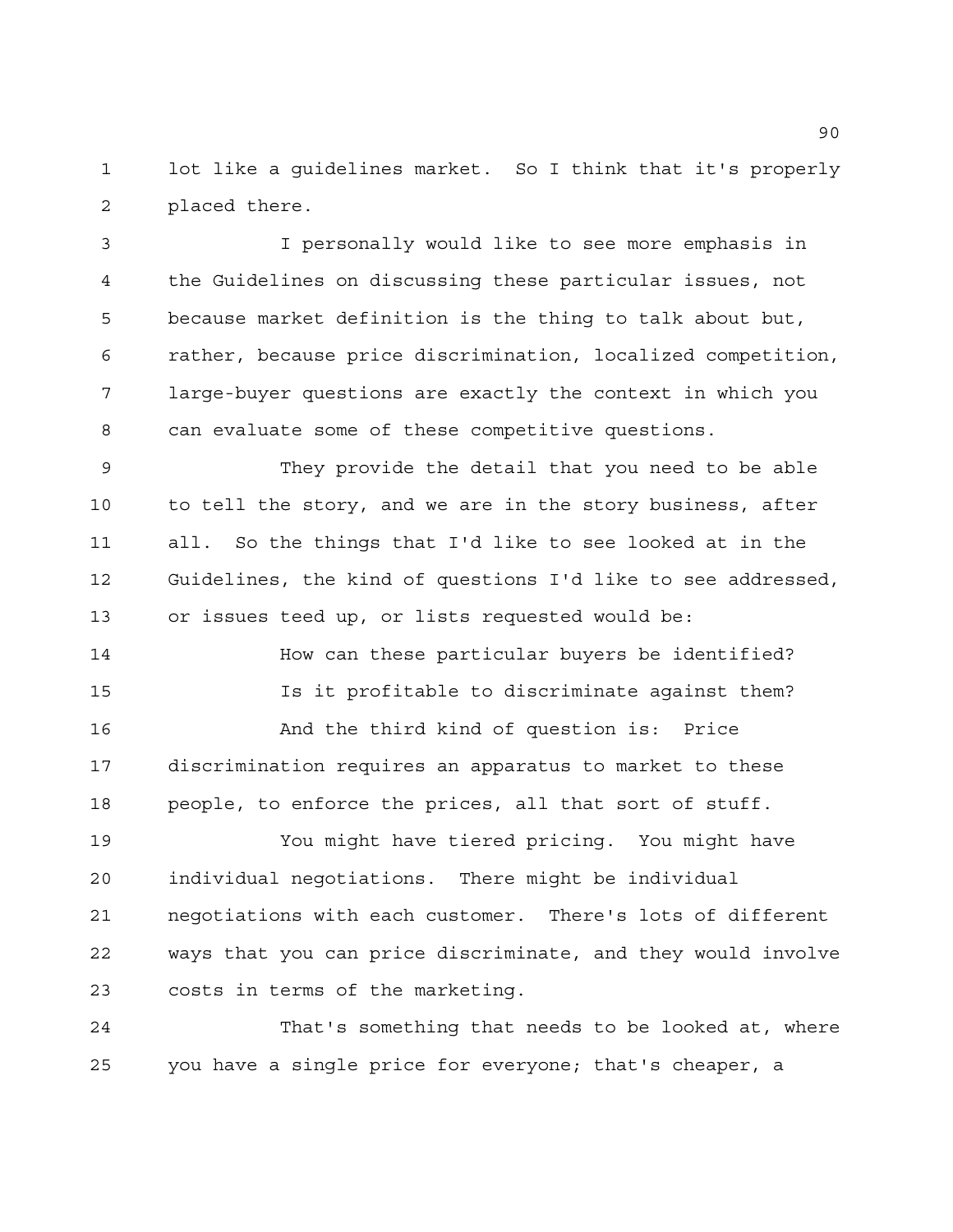lot like a guidelines market. So I think that it's properly placed there.

I personally would like to see more emphasis in the Guidelines on discussing these particular issues, not because market definition is the thing to talk about but, rather, because price discrimination, localized competition, large-buyer questions are exactly the context in which you can evaluate some of these competitive questions.

They provide the detail that you need to be able to tell the story, and we are in the story business, after all. So the things that I'd like to see looked at in the Guidelines, the kind of questions I'd like to see addressed, or issues teed up, or lists requested would be:

How can these particular buyers be identified?

Is it profitable to discriminate against them?

And the third kind of question is: Price discrimination requires an apparatus to market to these people, to enforce the prices, all that sort of stuff.

You might have tiered pricing. You might have individual negotiations. There might be individual negotiations with each customer. There's lots of different ways that you can price discriminate, and they would involve costs in terms of the marketing.

That's something that needs to be looked at, where you have a single price for everyone; that's cheaper, a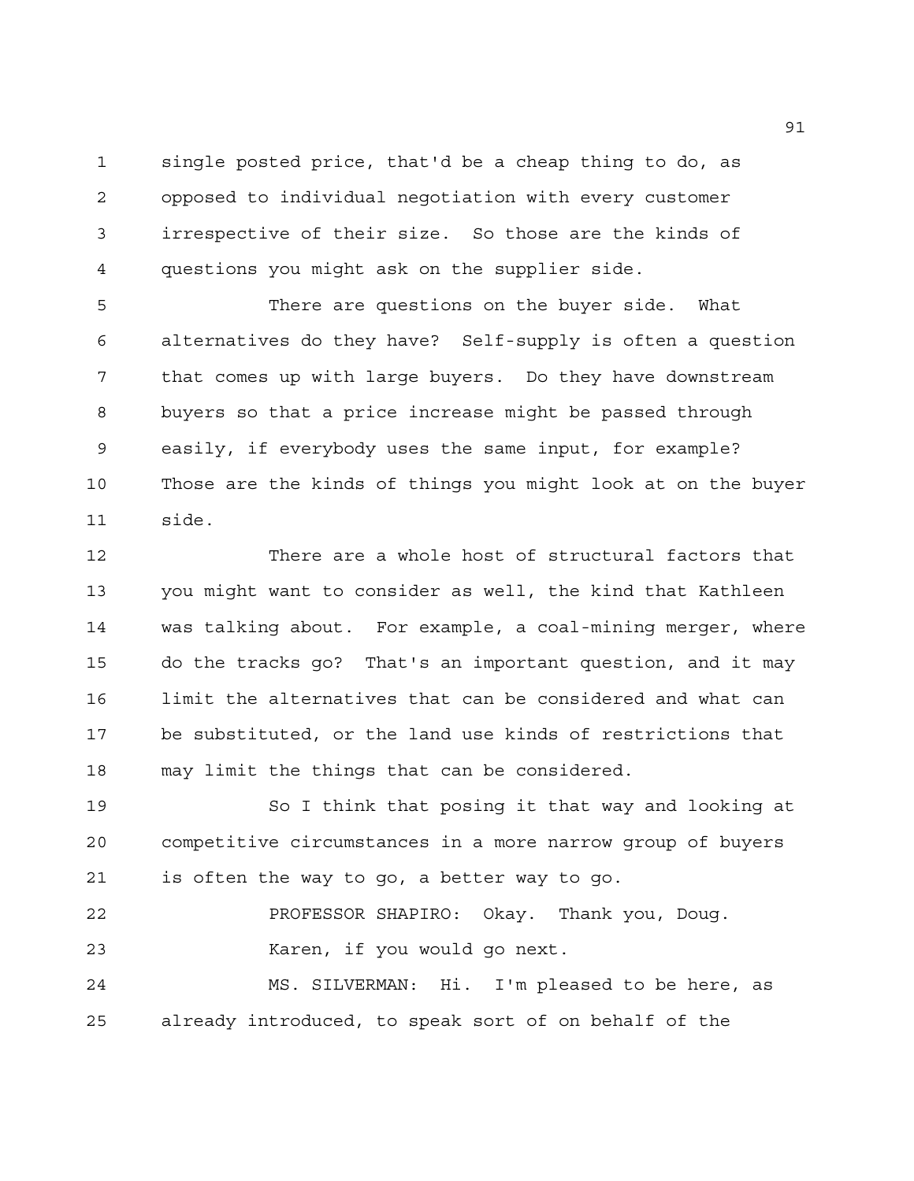single posted price, that'd be a cheap thing to do, as opposed to individual negotiation with every customer irrespective of their size. So those are the kinds of questions you might ask on the supplier side.

There are questions on the buyer side. What alternatives do they have? Self-supply is often a question that comes up with large buyers. Do they have downstream buyers so that a price increase might be passed through easily, if everybody uses the same input, for example? Those are the kinds of things you might look at on the buyer side.

There are a whole host of structural factors that you might want to consider as well, the kind that Kathleen was talking about. For example, a coal-mining merger, where do the tracks go? That's an important question, and it may limit the alternatives that can be considered and what can be substituted, or the land use kinds of restrictions that may limit the things that can be considered.

So I think that posing it that way and looking at competitive circumstances in a more narrow group of buyers is often the way to go, a better way to go.

PROFESSOR SHAPIRO: Okay. Thank you, Doug.

Karen, if you would go next.

MS. SILVERMAN: Hi. I'm pleased to be here, as already introduced, to speak sort of on behalf of the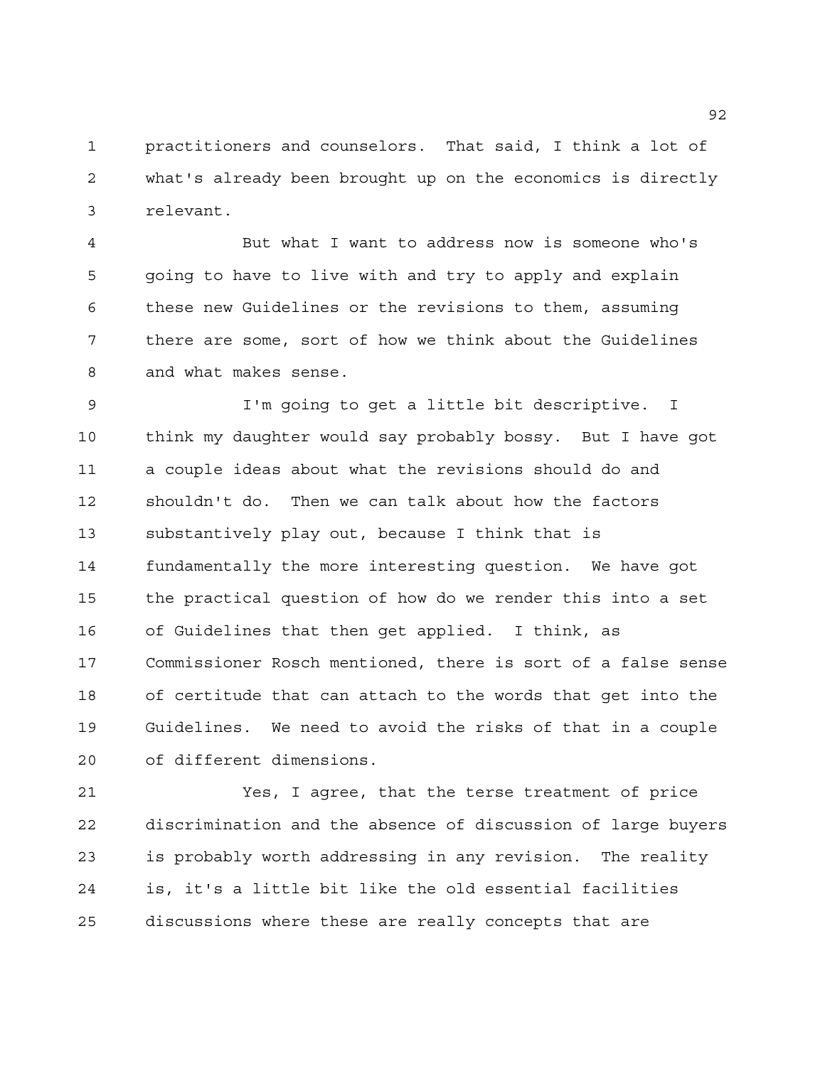practitioners and counselors. That said, I think a lot of what's already been brought up on the economics is directly relevant.

But what I want to address now is someone who's going to have to live with and try to apply and explain these new Guidelines or the revisions to them, assuming there are some, sort of how we think about the Guidelines and what makes sense.

I'm going to get a little bit descriptive. I think my daughter would say probably bossy. But I have got a couple ideas about what the revisions should do and shouldn't do. Then we can talk about how the factors substantively play out, because I think that is fundamentally the more interesting question. We have got the practical question of how do we render this into a set of Guidelines that then get applied. I think, as Commissioner Rosch mentioned, there is sort of a false sense of certitude that can attach to the words that get into the Guidelines. We need to avoid the risks of that in a couple of different dimensions.

Yes, I agree, that the terse treatment of price discrimination and the absence of discussion of large buyers is probably worth addressing in any revision. The reality is, it's a little bit like the old essential facilities discussions where these are really concepts that are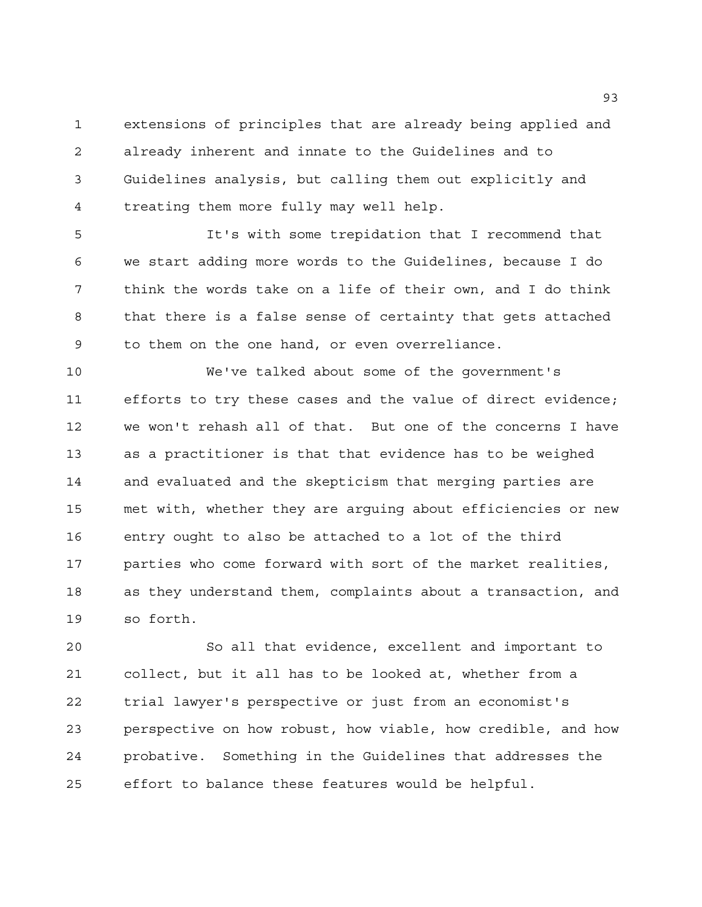extensions of principles that are already being applied and already inherent and innate to the Guidelines and to Guidelines analysis, but calling them out explicitly and treating them more fully may well help.

It's with some trepidation that I recommend that we start adding more words to the Guidelines, because I do think the words take on a life of their own, and I do think that there is a false sense of certainty that gets attached to them on the one hand, or even overreliance.

We've talked about some of the government's efforts to try these cases and the value of direct evidence; we won't rehash all of that. But one of the concerns I have as a practitioner is that that evidence has to be weighed and evaluated and the skepticism that merging parties are met with, whether they are arguing about efficiencies or new entry ought to also be attached to a lot of the third parties who come forward with sort of the market realities, as they understand them, complaints about a transaction, and so forth.

So all that evidence, excellent and important to collect, but it all has to be looked at, whether from a trial lawyer's perspective or just from an economist's perspective on how robust, how viable, how credible, and how probative. Something in the Guidelines that addresses the effort to balance these features would be helpful.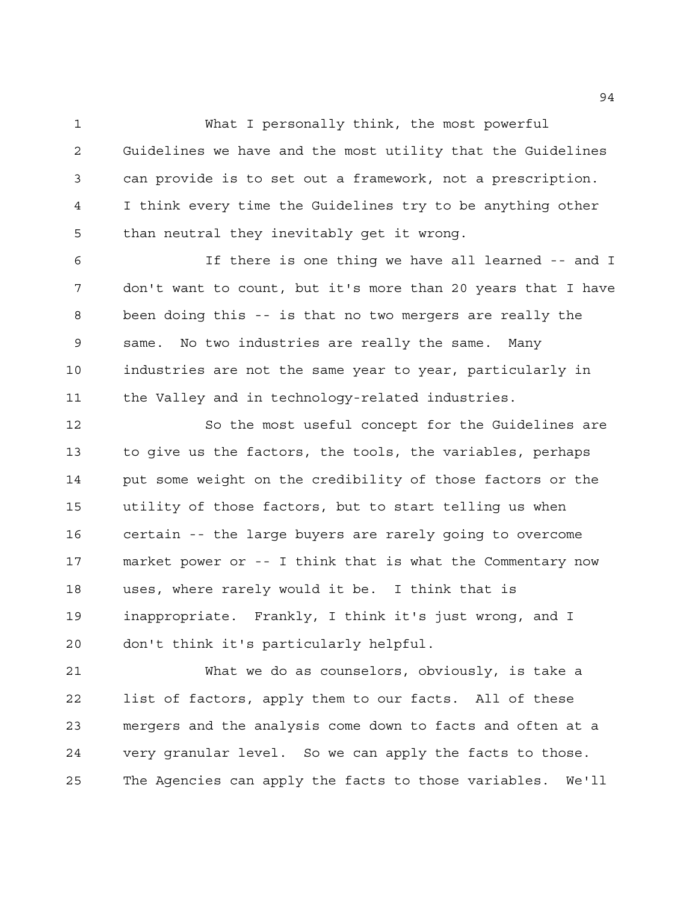What I personally think, the most powerful Guidelines we have and the most utility that the Guidelines can provide is to set out a framework, not a prescription. I think every time the Guidelines try to be anything other than neutral they inevitably get it wrong.

If there is one thing we have all learned -- and I don't want to count, but it's more than 20 years that I have been doing this -- is that no two mergers are really the same. No two industries are really the same. Many industries are not the same year to year, particularly in the Valley and in technology-related industries.

So the most useful concept for the Guidelines are to give us the factors, the tools, the variables, perhaps put some weight on the credibility of those factors or the utility of those factors, but to start telling us when certain -- the large buyers are rarely going to overcome market power or -- I think that is what the Commentary now uses, where rarely would it be. I think that is inappropriate. Frankly, I think it's just wrong, and I don't think it's particularly helpful.

What we do as counselors, obviously, is take a list of factors, apply them to our facts. All of these mergers and the analysis come down to facts and often at a very granular level. So we can apply the facts to those. The Agencies can apply the facts to those variables. We'll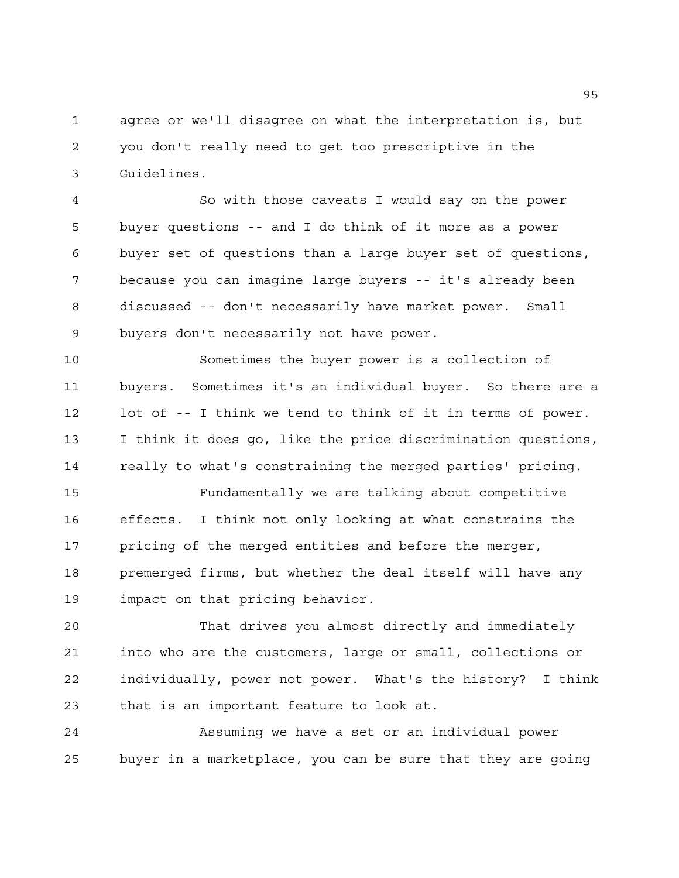agree or we'll disagree on what the interpretation is, but you don't really need to get too prescriptive in the Guidelines.

So with those caveats I would say on the power buyer questions -- and I do think of it more as a power buyer set of questions than a large buyer set of questions, because you can imagine large buyers -- it's already been discussed -- don't necessarily have market power. Small buyers don't necessarily not have power.

Sometimes the buyer power is a collection of buyers. Sometimes it's an individual buyer. So there are a lot of -- I think we tend to think of it in terms of power. I think it does go, like the price discrimination questions, really to what's constraining the merged parties' pricing.

Fundamentally we are talking about competitive effects. I think not only looking at what constrains the pricing of the merged entities and before the merger, premerged firms, but whether the deal itself will have any impact on that pricing behavior.

That drives you almost directly and immediately into who are the customers, large or small, collections or individually, power not power. What's the history? I think that is an important feature to look at.

Assuming we have a set or an individual power buyer in a marketplace, you can be sure that they are going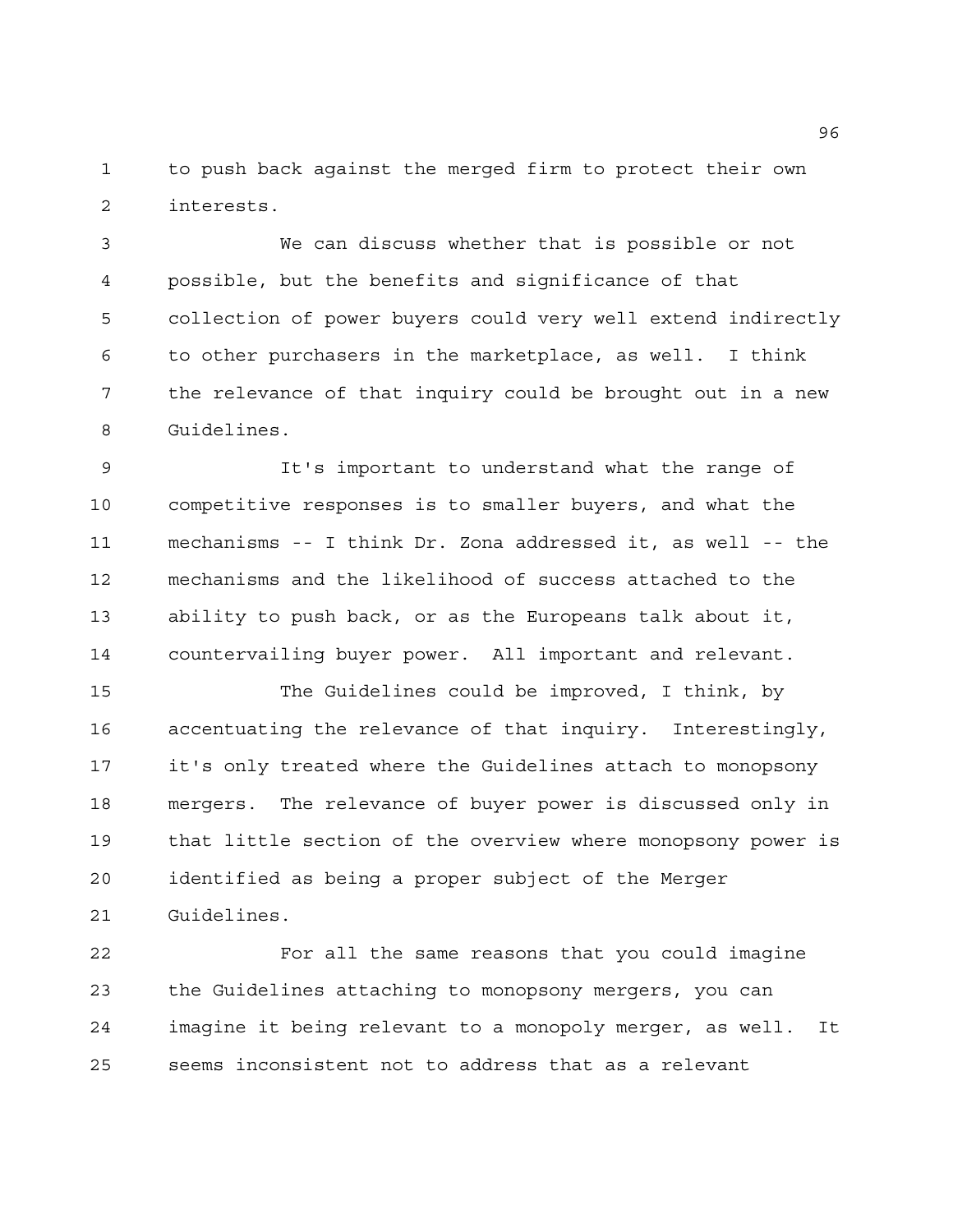to push back against the merged firm to protect their own interests.

We can discuss whether that is possible or not possible, but the benefits and significance of that collection of power buyers could very well extend indirectly to other purchasers in the marketplace, as well. I think the relevance of that inquiry could be brought out in a new Guidelines.

It's important to understand what the range of competitive responses is to smaller buyers, and what the mechanisms -- I think Dr. Zona addressed it, as well -- the mechanisms and the likelihood of success attached to the ability to push back, or as the Europeans talk about it, countervailing buyer power. All important and relevant.

The Guidelines could be improved, I think, by accentuating the relevance of that inquiry. Interestingly, it's only treated where the Guidelines attach to monopsony mergers. The relevance of buyer power is discussed only in that little section of the overview where monopsony power is identified as being a proper subject of the Merger Guidelines.

For all the same reasons that you could imagine the Guidelines attaching to monopsony mergers, you can imagine it being relevant to a monopoly merger, as well. It seems inconsistent not to address that as a relevant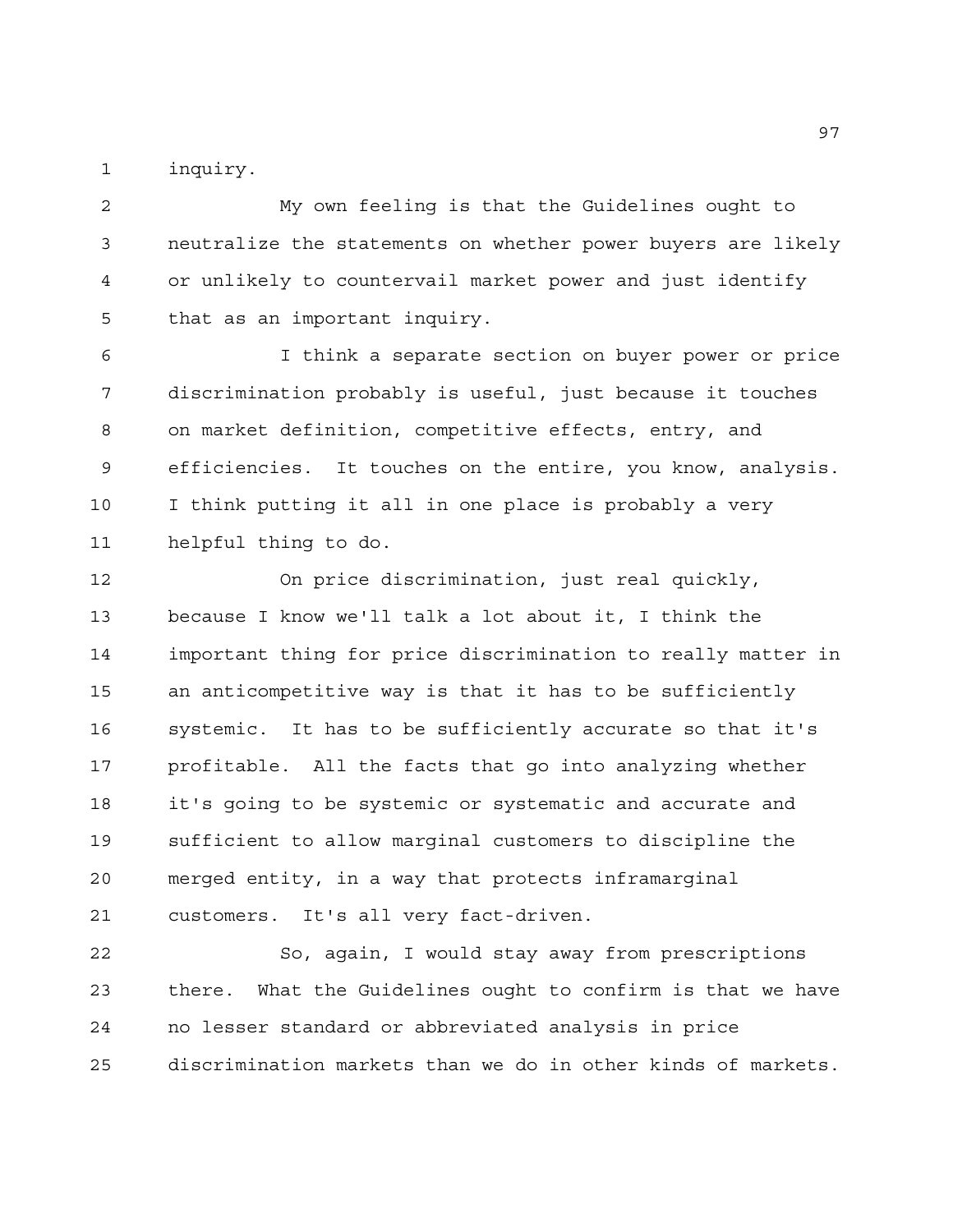inquiry.

My own feeling is that the Guidelines ought to neutralize the statements on whether power buyers are likely or unlikely to countervail market power and just identify that as an important inquiry.

I think a separate section on buyer power or price discrimination probably is useful, just because it touches on market definition, competitive effects, entry, and efficiencies. It touches on the entire, you know, analysis. I think putting it all in one place is probably a very helpful thing to do.

On price discrimination, just real quickly, because I know we'll talk a lot about it, I think the important thing for price discrimination to really matter in an anticompetitive way is that it has to be sufficiently systemic. It has to be sufficiently accurate so that it's profitable. All the facts that go into analyzing whether it's going to be systemic or systematic and accurate and sufficient to allow marginal customers to discipline the merged entity, in a way that protects inframarginal customers. It's all very fact-driven.

So, again, I would stay away from prescriptions there. What the Guidelines ought to confirm is that we have no lesser standard or abbreviated analysis in price discrimination markets than we do in other kinds of markets.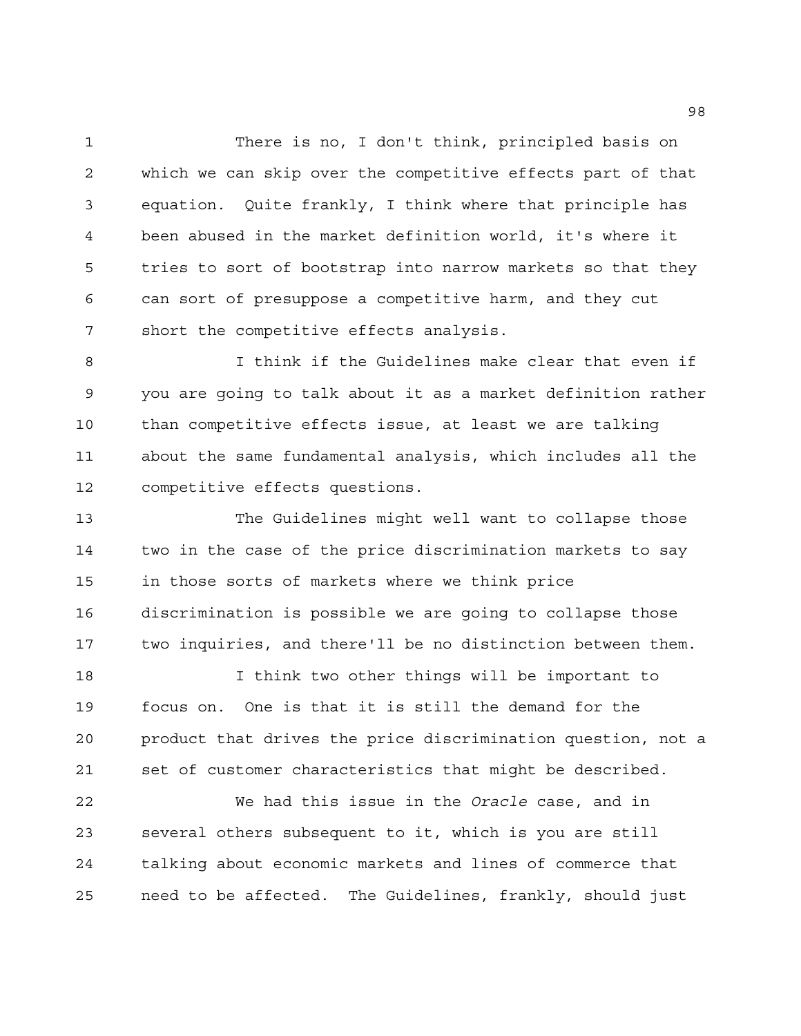There is no, I don't think, principled basis on which we can skip over the competitive effects part of that equation. Quite frankly, I think where that principle has been abused in the market definition world, it's where it tries to sort of bootstrap into narrow markets so that they can sort of presuppose a competitive harm, and they cut short the competitive effects analysis.

I think if the Guidelines make clear that even if you are going to talk about it as a market definition rather than competitive effects issue, at least we are talking about the same fundamental analysis, which includes all the competitive effects questions.

The Guidelines might well want to collapse those two in the case of the price discrimination markets to say in those sorts of markets where we think price discrimination is possible we are going to collapse those two inquiries, and there'll be no distinction between them.

I think two other things will be important to focus on. One is that it is still the demand for the product that drives the price discrimination question, not a set of customer characteristics that might be described.

We had this issue in the *Oracle* case, and in several others subsequent to it, which is you are still talking about economic markets and lines of commerce that need to be affected. The Guidelines, frankly, should just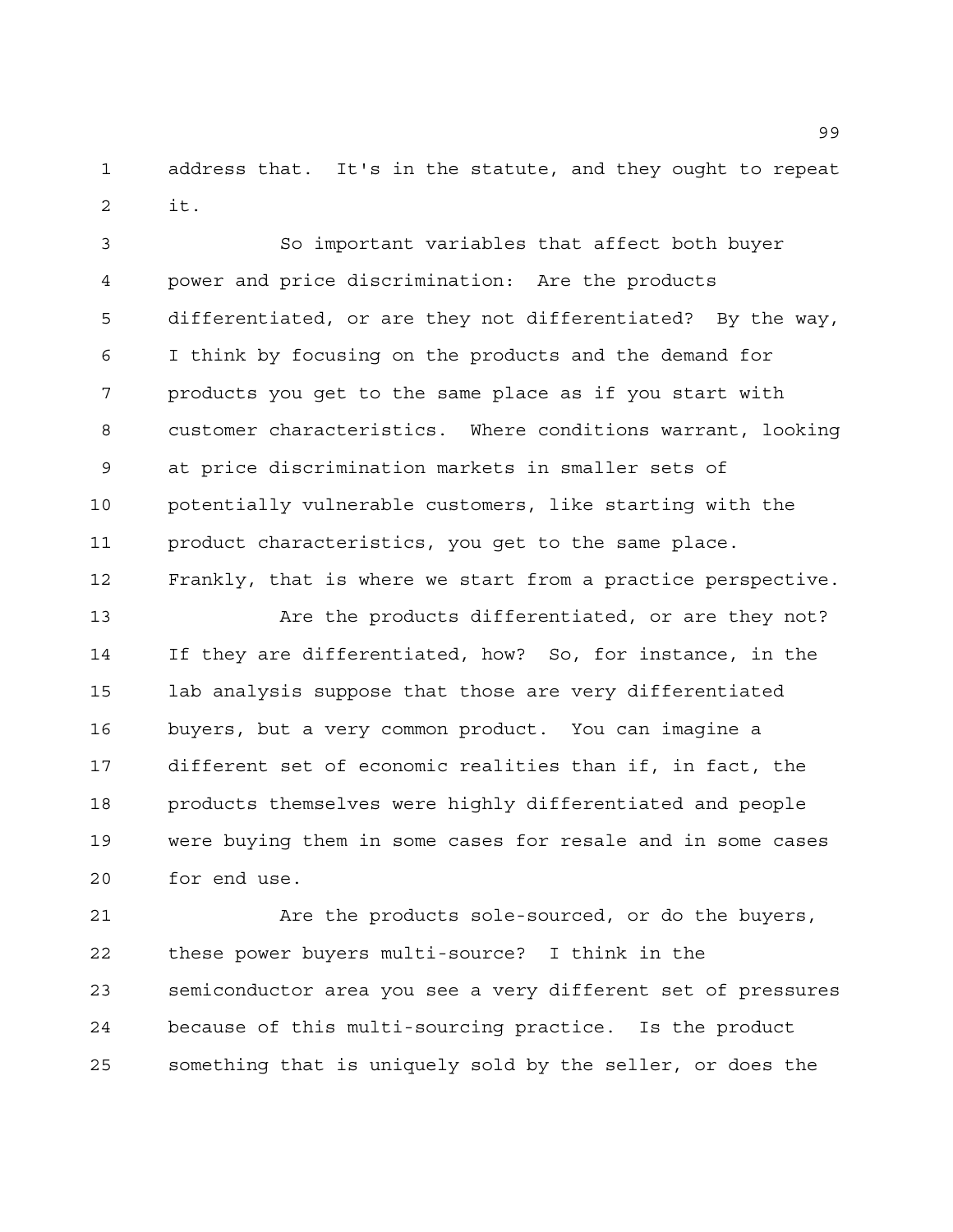address that. It's in the statute, and they ought to repeat it.

So important variables that affect both buyer power and price discrimination: Are the products differentiated, or are they not differentiated? By the way, I think by focusing on the products and the demand for products you get to the same place as if you start with customer characteristics. Where conditions warrant, looking at price discrimination markets in smaller sets of potentially vulnerable customers, like starting with the product characteristics, you get to the same place. Frankly, that is where we start from a practice perspective.

Are the products differentiated, or are they not? If they are differentiated, how? So, for instance, in the lab analysis suppose that those are very differentiated buyers, but a very common product. You can imagine a different set of economic realities than if, in fact, the products themselves were highly differentiated and people were buying them in some cases for resale and in some cases for end use.

Are the products sole-sourced, or do the buyers, these power buyers multi-source? I think in the semiconductor area you see a very different set of pressures because of this multi-sourcing practice. Is the product something that is uniquely sold by the seller, or does the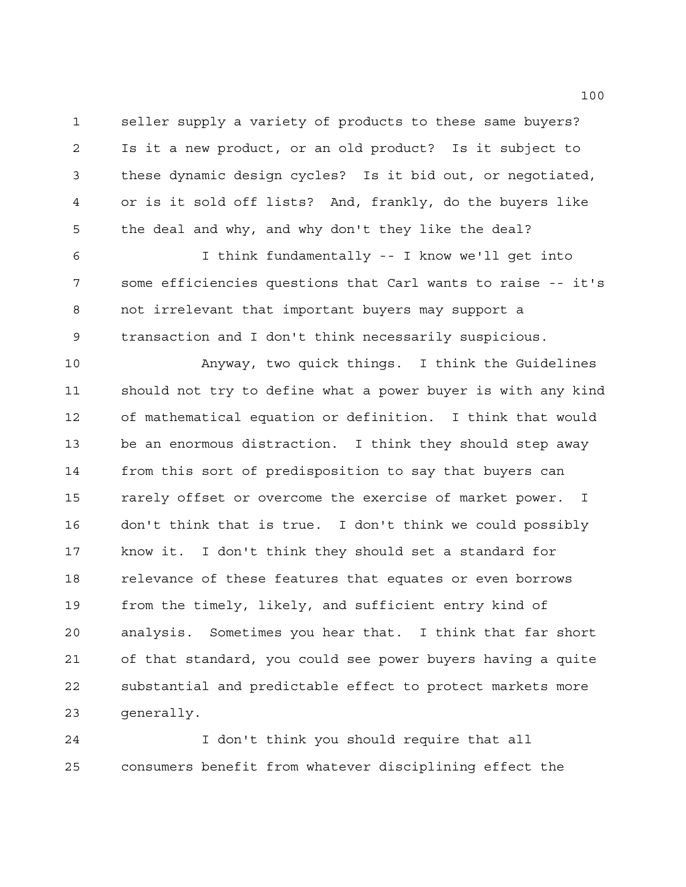seller supply a variety of products to these same buyers? Is it a new product, or an old product? Is it subject to these dynamic design cycles? Is it bid out, or negotiated, or is it sold off lists? And, frankly, do the buyers like the deal and why, and why don't they like the deal?

I think fundamentally -- I know we'll get into some efficiencies questions that Carl wants to raise -- it's not irrelevant that important buyers may support a transaction and I don't think necessarily suspicious.

Anyway, two quick things. I think the Guidelines should not try to define what a power buyer is with any kind of mathematical equation or definition. I think that would be an enormous distraction. I think they should step away from this sort of predisposition to say that buyers can rarely offset or overcome the exercise of market power. I don't think that is true. I don't think we could possibly know it. I don't think they should set a standard for relevance of these features that equates or even borrows from the timely, likely, and sufficient entry kind of analysis. Sometimes you hear that. I think that far short of that standard, you could see power buyers having a quite substantial and predictable effect to protect markets more generally.

I don't think you should require that all consumers benefit from whatever disciplining effect the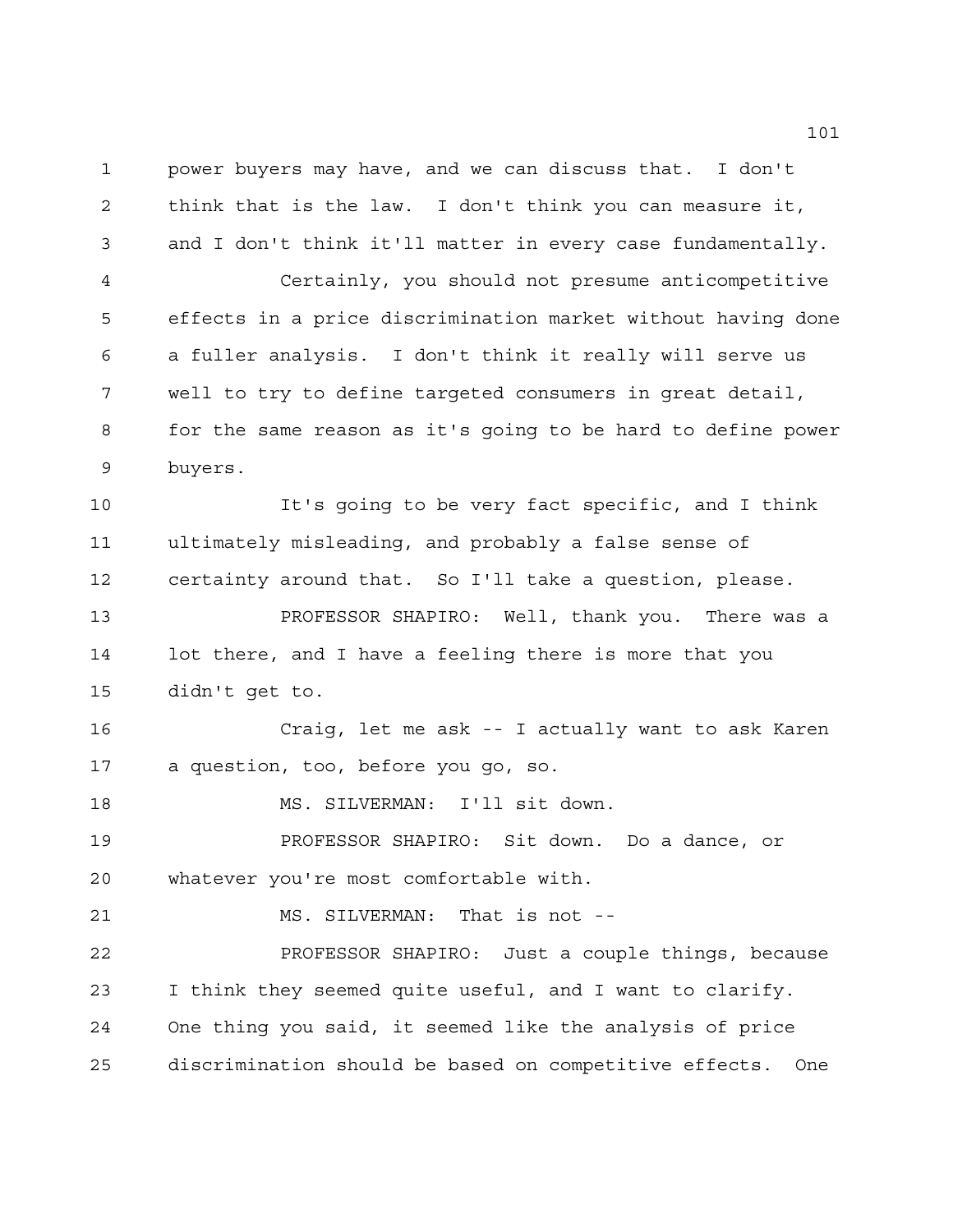power buyers may have, and we can discuss that. I don't think that is the law. I don't think you can measure it, and I don't think it'll matter in every case fundamentally.

Certainly, you should not presume anticompetitive effects in a price discrimination market without having done a fuller analysis. I don't think it really will serve us well to try to define targeted consumers in great detail, for the same reason as it's going to be hard to define power buyers.

It's going to be very fact specific, and I think ultimately misleading, and probably a false sense of certainty around that. So I'll take a question, please.

PROFESSOR SHAPIRO: Well, thank you. There was a lot there, and I have a feeling there is more that you didn't get to.

Craig, let me ask -- I actually want to ask Karen a question, too, before you go, so.

MS. SILVERMAN: I'll sit down.

PROFESSOR SHAPIRO: Sit down. Do a dance, or whatever you're most comfortable with.

MS. SILVERMAN: That is not --

PROFESSOR SHAPIRO: Just a couple things, because I think they seemed quite useful, and I want to clarify. One thing you said, it seemed like the analysis of price discrimination should be based on competitive effects. One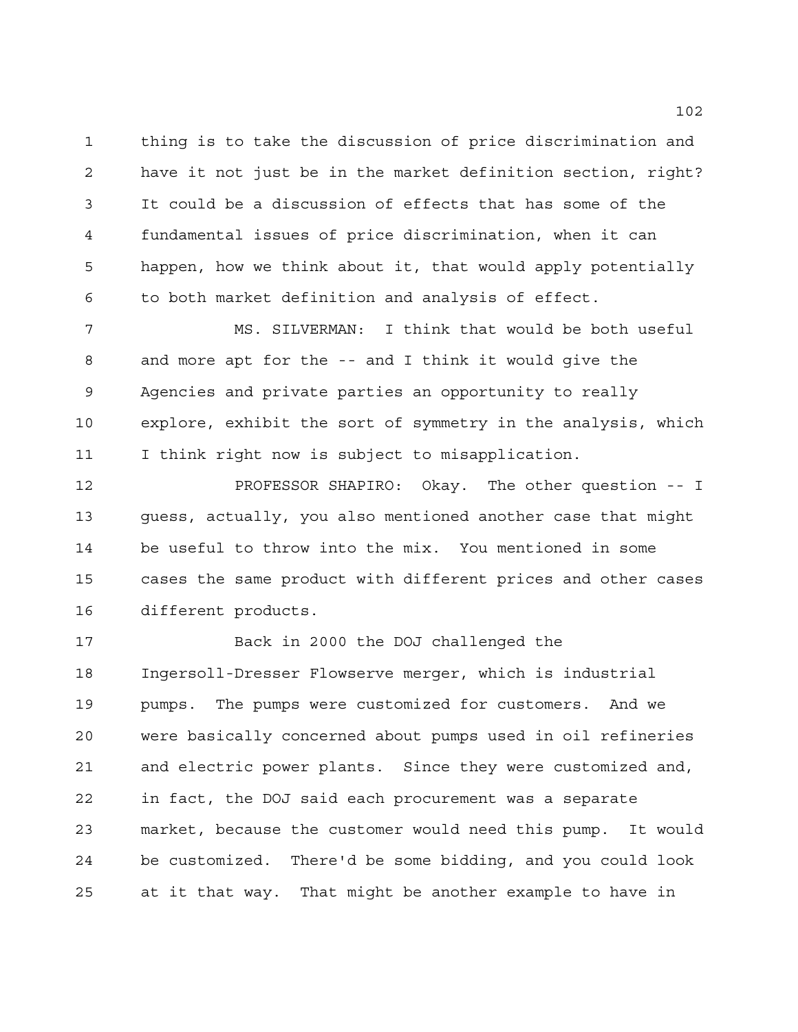thing is to take the discussion of price discrimination and have it not just be in the market definition section, right? It could be a discussion of effects that has some of the fundamental issues of price discrimination, when it can happen, how we think about it, that would apply potentially to both market definition and analysis of effect.

MS. SILVERMAN: I think that would be both useful and more apt for the -- and I think it would give the Agencies and private parties an opportunity to really explore, exhibit the sort of symmetry in the analysis, which I think right now is subject to misapplication.

PROFESSOR SHAPIRO: Okay. The other question -- I guess, actually, you also mentioned another case that might be useful to throw into the mix. You mentioned in some cases the same product with different prices and other cases different products.

Back in 2000 the DOJ challenged the Ingersoll-Dresser Flowserve merger, which is industrial pumps. The pumps were customized for customers. And we were basically concerned about pumps used in oil refineries and electric power plants. Since they were customized and, in fact, the DOJ said each procurement was a separate market, because the customer would need this pump. It would be customized. There'd be some bidding, and you could look at it that way. That might be another example to have in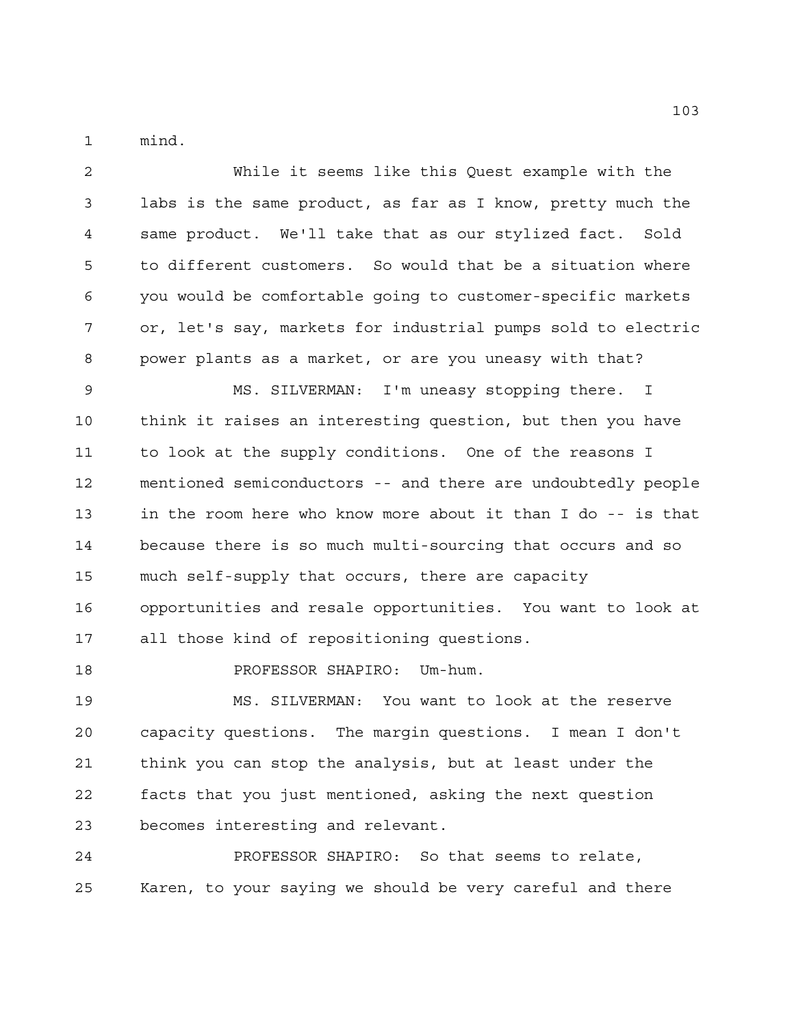mind.

While it seems like this Quest example with the labs is the same product, as far as I know, pretty much the same product. We'll take that as our stylized fact. Sold to different customers. So would that be a situation where you would be comfortable going to customer-specific markets or, let's say, markets for industrial pumps sold to electric power plants as a market, or are you uneasy with that?

MS. SILVERMAN: I'm uneasy stopping there. I think it raises an interesting question, but then you have to look at the supply conditions. One of the reasons I mentioned semiconductors -- and there are undoubtedly people in the room here who know more about it than I do -- is that because there is so much multi-sourcing that occurs and so much self-supply that occurs, there are capacity opportunities and resale opportunities. You want to look at all those kind of repositioning questions.

PROFESSOR SHAPIRO: Um-hum.

MS. SILVERMAN: You want to look at the reserve capacity questions. The margin questions. I mean I don't think you can stop the analysis, but at least under the facts that you just mentioned, asking the next question becomes interesting and relevant.

PROFESSOR SHAPIRO: So that seems to relate, Karen, to your saying we should be very careful and there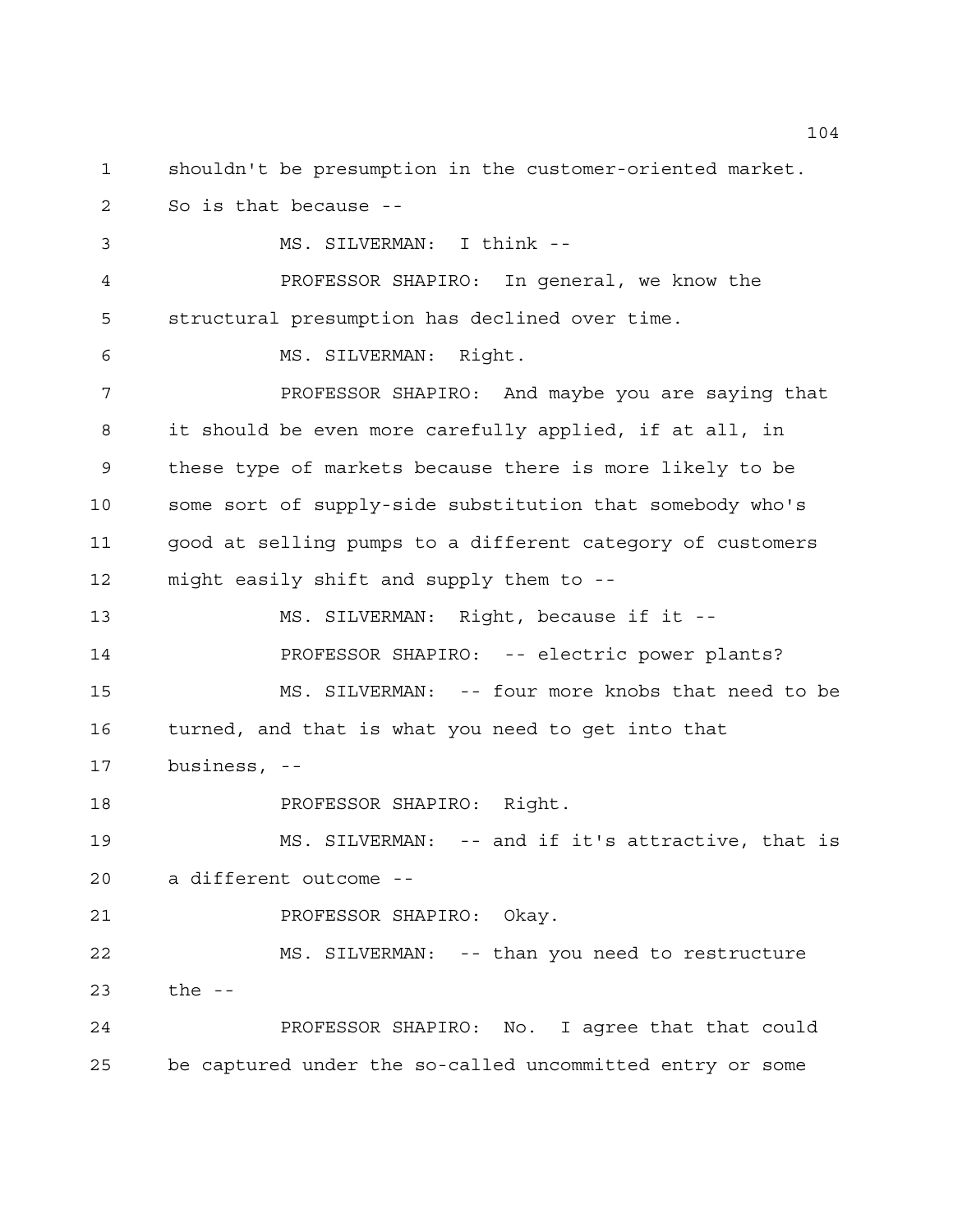shouldn't be presumption in the customer-oriented market. So is that because --

MS. SILVERMAN: I think --

PROFESSOR SHAPIRO: In general, we know the structural presumption has declined over time.

MS. SILVERMAN: Right.

PROFESSOR SHAPIRO: And maybe you are saying that it should be even more carefully applied, if at all, in these type of markets because there is more likely to be some sort of supply-side substitution that somebody who's good at selling pumps to a different category of customers might easily shift and supply them to --

MS. SILVERMAN: Right, because if it --

PROFESSOR SHAPIRO: -- electric power plants?

MS. SILVERMAN: -- four more knobs that need to be turned, and that is what you need to get into that business, --

PROFESSOR SHAPIRO: Right.

MS. SILVERMAN: -- and if it's attractive, that is a different outcome --

PROFESSOR SHAPIRO: Okay.

MS. SILVERMAN: -- than you need to restructure the --

PROFESSOR SHAPIRO: No. I agree that that could be captured under the so-called uncommitted entry or some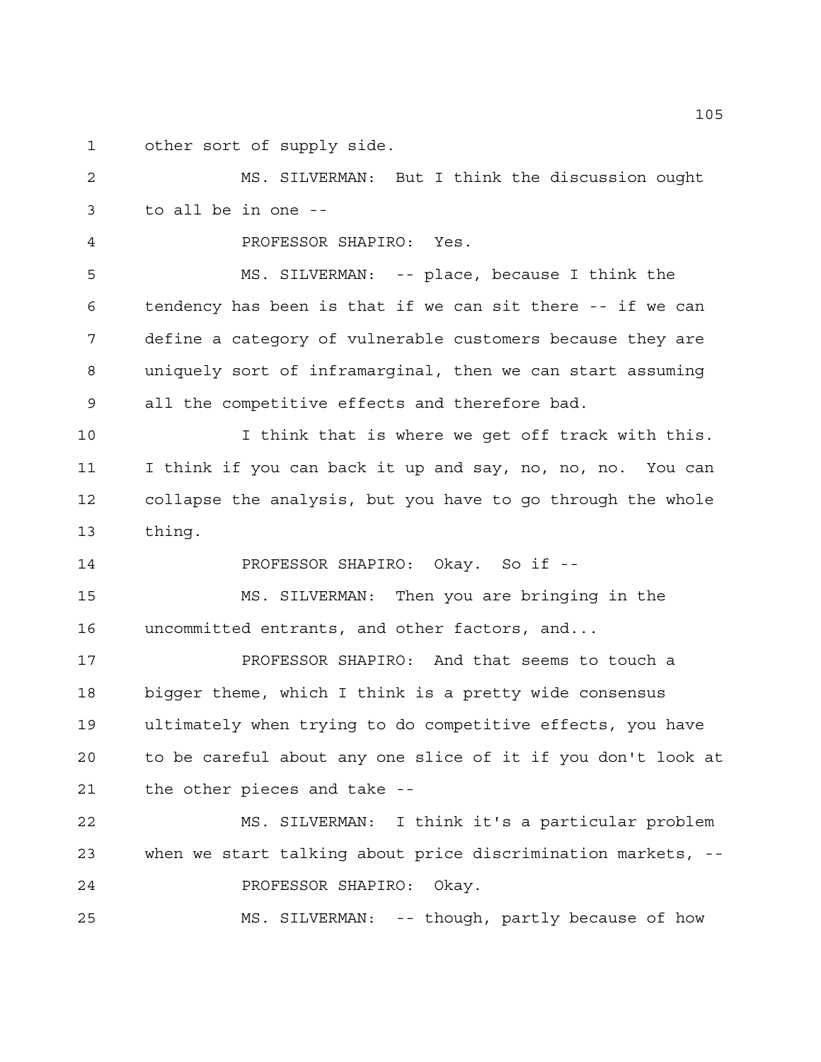other sort of supply side.

MS. SILVERMAN: But I think the discussion ought to all be in one --

PROFESSOR SHAPIRO: Yes.

MS. SILVERMAN: -- place, because I think the tendency has been is that if we can sit there -- if we can define a category of vulnerable customers because they are uniquely sort of inframarginal, then we can start assuming all the competitive effects and therefore bad.

I think that is where we get off track with this. I think if you can back it up and say, no, no, no. You can collapse the analysis, but you have to go through the whole thing.

PROFESSOR SHAPIRO: Okay. So if --

MS. SILVERMAN: Then you are bringing in the uncommitted entrants, and other factors, and...

PROFESSOR SHAPIRO: And that seems to touch a bigger theme, which I think is a pretty wide consensus ultimately when trying to do competitive effects, you have to be careful about any one slice of it if you don't look at the other pieces and take --

MS. SILVERMAN: I think it's a particular problem when we start talking about price discrimination markets, --

PROFESSOR SHAPIRO: Okay.

MS. SILVERMAN: -- though, partly because of how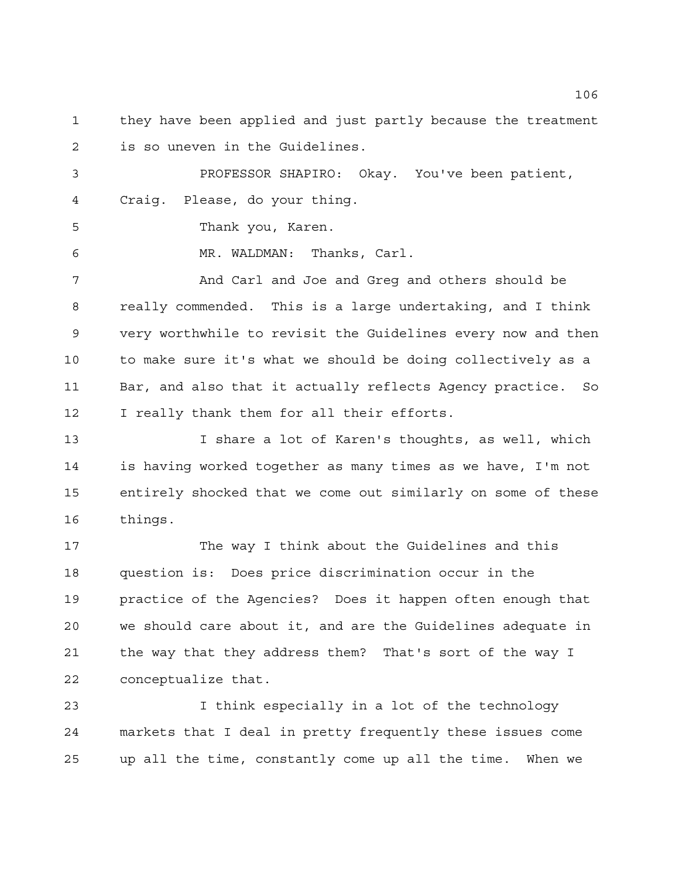they have been applied and just partly because the treatment is so uneven in the Guidelines.

PROFESSOR SHAPIRO: Okay. You've been patient, Craig. Please, do your thing.

Thank you, Karen.

MR. WALDMAN: Thanks, Carl.

And Carl and Joe and Greg and others should be really commended. This is a large undertaking, and I think very worthwhile to revisit the Guidelines every now and then to make sure it's what we should be doing collectively as a Bar, and also that it actually reflects Agency practice. So I really thank them for all their efforts.

I share a lot of Karen's thoughts, as well, which is having worked together as many times as we have, I'm not entirely shocked that we come out similarly on some of these things.

The way I think about the Guidelines and this question is: Does price discrimination occur in the practice of the Agencies? Does it happen often enough that we should care about it, and are the Guidelines adequate in the way that they address them? That's sort of the way I conceptualize that.

I think especially in a lot of the technology markets that I deal in pretty frequently these issues come up all the time, constantly come up all the time. When we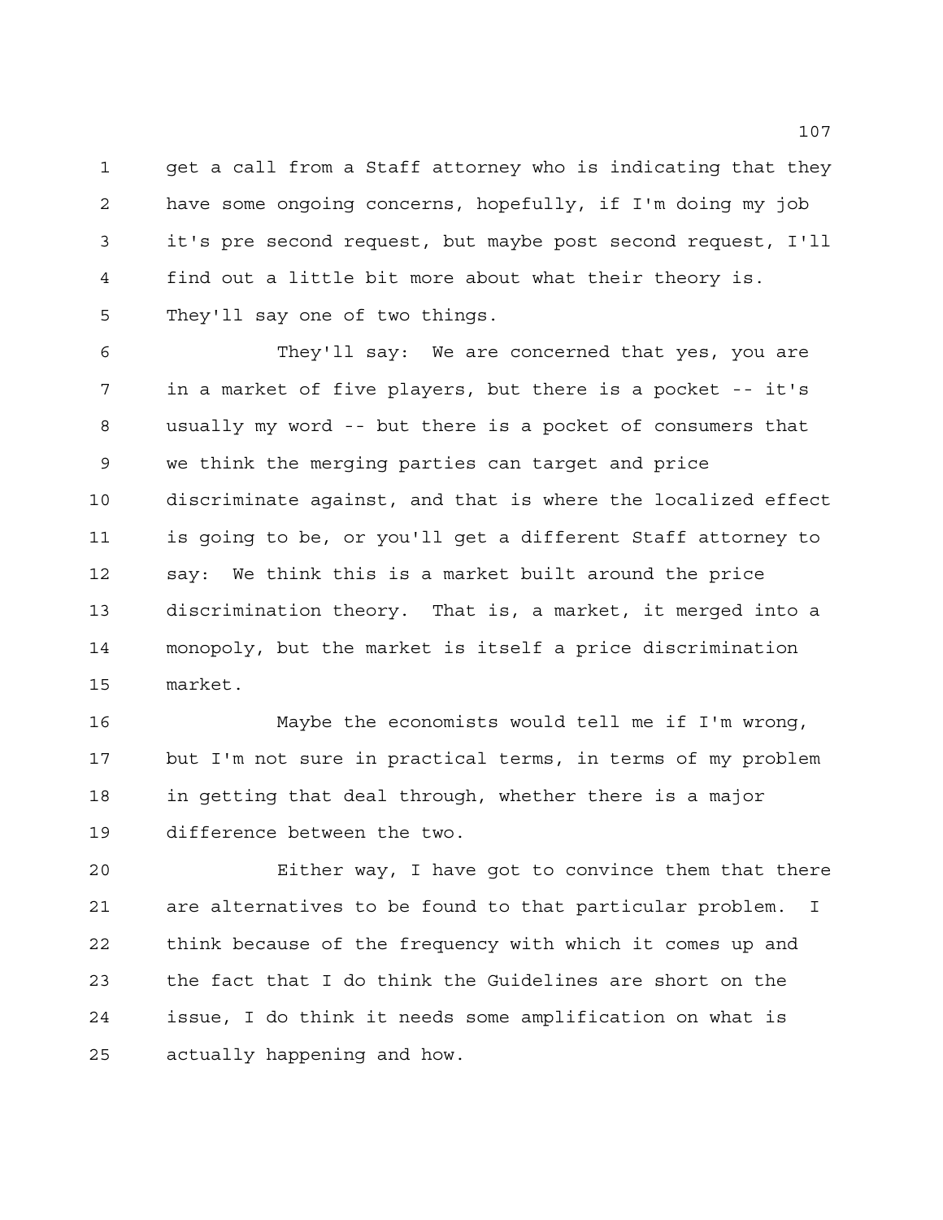get a call from a Staff attorney who is indicating that they have some ongoing concerns, hopefully, if I'm doing my job it's pre second request, but maybe post second request, I'll find out a little bit more about what their theory is. They'll say one of two things.

They'll say: We are concerned that yes, you are in a market of five players, but there is a pocket -- it's usually my word -- but there is a pocket of consumers that we think the merging parties can target and price discriminate against, and that is where the localized effect is going to be, or you'll get a different Staff attorney to say: We think this is a market built around the price discrimination theory. That is, a market, it merged into a monopoly, but the market is itself a price discrimination market.

Maybe the economists would tell me if I'm wrong, but I'm not sure in practical terms, in terms of my problem in getting that deal through, whether there is a major difference between the two.

Either way, I have got to convince them that there are alternatives to be found to that particular problem. I think because of the frequency with which it comes up and the fact that I do think the Guidelines are short on the issue, I do think it needs some amplification on what is actually happening and how.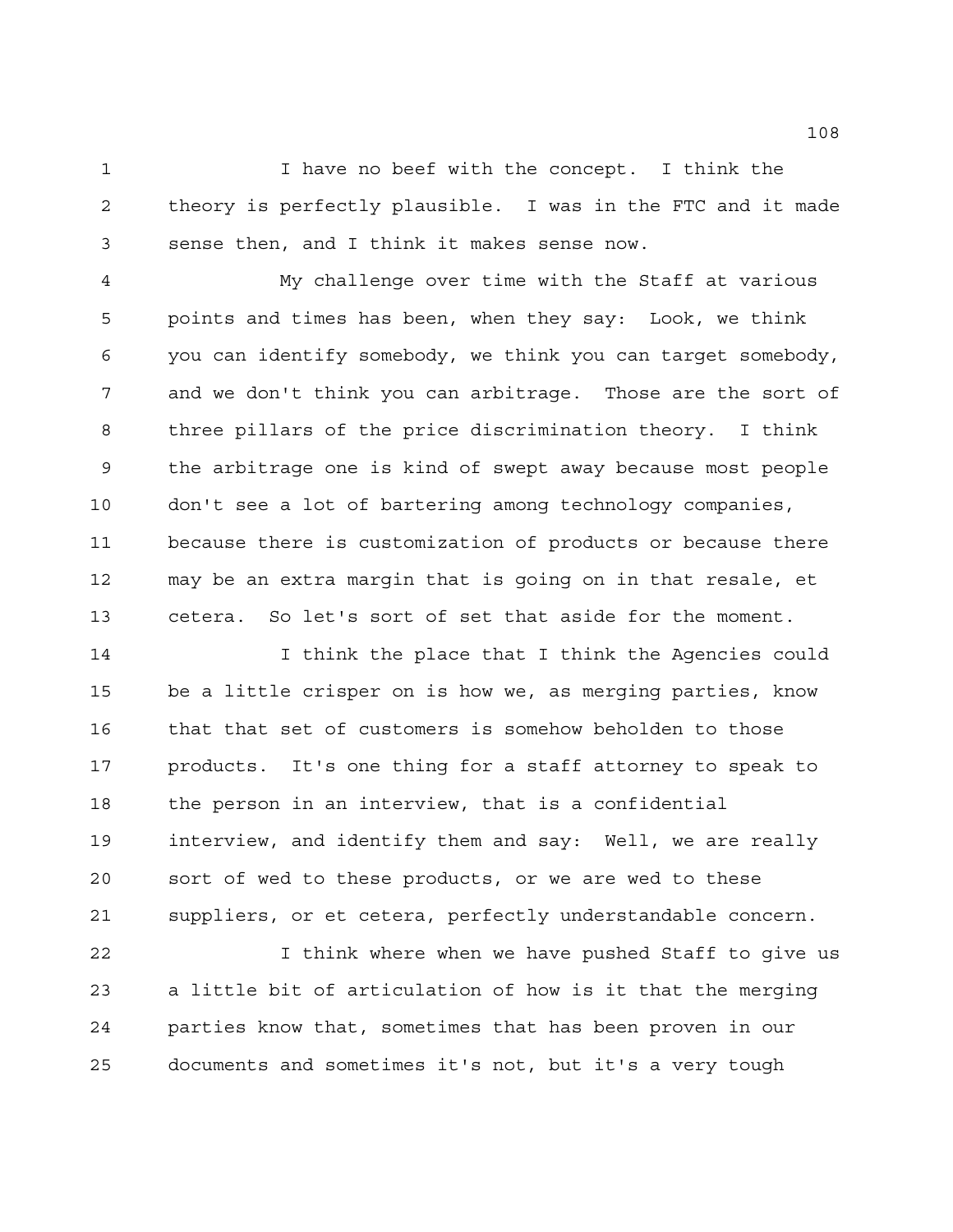I have no beef with the concept. I think the theory is perfectly plausible. I was in the FTC and it made sense then, and I think it makes sense now.

My challenge over time with the Staff at various points and times has been, when they say: Look, we think you can identify somebody, we think you can target somebody, and we don't think you can arbitrage. Those are the sort of three pillars of the price discrimination theory. I think the arbitrage one is kind of swept away because most people don't see a lot of bartering among technology companies, because there is customization of products or because there may be an extra margin that is going on in that resale, et cetera. So let's sort of set that aside for the moment.

I think the place that I think the Agencies could be a little crisper on is how we, as merging parties, know that that set of customers is somehow beholden to those products. It's one thing for a staff attorney to speak to the person in an interview, that is a confidential interview, and identify them and say: Well, we are really sort of wed to these products, or we are wed to these suppliers, or et cetera, perfectly understandable concern.

I think where when we have pushed Staff to give us a little bit of articulation of how is it that the merging parties know that, sometimes that has been proven in our documents and sometimes it's not, but it's a very tough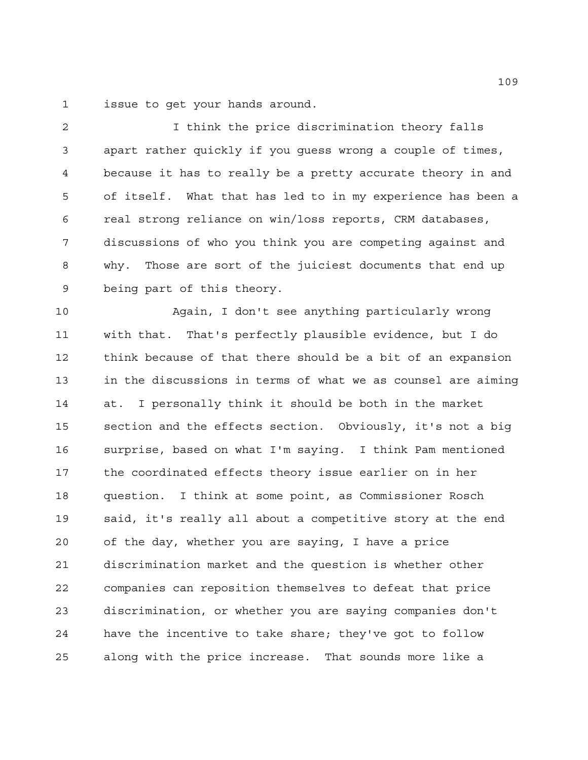issue to get your hands around.

I think the price discrimination theory falls apart rather quickly if you guess wrong a couple of times, because it has to really be a pretty accurate theory in and of itself. What that has led to in my experience has been a real strong reliance on win/loss reports, CRM databases, discussions of who you think you are competing against and why. Those are sort of the juiciest documents that end up being part of this theory.

Again, I don't see anything particularly wrong with that. That's perfectly plausible evidence, but I do think because of that there should be a bit of an expansion in the discussions in terms of what we as counsel are aiming at. I personally think it should be both in the market section and the effects section. Obviously, it's not a big surprise, based on what I'm saying. I think Pam mentioned the coordinated effects theory issue earlier on in her question. I think at some point, as Commissioner Rosch said, it's really all about a competitive story at the end of the day, whether you are saying, I have a price discrimination market and the question is whether other companies can reposition themselves to defeat that price discrimination, or whether you are saying companies don't have the incentive to take share; they've got to follow along with the price increase. That sounds more like a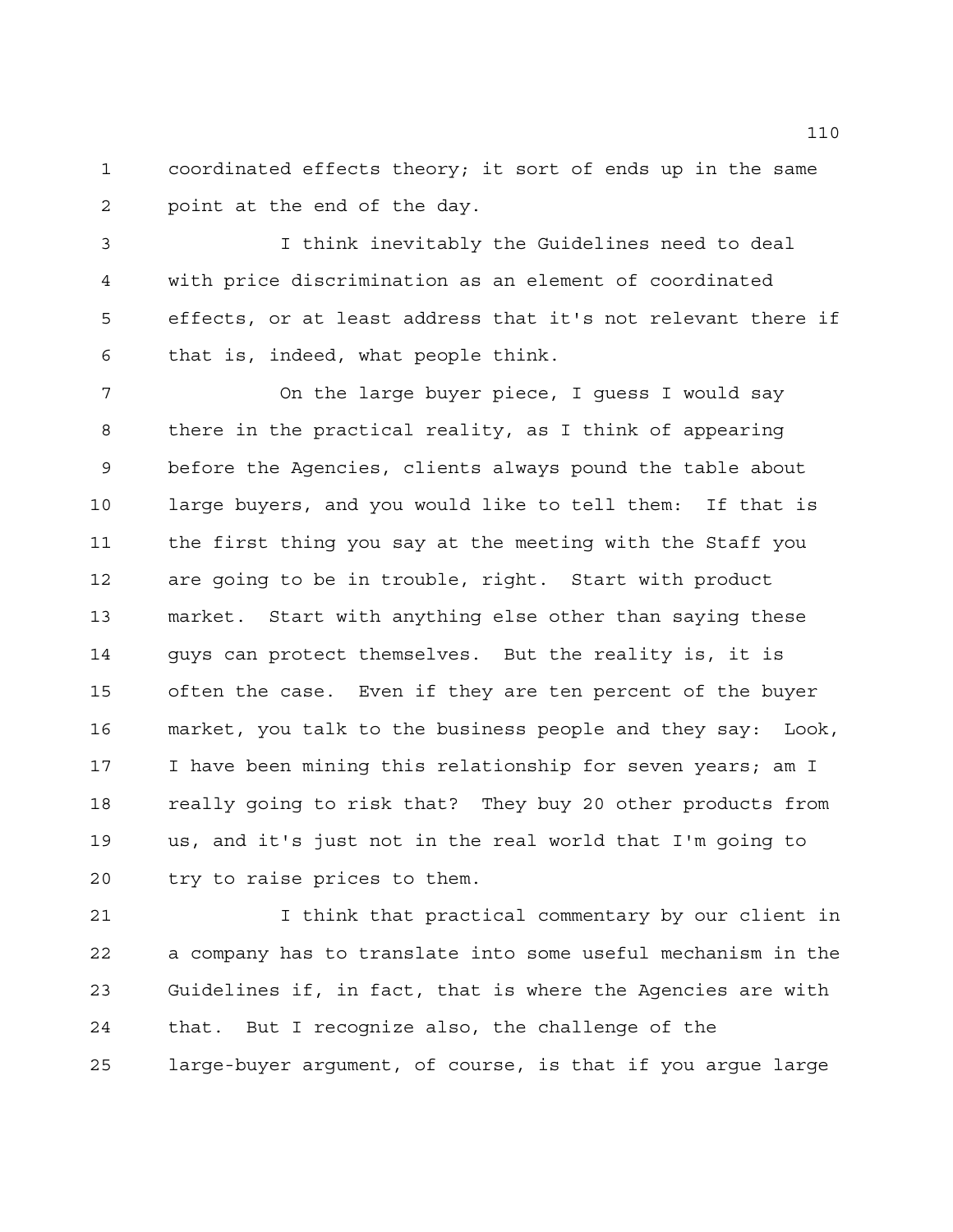coordinated effects theory; it sort of ends up in the same point at the end of the day.

I think inevitably the Guidelines need to deal with price discrimination as an element of coordinated effects, or at least address that it's not relevant there if that is, indeed, what people think.

On the large buyer piece, I guess I would say there in the practical reality, as I think of appearing before the Agencies, clients always pound the table about large buyers, and you would like to tell them: If that is the first thing you say at the meeting with the Staff you are going to be in trouble, right. Start with product market. Start with anything else other than saying these guys can protect themselves. But the reality is, it is often the case. Even if they are ten percent of the buyer market, you talk to the business people and they say: Look, I have been mining this relationship for seven years; am I really going to risk that? They buy 20 other products from us, and it's just not in the real world that I'm going to try to raise prices to them.

I think that practical commentary by our client in a company has to translate into some useful mechanism in the Guidelines if, in fact, that is where the Agencies are with that. But I recognize also, the challenge of the large-buyer argument, of course, is that if you argue large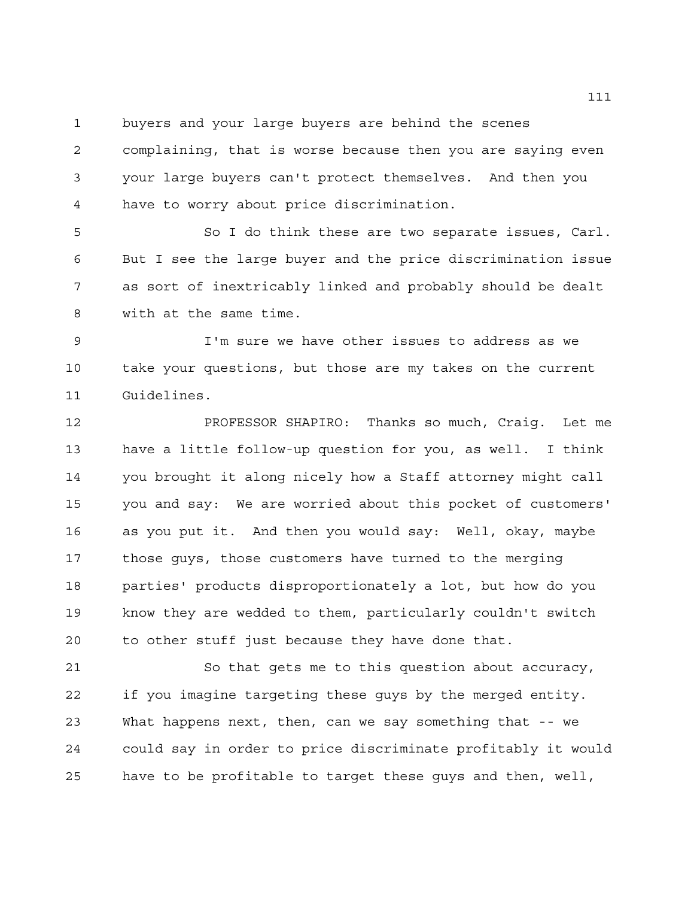buyers and your large buyers are behind the scenes complaining, that is worse because then you are saying even your large buyers can't protect themselves. And then you have to worry about price discrimination.

So I do think these are two separate issues, Carl. But I see the large buyer and the price discrimination issue as sort of inextricably linked and probably should be dealt with at the same time.

I'm sure we have other issues to address as we take your questions, but those are my takes on the current Guidelines.

PROFESSOR SHAPIRO: Thanks so much, Craig. Let me have a little follow-up question for you, as well. I think you brought it along nicely how a Staff attorney might call you and say: We are worried about this pocket of customers' as you put it. And then you would say: Well, okay, maybe those guys, those customers have turned to the merging parties' products disproportionately a lot, but how do you know they are wedded to them, particularly couldn't switch to other stuff just because they have done that.

So that gets me to this question about accuracy, if you imagine targeting these guys by the merged entity. What happens next, then, can we say something that -- we could say in order to price discriminate profitably it would have to be profitable to target these guys and then, well,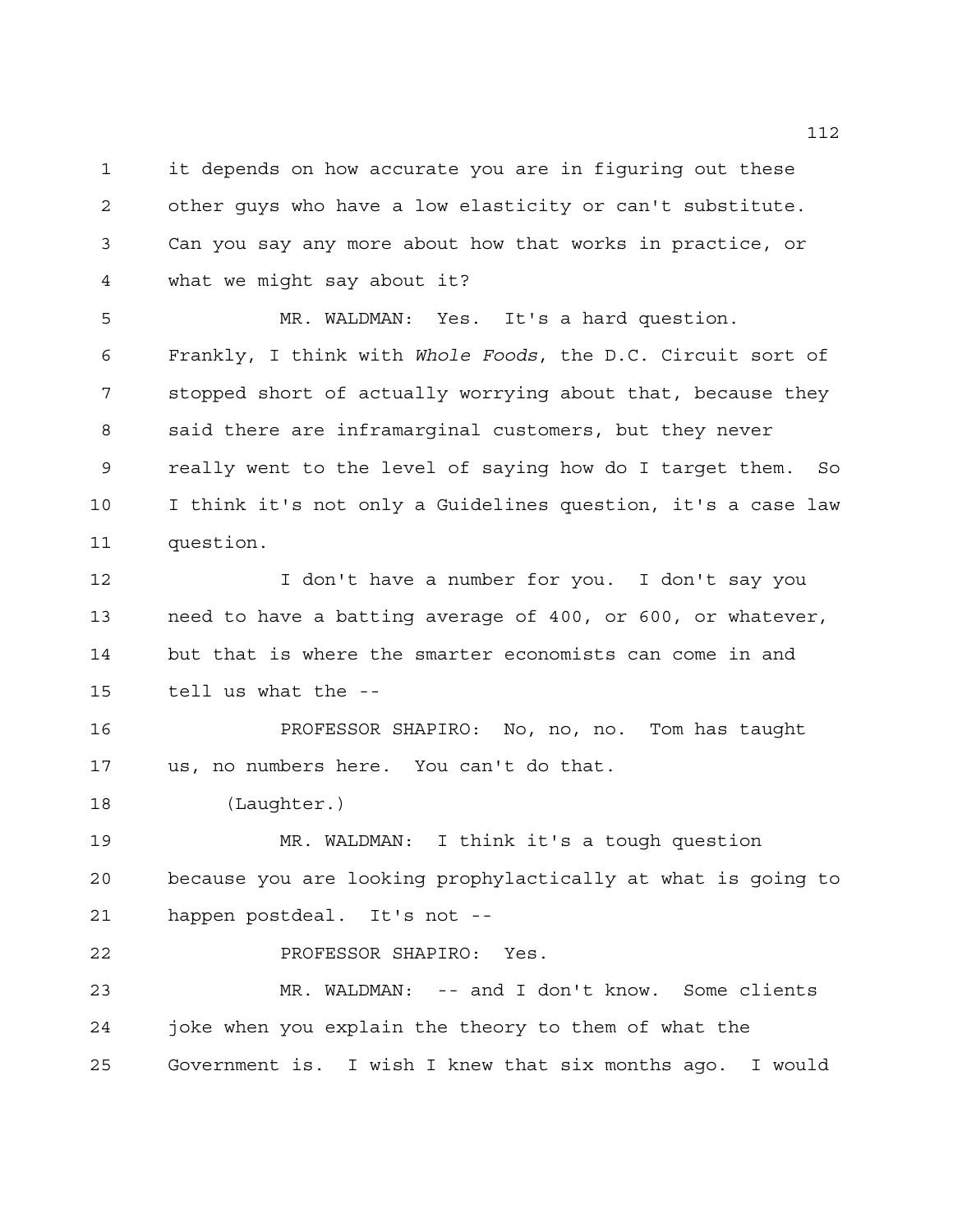it depends on how accurate you are in figuring out these other guys who have a low elasticity or can't substitute. Can you say any more about how that works in practice, or what we might say about it?

MR. WALDMAN: Yes. It's a hard question. Frankly, I think with *Whole Foods*, the D.C. Circuit sort of stopped short of actually worrying about that, because they said there are inframarginal customers, but they never really went to the level of saying how do I target them. So I think it's not only a Guidelines question, it's a case law question.

I don't have a number for you. I don't say you need to have a batting average of 400, or 600, or whatever, but that is where the smarter economists can come in and tell us what the --

PROFESSOR SHAPIRO: No, no, no. Tom has taught us, no numbers here. You can't do that.

(Laughter.)

MR. WALDMAN: I think it's a tough question because you are looking prophylactically at what is going to happen postdeal. It's not --

PROFESSOR SHAPIRO: Yes.

MR. WALDMAN: -- and I don't know. Some clients joke when you explain the theory to them of what the Government is. I wish I knew that six months ago. I would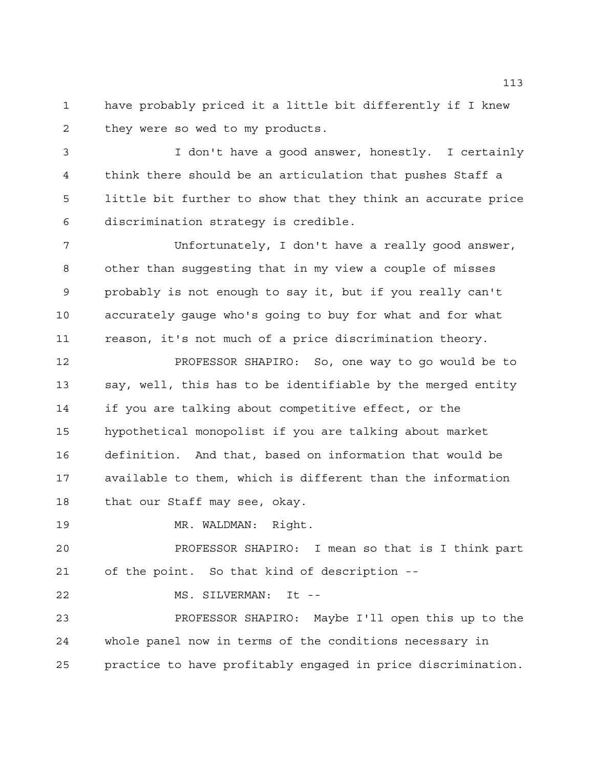have probably priced it a little bit differently if I knew they were so wed to my products.

I don't have a good answer, honestly. I certainly think there should be an articulation that pushes Staff a little bit further to show that they think an accurate price discrimination strategy is credible.

Unfortunately, I don't have a really good answer, other than suggesting that in my view a couple of misses probably is not enough to say it, but if you really can't accurately gauge who's going to buy for what and for what reason, it's not much of a price discrimination theory.

PROFESSOR SHAPIRO: So, one way to go would be to say, well, this has to be identifiable by the merged entity if you are talking about competitive effect, or the hypothetical monopolist if you are talking about market definition. And that, based on information that would be available to them, which is different than the information that our Staff may see, okay.

MR. WALDMAN: Right.

PROFESSOR SHAPIRO: I mean so that is I think part of the point. So that kind of description --

MS. SILVERMAN: It --

PROFESSOR SHAPIRO: Maybe I'll open this up to the whole panel now in terms of the conditions necessary in practice to have profitably engaged in price discrimination.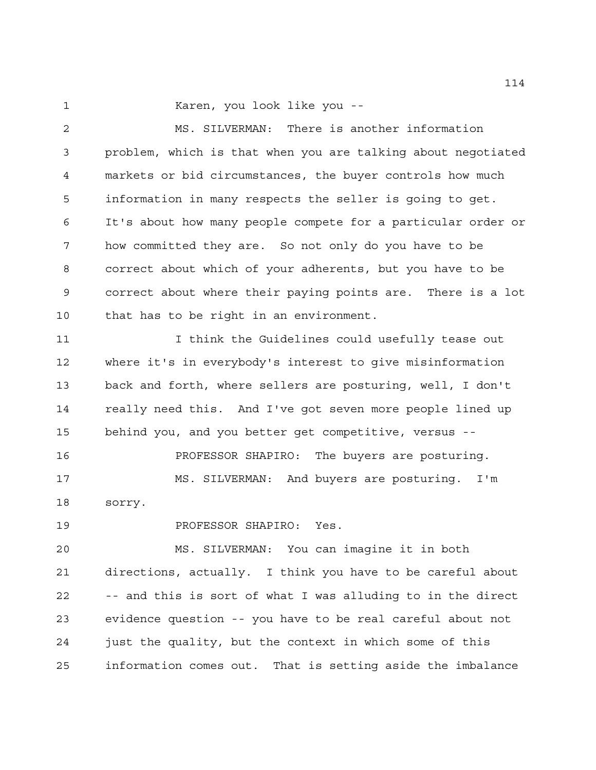Karen, you look like you --

MS. SILVERMAN: There is another information problem, which is that when you are talking about negotiated markets or bid circumstances, the buyer controls how much information in many respects the seller is going to get. It's about how many people compete for a particular order or how committed they are. So not only do you have to be correct about which of your adherents, but you have to be correct about where their paying points are. There is a lot that has to be right in an environment.

I think the Guidelines could usefully tease out where it's in everybody's interest to give misinformation back and forth, where sellers are posturing, well, I don't really need this. And I've got seven more people lined up behind you, and you better get competitive, versus --

PROFESSOR SHAPIRO: The buyers are posturing.

MS. SILVERMAN: And buyers are posturing. I'm sorry.

PROFESSOR SHAPIRO: Yes.

MS. SILVERMAN: You can imagine it in both directions, actually. I think you have to be careful about -- and this is sort of what I was alluding to in the direct evidence question -- you have to be real careful about not just the quality, but the context in which some of this information comes out. That is setting aside the imbalance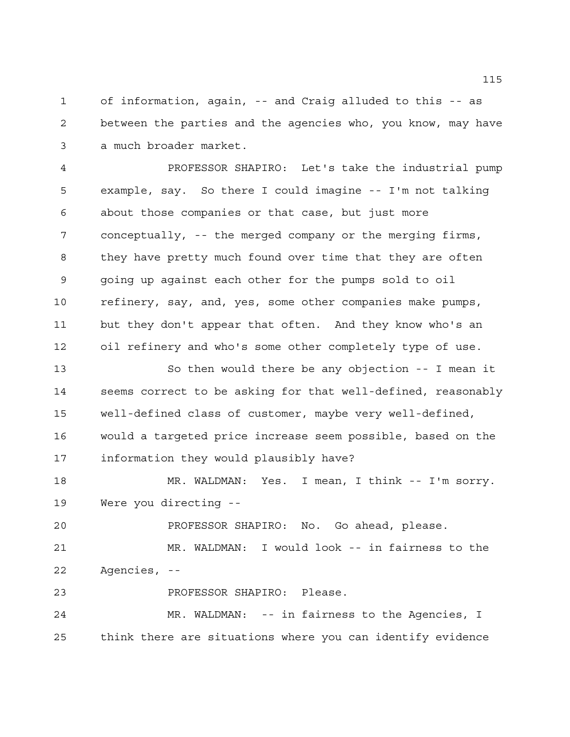of information, again, -- and Craig alluded to this -- as between the parties and the agencies who, you know, may have a much broader market.

PROFESSOR SHAPIRO: Let's take the industrial pump example, say. So there I could imagine -- I'm not talking about those companies or that case, but just more conceptually, -- the merged company or the merging firms, they have pretty much found over time that they are often going up against each other for the pumps sold to oil refinery, say, and, yes, some other companies make pumps, but they don't appear that often. And they know who's an oil refinery and who's some other completely type of use.

So then would there be any objection -- I mean it seems correct to be asking for that well-defined, reasonably well-defined class of customer, maybe very well-defined, would a targeted price increase seem possible, based on the information they would plausibly have?

MR. WALDMAN: Yes. I mean, I think -- I'm sorry. Were you directing --

PROFESSOR SHAPIRO: No. Go ahead, please.

MR. WALDMAN: I would look -- in fairness to the Agencies, --

PROFESSOR SHAPIRO: Please.

MR. WALDMAN: -- in fairness to the Agencies, I think there are situations where you can identify evidence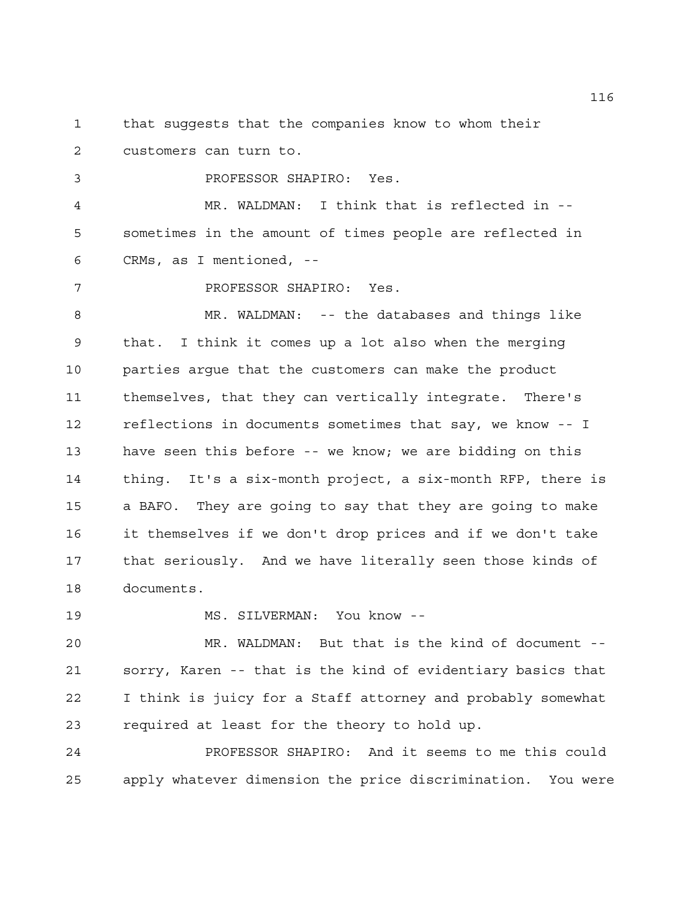that suggests that the companies know to whom their customers can turn to.

PROFESSOR SHAPIRO: Yes.

MR. WALDMAN: I think that is reflected in -- sometimes in the amount of times people are reflected in CRMs, as I mentioned, --

PROFESSOR SHAPIRO: Yes.

MR. WALDMAN: -- the databases and things like that. I think it comes up a lot also when the merging parties argue that the customers can make the product themselves, that they can vertically integrate. There's reflections in documents sometimes that say, we know -- I have seen this before -- we know; we are bidding on this thing. It's a six-month project, a six-month RFP, there is a BAFO. They are going to say that they are going to make it themselves if we don't drop prices and if we don't take that seriously. And we have literally seen those kinds of documents.

MS. SILVERMAN: You know --

MR. WALDMAN: But that is the kind of document -- sorry, Karen -- that is the kind of evidentiary basics that I think is juicy for a Staff attorney and probably somewhat required at least for the theory to hold up.

PROFESSOR SHAPIRO: And it seems to me this could apply whatever dimension the price discrimination. You were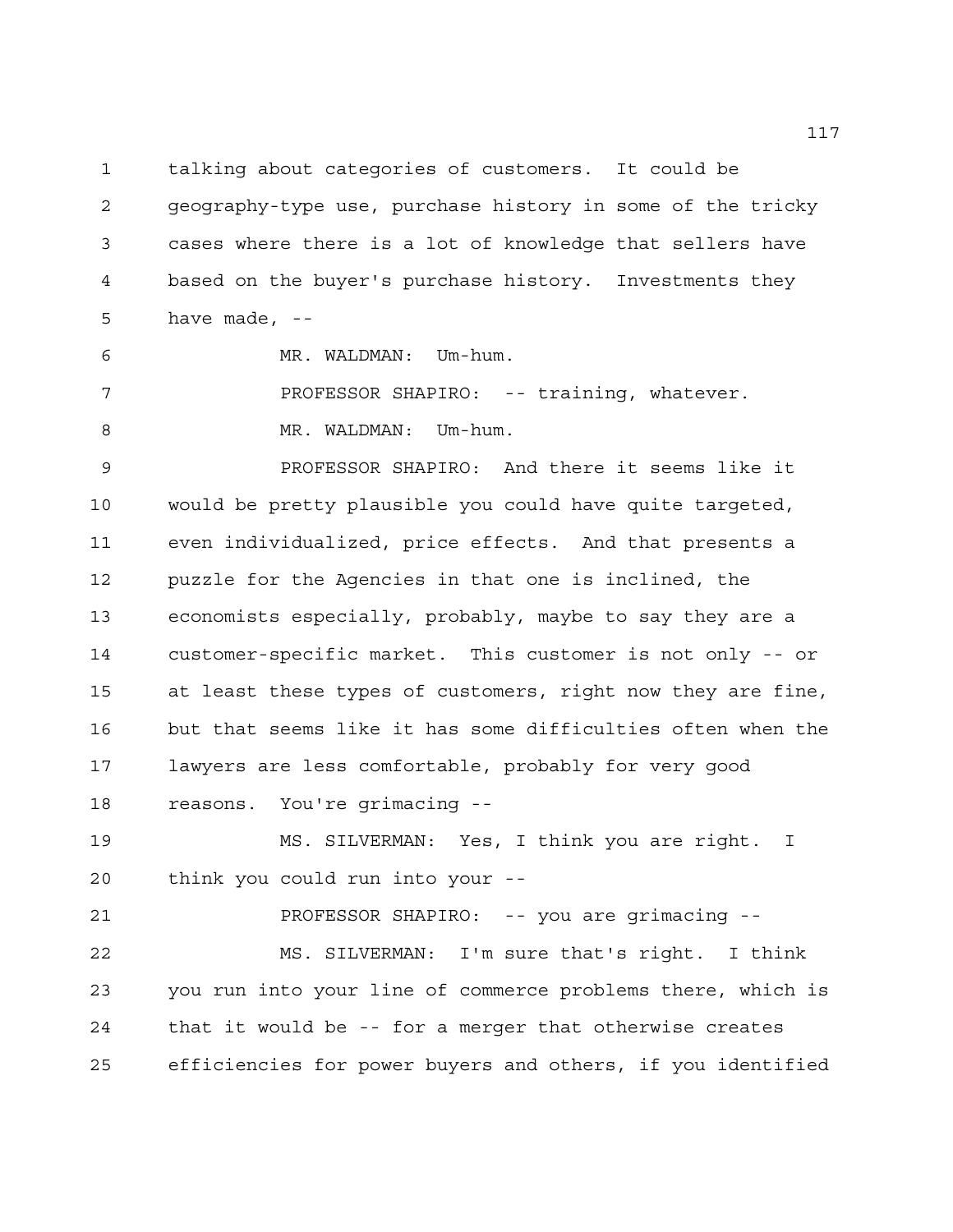talking about categories of customers. It could be geography-type use, purchase history in some of the tricky cases where there is a lot of knowledge that sellers have based on the buyer's purchase history. Investments they have made, --

MR. WALDMAN: Um-hum.

PROFESSOR SHAPIRO: -- training, whatever.

MR. WALDMAN: Um-hum.

PROFESSOR SHAPIRO: And there it seems like it would be pretty plausible you could have quite targeted, even individualized, price effects. And that presents a puzzle for the Agencies in that one is inclined, the economists especially, probably, maybe to say they are a customer-specific market. This customer is not only -- or at least these types of customers, right now they are fine, but that seems like it has some difficulties often when the lawyers are less comfortable, probably for very good reasons. You're grimacing --

MS. SILVERMAN: Yes, I think you are right. I think you could run into your --

PROFESSOR SHAPIRO: -- you are grimacing --

MS. SILVERMAN: I'm sure that's right. I think you run into your line of commerce problems there, which is that it would be -- for a merger that otherwise creates efficiencies for power buyers and others, if you identified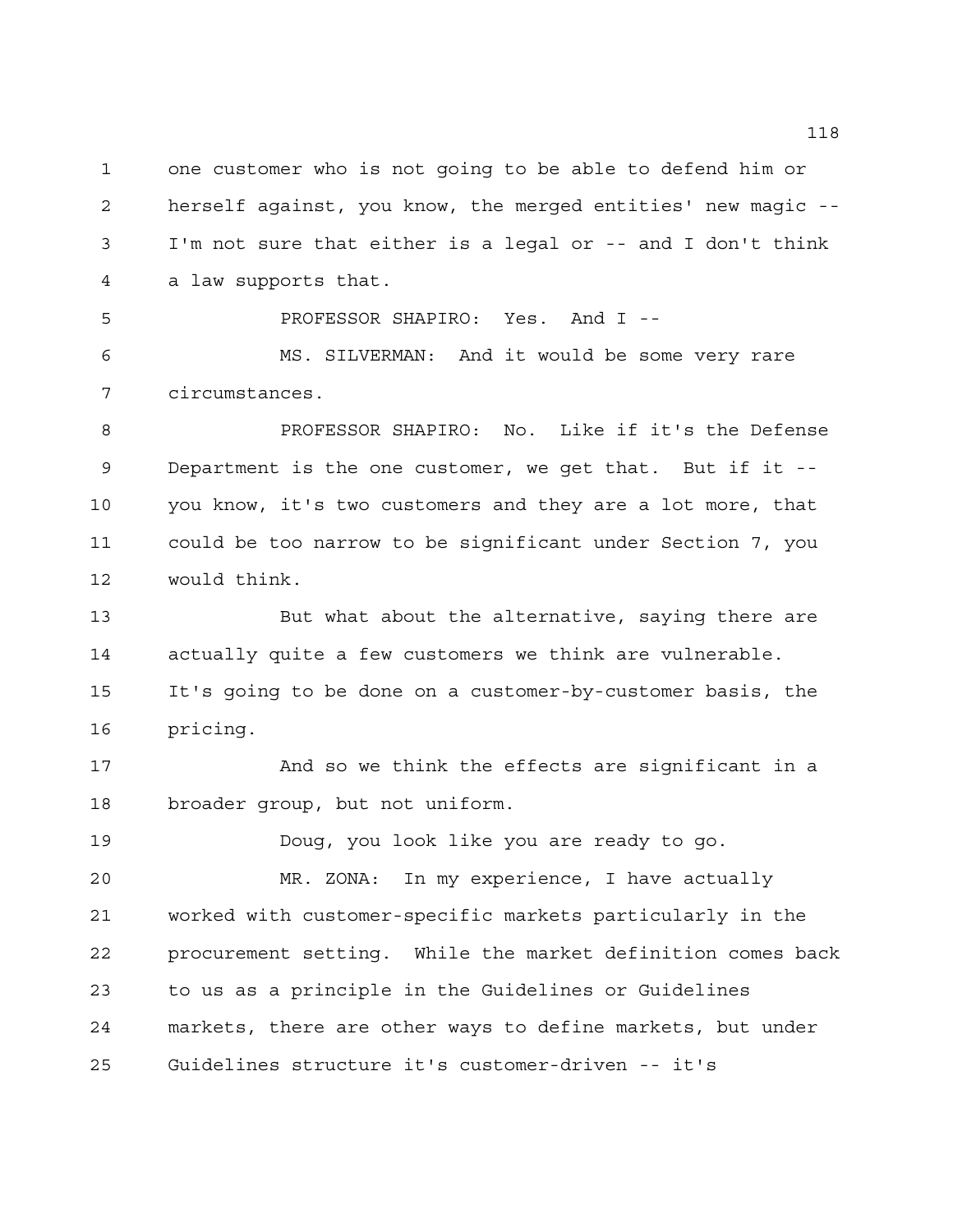one customer who is not going to be able to defend him or herself against, you know, the merged entities' new magic -- I'm not sure that either is a legal or -- and I don't think a law supports that.

PROFESSOR SHAPIRO: Yes. And I --

MS. SILVERMAN: And it would be some very rare circumstances.

PROFESSOR SHAPIRO: No. Like if it's the Defense Department is the one customer, we get that. But if it -- you know, it's two customers and they are a lot more, that could be too narrow to be significant under Section 7, you would think.

But what about the alternative, saying there are actually quite a few customers we think are vulnerable. It's going to be done on a customer-by-customer basis, the pricing.

And so we think the effects are significant in a broader group, but not uniform.

Doug, you look like you are ready to go.

MR. ZONA: In my experience, I have actually worked with customer-specific markets particularly in the procurement setting. While the market definition comes back to us as a principle in the Guidelines or Guidelines markets, there are other ways to define markets, but under Guidelines structure it's customer-driven -- it's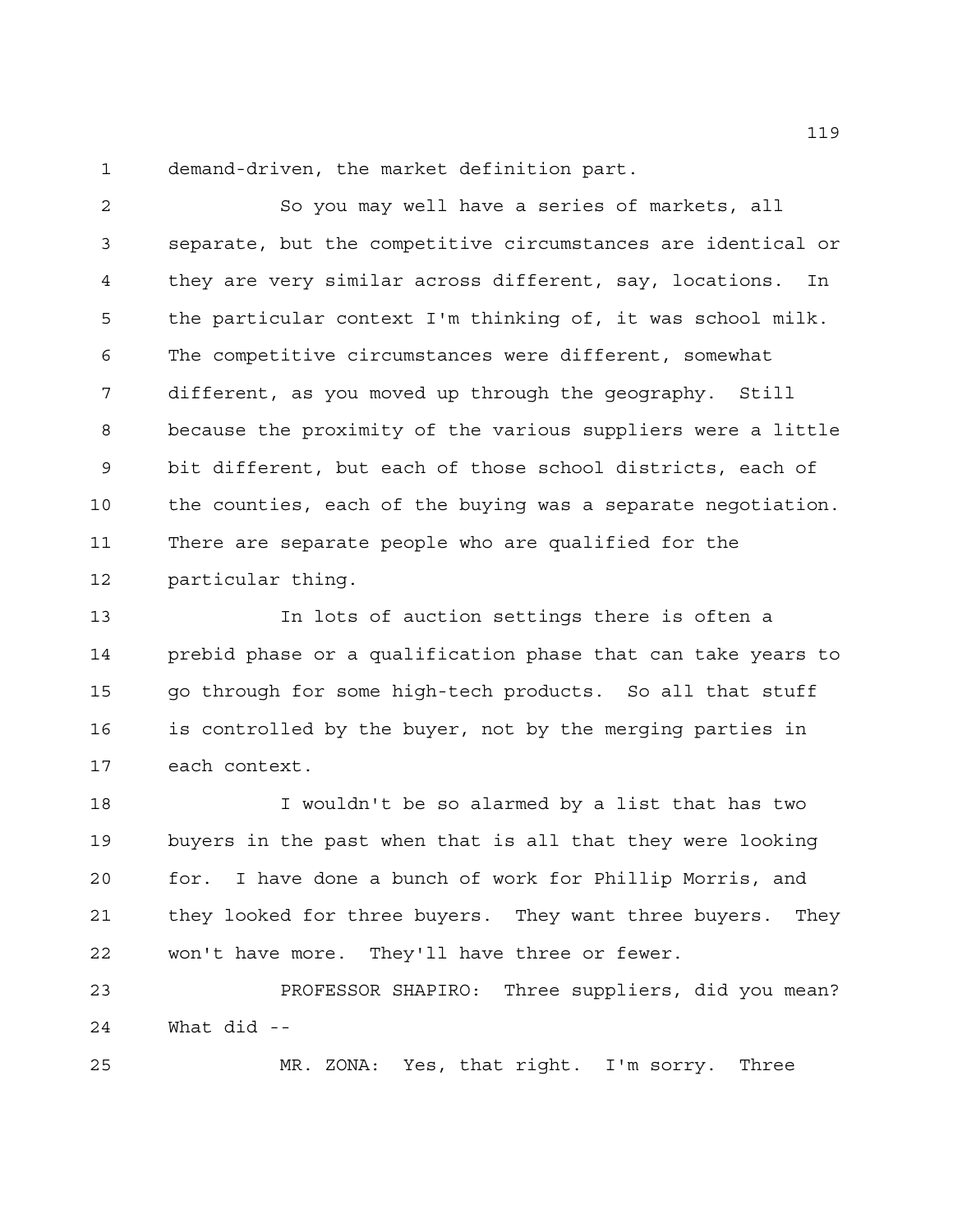demand-driven, the market definition part.

So you may well have a series of markets, all separate, but the competitive circumstances are identical or they are very similar across different, say, locations. In the particular context I'm thinking of, it was school milk. The competitive circumstances were different, somewhat different, as you moved up through the geography. Still because the proximity of the various suppliers were a little bit different, but each of those school districts, each of the counties, each of the buying was a separate negotiation. There are separate people who are qualified for the particular thing.

In lots of auction settings there is often a prebid phase or a qualification phase that can take years to go through for some high-tech products. So all that stuff is controlled by the buyer, not by the merging parties in each context.

I wouldn't be so alarmed by a list that has two buyers in the past when that is all that they were looking for. I have done a bunch of work for Phillip Morris, and they looked for three buyers. They want three buyers. They won't have more. They'll have three or fewer.

PROFESSOR SHAPIRO: Three suppliers, did you mean? What did --

MR. ZONA: Yes, that right. I'm sorry. Three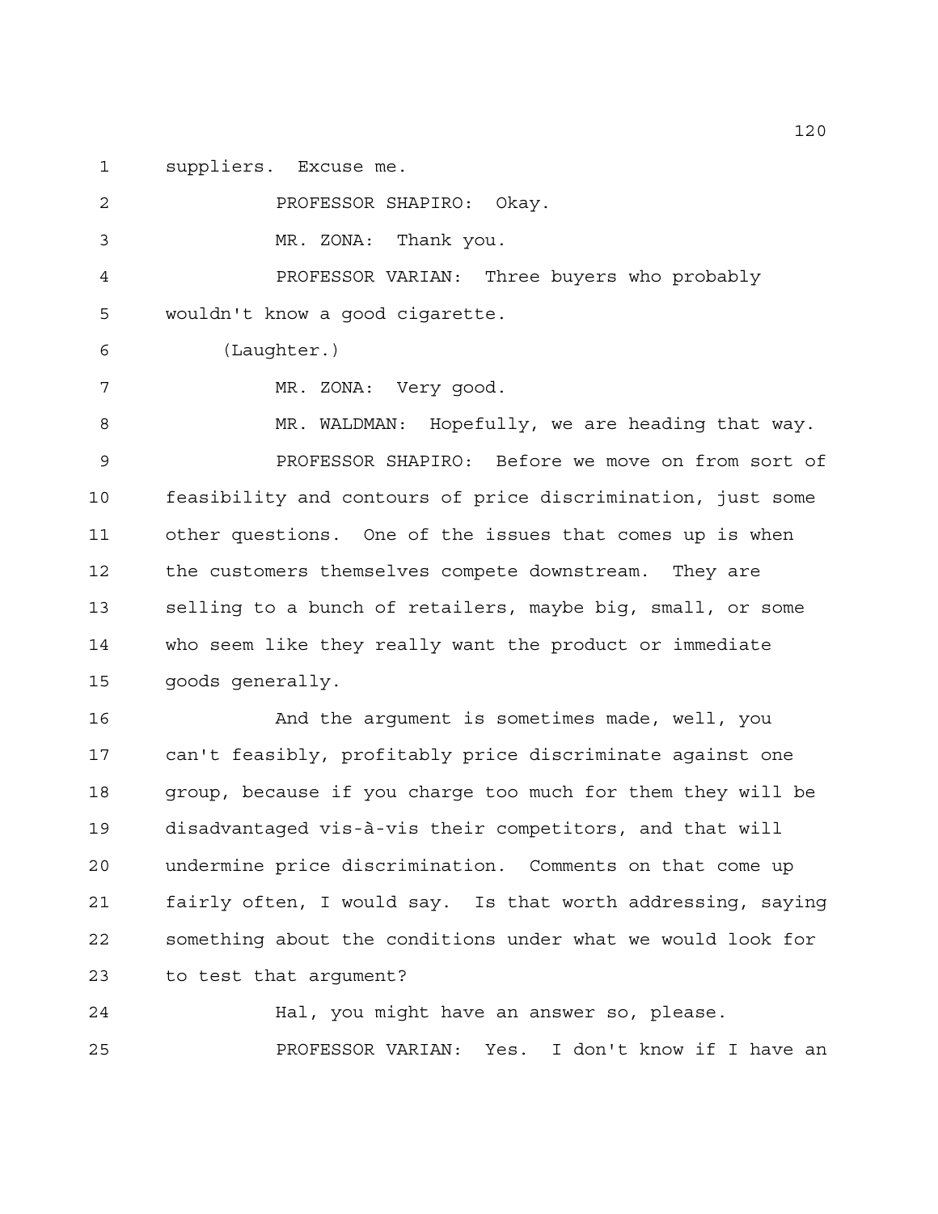suppliers. Excuse me.

PROFESSOR SHAPIRO: Okay.

MR. ZONA: Thank you.

PROFESSOR VARIAN: Three buyers who probably wouldn't know a good cigarette.

(Laughter.)

MR. ZONA: Very good.

MR. WALDMAN: Hopefully, we are heading that way.

PROFESSOR SHAPIRO: Before we move on from sort of feasibility and contours of price discrimination, just some other questions. One of the issues that comes up is when the customers themselves compete downstream. They are selling to a bunch of retailers, maybe big, small, or some who seem like they really want the product or immediate goods generally.

And the argument is sometimes made, well, you can't feasibly, profitably price discriminate against one group, because if you charge too much for them they will be disadvantaged vis-à-vis their competitors, and that will undermine price discrimination. Comments on that come up fairly often, I would say. Is that worth addressing, saying something about the conditions under what we would look for to test that argument?

Hal, you might have an answer so, please.

PROFESSOR VARIAN: Yes. I don't know if I have an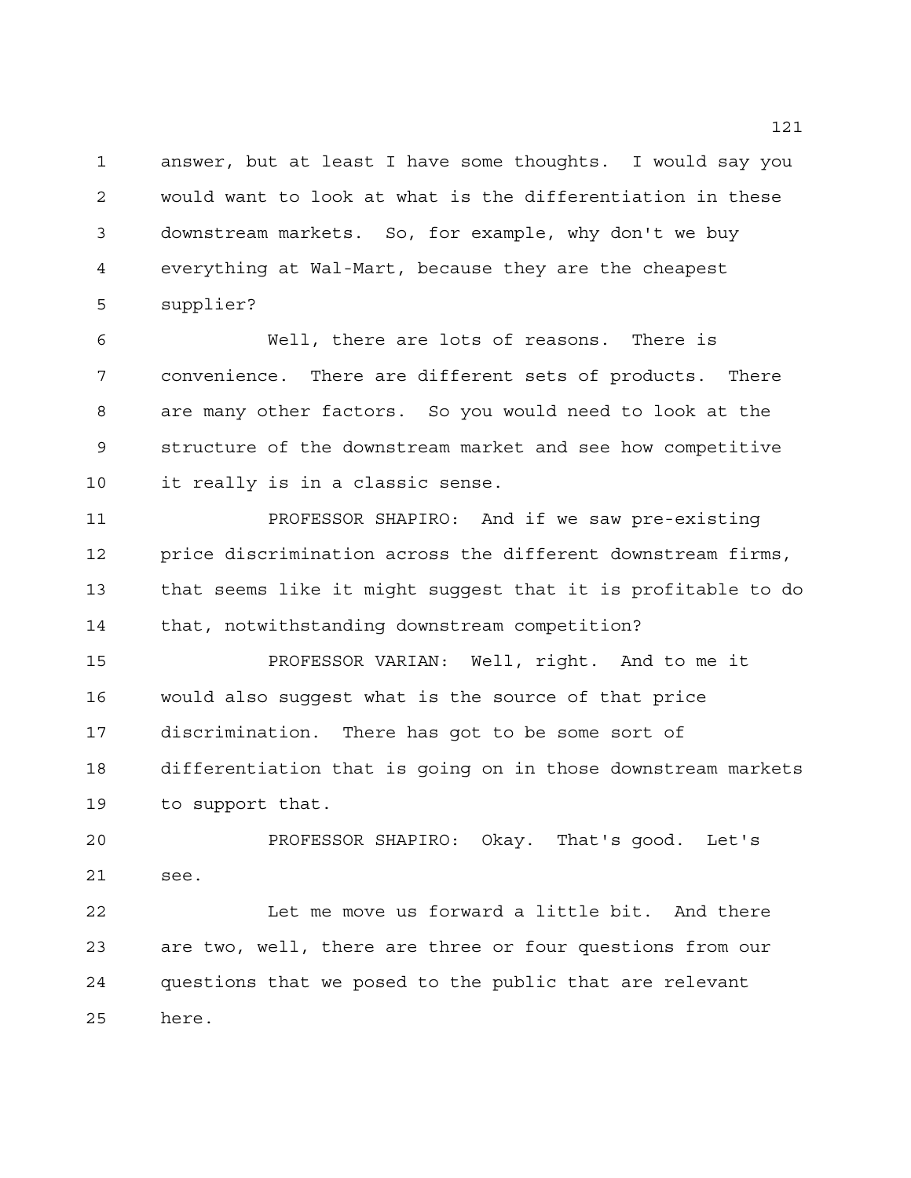answer, but at least I have some thoughts. I would say you would want to look at what is the differentiation in these downstream markets. So, for example, why don't we buy everything at Wal-Mart, because they are the cheapest supplier?

Well, there are lots of reasons. There is convenience. There are different sets of products. There are many other factors. So you would need to look at the structure of the downstream market and see how competitive it really is in a classic sense.

PROFESSOR SHAPIRO: And if we saw pre-existing price discrimination across the different downstream firms, that seems like it might suggest that it is profitable to do that, notwithstanding downstream competition?

PROFESSOR VARIAN: Well, right. And to me it would also suggest what is the source of that price discrimination. There has got to be some sort of differentiation that is going on in those downstream markets to support that.

PROFESSOR SHAPIRO: Okay. That's good. Let's see.

Let me move us forward a little bit. And there are two, well, there are three or four questions from our questions that we posed to the public that are relevant here.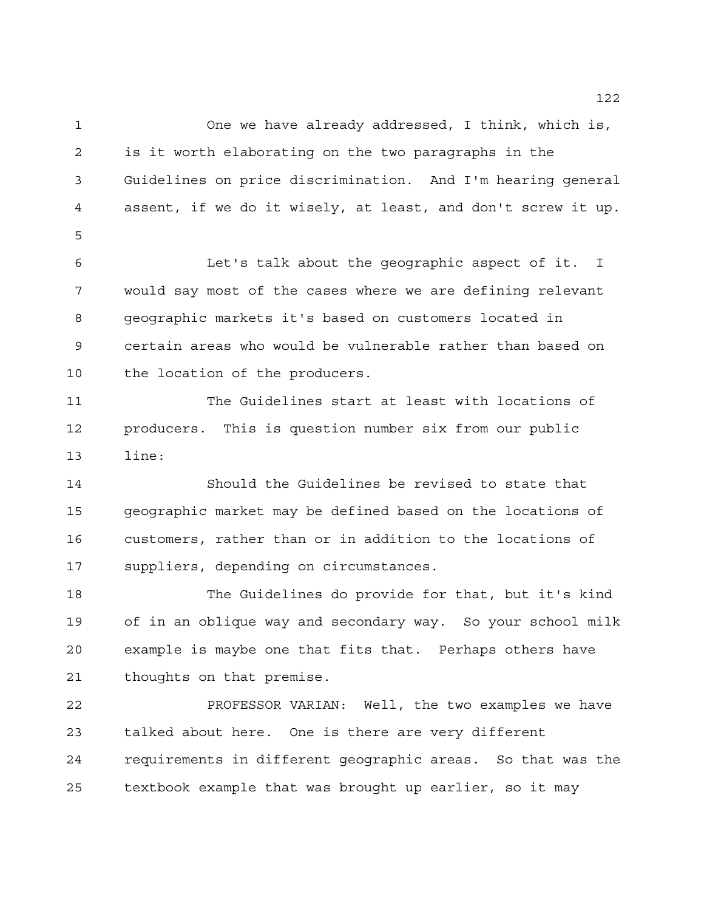One we have already addressed, I think, which is, is it worth elaborating on the two paragraphs in the Guidelines on price discrimination. And I'm hearing general assent, if we do it wisely, at least, and don't screw it up.

Let's talk about the geographic aspect of it. I would say most of the cases where we are defining relevant geographic markets it's based on customers located in certain areas who would be vulnerable rather than based on the location of the producers.

The Guidelines start at least with locations of producers. This is question number six from our public line:

Should the Guidelines be revised to state that geographic market may be defined based on the locations of customers, rather than or in addition to the locations of suppliers, depending on circumstances.

The Guidelines do provide for that, but it's kind of in an oblique way and secondary way. So your school milk example is maybe one that fits that. Perhaps others have thoughts on that premise.

PROFESSOR VARIAN: Well, the two examples we have talked about here. One is there are very different requirements in different geographic areas. So that was the textbook example that was brought up earlier, so it may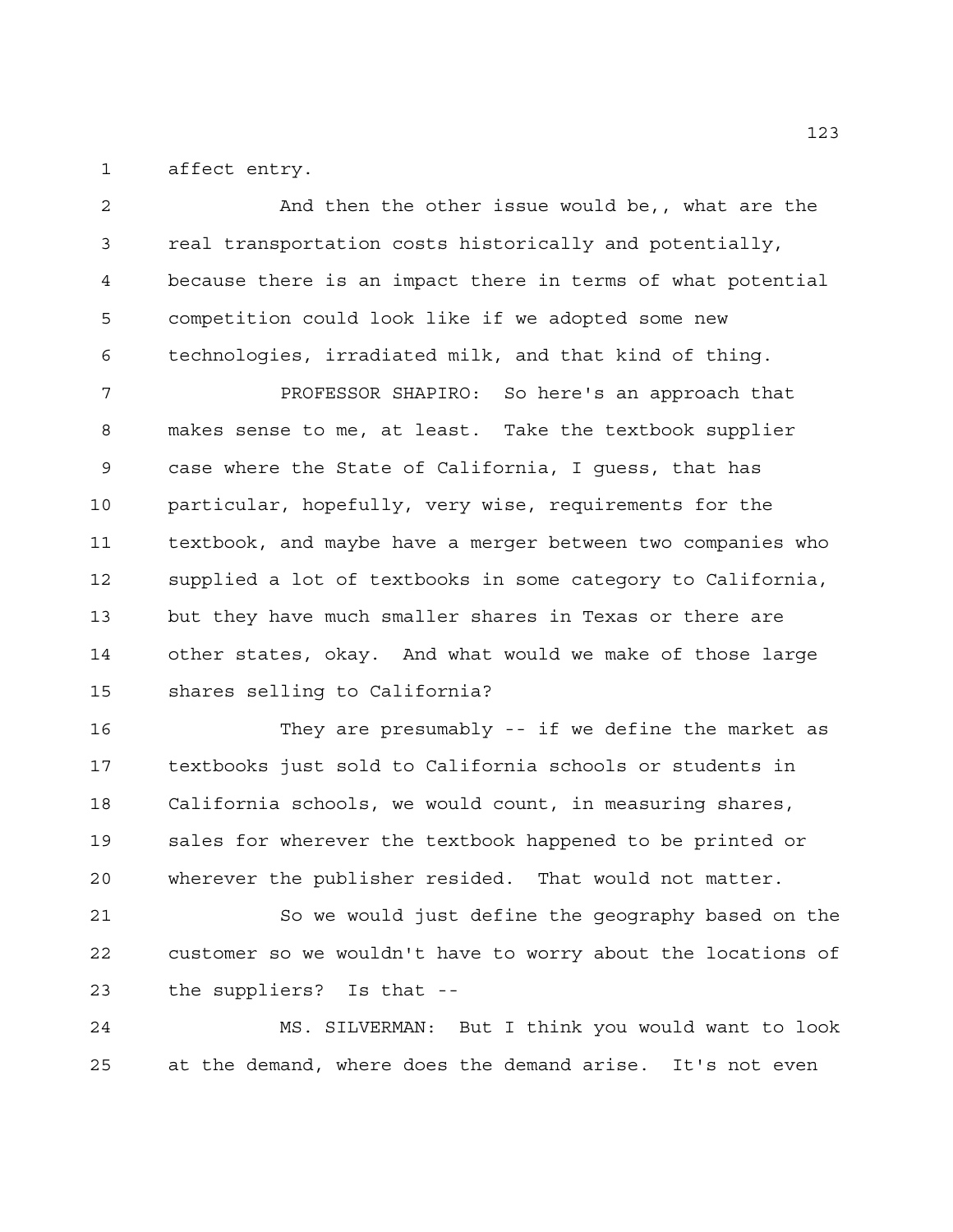affect entry.

And then the other issue would be,, what are the real transportation costs historically and potentially, because there is an impact there in terms of what potential competition could look like if we adopted some new technologies, irradiated milk, and that kind of thing.

PROFESSOR SHAPIRO: So here's an approach that makes sense to me, at least. Take the textbook supplier case where the State of California, I guess, that has particular, hopefully, very wise, requirements for the textbook, and maybe have a merger between two companies who supplied a lot of textbooks in some category to California, but they have much smaller shares in Texas or there are other states, okay. And what would we make of those large shares selling to California?

They are presumably -- if we define the market as textbooks just sold to California schools or students in California schools, we would count, in measuring shares, sales for wherever the textbook happened to be printed or wherever the publisher resided. That would not matter.

So we would just define the geography based on the customer so we wouldn't have to worry about the locations of the suppliers? Is that --

MS. SILVERMAN: But I think you would want to look at the demand, where does the demand arise. It's not even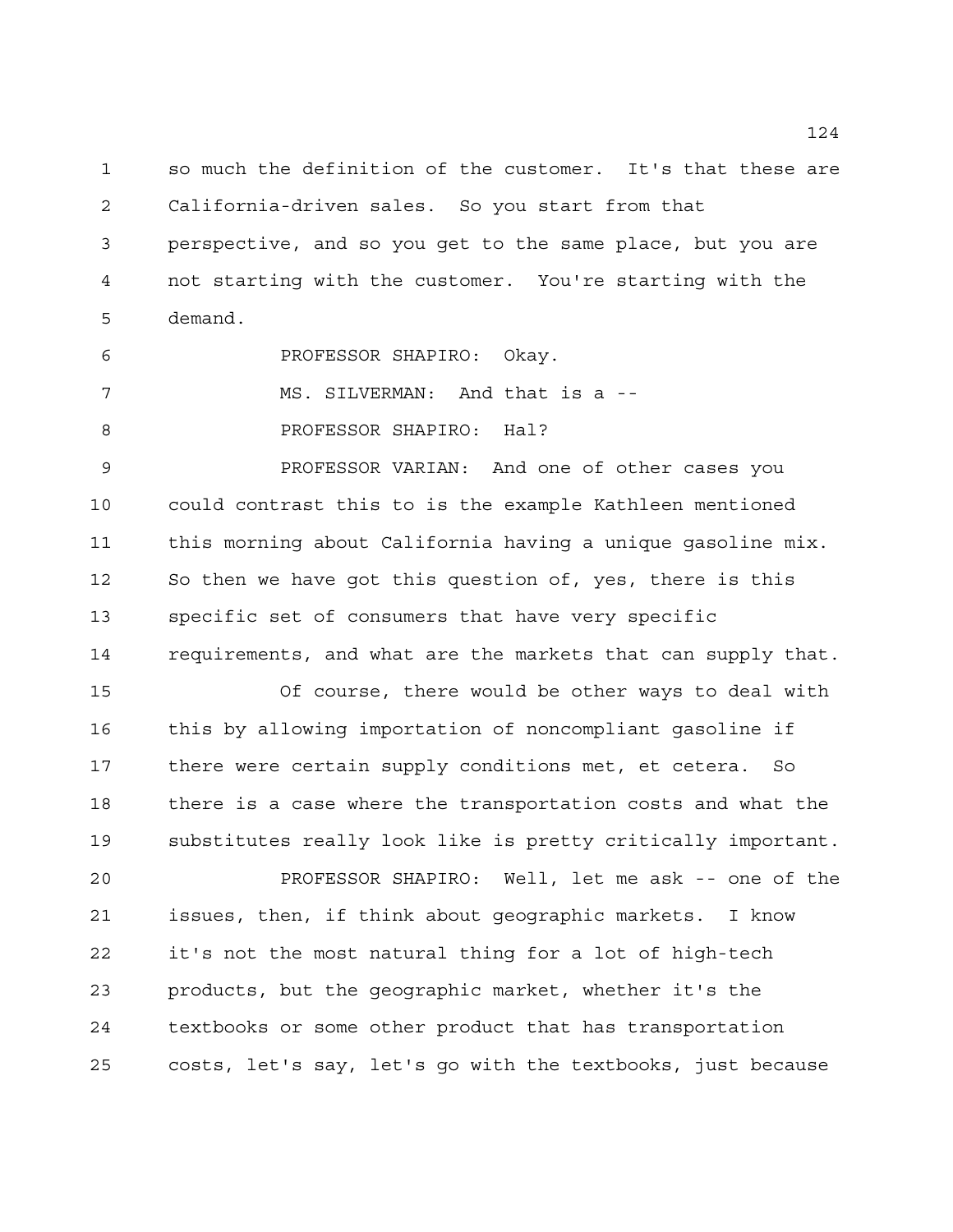so much the definition of the customer. It's that these are California-driven sales. So you start from that perspective, and so you get to the same place, but you are not starting with the customer. You're starting with the demand.

PROFESSOR SHAPIRO: Okay.

MS. SILVERMAN: And that is a --

PROFESSOR SHAPIRO: Hal?

PROFESSOR VARIAN: And one of other cases you could contrast this to is the example Kathleen mentioned this morning about California having a unique gasoline mix. So then we have got this question of, yes, there is this specific set of consumers that have very specific requirements, and what are the markets that can supply that.

Of course, there would be other ways to deal with this by allowing importation of noncompliant gasoline if there were certain supply conditions met, et cetera. So there is a case where the transportation costs and what the substitutes really look like is pretty critically important.

PROFESSOR SHAPIRO: Well, let me ask -- one of the issues, then, if think about geographic markets. I know it's not the most natural thing for a lot of high-tech products, but the geographic market, whether it's the textbooks or some other product that has transportation costs, let's say, let's go with the textbooks, just because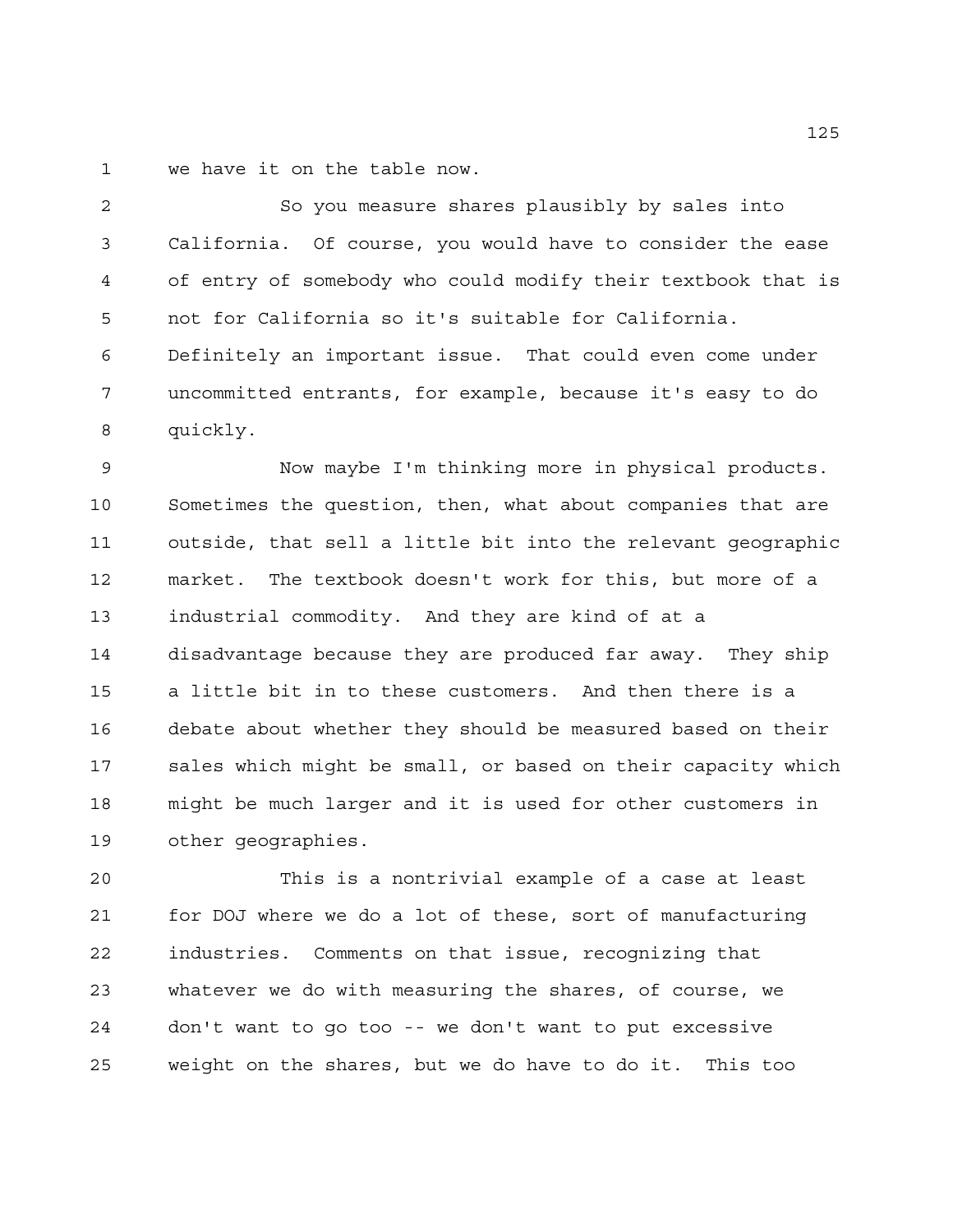we have it on the table now.

So you measure shares plausibly by sales into California. Of course, you would have to consider the ease of entry of somebody who could modify their textbook that is not for California so it's suitable for California. Definitely an important issue. That could even come under uncommitted entrants, for example, because it's easy to do quickly.

Now maybe I'm thinking more in physical products. Sometimes the question, then, what about companies that are outside, that sell a little bit into the relevant geographic market. The textbook doesn't work for this, but more of a industrial commodity. And they are kind of at a disadvantage because they are produced far away. They ship a little bit in to these customers. And then there is a debate about whether they should be measured based on their sales which might be small, or based on their capacity which might be much larger and it is used for other customers in other geographies.

This is a nontrivial example of a case at least for DOJ where we do a lot of these, sort of manufacturing industries. Comments on that issue, recognizing that whatever we do with measuring the shares, of course, we don't want to go too -- we don't want to put excessive weight on the shares, but we do have to do it. This too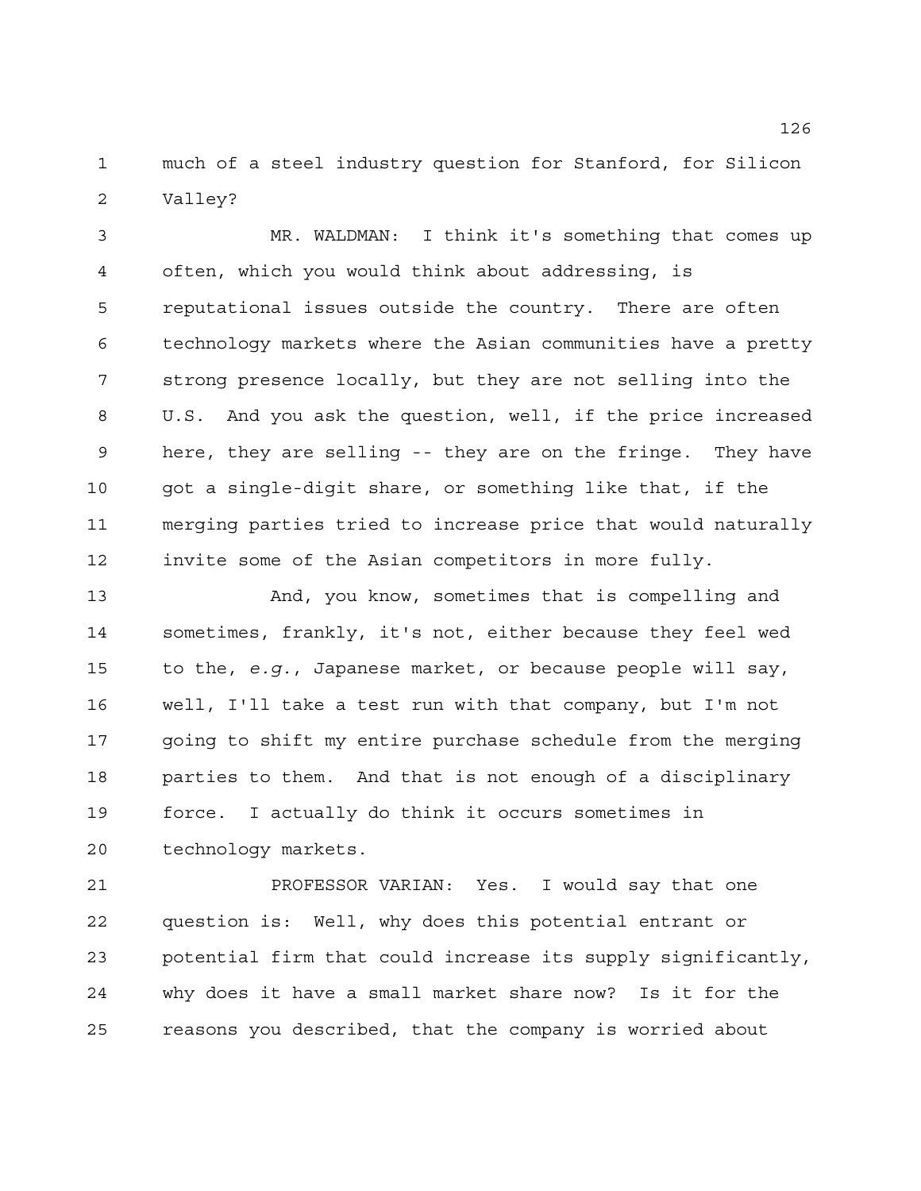much of a steel industry question for Stanford, for Silicon Valley?

MR. WALDMAN: I think it's something that comes up often, which you would think about addressing, is reputational issues outside the country. There are often technology markets where the Asian communities have a pretty strong presence locally, but they are not selling into the U.S. And you ask the question, well, if the price increased here, they are selling -- they are on the fringe. They have got a single-digit share, or something like that, if the merging parties tried to increase price that would naturally invite some of the Asian competitors in more fully.

And, you know, sometimes that is compelling and sometimes, frankly, it's not, either because they feel wed to the, *e.g.*, Japanese market, or because people will say, well, I'll take a test run with that company, but I'm not going to shift my entire purchase schedule from the merging parties to them. And that is not enough of a disciplinary force. I actually do think it occurs sometimes in technology markets.

PROFESSOR VARIAN: Yes. I would say that one question is: Well, why does this potential entrant or potential firm that could increase its supply significantly, why does it have a small market share now? Is it for the reasons you described, that the company is worried about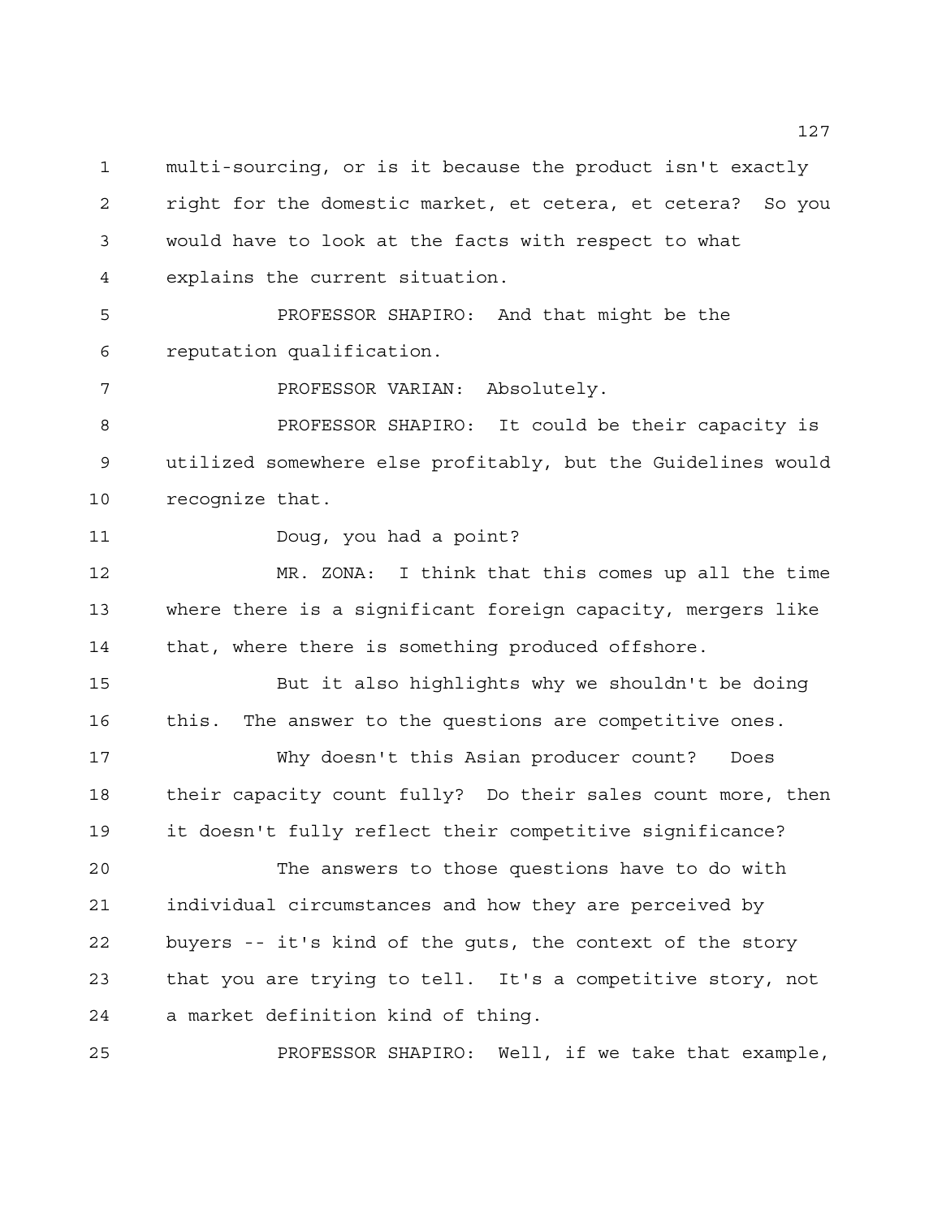multi-sourcing, or is it because the product isn't exactly right for the domestic market, et cetera, et cetera? So you would have to look at the facts with respect to what explains the current situation.

PROFESSOR SHAPIRO: And that might be the reputation qualification.

PROFESSOR VARIAN: Absolutely.

PROFESSOR SHAPIRO: It could be their capacity is utilized somewhere else profitably, but the Guidelines would recognize that.

Doug, you had a point?

MR. ZONA: I think that this comes up all the time where there is a significant foreign capacity, mergers like that, where there is something produced offshore.

But it also highlights why we shouldn't be doing this. The answer to the questions are competitive ones.

Why doesn't this Asian producer count? Does their capacity count fully? Do their sales count more, then it doesn't fully reflect their competitive significance?

The answers to those questions have to do with individual circumstances and how they are perceived by buyers -- it's kind of the guts, the context of the story that you are trying to tell. It's a competitive story, not a market definition kind of thing.

PROFESSOR SHAPIRO: Well, if we take that example,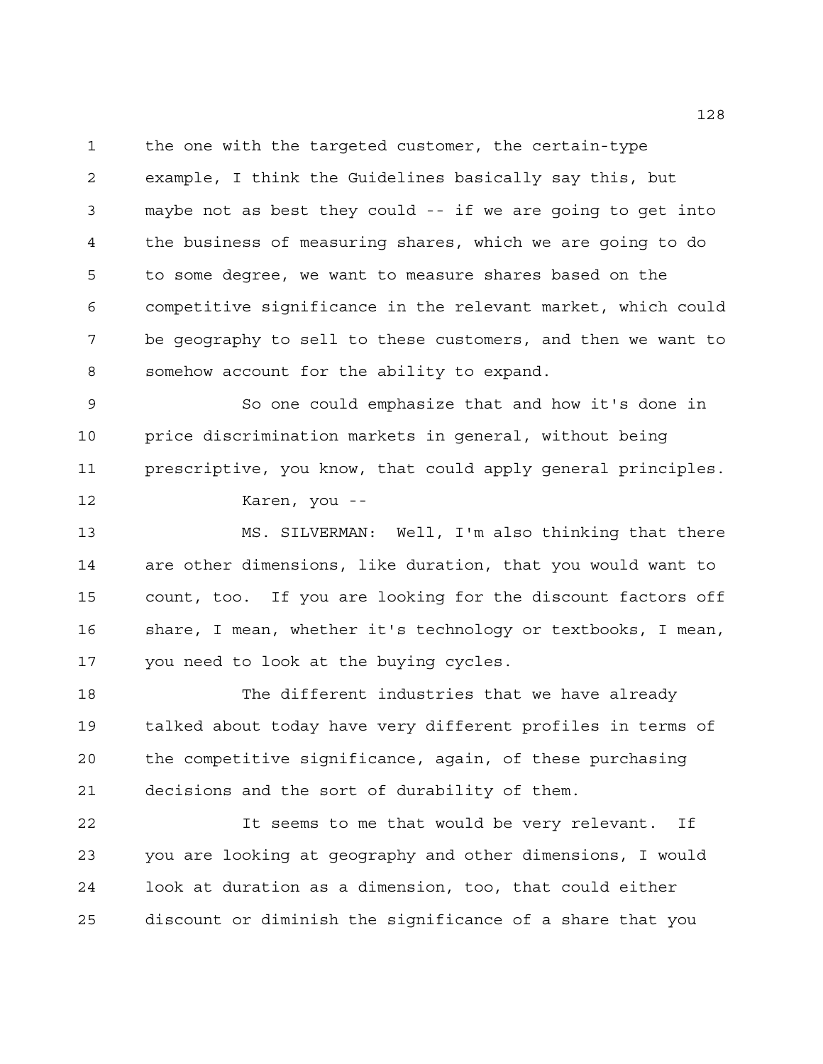the one with the targeted customer, the certain-type example, I think the Guidelines basically say this, but maybe not as best they could -- if we are going to get into the business of measuring shares, which we are going to do to some degree, we want to measure shares based on the competitive significance in the relevant market, which could be geography to sell to these customers, and then we want to somehow account for the ability to expand.

So one could emphasize that and how it's done in price discrimination markets in general, without being prescriptive, you know, that could apply general principles.

Karen, you --

MS. SILVERMAN: Well, I'm also thinking that there are other dimensions, like duration, that you would want to count, too. If you are looking for the discount factors off share, I mean, whether it's technology or textbooks, I mean, you need to look at the buying cycles.

The different industries that we have already talked about today have very different profiles in terms of the competitive significance, again, of these purchasing decisions and the sort of durability of them.

It seems to me that would be very relevant. If you are looking at geography and other dimensions, I would look at duration as a dimension, too, that could either discount or diminish the significance of a share that you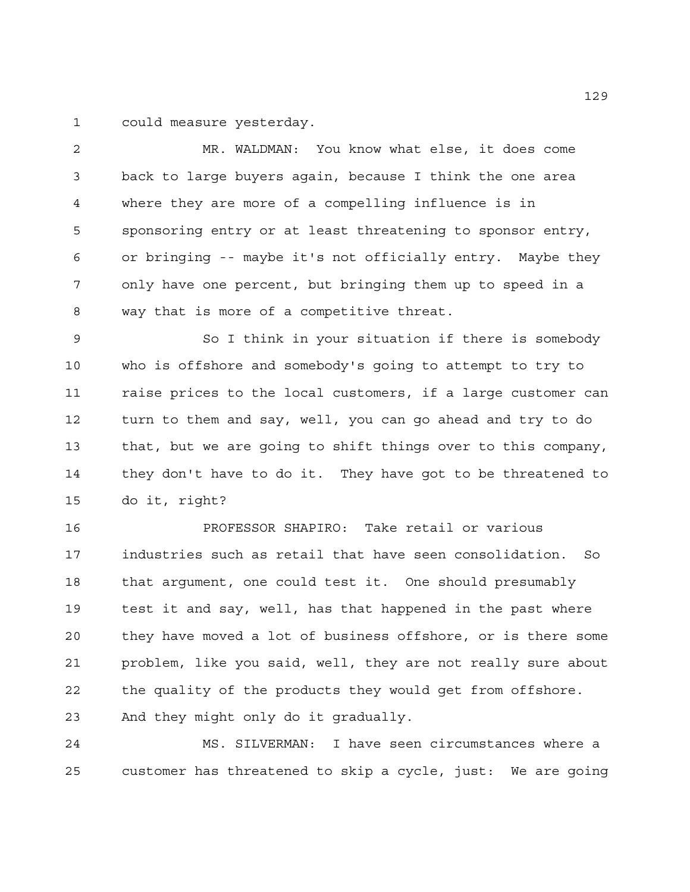could measure yesterday.

MR. WALDMAN: You know what else, it does come back to large buyers again, because I think the one area where they are more of a compelling influence is in sponsoring entry or at least threatening to sponsor entry, or bringing -- maybe it's not officially entry. Maybe they only have one percent, but bringing them up to speed in a way that is more of a competitive threat.

So I think in your situation if there is somebody who is offshore and somebody's going to attempt to try to raise prices to the local customers, if a large customer can turn to them and say, well, you can go ahead and try to do that, but we are going to shift things over to this company, they don't have to do it. They have got to be threatened to do it, right?

PROFESSOR SHAPIRO: Take retail or various industries such as retail that have seen consolidation. So that argument, one could test it. One should presumably test it and say, well, has that happened in the past where they have moved a lot of business offshore, or is there some problem, like you said, well, they are not really sure about the quality of the products they would get from offshore. And they might only do it gradually.

MS. SILVERMAN: I have seen circumstances where a customer has threatened to skip a cycle, just: We are going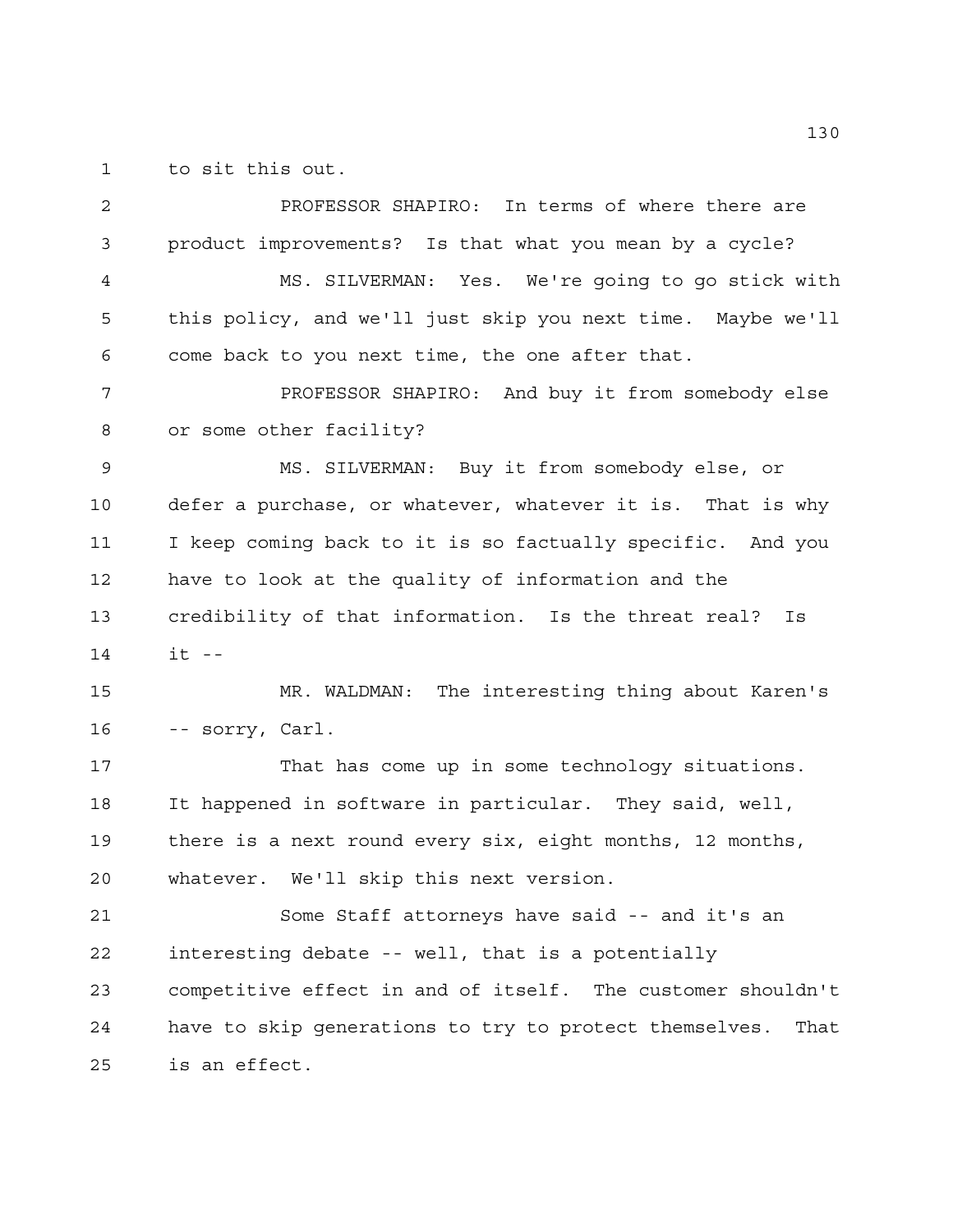to sit this out.

PROFESSOR SHAPIRO: In terms of where there are product improvements? Is that what you mean by a cycle?

MS. SILVERMAN: Yes. We're going to go stick with this policy, and we'll just skip you next time. Maybe we'll come back to you next time, the one after that.

PROFESSOR SHAPIRO: And buy it from somebody else or some other facility?

MS. SILVERMAN: Buy it from somebody else, or defer a purchase, or whatever, whatever it is. That is why I keep coming back to it is so factually specific. And you have to look at the quality of information and the credibility of that information. Is the threat real? Is it --

MR. WALDMAN: The interesting thing about Karen's -- sorry, Carl.

That has come up in some technology situations. It happened in software in particular. They said, well, there is a next round every six, eight months, 12 months, whatever. We'll skip this next version.

Some Staff attorneys have said -- and it's an interesting debate -- well, that is a potentially competitive effect in and of itself. The customer shouldn't have to skip generations to try to protect themselves. That is an effect.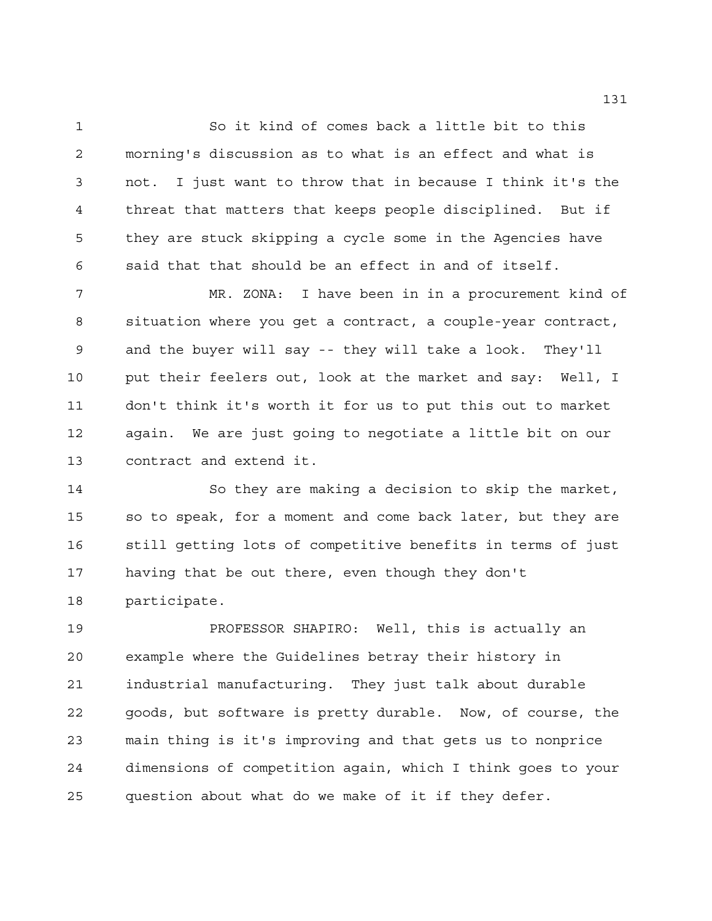So it kind of comes back a little bit to this morning's discussion as to what is an effect and what is not. I just want to throw that in because I think it's the threat that matters that keeps people disciplined. But if they are stuck skipping a cycle some in the Agencies have said that that should be an effect in and of itself.

MR. ZONA: I have been in in a procurement kind of situation where you get a contract, a couple-year contract, and the buyer will say -- they will take a look. They'll put their feelers out, look at the market and say: Well, I don't think it's worth it for us to put this out to market again. We are just going to negotiate a little bit on our contract and extend it.

So they are making a decision to skip the market, so to speak, for a moment and come back later, but they are still getting lots of competitive benefits in terms of just having that be out there, even though they don't participate.

PROFESSOR SHAPIRO: Well, this is actually an example where the Guidelines betray their history in industrial manufacturing. They just talk about durable goods, but software is pretty durable. Now, of course, the main thing is it's improving and that gets us to nonprice dimensions of competition again, which I think goes to your question about what do we make of it if they defer.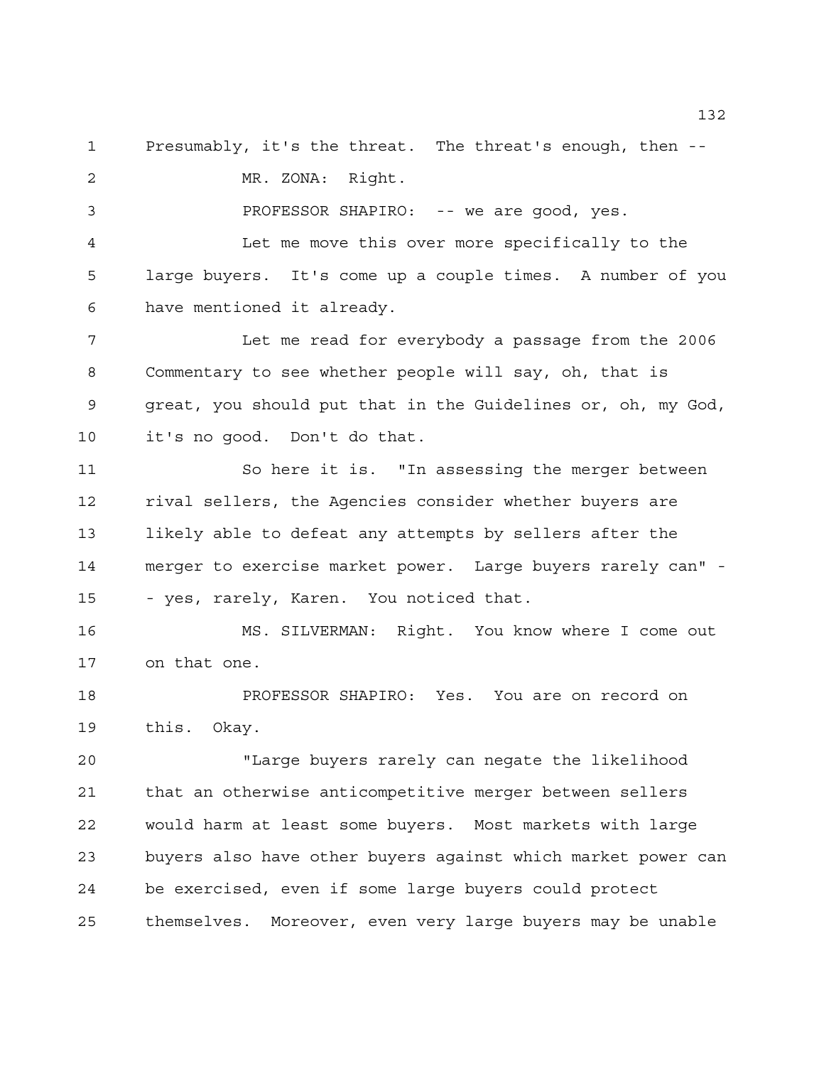Presumably, it's the threat. The threat's enough, then --

MR. ZONA: Right.

PROFESSOR SHAPIRO: -- we are good, yes.

Let me move this over more specifically to the large buyers. It's come up a couple times. A number of you have mentioned it already.

Let me read for everybody a passage from the 2006 Commentary to see whether people will say, oh, that is great, you should put that in the Guidelines or, oh, my God, it's no good. Don't do that.

So here it is. "In assessing the merger between rival sellers, the Agencies consider whether buyers are likely able to defeat any attempts by sellers after the merger to exercise market power. Large buyers rarely can" -- yes, rarely, Karen. You noticed that.

MS. SILVERMAN: Right. You know where I come out on that one.

PROFESSOR SHAPIRO: Yes. You are on record on this. Okay.

"Large buyers rarely can negate the likelihood that an otherwise anticompetitive merger between sellers would harm at least some buyers. Most markets with large buyers also have other buyers against which market power can be exercised, even if some large buyers could protect themselves. Moreover, even very large buyers may be unable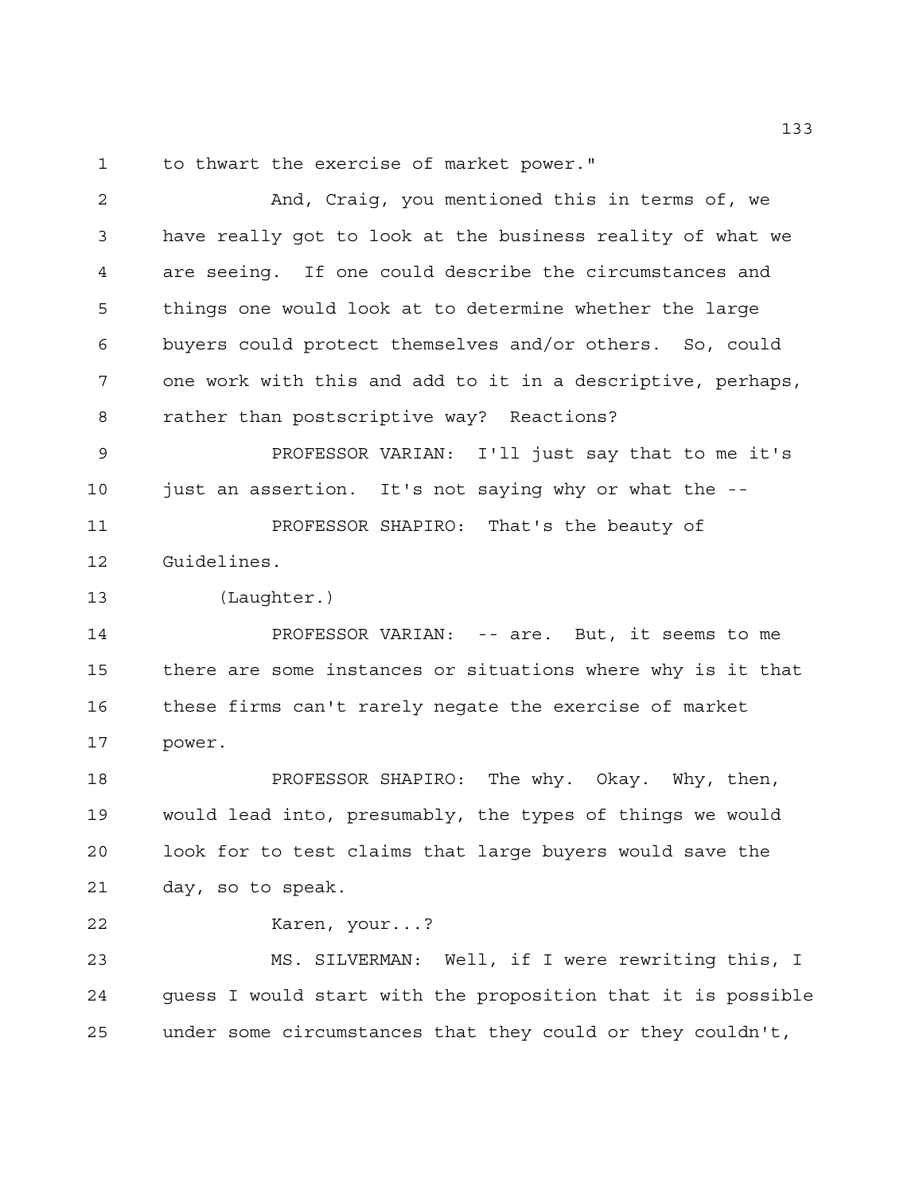to thwart the exercise of market power."

And, Craig, you mentioned this in terms of, we have really got to look at the business reality of what we are seeing. If one could describe the circumstances and things one would look at to determine whether the large buyers could protect themselves and/or others. So, could one work with this and add to it in a descriptive, perhaps, rather than postscriptive way? Reactions?

PROFESSOR VARIAN: I'll just say that to me it's just an assertion. It's not saying why or what the --

PROFESSOR SHAPIRO: That's the beauty of Guidelines.

(Laughter.)

PROFESSOR VARIAN: -- are. But, it seems to me there are some instances or situations where why is it that these firms can't rarely negate the exercise of market power.

PROFESSOR SHAPIRO: The why. Okay. Why, then, would lead into, presumably, the types of things we would look for to test claims that large buyers would save the day, so to speak.

Karen, your...?

MS. SILVERMAN: Well, if I were rewriting this, I guess I would start with the proposition that it is possible under some circumstances that they could or they couldn't,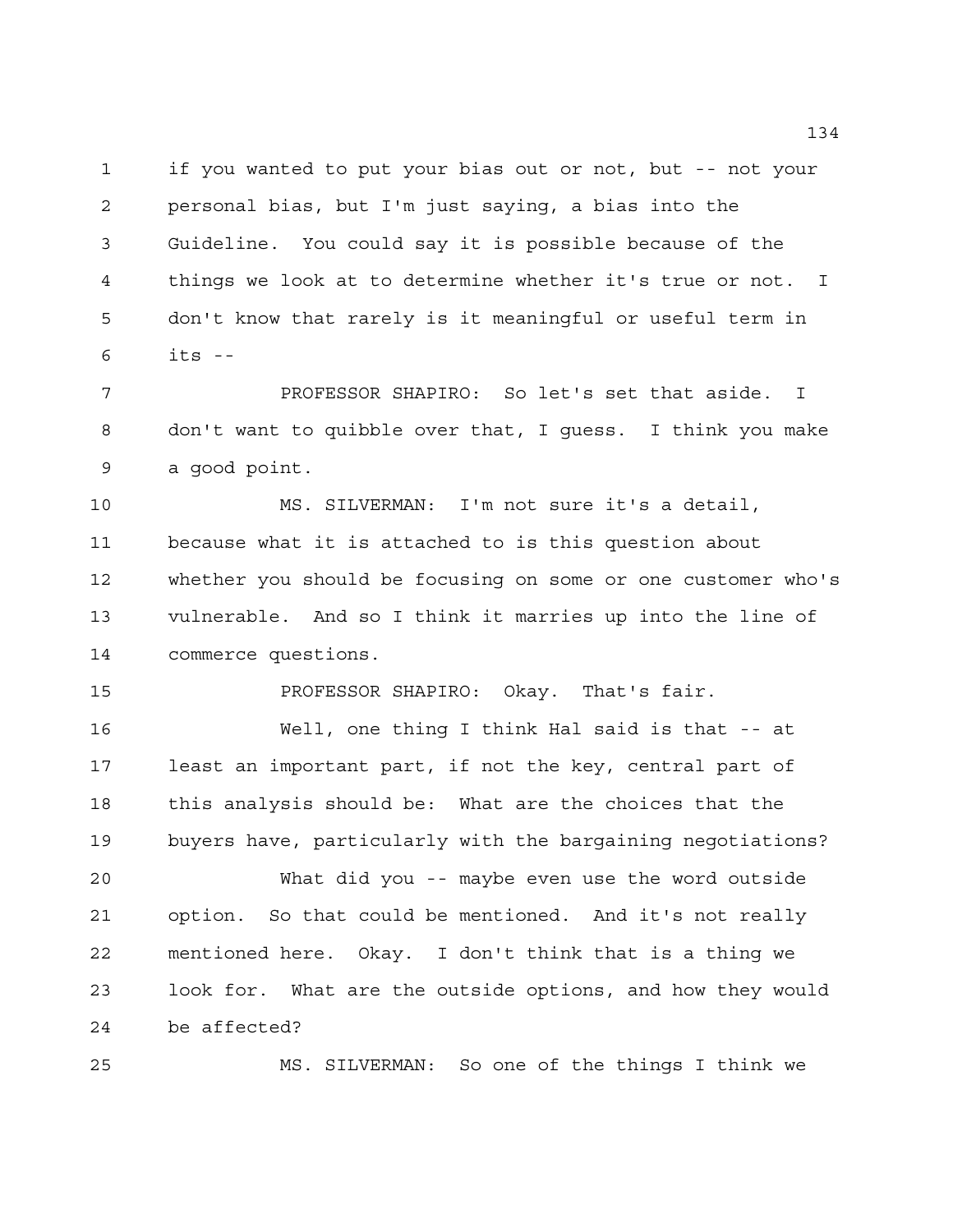if you wanted to put your bias out or not, but -- not your personal bias, but I'm just saying, a bias into the Guideline. You could say it is possible because of the things we look at to determine whether it's true or not. I don't know that rarely is it meaningful or useful term in its --

PROFESSOR SHAPIRO: So let's set that aside. I don't want to quibble over that, I guess. I think you make a good point.

MS. SILVERMAN: I'm not sure it's a detail, because what it is attached to is this question about whether you should be focusing on some or one customer who's vulnerable. And so I think it marries up into the line of commerce questions.

PROFESSOR SHAPIRO: Okay. That's fair.

Well, one thing I think Hal said is that -- at least an important part, if not the key, central part of this analysis should be: What are the choices that the buyers have, particularly with the bargaining negotiations?

What did you -- maybe even use the word outside option. So that could be mentioned. And it's not really mentioned here. Okay. I don't think that is a thing we look for. What are the outside options, and how they would be affected?

MS. SILVERMAN: So one of the things I think we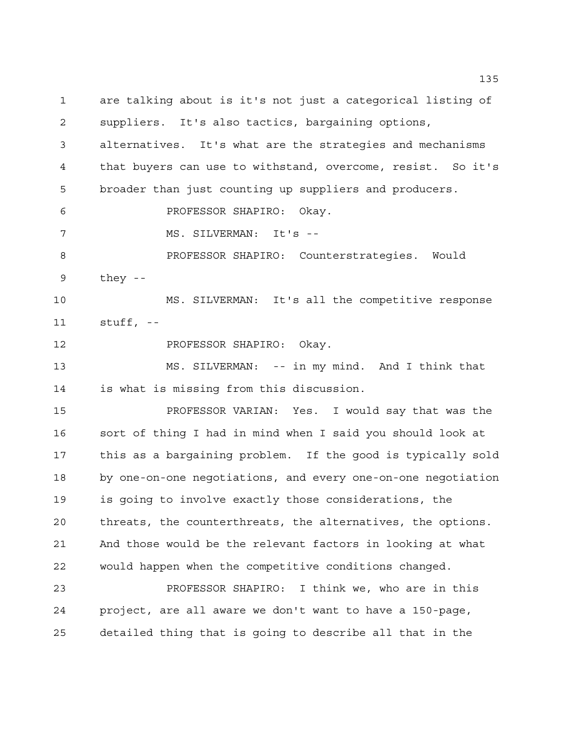are talking about is it's not just a categorical listing of suppliers. It's also tactics, bargaining options, alternatives. It's what are the strategies and mechanisms that buyers can use to withstand, overcome, resist. So it's broader than just counting up suppliers and producers.

PROFESSOR SHAPIRO: Okay.

MS. SILVERMAN: It's --

PROFESSOR SHAPIRO: Counterstrategies. Would they --

MS. SILVERMAN: It's all the competitive response stuff, --

PROFESSOR SHAPIRO: Okay.

MS. SILVERMAN: -- in my mind. And I think that is what is missing from this discussion.

PROFESSOR VARIAN: Yes. I would say that was the sort of thing I had in mind when I said you should look at this as a bargaining problem. If the good is typically sold by one-on-one negotiations, and every one-on-one negotiation is going to involve exactly those considerations, the threats, the counterthreats, the alternatives, the options. And those would be the relevant factors in looking at what would happen when the competitive conditions changed.

PROFESSOR SHAPIRO: I think we, who are in this project, are all aware we don't want to have a 150-page, detailed thing that is going to describe all that in the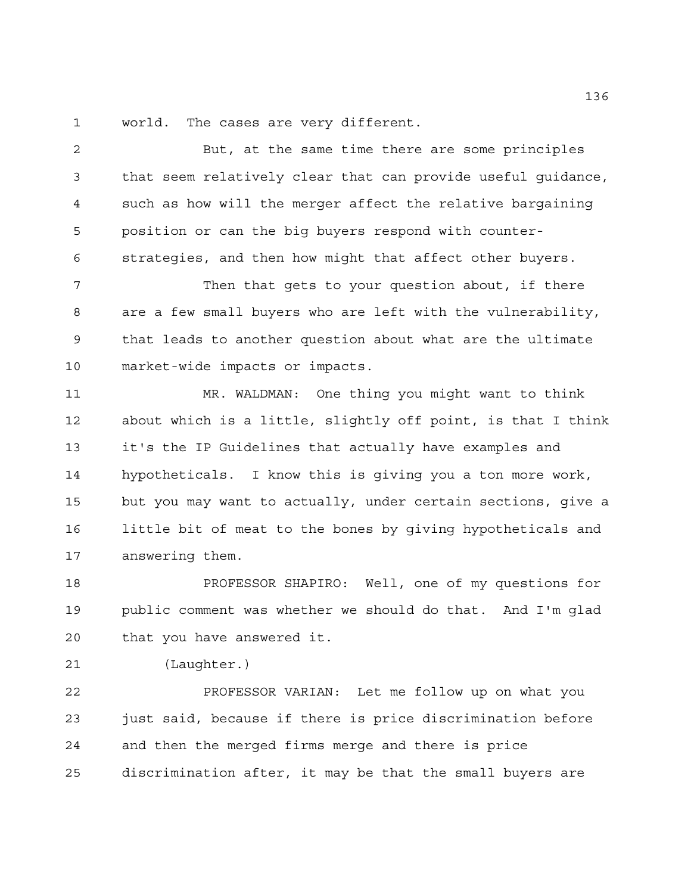world. The cases are very different.

But, at the same time there are some principles that seem relatively clear that can provide useful guidance, such as how will the merger affect the relative bargaining position or can the big buyers respond with counter-strategies, and then how might that affect other buyers.

Then that gets to your question about, if there are a few small buyers who are left with the vulnerability, that leads to another question about what are the ultimate market-wide impacts or impacts.

MR. WALDMAN: One thing you might want to think about which is a little, slightly off point, is that I think it's the IP Guidelines that actually have examples and hypotheticals. I know this is giving you a ton more work, but you may want to actually, under certain sections, give a little bit of meat to the bones by giving hypotheticals and answering them.

PROFESSOR SHAPIRO: Well, one of my questions for public comment was whether we should do that. And I'm glad that you have answered it.

(Laughter.)

PROFESSOR VARIAN: Let me follow up on what you just said, because if there is price discrimination before and then the merged firms merge and there is price discrimination after, it may be that the small buyers are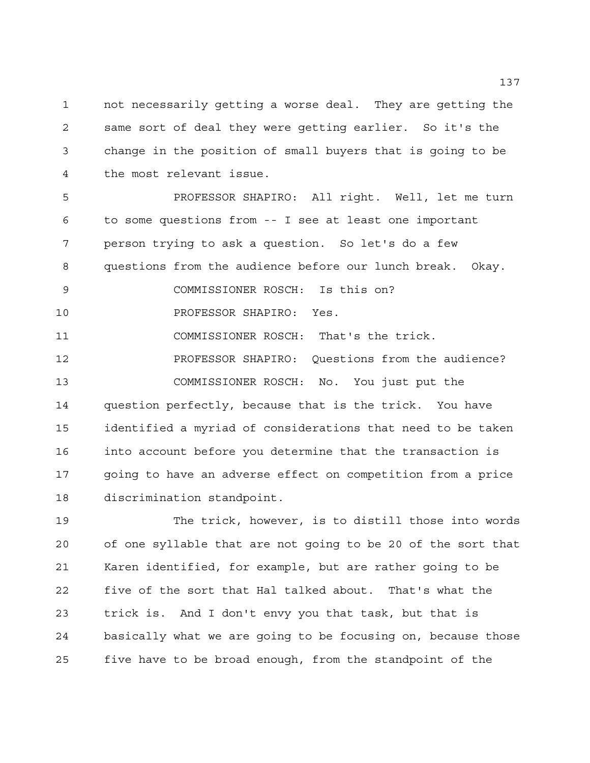not necessarily getting a worse deal. They are getting the same sort of deal they were getting earlier. So it's the change in the position of small buyers that is going to be the most relevant issue.

PROFESSOR SHAPIRO: All right. Well, let me turn to some questions from -- I see at least one important person trying to ask a question. So let's do a few questions from the audience before our lunch break. Okay.

COMMISSIONER ROSCH: Is this on?

PROFESSOR SHAPIRO: Yes.

COMMISSIONER ROSCH: That's the trick.

PROFESSOR SHAPIRO: Questions from the audience?

COMMISSIONER ROSCH: No. You just put the question perfectly, because that is the trick. You have identified a myriad of considerations that need to be taken into account before you determine that the transaction is going to have an adverse effect on competition from a price discrimination standpoint.

The trick, however, is to distill those into words of one syllable that are not going to be 20 of the sort that Karen identified, for example, but are rather going to be five of the sort that Hal talked about. That's what the trick is. And I don't envy you that task, but that is basically what we are going to be focusing on, because those five have to be broad enough, from the standpoint of the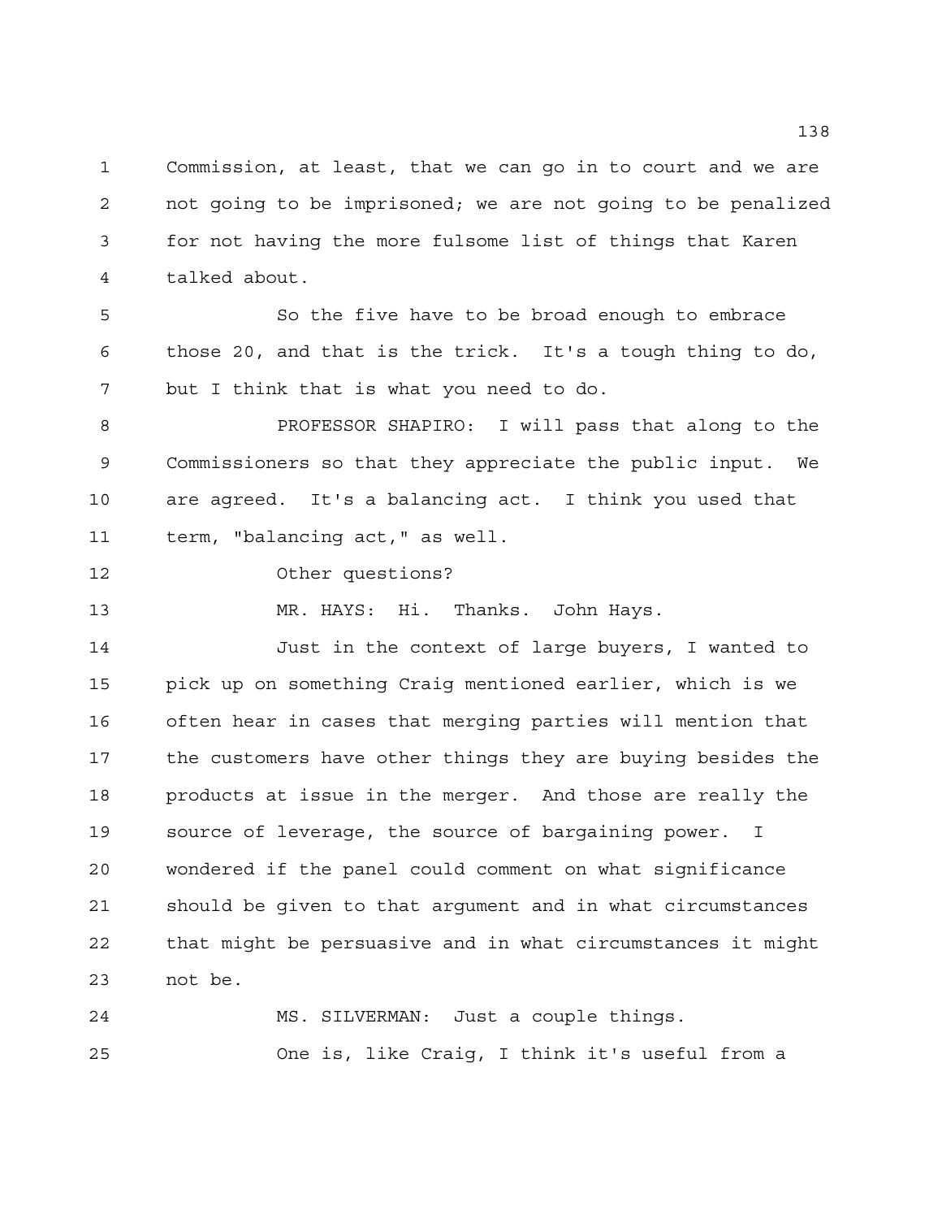Commission, at least, that we can go in to court and we are not going to be imprisoned; we are not going to be penalized for not having the more fulsome list of things that Karen talked about.

So the five have to be broad enough to embrace those 20, and that is the trick. It's a tough thing to do, but I think that is what you need to do.

PROFESSOR SHAPIRO: I will pass that along to the Commissioners so that they appreciate the public input. We are agreed. It's a balancing act. I think you used that term, "balancing act," as well.

Other questions?

MR. HAYS: Hi. Thanks. John Hays.

Just in the context of large buyers, I wanted to pick up on something Craig mentioned earlier, which is we often hear in cases that merging parties will mention that the customers have other things they are buying besides the products at issue in the merger. And those are really the source of leverage, the source of bargaining power. I wondered if the panel could comment on what significance should be given to that argument and in what circumstances that might be persuasive and in what circumstances it might not be.

MS. SILVERMAN: Just a couple things.

One is, like Craig, I think it's useful from a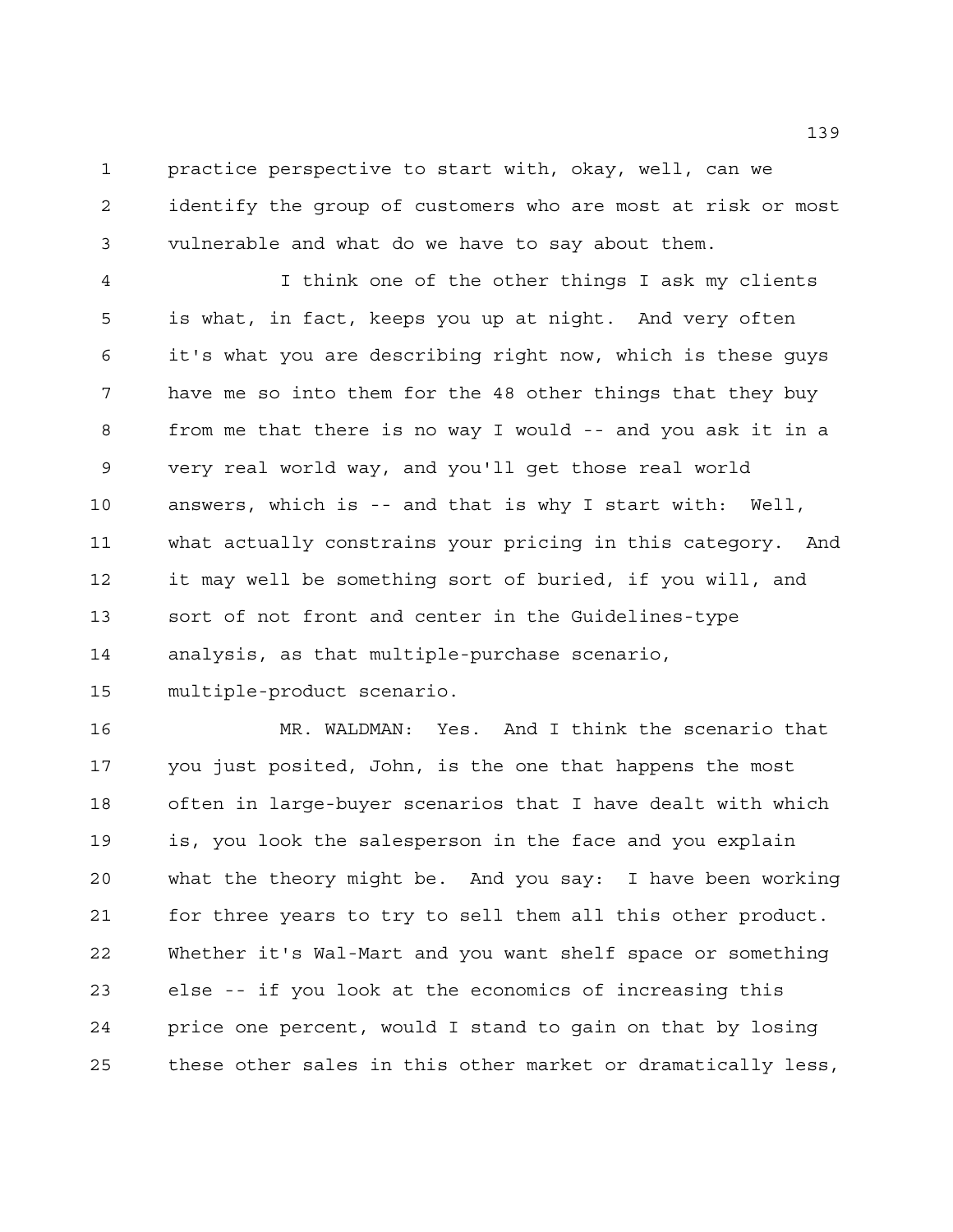practice perspective to start with, okay, well, can we identify the group of customers who are most at risk or most vulnerable and what do we have to say about them.

I think one of the other things I ask my clients is what, in fact, keeps you up at night. And very often it's what you are describing right now, which is these guys have me so into them for the 48 other things that they buy from me that there is no way I would -- and you ask it in a very real world way, and you'll get those real world answers, which is -- and that is why I start with: Well, what actually constrains your pricing in this category. And it may well be something sort of buried, if you will, and sort of not front and center in the Guidelines-type analysis, as that multiple-purchase scenario, multiple-product scenario.

MR. WALDMAN: Yes. And I think the scenario that you just posited, John, is the one that happens the most often in large-buyer scenarios that I have dealt with which is, you look the salesperson in the face and you explain what the theory might be. And you say: I have been working for three years to try to sell them all this other product. Whether it's Wal-Mart and you want shelf space or something else -- if you look at the economics of increasing this price one percent, would I stand to gain on that by losing these other sales in this other market or dramatically less,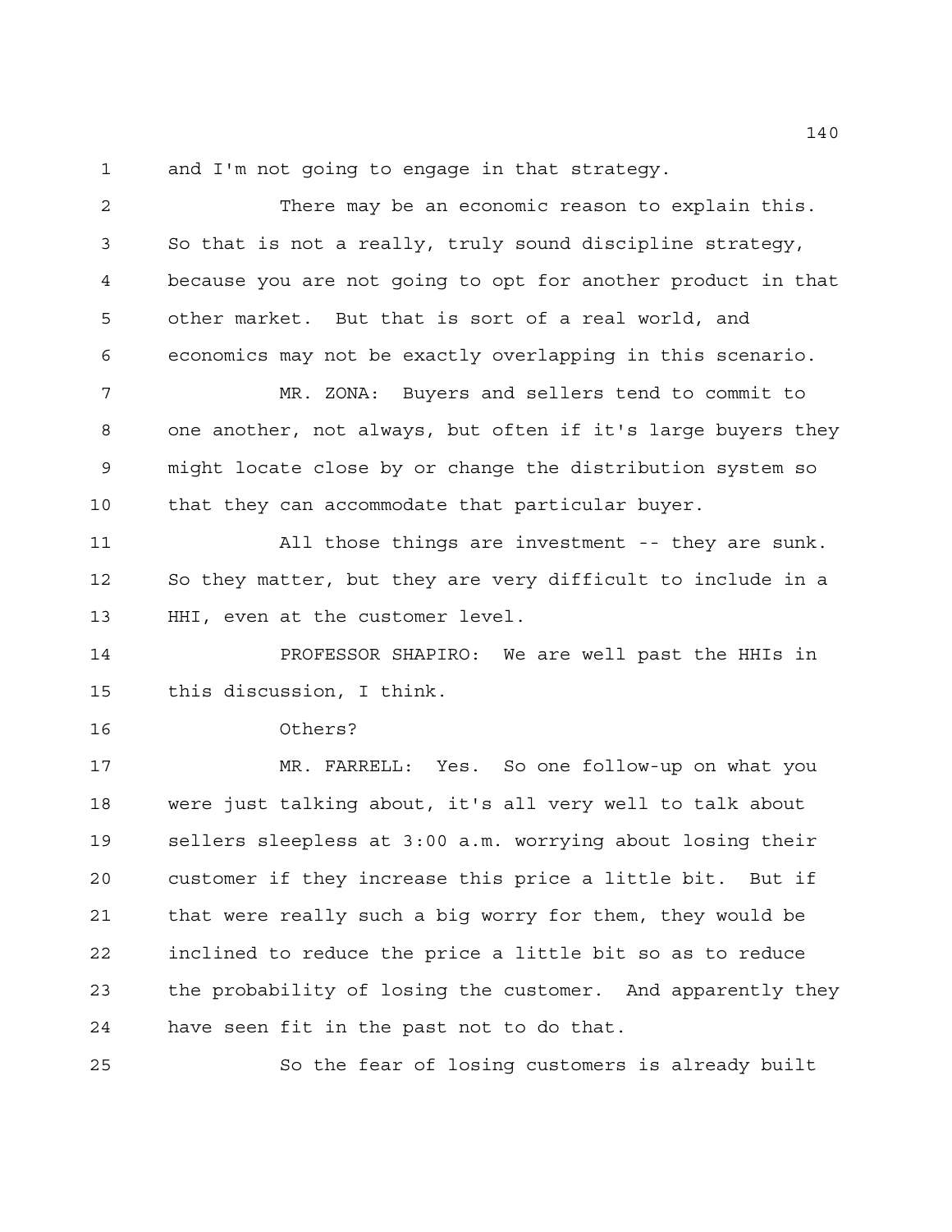and I'm not going to engage in that strategy.

There may be an economic reason to explain this. So that is not a really, truly sound discipline strategy, because you are not going to opt for another product in that other market. But that is sort of a real world, and economics may not be exactly overlapping in this scenario.

MR. ZONA: Buyers and sellers tend to commit to one another, not always, but often if it's large buyers they might locate close by or change the distribution system so that they can accommodate that particular buyer.

All those things are investment -- they are sunk. So they matter, but they are very difficult to include in a HHI, even at the customer level.

PROFESSOR SHAPIRO: We are well past the HHIs in this discussion, I think.

Others?

MR. FARRELL: Yes. So one follow-up on what you were just talking about, it's all very well to talk about sellers sleepless at 3:00 a.m. worrying about losing their customer if they increase this price a little bit. But if that were really such a big worry for them, they would be inclined to reduce the price a little bit so as to reduce the probability of losing the customer. And apparently they have seen fit in the past not to do that.

So the fear of losing customers is already built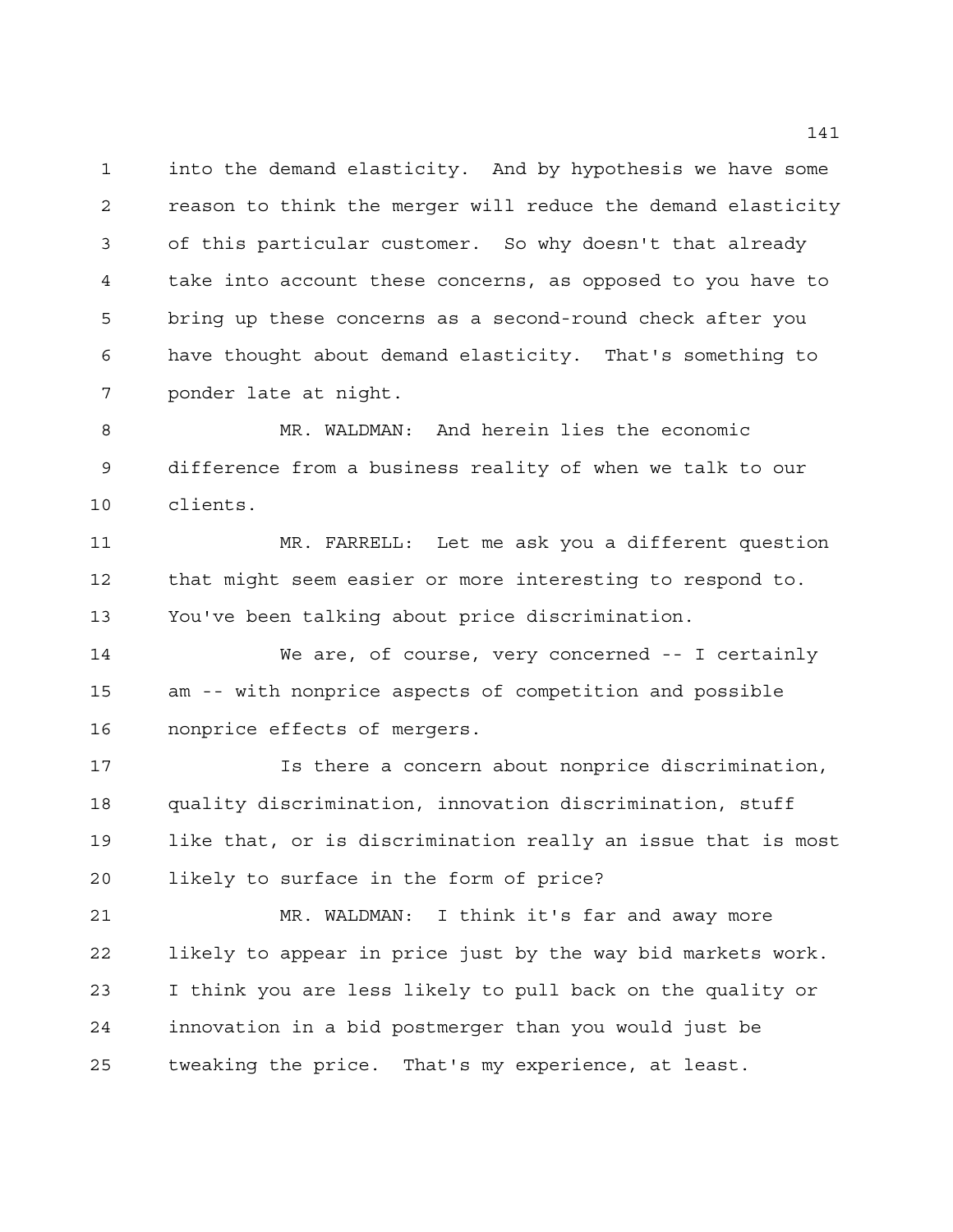into the demand elasticity. And by hypothesis we have some reason to think the merger will reduce the demand elasticity of this particular customer. So why doesn't that already take into account these concerns, as opposed to you have to bring up these concerns as a second-round check after you have thought about demand elasticity. That's something to ponder late at night.

MR. WALDMAN: And herein lies the economic difference from a business reality of when we talk to our clients.

MR. FARRELL: Let me ask you a different question that might seem easier or more interesting to respond to. You've been talking about price discrimination.

We are, of course, very concerned -- I certainly am -- with nonprice aspects of competition and possible nonprice effects of mergers.

Is there a concern about nonprice discrimination, quality discrimination, innovation discrimination, stuff like that, or is discrimination really an issue that is most likely to surface in the form of price?

MR. WALDMAN: I think it's far and away more likely to appear in price just by the way bid markets work. I think you are less likely to pull back on the quality or innovation in a bid postmerger than you would just be tweaking the price. That's my experience, at least.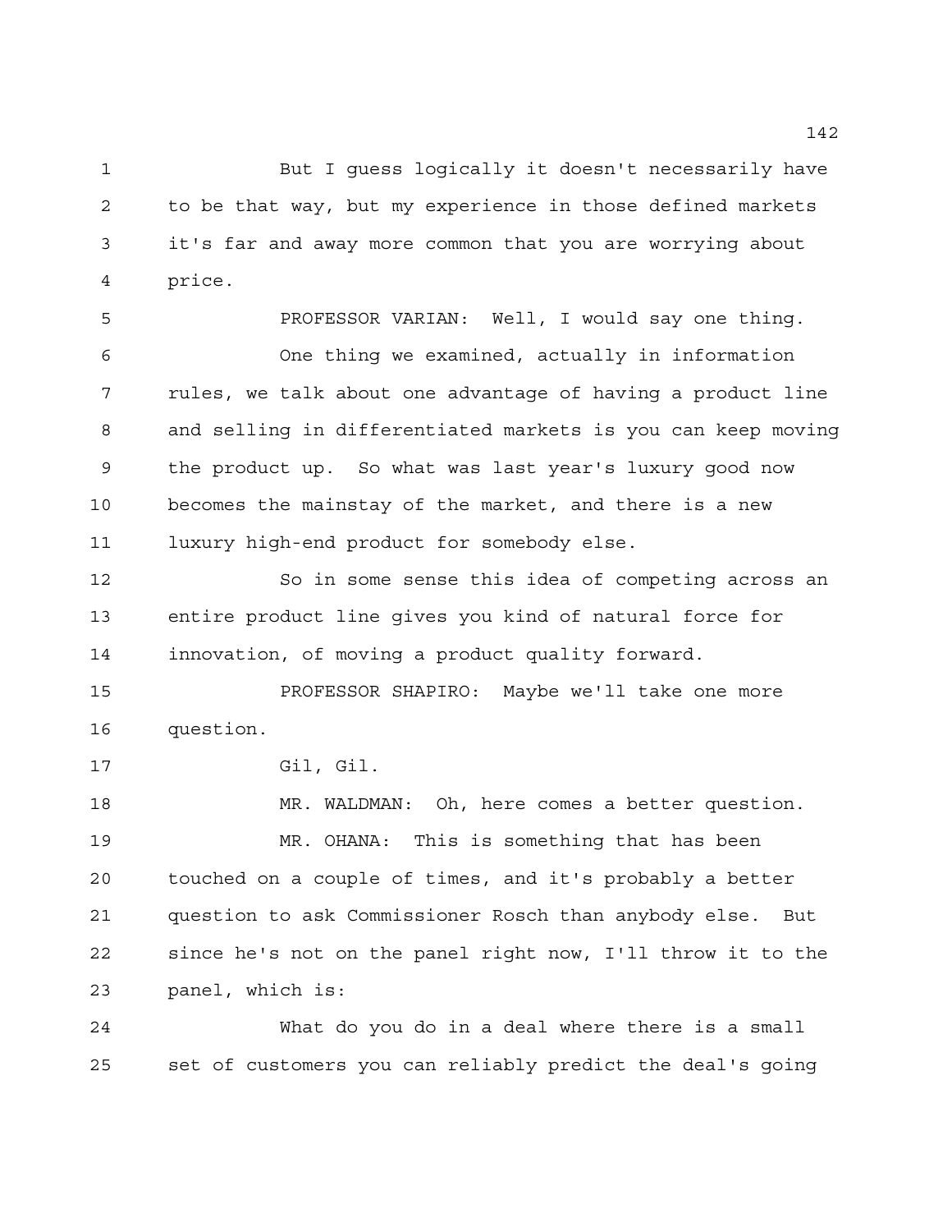But I guess logically it doesn't necessarily have to be that way, but my experience in those defined markets it's far and away more common that you are worrying about price.

PROFESSOR VARIAN: Well, I would say one thing.

One thing we examined, actually in information rules, we talk about one advantage of having a product line and selling in differentiated markets is you can keep moving the product up. So what was last year's luxury good now becomes the mainstay of the market, and there is a new luxury high-end product for somebody else.

So in some sense this idea of competing across an entire product line gives you kind of natural force for innovation, of moving a product quality forward.

PROFESSOR SHAPIRO: Maybe we'll take one more question.

Gil, Gil.

MR. WALDMAN: Oh, here comes a better question.

MR. OHANA: This is something that has been touched on a couple of times, and it's probably a better question to ask Commissioner Rosch than anybody else. But since he's not on the panel right now, I'll throw it to the panel, which is:

What do you do in a deal where there is a small set of customers you can reliably predict the deal's going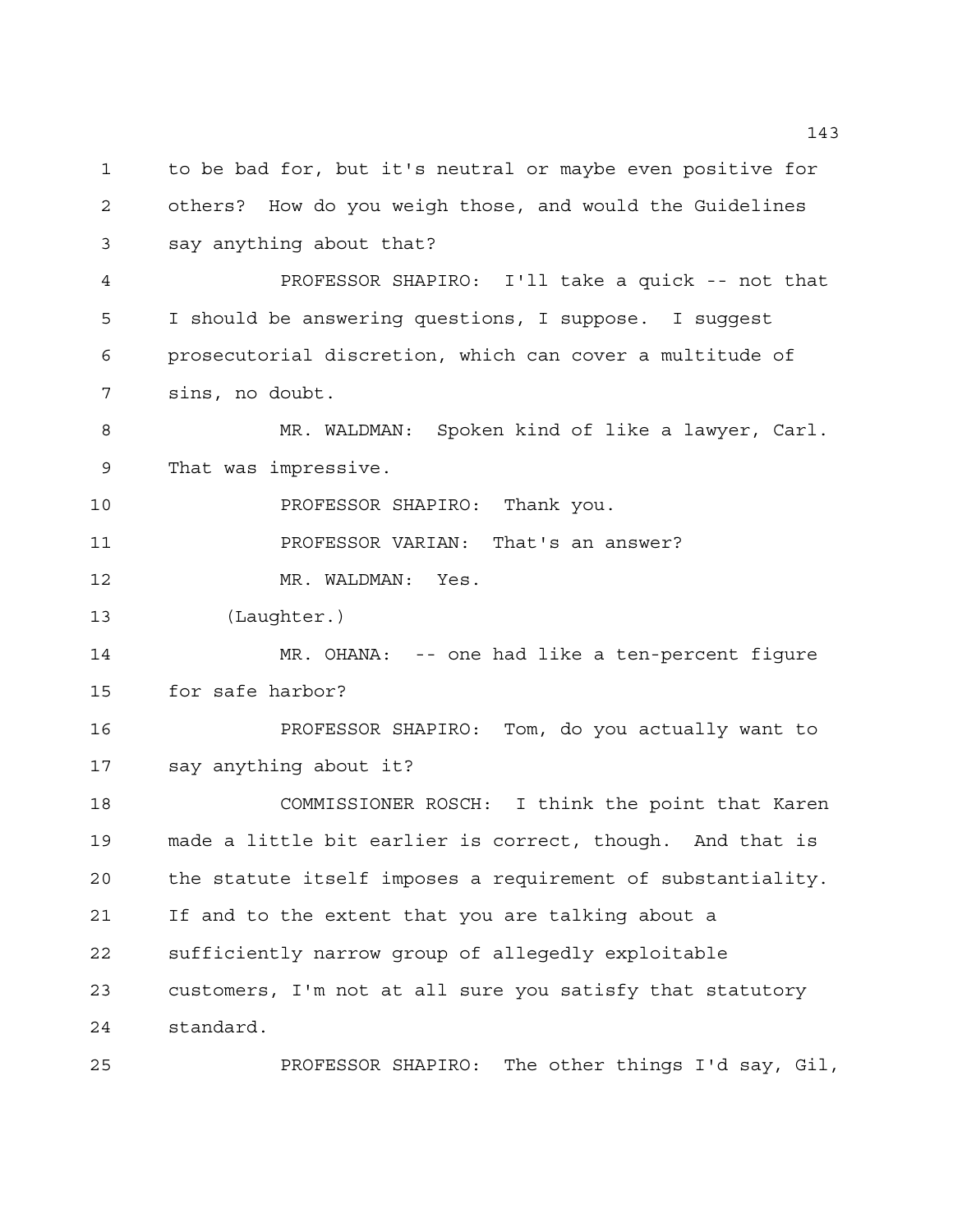to be bad for, but it's neutral or maybe even positive for others? How do you weigh those, and would the Guidelines say anything about that?

PROFESSOR SHAPIRO: I'll take a quick -- not that I should be answering questions, I suppose. I suggest prosecutorial discretion, which can cover a multitude of sins, no doubt.

MR. WALDMAN: Spoken kind of like a lawyer, Carl. That was impressive.

PROFESSOR SHAPIRO: Thank you.

PROFESSOR VARIAN: That's an answer?

MR. WALDMAN: Yes.

(Laughter.)

MR. OHANA: -- one had like a ten-percent figure for safe harbor?

PROFESSOR SHAPIRO: Tom, do you actually want to say anything about it?

COMMISSIONER ROSCH: I think the point that Karen made a little bit earlier is correct, though. And that is the statute itself imposes a requirement of substantiality. If and to the extent that you are talking about a sufficiently narrow group of allegedly exploitable customers, I'm not at all sure you satisfy that statutory standard.

PROFESSOR SHAPIRO: The other things I'd say, Gil,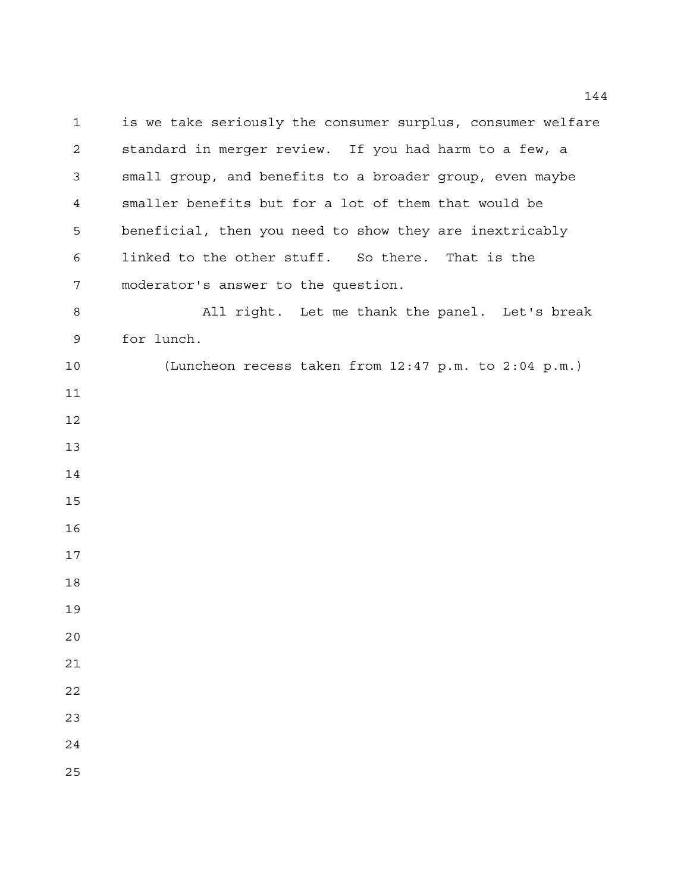is we take seriously the consumer surplus, consumer welfare standard in merger review. If you had harm to a few, a small group, and benefits to a broader group, even maybe smaller benefits but for a lot of them that would be beneficial, then you need to show they are inextricably linked to the other stuff. So there. That is the moderator's answer to the question.

All right. Let me thank the panel. Let's break for lunch.

(Luncheon recess taken from 12:47 p.m. to 2:04 p.m.)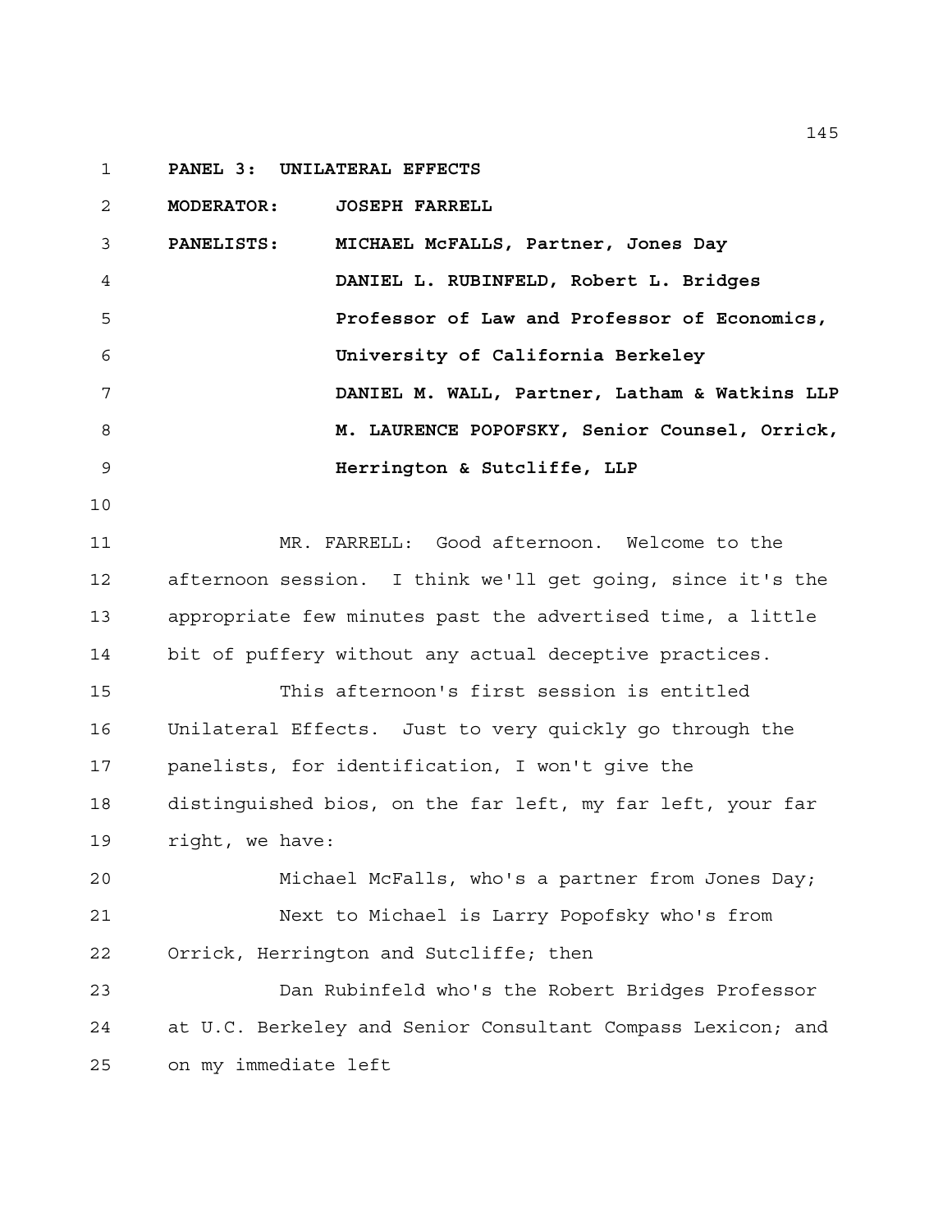**PANEL 3: UNILATERAL EFFECTS**

**MODERATOR:** JOSEPH FARRELL

**PANELISTS:**

- MICHAEL McFALLS, Partner, Jones Day
- DANIEL L. RUBINFELD, Robert L. Bridges Professor of Law and Professor of Economics, University of California Berkeley
- DANIEL M. WALL, Partner, Latham & Watkins LLP
- M. LAURENCE POPOFSKY, Senior Counsel, Orrick, Herrington & Sutcliffe, LLP

MR. FARRELL: Good afternoon. Welcome to the afternoon session. I think we'll get going, since it's the appropriate few minutes past the advertised time, a little bit of puffery without any actual deceptive practices.

This afternoon's first session is entitled Unilateral Effects. Just to very quickly go through the panelists, for identification, I won't give the distinguished bios, on the far left, my far left, your far right, we have:

Michael McFalls, who's a partner from Jones Day;

Next to Michael is Larry Popofsky who's from Orrick, Herrington and Sutcliffe; then

Dan Rubinfeld who's the Robert Bridges Professor at U.C. Berkeley and Senior Consultant Compass Lexicon; and on my immediate left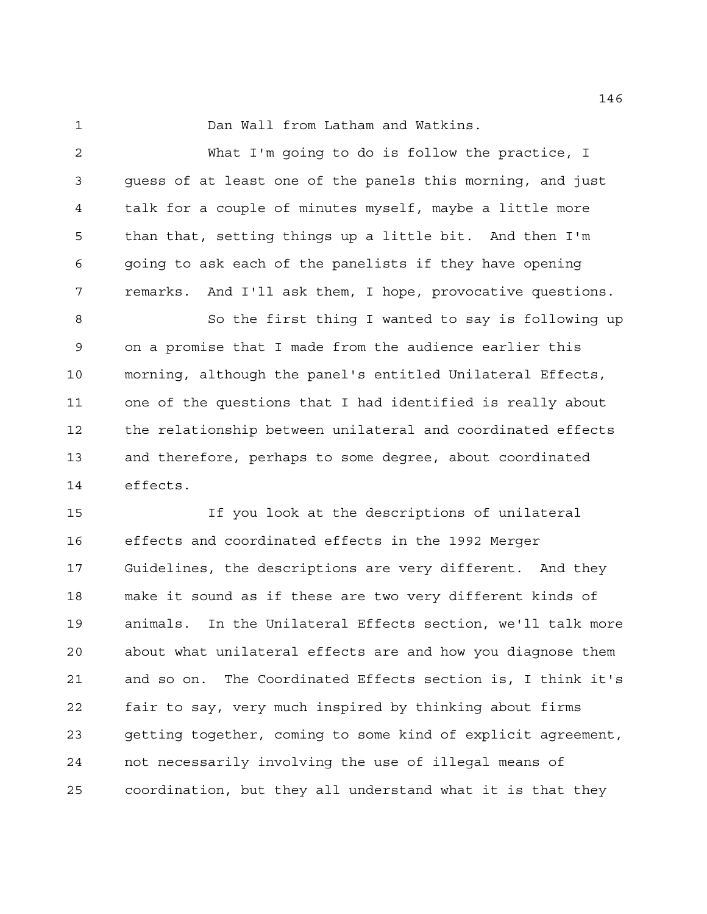Dan Wall from Latham and Watkins.

What I'm going to do is follow the practice, I guess of at least one of the panels this morning, and just talk for a couple of minutes myself, maybe a little more than that, setting things up a little bit. And then I'm going to ask each of the panelists if they have opening remarks. And I'll ask them, I hope, provocative questions.

So the first thing I wanted to say is following up on a promise that I made from the audience earlier this morning, although the panel's entitled Unilateral Effects, one of the questions that I had identified is really about the relationship between unilateral and coordinated effects and therefore, perhaps to some degree, about coordinated effects.

If you look at the descriptions of unilateral effects and coordinated effects in the 1992 Merger Guidelines, the descriptions are very different. And they make it sound as if these are two very different kinds of animals. In the Unilateral Effects section, we'll talk more about what unilateral effects are and how you diagnose them and so on. The Coordinated Effects section is, I think it's fair to say, very much inspired by thinking about firms getting together, coming to some kind of explicit agreement, not necessarily involving the use of illegal means of coordination, but they all understand what it is that they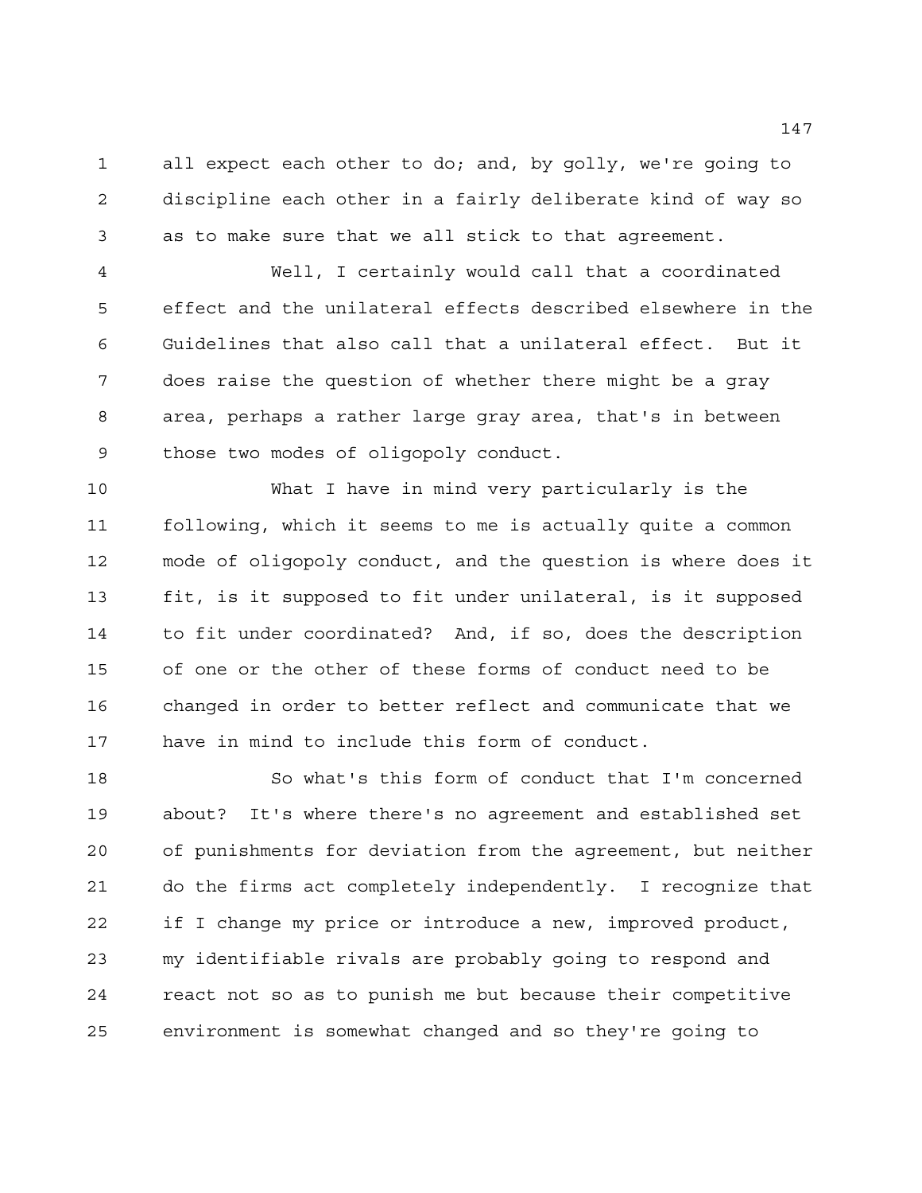all expect each other to do; and, by golly, we're going to discipline each other in a fairly deliberate kind of way so as to make sure that we all stick to that agreement.

Well, I certainly would call that a coordinated effect and the unilateral effects described elsewhere in the Guidelines that also call that a unilateral effect. But it does raise the question of whether there might be a gray area, perhaps a rather large gray area, that's in between those two modes of oligopoly conduct.

What I have in mind very particularly is the following, which it seems to me is actually quite a common mode of oligopoly conduct, and the question is where does it fit, is it supposed to fit under unilateral, is it supposed to fit under coordinated? And, if so, does the description of one or the other of these forms of conduct need to be changed in order to better reflect and communicate that we have in mind to include this form of conduct.

So what's this form of conduct that I'm concerned about? It's where there's no agreement and established set of punishments for deviation from the agreement, but neither do the firms act completely independently. I recognize that if I change my price or introduce a new, improved product, my identifiable rivals are probably going to respond and react not so as to punish me but because their competitive environment is somewhat changed and so they're going to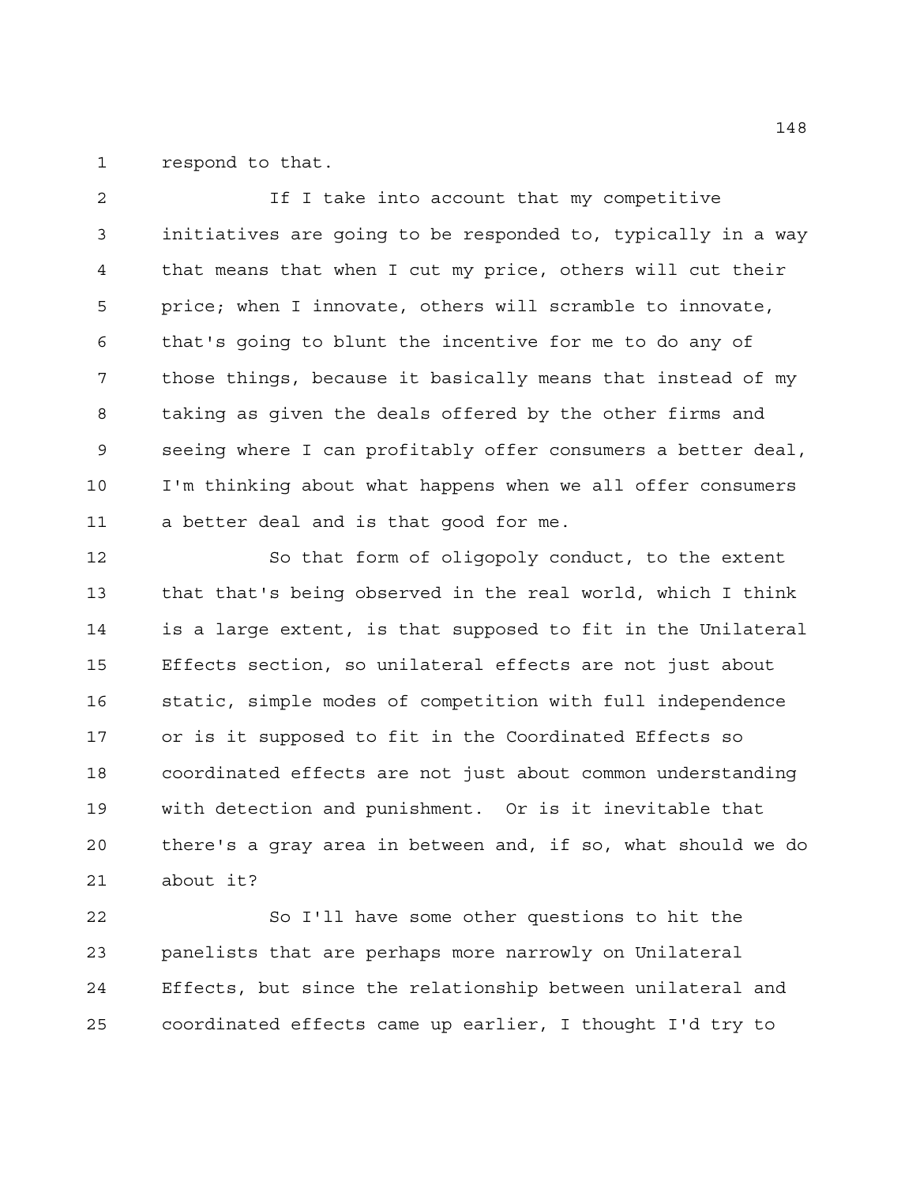respond to that.

If I take into account that my competitive initiatives are going to be responded to, typically in a way that means that when I cut my price, others will cut their price; when I innovate, others will scramble to innovate, that's going to blunt the incentive for me to do any of those things, because it basically means that instead of my taking as given the deals offered by the other firms and seeing where I can profitably offer consumers a better deal, I'm thinking about what happens when we all offer consumers a better deal and is that good for me.

So that form of oligopoly conduct, to the extent that that's being observed in the real world, which I think is a large extent, is that supposed to fit in the Unilateral Effects section, so unilateral effects are not just about static, simple modes of competition with full independence or is it supposed to fit in the Coordinated Effects so coordinated effects are not just about common understanding with detection and punishment. Or is it inevitable that there's a gray area in between and, if so, what should we do about it?

So I'll have some other questions to hit the panelists that are perhaps more narrowly on Unilateral Effects, but since the relationship between unilateral and coordinated effects came up earlier, I thought I'd try to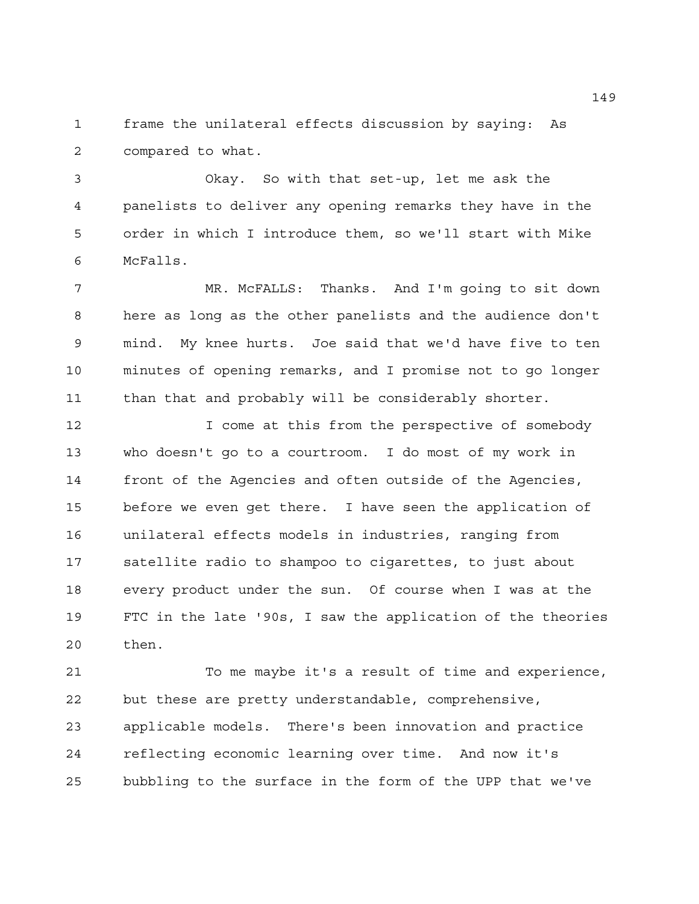frame the unilateral effects discussion by saying: As compared to what.

Okay. So with that set-up, let me ask the panelists to deliver any opening remarks they have in the order in which I introduce them, so we'll start with Mike McFalls.

MR. McFALLS: Thanks. And I'm going to sit down here as long as the other panelists and the audience don't mind. My knee hurts. Joe said that we'd have five to ten minutes of opening remarks, and I promise not to go longer than that and probably will be considerably shorter.

I come at this from the perspective of somebody who doesn't go to a courtroom. I do most of my work in front of the Agencies and often outside of the Agencies, before we even get there. I have seen the application of unilateral effects models in industries, ranging from satellite radio to shampoo to cigarettes, to just about every product under the sun. Of course when I was at the FTC in the late '90s, I saw the application of the theories then.

To me maybe it's a result of time and experience, but these are pretty understandable, comprehensive, applicable models. There's been innovation and practice reflecting economic learning over time. And now it's bubbling to the surface in the form of the UPP that we've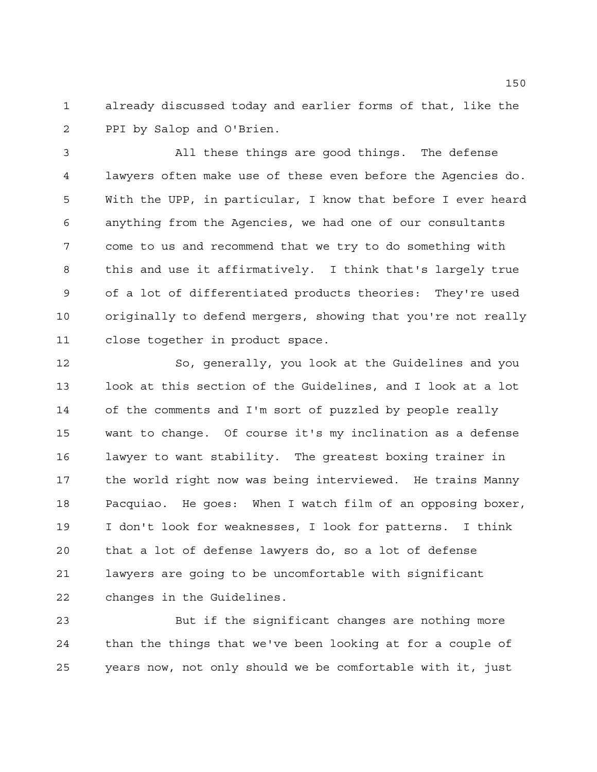already discussed today and earlier forms of that, like the PPI by Salop and O'Brien.

All these things are good things. The defense lawyers often make use of these even before the Agencies do. With the UPP, in particular, I know that before I ever heard anything from the Agencies, we had one of our consultants come to us and recommend that we try to do something with this and use it affirmatively. I think that's largely true of a lot of differentiated products theories: They're used originally to defend mergers, showing that you're not really close together in product space.

So, generally, you look at the Guidelines and you look at this section of the Guidelines, and I look at a lot of the comments and I'm sort of puzzled by people really want to change. Of course it's my inclination as a defense lawyer to want stability. The greatest boxing trainer in the world right now was being interviewed. He trains Manny Pacquiao. He goes: When I watch film of an opposing boxer, I don't look for weaknesses, I look for patterns. I think that a lot of defense lawyers do, so a lot of defense lawyers are going to be uncomfortable with significant changes in the Guidelines.

But if the significant changes are nothing more than the things that we've been looking at for a couple of years now, not only should we be comfortable with it, just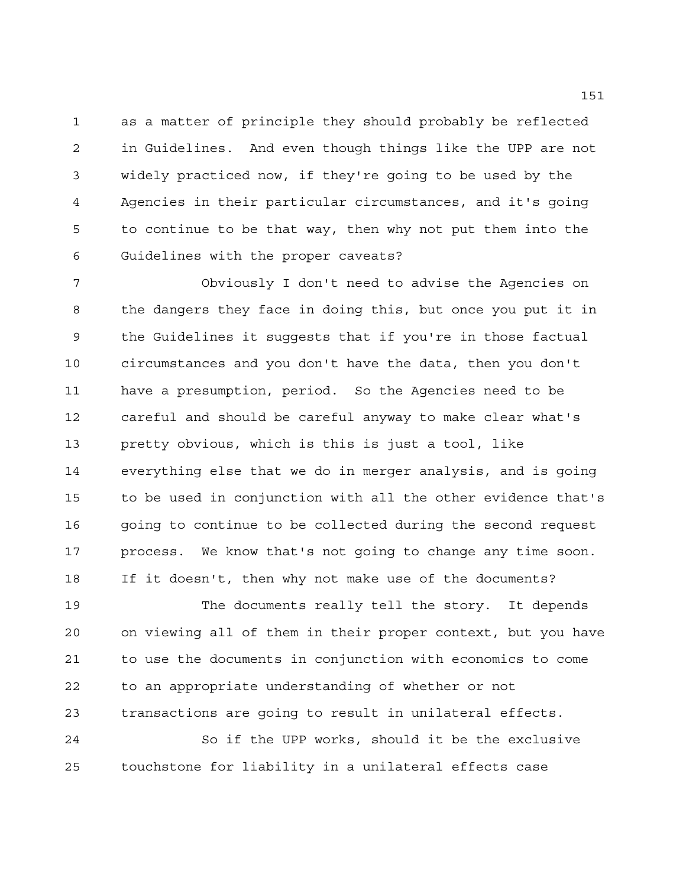as a matter of principle they should probably be reflected in Guidelines. And even though things like the UPP are not widely practiced now, if they're going to be used by the Agencies in their particular circumstances, and it's going to continue to be that way, then why not put them into the Guidelines with the proper caveats?

Obviously I don't need to advise the Agencies on the dangers they face in doing this, but once you put it in the Guidelines it suggests that if you're in those factual circumstances and you don't have the data, then you don't have a presumption, period. So the Agencies need to be careful and should be careful anyway to make clear what's pretty obvious, which is this is just a tool, like everything else that we do in merger analysis, and is going to be used in conjunction with all the other evidence that's going to continue to be collected during the second request process. We know that's not going to change any time soon. If it doesn't, then why not make use of the documents?

The documents really tell the story. It depends on viewing all of them in their proper context, but you have to use the documents in conjunction with economics to come to an appropriate understanding of whether or not transactions are going to result in unilateral effects.

So if the UPP works, should it be the exclusive touchstone for liability in a unilateral effects case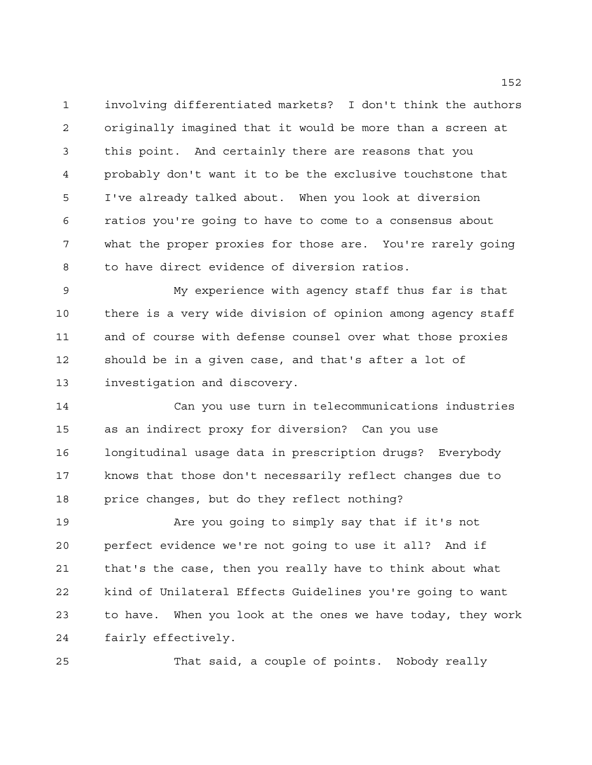involving differentiated markets? I don't think the authors originally imagined that it would be more than a screen at this point. And certainly there are reasons that you probably don't want it to be the exclusive touchstone that I've already talked about. When you look at diversion ratios you're going to have to come to a consensus about what the proper proxies for those are. You're rarely going to have direct evidence of diversion ratios.

My experience with agency staff thus far is that there is a very wide division of opinion among agency staff and of course with defense counsel over what those proxies should be in a given case, and that's after a lot of investigation and discovery.

Can you use turn in telecommunications industries as an indirect proxy for diversion? Can you use longitudinal usage data in prescription drugs? Everybody knows that those don't necessarily reflect changes due to price changes, but do they reflect nothing?

Are you going to simply say that if it's not perfect evidence we're not going to use it all? And if that's the case, then you really have to think about what kind of Unilateral Effects Guidelines you're going to want to have. When you look at the ones we have today, they work fairly effectively.

That said, a couple of points. Nobody really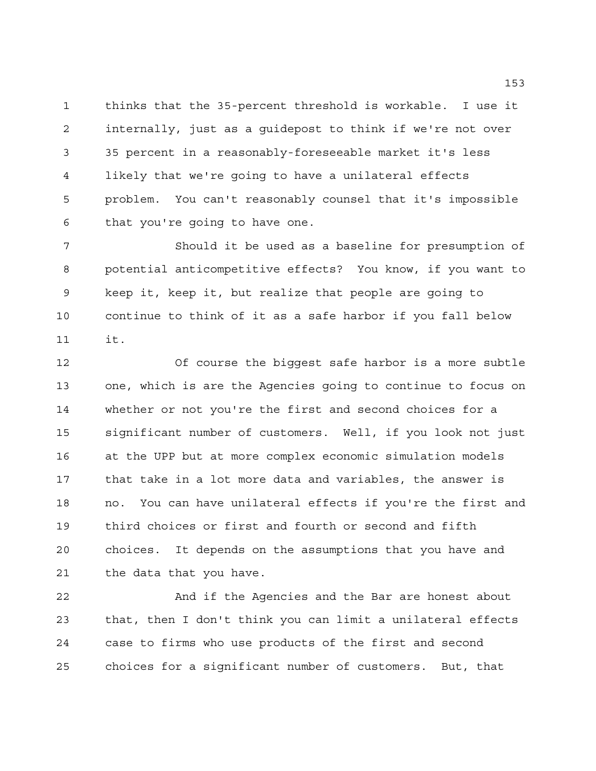thinks that the 35-percent threshold is workable. I use it internally, just as a guidepost to think if we're not over 35 percent in a reasonably-foreseeable market it's less likely that we're going to have a unilateral effects problem. You can't reasonably counsel that it's impossible that you're going to have one.

Should it be used as a baseline for presumption of potential anticompetitive effects? You know, if you want to keep it, keep it, but realize that people are going to continue to think of it as a safe harbor if you fall below it.

Of course the biggest safe harbor is a more subtle one, which is are the Agencies going to continue to focus on whether or not you're the first and second choices for a significant number of customers. Well, if you look not just at the UPP but at more complex economic simulation models that take in a lot more data and variables, the answer is no. You can have unilateral effects if you're the first and third choices or first and fourth or second and fifth choices. It depends on the assumptions that you have and the data that you have.

And if the Agencies and the Bar are honest about that, then I don't think you can limit a unilateral effects case to firms who use products of the first and second choices for a significant number of customers. But, that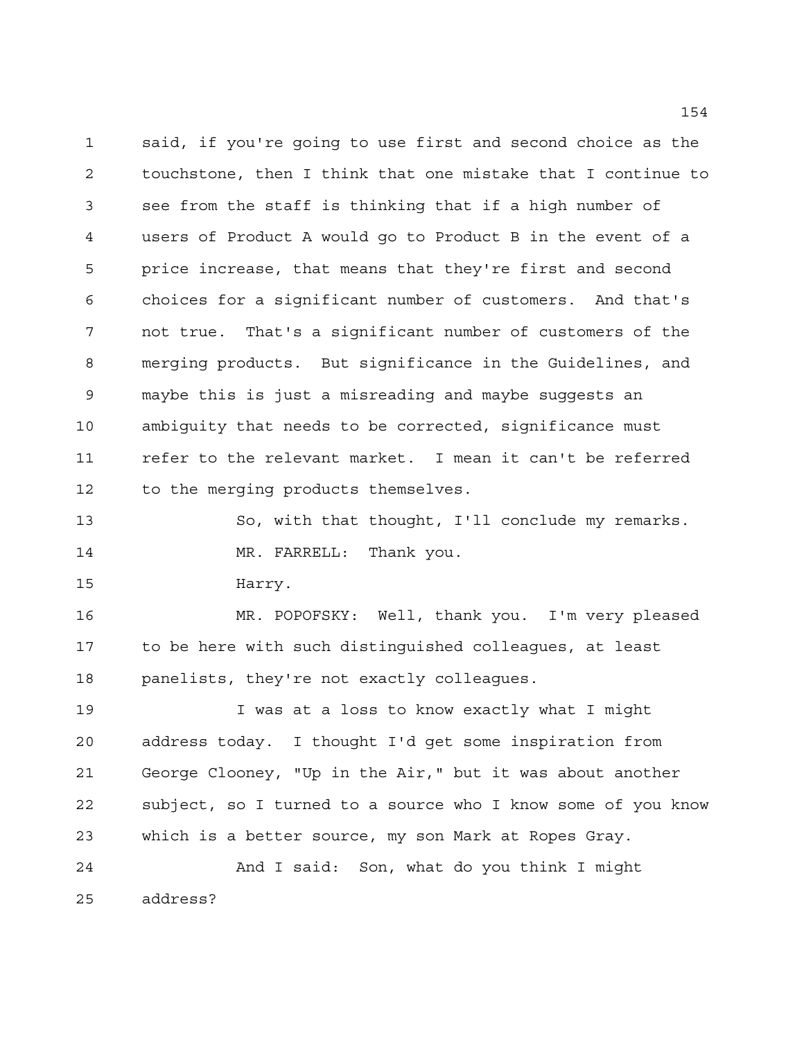said, if you're going to use first and second choice as the touchstone, then I think that one mistake that I continue to see from the staff is thinking that if a high number of users of Product A would go to Product B in the event of a price increase, that means that they're first and second choices for a significant number of customers. And that's not true. That's a significant number of customers of the merging products. But significance in the Guidelines, and maybe this is just a misreading and maybe suggests an ambiguity that needs to be corrected, significance must refer to the relevant market. I mean it can't be referred to the merging products themselves.

So, with that thought, I'll conclude my remarks.

MR. FARRELL: Thank you.

Harry.

MR. POPOFSKY: Well, thank you. I'm very pleased to be here with such distinguished colleagues, at least panelists, they're not exactly colleagues.

I was at a loss to know exactly what I might address today. I thought I'd get some inspiration from George Clooney, "Up in the Air," but it was about another subject, so I turned to a source who I know some of you know which is a better source, my son Mark at Ropes Gray.

And I said: Son, what do you think I might address?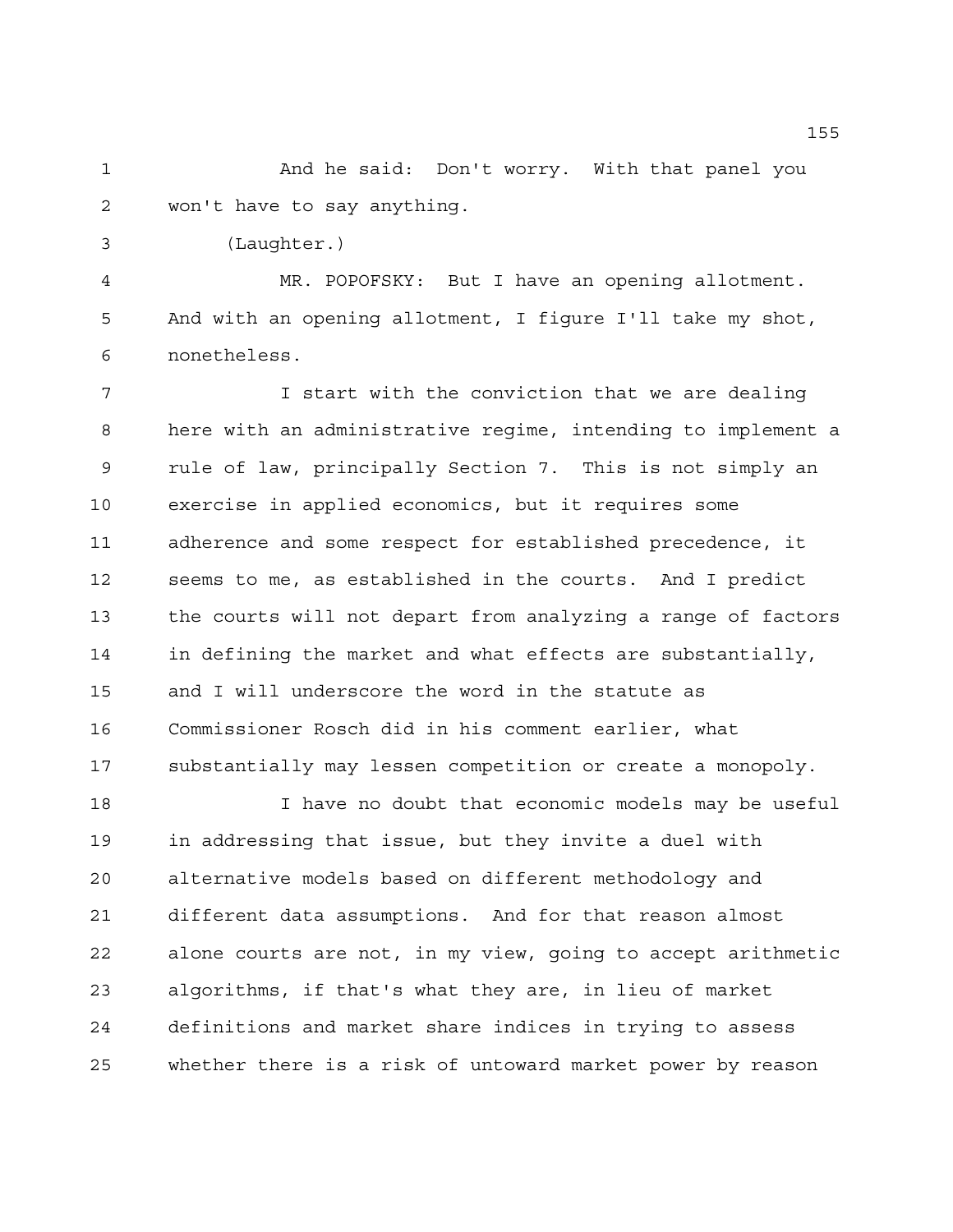And he said: Don't worry. With that panel you won't have to say anything.

(Laughter.)

MR. POPOFSKY: But I have an opening allotment. And with an opening allotment, I figure I'll take my shot, nonetheless.

I start with the conviction that we are dealing here with an administrative regime, intending to implement a rule of law, principally Section 7. This is not simply an exercise in applied economics, but it requires some adherence and some respect for established precedence, it seems to me, as established in the courts. And I predict the courts will not depart from analyzing a range of factors in defining the market and what effects are substantially, and I will underscore the word in the statute as Commissioner Rosch did in his comment earlier, what substantially may lessen competition or create a monopoly.

I have no doubt that economic models may be useful in addressing that issue, but they invite a duel with alternative models based on different methodology and different data assumptions. And for that reason almost alone courts are not, in my view, going to accept arithmetic algorithms, if that's what they are, in lieu of market definitions and market share indices in trying to assess whether there is a risk of untoward market power by reason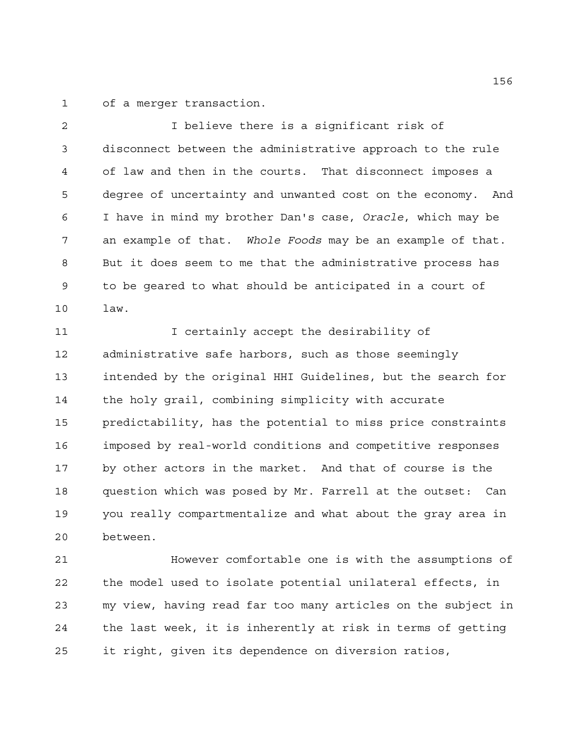of a merger transaction.

I believe there is a significant risk of disconnect between the administrative approach to the rule of law and then in the courts. That disconnect imposes a degree of uncertainty and unwanted cost on the economy. And I have in mind my brother Dan's case, *Oracle*, which may be an example of that. *Whole Foods* may be an example of that. But it does seem to me that the administrative process has to be geared to what should be anticipated in a court of law.

I certainly accept the desirability of administrative safe harbors, such as those seemingly intended by the original HHI Guidelines, but the search for the holy grail, combining simplicity with accurate predictability, has the potential to miss price constraints imposed by real-world conditions and competitive responses by other actors in the market. And that of course is the question which was posed by Mr. Farrell at the outset: Can you really compartmentalize and what about the gray area in between.

However comfortable one is with the assumptions of the model used to isolate potential unilateral effects, in my view, having read far too many articles on the subject in the last week, it is inherently at risk in terms of getting it right, given its dependence on diversion ratios,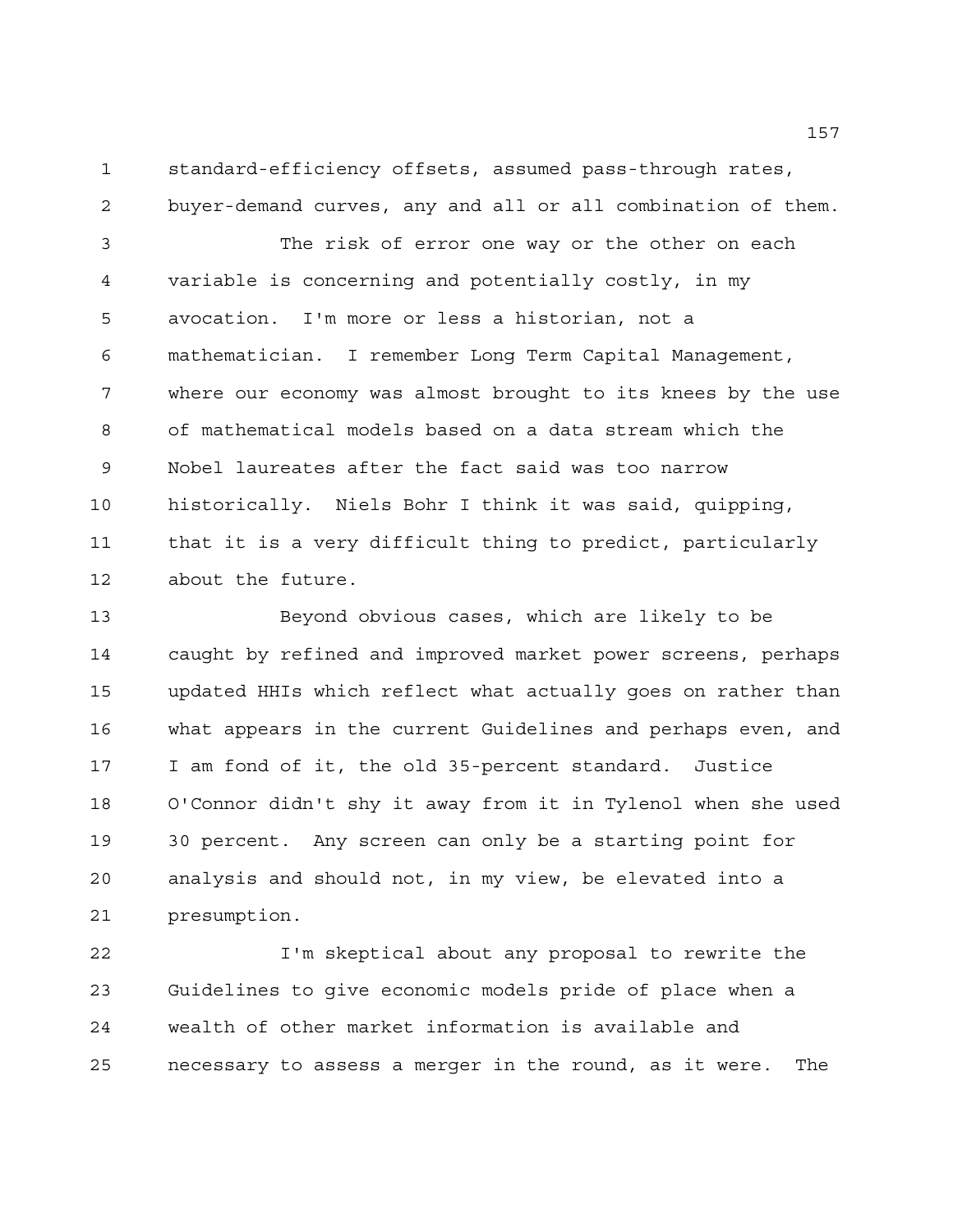standard-efficiency offsets, assumed pass-through rates, buyer-demand curves, any and all or all combination of them.

The risk of error one way or the other on each variable is concerning and potentially costly, in my avocation. I'm more or less a historian, not a mathematician. I remember Long Term Capital Management, where our economy was almost brought to its knees by the use of mathematical models based on a data stream which the Nobel laureates after the fact said was too narrow historically. Niels Bohr I think it was said, quipping, that it is a very difficult thing to predict, particularly about the future.

Beyond obvious cases, which are likely to be caught by refined and improved market power screens, perhaps updated HHIs which reflect what actually goes on rather than what appears in the current Guidelines and perhaps even, and I am fond of it, the old 35-percent standard. Justice O'Connor didn't shy it away from it in Tylenol when she used 30 percent. Any screen can only be a starting point for analysis and should not, in my view, be elevated into a presumption.

I'm skeptical about any proposal to rewrite the Guidelines to give economic models pride of place when a wealth of other market information is available and necessary to assess a merger in the round, as it were. The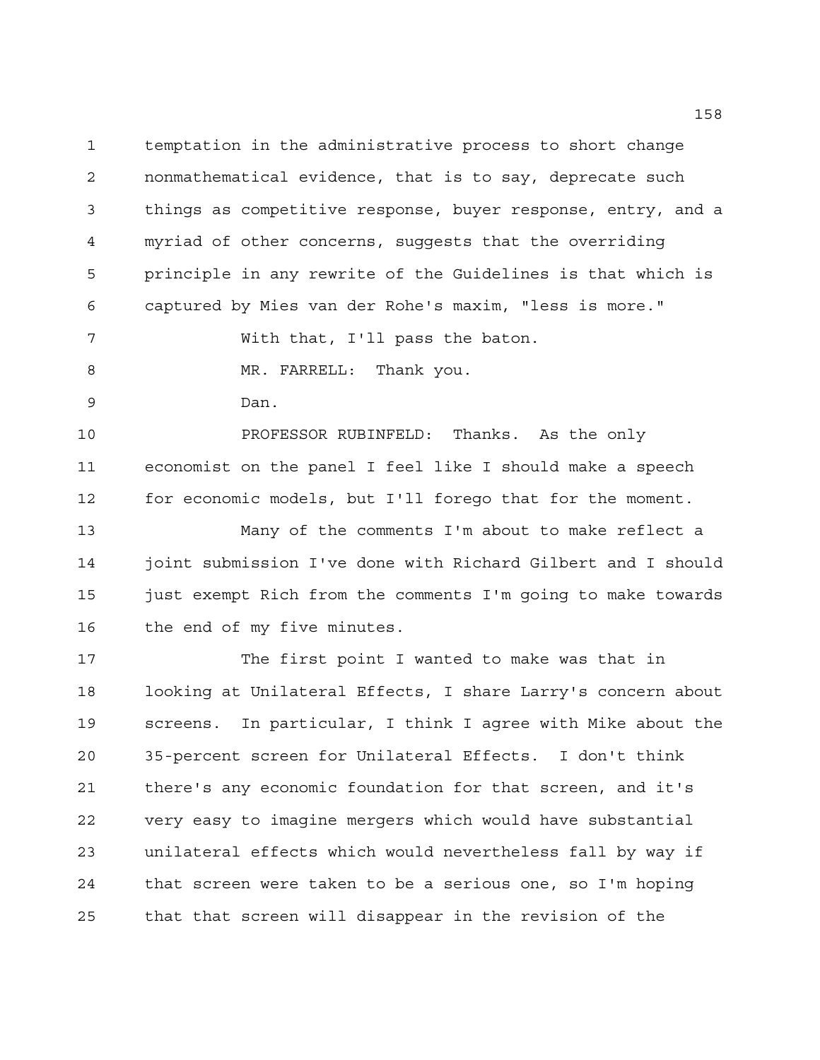temptation in the administrative process to short change nonmathematical evidence, that is to say, deprecate such things as competitive response, buyer response, entry, and a myriad of other concerns, suggests that the overriding principle in any rewrite of the Guidelines is that which is captured by Mies van der Rohe's maxim, "less is more."

With that, I'll pass the baton.

MR. FARRELL: Thank you.

Dan.

PROFESSOR RUBINFELD: Thanks. As the only economist on the panel I feel like I should make a speech for economic models, but I'll forego that for the moment.

Many of the comments I'm about to make reflect a joint submission I've done with Richard Gilbert and I should just exempt Rich from the comments I'm going to make towards the end of my five minutes.

The first point I wanted to make was that in looking at Unilateral Effects, I share Larry's concern about screens. In particular, I think I agree with Mike about the 35-percent screen for Unilateral Effects. I don't think there's any economic foundation for that screen, and it's very easy to imagine mergers which would have substantial unilateral effects which would nevertheless fall by way if that screen were taken to be a serious one, so I'm hoping that that screen will disappear in the revision of the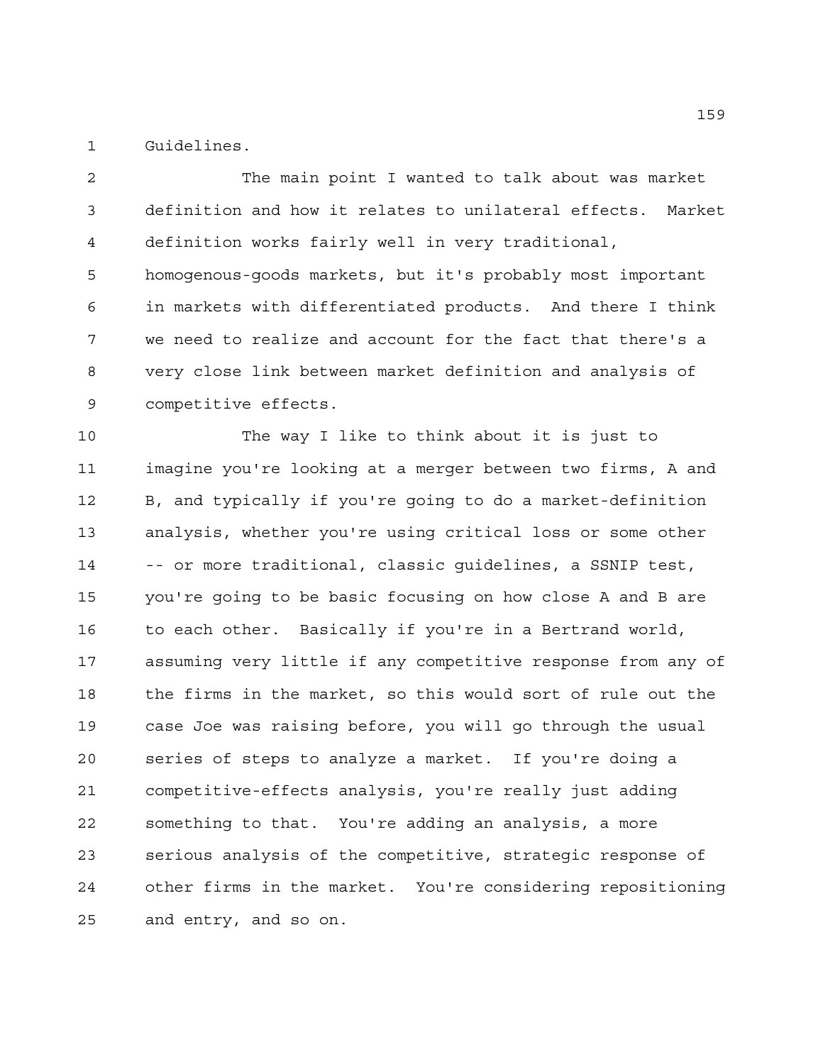Guidelines.

The main point I wanted to talk about was market definition and how it relates to unilateral effects. Market definition works fairly well in very traditional, homogenous-goods markets, but it's probably most important in markets with differentiated products. And there I think we need to realize and account for the fact that there's a very close link between market definition and analysis of competitive effects.

The way I like to think about it is just to imagine you're looking at a merger between two firms, A and B, and typically if you're going to do a market-definition analysis, whether you're using critical loss or some other -- or more traditional, classic guidelines, a SSNIP test, you're going to be basic focusing on how close A and B are to each other. Basically if you're in a Bertrand world, assuming very little if any competitive response from any of the firms in the market, so this would sort of rule out the case Joe was raising before, you will go through the usual series of steps to analyze a market. If you're doing a competitive-effects analysis, you're really just adding something to that. You're adding an analysis, a more serious analysis of the competitive, strategic response of other firms in the market. You're considering repositioning and entry, and so on.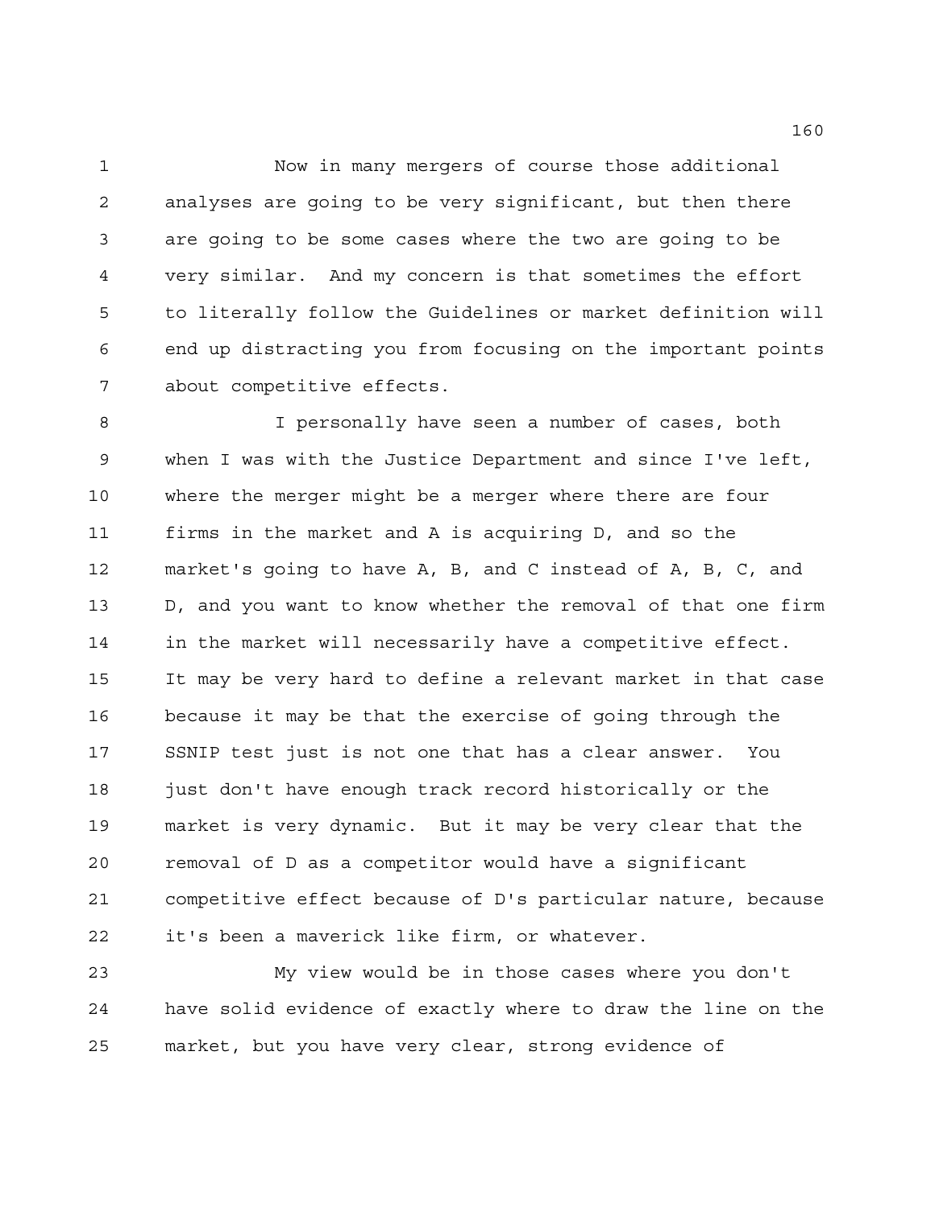Now in many mergers of course those additional analyses are going to be very significant, but then there are going to be some cases where the two are going to be very similar. And my concern is that sometimes the effort to literally follow the Guidelines or market definition will end up distracting you from focusing on the important points about competitive effects.

I personally have seen a number of cases, both when I was with the Justice Department and since I've left, where the merger might be a merger where there are four firms in the market and A is acquiring D, and so the market's going to have A, B, and C instead of A, B, C, and D, and you want to know whether the removal of that one firm in the market will necessarily have a competitive effect. It may be very hard to define a relevant market in that case because it may be that the exercise of going through the SSNIP test just is not one that has a clear answer. You just don't have enough track record historically or the market is very dynamic. But it may be very clear that the removal of D as a competitor would have a significant competitive effect because of D's particular nature, because it's been a maverick like firm, or whatever.

My view would be in those cases where you don't have solid evidence of exactly where to draw the line on the market, but you have very clear, strong evidence of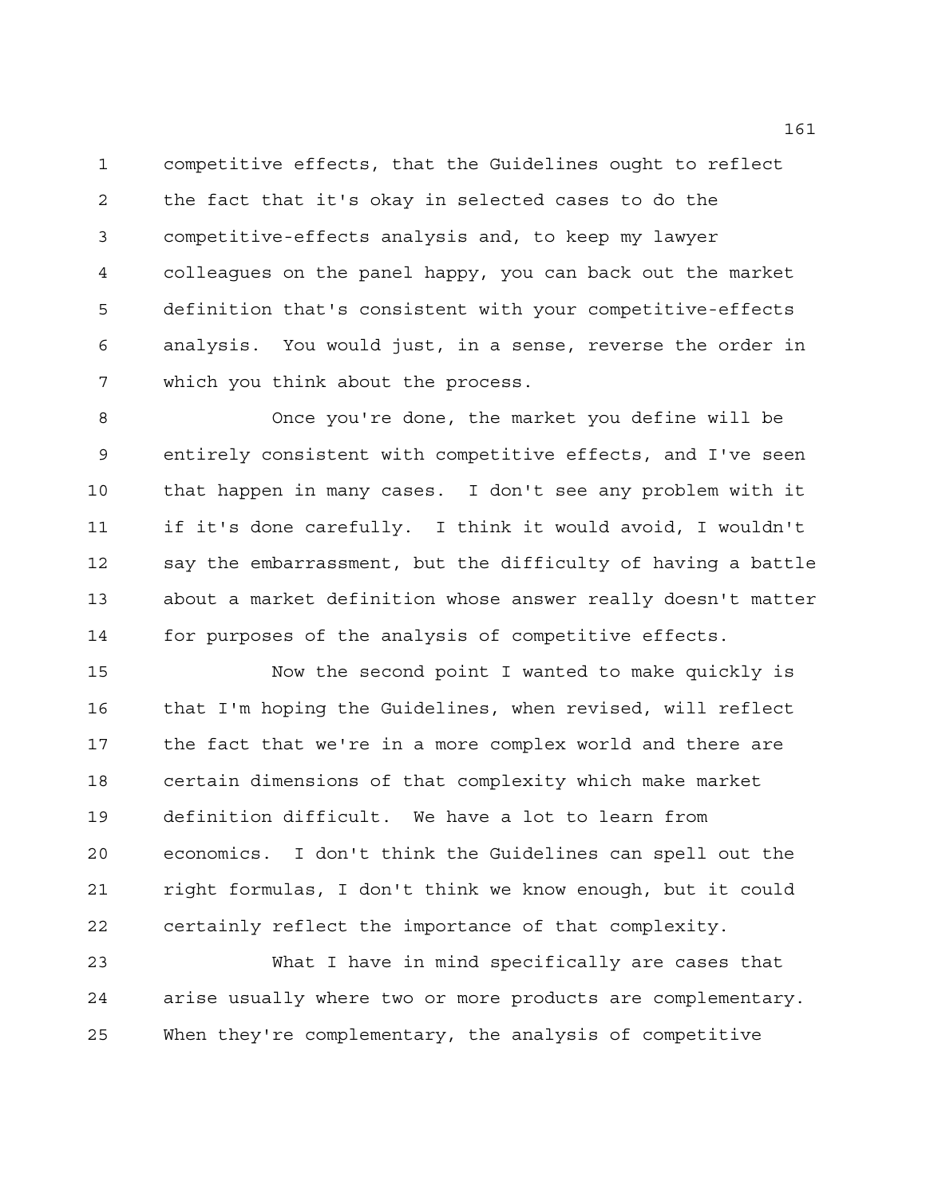competitive effects, that the Guidelines ought to reflect the fact that it's okay in selected cases to do the competitive-effects analysis and, to keep my lawyer colleagues on the panel happy, you can back out the market definition that's consistent with your competitive-effects analysis. You would just, in a sense, reverse the order in which you think about the process.

Once you're done, the market you define will be entirely consistent with competitive effects, and I've seen that happen in many cases. I don't see any problem with it if it's done carefully. I think it would avoid, I wouldn't say the embarrassment, but the difficulty of having a battle about a market definition whose answer really doesn't matter for purposes of the analysis of competitive effects.

Now the second point I wanted to make quickly is that I'm hoping the Guidelines, when revised, will reflect the fact that we're in a more complex world and there are certain dimensions of that complexity which make market definition difficult. We have a lot to learn from economics. I don't think the Guidelines can spell out the right formulas, I don't think we know enough, but it could certainly reflect the importance of that complexity.

What I have in mind specifically are cases that arise usually where two or more products are complementary. When they're complementary, the analysis of competitive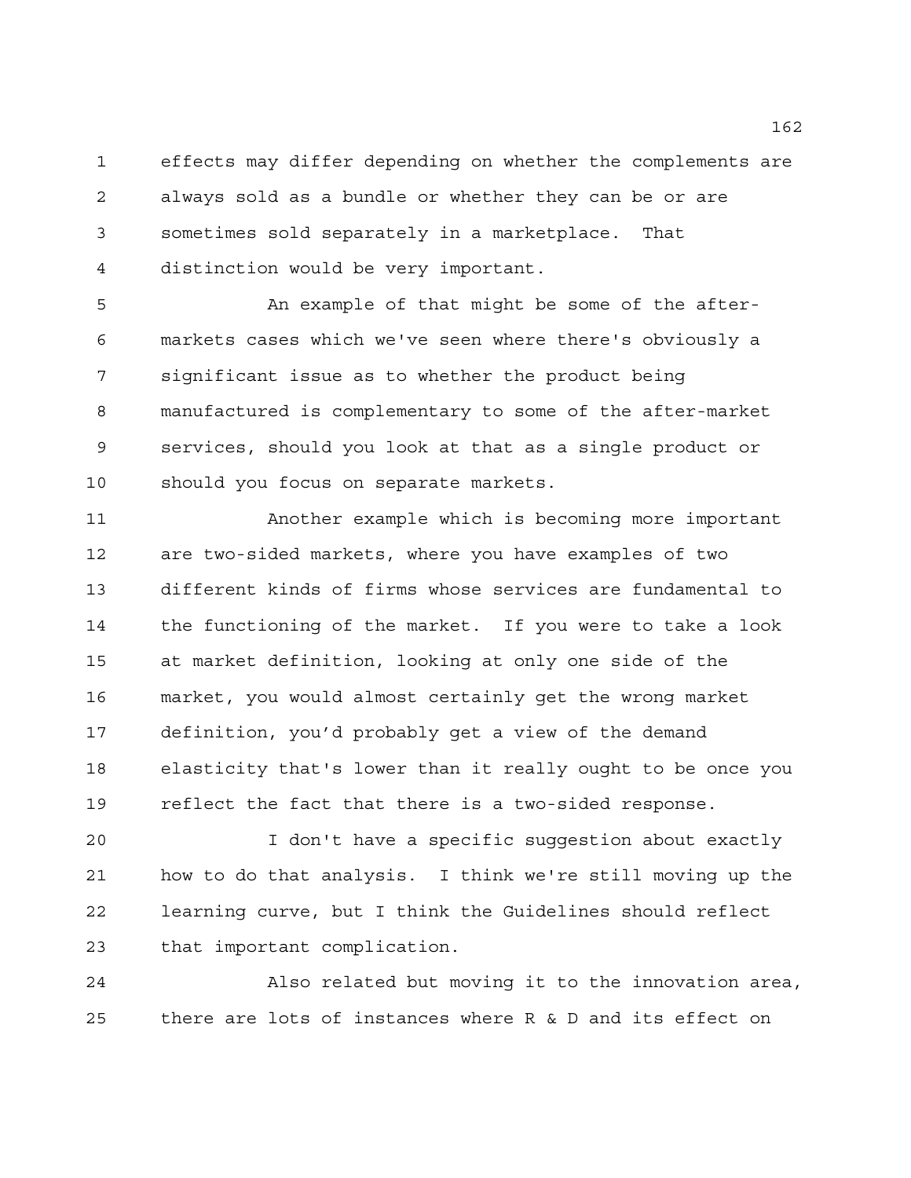effects may differ depending on whether the complements are always sold as a bundle or whether they can be or are sometimes sold separately in a marketplace. That distinction would be very important.

An example of that might be some of the after-markets cases which we've seen where there's obviously a significant issue as to whether the product being manufactured is complementary to some of the after-market services, should you look at that as a single product or should you focus on separate markets.

Another example which is becoming more important are two-sided markets, where you have examples of two different kinds of firms whose services are fundamental to the functioning of the market. If you were to take a look at market definition, looking at only one side of the market, you would almost certainly get the wrong market definition, you'd probably get a view of the demand elasticity that's lower than it really ought to be once you reflect the fact that there is a two-sided response.

I don't have a specific suggestion about exactly how to do that analysis. I think we're still moving up the learning curve, but I think the Guidelines should reflect that important complication.

Also related but moving it to the innovation area, there are lots of instances where R & D and its effect on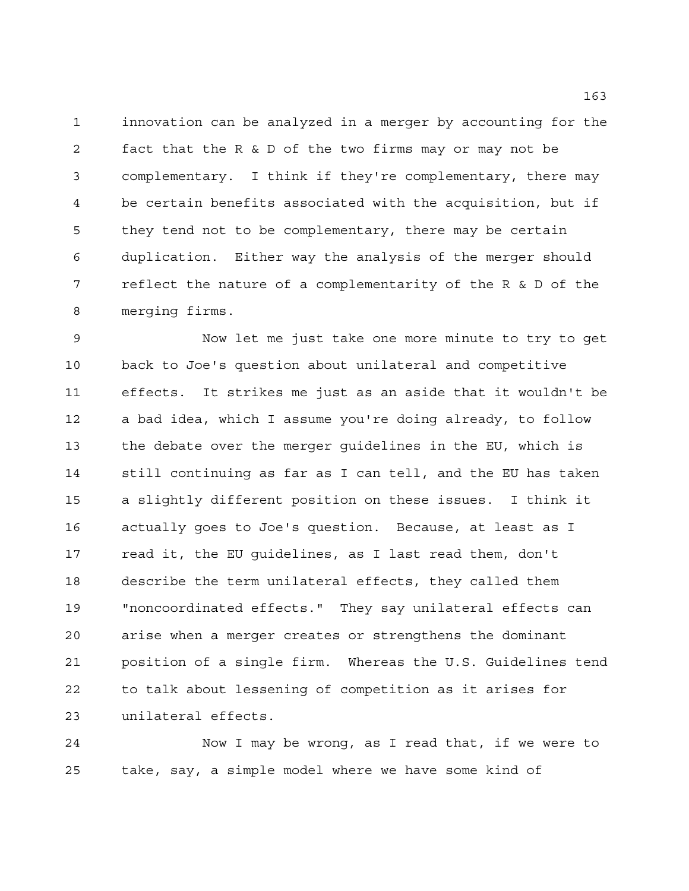innovation can be analyzed in a merger by accounting for the fact that the R & D of the two firms may or may not be complementary. I think if they're complementary, there may be certain benefits associated with the acquisition, but if they tend not to be complementary, there may be certain duplication. Either way the analysis of the merger should reflect the nature of a complementarity of the R & D of the merging firms.

Now let me just take one more minute to try to get back to Joe's question about unilateral and competitive effects. It strikes me just as an aside that it wouldn't be a bad idea, which I assume you're doing already, to follow the debate over the merger guidelines in the EU, which is still continuing as far as I can tell, and the EU has taken a slightly different position on these issues. I think it actually goes to Joe's question. Because, at least as I read it, the EU guidelines, as I last read them, don't describe the term unilateral effects, they called them "noncoordinated effects." They say unilateral effects can arise when a merger creates or strengthens the dominant position of a single firm. Whereas the U.S. Guidelines tend to talk about lessening of competition as it arises for unilateral effects.

Now I may be wrong, as I read that, if we were to take, say, a simple model where we have some kind of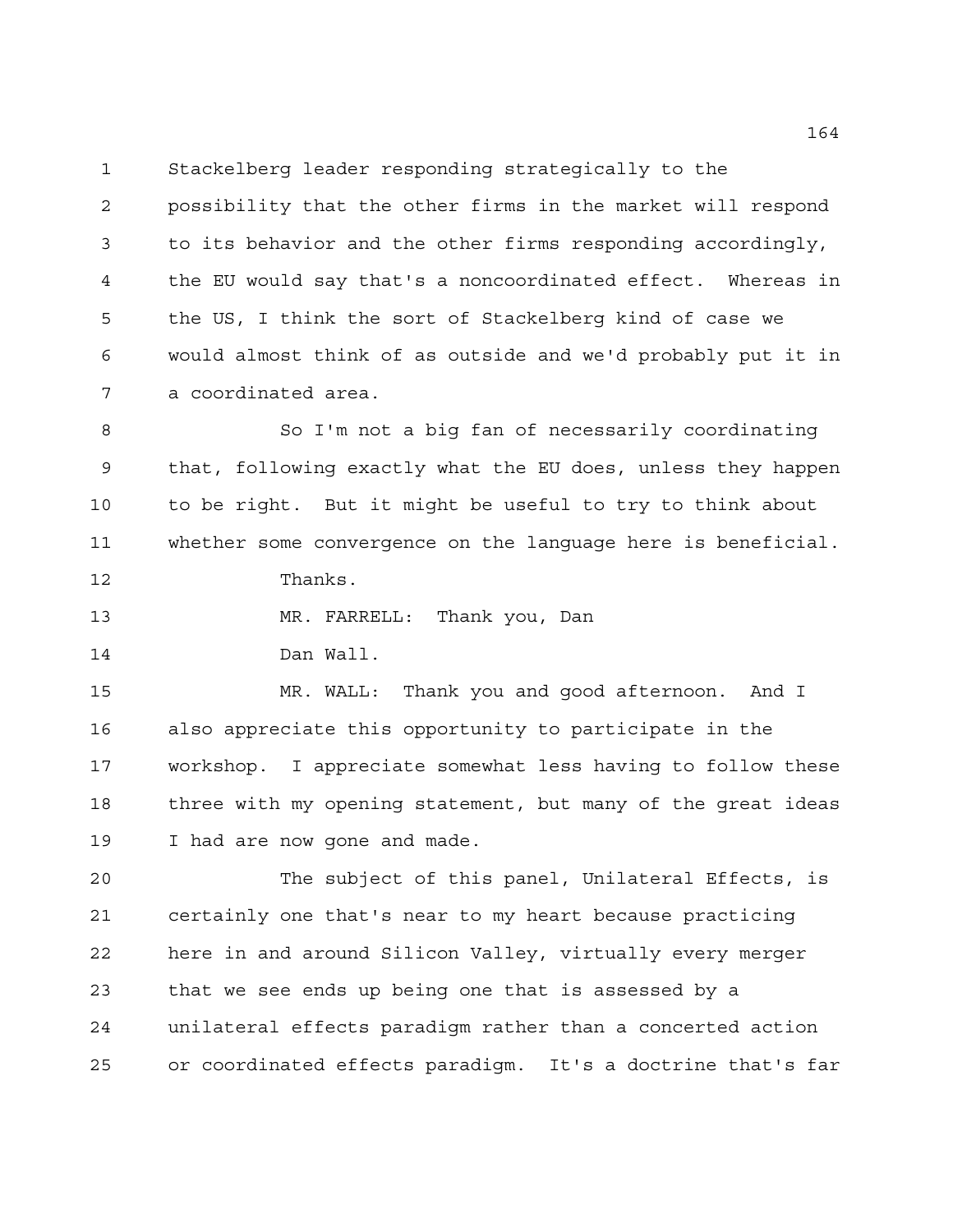Stackelberg leader responding strategically to the possibility that the other firms in the market will respond to its behavior and the other firms responding accordingly, the EU would say that's a noncoordinated effect. Whereas in the US, I think the sort of Stackelberg kind of case we would almost think of as outside and we'd probably put it in a coordinated area.

So I'm not a big fan of necessarily coordinating that, following exactly what the EU does, unless they happen to be right. But it might be useful to try to think about whether some convergence on the language here is beneficial.

Thanks.

MR. FARRELL: Thank you, Dan

Dan Wall.

MR. WALL: Thank you and good afternoon. And I also appreciate this opportunity to participate in the workshop. I appreciate somewhat less having to follow these three with my opening statement, but many of the great ideas I had are now gone and made.

The subject of this panel, Unilateral Effects, is certainly one that's near to my heart because practicing here in and around Silicon Valley, virtually every merger that we see ends up being one that is assessed by a unilateral effects paradigm rather than a concerted action or coordinated effects paradigm. It's a doctrine that's far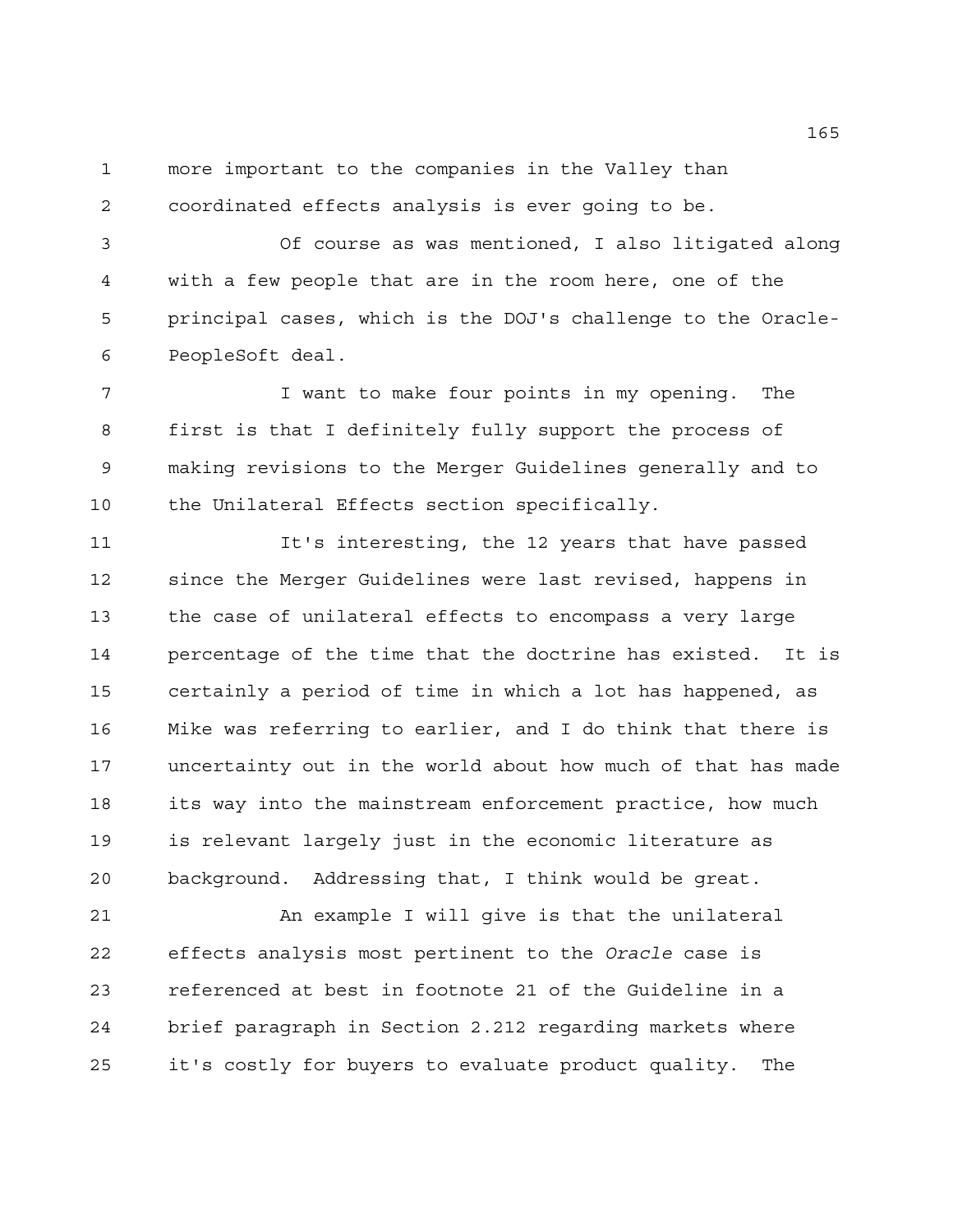more important to the companies in the Valley than coordinated effects analysis is ever going to be.

Of course as was mentioned, I also litigated along with a few people that are in the room here, one of the principal cases, which is the DOJ's challenge to the Oracle-PeopleSoft deal.

I want to make four points in my opening. The first is that I definitely fully support the process of making revisions to the Merger Guidelines generally and to the Unilateral Effects section specifically.

It's interesting, the 12 years that have passed since the Merger Guidelines were last revised, happens in the case of unilateral effects to encompass a very large percentage of the time that the doctrine has existed. It is certainly a period of time in which a lot has happened, as Mike was referring to earlier, and I do think that there is uncertainty out in the world about how much of that has made its way into the mainstream enforcement practice, how much is relevant largely just in the economic literature as background. Addressing that, I think would be great.

An example I will give is that the unilateral effects analysis most pertinent to the *Oracle* case is referenced at best in footnote 21 of the Guideline in a brief paragraph in Section 2.212 regarding markets where it's costly for buyers to evaluate product quality. The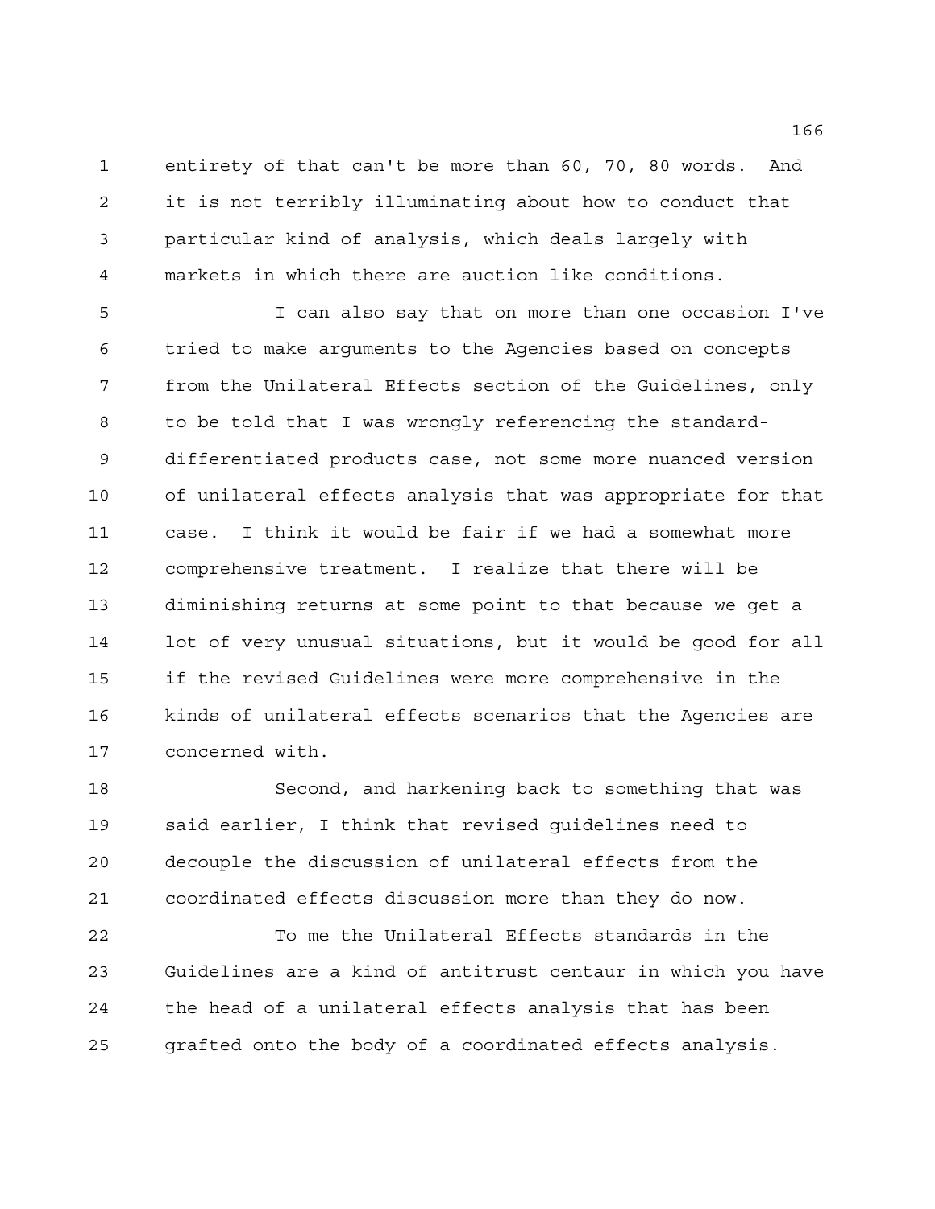entirety of that can't be more than 60, 70, 80 words. And it is not terribly illuminating about how to conduct that particular kind of analysis, which deals largely with markets in which there are auction like conditions.

I can also say that on more than one occasion I've tried to make arguments to the Agencies based on concepts from the Unilateral Effects section of the Guidelines, only to be told that I was wrongly referencing the standard-differentiated products case, not some more nuanced version of unilateral effects analysis that was appropriate for that case. I think it would be fair if we had a somewhat more comprehensive treatment. I realize that there will be diminishing returns at some point to that because we get a lot of very unusual situations, but it would be good for all if the revised Guidelines were more comprehensive in the kinds of unilateral effects scenarios that the Agencies are concerned with.

Second, and harkening back to something that was said earlier, I think that revised guidelines need to decouple the discussion of unilateral effects from the coordinated effects discussion more than they do now.

To me the Unilateral Effects standards in the Guidelines are a kind of antitrust centaur in which you have the head of a unilateral effects analysis that has been grafted onto the body of a coordinated effects analysis.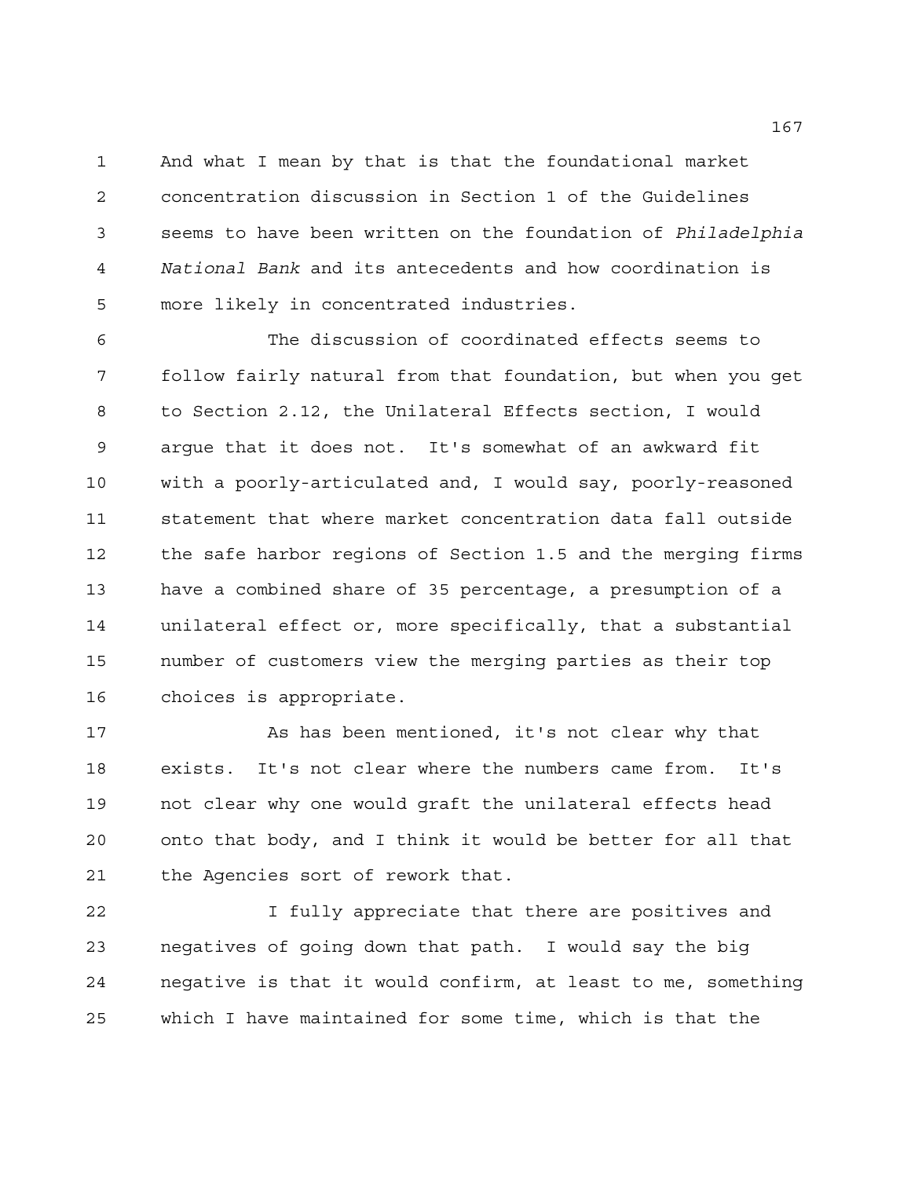And what I mean by that is that the foundational market concentration discussion in Section 1 of the Guidelines seems to have been written on the foundation of *Philadelphia National Bank* and its antecedents and how coordination is more likely in concentrated industries.

The discussion of coordinated effects seems to follow fairly natural from that foundation, but when you get to Section 2.12, the Unilateral Effects section, I would argue that it does not. It's somewhat of an awkward fit with a poorly-articulated and, I would say, poorly-reasoned statement that where market concentration data fall outside the safe harbor regions of Section 1.5 and the merging firms have a combined share of 35 percentage, a presumption of a unilateral effect or, more specifically, that a substantial number of customers view the merging parties as their top choices is appropriate.

As has been mentioned, it's not clear why that exists. It's not clear where the numbers came from. It's not clear why one would graft the unilateral effects head onto that body, and I think it would be better for all that the Agencies sort of rework that.

I fully appreciate that there are positives and negatives of going down that path. I would say the big negative is that it would confirm, at least to me, something which I have maintained for some time, which is that the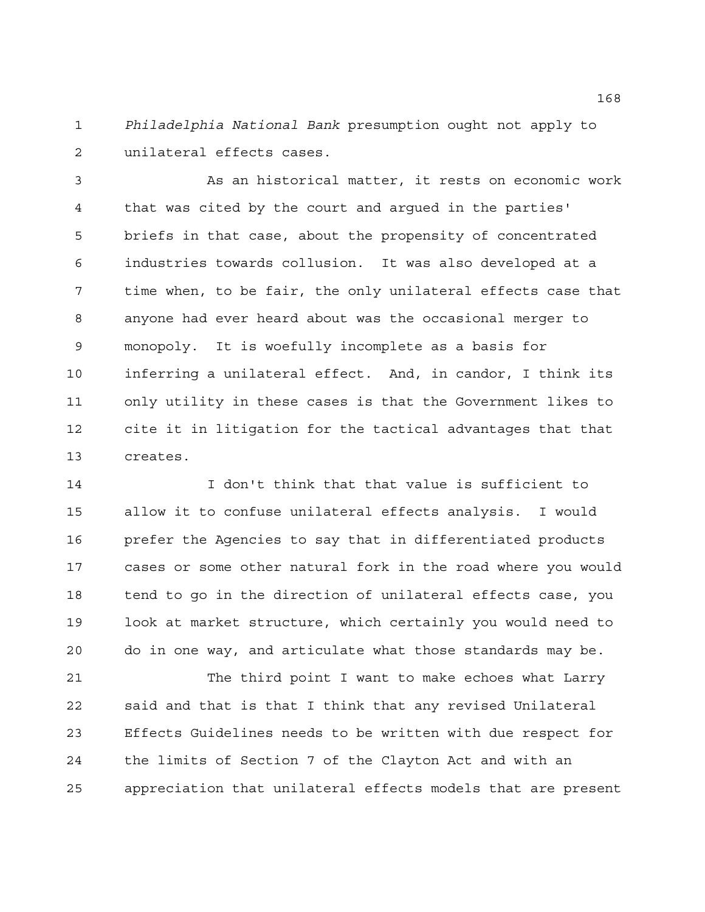*Philadelphia National Bank* presumption ought not apply to unilateral effects cases.

As an historical matter, it rests on economic work that was cited by the court and argued in the parties' briefs in that case, about the propensity of concentrated industries towards collusion. It was also developed at a time when, to be fair, the only unilateral effects case that anyone had ever heard about was the occasional merger to monopoly. It is woefully incomplete as a basis for inferring a unilateral effect. And, in candor, I think its only utility in these cases is that the Government likes to cite it in litigation for the tactical advantages that that creates.

I don't think that that value is sufficient to allow it to confuse unilateral effects analysis. I would prefer the Agencies to say that in differentiated products cases or some other natural fork in the road where you would tend to go in the direction of unilateral effects case, you look at market structure, which certainly you would need to do in one way, and articulate what those standards may be.

The third point I want to make echoes what Larry said and that is that I think that any revised Unilateral Effects Guidelines needs to be written with due respect for the limits of Section 7 of the Clayton Act and with an appreciation that unilateral effects models that are present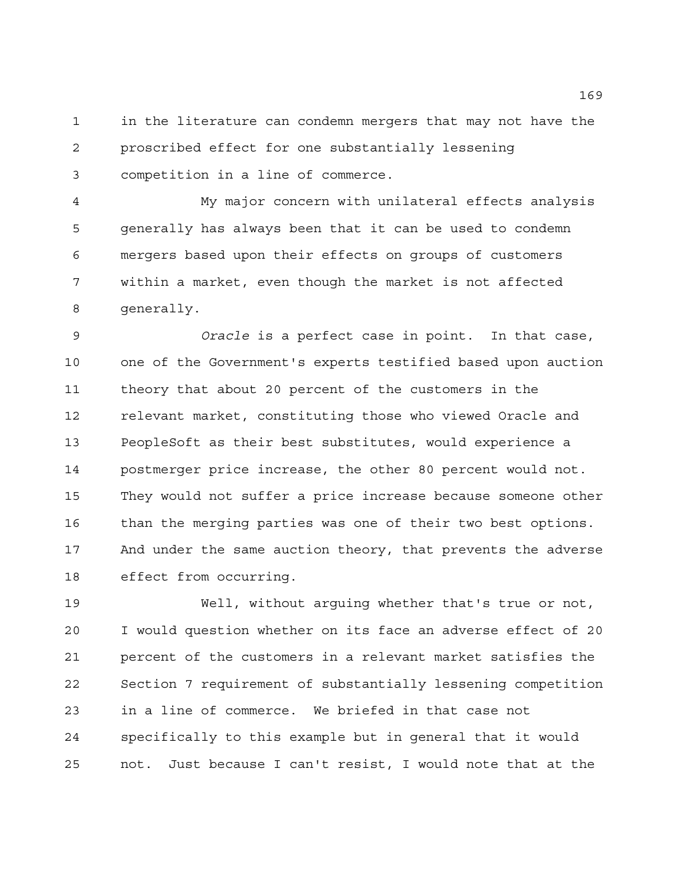in the literature can condemn mergers that may not have the proscribed effect for one substantially lessening competition in a line of commerce.

My major concern with unilateral effects analysis generally has always been that it can be used to condemn mergers based upon their effects on groups of customers within a market, even though the market is not affected generally.

*Oracle* is a perfect case in point. In that case, one of the Government's experts testified based upon auction theory that about 20 percent of the customers in the relevant market, constituting those who viewed Oracle and PeopleSoft as their best substitutes, would experience a postmerger price increase, the other 80 percent would not. They would not suffer a price increase because someone other than the merging parties was one of their two best options. And under the same auction theory, that prevents the adverse effect from occurring.

Well, without arguing whether that's true or not, I would question whether on its face an adverse effect of 20 percent of the customers in a relevant market satisfies the Section 7 requirement of substantially lessening competition in a line of commerce. We briefed in that case not specifically to this example but in general that it would not. Just because I can't resist, I would note that at the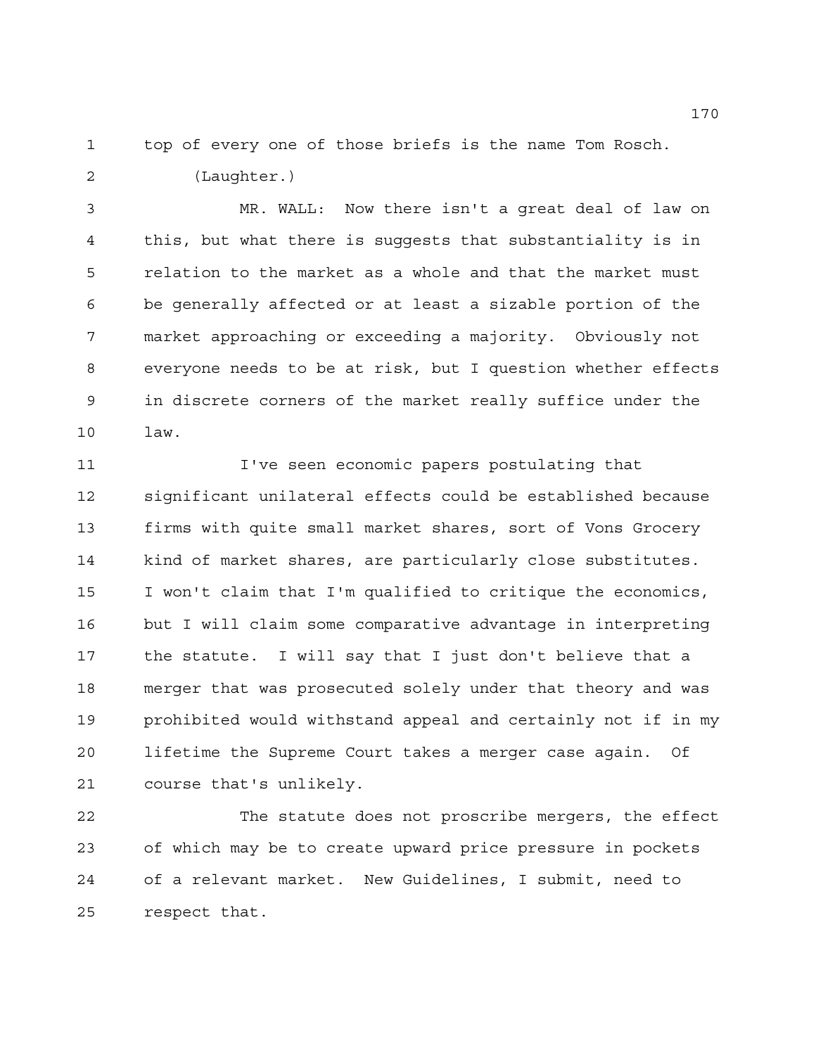top of every one of those briefs is the name Tom Rosch.

(Laughter.)

MR. WALL: Now there isn't a great deal of law on this, but what there is suggests that substantiality is in relation to the market as a whole and that the market must be generally affected or at least a sizable portion of the market approaching or exceeding a majority. Obviously not everyone needs to be at risk, but I question whether effects in discrete corners of the market really suffice under the law.

I've seen economic papers postulating that significant unilateral effects could be established because firms with quite small market shares, sort of Vons Grocery kind of market shares, are particularly close substitutes. I won't claim that I'm qualified to critique the economics, but I will claim some comparative advantage in interpreting the statute. I will say that I just don't believe that a merger that was prosecuted solely under that theory and was prohibited would withstand appeal and certainly not if in my lifetime the Supreme Court takes a merger case again. Of course that's unlikely.

The statute does not proscribe mergers, the effect of which may be to create upward price pressure in pockets of a relevant market. New Guidelines, I submit, need to respect that.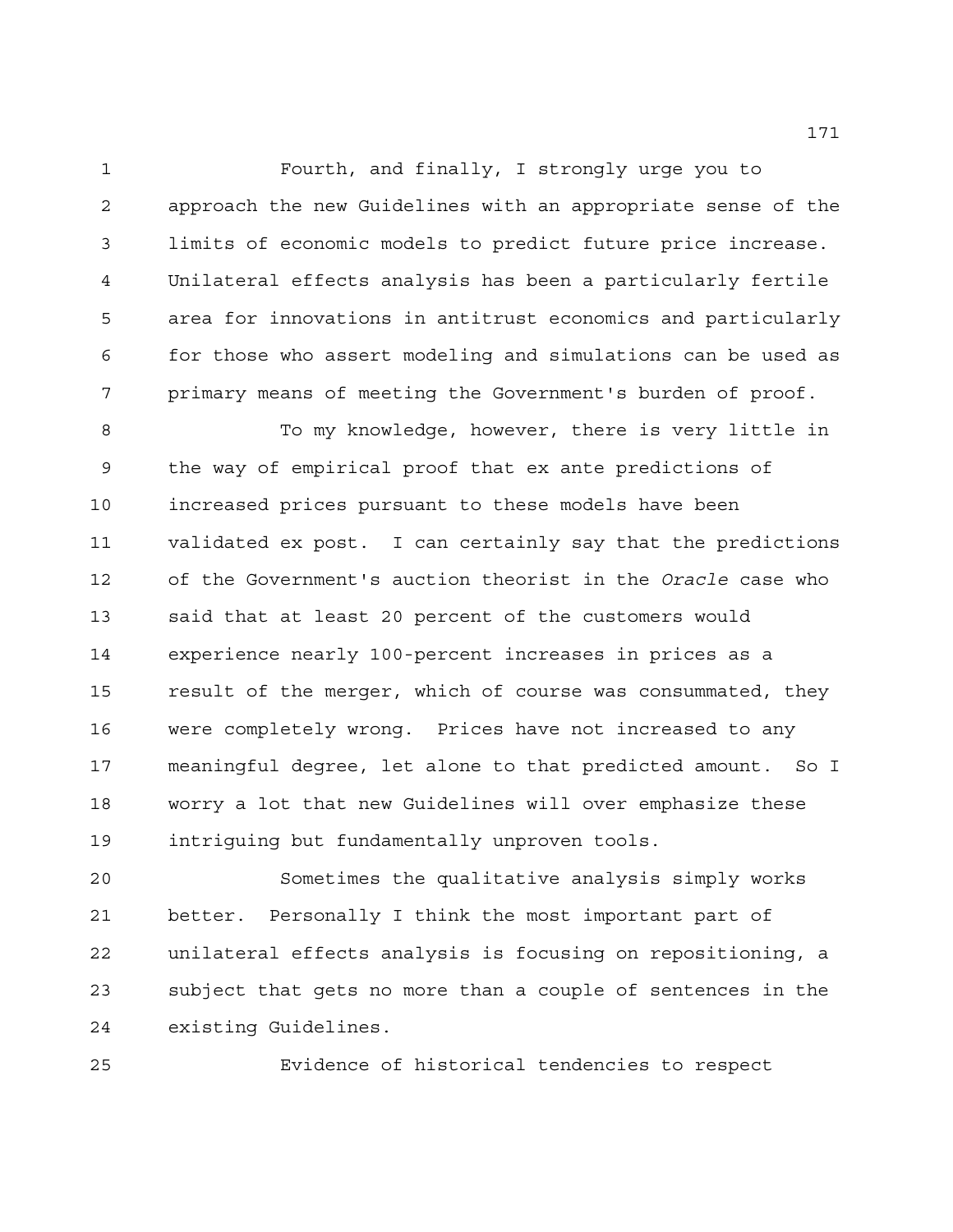Fourth, and finally, I strongly urge you to approach the new Guidelines with an appropriate sense of the limits of economic models to predict future price increase. Unilateral effects analysis has been a particularly fertile area for innovations in antitrust economics and particularly for those who assert modeling and simulations can be used as primary means of meeting the Government's burden of proof.

To my knowledge, however, there is very little in the way of empirical proof that ex ante predictions of increased prices pursuant to these models have been validated ex post. I can certainly say that the predictions of the Government's auction theorist in the *Oracle* case who said that at least 20 percent of the customers would experience nearly 100-percent increases in prices as a result of the merger, which of course was consummated, they were completely wrong. Prices have not increased to any meaningful degree, let alone to that predicted amount. So I worry a lot that new Guidelines will over emphasize these intriguing but fundamentally unproven tools.

Sometimes the qualitative analysis simply works better. Personally I think the most important part of unilateral effects analysis is focusing on repositioning, a subject that gets no more than a couple of sentences in the existing Guidelines.

Evidence of historical tendencies to respect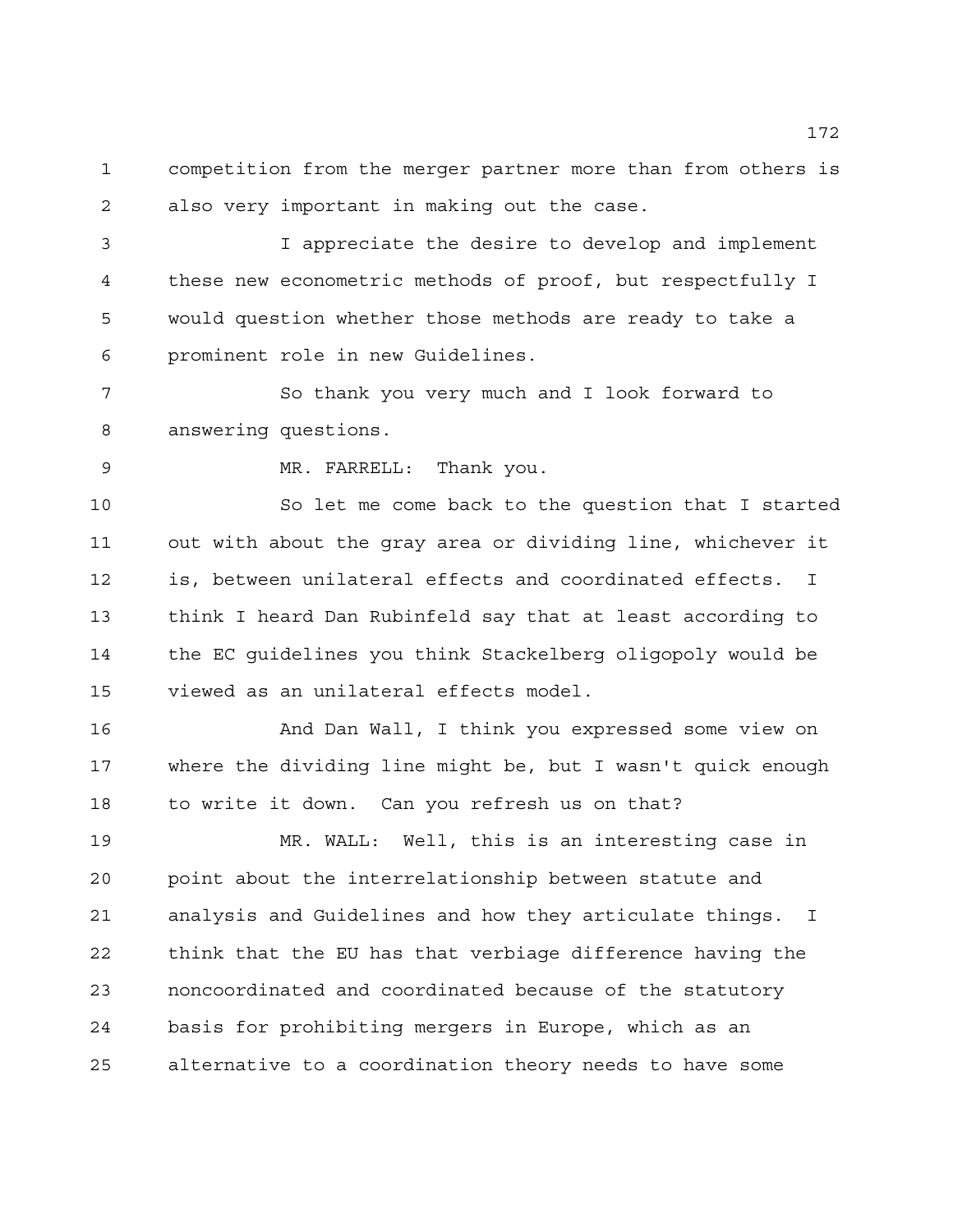competition from the merger partner more than from others is also very important in making out the case.

I appreciate the desire to develop and implement these new econometric methods of proof, but respectfully I would question whether those methods are ready to take a prominent role in new Guidelines.

So thank you very much and I look forward to answering questions.

MR. FARRELL: Thank you.

So let me come back to the question that I started out with about the gray area or dividing line, whichever it is, between unilateral effects and coordinated effects. I think I heard Dan Rubinfeld say that at least according to the EC guidelines you think Stackelberg oligopoly would be viewed as an unilateral effects model.

And Dan Wall, I think you expressed some view on where the dividing line might be, but I wasn't quick enough to write it down. Can you refresh us on that?

MR. WALL: Well, this is an interesting case in point about the interrelationship between statute and analysis and Guidelines and how they articulate things. I think that the EU has that verbiage difference having the noncoordinated and coordinated because of the statutory basis for prohibiting mergers in Europe, which as an alternative to a coordination theory needs to have some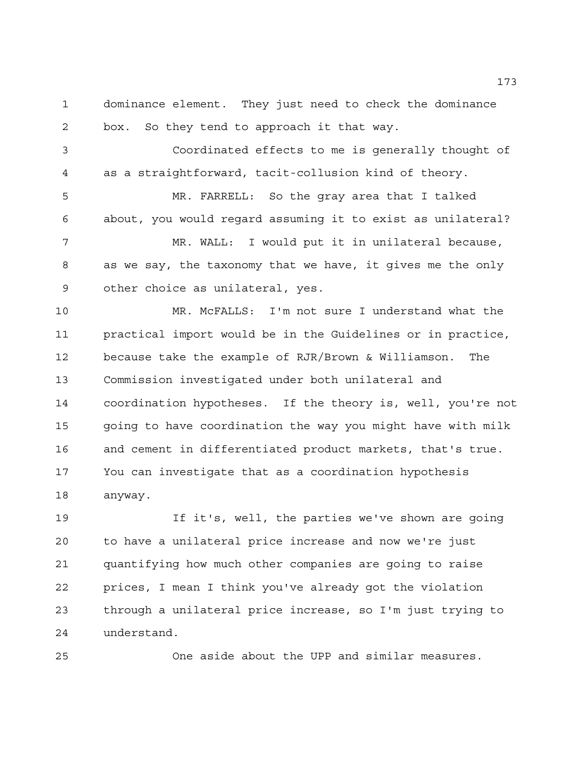dominance element. They just need to check the dominance box. So they tend to approach it that way.

Coordinated effects to me is generally thought of as a straightforward, tacit-collusion kind of theory.

MR. FARRELL: So the gray area that I talked about, you would regard assuming it to exist as unilateral?

MR. WALL: I would put it in unilateral because, as we say, the taxonomy that we have, it gives me the only other choice as unilateral, yes.

MR. McFALLS: I'm not sure I understand what the practical import would be in the Guidelines or in practice, because take the example of RJR/Brown & Williamson. The Commission investigated under both unilateral and coordination hypotheses. If the theory is, well, you're not going to have coordination the way you might have with milk and cement in differentiated product markets, that's true. You can investigate that as a coordination hypothesis anyway.

If it's, well, the parties we've shown are going to have a unilateral price increase and now we're just quantifying how much other companies are going to raise prices, I mean I think you've already got the violation through a unilateral price increase, so I'm just trying to understand.

One aside about the UPP and similar measures.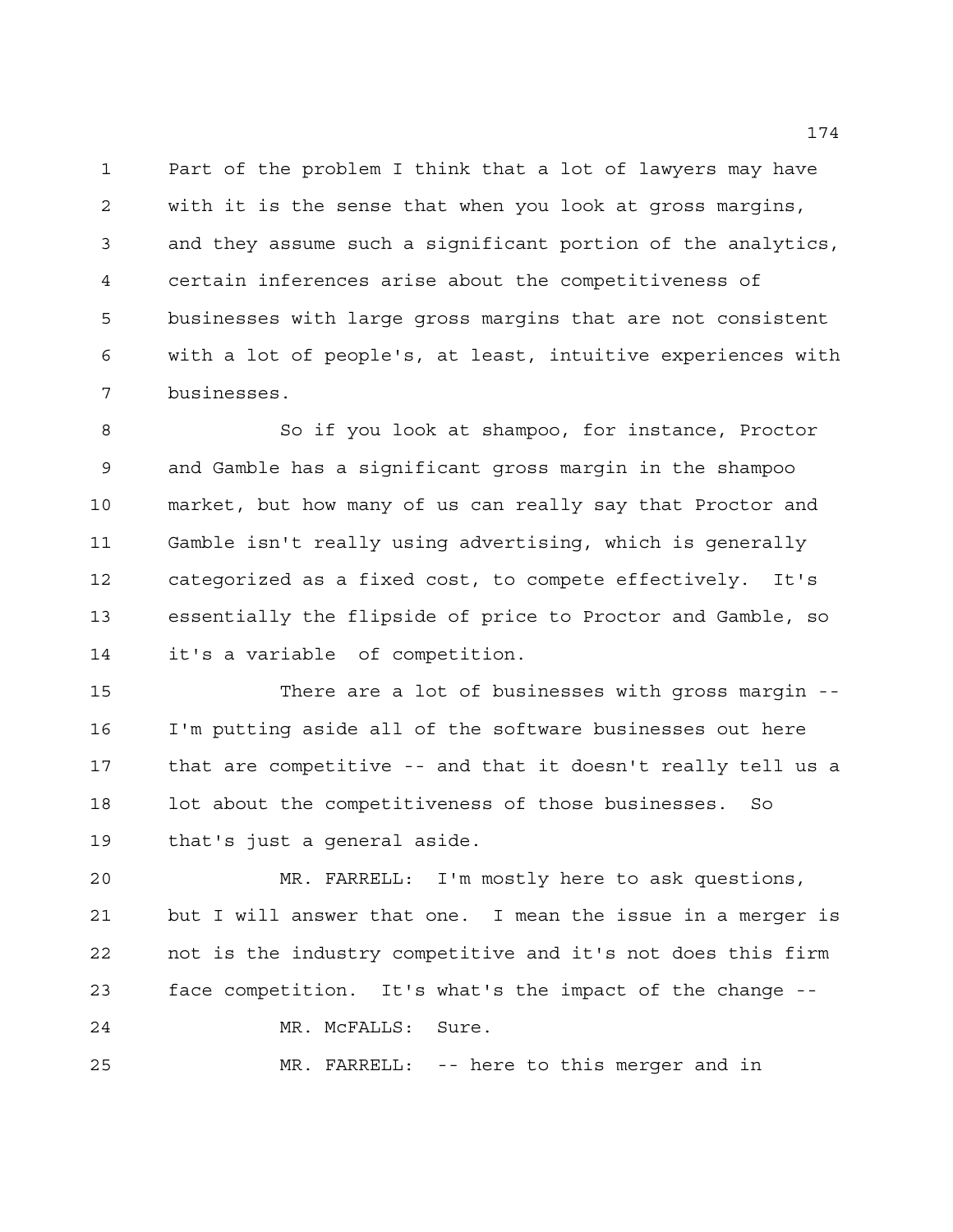Part of the problem I think that a lot of lawyers may have with it is the sense that when you look at gross margins, and they assume such a significant portion of the analytics, certain inferences arise about the competitiveness of businesses with large gross margins that are not consistent with a lot of people's, at least, intuitive experiences with businesses.

So if you look at shampoo, for instance, Proctor and Gamble has a significant gross margin in the shampoo market, but how many of us can really say that Proctor and Gamble isn't really using advertising, which is generally categorized as a fixed cost, to compete effectively. It's essentially the flipside of price to Proctor and Gamble, so it's a variable of competition.

There are a lot of businesses with gross margin -- I'm putting aside all of the software businesses out here that are competitive -- and that it doesn't really tell us a lot about the competitiveness of those businesses. So that's just a general aside.

MR. FARRELL: I'm mostly here to ask questions, but I will answer that one. I mean the issue in a merger is not is the industry competitive and it's not does this firm face competition. It's what's the impact of the change --

MR. McFALLS: Sure.

MR. FARRELL: -- here to this merger and in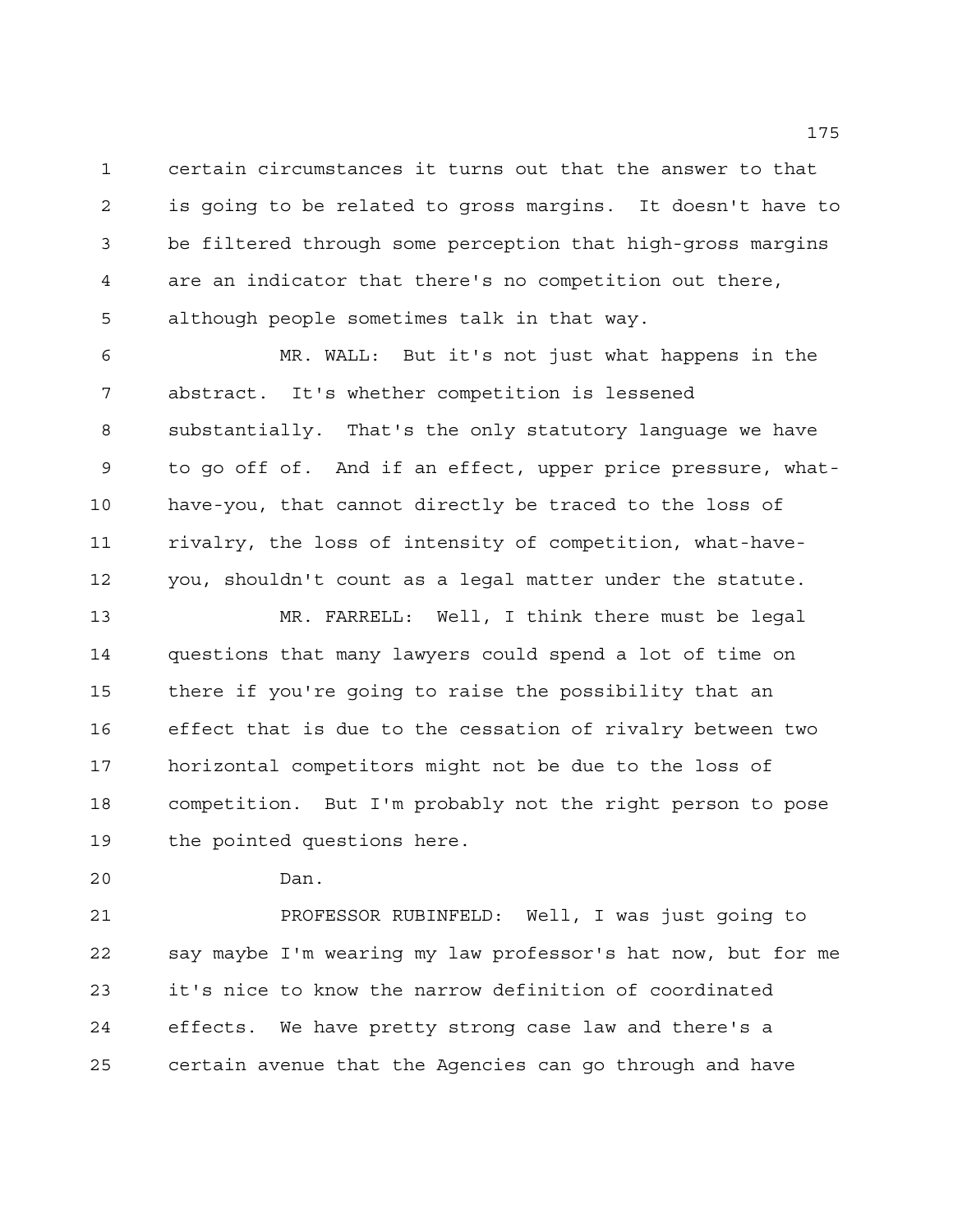certain circumstances it turns out that the answer to that is going to be related to gross margins. It doesn't have to be filtered through some perception that high-gross margins are an indicator that there's no competition out there, although people sometimes talk in that way.

MR. WALL: But it's not just what happens in the abstract. It's whether competition is lessened substantially. That's the only statutory language we have to go off of. And if an effect, upper price pressure, what-have-you, that cannot directly be traced to the loss of rivalry, the loss of intensity of competition, what-have-you, shouldn't count as a legal matter under the statute.

MR. FARRELL: Well, I think there must be legal questions that many lawyers could spend a lot of time on there if you're going to raise the possibility that an effect that is due to the cessation of rivalry between two horizontal competitors might not be due to the loss of competition. But I'm probably not the right person to pose the pointed questions here.

Dan.

PROFESSOR RUBINFELD: Well, I was just going to say maybe I'm wearing my law professor's hat now, but for me it's nice to know the narrow definition of coordinated effects. We have pretty strong case law and there's a certain avenue that the Agencies can go through and have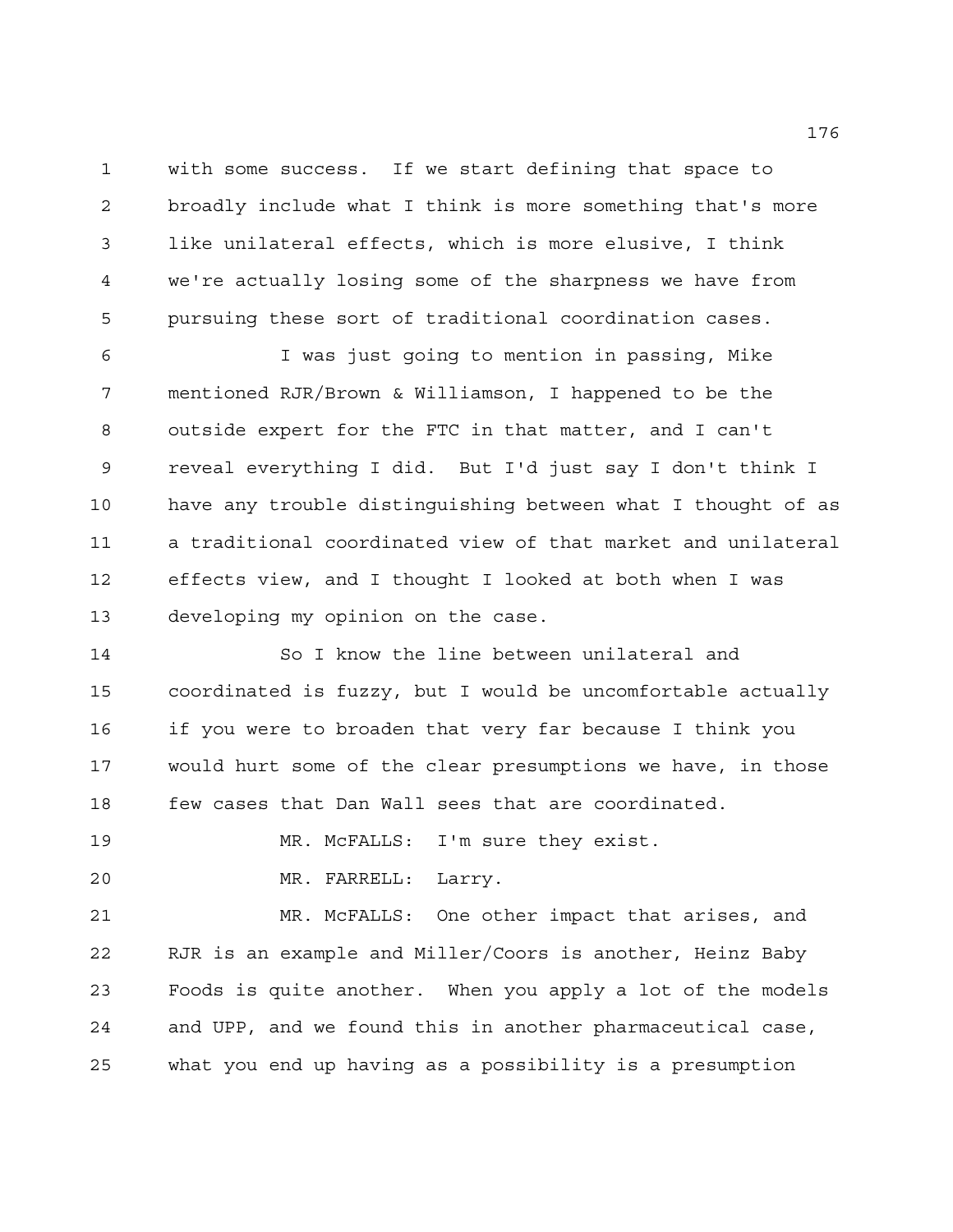with some success. If we start defining that space to broadly include what I think is more something that's more like unilateral effects, which is more elusive, I think we're actually losing some of the sharpness we have from pursuing these sort of traditional coordination cases.

I was just going to mention in passing, Mike mentioned RJR/Brown & Williamson, I happened to be the outside expert for the FTC in that matter, and I can't reveal everything I did. But I'd just say I don't think I have any trouble distinguishing between what I thought of as a traditional coordinated view of that market and unilateral effects view, and I thought I looked at both when I was developing my opinion on the case.

So I know the line between unilateral and coordinated is fuzzy, but I would be uncomfortable actually if you were to broaden that very far because I think you would hurt some of the clear presumptions we have, in those few cases that Dan Wall sees that are coordinated.

MR. McFALLS: I'm sure they exist.

MR. FARRELL: Larry.

MR. McFALLS: One other impact that arises, and RJR is an example and Miller/Coors is another, Heinz Baby Foods is quite another. When you apply a lot of the models and UPP, and we found this in another pharmaceutical case, what you end up having as a possibility is a presumption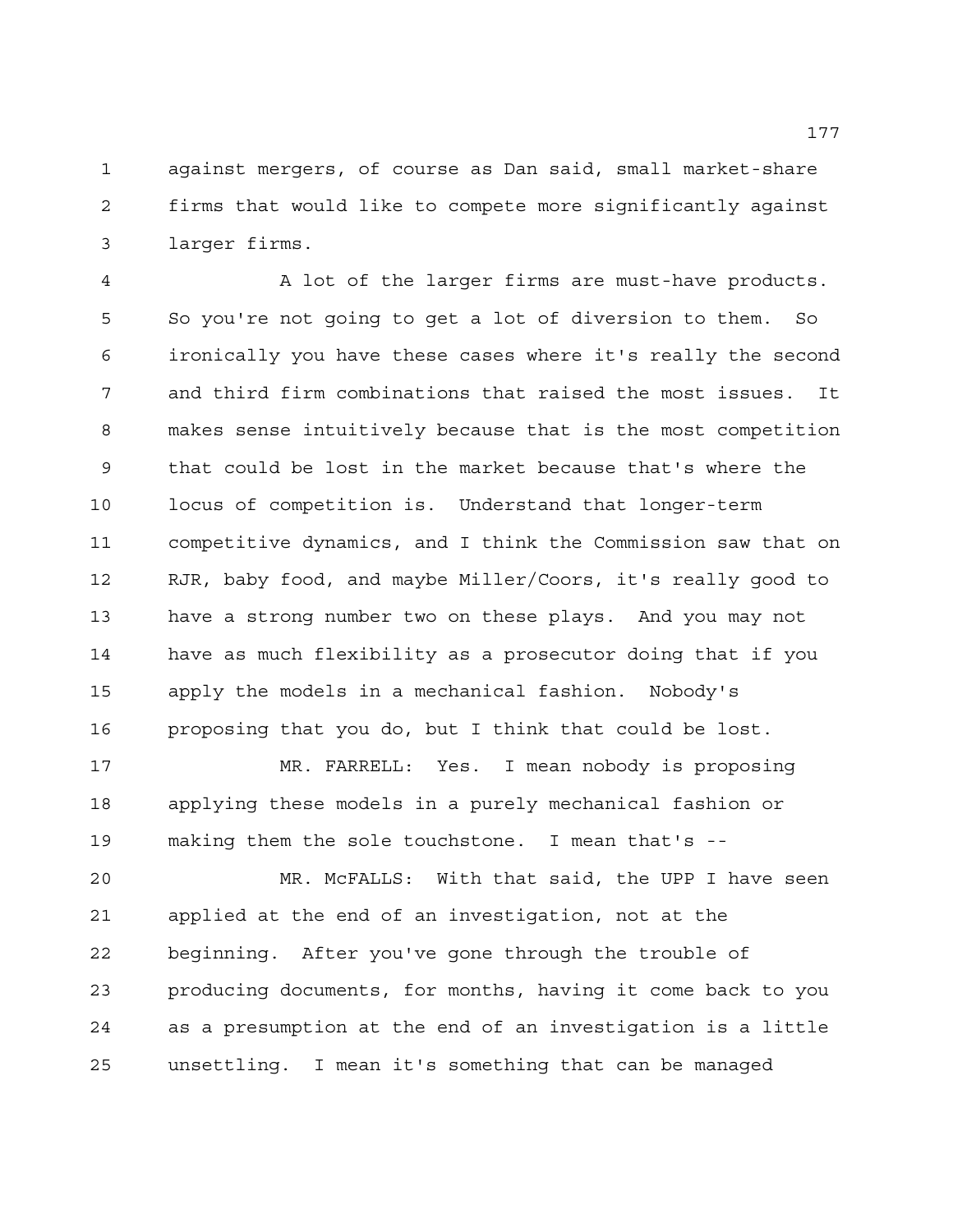against mergers, of course as Dan said, small market-share firms that would like to compete more significantly against larger firms.

A lot of the larger firms are must-have products. So you're not going to get a lot of diversion to them. So ironically you have these cases where it's really the second and third firm combinations that raised the most issues. It makes sense intuitively because that is the most competition that could be lost in the market because that's where the locus of competition is. Understand that longer-term competitive dynamics, and I think the Commission saw that on RJR, baby food, and maybe Miller/Coors, it's really good to have a strong number two on these plays. And you may not have as much flexibility as a prosecutor doing that if you apply the models in a mechanical fashion. Nobody's proposing that you do, but I think that could be lost.

MR. FARRELL: Yes. I mean nobody is proposing applying these models in a purely mechanical fashion or making them the sole touchstone. I mean that's --

MR. McFALLS: With that said, the UPP I have seen applied at the end of an investigation, not at the beginning. After you've gone through the trouble of producing documents, for months, having it come back to you as a presumption at the end of an investigation is a little unsettling. I mean it's something that can be managed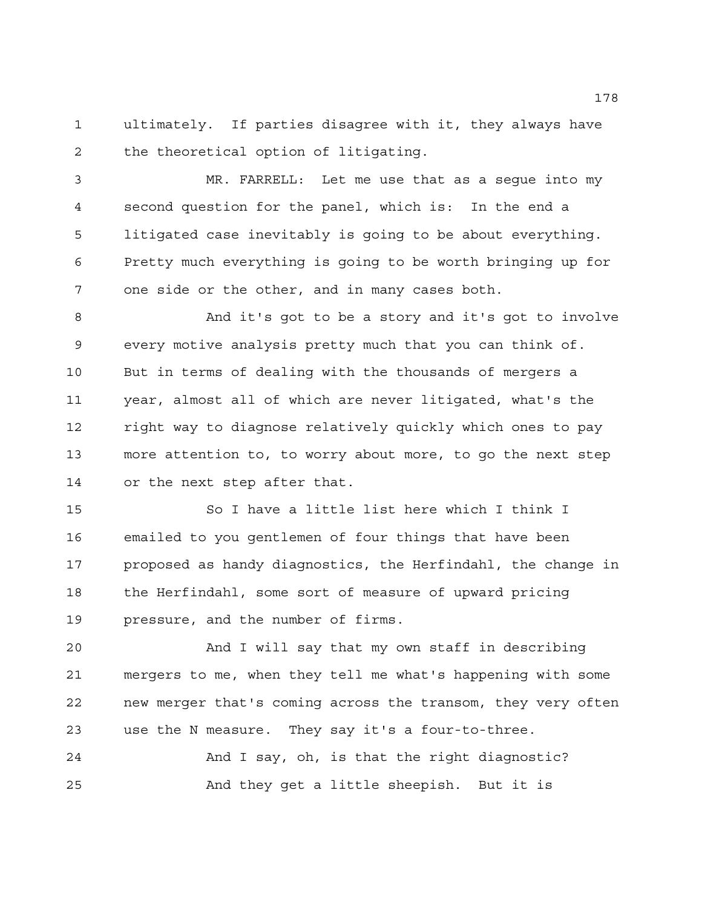ultimately. If parties disagree with it, they always have the theoretical option of litigating.

MR. FARRELL: Let me use that as a segue into my second question for the panel, which is: In the end a litigated case inevitably is going to be about everything. Pretty much everything is going to be worth bringing up for one side or the other, and in many cases both.

And it's got to be a story and it's got to involve every motive analysis pretty much that you can think of. But in terms of dealing with the thousands of mergers a year, almost all of which are never litigated, what's the right way to diagnose relatively quickly which ones to pay more attention to, to worry about more, to go the next step or the next step after that.

So I have a little list here which I think I emailed to you gentlemen of four things that have been proposed as handy diagnostics, the Herfindahl, the change in the Herfindahl, some sort of measure of upward pricing pressure, and the number of firms.

And I will say that my own staff in describing mergers to me, when they tell me what's happening with some new merger that's coming across the transom, they very often use the N measure. They say it's a four-to-three.

And I say, oh, is that the right diagnostic?

And they get a little sheepish. But it is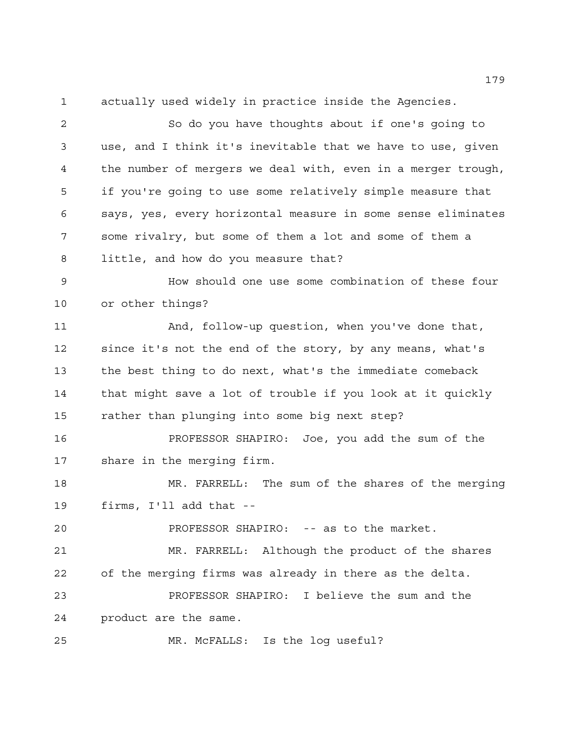actually used widely in practice inside the Agencies.

So do you have thoughts about if one's going to use, and I think it's inevitable that we have to use, given the number of mergers we deal with, even in a merger trough, if you're going to use some relatively simple measure that says, yes, every horizontal measure in some sense eliminates some rivalry, but some of them a lot and some of them a little, and how do you measure that?

How should one use some combination of these four or other things?

And, follow-up question, when you've done that, since it's not the end of the story, by any means, what's the best thing to do next, what's the immediate comeback that might save a lot of trouble if you look at it quickly rather than plunging into some big next step?

PROFESSOR SHAPIRO: Joe, you add the sum of the share in the merging firm.

MR. FARRELL: The sum of the shares of the merging firms, I'll add that --

PROFESSOR SHAPIRO: -- as to the market.

MR. FARRELL: Although the product of the shares of the merging firms was already in there as the delta.

PROFESSOR SHAPIRO: I believe the sum and the product are the same.

MR. McFALLS: Is the log useful?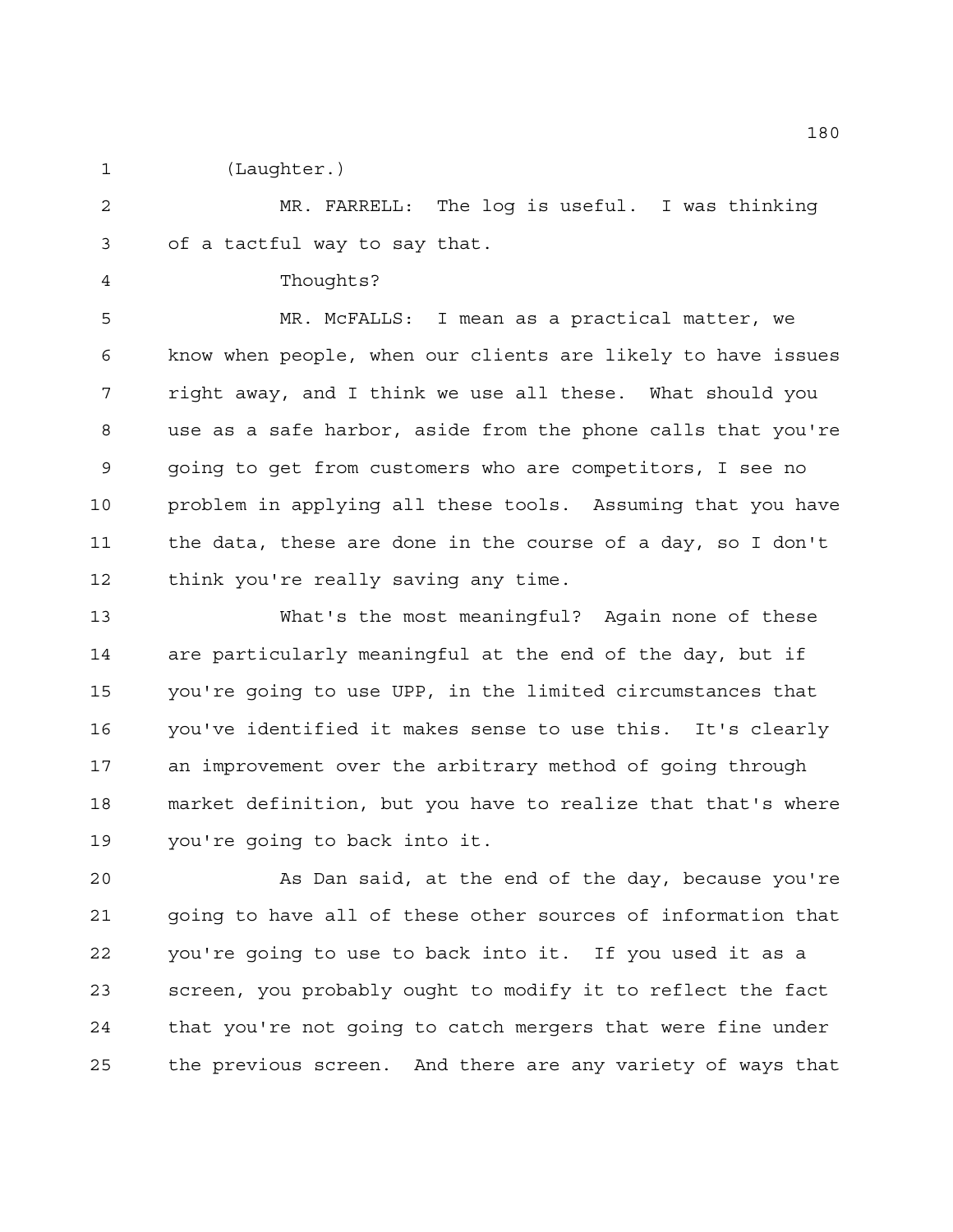(Laughter.)

MR. FARRELL: The log is useful. I was thinking of a tactful way to say that.

Thoughts?

MR. McFALLS: I mean as a practical matter, we know when people, when our clients are likely to have issues right away, and I think we use all these. What should you use as a safe harbor, aside from the phone calls that you're going to get from customers who are competitors, I see no problem in applying all these tools. Assuming that you have the data, these are done in the course of a day, so I don't think you're really saving any time.

What's the most meaningful? Again none of these are particularly meaningful at the end of the day, but if you're going to use UPP, in the limited circumstances that you've identified it makes sense to use this. It's clearly an improvement over the arbitrary method of going through market definition, but you have to realize that that's where you're going to back into it.

As Dan said, at the end of the day, because you're going to have all of these other sources of information that you're going to use to back into it. If you used it as a screen, you probably ought to modify it to reflect the fact that you're not going to catch mergers that were fine under the previous screen. And there are any variety of ways that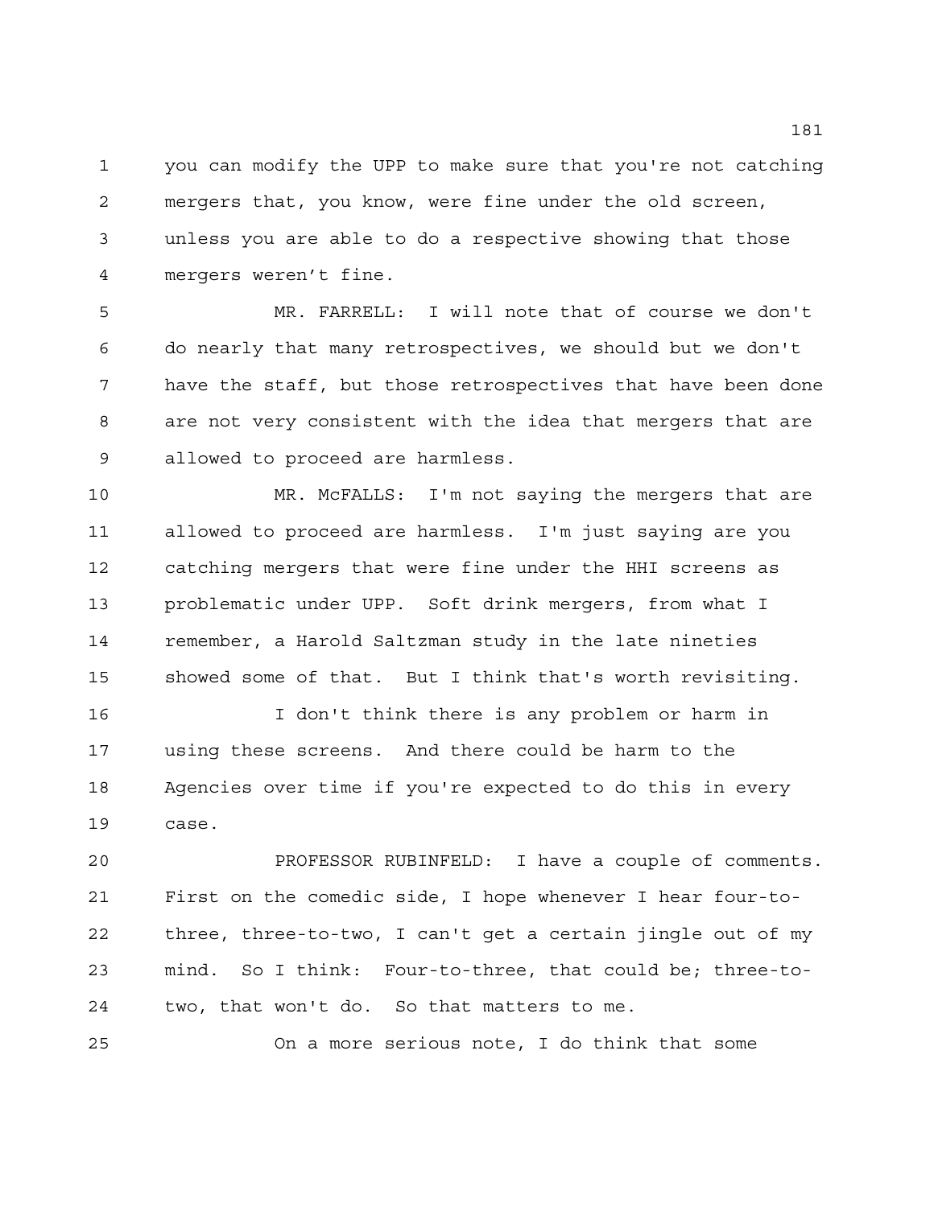you can modify the UPP to make sure that you're not catching mergers that, you know, were fine under the old screen, unless you are able to do a respective showing that those mergers weren't fine.

MR. FARRELL: I will note that of course we don't do nearly that many retrospectives, we should but we don't have the staff, but those retrospectives that have been done are not very consistent with the idea that mergers that are allowed to proceed are harmless.

MR. McFALLS: I'm not saying the mergers that are allowed to proceed are harmless. I'm just saying are you catching mergers that were fine under the HHI screens as problematic under UPP. Soft drink mergers, from what I remember, a Harold Saltzman study in the late nineties showed some of that. But I think that's worth revisiting.

I don't think there is any problem or harm in using these screens. And there could be harm to the Agencies over time if you're expected to do this in every case.

PROFESSOR RUBINFELD: I have a couple of comments. First on the comedic side, I hope whenever I hear four-to-three, three-to-two, I can't get a certain jingle out of my mind. So I think: Four-to-three, that could be; three-to-two, that won't do. So that matters to me.

On a more serious note, I do think that some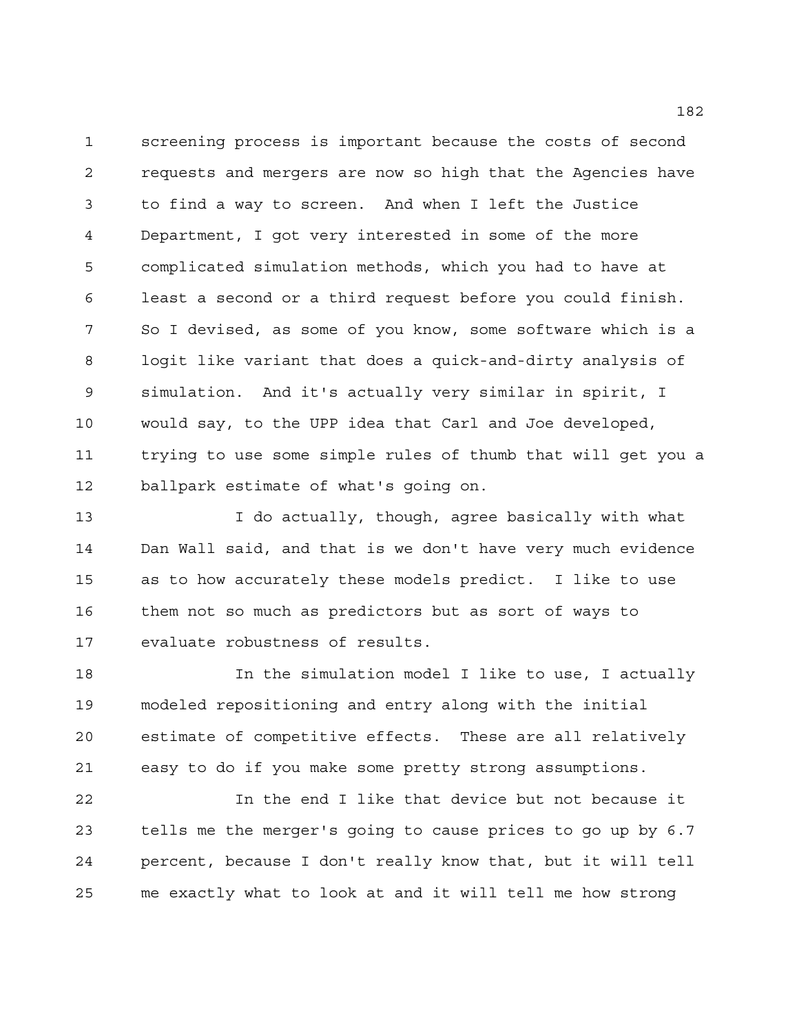screening process is important because the costs of second requests and mergers are now so high that the Agencies have to find a way to screen. And when I left the Justice Department, I got very interested in some of the more complicated simulation methods, which you had to have at least a second or a third request before you could finish. So I devised, as some of you know, some software which is a logit like variant that does a quick-and-dirty analysis of simulation. And it's actually very similar in spirit, I would say, to the UPP idea that Carl and Joe developed, trying to use some simple rules of thumb that will get you a ballpark estimate of what's going on.

I do actually, though, agree basically with what Dan Wall said, and that is we don't have very much evidence as to how accurately these models predict. I like to use them not so much as predictors but as sort of ways to evaluate robustness of results.

In the simulation model I like to use, I actually modeled repositioning and entry along with the initial estimate of competitive effects. These are all relatively easy to do if you make some pretty strong assumptions.

In the end I like that device but not because it tells me the merger's going to cause prices to go up by 6.7 percent, because I don't really know that, but it will tell me exactly what to look at and it will tell me how strong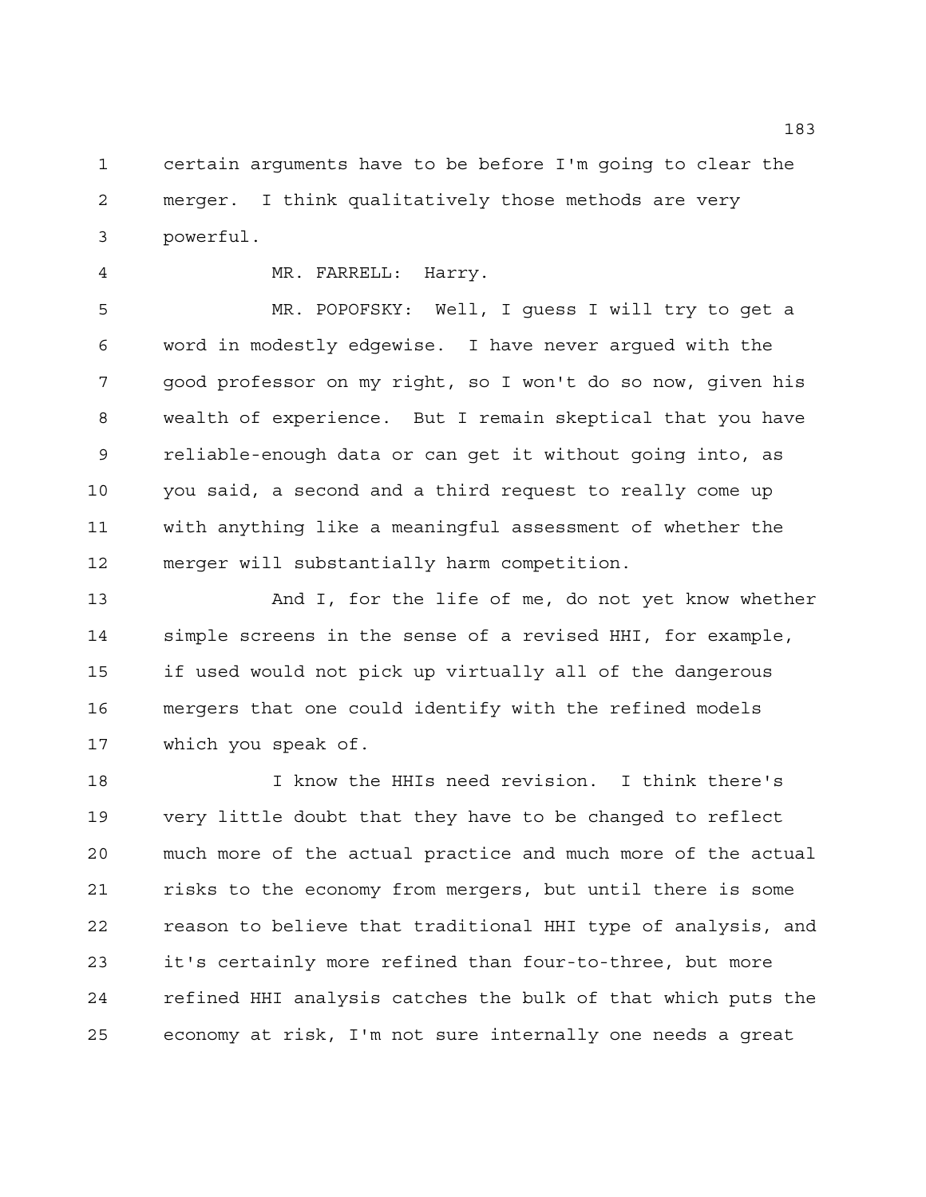certain arguments have to be before I'm going to clear the merger. I think qualitatively those methods are very powerful.

MR. FARRELL: Harry.

MR. POPOFSKY: Well, I guess I will try to get a word in modestly edgewise. I have never argued with the good professor on my right, so I won't do so now, given his wealth of experience. But I remain skeptical that you have reliable-enough data or can get it without going into, as you said, a second and a third request to really come up with anything like a meaningful assessment of whether the merger will substantially harm competition.

And I, for the life of me, do not yet know whether simple screens in the sense of a revised HHI, for example, if used would not pick up virtually all of the dangerous mergers that one could identify with the refined models which you speak of.

I know the HHIs need revision. I think there's very little doubt that they have to be changed to reflect much more of the actual practice and much more of the actual risks to the economy from mergers, but until there is some reason to believe that traditional HHI type of analysis, and it's certainly more refined than four-to-three, but more refined HHI analysis catches the bulk of that which puts the economy at risk, I'm not sure internally one needs a great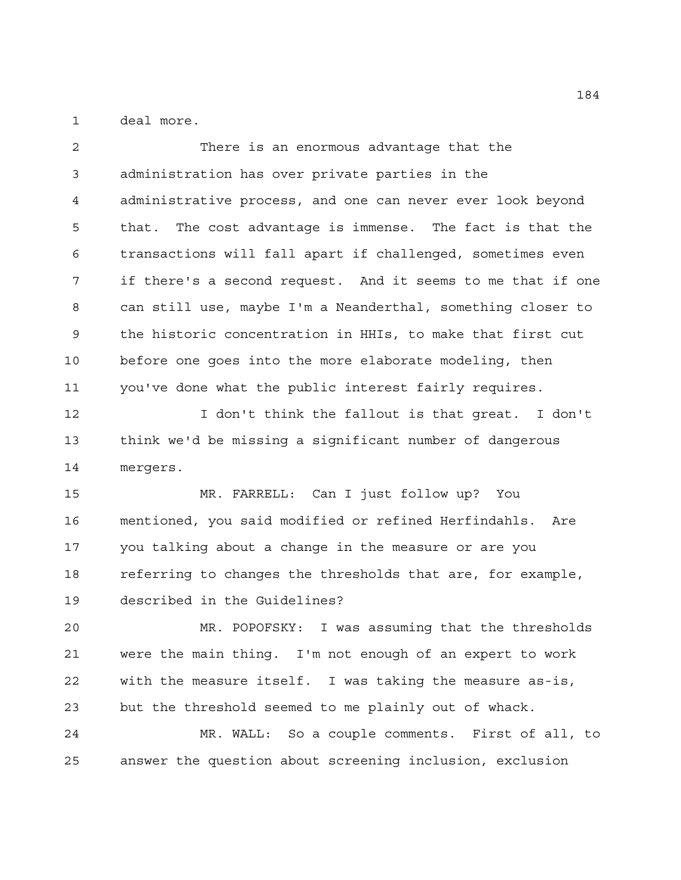deal more.

There is an enormous advantage that the administration has over private parties in the administrative process, and one can never ever look beyond that. The cost advantage is immense. The fact is that the transactions will fall apart if challenged, sometimes even if there's a second request. And it seems to me that if one can still use, maybe I'm a Neanderthal, something closer to the historic concentration in HHIs, to make that first cut before one goes into the more elaborate modeling, then you've done what the public interest fairly requires.

I don't think the fallout is that great. I don't think we'd be missing a significant number of dangerous mergers.

MR. FARRELL: Can I just follow up? You mentioned, you said modified or refined Herfindahls. Are you talking about a change in the measure or are you referring to changes the thresholds that are, for example, described in the Guidelines?

MR. POPOFSKY: I was assuming that the thresholds were the main thing. I'm not enough of an expert to work with the measure itself. I was taking the measure as-is, but the threshold seemed to me plainly out of whack.

MR. WALL: So a couple comments. First of all, to answer the question about screening inclusion, exclusion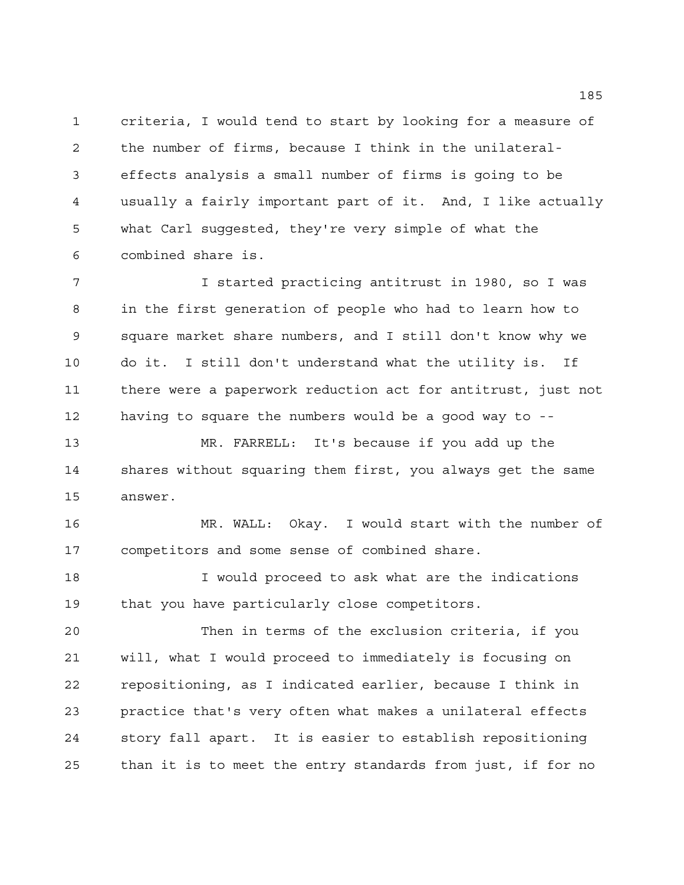criteria, I would tend to start by looking for a measure of the number of firms, because I think in the unilateral-effects analysis a small number of firms is going to be usually a fairly important part of it. And, I like actually what Carl suggested, they're very simple of what the combined share is.

I started practicing antitrust in 1980, so I was in the first generation of people who had to learn how to square market share numbers, and I still don't know why we do it. I still don't understand what the utility is. If there were a paperwork reduction act for antitrust, just not having to square the numbers would be a good way to --

MR. FARRELL: It's because if you add up the shares without squaring them first, you always get the same answer.

MR. WALL: Okay. I would start with the number of competitors and some sense of combined share.

I would proceed to ask what are the indications that you have particularly close competitors.

Then in terms of the exclusion criteria, if you will, what I would proceed to immediately is focusing on repositioning, as I indicated earlier, because I think in practice that's very often what makes a unilateral effects story fall apart. It is easier to establish repositioning than it is to meet the entry standards from just, if for no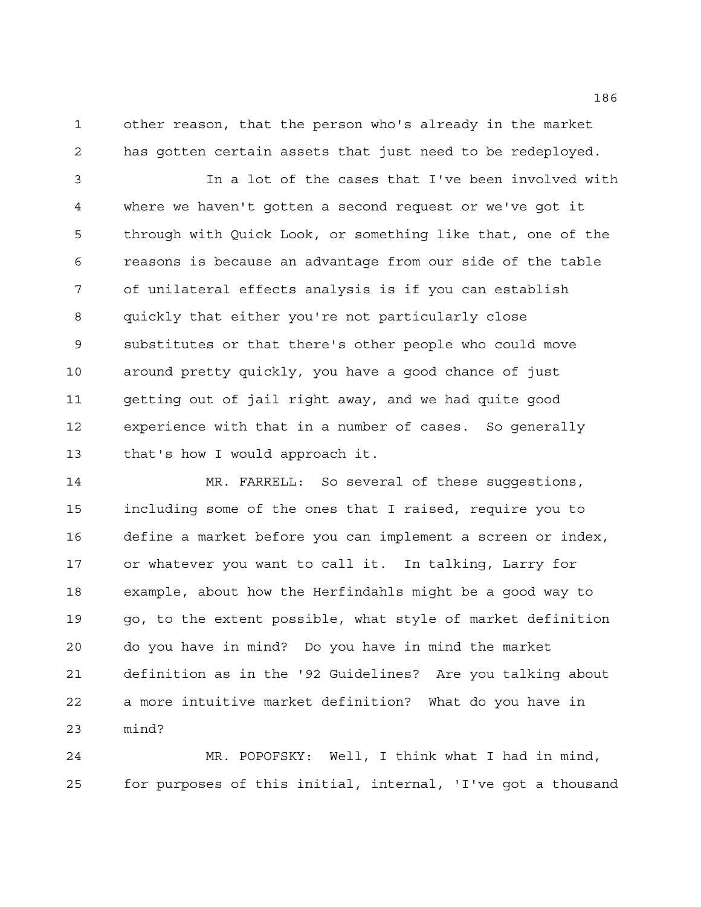other reason, that the person who's already in the market has gotten certain assets that just need to be redeployed.

In a lot of the cases that I've been involved with where we haven't gotten a second request or we've got it through with Quick Look, or something like that, one of the reasons is because an advantage from our side of the table of unilateral effects analysis is if you can establish quickly that either you're not particularly close substitutes or that there's other people who could move around pretty quickly, you have a good chance of just getting out of jail right away, and we had quite good experience with that in a number of cases. So generally that's how I would approach it.

MR. FARRELL: So several of these suggestions, including some of the ones that I raised, require you to define a market before you can implement a screen or index, or whatever you want to call it. In talking, Larry for example, about how the Herfindahls might be a good way to go, to the extent possible, what style of market definition do you have in mind? Do you have in mind the market definition as in the '92 Guidelines? Are you talking about a more intuitive market definition? What do you have in mind?

MR. POPOFSKY: Well, I think what I had in mind, for purposes of this initial, internal, 'I've got a thousand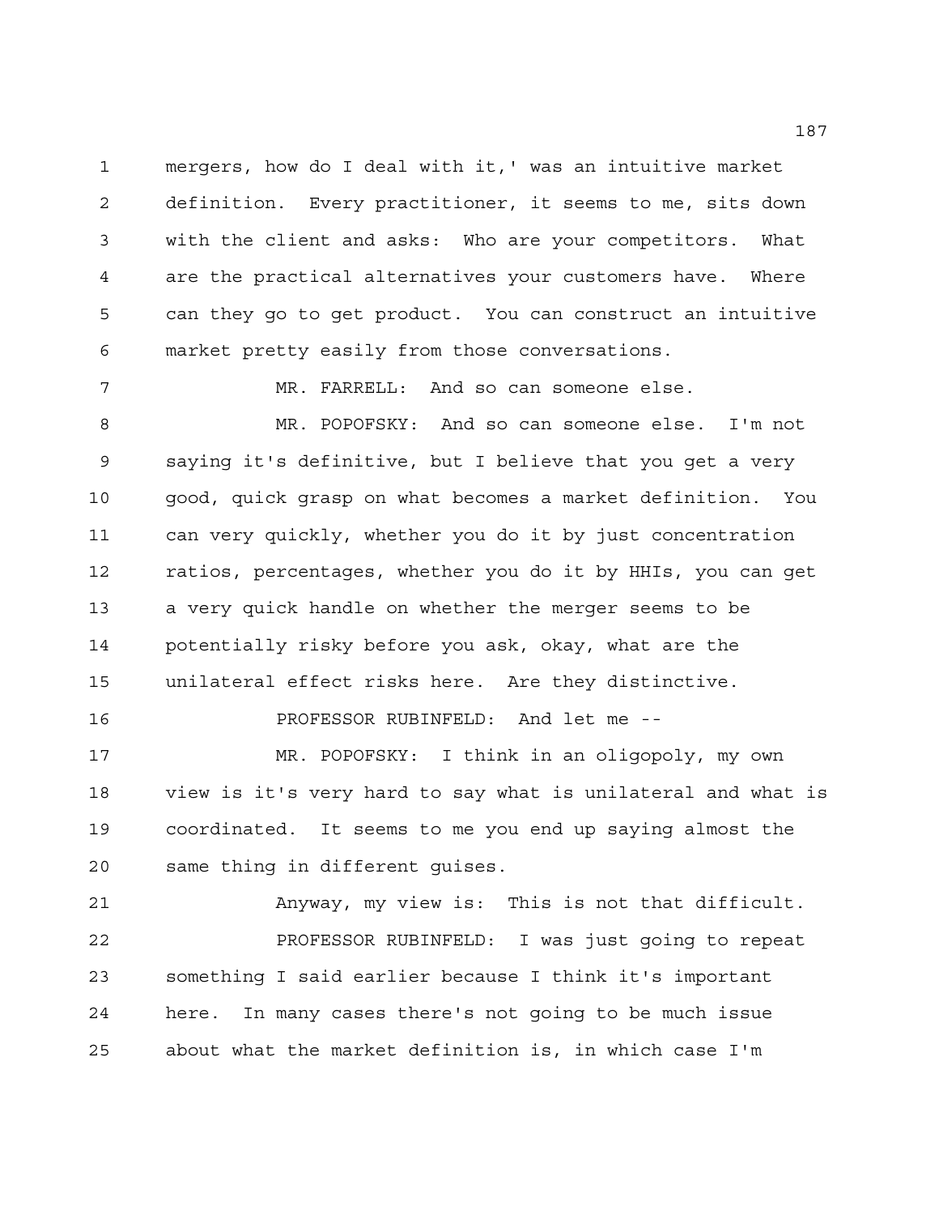mergers, how do I deal with it,' was an intuitive market definition. Every practitioner, it seems to me, sits down with the client and asks: Who are your competitors. What are the practical alternatives your customers have. Where can they go to get product. You can construct an intuitive market pretty easily from those conversations.

MR. FARRELL: And so can someone else.

MR. POPOFSKY: And so can someone else. I'm not saying it's definitive, but I believe that you get a very good, quick grasp on what becomes a market definition. You can very quickly, whether you do it by just concentration ratios, percentages, whether you do it by HHIs, you can get a very quick handle on whether the merger seems to be potentially risky before you ask, okay, what are the unilateral effect risks here. Are they distinctive.

PROFESSOR RUBINFELD: And let me --

MR. POPOFSKY: I think in an oligopoly, my own view is it's very hard to say what is unilateral and what is coordinated. It seems to me you end up saying almost the same thing in different guises.

Anyway, my view is: This is not that difficult.

PROFESSOR RUBINFELD: I was just going to repeat something I said earlier because I think it's important here. In many cases there's not going to be much issue about what the market definition is, in which case I'm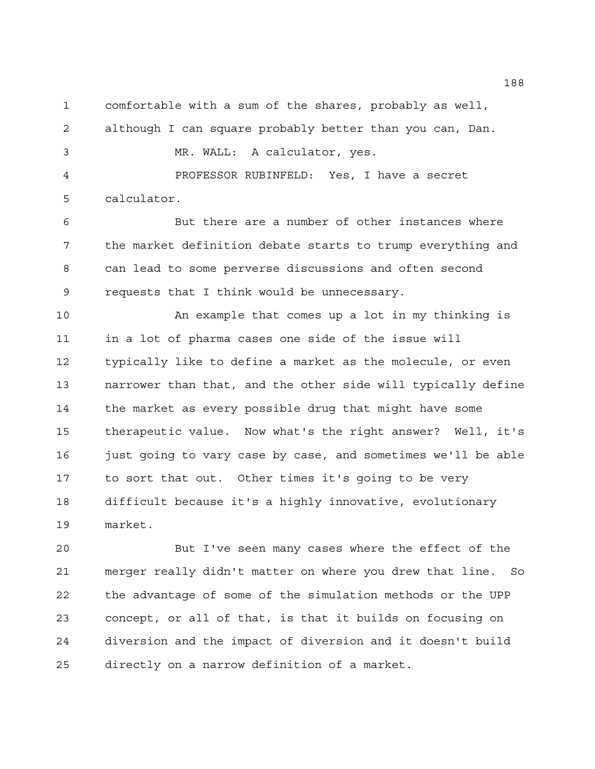comfortable with a sum of the shares, probably as well, although I can square probably better than you can, Dan.

MR. WALL: A calculator, yes.

PROFESSOR RUBINFELD: Yes, I have a secret calculator.

But there are a number of other instances where the market definition debate starts to trump everything and can lead to some perverse discussions and often second requests that I think would be unnecessary.

An example that comes up a lot in my thinking is in a lot of pharma cases one side of the issue will typically like to define a market as the molecule, or even narrower than that, and the other side will typically define the market as every possible drug that might have some therapeutic value. Now what's the right answer? Well, it's just going to vary case by case, and sometimes we'll be able to sort that out. Other times it's going to be very difficult because it's a highly innovative, evolutionary market.

But I've seen many cases where the effect of the merger really didn't matter on where you drew that line. So the advantage of some of the simulation methods or the UPP concept, or all of that, is that it builds on focusing on diversion and the impact of diversion and it doesn't build directly on a narrow definition of a market.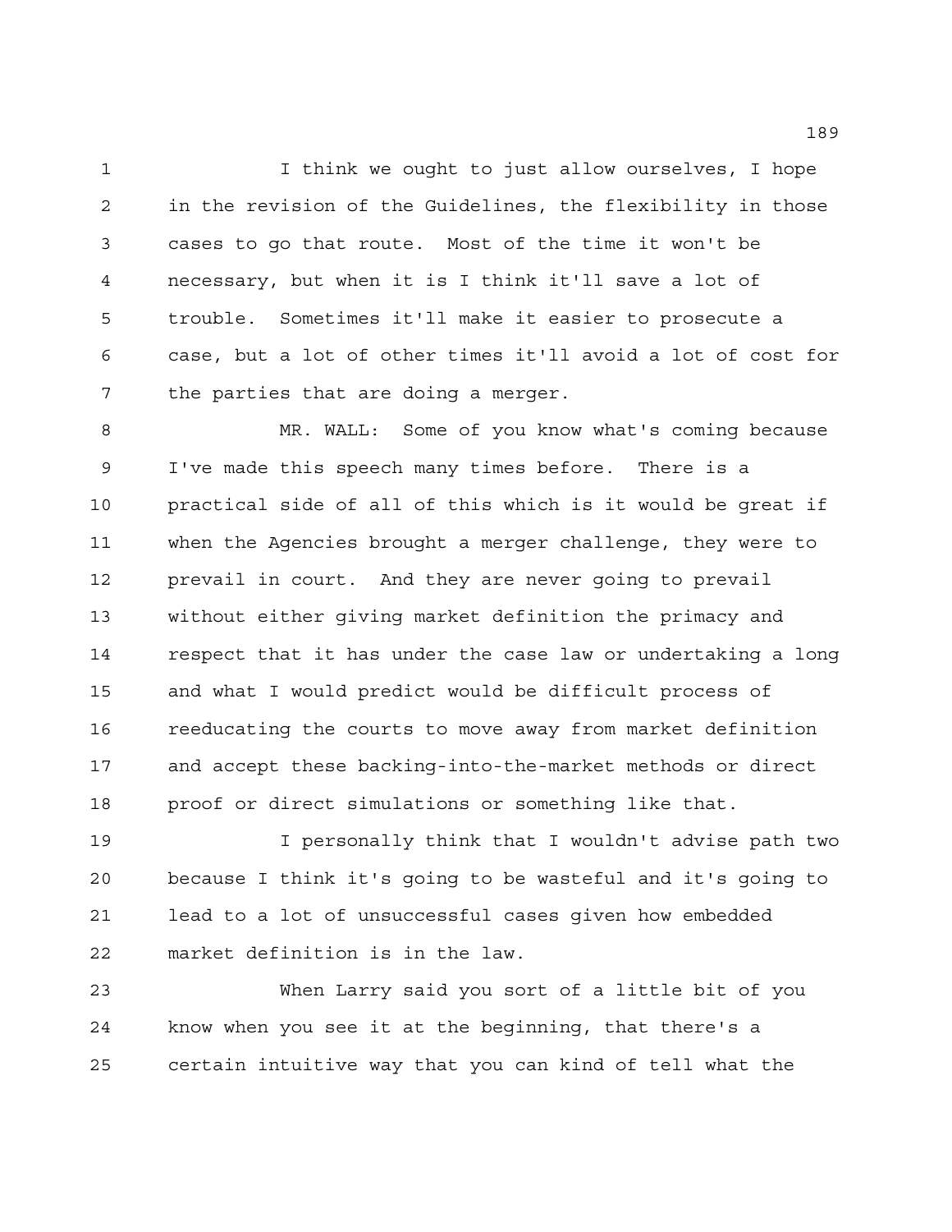I think we ought to just allow ourselves, I hope in the revision of the Guidelines, the flexibility in those cases to go that route. Most of the time it won't be necessary, but when it is I think it'll save a lot of trouble. Sometimes it'll make it easier to prosecute a case, but a lot of other times it'll avoid a lot of cost for the parties that are doing a merger.

MR. WALL: Some of you know what's coming because I've made this speech many times before. There is a practical side of all of this which is it would be great if when the Agencies brought a merger challenge, they were to prevail in court. And they are never going to prevail without either giving market definition the primacy and respect that it has under the case law or undertaking a long and what I would predict would be difficult process of reeducating the courts to move away from market definition and accept these backing-into-the-market methods or direct proof or direct simulations or something like that.

I personally think that I wouldn't advise path two because I think it's going to be wasteful and it's going to lead to a lot of unsuccessful cases given how embedded market definition is in the law.

When Larry said you sort of a little bit of you know when you see it at the beginning, that there's a certain intuitive way that you can kind of tell what the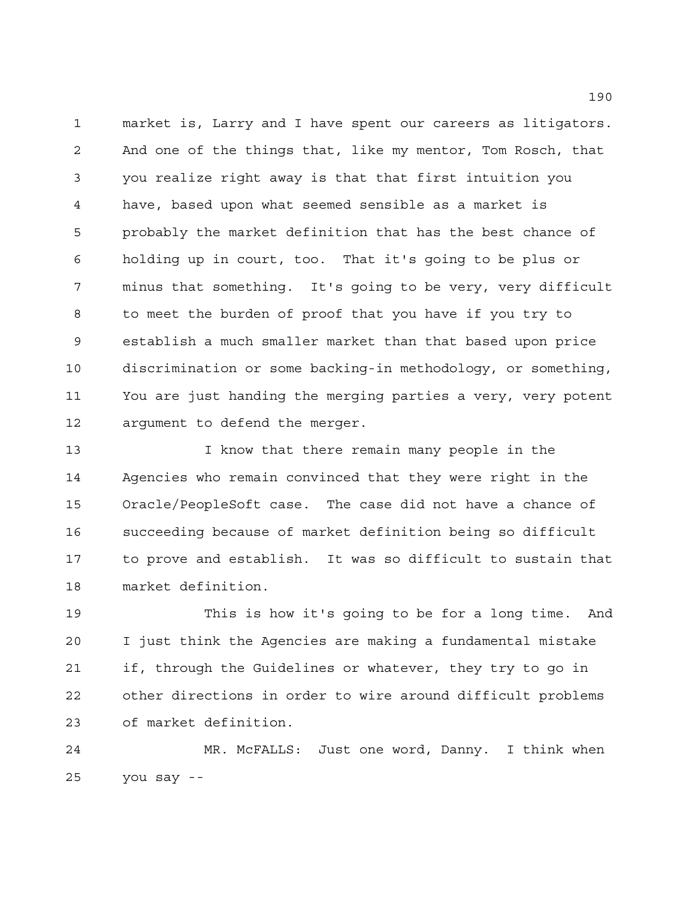market is, Larry and I have spent our careers as litigators. And one of the things that, like my mentor, Tom Rosch, that you realize right away is that that first intuition you have, based upon what seemed sensible as a market is probably the market definition that has the best chance of holding up in court, too. That it's going to be plus or minus that something. It's going to be very, very difficult to meet the burden of proof that you have if you try to establish a much smaller market than that based upon price discrimination or some backing-in methodology, or something, You are just handing the merging parties a very, very potent argument to defend the merger.

I know that there remain many people in the Agencies who remain convinced that they were right in the Oracle/PeopleSoft case. The case did not have a chance of succeeding because of market definition being so difficult to prove and establish. It was so difficult to sustain that market definition.

This is how it's going to be for a long time. And I just think the Agencies are making a fundamental mistake if, through the Guidelines or whatever, they try to go in other directions in order to wire around difficult problems of market definition.

MR. McFALLS: Just one word, Danny. I think when you say --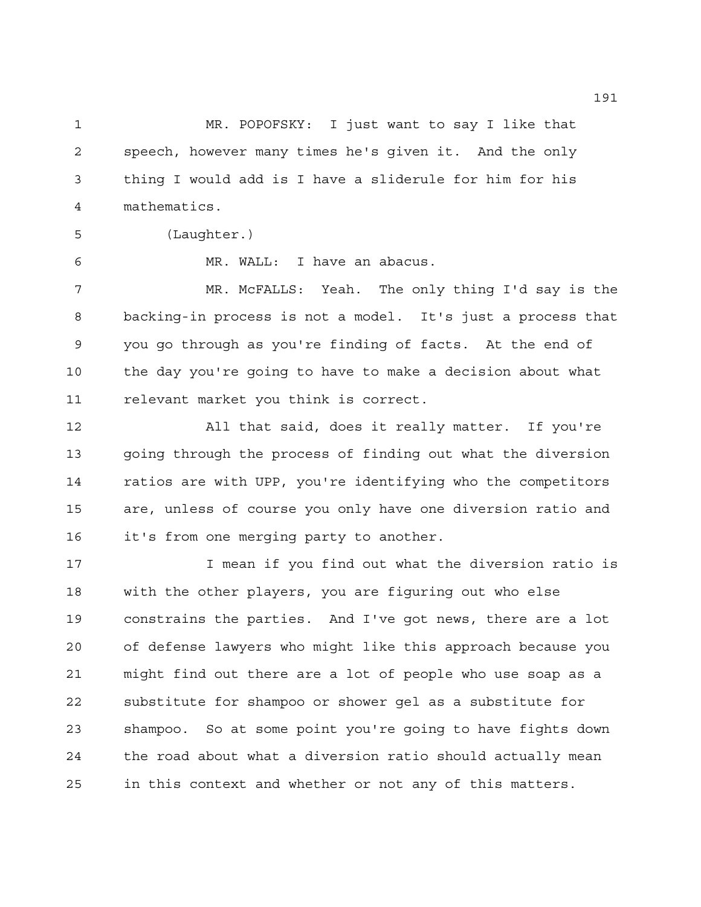MR. POPOFSKY: I just want to say I like that speech, however many times he's given it. And the only thing I would add is I have a sliderule for him for his mathematics.

(Laughter.)

MR. WALL: I have an abacus.

MR. McFALLS: Yeah. The only thing I'd say is the backing-in process is not a model. It's just a process that you go through as you're finding of facts. At the end of the day you're going to have to make a decision about what relevant market you think is correct.

All that said, does it really matter. If you're going through the process of finding out what the diversion ratios are with UPP, you're identifying who the competitors are, unless of course you only have one diversion ratio and it's from one merging party to another.

I mean if you find out what the diversion ratio is with the other players, you are figuring out who else constrains the parties. And I've got news, there are a lot of defense lawyers who might like this approach because you might find out there are a lot of people who use soap as a substitute for shampoo or shower gel as a substitute for shampoo. So at some point you're going to have fights down the road about what a diversion ratio should actually mean in this context and whether or not any of this matters.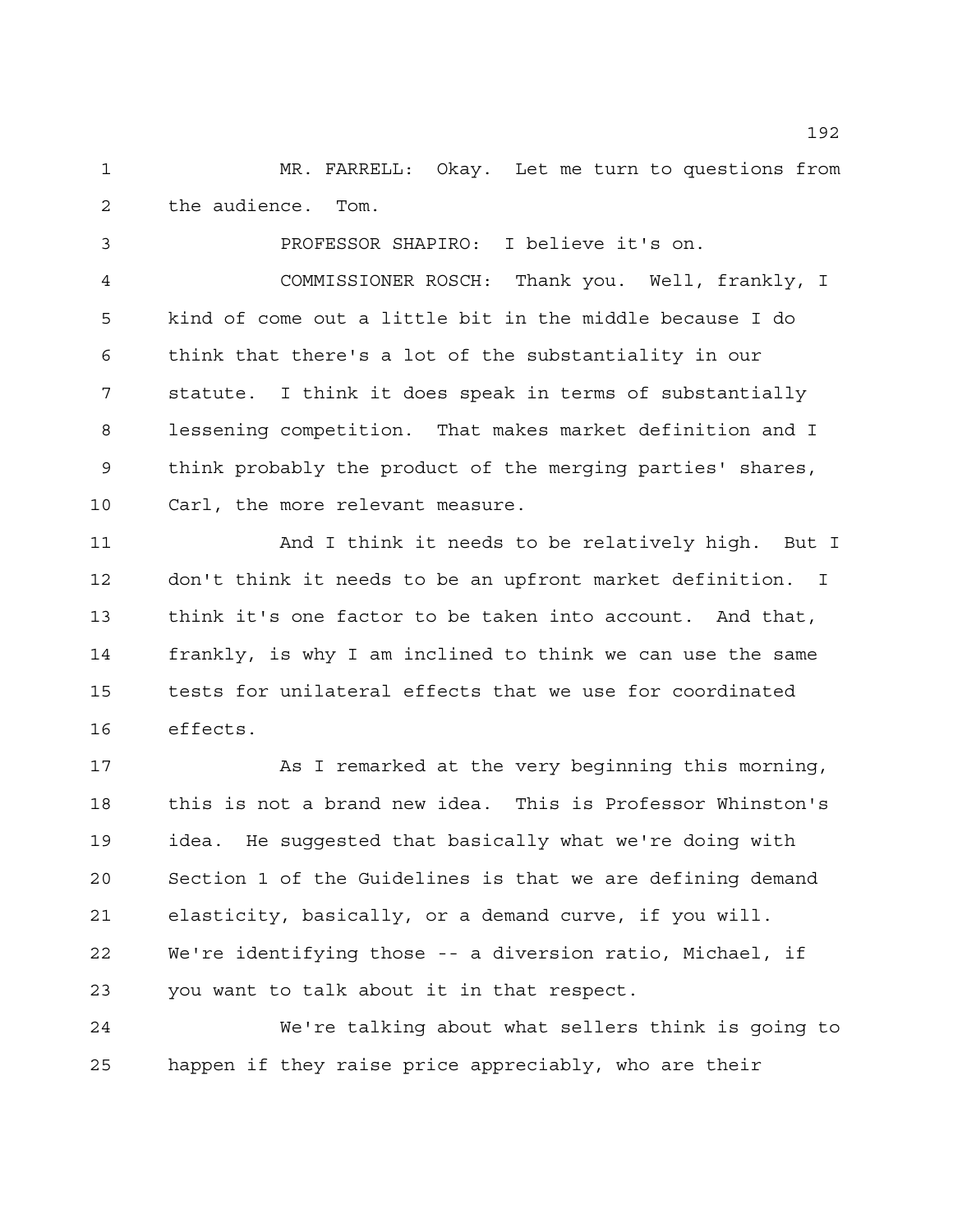MR. FARRELL: Okay. Let me turn to questions from the audience. Tom.

PROFESSOR SHAPIRO: I believe it's on.

COMMISSIONER ROSCH: Thank you. Well, frankly, I kind of come out a little bit in the middle because I do think that there's a lot of the substantiality in our statute. I think it does speak in terms of substantially lessening competition. That makes market definition and I think probably the product of the merging parties' shares, Carl, the more relevant measure.

And I think it needs to be relatively high. But I don't think it needs to be an upfront market definition. I think it's one factor to be taken into account. And that, frankly, is why I am inclined to think we can use the same tests for unilateral effects that we use for coordinated effects.

As I remarked at the very beginning this morning, this is not a brand new idea. This is Professor Whinston's idea. He suggested that basically what we're doing with Section 1 of the Guidelines is that we are defining demand elasticity, basically, or a demand curve, if you will. We're identifying those -- a diversion ratio, Michael, if you want to talk about it in that respect.

We're talking about what sellers think is going to happen if they raise price appreciably, who are their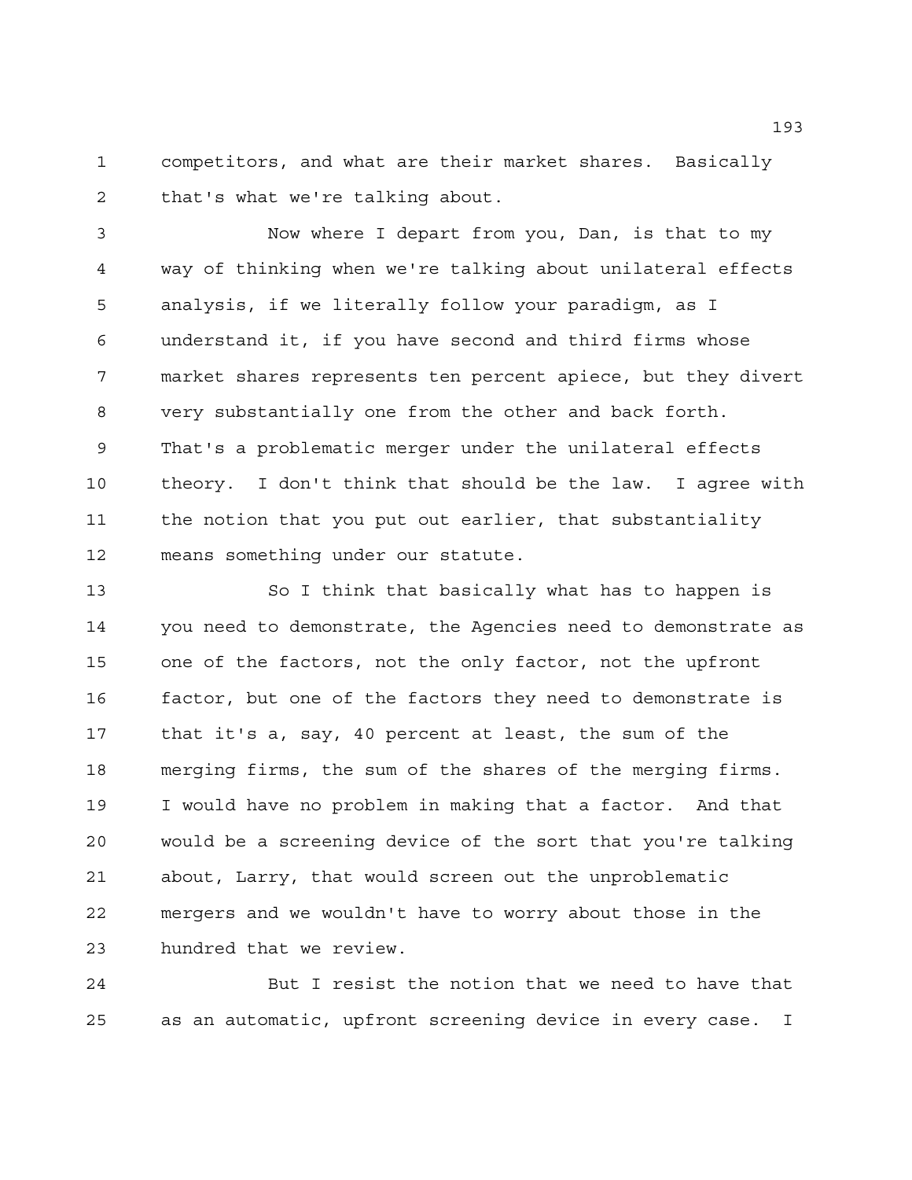competitors, and what are their market shares. Basically that's what we're talking about.

Now where I depart from you, Dan, is that to my way of thinking when we're talking about unilateral effects analysis, if we literally follow your paradigm, as I understand it, if you have second and third firms whose market shares represents ten percent apiece, but they divert very substantially one from the other and back forth. That's a problematic merger under the unilateral effects theory. I don't think that should be the law. I agree with the notion that you put out earlier, that substantiality means something under our statute.

So I think that basically what has to happen is you need to demonstrate, the Agencies need to demonstrate as one of the factors, not the only factor, not the upfront factor, but one of the factors they need to demonstrate is that it's a, say, 40 percent at least, the sum of the merging firms, the sum of the shares of the merging firms. I would have no problem in making that a factor. And that would be a screening device of the sort that you're talking about, Larry, that would screen out the unproblematic mergers and we wouldn't have to worry about those in the hundred that we review.

But I resist the notion that we need to have that as an automatic, upfront screening device in every case. I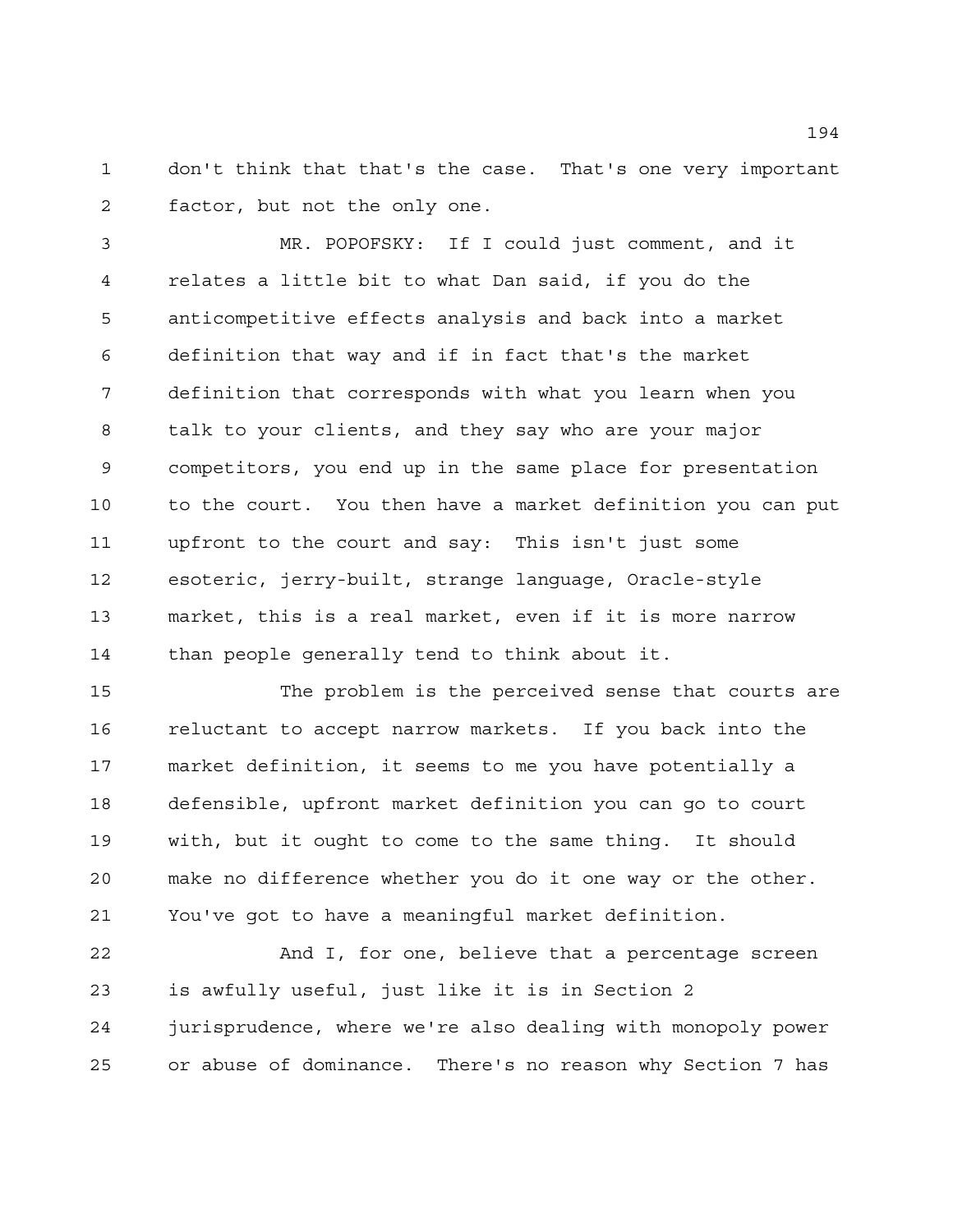don't think that that's the case. That's one very important factor, but not the only one.

MR. POPOFSKY: If I could just comment, and it relates a little bit to what Dan said, if you do the anticompetitive effects analysis and back into a market definition that way and if in fact that's the market definition that corresponds with what you learn when you talk to your clients, and they say who are your major competitors, you end up in the same place for presentation to the court. You then have a market definition you can put upfront to the court and say: This isn't just some esoteric, jerry-built, strange language, Oracle-style market, this is a real market, even if it is more narrow than people generally tend to think about it.

The problem is the perceived sense that courts are reluctant to accept narrow markets. If you back into the market definition, it seems to me you have potentially a defensible, upfront market definition you can go to court with, but it ought to come to the same thing. It should make no difference whether you do it one way or the other. You've got to have a meaningful market definition.

And I, for one, believe that a percentage screen is awfully useful, just like it is in Section 2 jurisprudence, where we're also dealing with monopoly power or abuse of dominance. There's no reason why Section 7 has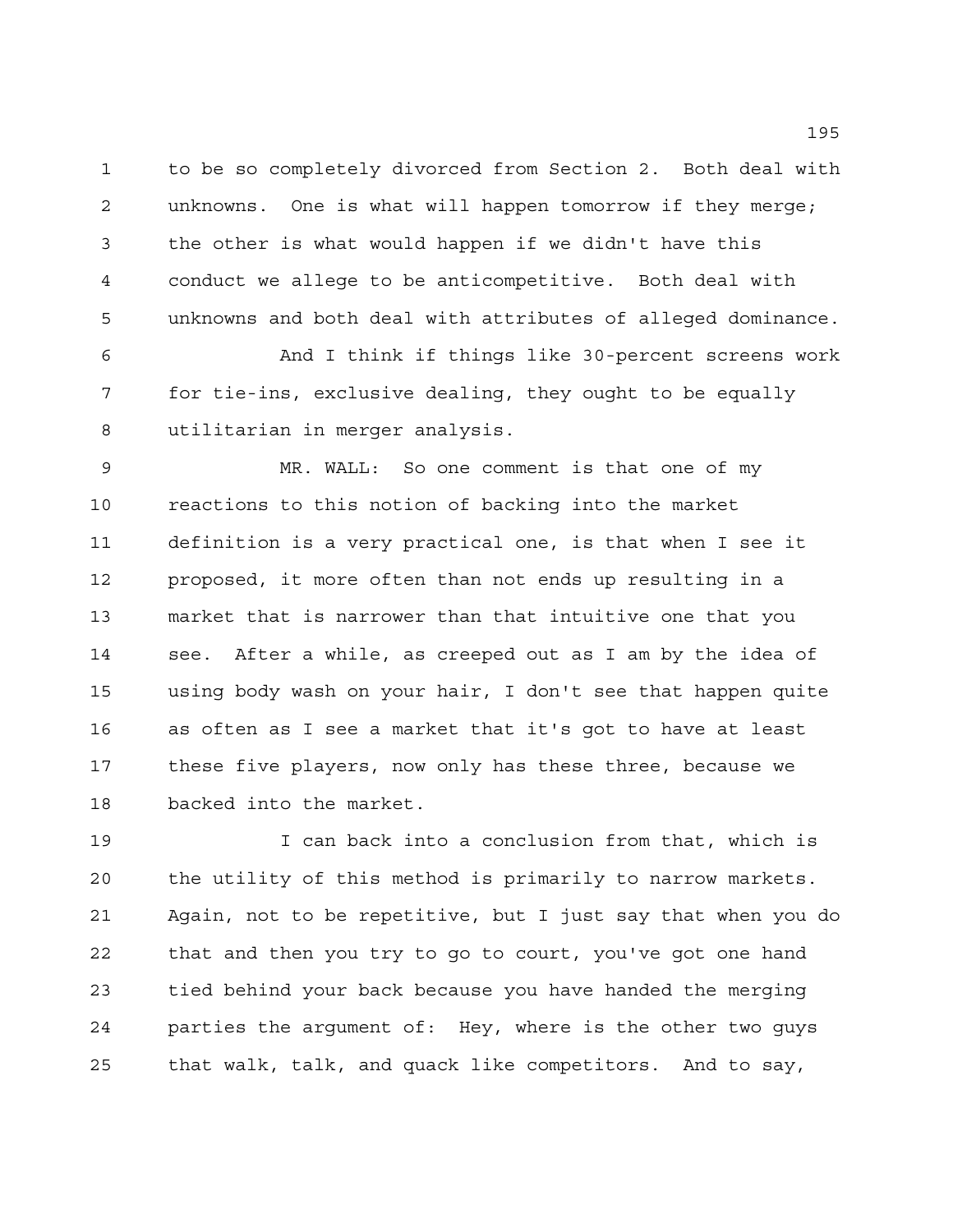to be so completely divorced from Section 2. Both deal with unknowns. One is what will happen tomorrow if they merge; the other is what would happen if we didn't have this conduct we allege to be anticompetitive. Both deal with unknowns and both deal with attributes of alleged dominance.

And I think if things like 30-percent screens work for tie-ins, exclusive dealing, they ought to be equally utilitarian in merger analysis.

MR. WALL: So one comment is that one of my reactions to this notion of backing into the market definition is a very practical one, is that when I see it proposed, it more often than not ends up resulting in a market that is narrower than that intuitive one that you see. After a while, as creeped out as I am by the idea of using body wash on your hair, I don't see that happen quite as often as I see a market that it's got to have at least these five players, now only has these three, because we backed into the market.

I can back into a conclusion from that, which is the utility of this method is primarily to narrow markets. Again, not to be repetitive, but I just say that when you do that and then you try to go to court, you've got one hand tied behind your back because you have handed the merging parties the argument of: Hey, where is the other two guys that walk, talk, and quack like competitors. And to say,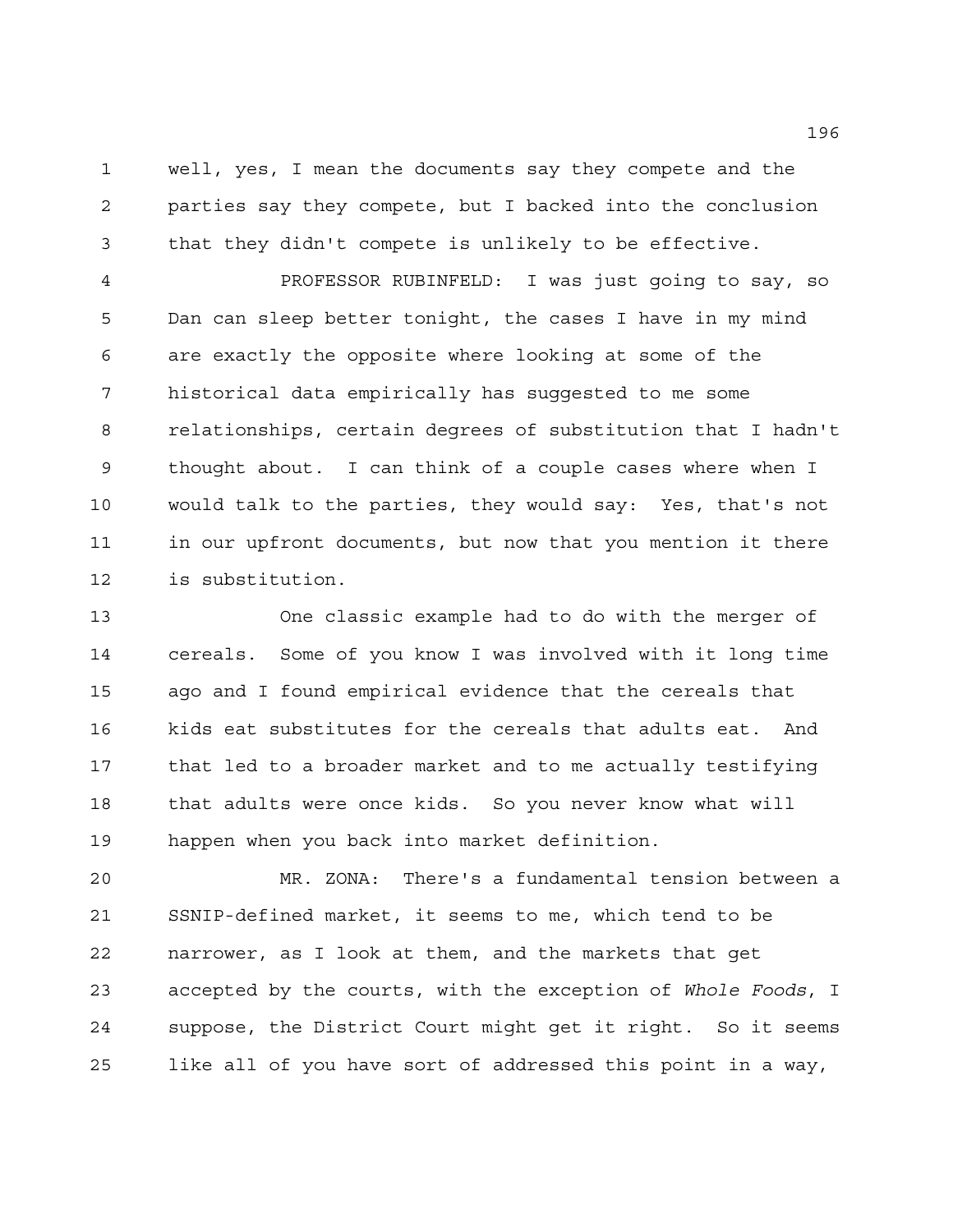well, yes, I mean the documents say they compete and the parties say they compete, but I backed into the conclusion that they didn't compete is unlikely to be effective.

PROFESSOR RUBINFELD: I was just going to say, so Dan can sleep better tonight, the cases I have in my mind are exactly the opposite where looking at some of the historical data empirically has suggested to me some relationships, certain degrees of substitution that I hadn't thought about. I can think of a couple cases where when I would talk to the parties, they would say: Yes, that's not in our upfront documents, but now that you mention it there is substitution.

One classic example had to do with the merger of cereals. Some of you know I was involved with it long time ago and I found empirical evidence that the cereals that kids eat substitutes for the cereals that adults eat. And that led to a broader market and to me actually testifying that adults were once kids. So you never know what will happen when you back into market definition.

MR. ZONA: There's a fundamental tension between a SSNIP-defined market, it seems to me, which tend to be narrower, as I look at them, and the markets that get accepted by the courts, with the exception of *Whole Foods*, I suppose, the District Court might get it right. So it seems like all of you have sort of addressed this point in a way,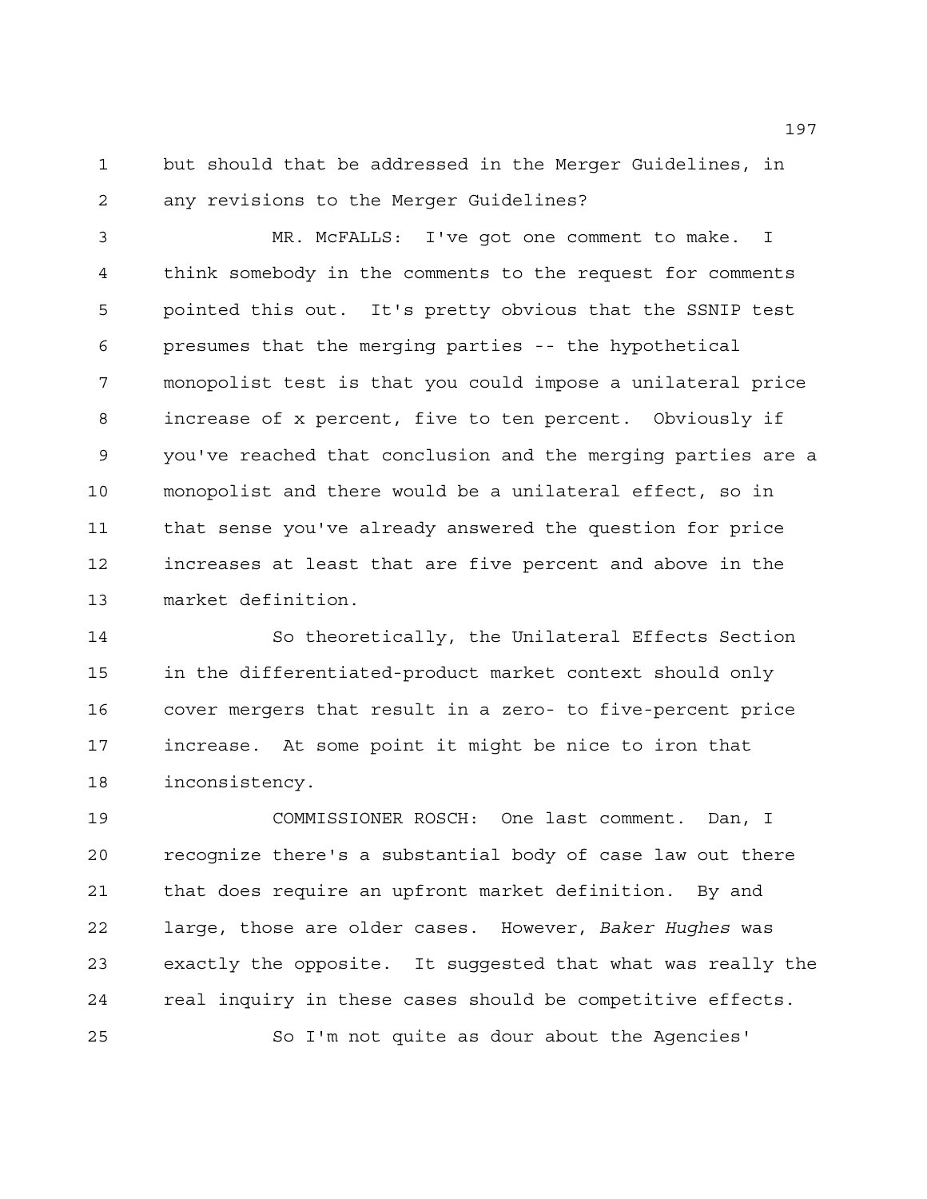but should that be addressed in the Merger Guidelines, in any revisions to the Merger Guidelines?

MR. McFALLS: I've got one comment to make. I think somebody in the comments to the request for comments pointed this out. It's pretty obvious that the SSNIP test presumes that the merging parties -- the hypothetical monopolist test is that you could impose a unilateral price increase of x percent, five to ten percent. Obviously if you've reached that conclusion and the merging parties are a monopolist and there would be a unilateral effect, so in that sense you've already answered the question for price increases at least that are five percent and above in the market definition.

So theoretically, the Unilateral Effects Section in the differentiated-product market context should only cover mergers that result in a zero- to five-percent price increase. At some point it might be nice to iron that inconsistency.

COMMISSIONER ROSCH: One last comment. Dan, I recognize there's a substantial body of case law out there that does require an upfront market definition. By and large, those are older cases. However, *Baker Hughes* was exactly the opposite. It suggested that what was really the real inquiry in these cases should be competitive effects.

So I'm not quite as dour about the Agencies'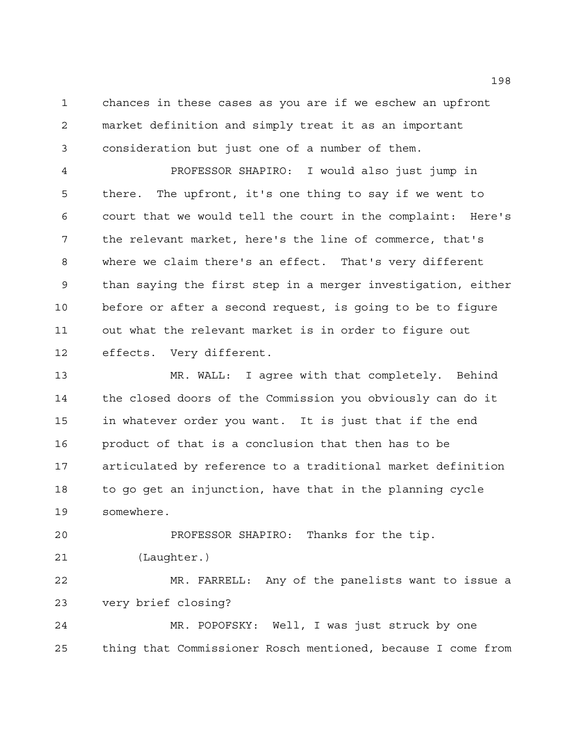chances in these cases as you are if we eschew an upfront market definition and simply treat it as an important consideration but just one of a number of them.

PROFESSOR SHAPIRO: I would also just jump in there. The upfront, it's one thing to say if we went to court that we would tell the court in the complaint: Here's the relevant market, here's the line of commerce, that's where we claim there's an effect. That's very different than saying the first step in a merger investigation, either before or after a second request, is going to be to figure out what the relevant market is in order to figure out effects. Very different.

MR. WALL: I agree with that completely. Behind the closed doors of the Commission you obviously can do it in whatever order you want. It is just that if the end product of that is a conclusion that then has to be articulated by reference to a traditional market definition to go get an injunction, have that in the planning cycle somewhere.

PROFESSOR SHAPIRO: Thanks for the tip.

(Laughter.)

MR. FARRELL: Any of the panelists want to issue a very brief closing?

MR. POPOFSKY: Well, I was just struck by one thing that Commissioner Rosch mentioned, because I come from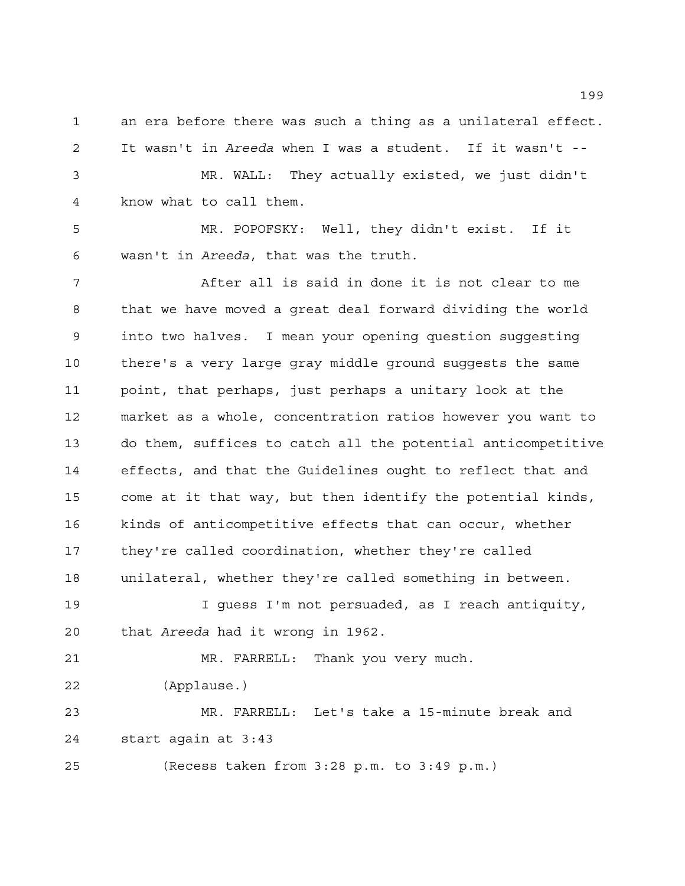an era before there was such a thing as a unilateral effect. It wasn't in *Areeda* when I was a student. If it wasn't --

MR. WALL: They actually existed, we just didn't know what to call them.

MR. POPOFSKY: Well, they didn't exist. If it wasn't in *Areeda*, that was the truth.

After all is said in done it is not clear to me that we have moved a great deal forward dividing the world into two halves. I mean your opening question suggesting there's a very large gray middle ground suggests the same point, that perhaps, just perhaps a unitary look at the market as a whole, concentration ratios however you want to do them, suffices to catch all the potential anticompetitive effects, and that the Guidelines ought to reflect that and come at it that way, but then identify the potential kinds, kinds of anticompetitive effects that can occur, whether they're called coordination, whether they're called unilateral, whether they're called something in between.

I guess I'm not persuaded, as I reach antiquity, that *Areeda* had it wrong in 1962.

MR. FARRELL: Thank you very much.

(Applause.)

MR. FARRELL: Let's take a 15-minute break and start again at 3:43

(Recess taken from 3:28 p.m. to 3:49 p.m.)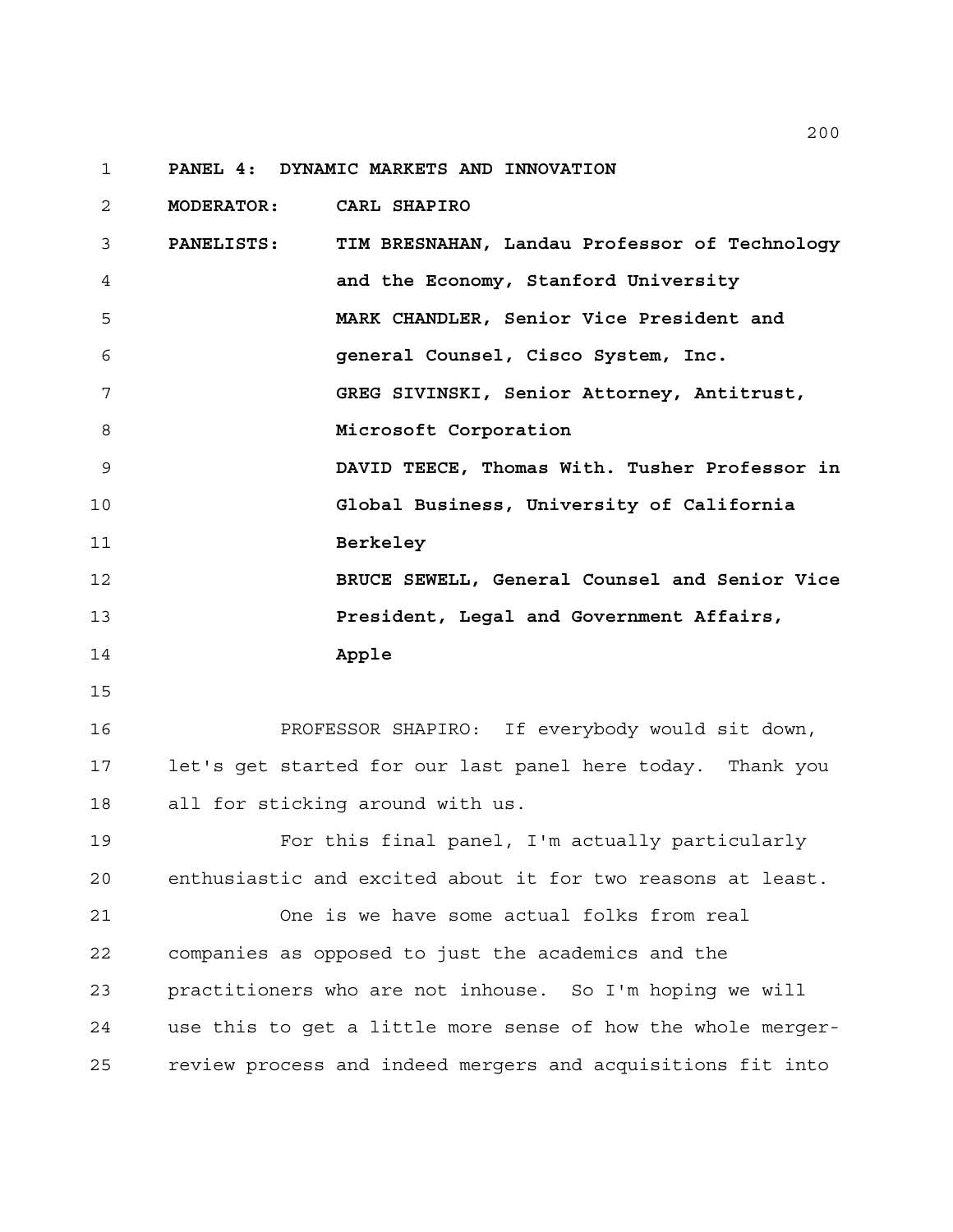**PANEL 4: DYNAMIC MARKETS AND INNOVATION**

**MODERATOR:** CARL SHAPIRO

**PANELISTS:**

**TIM BRESNAHAN, Landau Professor of Technology and the Economy, Stanford University**

**MARK CHANDLER, Senior Vice President and general Counsel, Cisco System, Inc.**

**GREG SIVINSKI, Senior Attorney, Antitrust, Microsoft Corporation**

**DAVID TEECE, Thomas With. Tusher Professor in Global Business, University of California Berkeley**

**BRUCE SEWELL, General Counsel and Senior Vice President, Legal and Government Affairs, Apple**

PROFESSOR SHAPIRO: If everybody would sit down, let's get started for our last panel here today. Thank you all for sticking around with us.

For this final panel, I'm actually particularly enthusiastic and excited about it for two reasons at least.

One is we have some actual folks from real companies as opposed to just the academics and the practitioners who are not inhouse. So I'm hoping we will use this to get a little more sense of how the whole merger-review process and indeed mergers and acquisitions fit into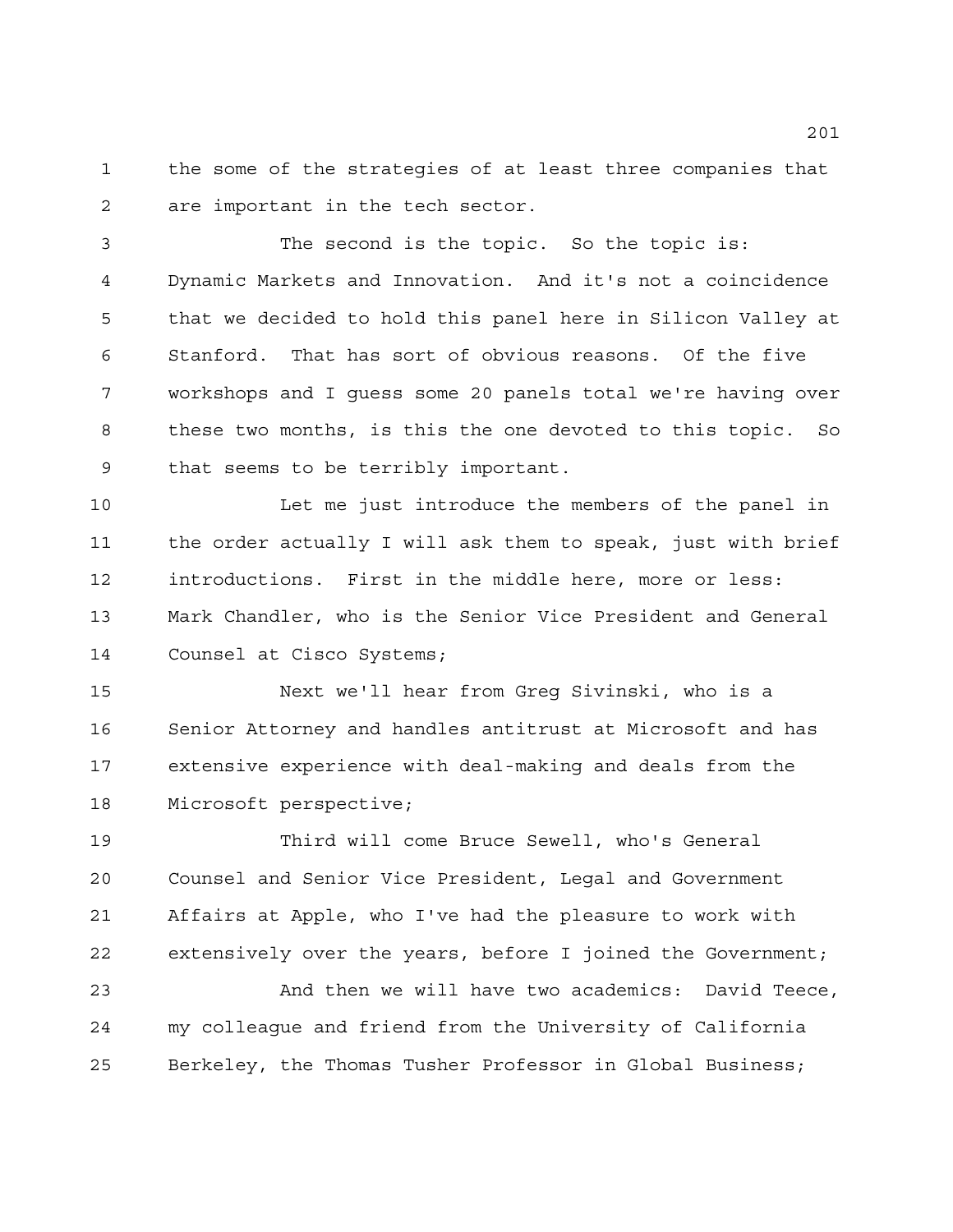the some of the strategies of at least three companies that are important in the tech sector.

The second is the topic. So the topic is: Dynamic Markets and Innovation. And it's not a coincidence that we decided to hold this panel here in Silicon Valley at Stanford. That has sort of obvious reasons. Of the five workshops and I guess some 20 panels total we're having over these two months, is this the one devoted to this topic. So that seems to be terribly important.

Let me just introduce the members of the panel in the order actually I will ask them to speak, just with brief introductions. First in the middle here, more or less: Mark Chandler, who is the Senior Vice President and General Counsel at Cisco Systems;

Next we'll hear from Greg Sivinski, who is a Senior Attorney and handles antitrust at Microsoft and has extensive experience with deal-making and deals from the Microsoft perspective;

Third will come Bruce Sewell, who's General Counsel and Senior Vice President, Legal and Government Affairs at Apple, who I've had the pleasure to work with extensively over the years, before I joined the Government;

And then we will have two academics: David Teece, my colleague and friend from the University of California Berkeley, the Thomas Tusher Professor in Global Business;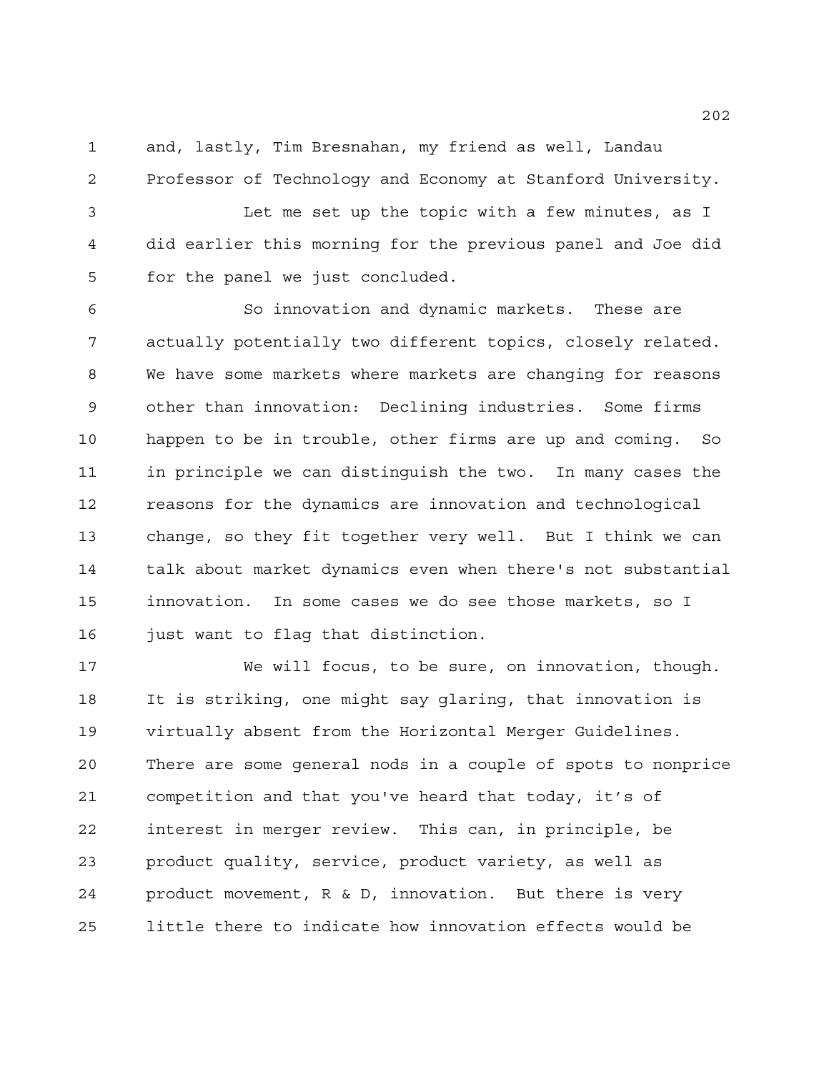and, lastly, Tim Bresnahan, my friend as well, Landau Professor of Technology and Economy at Stanford University.

Let me set up the topic with a few minutes, as I did earlier this morning for the previous panel and Joe did for the panel we just concluded.

So innovation and dynamic markets. These are actually potentially two different topics, closely related. We have some markets where markets are changing for reasons other than innovation: Declining industries. Some firms happen to be in trouble, other firms are up and coming. So in principle we can distinguish the two. In many cases the reasons for the dynamics are innovation and technological change, so they fit together very well. But I think we can talk about market dynamics even when there's not substantial innovation. In some cases we do see those markets, so I just want to flag that distinction.

We will focus, to be sure, on innovation, though. It is striking, one might say glaring, that innovation is virtually absent from the Horizontal Merger Guidelines. There are some general nods in a couple of spots to nonprice competition and that you've heard that today, it's of interest in merger review. This can, in principle, be product quality, service, product variety, as well as product movement, R & D, innovation. But there is very little there to indicate how innovation effects would be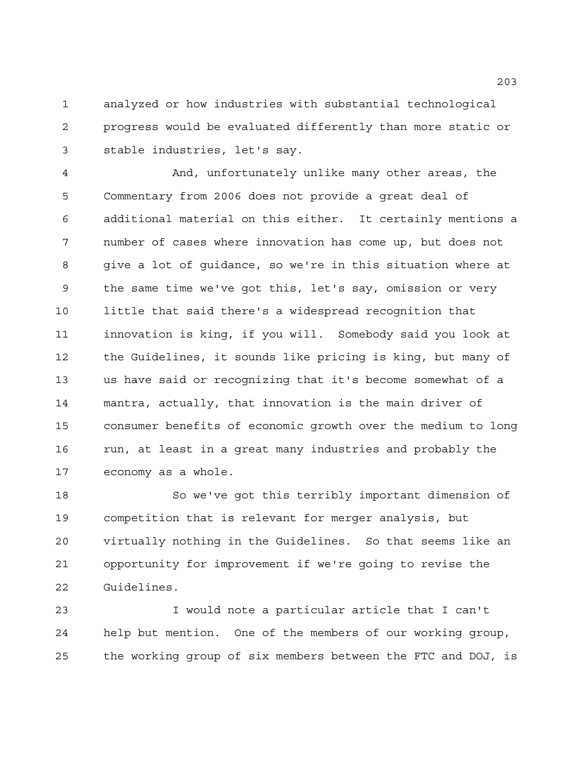analyzed or how industries with substantial technological progress would be evaluated differently than more static or stable industries, let's say.

And, unfortunately unlike many other areas, the Commentary from 2006 does not provide a great deal of additional material on this either. It certainly mentions a number of cases where innovation has come up, but does not give a lot of guidance, so we're in this situation where at the same time we've got this, let's say, omission or very little that said there's a widespread recognition that innovation is king, if you will. Somebody said you look at the Guidelines, it sounds like pricing is king, but many of us have said or recognizing that it's become somewhat of a mantra, actually, that innovation is the main driver of consumer benefits of economic growth over the medium to long run, at least in a great many industries and probably the economy as a whole.

So we've got this terribly important dimension of competition that is relevant for merger analysis, but virtually nothing in the Guidelines. So that seems like an opportunity for improvement if we're going to revise the Guidelines.

I would note a particular article that I can't help but mention. One of the members of our working group, the working group of six members between the FTC and DOJ, is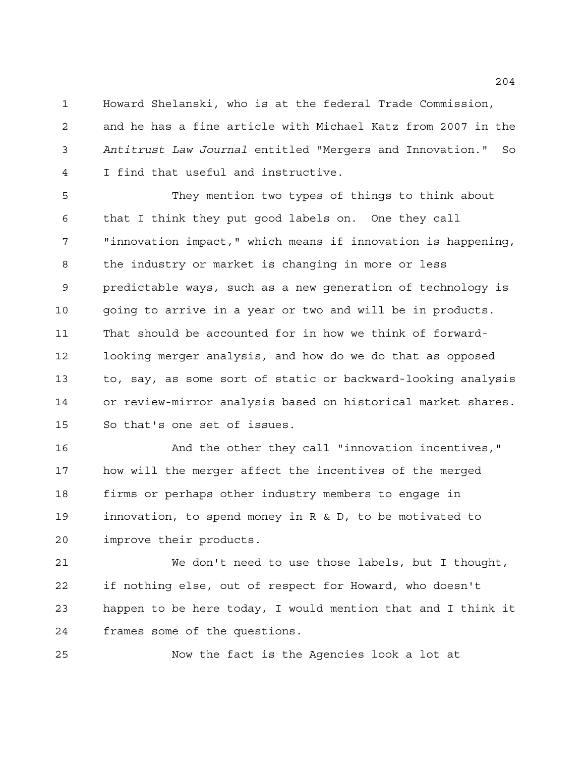Howard Shelanski, who is at the federal Trade Commission, and he has a fine article with Michael Katz from 2007 in the *Antitrust Law Journal* entitled "Mergers and Innovation." So I find that useful and instructive.

They mention two types of things to think about that I think they put good labels on. One they call "innovation impact," which means if innovation is happening, the industry or market is changing in more or less predictable ways, such as a new generation of technology is going to arrive in a year or two and will be in products. That should be accounted for in how we think of forward-looking merger analysis, and how do we do that as opposed to, say, as some sort of static or backward-looking analysis or review-mirror analysis based on historical market shares. So that's one set of issues.

And the other they call "innovation incentives," how will the merger affect the incentives of the merged firms or perhaps other industry members to engage in innovation, to spend money in R & D, to be motivated to improve their products.

We don't need to use those labels, but I thought, if nothing else, out of respect for Howard, who doesn't happen to be here today, I would mention that and I think it frames some of the questions.

Now the fact is the Agencies look a lot at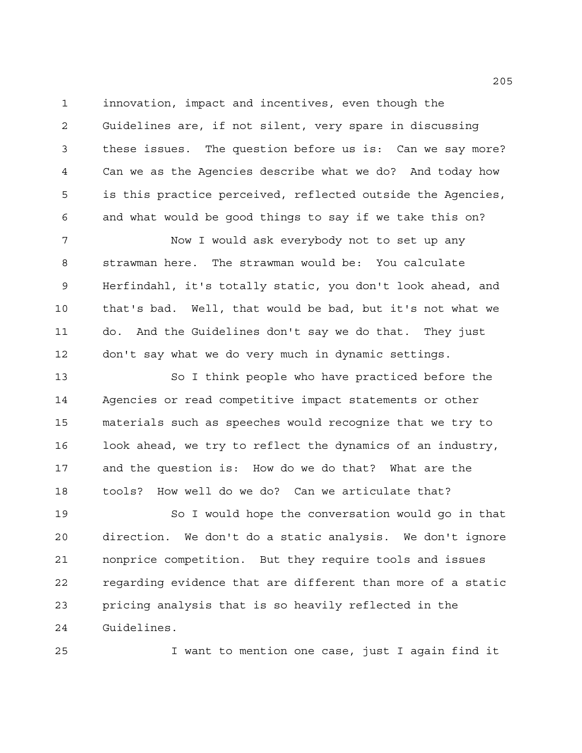innovation, impact and incentives, even though the Guidelines are, if not silent, very spare in discussing these issues. The question before us is: Can we say more? Can we as the Agencies describe what we do? And today how is this practice perceived, reflected outside the Agencies, and what would be good things to say if we take this on?

Now I would ask everybody not to set up any strawman here. The strawman would be: You calculate Herfindahl, it's totally static, you don't look ahead, and that's bad. Well, that would be bad, but it's not what we do. And the Guidelines don't say we do that. They just don't say what we do very much in dynamic settings.

So I think people who have practiced before the Agencies or read competitive impact statements or other materials such as speeches would recognize that we try to look ahead, we try to reflect the dynamics of an industry, and the question is: How do we do that? What are the tools? How well do we do? Can we articulate that?

So I would hope the conversation would go in that direction. We don't do a static analysis. We don't ignore nonprice competition. But they require tools and issues regarding evidence that are different than more of a static pricing analysis that is so heavily reflected in the Guidelines.

I want to mention one case, just I again find it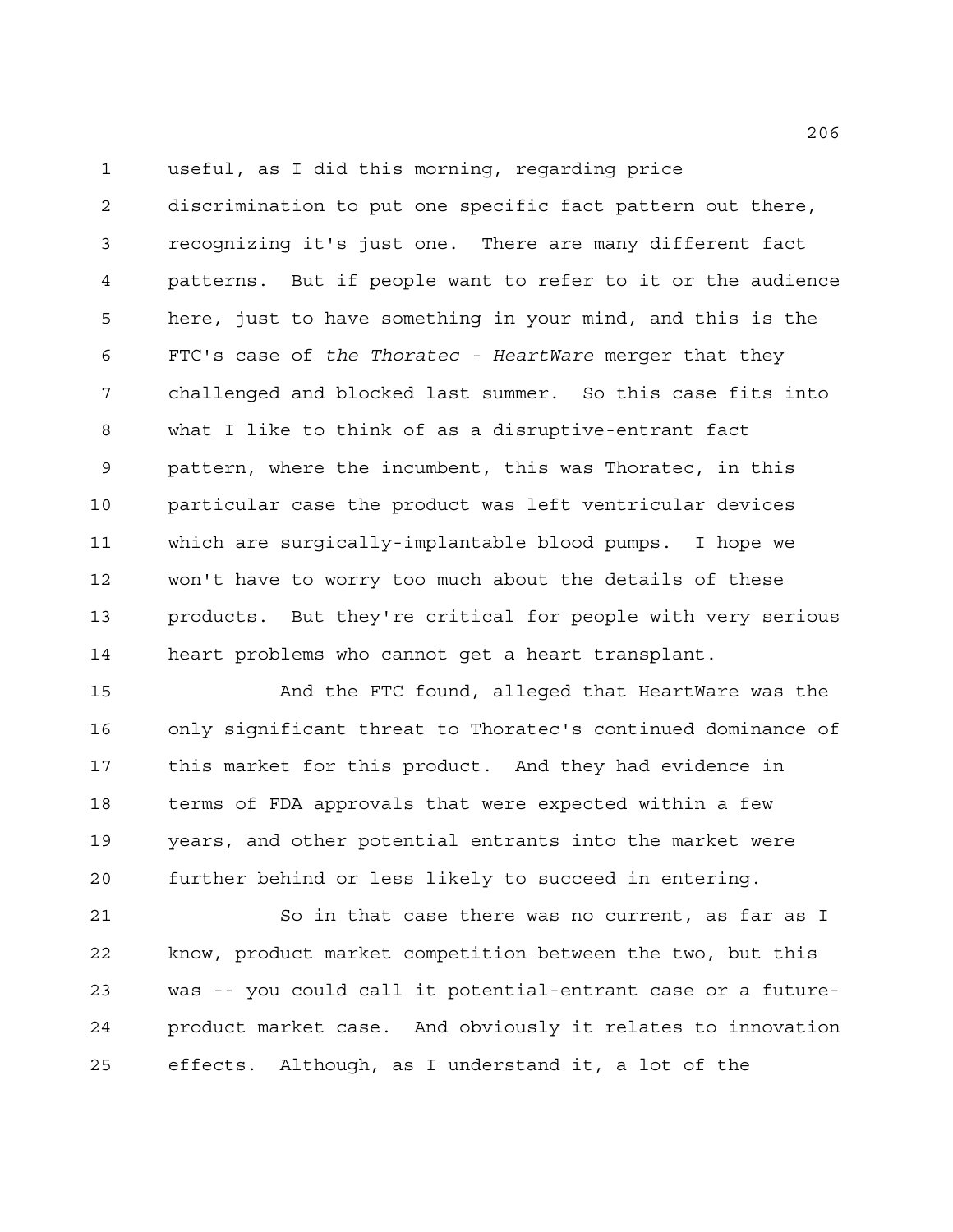useful, as I did this morning, regarding price discrimination to put one specific fact pattern out there, recognizing it's just one. There are many different fact patterns. But if people want to refer to it or the audience here, just to have something in your mind, and this is the FTC's case of *the Thoratec - HeartWare* merger that they challenged and blocked last summer. So this case fits into what I like to think of as a disruptive-entrant fact pattern, where the incumbent, this was Thoratec, in this particular case the product was left ventricular devices which are surgically-implantable blood pumps. I hope we won't have to worry too much about the details of these products. But they're critical for people with very serious heart problems who cannot get a heart transplant.

And the FTC found, alleged that HeartWare was the only significant threat to Thoratec's continued dominance of this market for this product. And they had evidence in terms of FDA approvals that were expected within a few years, and other potential entrants into the market were further behind or less likely to succeed in entering.

So in that case there was no current, as far as I know, product market competition between the two, but this was -- you could call it potential-entrant case or a future-product market case. And obviously it relates to innovation effects. Although, as I understand it, a lot of the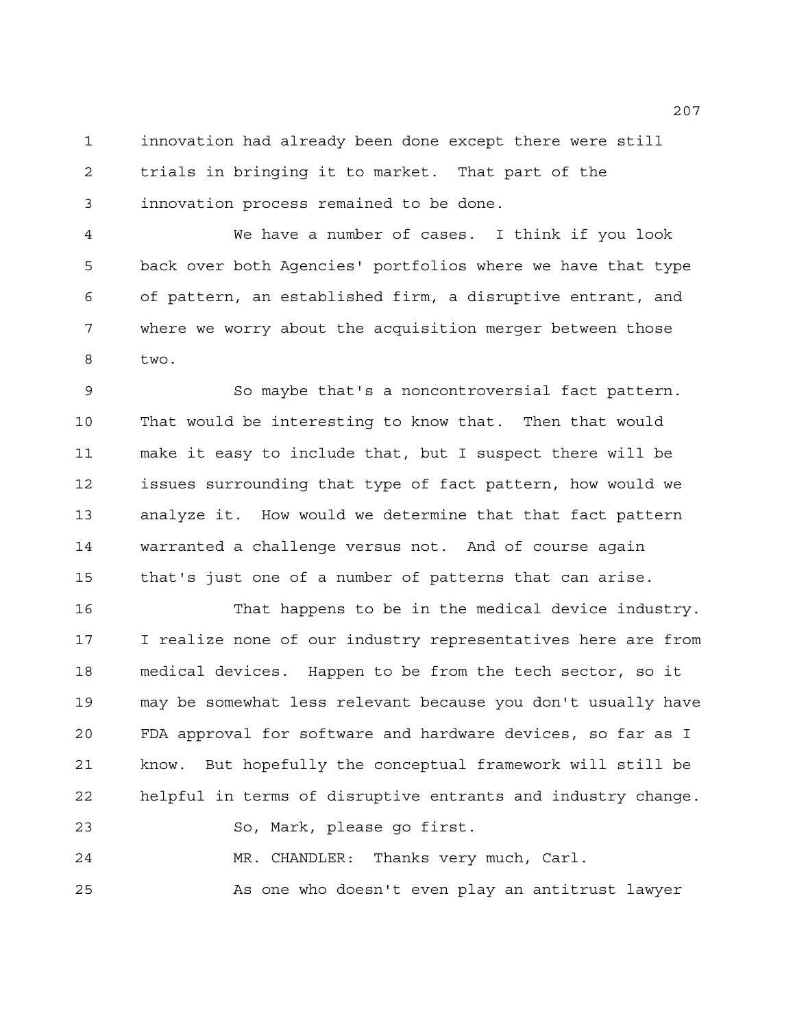innovation had already been done except there were still trials in bringing it to market. That part of the innovation process remained to be done.

We have a number of cases. I think if you look back over both Agencies' portfolios where we have that type of pattern, an established firm, a disruptive entrant, and where we worry about the acquisition merger between those two.

So maybe that's a noncontroversial fact pattern. That would be interesting to know that. Then that would make it easy to include that, but I suspect there will be issues surrounding that type of fact pattern, how would we analyze it. How would we determine that that fact pattern warranted a challenge versus not. And of course again that's just one of a number of patterns that can arise.

That happens to be in the medical device industry. I realize none of our industry representatives here are from medical devices. Happen to be from the tech sector, so it may be somewhat less relevant because you don't usually have FDA approval for software and hardware devices, so far as I know. But hopefully the conceptual framework will still be helpful in terms of disruptive entrants and industry change.

So, Mark, please go first.

MR. CHANDLER: Thanks very much, Carl.

As one who doesn't even play an antitrust lawyer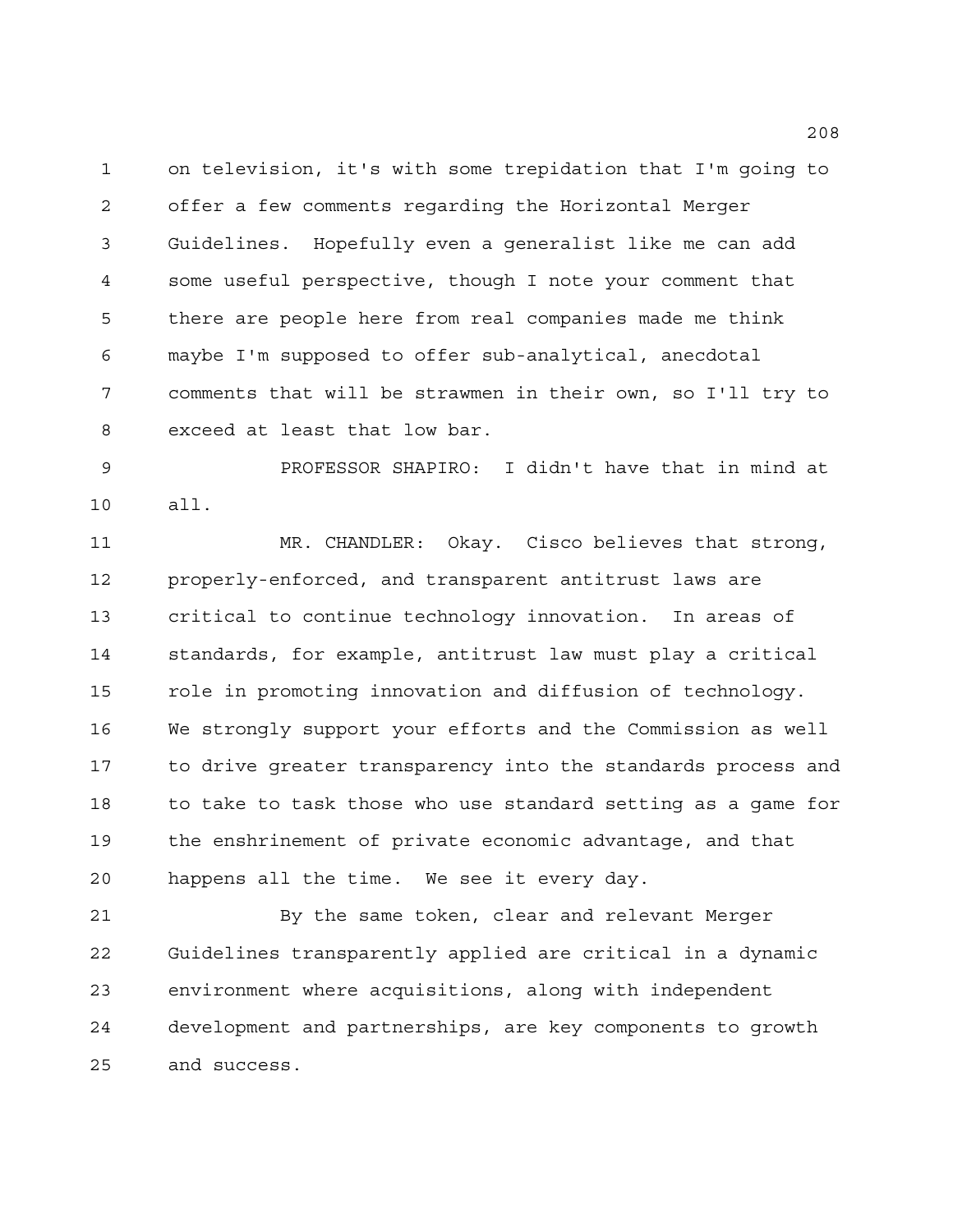on television, it's with some trepidation that I'm going to offer a few comments regarding the Horizontal Merger Guidelines. Hopefully even a generalist like me can add some useful perspective, though I note your comment that there are people here from real companies made me think maybe I'm supposed to offer sub-analytical, anecdotal comments that will be strawmen in their own, so I'll try to exceed at least that low bar.

PROFESSOR SHAPIRO: I didn't have that in mind at all.

MR. CHANDLER: Okay. Cisco believes that strong, properly-enforced, and transparent antitrust laws are critical to continue technology innovation. In areas of standards, for example, antitrust law must play a critical role in promoting innovation and diffusion of technology. We strongly support your efforts and the Commission as well to drive greater transparency into the standards process and to take to task those who use standard setting as a game for the enshrinement of private economic advantage, and that happens all the time. We see it every day.

By the same token, clear and relevant Merger Guidelines transparently applied are critical in a dynamic environment where acquisitions, along with independent development and partnerships, are key components to growth and success.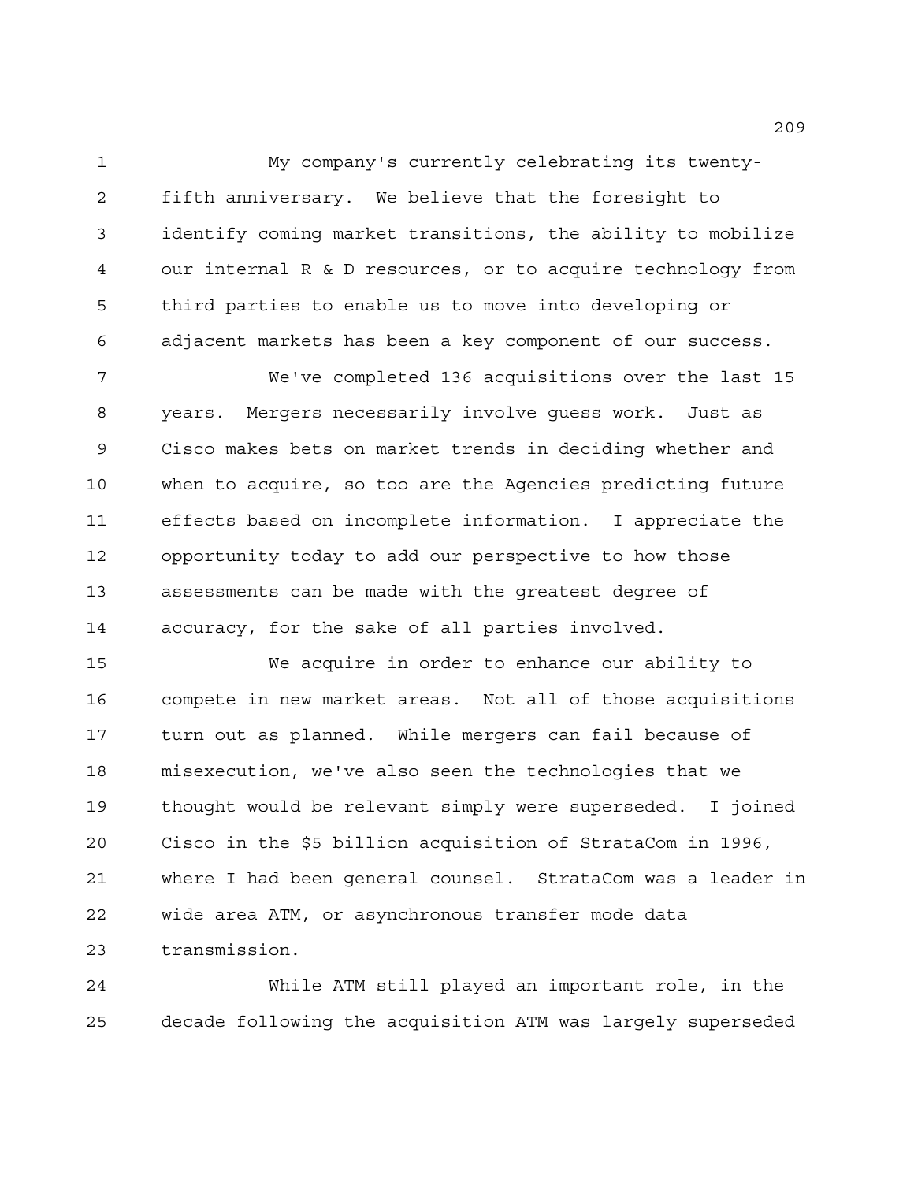My company's currently celebrating its twenty-fifth anniversary. We believe that the foresight to identify coming market transitions, the ability to mobilize our internal R & D resources, or to acquire technology from third parties to enable us to move into developing or adjacent markets has been a key component of our success.

We've completed 136 acquisitions over the last 15 years. Mergers necessarily involve guess work. Just as Cisco makes bets on market trends in deciding whether and when to acquire, so too are the Agencies predicting future effects based on incomplete information. I appreciate the opportunity today to add our perspective to how those assessments can be made with the greatest degree of accuracy, for the sake of all parties involved.

We acquire in order to enhance our ability to compete in new market areas. Not all of those acquisitions turn out as planned. While mergers can fail because of misexecution, we've also seen the technologies that we thought would be relevant simply were superseded. I joined Cisco in the $5 billion acquisition of StrataCom in 1996, where I had been general counsel. StrataCom was a leader in wide area ATM, or asynchronous transfer mode data transmission.

While ATM still played an important role, in the decade following the acquisition ATM was largely superseded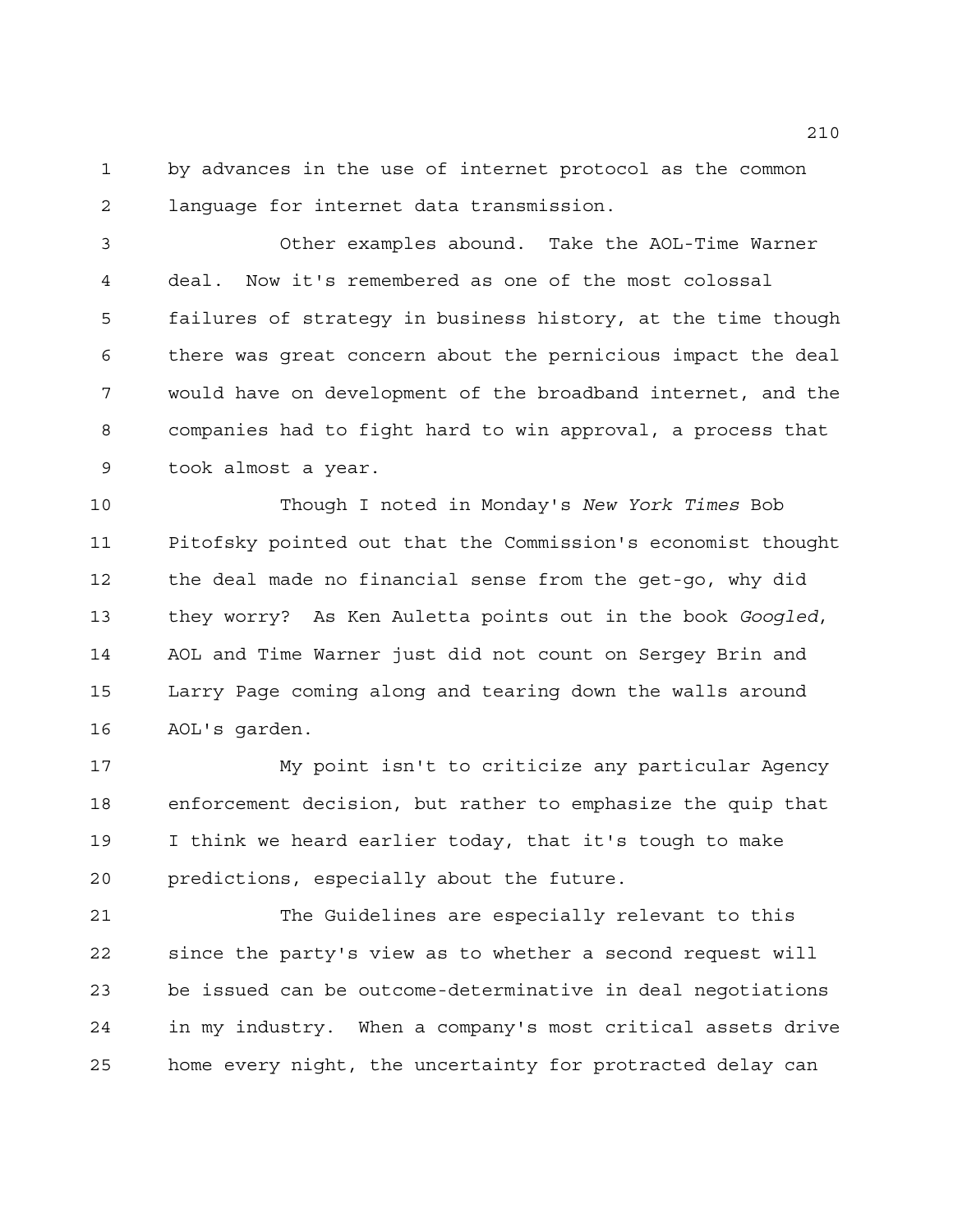by advances in the use of internet protocol as the common language for internet data transmission.

Other examples abound. Take the AOL-Time Warner deal. Now it's remembered as one of the most colossal failures of strategy in business history, at the time though there was great concern about the pernicious impact the deal would have on development of the broadband internet, and the companies had to fight hard to win approval, a process that took almost a year.

Though I noted in Monday's *New York Times* Bob Pitofsky pointed out that the Commission's economist thought the deal made no financial sense from the get-go, why did they worry? As Ken Auletta points out in the book *Googled*, AOL and Time Warner just did not count on Sergey Brin and Larry Page coming along and tearing down the walls around AOL's garden.

My point isn't to criticize any particular Agency enforcement decision, but rather to emphasize the quip that I think we heard earlier today, that it's tough to make predictions, especially about the future.

The Guidelines are especially relevant to this since the party's view as to whether a second request will be issued can be outcome-determinative in deal negotiations in my industry. When a company's most critical assets drive home every night, the uncertainty for protracted delay can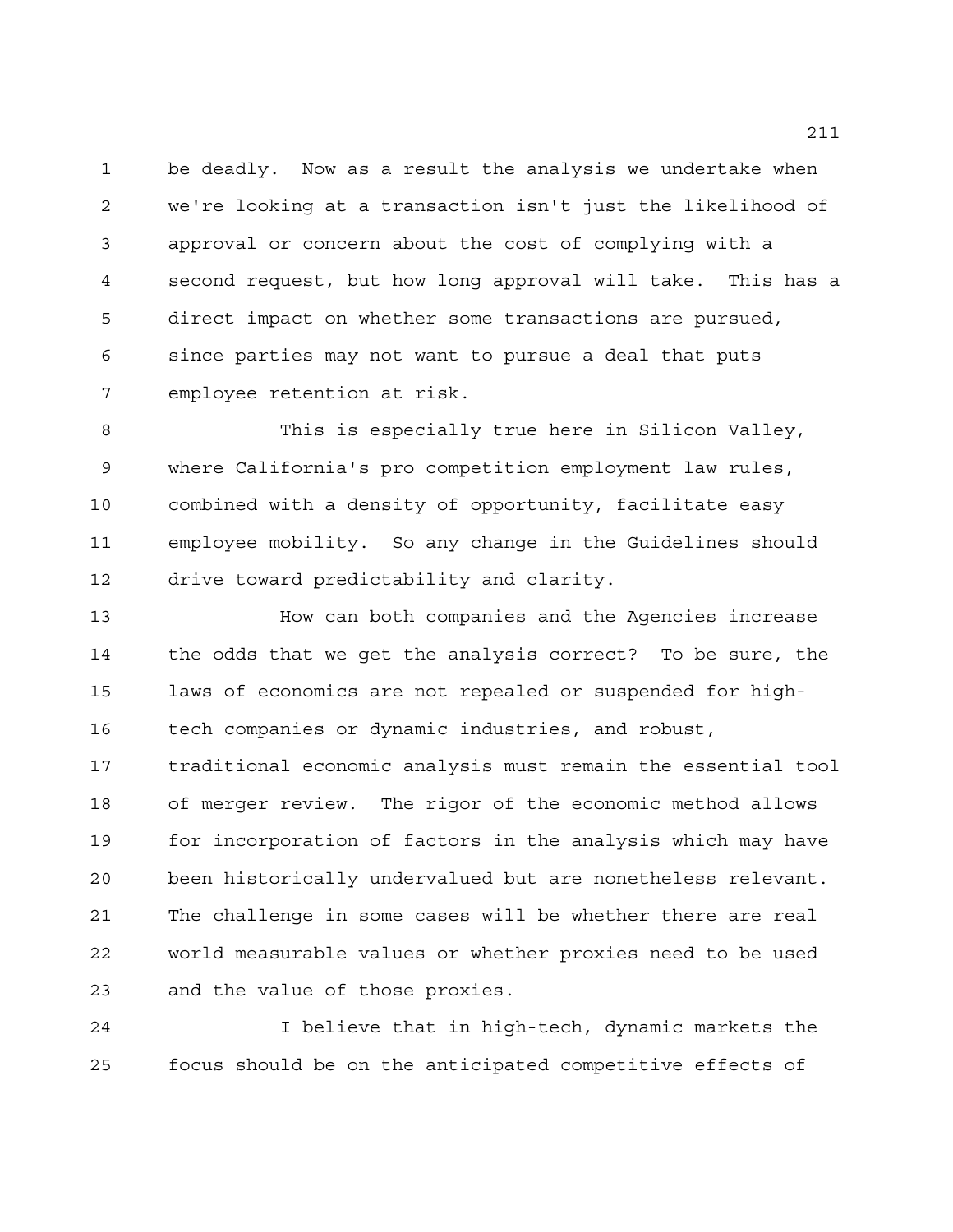be deadly. Now as a result the analysis we undertake when we're looking at a transaction isn't just the likelihood of approval or concern about the cost of complying with a second request, but how long approval will take. This has a direct impact on whether some transactions are pursued, since parties may not want to pursue a deal that puts employee retention at risk.

This is especially true here in Silicon Valley, where California's pro competition employment law rules, combined with a density of opportunity, facilitate easy employee mobility. So any change in the Guidelines should drive toward predictability and clarity.

How can both companies and the Agencies increase the odds that we get the analysis correct? To be sure, the laws of economics are not repealed or suspended for high-tech companies or dynamic industries, and robust, traditional economic analysis must remain the essential tool of merger review. The rigor of the economic method allows for incorporation of factors in the analysis which may have been historically undervalued but are nonetheless relevant. The challenge in some cases will be whether there are real world measurable values or whether proxies need to be used and the value of those proxies.

I believe that in high-tech, dynamic markets the focus should be on the anticipated competitive effects of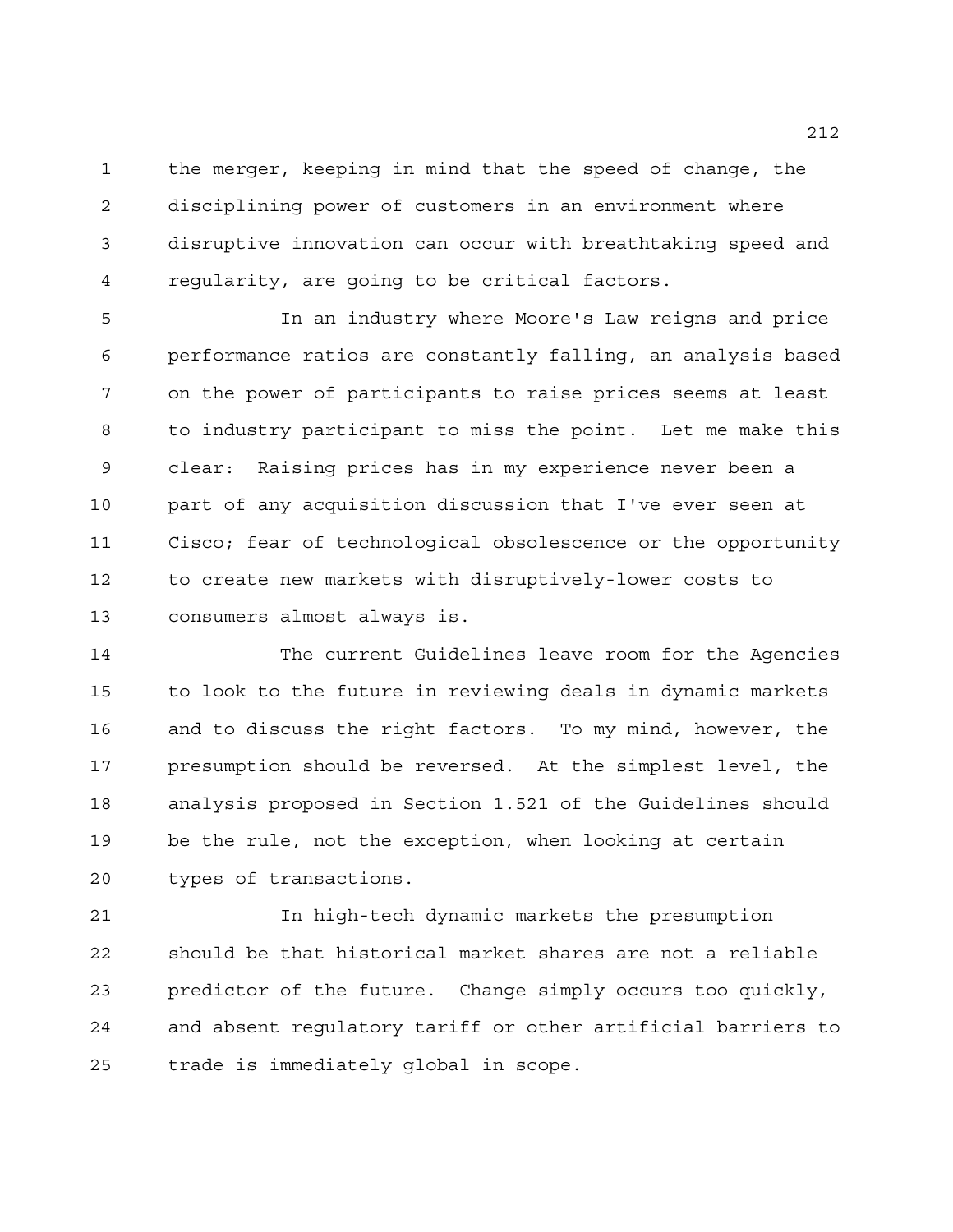the merger, keeping in mind that the speed of change, the disciplining power of customers in an environment where disruptive innovation can occur with breathtaking speed and regularity, are going to be critical factors.

In an industry where Moore's Law reigns and price performance ratios are constantly falling, an analysis based on the power of participants to raise prices seems at least to industry participant to miss the point. Let me make this clear: Raising prices has in my experience never been a part of any acquisition discussion that I've ever seen at Cisco; fear of technological obsolescence or the opportunity to create new markets with disruptively-lower costs to consumers almost always is.

The current Guidelines leave room for the Agencies to look to the future in reviewing deals in dynamic markets and to discuss the right factors. To my mind, however, the presumption should be reversed. At the simplest level, the analysis proposed in Section 1.521 of the Guidelines should be the rule, not the exception, when looking at certain types of transactions.

In high-tech dynamic markets the presumption should be that historical market shares are not a reliable predictor of the future. Change simply occurs too quickly, and absent regulatory tariff or other artificial barriers to trade is immediately global in scope.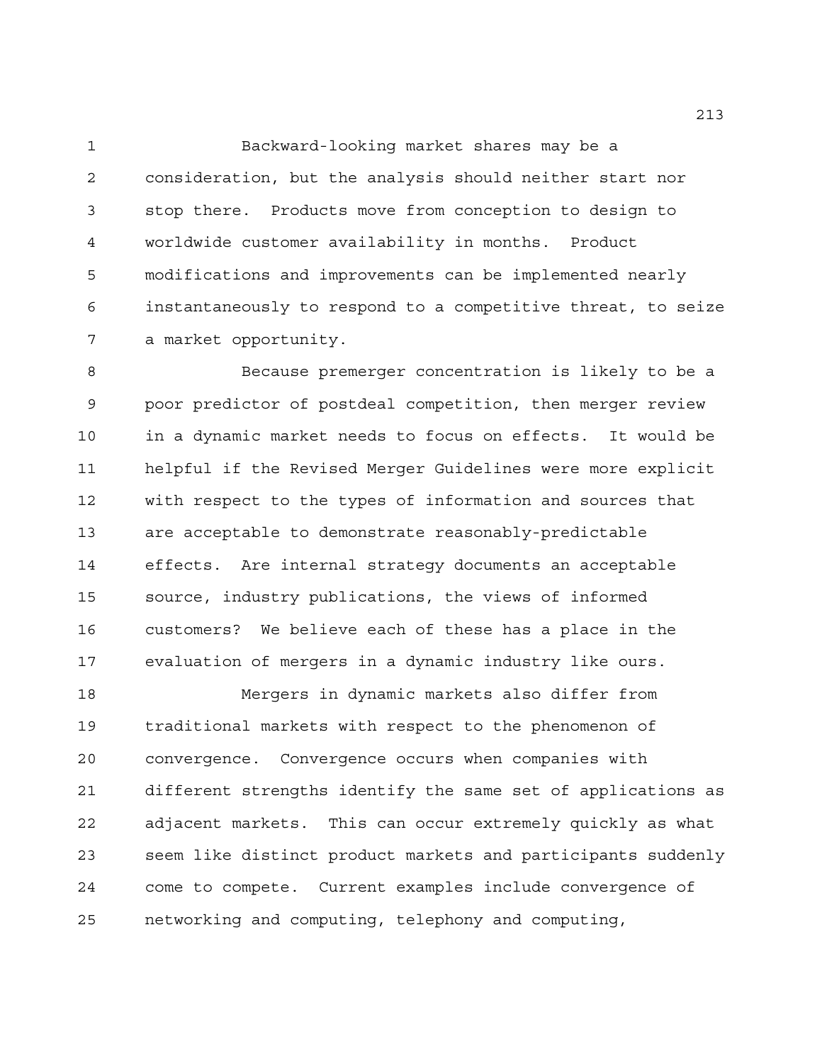Backward-looking market shares may be a consideration, but the analysis should neither start nor stop there. Products move from conception to design to worldwide customer availability in months. Product modifications and improvements can be implemented nearly instantaneously to respond to a competitive threat, to seize a market opportunity.

Because premerger concentration is likely to be a poor predictor of postdeal competition, then merger review in a dynamic market needs to focus on effects. It would be helpful if the Revised Merger Guidelines were more explicit with respect to the types of information and sources that are acceptable to demonstrate reasonably-predictable effects. Are internal strategy documents an acceptable source, industry publications, the views of informed customers? We believe each of these has a place in the evaluation of mergers in a dynamic industry like ours.

Mergers in dynamic markets also differ from traditional markets with respect to the phenomenon of convergence. Convergence occurs when companies with different strengths identify the same set of applications as adjacent markets. This can occur extremely quickly as what seem like distinct product markets and participants suddenly come to compete. Current examples include convergence of networking and computing, telephony and computing,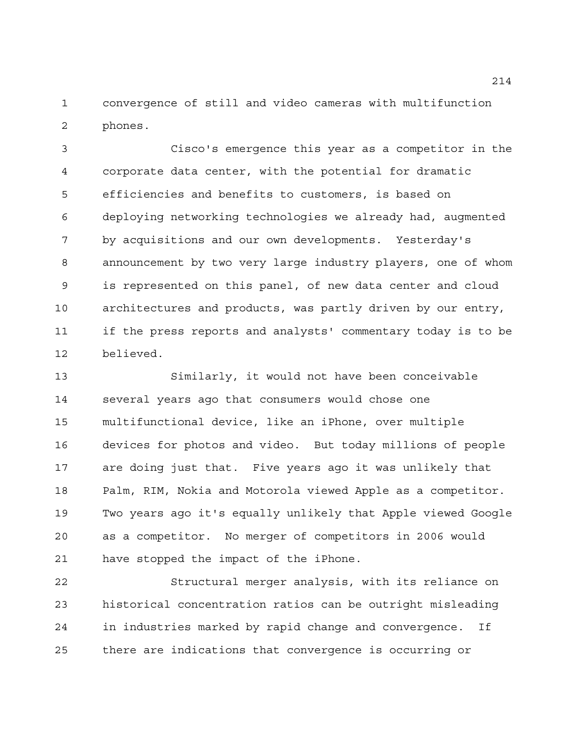convergence of still and video cameras with multifunction phones.

Cisco's emergence this year as a competitor in the corporate data center, with the potential for dramatic efficiencies and benefits to customers, is based on deploying networking technologies we already had, augmented by acquisitions and our own developments. Yesterday's announcement by two very large industry players, one of whom is represented on this panel, of new data center and cloud architectures and products, was partly driven by our entry, if the press reports and analysts' commentary today is to be believed.

Similarly, it would not have been conceivable several years ago that consumers would chose one multifunctional device, like an iPhone, over multiple devices for photos and video. But today millions of people are doing just that. Five years ago it was unlikely that Palm, RIM, Nokia and Motorola viewed Apple as a competitor. Two years ago it's equally unlikely that Apple viewed Google as a competitor. No merger of competitors in 2006 would have stopped the impact of the iPhone.

Structural merger analysis, with its reliance on historical concentration ratios can be outright misleading in industries marked by rapid change and convergence. If there are indications that convergence is occurring or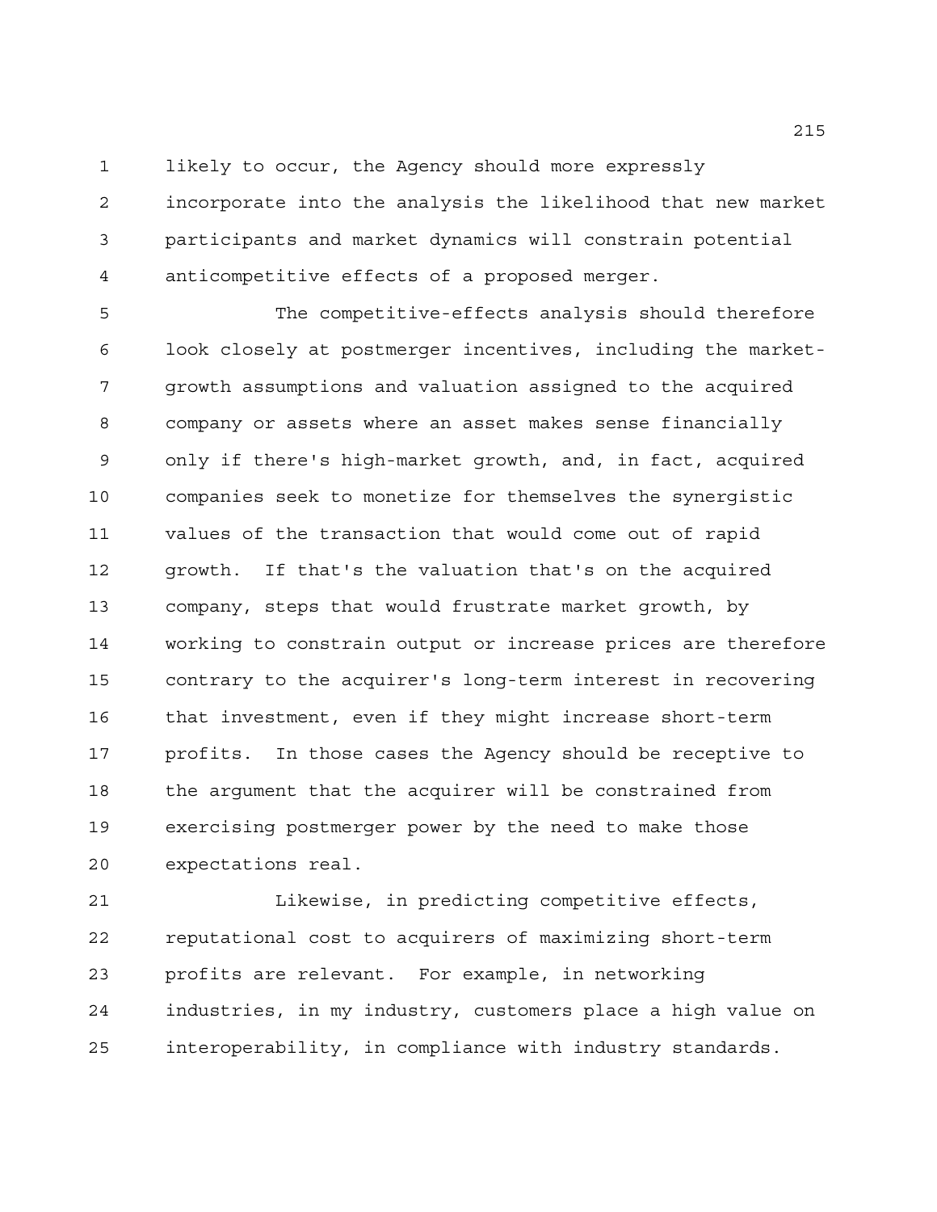likely to occur, the Agency should more expressly incorporate into the analysis the likelihood that new market participants and market dynamics will constrain potential anticompetitive effects of a proposed merger.

The competitive-effects analysis should therefore look closely at postmerger incentives, including the market-growth assumptions and valuation assigned to the acquired company or assets where an asset makes sense financially only if there's high-market growth, and, in fact, acquired companies seek to monetize for themselves the synergistic values of the transaction that would come out of rapid growth. If that's the valuation that's on the acquired company, steps that would frustrate market growth, by working to constrain output or increase prices are therefore contrary to the acquirer's long-term interest in recovering that investment, even if they might increase short-term profits. In those cases the Agency should be receptive to the argument that the acquirer will be constrained from exercising postmerger power by the need to make those expectations real.

Likewise, in predicting competitive effects, reputational cost to acquirers of maximizing short-term profits are relevant. For example, in networking industries, in my industry, customers place a high value on interoperability, in compliance with industry standards.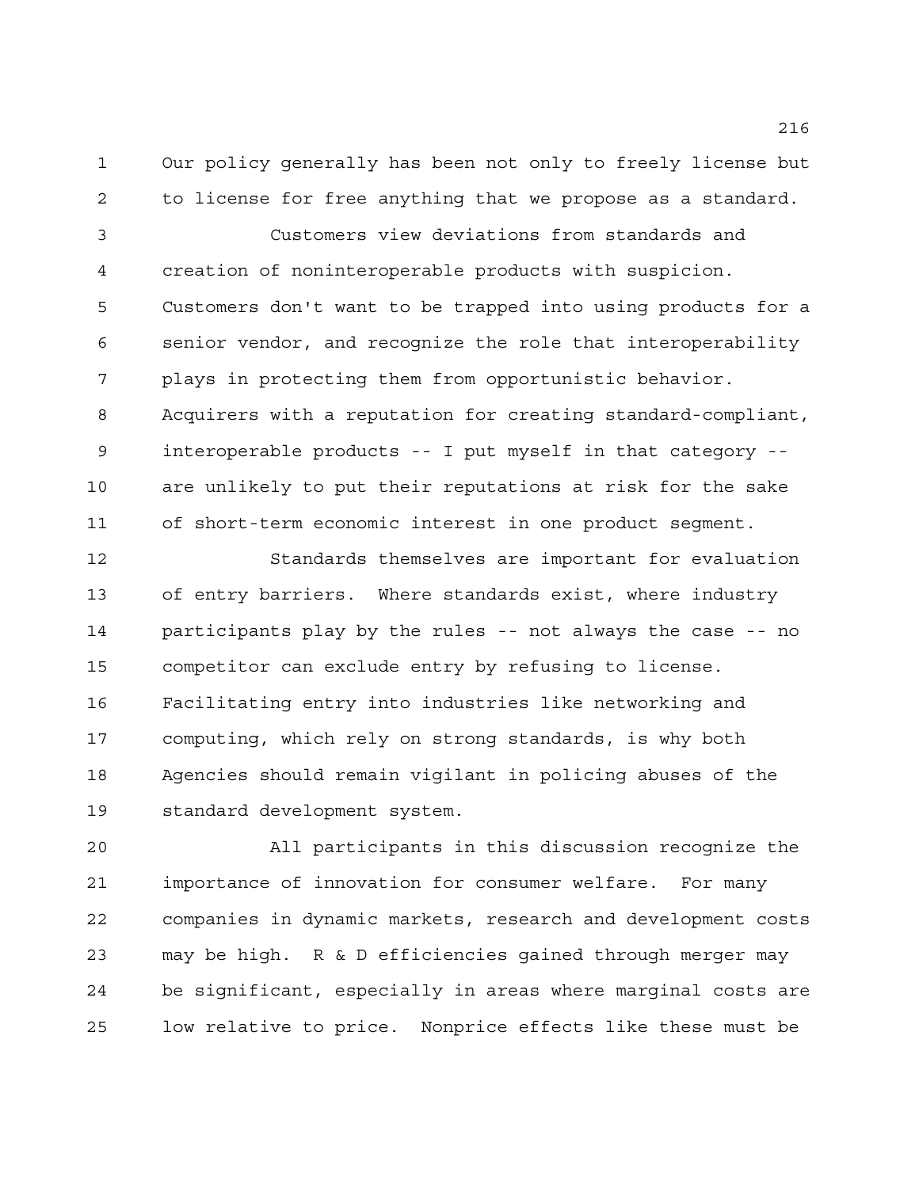Our policy generally has been not only to freely license but to license for free anything that we propose as a standard.

Customers view deviations from standards and creation of noninteroperable products with suspicion. Customers don't want to be trapped into using products for a senior vendor, and recognize the role that interoperability plays in protecting them from opportunistic behavior. Acquirers with a reputation for creating standard-compliant, interoperable products -- I put myself in that category -- are unlikely to put their reputations at risk for the sake of short-term economic interest in one product segment.

Standards themselves are important for evaluation of entry barriers. Where standards exist, where industry participants play by the rules -- not always the case -- no competitor can exclude entry by refusing to license. Facilitating entry into industries like networking and computing, which rely on strong standards, is why both Agencies should remain vigilant in policing abuses of the standard development system.

All participants in this discussion recognize the importance of innovation for consumer welfare. For many companies in dynamic markets, research and development costs may be high. R & D efficiencies gained through merger may be significant, especially in areas where marginal costs are low relative to price. Nonprice effects like these must be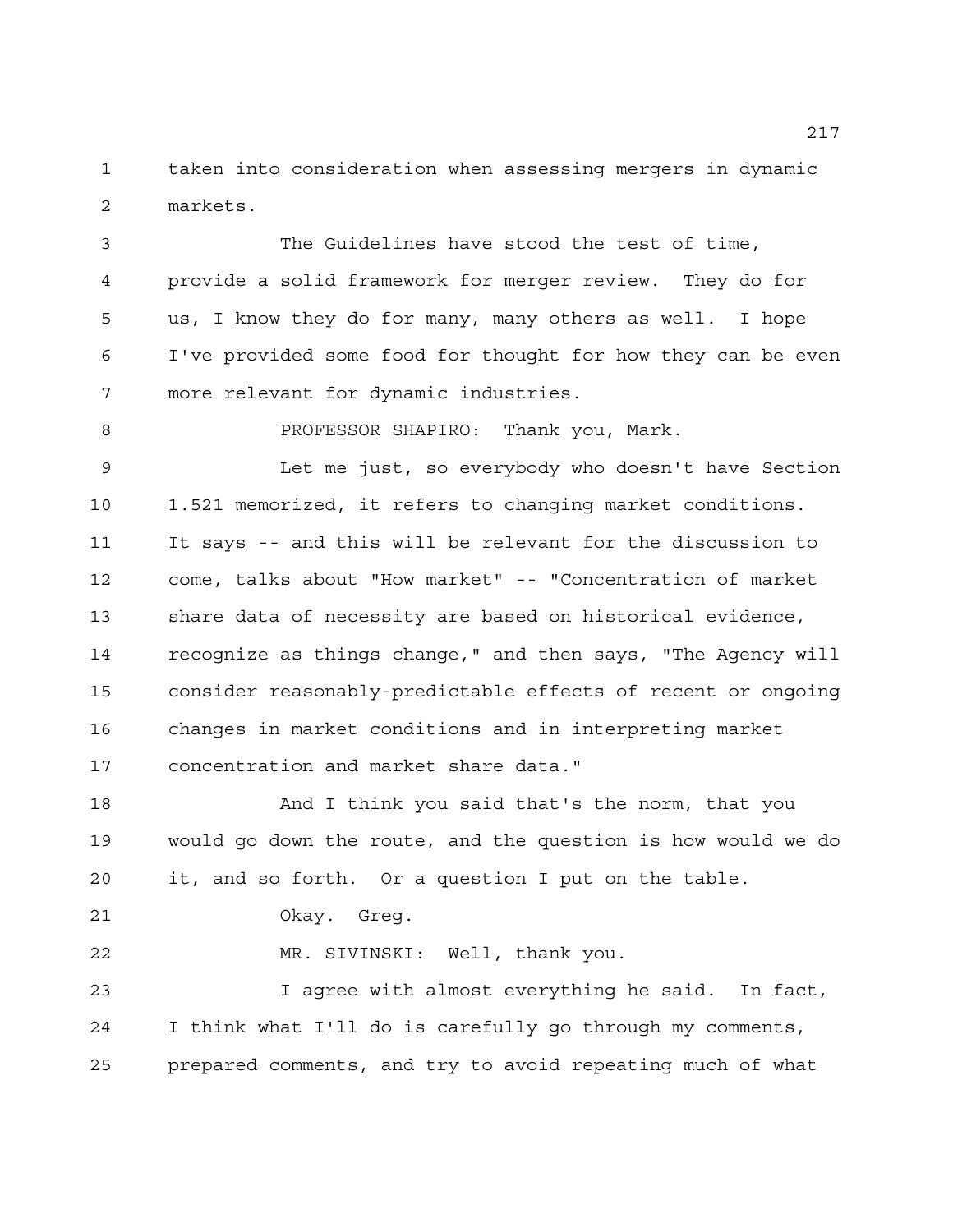taken into consideration when assessing mergers in dynamic markets.

The Guidelines have stood the test of time, provide a solid framework for merger review. They do for us, I know they do for many, many others as well. I hope I've provided some food for thought for how they can be even more relevant for dynamic industries.

PROFESSOR SHAPIRO: Thank you, Mark.

Let me just, so everybody who doesn't have Section 1.521 memorized, it refers to changing market conditions. It says -- and this will be relevant for the discussion to come, talks about "How market" -- "Concentration of market share data of necessity are based on historical evidence, recognize as things change," and then says, "The Agency will consider reasonably-predictable effects of recent or ongoing changes in market conditions and in interpreting market concentration and market share data."

And I think you said that's the norm, that you would go down the route, and the question is how would we do it, and so forth. Or a question I put on the table.

Okay. Greg.

MR. SIVINSKI: Well, thank you.

I agree with almost everything he said. In fact, I think what I'll do is carefully go through my comments, prepared comments, and try to avoid repeating much of what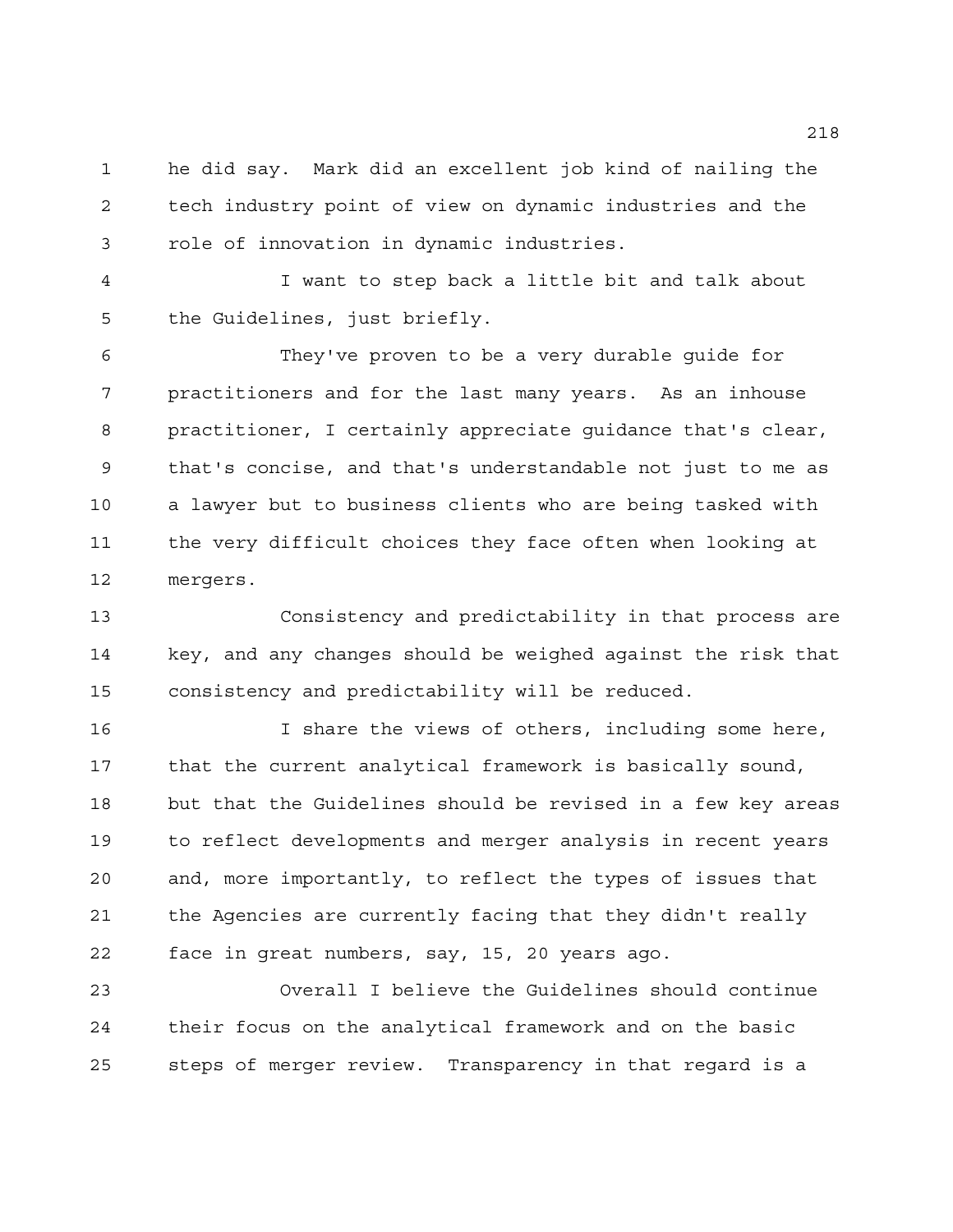he did say. Mark did an excellent job kind of nailing the tech industry point of view on dynamic industries and the role of innovation in dynamic industries.

I want to step back a little bit and talk about the Guidelines, just briefly.

They've proven to be a very durable guide for practitioners and for the last many years. As an inhouse practitioner, I certainly appreciate guidance that's clear, that's concise, and that's understandable not just to me as a lawyer but to business clients who are being tasked with the very difficult choices they face often when looking at mergers.

Consistency and predictability in that process are key, and any changes should be weighed against the risk that consistency and predictability will be reduced.

I share the views of others, including some here, that the current analytical framework is basically sound, but that the Guidelines should be revised in a few key areas to reflect developments and merger analysis in recent years and, more importantly, to reflect the types of issues that the Agencies are currently facing that they didn't really face in great numbers, say, 15, 20 years ago.

Overall I believe the Guidelines should continue their focus on the analytical framework and on the basic steps of merger review. Transparency in that regard is a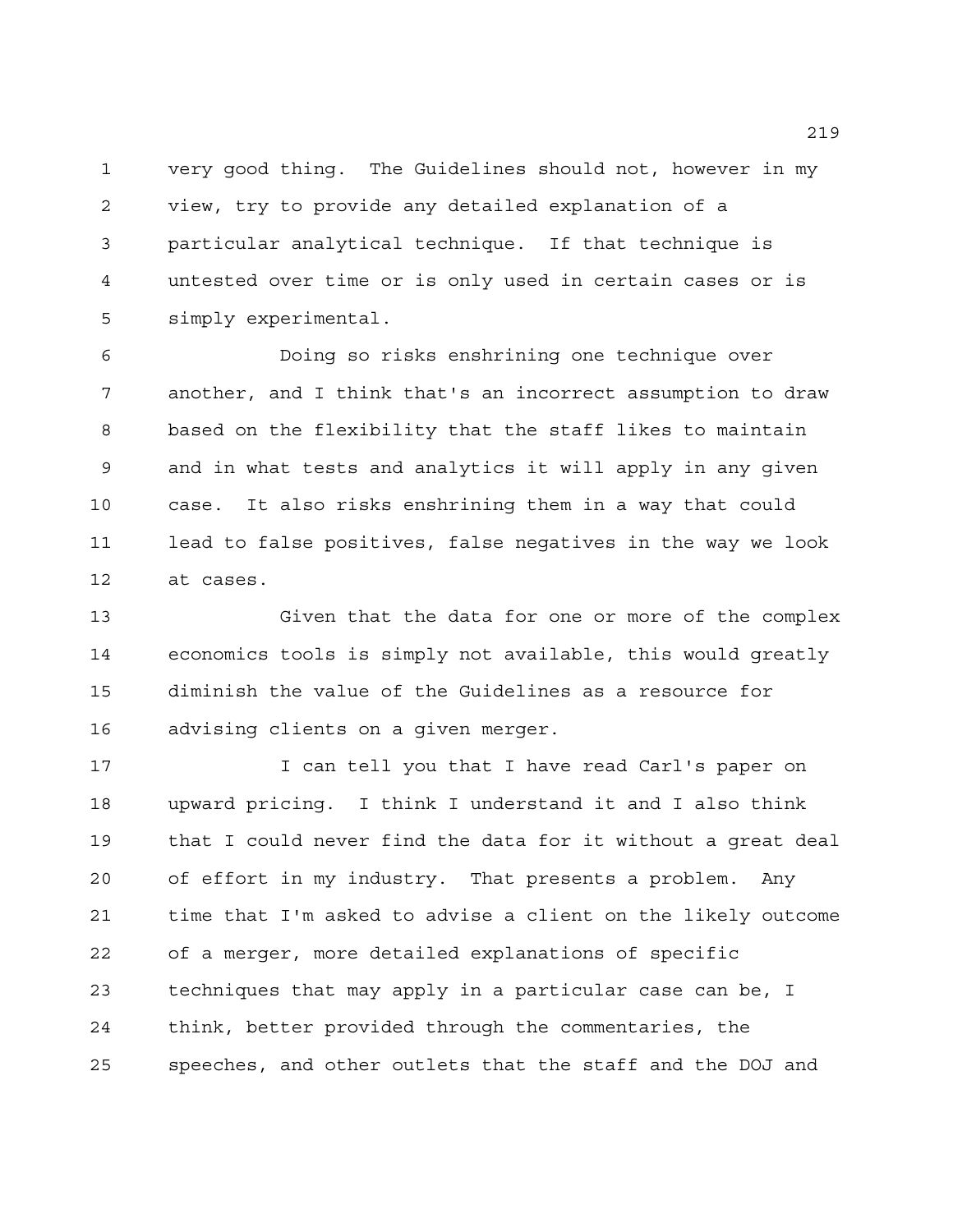very good thing. The Guidelines should not, however in my view, try to provide any detailed explanation of a particular analytical technique. If that technique is untested over time or is only used in certain cases or is simply experimental.

Doing so risks enshrining one technique over another, and I think that's an incorrect assumption to draw based on the flexibility that the staff likes to maintain and in what tests and analytics it will apply in any given case. It also risks enshrining them in a way that could lead to false positives, false negatives in the way we look at cases.

Given that the data for one or more of the complex economics tools is simply not available, this would greatly diminish the value of the Guidelines as a resource for advising clients on a given merger.

I can tell you that I have read Carl's paper on upward pricing. I think I understand it and I also think that I could never find the data for it without a great deal of effort in my industry. That presents a problem. Any time that I'm asked to advise a client on the likely outcome of a merger, more detailed explanations of specific techniques that may apply in a particular case can be, I think, better provided through the commentaries, the speeches, and other outlets that the staff and the DOJ and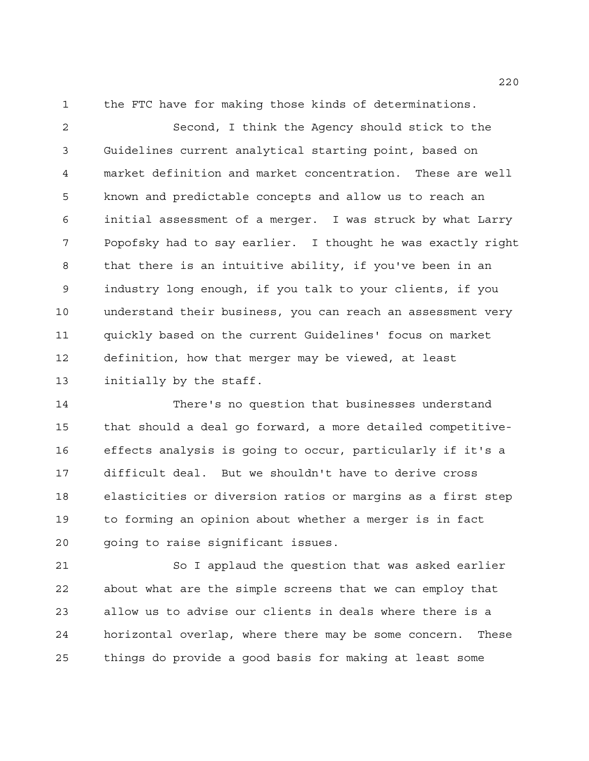the FTC have for making those kinds of determinations.

Second, I think the Agency should stick to the Guidelines current analytical starting point, based on market definition and market concentration. These are well known and predictable concepts and allow us to reach an initial assessment of a merger. I was struck by what Larry Popofsky had to say earlier. I thought he was exactly right that there is an intuitive ability, if you've been in an industry long enough, if you talk to your clients, if you understand their business, you can reach an assessment very quickly based on the current Guidelines' focus on market definition, how that merger may be viewed, at least initially by the staff.

There's no question that businesses understand that should a deal go forward, a more detailed competitive-effects analysis is going to occur, particularly if it's a difficult deal. But we shouldn't have to derive cross elasticities or diversion ratios or margins as a first step to forming an opinion about whether a merger is in fact going to raise significant issues.

So I applaud the question that was asked earlier about what are the simple screens that we can employ that allow us to advise our clients in deals where there is a horizontal overlap, where there may be some concern. These things do provide a good basis for making at least some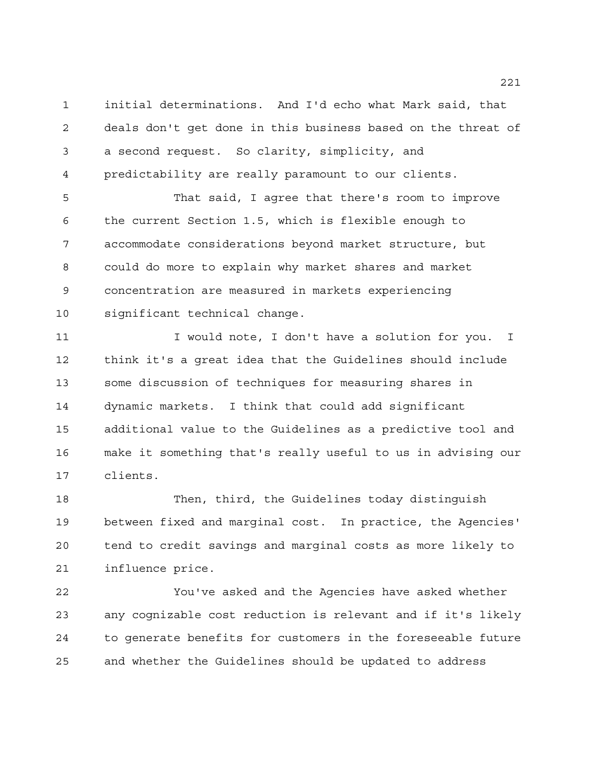initial determinations. And I'd echo what Mark said, that deals don't get done in this business based on the threat of a second request. So clarity, simplicity, and predictability are really paramount to our clients.

That said, I agree that there's room to improve the current Section 1.5, which is flexible enough to accommodate considerations beyond market structure, but could do more to explain why market shares and market concentration are measured in markets experiencing significant technical change.

I would note, I don't have a solution for you. I think it's a great idea that the Guidelines should include some discussion of techniques for measuring shares in dynamic markets. I think that could add significant additional value to the Guidelines as a predictive tool and make it something that's really useful to us in advising our clients.

Then, third, the Guidelines today distinguish between fixed and marginal cost. In practice, the Agencies' tend to credit savings and marginal costs as more likely to influence price.

You've asked and the Agencies have asked whether any cognizable cost reduction is relevant and if it's likely to generate benefits for customers in the foreseeable future and whether the Guidelines should be updated to address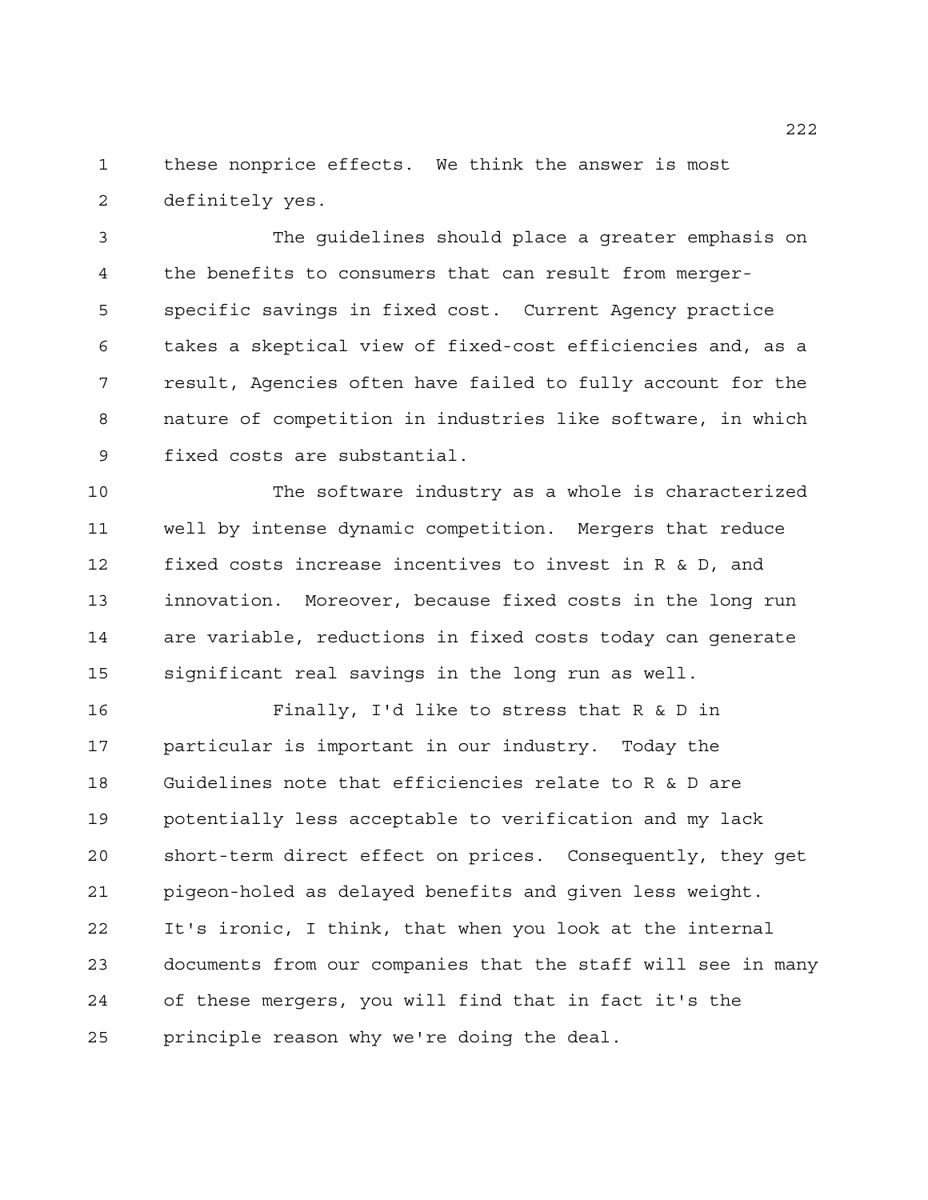these nonprice effects. We think the answer is most definitely yes.

The guidelines should place a greater emphasis on the benefits to consumers that can result from merger-specific savings in fixed cost. Current Agency practice takes a skeptical view of fixed-cost efficiencies and, as a result, Agencies often have failed to fully account for the nature of competition in industries like software, in which fixed costs are substantial.

The software industry as a whole is characterized well by intense dynamic competition. Mergers that reduce fixed costs increase incentives to invest in R & D, and innovation. Moreover, because fixed costs in the long run are variable, reductions in fixed costs today can generate significant real savings in the long run as well.

Finally, I'd like to stress that R & D in particular is important in our industry. Today the Guidelines note that efficiencies relate to R & D are potentially less acceptable to verification and my lack short-term direct effect on prices. Consequently, they get pigeon-holed as delayed benefits and given less weight. It's ironic, I think, that when you look at the internal documents from our companies that the staff will see in many of these mergers, you will find that in fact it's the principle reason why we're doing the deal.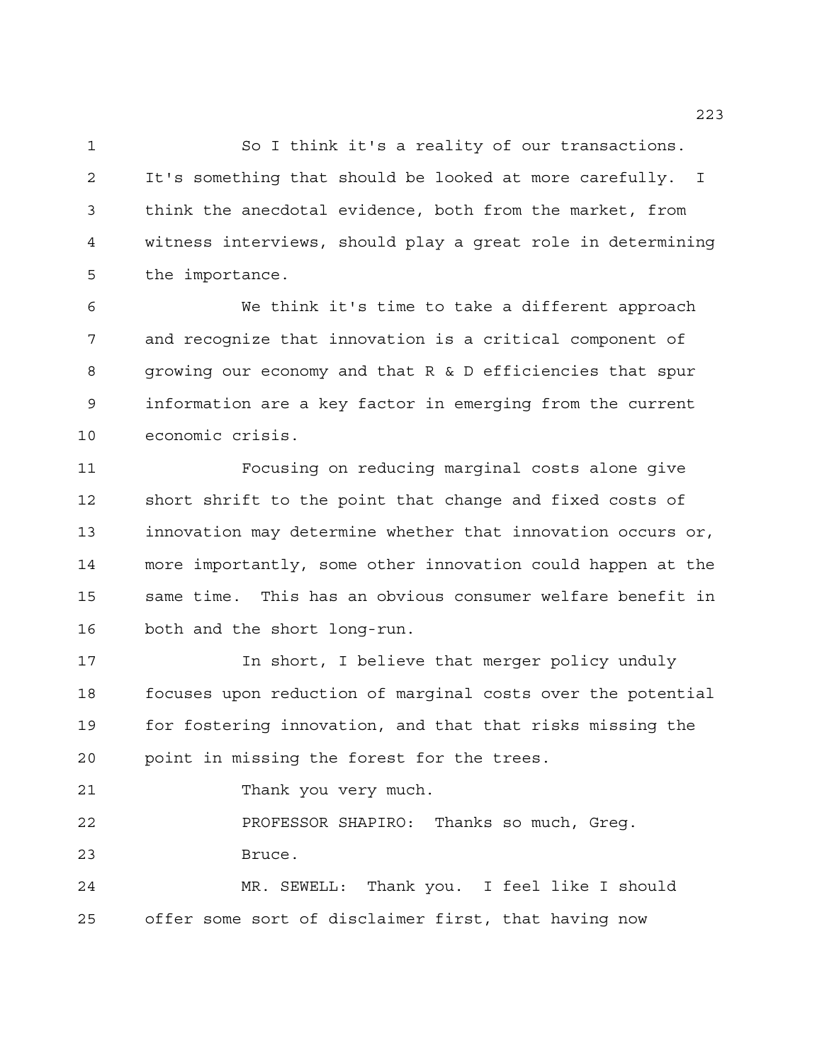So I think it's a reality of our transactions. It's something that should be looked at more carefully. I think the anecdotal evidence, both from the market, from witness interviews, should play a great role in determining the importance.

We think it's time to take a different approach and recognize that innovation is a critical component of growing our economy and that R & D efficiencies that spur information are a key factor in emerging from the current economic crisis.

Focusing on reducing marginal costs alone give short shrift to the point that change and fixed costs of innovation may determine whether that innovation occurs or, more importantly, some other innovation could happen at the same time. This has an obvious consumer welfare benefit in both and the short long-run.

In short, I believe that merger policy unduly focuses upon reduction of marginal costs over the potential for fostering innovation, and that that risks missing the point in missing the forest for the trees.

Thank you very much.

PROFESSOR SHAPIRO: Thanks so much, Greg.

Bruce.

MR. SEWELL: Thank you. I feel like I should offer some sort of disclaimer first, that having now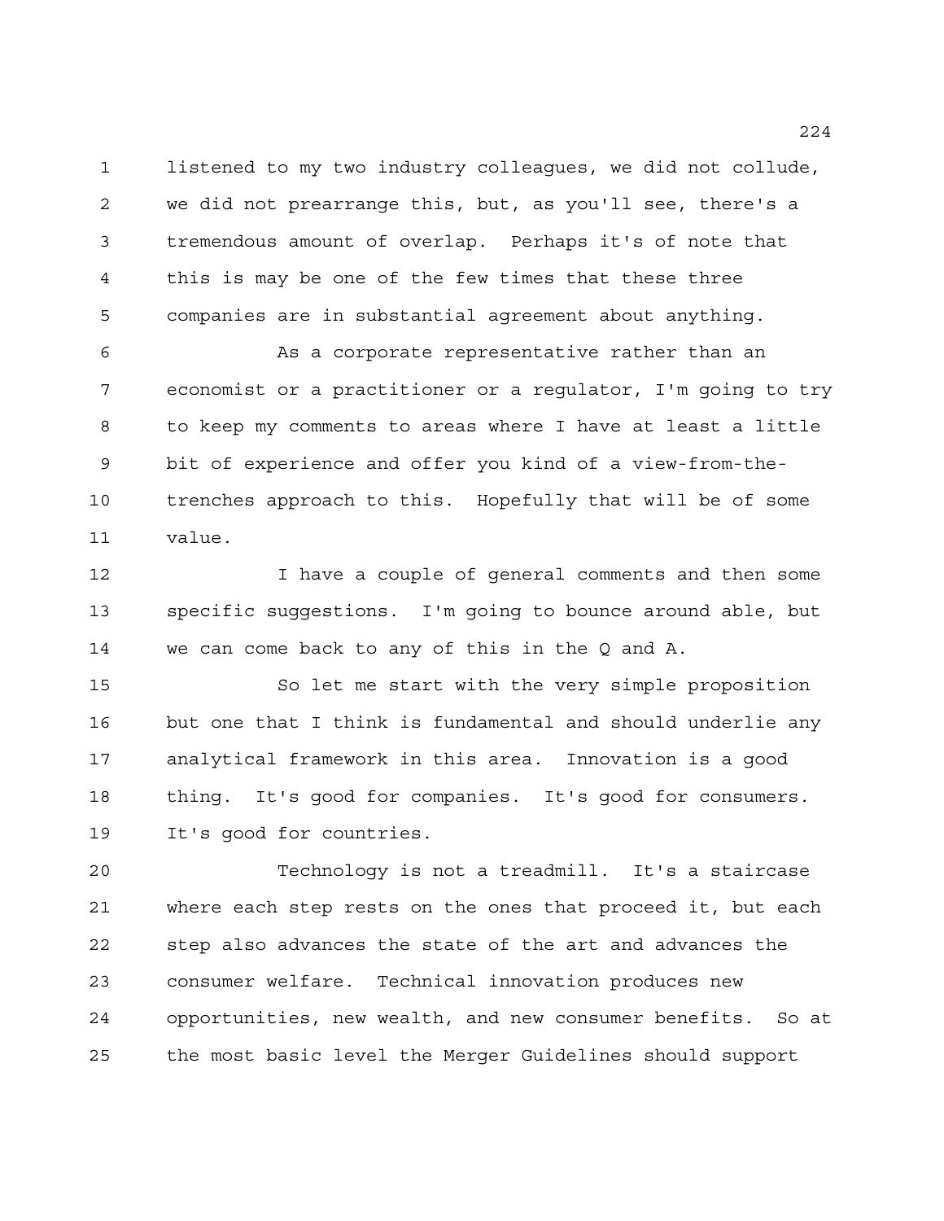listened to my two industry colleagues, we did not collude, we did not prearrange this, but, as you'll see, there's a tremendous amount of overlap. Perhaps it's of note that this is may be one of the few times that these three companies are in substantial agreement about anything.

As a corporate representative rather than an economist or a practitioner or a regulator, I'm going to try to keep my comments to areas where I have at least a little bit of experience and offer you kind of a view-from-the-trenches approach to this. Hopefully that will be of some value.

I have a couple of general comments and then some specific suggestions. I'm going to bounce around able, but we can come back to any of this in the Q and A.

So let me start with the very simple proposition but one that I think is fundamental and should underlie any analytical framework in this area. Innovation is a good thing. It's good for companies. It's good for consumers. It's good for countries.

Technology is not a treadmill. It's a staircase where each step rests on the ones that proceed it, but each step also advances the state of the art and advances the consumer welfare. Technical innovation produces new opportunities, new wealth, and new consumer benefits. So at the most basic level the Merger Guidelines should support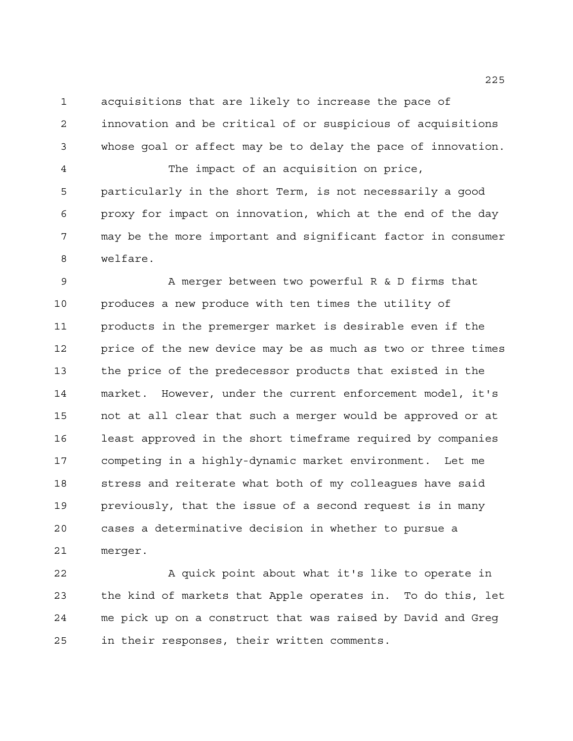acquisitions that are likely to increase the pace of innovation and be critical of or suspicious of acquisitions whose goal or affect may be to delay the pace of innovation.

The impact of an acquisition on price, particularly in the short Term, is not necessarily a good proxy for impact on innovation, which at the end of the day may be the more important and significant factor in consumer welfare.

A merger between two powerful R & D firms that produces a new produce with ten times the utility of products in the premerger market is desirable even if the price of the new device may be as much as two or three times the price of the predecessor products that existed in the market. However, under the current enforcement model, it's not at all clear that such a merger would be approved or at least approved in the short timeframe required by companies competing in a highly-dynamic market environment. Let me stress and reiterate what both of my colleagues have said previously, that the issue of a second request is in many cases a determinative decision in whether to pursue a merger.

A quick point about what it's like to operate in the kind of markets that Apple operates in. To do this, let me pick up on a construct that was raised by David and Greg in their responses, their written comments.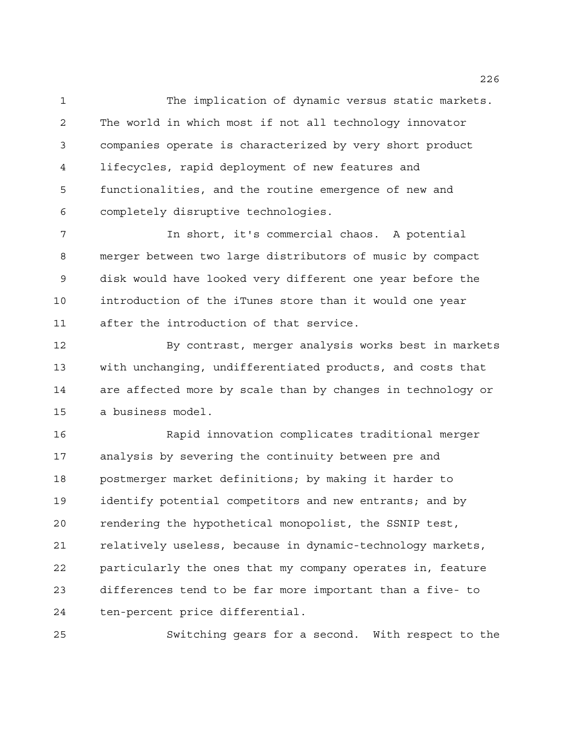The implication of dynamic versus static markets. The world in which most if not all technology innovator companies operate is characterized by very short product lifecycles, rapid deployment of new features and functionalities, and the routine emergence of new and completely disruptive technologies.

In short, it's commercial chaos. A potential merger between two large distributors of music by compact disk would have looked very different one year before the introduction of the iTunes store than it would one year after the introduction of that service.

By contrast, merger analysis works best in markets with unchanging, undifferentiated products, and costs that are affected more by scale than by changes in technology or a business model.

Rapid innovation complicates traditional merger analysis by severing the continuity between pre and postmerger market definitions; by making it harder to identify potential competitors and new entrants; and by rendering the hypothetical monopolist, the SSNIP test, relatively useless, because in dynamic-technology markets, particularly the ones that my company operates in, feature differences tend to be far more important than a five- to ten-percent price differential.

Switching gears for a second. With respect to the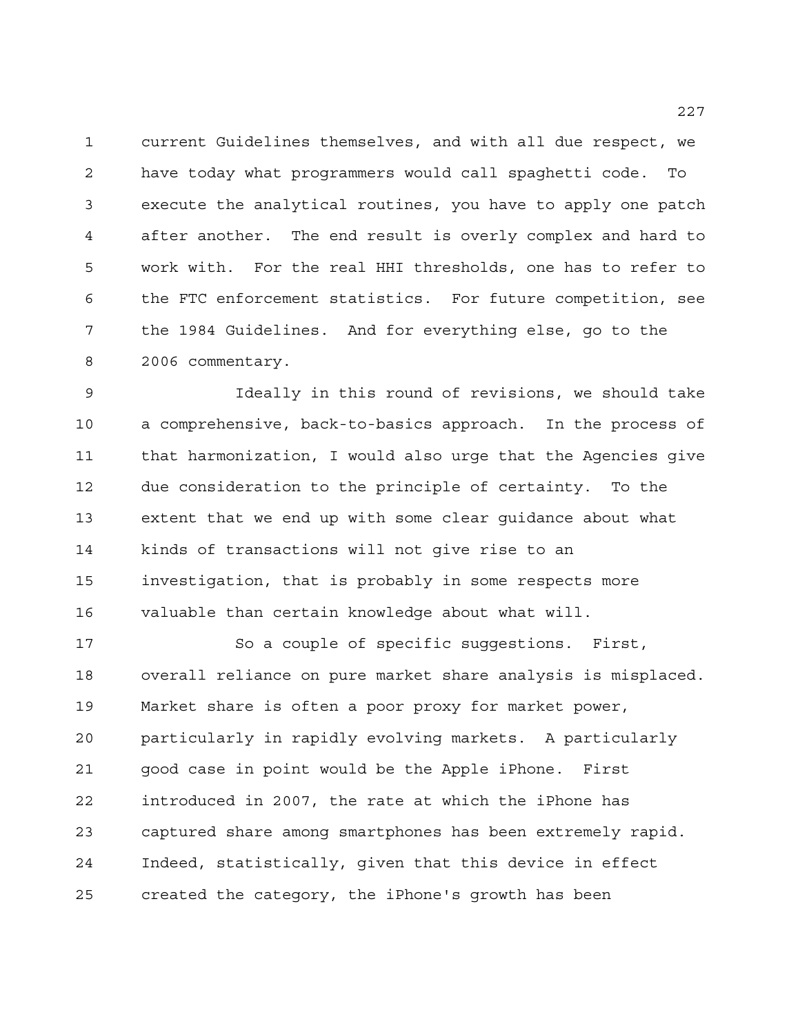current Guidelines themselves, and with all due respect, we have today what programmers would call spaghetti code. To execute the analytical routines, you have to apply one patch after another. The end result is overly complex and hard to work with. For the real HHI thresholds, one has to refer to the FTC enforcement statistics. For future competition, see the 1984 Guidelines. And for everything else, go to the 2006 commentary.

Ideally in this round of revisions, we should take a comprehensive, back-to-basics approach. In the process of that harmonization, I would also urge that the Agencies give due consideration to the principle of certainty. To the extent that we end up with some clear guidance about what kinds of transactions will not give rise to an investigation, that is probably in some respects more valuable than certain knowledge about what will.

So a couple of specific suggestions. First, overall reliance on pure market share analysis is misplaced. Market share is often a poor proxy for market power, particularly in rapidly evolving markets. A particularly good case in point would be the Apple iPhone. First introduced in 2007, the rate at which the iPhone has captured share among smartphones has been extremely rapid. Indeed, statistically, given that this device in effect created the category, the iPhone's growth has been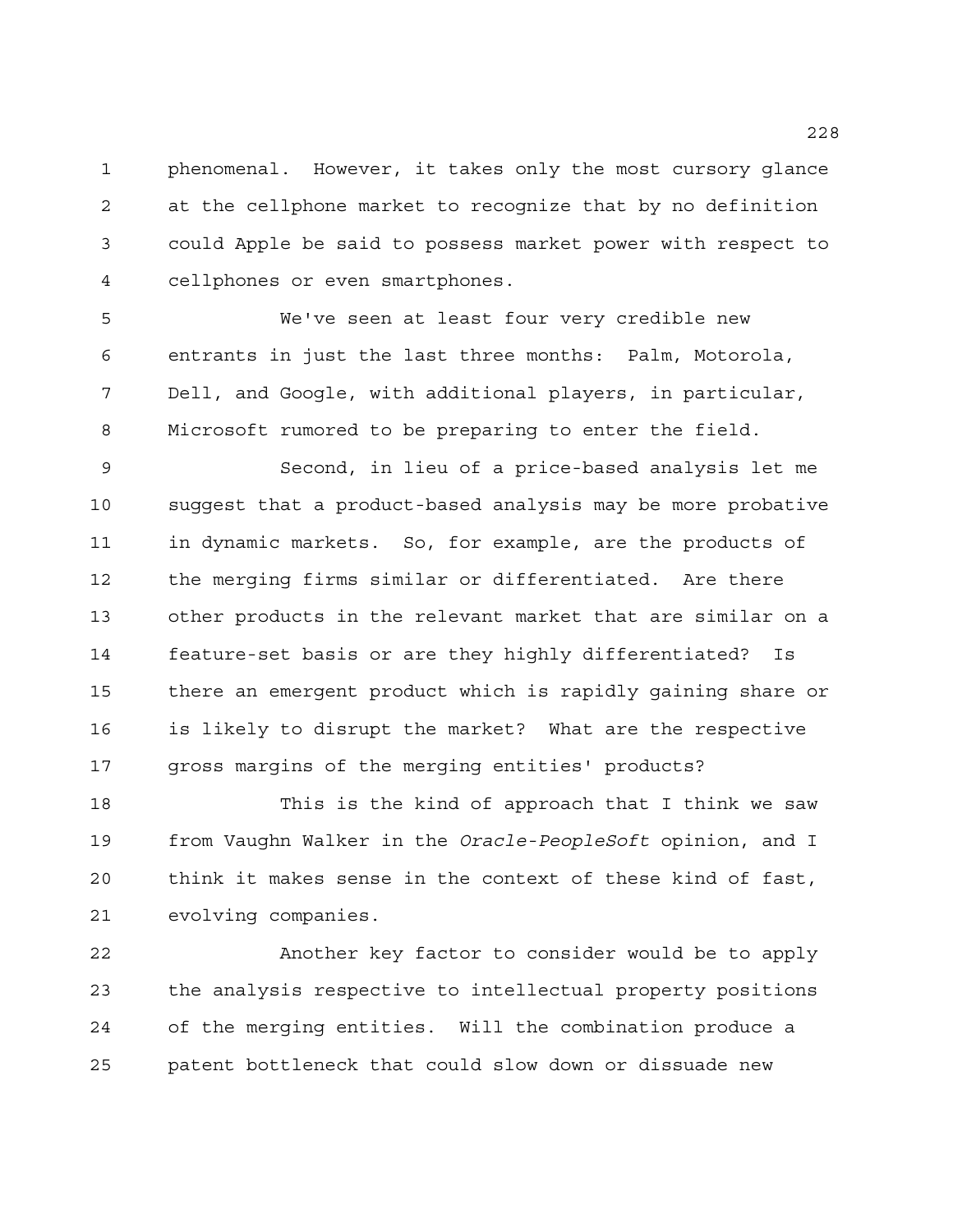phenomenal. However, it takes only the most cursory glance at the cellphone market to recognize that by no definition could Apple be said to possess market power with respect to cellphones or even smartphones.

We've seen at least four very credible new entrants in just the last three months: Palm, Motorola, Dell, and Google, with additional players, in particular, Microsoft rumored to be preparing to enter the field.

Second, in lieu of a price-based analysis let me suggest that a product-based analysis may be more probative in dynamic markets. So, for example, are the products of the merging firms similar or differentiated. Are there other products in the relevant market that are similar on a feature-set basis or are they highly differentiated? Is there an emergent product which is rapidly gaining share or is likely to disrupt the market? What are the respective gross margins of the merging entities' products?

This is the kind of approach that I think we saw from Vaughn Walker in the *Oracle-PeopleSoft* opinion, and I think it makes sense in the context of these kind of fast, evolving companies.

Another key factor to consider would be to apply the analysis respective to intellectual property positions of the merging entities. Will the combination produce a patent bottleneck that could slow down or dissuade new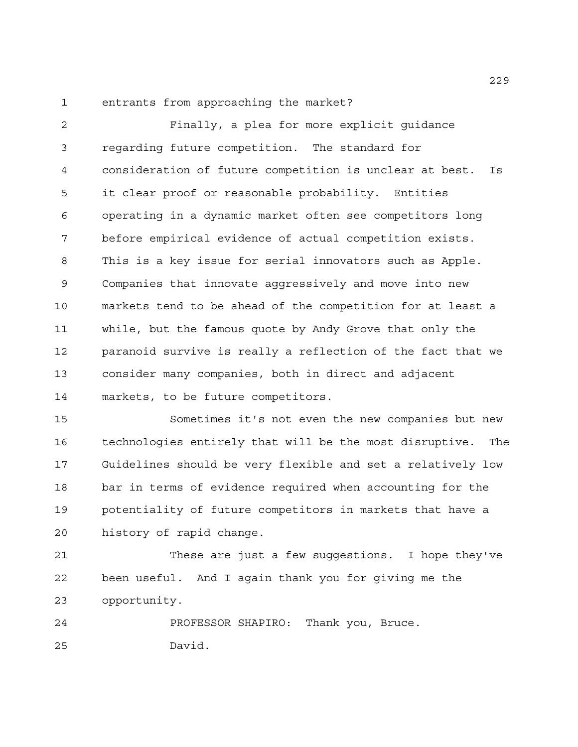entrants from approaching the market?

Finally, a plea for more explicit guidance regarding future competition. The standard for consideration of future competition is unclear at best. Is it clear proof or reasonable probability. Entities operating in a dynamic market often see competitors long before empirical evidence of actual competition exists. This is a key issue for serial innovators such as Apple. Companies that innovate aggressively and move into new markets tend to be ahead of the competition for at least a while, but the famous quote by Andy Grove that only the paranoid survive is really a reflection of the fact that we consider many companies, both in direct and adjacent markets, to be future competitors.

Sometimes it's not even the new companies but new technologies entirely that will be the most disruptive. The Guidelines should be very flexible and set a relatively low bar in terms of evidence required when accounting for the potentiality of future competitors in markets that have a history of rapid change.

These are just a few suggestions. I hope they've been useful. And I again thank you for giving me the opportunity.

PROFESSOR SHAPIRO: Thank you, Bruce.

David.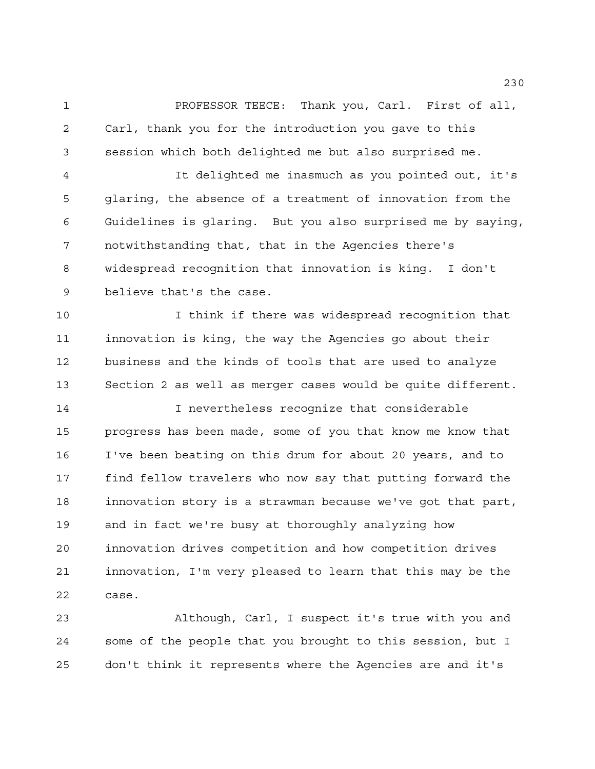PROFESSOR TEECE: Thank you, Carl. First of all, Carl, thank you for the introduction you gave to this session which both delighted me but also surprised me.

It delighted me inasmuch as you pointed out, it's glaring, the absence of a treatment of innovation from the Guidelines is glaring. But you also surprised me by saying, notwithstanding that, that in the Agencies there's widespread recognition that innovation is king. I don't believe that's the case.

I think if there was widespread recognition that innovation is king, the way the Agencies go about their business and the kinds of tools that are used to analyze Section 2 as well as merger cases would be quite different.

I nevertheless recognize that considerable progress has been made, some of you that know me know that I've been beating on this drum for about 20 years, and to find fellow travelers who now say that putting forward the innovation story is a strawman because we've got that part, and in fact we're busy at thoroughly analyzing how innovation drives competition and how competition drives innovation, I'm very pleased to learn that this may be the case.

Although, Carl, I suspect it's true with you and some of the people that you brought to this session, but I don't think it represents where the Agencies are and it's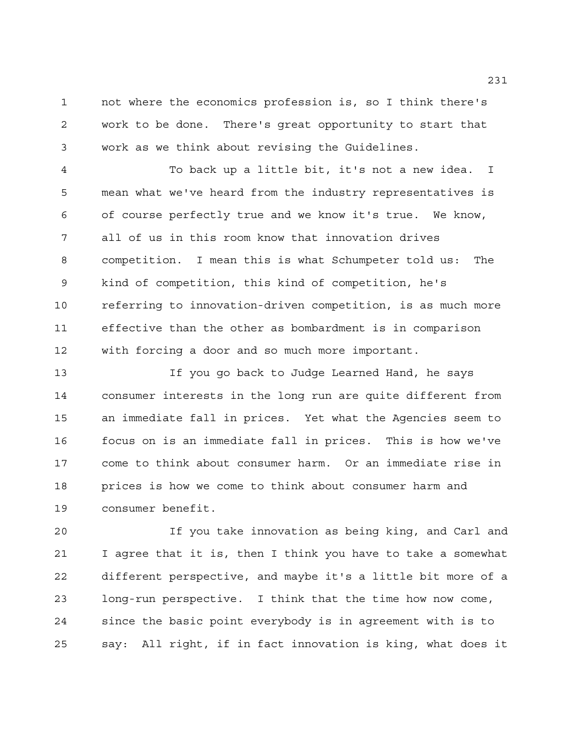not where the economics profession is, so I think there's work to be done. There's great opportunity to start that work as we think about revising the Guidelines.

To back up a little bit, it's not a new idea. I mean what we've heard from the industry representatives is of course perfectly true and we know it's true. We know, all of us in this room know that innovation drives competition. I mean this is what Schumpeter told us: The kind of competition, this kind of competition, he's referring to innovation-driven competition, is as much more effective than the other as bombardment is in comparison with forcing a door and so much more important.

If you go back to Judge Learned Hand, he says consumer interests in the long run are quite different from an immediate fall in prices. Yet what the Agencies seem to focus on is an immediate fall in prices. This is how we've come to think about consumer harm. Or an immediate rise in prices is how we come to think about consumer harm and consumer benefit.

If you take innovation as being king, and Carl and I agree that it is, then I think you have to take a somewhat different perspective, and maybe it's a little bit more of a long-run perspective. I think that the time how now come, since the basic point everybody is in agreement with is to say: All right, if in fact innovation is king, what does it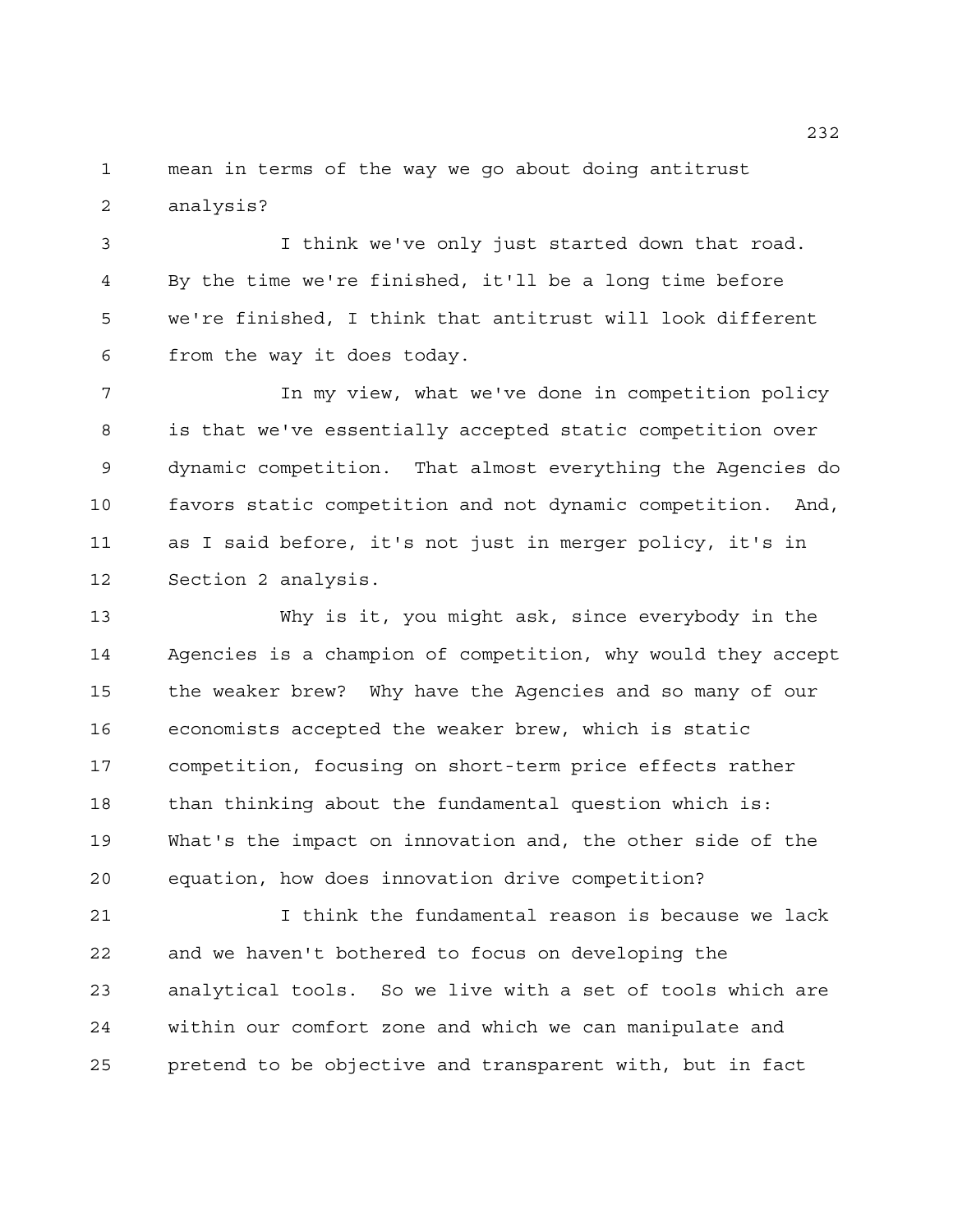mean in terms of the way we go about doing antitrust analysis?

I think we've only just started down that road. By the time we're finished, it'll be a long time before we're finished, I think that antitrust will look different from the way it does today.

In my view, what we've done in competition policy is that we've essentially accepted static competition over dynamic competition. That almost everything the Agencies do favors static competition and not dynamic competition. And, as I said before, it's not just in merger policy, it's in Section 2 analysis.

Why is it, you might ask, since everybody in the Agencies is a champion of competition, why would they accept the weaker brew? Why have the Agencies and so many of our economists accepted the weaker brew, which is static competition, focusing on short-term price effects rather than thinking about the fundamental question which is: What's the impact on innovation and, the other side of the equation, how does innovation drive competition?

I think the fundamental reason is because we lack and we haven't bothered to focus on developing the analytical tools. So we live with a set of tools which are within our comfort zone and which we can manipulate and pretend to be objective and transparent with, but in fact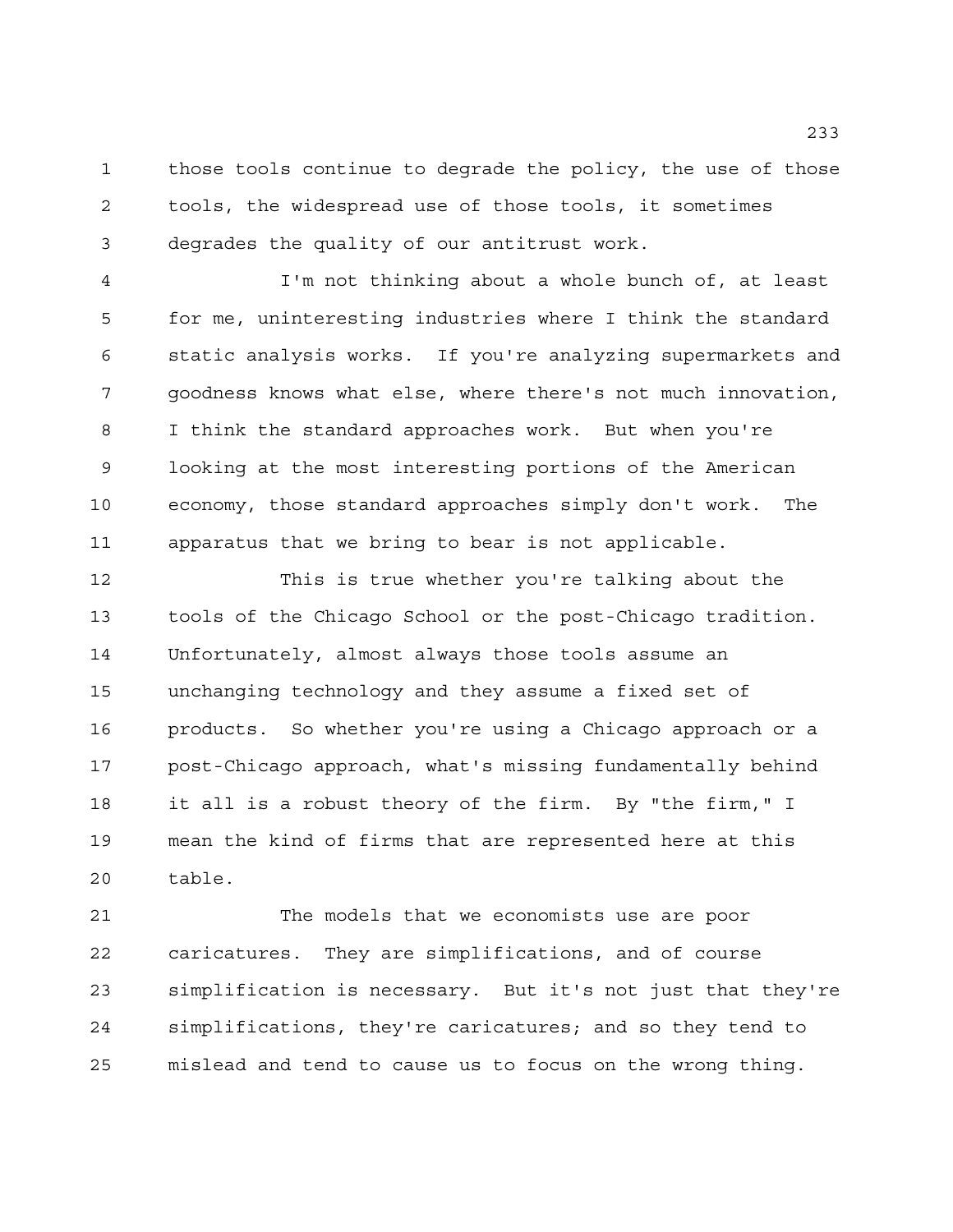those tools continue to degrade the policy, the use of those tools, the widespread use of those tools, it sometimes degrades the quality of our antitrust work.

I'm not thinking about a whole bunch of, at least for me, uninteresting industries where I think the standard static analysis works. If you're analyzing supermarkets and goodness knows what else, where there's not much innovation, I think the standard approaches work. But when you're looking at the most interesting portions of the American economy, those standard approaches simply don't work. The apparatus that we bring to bear is not applicable.

This is true whether you're talking about the tools of the Chicago School or the post-Chicago tradition. Unfortunately, almost always those tools assume an unchanging technology and they assume a fixed set of products. So whether you're using a Chicago approach or a post-Chicago approach, what's missing fundamentally behind it all is a robust theory of the firm. By "the firm," I mean the kind of firms that are represented here at this table.

The models that we economists use are poor caricatures. They are simplifications, and of course simplification is necessary. But it's not just that they're simplifications, they're caricatures; and so they tend to mislead and tend to cause us to focus on the wrong thing.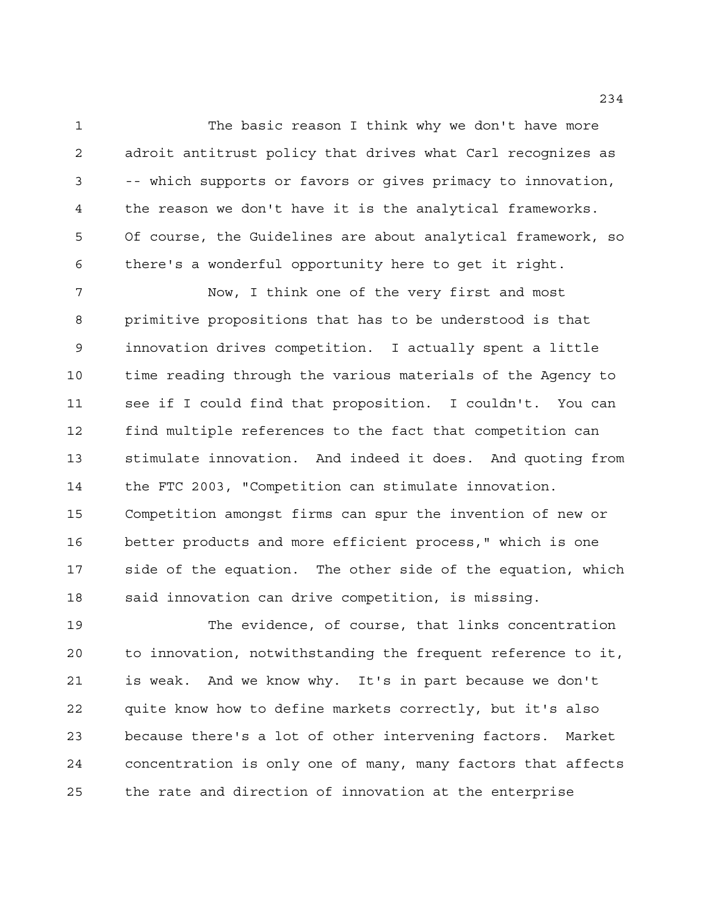The basic reason I think why we don't have more adroit antitrust policy that drives what Carl recognizes as -- which supports or favors or gives primacy to innovation, the reason we don't have it is the analytical frameworks. Of course, the Guidelines are about analytical framework, so there's a wonderful opportunity here to get it right.

Now, I think one of the very first and most primitive propositions that has to be understood is that innovation drives competition. I actually spent a little time reading through the various materials of the Agency to see if I could find that proposition. I couldn't. You can find multiple references to the fact that competition can stimulate innovation. And indeed it does. And quoting from the FTC 2003, "Competition can stimulate innovation. Competition amongst firms can spur the invention of new or better products and more efficient process," which is one side of the equation. The other side of the equation, which said innovation can drive competition, is missing.

The evidence, of course, that links concentration to innovation, notwithstanding the frequent reference to it, is weak. And we know why. It's in part because we don't quite know how to define markets correctly, but it's also because there's a lot of other intervening factors. Market concentration is only one of many, many factors that affects the rate and direction of innovation at the enterprise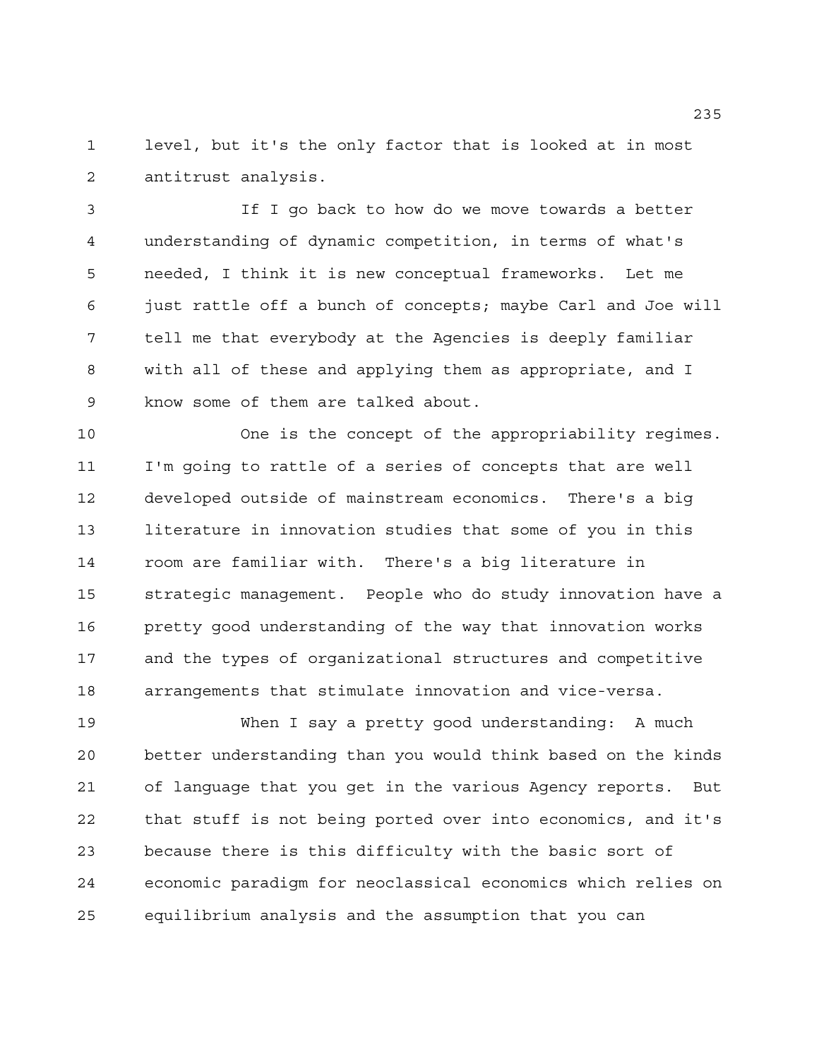level, but it's the only factor that is looked at in most antitrust analysis.

If I go back to how do we move towards a better understanding of dynamic competition, in terms of what's needed, I think it is new conceptual frameworks. Let me just rattle off a bunch of concepts; maybe Carl and Joe will tell me that everybody at the Agencies is deeply familiar with all of these and applying them as appropriate, and I know some of them are talked about.

One is the concept of the appropriability regimes. I'm going to rattle of a series of concepts that are well developed outside of mainstream economics. There's a big literature in innovation studies that some of you in this room are familiar with. There's a big literature in strategic management. People who do study innovation have a pretty good understanding of the way that innovation works and the types of organizational structures and competitive arrangements that stimulate innovation and vice-versa.

When I say a pretty good understanding: A much better understanding than you would think based on the kinds of language that you get in the various Agency reports. But that stuff is not being ported over into economics, and it's because there is this difficulty with the basic sort of economic paradigm for neoclassical economics which relies on equilibrium analysis and the assumption that you can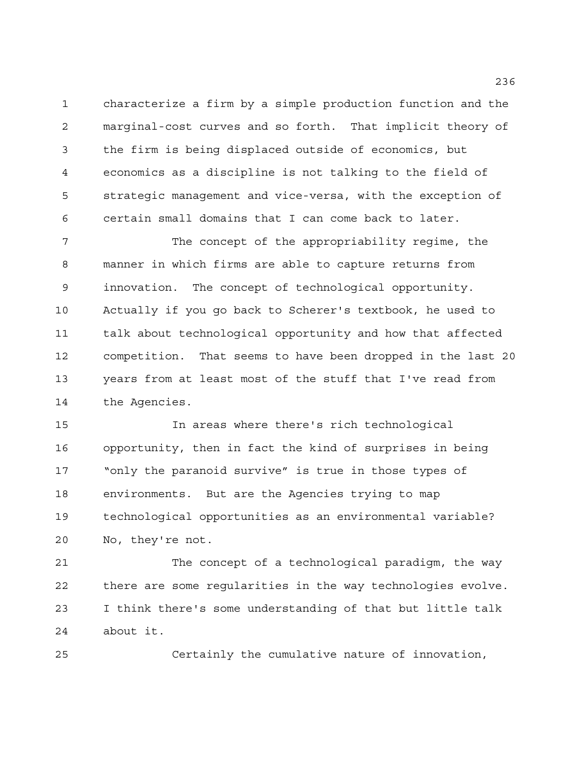characterize a firm by a simple production function and the marginal-cost curves and so forth. That implicit theory of the firm is being displaced outside of economics, but economics as a discipline is not talking to the field of strategic management and vice-versa, with the exception of certain small domains that I can come back to later.

The concept of the appropriability regime, the manner in which firms are able to capture returns from innovation. The concept of technological opportunity. Actually if you go back to Scherer's textbook, he used to talk about technological opportunity and how that affected competition. That seems to have been dropped in the last 20 years from at least most of the stuff that I've read from the Agencies.

In areas where there's rich technological opportunity, then in fact the kind of surprises in being "only the paranoid survive" is true in those types of environments. But are the Agencies trying to map technological opportunities as an environmental variable? No, they're not.

The concept of a technological paradigm, the way there are some regularities in the way technologies evolve. I think there's some understanding of that but little talk about it.

Certainly the cumulative nature of innovation,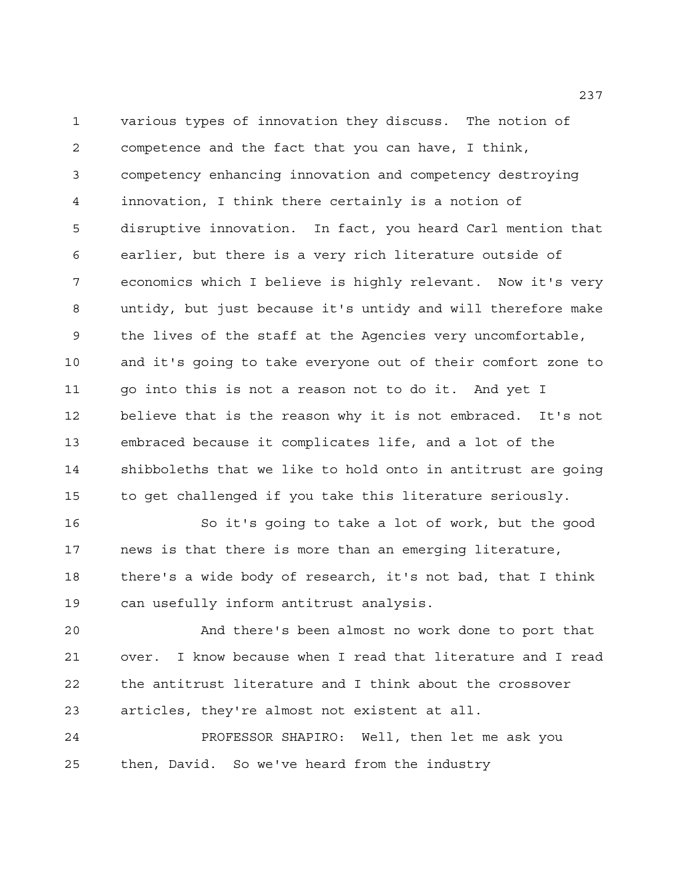various types of innovation they discuss. The notion of competence and the fact that you can have, I think, competency enhancing innovation and competency destroying innovation, I think there certainly is a notion of disruptive innovation. In fact, you heard Carl mention that earlier, but there is a very rich literature outside of economics which I believe is highly relevant. Now it's very untidy, but just because it's untidy and will therefore make the lives of the staff at the Agencies very uncomfortable, and it's going to take everyone out of their comfort zone to go into this is not a reason not to do it. And yet I believe that is the reason why it is not embraced. It's not embraced because it complicates life, and a lot of the shibboleths that we like to hold onto in antitrust are going to get challenged if you take this literature seriously.

So it's going to take a lot of work, but the good news is that there is more than an emerging literature, there's a wide body of research, it's not bad, that I think can usefully inform antitrust analysis.

And there's been almost no work done to port that over. I know because when I read that literature and I read the antitrust literature and I think about the crossover articles, they're almost not existent at all.

PROFESSOR SHAPIRO: Well, then let me ask you then, David. So we've heard from the industry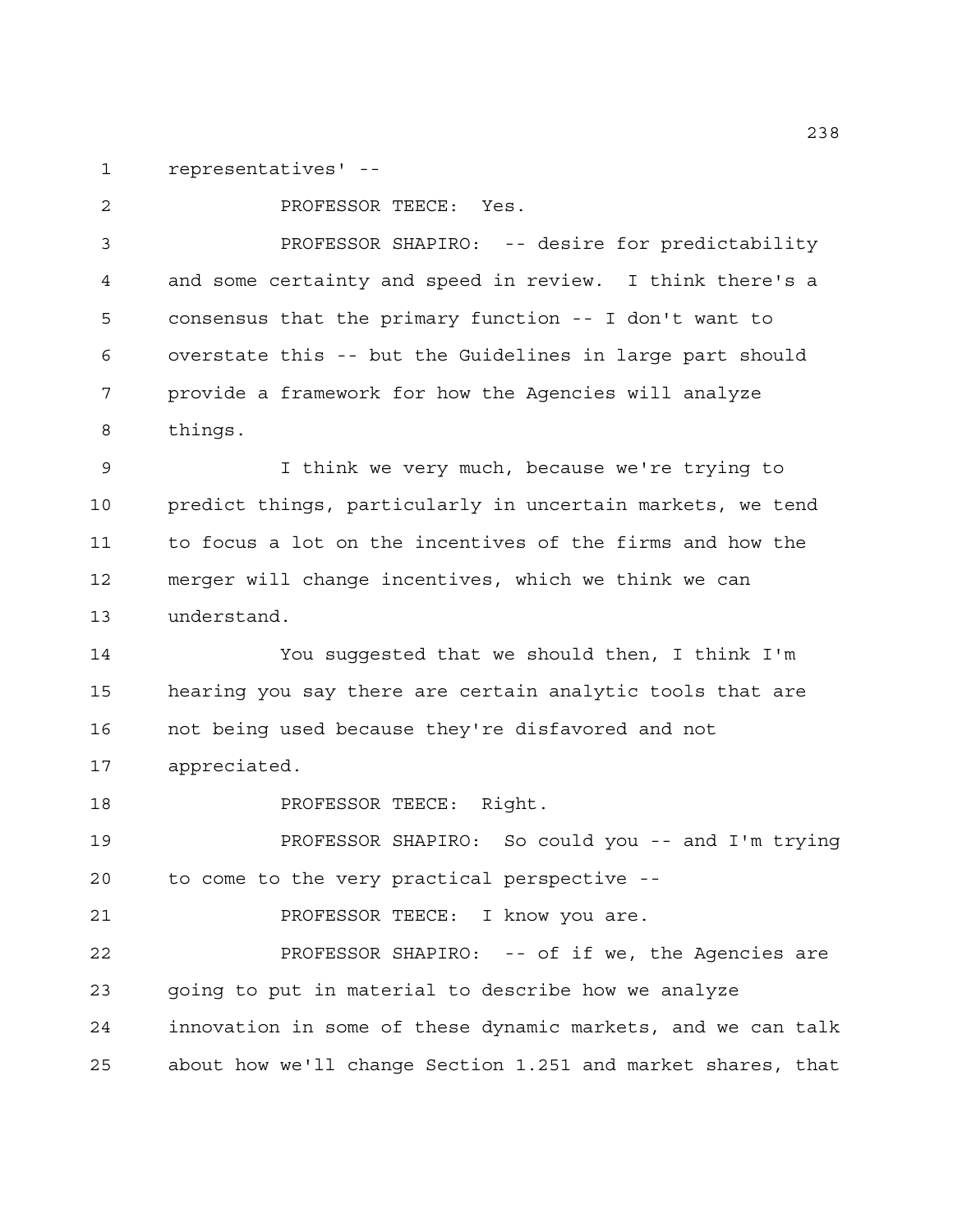representatives' --

PROFESSOR TEECE: Yes.

PROFESSOR SHAPIRO: -- desire for predictability and some certainty and speed in review. I think there's a consensus that the primary function -- I don't want to overstate this -- but the Guidelines in large part should provide a framework for how the Agencies will analyze things.

I think we very much, because we're trying to predict things, particularly in uncertain markets, we tend to focus a lot on the incentives of the firms and how the merger will change incentives, which we think we can understand.

You suggested that we should then, I think I'm hearing you say there are certain analytic tools that are not being used because they're disfavored and not appreciated.

PROFESSOR TEECE: Right.

PROFESSOR SHAPIRO: So could you -- and I'm trying to come to the very practical perspective --

PROFESSOR TEECE: I know you are.

PROFESSOR SHAPIRO: -- of if we, the Agencies are going to put in material to describe how we analyze innovation in some of these dynamic markets, and we can talk about how we'll change Section 1.251 and market shares, that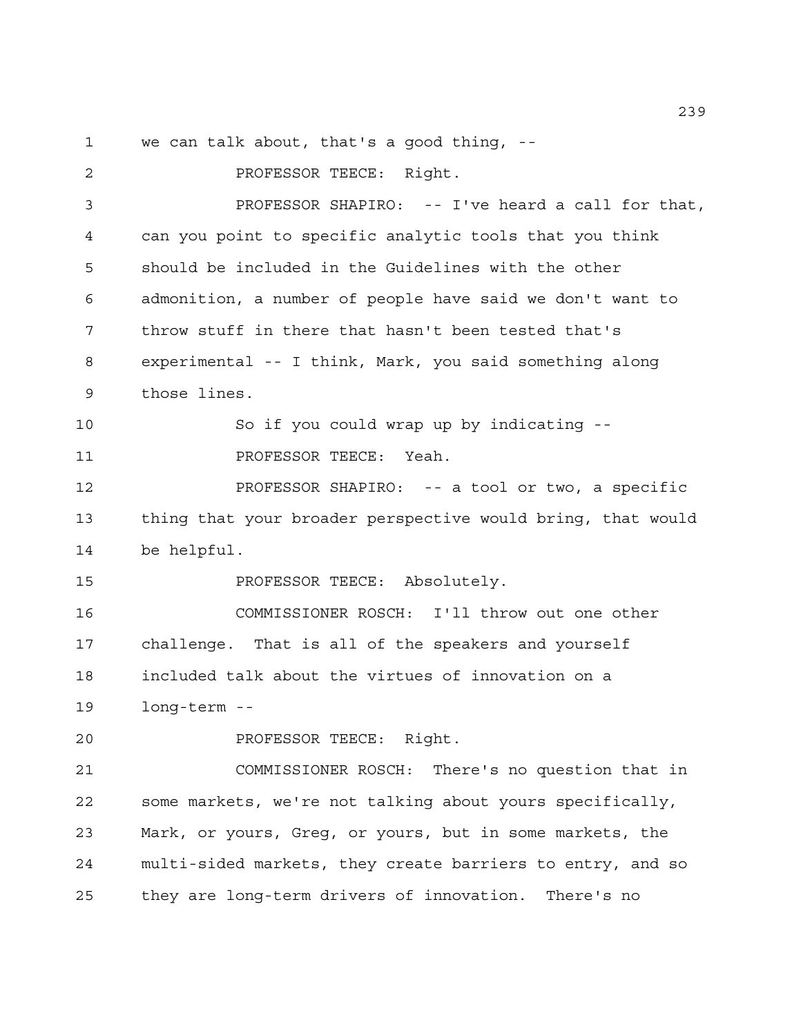we can talk about, that's a good thing, --

PROFESSOR TEECE: Right.

PROFESSOR SHAPIRO: -- I've heard a call for that, can you point to specific analytic tools that you think should be included in the Guidelines with the other admonition, a number of people have said we don't want to throw stuff in there that hasn't been tested that's experimental -- I think, Mark, you said something along those lines.

So if you could wrap up by indicating --

PROFESSOR TEECE: Yeah.

PROFESSOR SHAPIRO: -- a tool or two, a specific thing that your broader perspective would bring, that would be helpful.

PROFESSOR TEECE: Absolutely.

COMMISSIONER ROSCH: I'll throw out one other challenge. That is all of the speakers and yourself included talk about the virtues of innovation on a long-term --

PROFESSOR TEECE: Right.

COMMISSIONER ROSCH: There's no question that in some markets, we're not talking about yours specifically, Mark, or yours, Greg, or yours, but in some markets, the multi-sided markets, they create barriers to entry, and so they are long-term drivers of innovation. There's no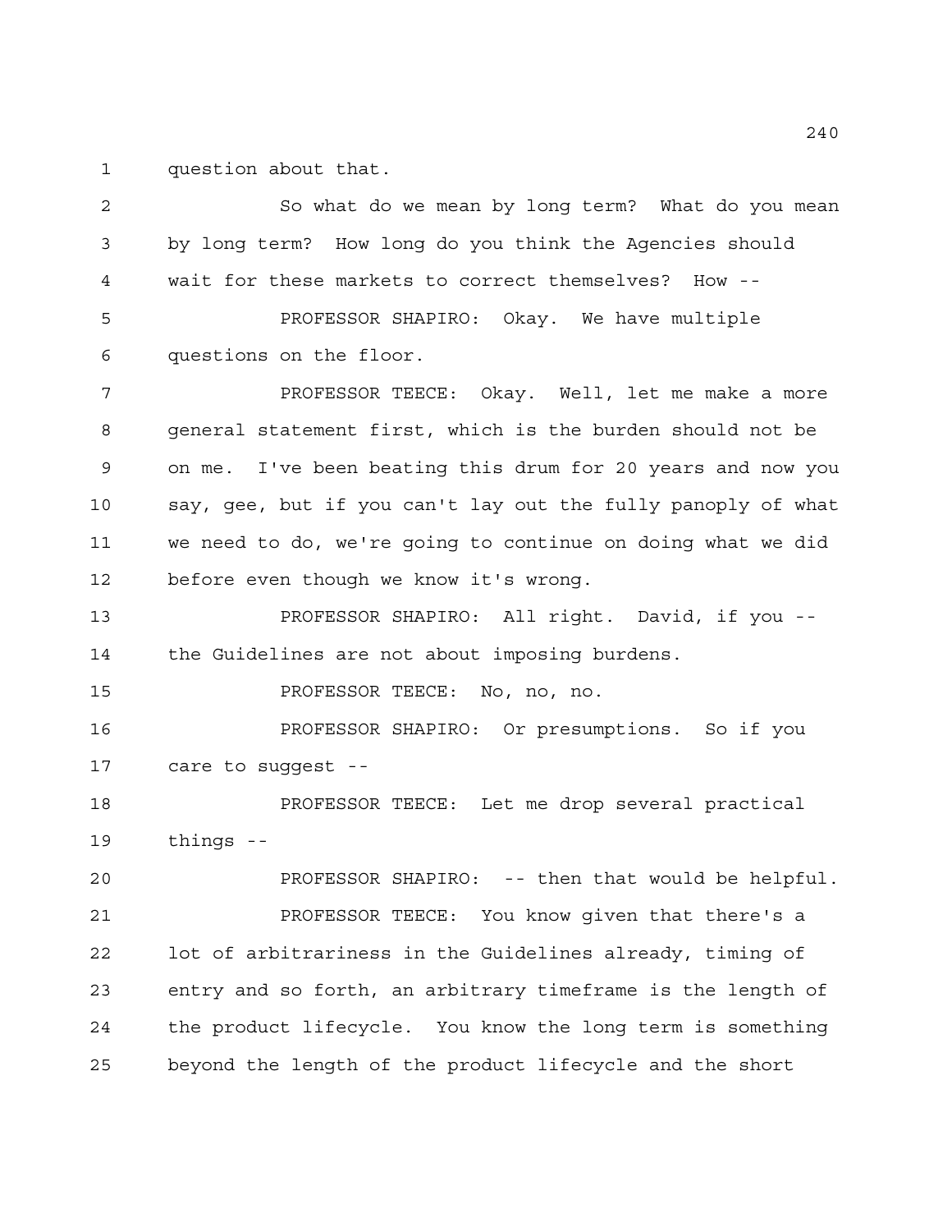question about that.

So what do we mean by long term? What do you mean by long term? How long do you think the Agencies should wait for these markets to correct themselves? How --

PROFESSOR SHAPIRO: Okay. We have multiple questions on the floor.

PROFESSOR TEECE: Okay. Well, let me make a more general statement first, which is the burden should not be on me. I've been beating this drum for 20 years and now you say, gee, but if you can't lay out the fully panoply of what we need to do, we're going to continue on doing what we did before even though we know it's wrong.

PROFESSOR SHAPIRO: All right. David, if you -- the Guidelines are not about imposing burdens.

PROFESSOR TEECE: No, no, no.

PROFESSOR SHAPIRO: Or presumptions. So if you care to suggest --

PROFESSOR TEECE: Let me drop several practical things --

PROFESSOR SHAPIRO: -- then that would be helpful.

PROFESSOR TEECE: You know given that there's a lot of arbitrariness in the Guidelines already, timing of entry and so forth, an arbitrary timeframe is the length of the product lifecycle. You know the long term is something beyond the length of the product lifecycle and the short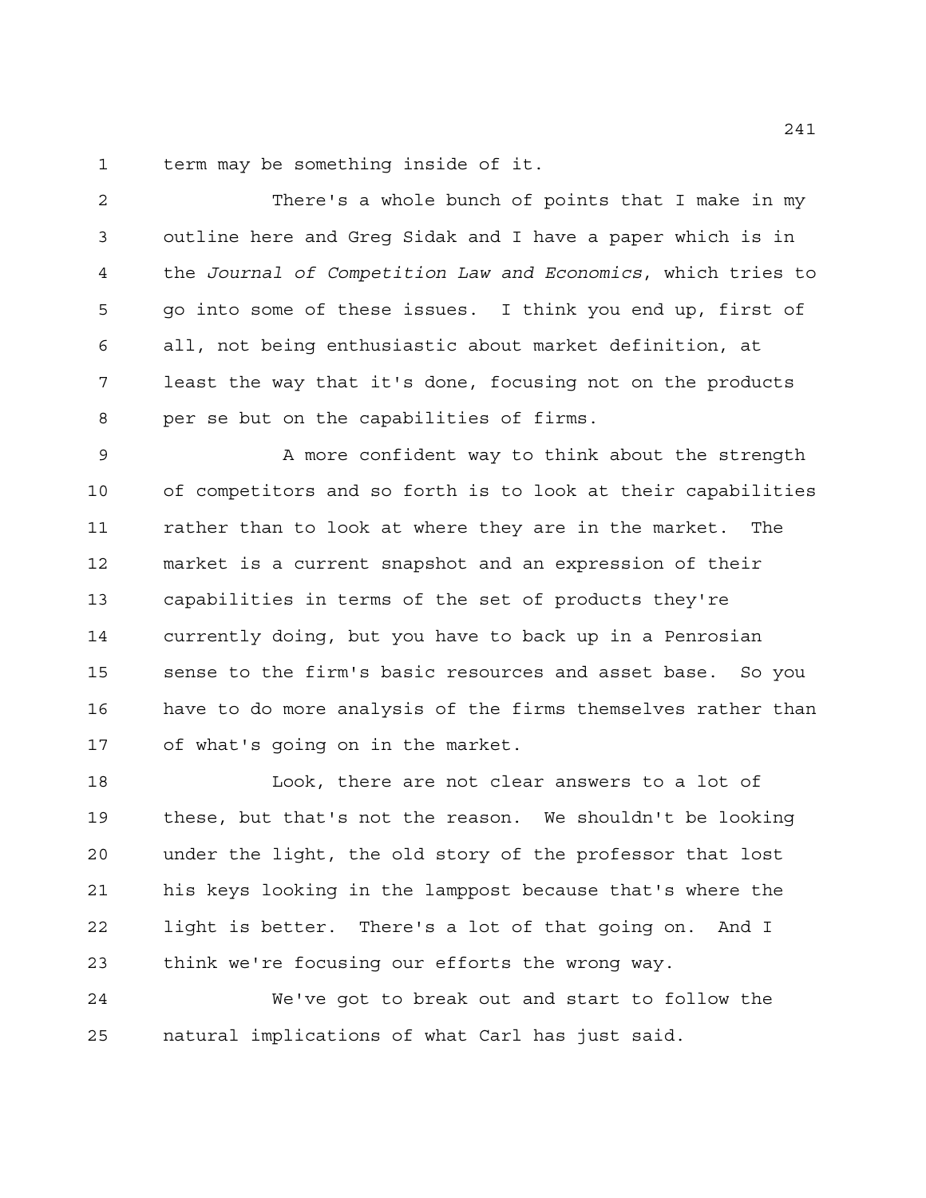term may be something inside of it.

There's a whole bunch of points that I make in my outline here and Greg Sidak and I have a paper which is in the *Journal of Competition Law and Economics*, which tries to go into some of these issues. I think you end up, first of all, not being enthusiastic about market definition, at least the way that it's done, focusing not on the products per se but on the capabilities of firms.

A more confident way to think about the strength of competitors and so forth is to look at their capabilities rather than to look at where they are in the market. The market is a current snapshot and an expression of their capabilities in terms of the set of products they're currently doing, but you have to back up in a Penrosian sense to the firm's basic resources and asset base. So you have to do more analysis of the firms themselves rather than of what's going on in the market.

Look, there are not clear answers to a lot of these, but that's not the reason. We shouldn't be looking under the light, the old story of the professor that lost his keys looking in the lamppost because that's where the light is better. There's a lot of that going on. And I think we're focusing our efforts the wrong way.

We've got to break out and start to follow the natural implications of what Carl has just said.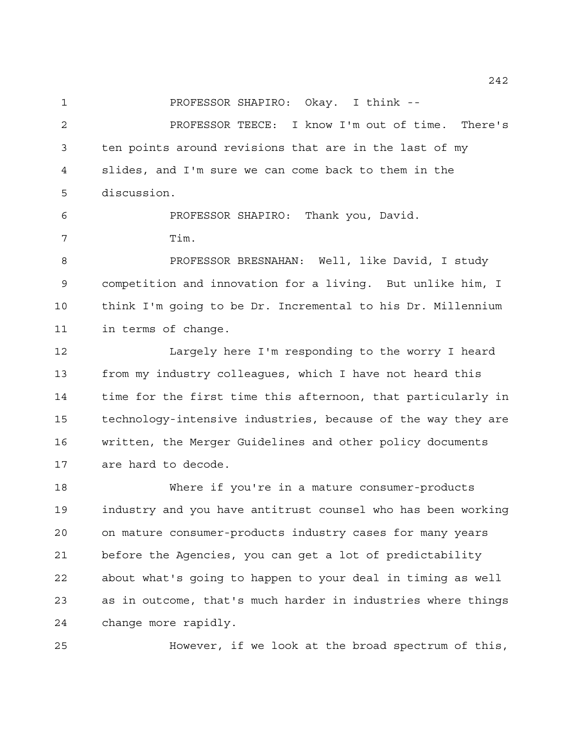PROFESSOR SHAPIRO: Okay. I think --

PROFESSOR TEECE: I know I'm out of time. There's ten points around revisions that are in the last of my slides, and I'm sure we can come back to them in the discussion.

PROFESSOR SHAPIRO: Thank you, David.

Tim.

PROFESSOR BRESNAHAN: Well, like David, I study competition and innovation for a living. But unlike him, I think I'm going to be Dr. Incremental to his Dr. Millennium in terms of change.

Largely here I'm responding to the worry I heard from my industry colleagues, which I have not heard this time for the first time this afternoon, that particularly in technology-intensive industries, because of the way they are written, the Merger Guidelines and other policy documents are hard to decode.

Where if you're in a mature consumer-products industry and you have antitrust counsel who has been working on mature consumer-products industry cases for many years before the Agencies, you can get a lot of predictability about what's going to happen to your deal in timing as well as in outcome, that's much harder in industries where things change more rapidly.

However, if we look at the broad spectrum of this,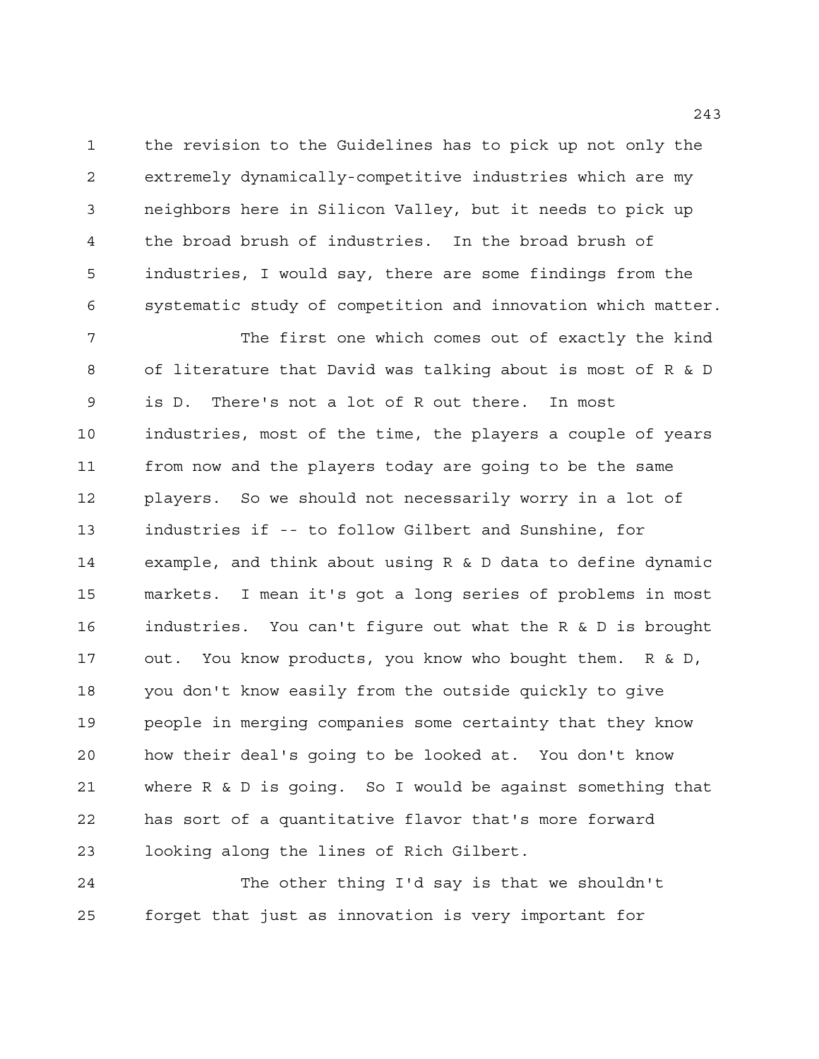the revision to the Guidelines has to pick up not only the extremely dynamically-competitive industries which are my neighbors here in Silicon Valley, but it needs to pick up the broad brush of industries. In the broad brush of industries, I would say, there are some findings from the systematic study of competition and innovation which matter.

The first one which comes out of exactly the kind of literature that David was talking about is most of R & D is D. There's not a lot of R out there. In most industries, most of the time, the players a couple of years from now and the players today are going to be the same players. So we should not necessarily worry in a lot of industries if -- to follow Gilbert and Sunshine, for example, and think about using R & D data to define dynamic markets. I mean it's got a long series of problems in most industries. You can't figure out what the R & D is brought out. You know products, you know who bought them. R & D, you don't know easily from the outside quickly to give people in merging companies some certainty that they know how their deal's going to be looked at. You don't know where R & D is going. So I would be against something that has sort of a quantitative flavor that's more forward looking along the lines of Rich Gilbert.

The other thing I'd say is that we shouldn't forget that just as innovation is very important for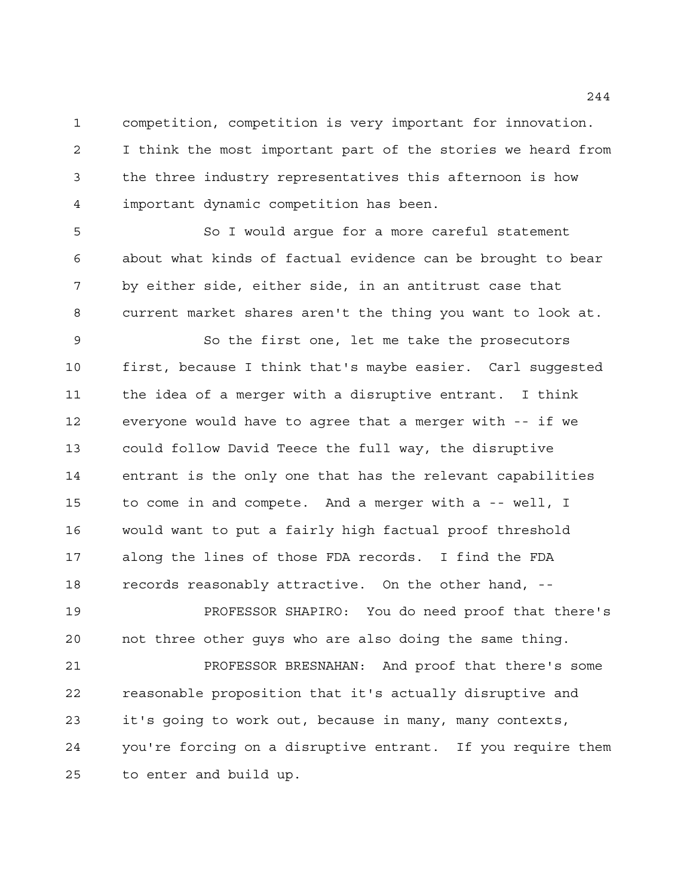competition, competition is very important for innovation. I think the most important part of the stories we heard from the three industry representatives this afternoon is how important dynamic competition has been.

So I would argue for a more careful statement about what kinds of factual evidence can be brought to bear by either side, either side, in an antitrust case that current market shares aren't the thing you want to look at.

So the first one, let me take the prosecutors first, because I think that's maybe easier. Carl suggested the idea of a merger with a disruptive entrant. I think everyone would have to agree that a merger with -- if we could follow David Teece the full way, the disruptive entrant is the only one that has the relevant capabilities to come in and compete. And a merger with a -- well, I would want to put a fairly high factual proof threshold along the lines of those FDA records. I find the FDA records reasonably attractive. On the other hand, --

PROFESSOR SHAPIRO: You do need proof that there's not three other guys who are also doing the same thing.

PROFESSOR BRESNAHAN: And proof that there's some reasonable proposition that it's actually disruptive and it's going to work out, because in many, many contexts, you're forcing on a disruptive entrant. If you require them to enter and build up.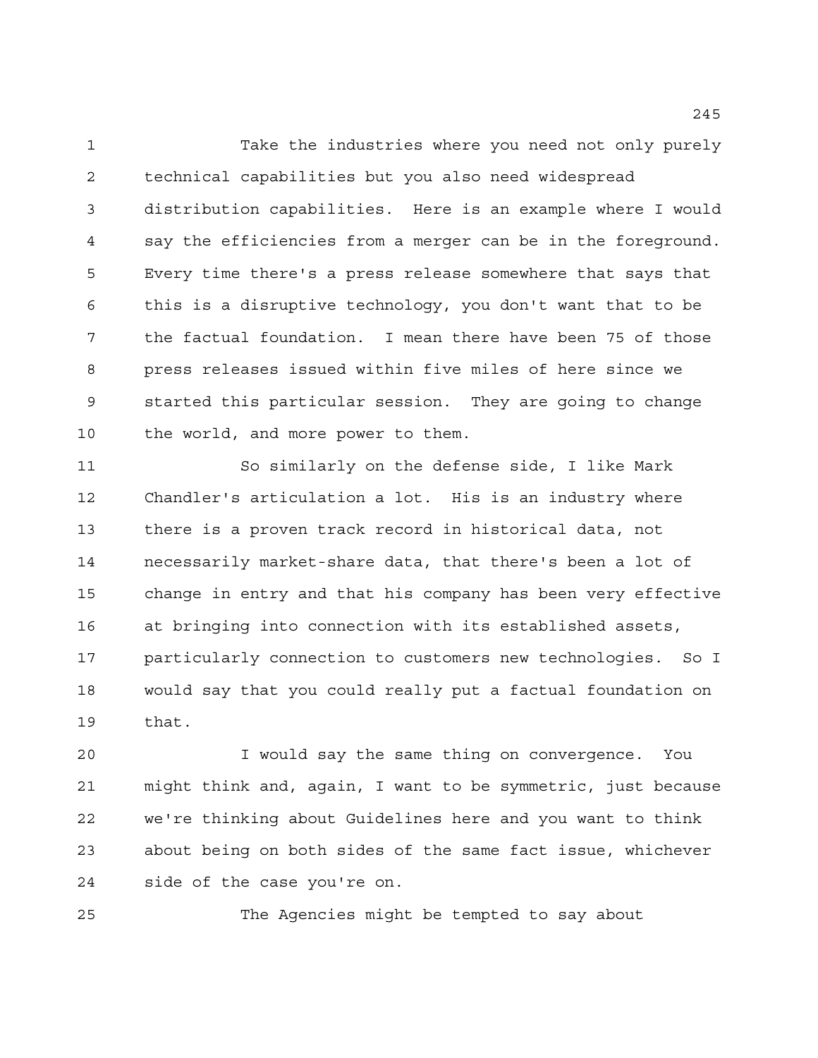Take the industries where you need not only purely technical capabilities but you also need widespread distribution capabilities. Here is an example where I would say the efficiencies from a merger can be in the foreground. Every time there's a press release somewhere that says that this is a disruptive technology, you don't want that to be the factual foundation. I mean there have been 75 of those press releases issued within five miles of here since we started this particular session. They are going to change the world, and more power to them.

So similarly on the defense side, I like Mark Chandler's articulation a lot. His is an industry where there is a proven track record in historical data, not necessarily market-share data, that there's been a lot of change in entry and that his company has been very effective at bringing into connection with its established assets, particularly connection to customers new technologies. So I would say that you could really put a factual foundation on that.

I would say the same thing on convergence. You might think and, again, I want to be symmetric, just because we're thinking about Guidelines here and you want to think about being on both sides of the same fact issue, whichever side of the case you're on.

The Agencies might be tempted to say about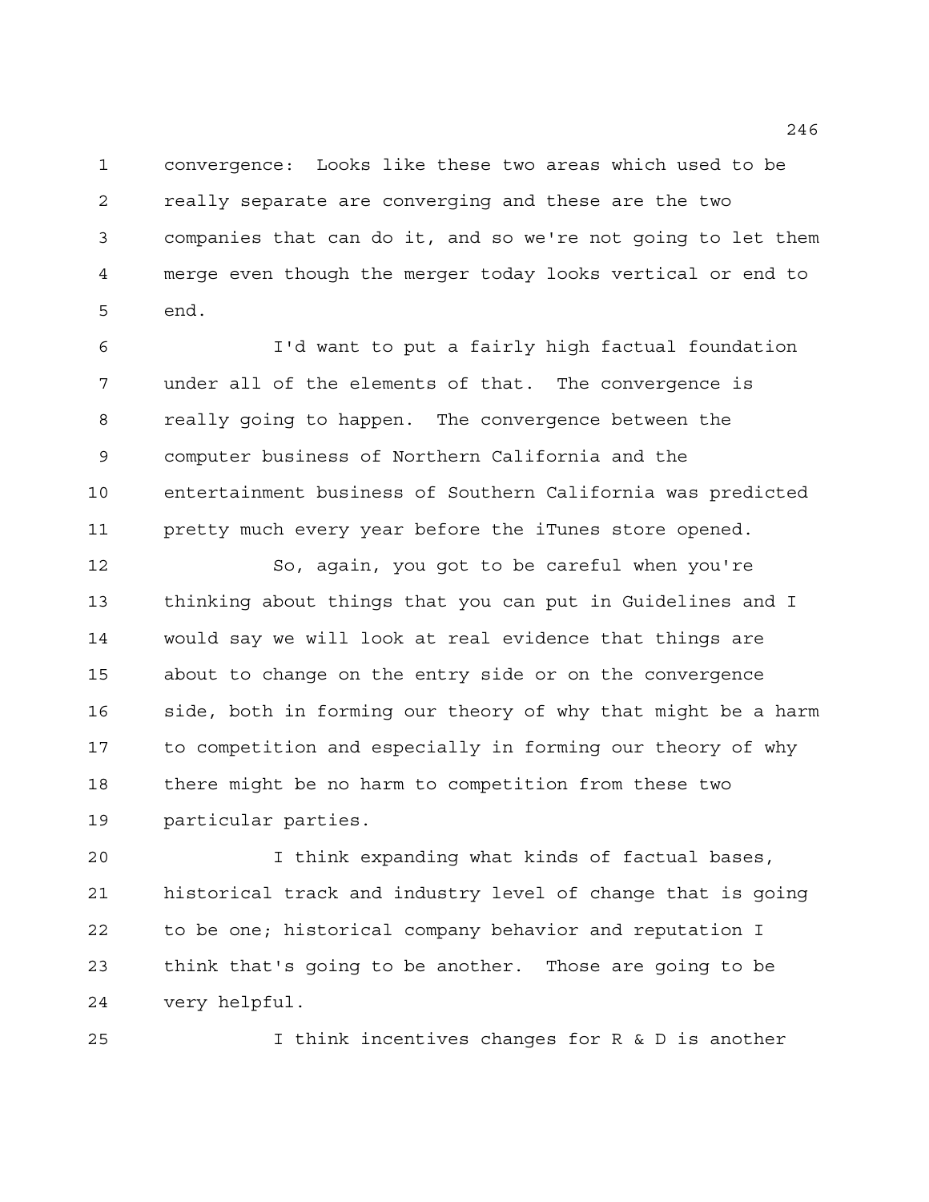convergence: Looks like these two areas which used to be really separate are converging and these are the two companies that can do it, and so we're not going to let them merge even though the merger today looks vertical or end to end.

I'd want to put a fairly high factual foundation under all of the elements of that. The convergence is really going to happen. The convergence between the computer business of Northern California and the entertainment business of Southern California was predicted pretty much every year before the iTunes store opened.

So, again, you got to be careful when you're thinking about things that you can put in Guidelines and I would say we will look at real evidence that things are about to change on the entry side or on the convergence side, both in forming our theory of why that might be a harm to competition and especially in forming our theory of why there might be no harm to competition from these two particular parties.

I think expanding what kinds of factual bases, historical track and industry level of change that is going to be one; historical company behavior and reputation I think that's going to be another. Those are going to be very helpful.

I think incentives changes for R & D is another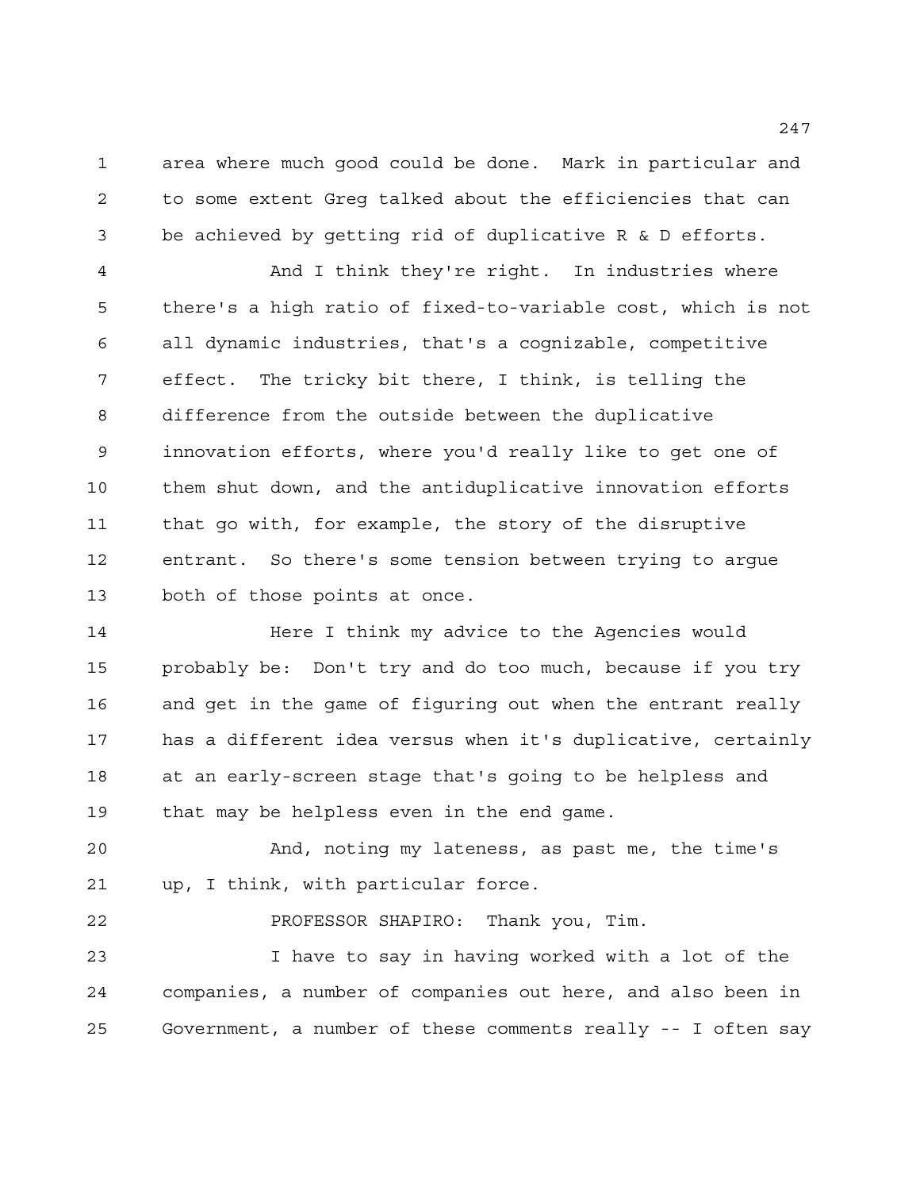area where much good could be done. Mark in particular and to some extent Greg talked about the efficiencies that can be achieved by getting rid of duplicative R & D efforts.

And I think they're right. In industries where there's a high ratio of fixed-to-variable cost, which is not all dynamic industries, that's a cognizable, competitive effect. The tricky bit there, I think, is telling the difference from the outside between the duplicative innovation efforts, where you'd really like to get one of them shut down, and the antiduplicative innovation efforts that go with, for example, the story of the disruptive entrant. So there's some tension between trying to argue both of those points at once.

Here I think my advice to the Agencies would probably be: Don't try and do too much, because if you try and get in the game of figuring out when the entrant really has a different idea versus when it's duplicative, certainly at an early-screen stage that's going to be helpless and that may be helpless even in the end game.

And, noting my lateness, as past me, the time's up, I think, with particular force.

PROFESSOR SHAPIRO: Thank you, Tim.

I have to say in having worked with a lot of the companies, a number of companies out here, and also been in Government, a number of these comments really -- I often say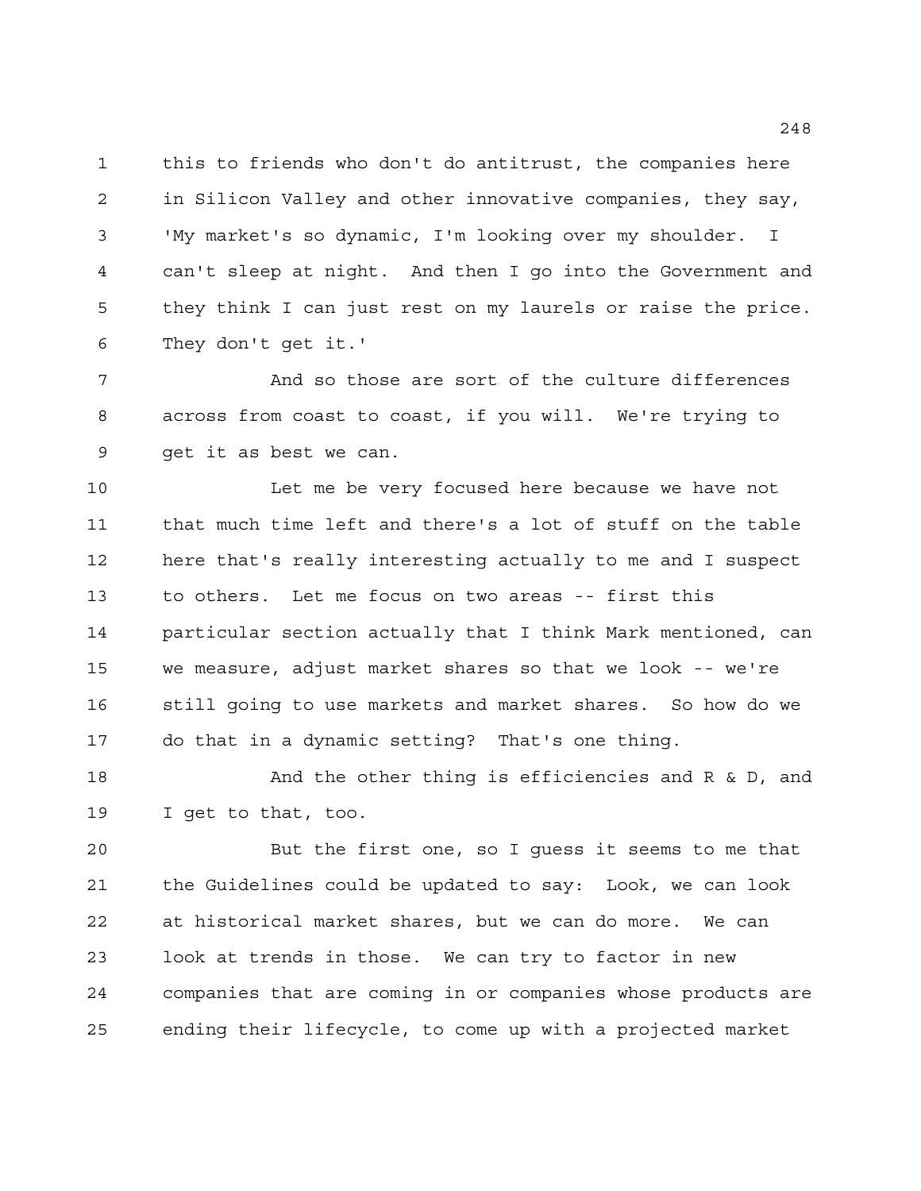this to friends who don't do antitrust, the companies here in Silicon Valley and other innovative companies, they say, 'My market's so dynamic, I'm looking over my shoulder. I can't sleep at night. And then I go into the Government and they think I can just rest on my laurels or raise the price. They don't get it.'

And so those are sort of the culture differences across from coast to coast, if you will. We're trying to get it as best we can.

Let me be very focused here because we have not that much time left and there's a lot of stuff on the table here that's really interesting actually to me and I suspect to others. Let me focus on two areas -- first this particular section actually that I think Mark mentioned, can we measure, adjust market shares so that we look -- we're still going to use markets and market shares. So how do we do that in a dynamic setting? That's one thing.

And the other thing is efficiencies and R & D, and I get to that, too.

But the first one, so I guess it seems to me that the Guidelines could be updated to say: Look, we can look at historical market shares, but we can do more. We can look at trends in those. We can try to factor in new companies that are coming in or companies whose products are ending their lifecycle, to come up with a projected market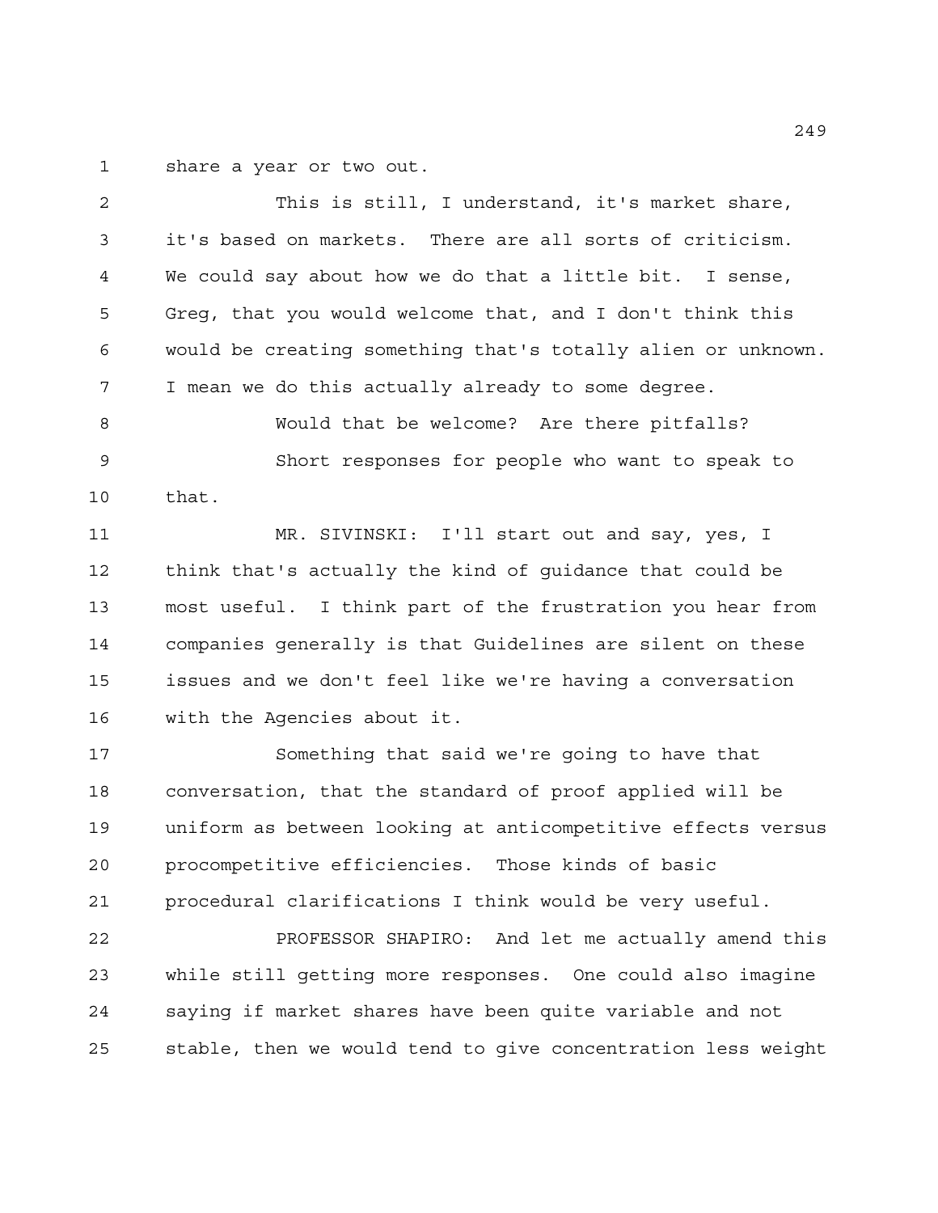share a year or two out.

This is still, I understand, it's market share, it's based on markets. There are all sorts of criticism. We could say about how we do that a little bit. I sense, Greg, that you would welcome that, and I don't think this would be creating something that's totally alien or unknown. I mean we do this actually already to some degree.

Would that be welcome? Are there pitfalls?

Short responses for people who want to speak to that.

MR. SIVINSKI: I'll start out and say, yes, I think that's actually the kind of guidance that could be most useful. I think part of the frustration you hear from companies generally is that Guidelines are silent on these issues and we don't feel like we're having a conversation with the Agencies about it.

Something that said we're going to have that conversation, that the standard of proof applied will be uniform as between looking at anticompetitive effects versus procompetitive efficiencies. Those kinds of basic procedural clarifications I think would be very useful.

PROFESSOR SHAPIRO: And let me actually amend this while still getting more responses. One could also imagine saying if market shares have been quite variable and not stable, then we would tend to give concentration less weight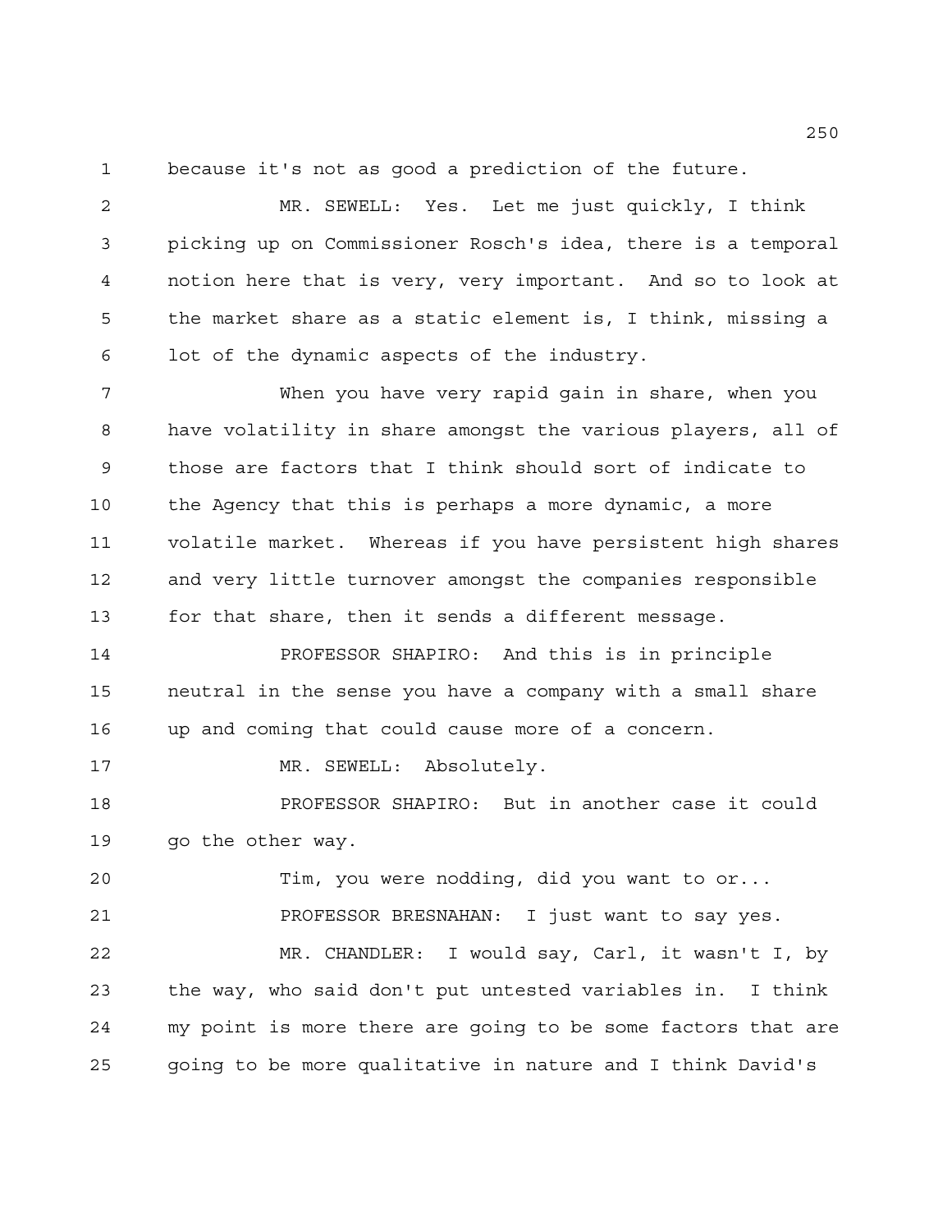because it's not as good a prediction of the future.

MR. SEWELL: Yes. Let me just quickly, I think picking up on Commissioner Rosch's idea, there is a temporal notion here that is very, very important. And so to look at the market share as a static element is, I think, missing a lot of the dynamic aspects of the industry.

When you have very rapid gain in share, when you have volatility in share amongst the various players, all of those are factors that I think should sort of indicate to the Agency that this is perhaps a more dynamic, a more volatile market. Whereas if you have persistent high shares and very little turnover amongst the companies responsible for that share, then it sends a different message.

PROFESSOR SHAPIRO: And this is in principle neutral in the sense you have a company with a small share up and coming that could cause more of a concern.

MR. SEWELL: Absolutely.

PROFESSOR SHAPIRO: But in another case it could go the other way.

Tim, you were nodding, did you want to or...

PROFESSOR BRESNAHAN: I just want to say yes.

MR. CHANDLER: I would say, Carl, it wasn't I, by the way, who said don't put untested variables in. I think my point is more there are going to be some factors that are going to be more qualitative in nature and I think David's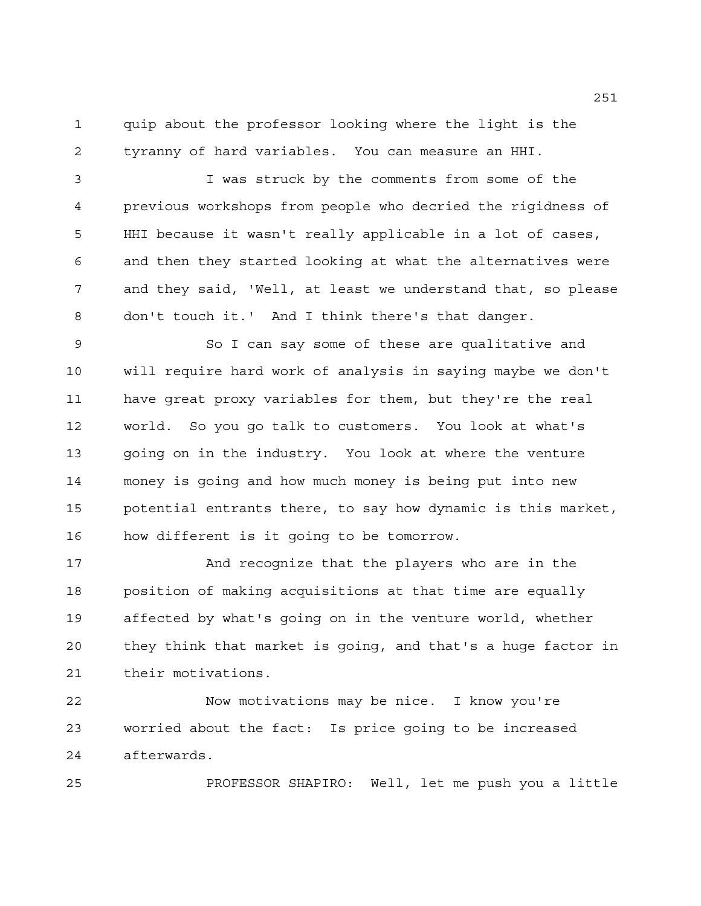quip about the professor looking where the light is the tyranny of hard variables. You can measure an HHI.

I was struck by the comments from some of the previous workshops from people who decried the rigidness of HHI because it wasn't really applicable in a lot of cases, and then they started looking at what the alternatives were and they said, 'Well, at least we understand that, so please don't touch it.' And I think there's that danger.

So I can say some of these are qualitative and will require hard work of analysis in saying maybe we don't have great proxy variables for them, but they're the real world. So you go talk to customers. You look at what's going on in the industry. You look at where the venture money is going and how much money is being put into new potential entrants there, to say how dynamic is this market, how different is it going to be tomorrow.

And recognize that the players who are in the position of making acquisitions at that time are equally affected by what's going on in the venture world, whether they think that market is going, and that's a huge factor in their motivations.

Now motivations may be nice. I know you're worried about the fact: Is price going to be increased afterwards.

PROFESSOR SHAPIRO: Well, let me push you a little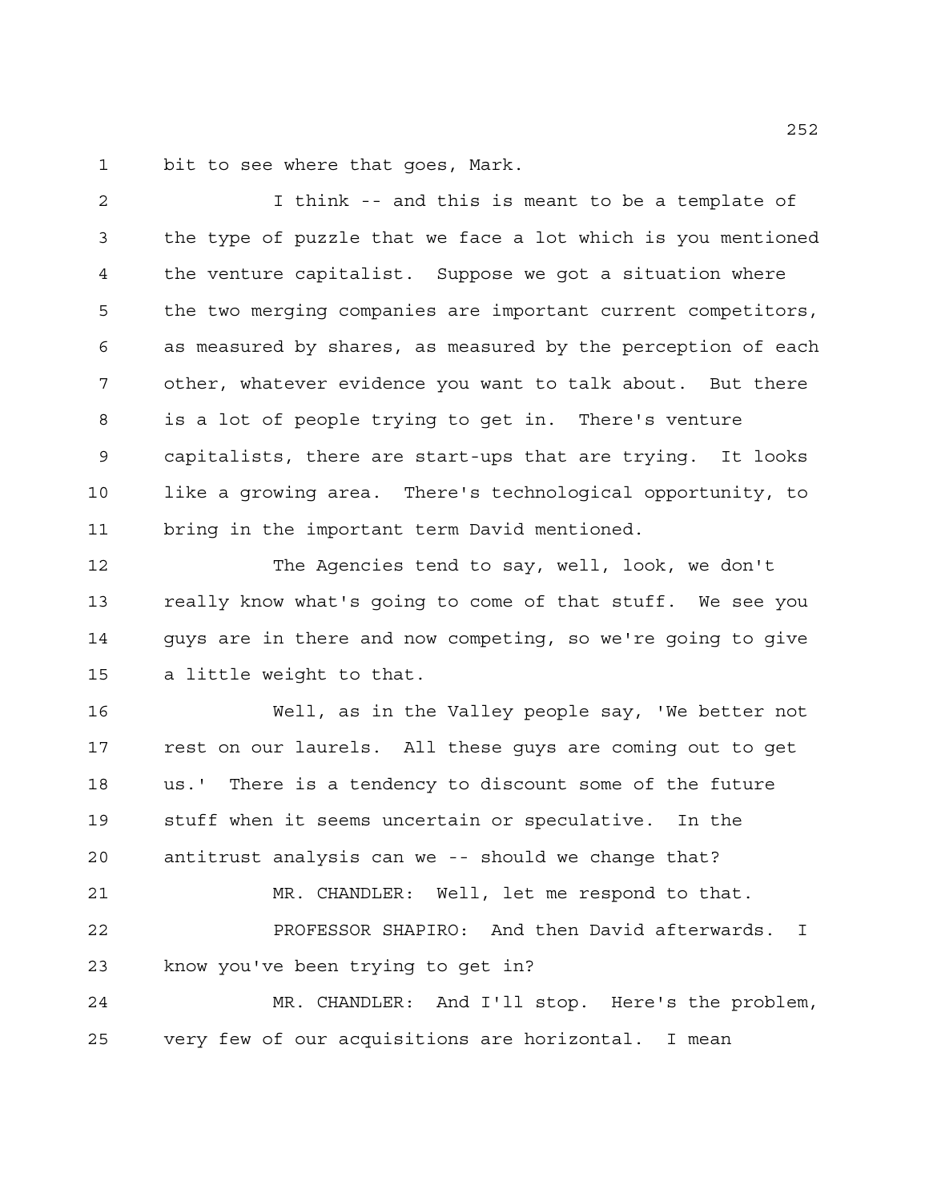bit to see where that goes, Mark.

I think -- and this is meant to be a template of the type of puzzle that we face a lot which is you mentioned the venture capitalist. Suppose we got a situation where the two merging companies are important current competitors, as measured by shares, as measured by the perception of each other, whatever evidence you want to talk about. But there is a lot of people trying to get in. There's venture capitalists, there are start-ups that are trying. It looks like a growing area. There's technological opportunity, to bring in the important term David mentioned.

The Agencies tend to say, well, look, we don't really know what's going to come of that stuff. We see you guys are in there and now competing, so we're going to give a little weight to that.

Well, as in the Valley people say, 'We better not rest on our laurels. All these guys are coming out to get us.' There is a tendency to discount some of the future stuff when it seems uncertain or speculative. In the antitrust analysis can we -- should we change that?

MR. CHANDLER: Well, let me respond to that.

PROFESSOR SHAPIRO: And then David afterwards. I know you've been trying to get in?

MR. CHANDLER: And I'll stop. Here's the problem, very few of our acquisitions are horizontal. I mean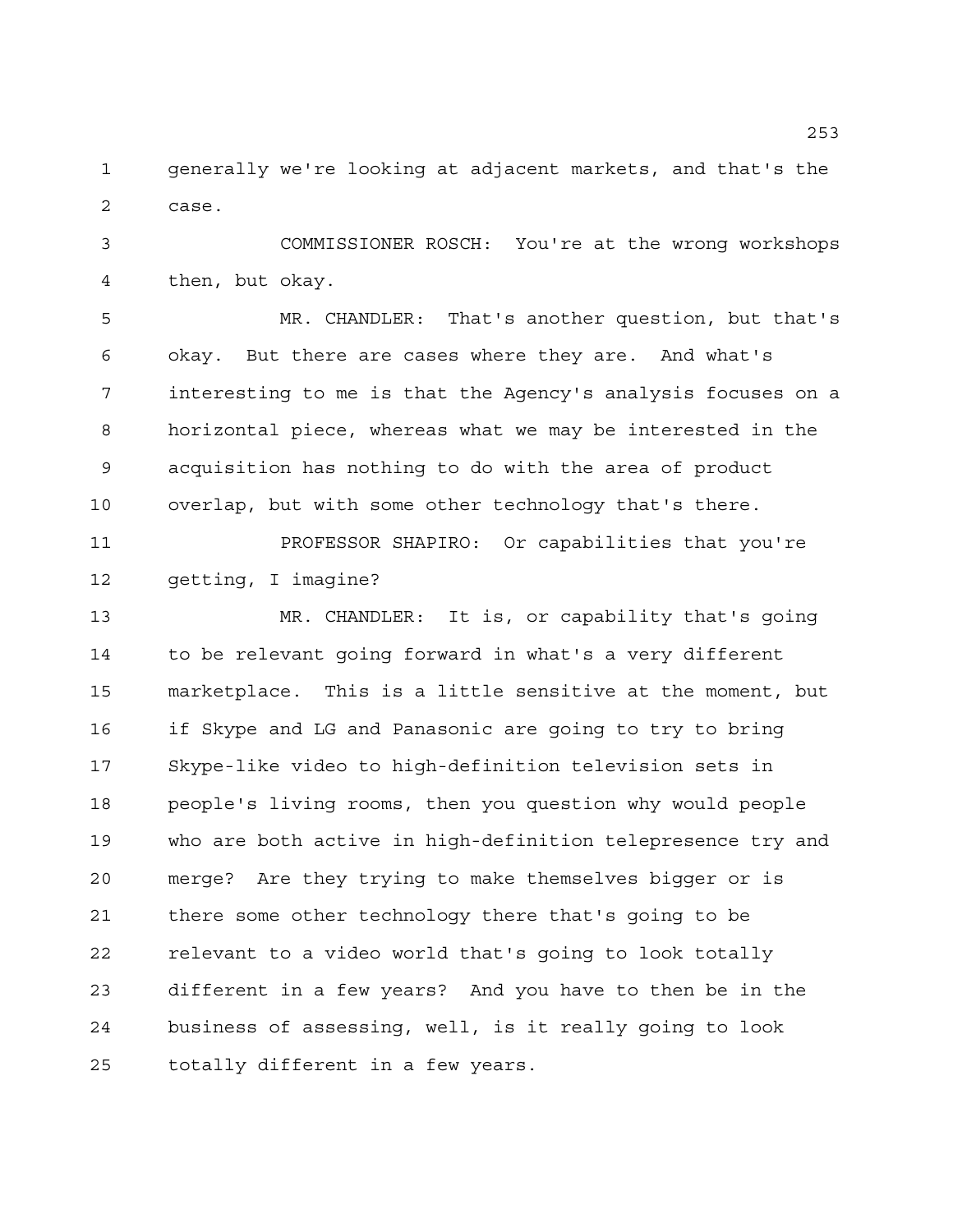generally we're looking at adjacent markets, and that's the case.

COMMISSIONER ROSCH: You're at the wrong workshops then, but okay.

MR. CHANDLER: That's another question, but that's okay. But there are cases where they are. And what's interesting to me is that the Agency's analysis focuses on a horizontal piece, whereas what we may be interested in the acquisition has nothing to do with the area of product overlap, but with some other technology that's there.

PROFESSOR SHAPIRO: Or capabilities that you're getting, I imagine?

MR. CHANDLER: It is, or capability that's going to be relevant going forward in what's a very different marketplace. This is a little sensitive at the moment, but if Skype and LG and Panasonic are going to try to bring Skype-like video to high-definition television sets in people's living rooms, then you question why would people who are both active in high-definition telepresence try and merge? Are they trying to make themselves bigger or is there some other technology there that's going to be relevant to a video world that's going to look totally different in a few years? And you have to then be in the business of assessing, well, is it really going to look totally different in a few years.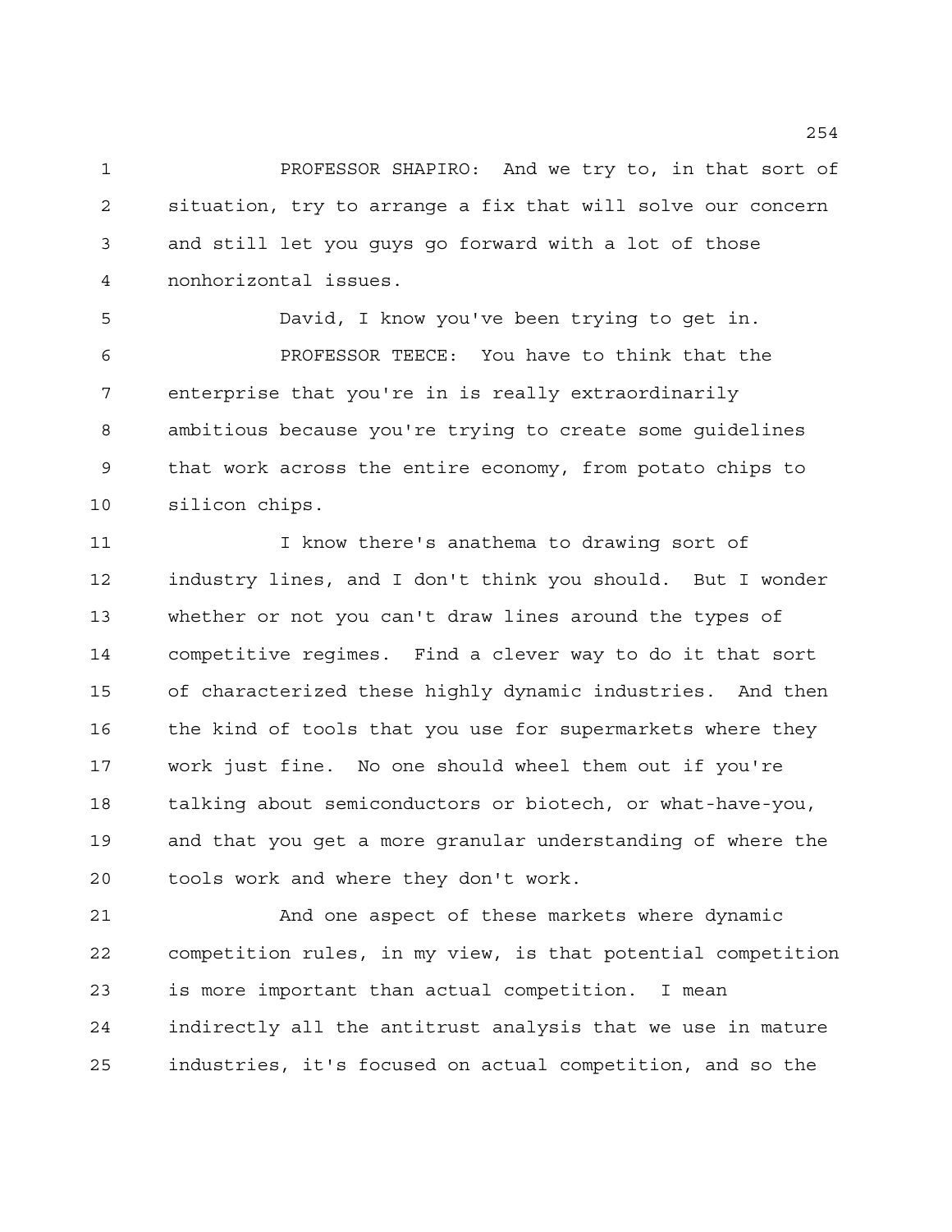PROFESSOR SHAPIRO: And we try to, in that sort of situation, try to arrange a fix that will solve our concern and still let you guys go forward with a lot of those nonhorizontal issues.

David, I know you've been trying to get in.

PROFESSOR TEECE: You have to think that the enterprise that you're in is really extraordinarily ambitious because you're trying to create some guidelines that work across the entire economy, from potato chips to silicon chips.

I know there's anathema to drawing sort of industry lines, and I don't think you should. But I wonder whether or not you can't draw lines around the types of competitive regimes. Find a clever way to do it that sort of characterized these highly dynamic industries. And then the kind of tools that you use for supermarkets where they work just fine. No one should wheel them out if you're talking about semiconductors or biotech, or what-have-you, and that you get a more granular understanding of where the tools work and where they don't work.

And one aspect of these markets where dynamic competition rules, in my view, is that potential competition is more important than actual competition. I mean indirectly all the antitrust analysis that we use in mature industries, it's focused on actual competition, and so the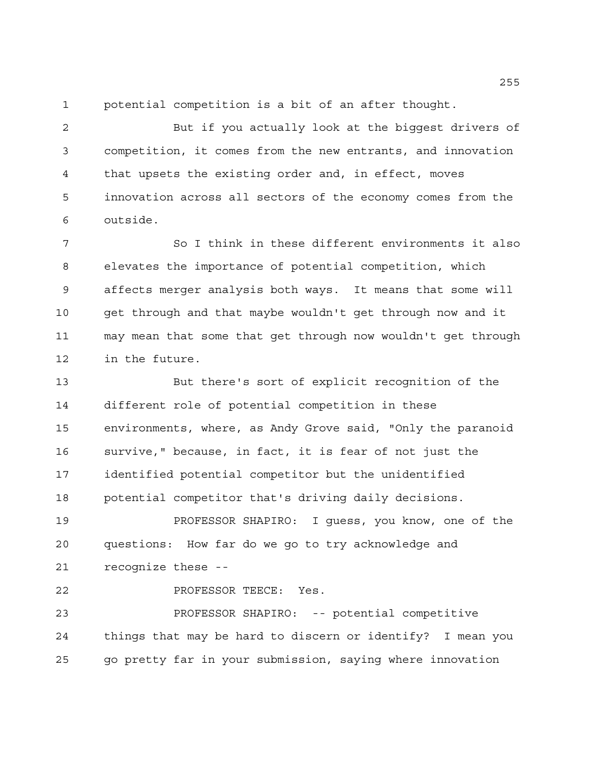potential competition is a bit of an after thought.

But if you actually look at the biggest drivers of competition, it comes from the new entrants, and innovation that upsets the existing order and, in effect, moves innovation across all sectors of the economy comes from the outside.

So I think in these different environments it also elevates the importance of potential competition, which affects merger analysis both ways. It means that some will get through and that maybe wouldn't get through now and it may mean that some that get through now wouldn't get through in the future.

But there's sort of explicit recognition of the different role of potential competition in these environments, where, as Andy Grove said, "Only the paranoid survive," because, in fact, it is fear of not just the identified potential competitor but the unidentified potential competitor that's driving daily decisions.

PROFESSOR SHAPIRO: I guess, you know, one of the questions: How far do we go to try acknowledge and recognize these --

PROFESSOR TEECE: Yes.

PROFESSOR SHAPIRO: -- potential competitive things that may be hard to discern or identify? I mean you go pretty far in your submission, saying where innovation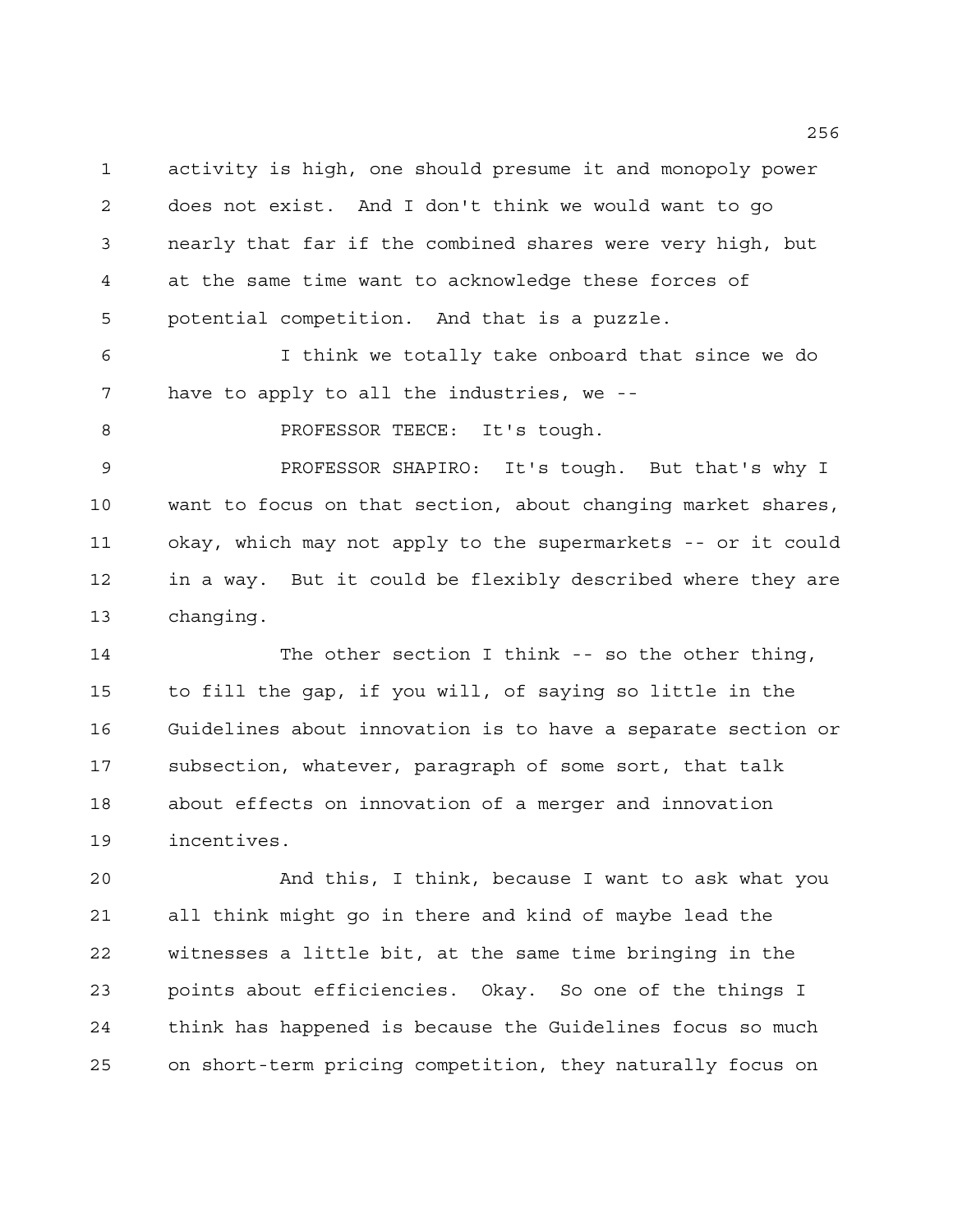activity is high, one should presume it and monopoly power does not exist. And I don't think we would want to go nearly that far if the combined shares were very high, but at the same time want to acknowledge these forces of potential competition. And that is a puzzle.

I think we totally take onboard that since we do have to apply to all the industries, we --

PROFESSOR TEECE: It's tough.

PROFESSOR SHAPIRO: It's tough. But that's why I want to focus on that section, about changing market shares, okay, which may not apply to the supermarkets -- or it could in a way. But it could be flexibly described where they are changing.

The other section I think -- so the other thing, to fill the gap, if you will, of saying so little in the Guidelines about innovation is to have a separate section or subsection, whatever, paragraph of some sort, that talk about effects on innovation of a merger and innovation incentives.

And this, I think, because I want to ask what you all think might go in there and kind of maybe lead the witnesses a little bit, at the same time bringing in the points about efficiencies. Okay. So one of the things I think has happened is because the Guidelines focus so much on short-term pricing competition, they naturally focus on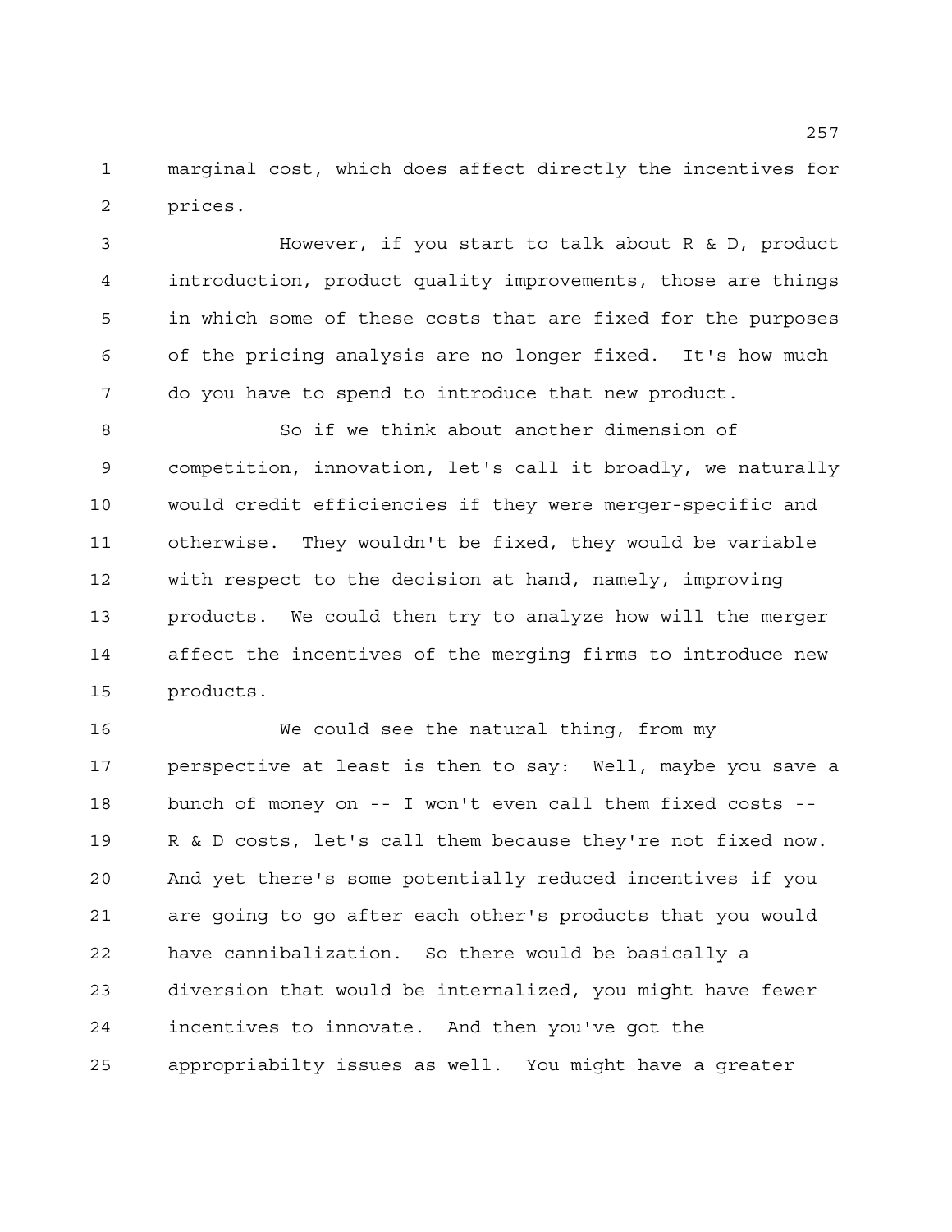marginal cost, which does affect directly the incentives for prices.

However, if you start to talk about R & D, product introduction, product quality improvements, those are things in which some of these costs that are fixed for the purposes of the pricing analysis are no longer fixed. It's how much do you have to spend to introduce that new product.

So if we think about another dimension of competition, innovation, let's call it broadly, we naturally would credit efficiencies if they were merger-specific and otherwise. They wouldn't be fixed, they would be variable with respect to the decision at hand, namely, improving products. We could then try to analyze how will the merger affect the incentives of the merging firms to introduce new products.

We could see the natural thing, from my perspective at least is then to say: Well, maybe you save a bunch of money on -- I won't even call them fixed costs -- R & D costs, let's call them because they're not fixed now. And yet there's some potentially reduced incentives if you are going to go after each other's products that you would have cannibalization. So there would be basically a diversion that would be internalized, you might have fewer incentives to innovate. And then you've got the appropriabilty issues as well. You might have a greater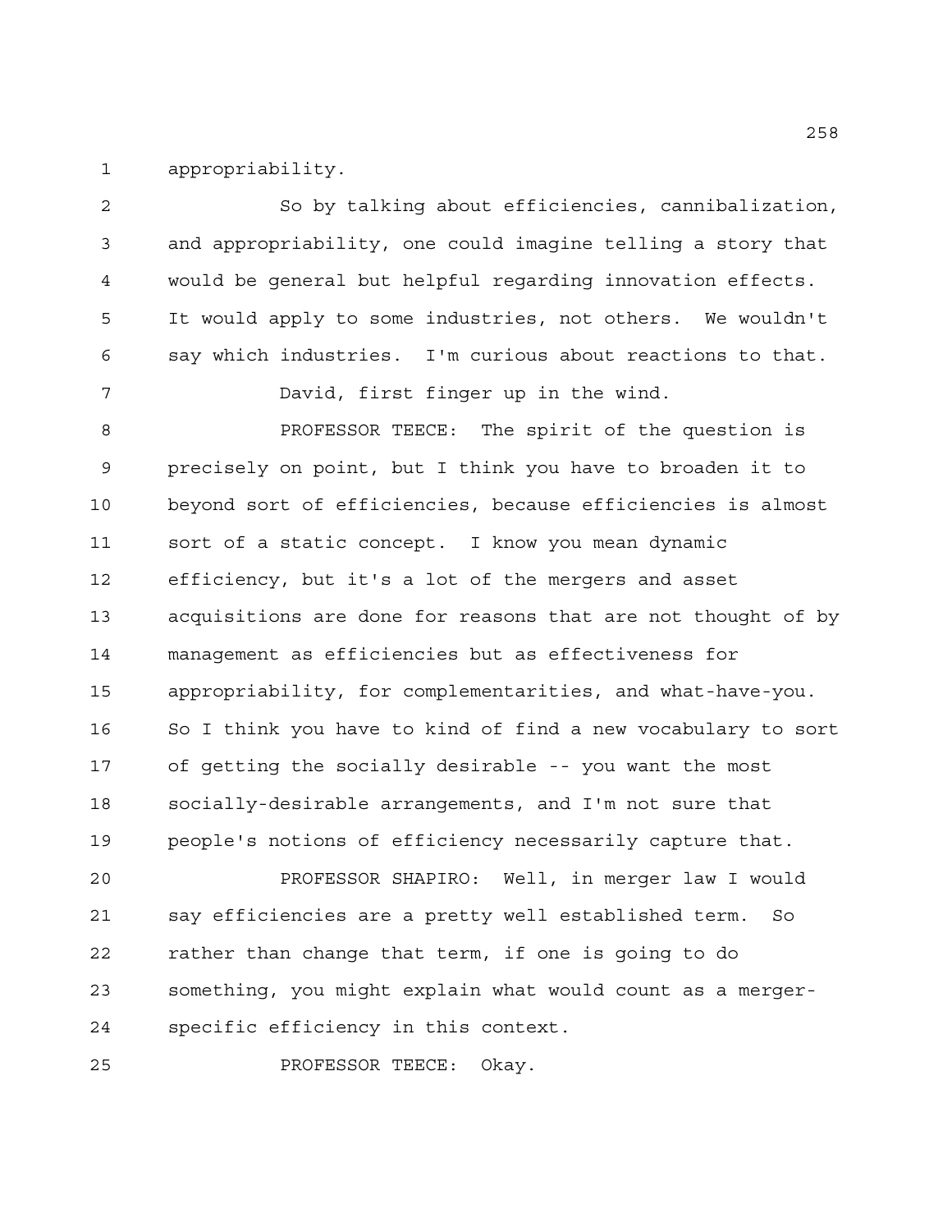appropriability.

So by talking about efficiencies, cannibalization, and appropriability, one could imagine telling a story that would be general but helpful regarding innovation effects. It would apply to some industries, not others. We wouldn't say which industries. I'm curious about reactions to that.

David, first finger up in the wind.

PROFESSOR TEECE: The spirit of the question is precisely on point, but I think you have to broaden it to beyond sort of efficiencies, because efficiencies is almost sort of a static concept. I know you mean dynamic efficiency, but it's a lot of the mergers and asset acquisitions are done for reasons that are not thought of by management as efficiencies but as effectiveness for appropriability, for complementarities, and what-have-you. So I think you have to kind of find a new vocabulary to sort of getting the socially desirable -- you want the most socially-desirable arrangements, and I'm not sure that people's notions of efficiency necessarily capture that.

PROFESSOR SHAPIRO: Well, in merger law I would say efficiencies are a pretty well established term. So rather than change that term, if one is going to do something, you might explain what would count as a merger-specific efficiency in this context.

PROFESSOR TEECE: Okay.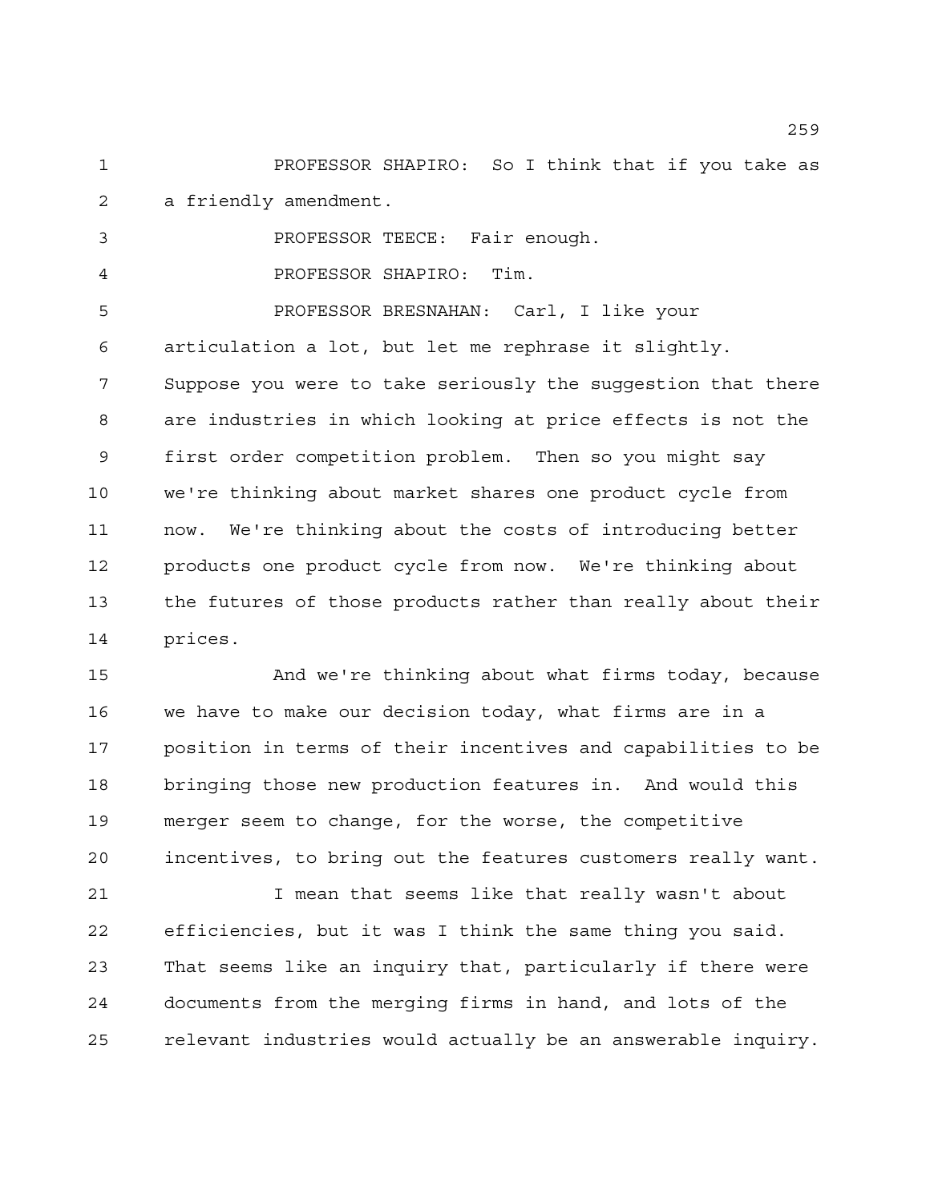PROFESSOR SHAPIRO: So I think that if you take as a friendly amendment.

PROFESSOR TEECE: Fair enough.

PROFESSOR SHAPIRO: Tim.

PROFESSOR BRESNAHAN: Carl, I like your articulation a lot, but let me rephrase it slightly. Suppose you were to take seriously the suggestion that there are industries in which looking at price effects is not the first order competition problem. Then so you might say we're thinking about market shares one product cycle from now. We're thinking about the costs of introducing better products one product cycle from now. We're thinking about the futures of those products rather than really about their prices.

And we're thinking about what firms today, because we have to make our decision today, what firms are in a position in terms of their incentives and capabilities to be bringing those new production features in. And would this merger seem to change, for the worse, the competitive incentives, to bring out the features customers really want.

I mean that seems like that really wasn't about efficiencies, but it was I think the same thing you said. That seems like an inquiry that, particularly if there were documents from the merging firms in hand, and lots of the relevant industries would actually be an answerable inquiry.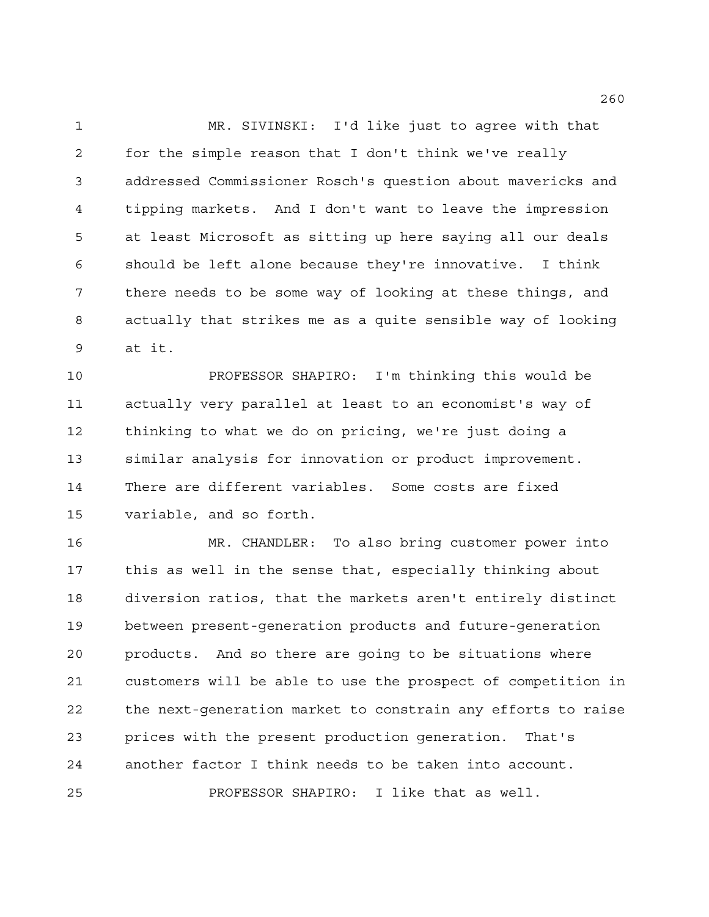MR. SIVINSKI: I'd like just to agree with that for the simple reason that I don't think we've really addressed Commissioner Rosch's question about mavericks and tipping markets. And I don't want to leave the impression at least Microsoft as sitting up here saying all our deals should be left alone because they're innovative. I think there needs to be some way of looking at these things, and actually that strikes me as a quite sensible way of looking at it.

PROFESSOR SHAPIRO: I'm thinking this would be actually very parallel at least to an economist's way of thinking to what we do on pricing, we're just doing a similar analysis for innovation or product improvement. There are different variables. Some costs are fixed variable, and so forth.

MR. CHANDLER: To also bring customer power into this as well in the sense that, especially thinking about diversion ratios, that the markets aren't entirely distinct between present-generation products and future-generation products. And so there are going to be situations where customers will be able to use the prospect of competition in the next-generation market to constrain any efforts to raise prices with the present production generation. That's another factor I think needs to be taken into account.

PROFESSOR SHAPIRO: I like that as well.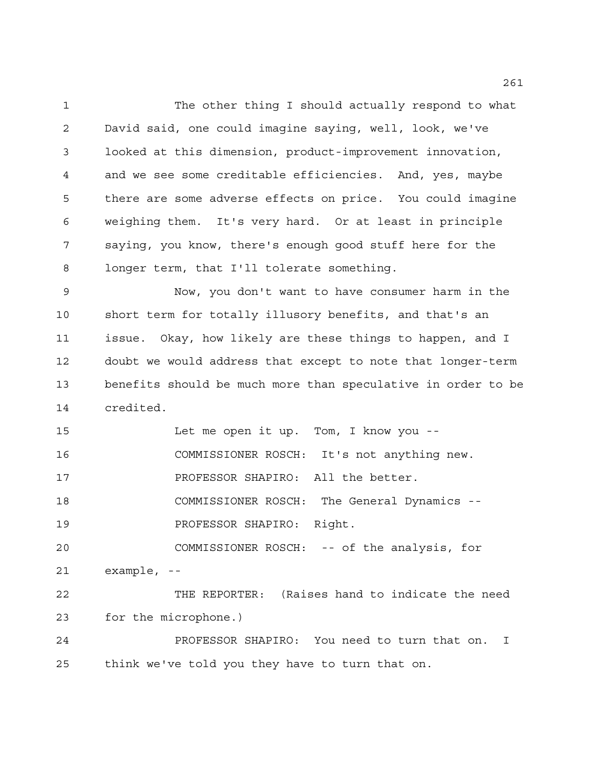The other thing I should actually respond to what David said, one could imagine saying, well, look, we've looked at this dimension, product-improvement innovation, and we see some creditable efficiencies. And, yes, maybe there are some adverse effects on price. You could imagine weighing them. It's very hard. Or at least in principle saying, you know, there's enough good stuff here for the longer term, that I'll tolerate something.

Now, you don't want to have consumer harm in the short term for totally illusory benefits, and that's an issue. Okay, how likely are these things to happen, and I doubt we would address that except to note that longer-term benefits should be much more than speculative in order to be credited.

Let me open it up. Tom, I know you --

COMMISSIONER ROSCH: It's not anything new.

PROFESSOR SHAPIRO: All the better.

COMMISSIONER ROSCH: The General Dynamics --

PROFESSOR SHAPIRO: Right.

COMMISSIONER ROSCH: -- of the analysis, for example, --

THE REPORTER: (Raises hand to indicate the need for the microphone.)

PROFESSOR SHAPIRO: You need to turn that on. I think we've told you they have to turn that on.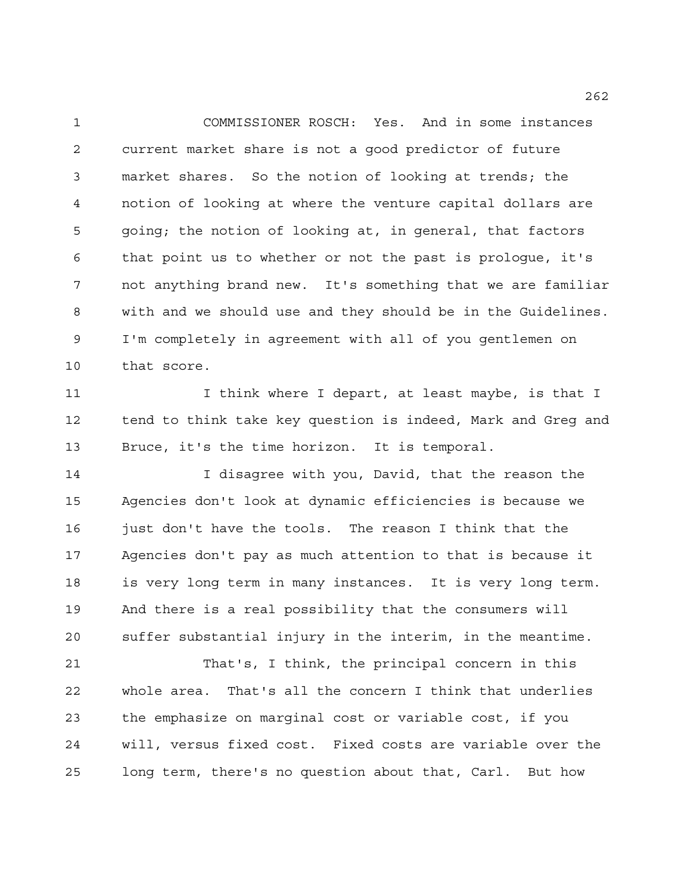COMMISSIONER ROSCH: Yes. And in some instances current market share is not a good predictor of future market shares. So the notion of looking at trends; the notion of looking at where the venture capital dollars are going; the notion of looking at, in general, that factors that point us to whether or not the past is prologue, it's not anything brand new. It's something that we are familiar with and we should use and they should be in the Guidelines. I'm completely in agreement with all of you gentlemen on that score.

I think where I depart, at least maybe, is that I tend to think take key question is indeed, Mark and Greg and Bruce, it's the time horizon. It is temporal.

I disagree with you, David, that the reason the Agencies don't look at dynamic efficiencies is because we just don't have the tools. The reason I think that the Agencies don't pay as much attention to that is because it is very long term in many instances. It is very long term. And there is a real possibility that the consumers will suffer substantial injury in the interim, in the meantime.

That's, I think, the principal concern in this whole area. That's all the concern I think that underlies the emphasize on marginal cost or variable cost, if you will, versus fixed cost. Fixed costs are variable over the long term, there's no question about that, Carl. But how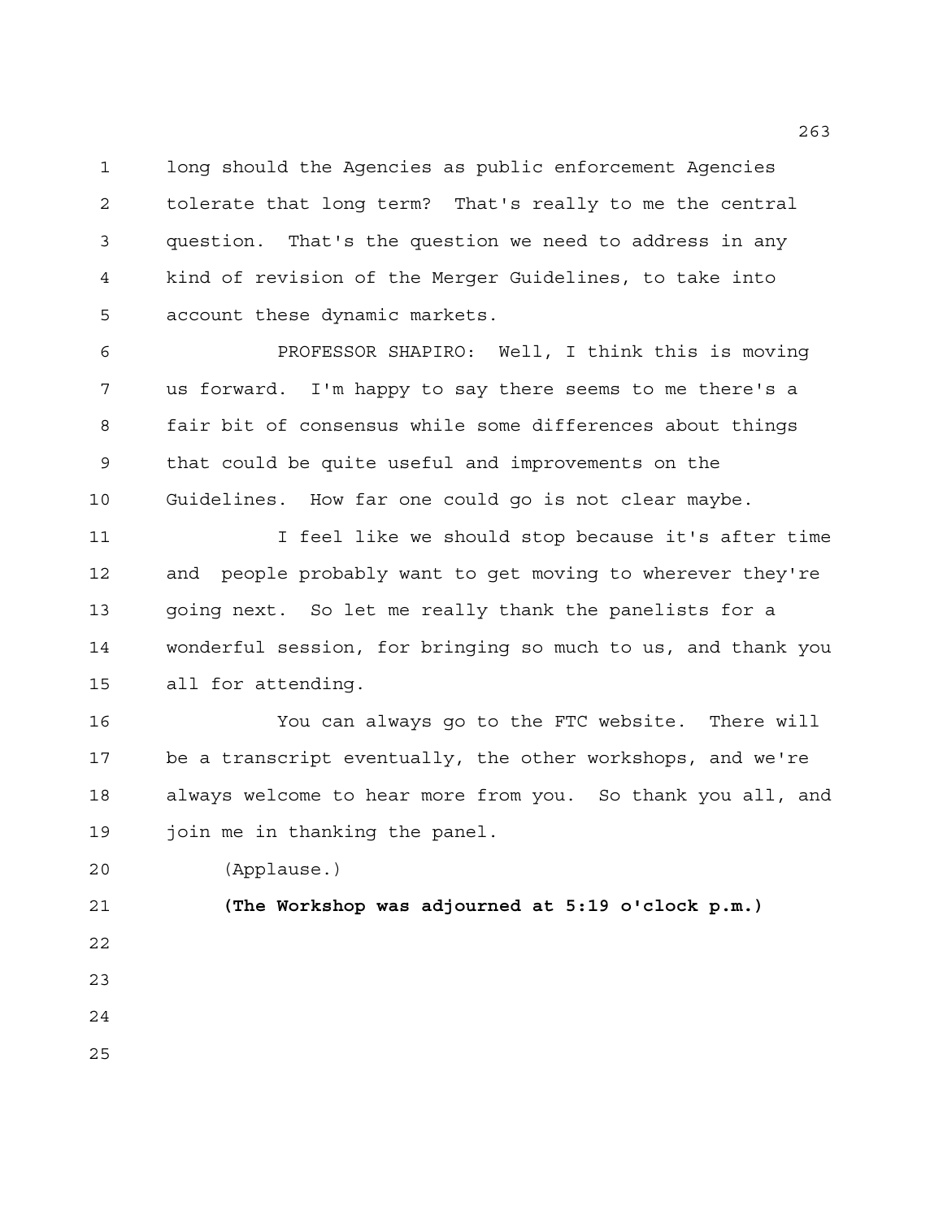long should the Agencies as public enforcement Agencies tolerate that long term? That's really to me the central question. That's the question we need to address in any kind of revision of the Merger Guidelines, to take into account these dynamic markets.

PROFESSOR SHAPIRO: Well, I think this is moving us forward. I'm happy to say there seems to me there's a fair bit of consensus while some differences about things that could be quite useful and improvements on the Guidelines. How far one could go is not clear maybe.

I feel like we should stop because it's after time and people probably want to get moving to wherever they're going next. So let me really thank the panelists for a wonderful session, for bringing so much to us, and thank you all for attending.

You can always go to the FTC website. There will be a transcript eventually, the other workshops, and we're always welcome to hear more from you. So thank you all, and join me in thanking the panel.

(Applause.)

**(The Workshop was adjourned at 5:19 o'clock p.m.)**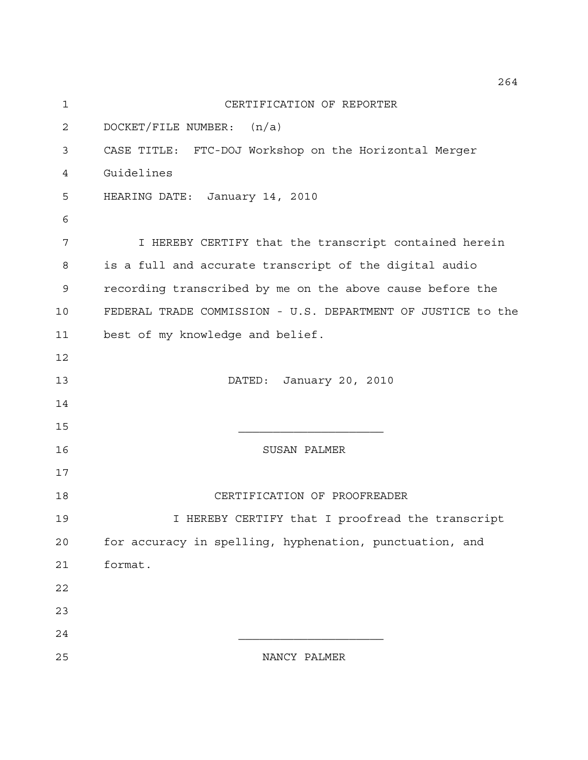# CERTIFICATION OF REPORTER

DOCKET/FILE NUMBER: (n/a)

CASE TITLE: FTC-DOJ Workshop on the Horizontal Merger Guidelines

HEARING DATE: January 14, 2010

I HEREBY CERTIFY that the transcript contained herein is a full and accurate transcript of the digital audio recording transcribed by me on the above cause before the FEDERAL TRADE COMMISSION - U.S. DEPARTMENT OF JUSTICE to the best of my knowledge and belief.

DATED: January 20, 2010

\_\_\_\_\_\_\_\_\_\_\_\_\_\_\_\_\_\_\_\_\_

SUSAN PALMER

# CERTIFICATION OF PROOFREADER

I HEREBY CERTIFY that I proofread the transcript for accuracy in spelling, hyphenation, punctuation, and format.

\_\_\_\_\_\_\_\_\_\_\_\_\_\_\_\_\_\_\_\_\_

NANCY PALMER